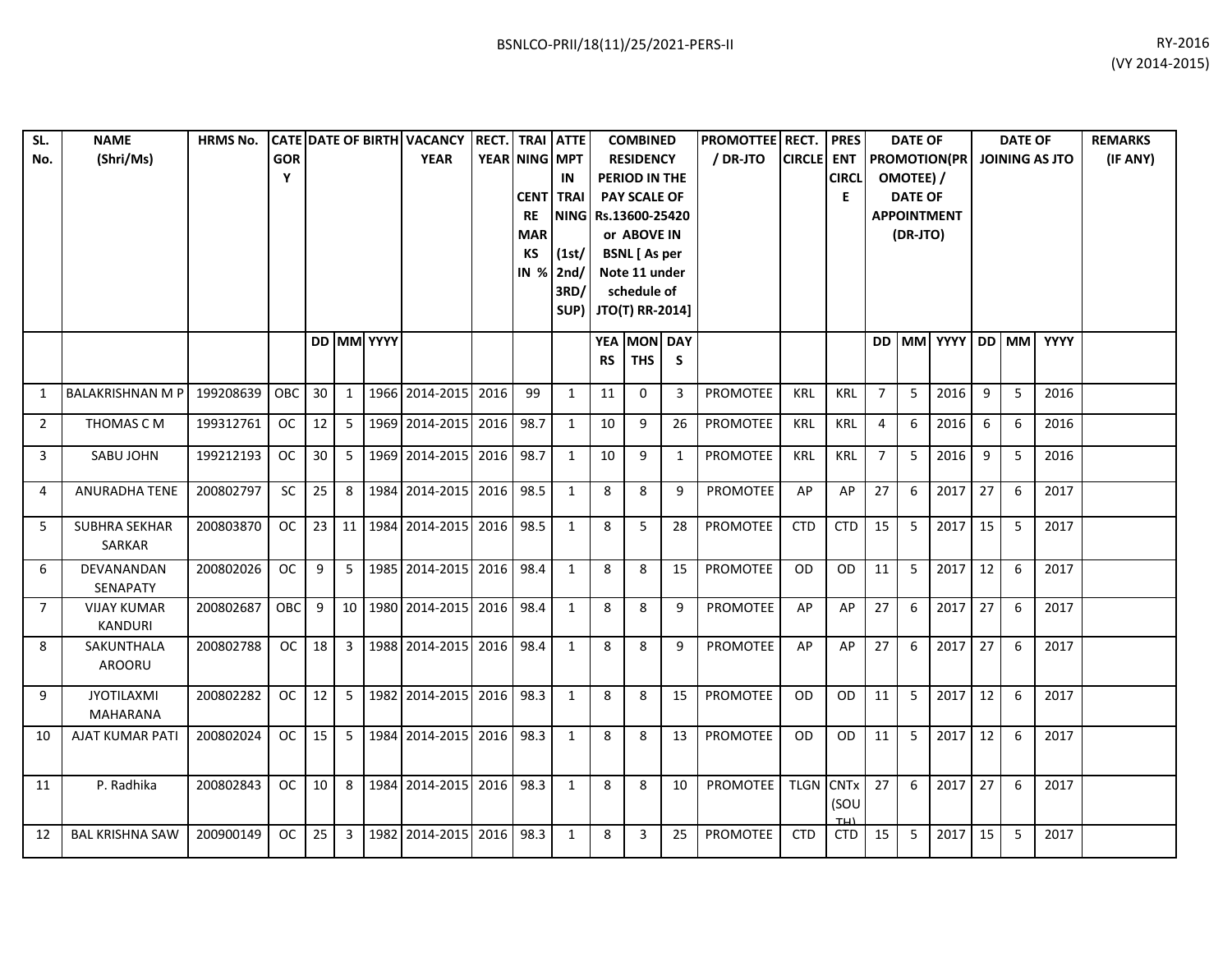BSNLCO-PRII/18(11)/25/2021-PERS-II

RY-2016
(VY 2014-2015)

| SL. No. | NAME (Shri/Ms) | HRMS No. | CATEGORY | DATE OF BIRTH | | | VACANCY YEAR | RECT. YEAR | TRAINING CENTRE MARKS IN % | ATTEMPT IN TRAINING (1st/ 2nd/ 3RD/ SUP) | COMBINED RESIDENCY PERIOD IN THE PAY SCALE OF Rs.13600-25420 or ABOVE IN BSNL [ As per Note 11 under schedule of JTO(T) RR-2014] | | | PROMOTTEE / DR-JTO | RECT. CIRCLE | PRESENT CIRCLE | DATE OF PROMOTION(PROMOTEE) / DATE OF APPOINTMENT (DR-JTO) | | | DATE OF JOINING AS JTO | | | REMARKS (IF ANY) |
|---|---|---|---|---|---|---|---|---|---|---|---|---|---|---|---|---|---|---|---|---|---|---|---|
| | | | | DD | MM | YYYY | | | | | YEARS | MONTHS | DAYS | | | | DD | MM | YYYY | DD | MM | YYYY | |
| 1 | BALAKRISHNAN M P | 199208639 | OBC | 30 | 1 | 1966 | 2014-2015 | 2016 | 99 | 1 | 11 | 0 | 3 | PROMOTEE | KRL | KRL | 7 | 5 | 2016 | 9 | 5 | 2016 | |
| 2 | THOMAS C M | 199312761 | OC | 12 | 5 | 1969 | 2014-2015 | 2016 | 98.7 | 1 | 10 | 9 | 26 | PROMOTEE | KRL | KRL | 4 | 6 | 2016 | 6 | 6 | 2016 | |
| 3 | SABU JOHN | 199212193 | OC | 30 | 5 | 1969 | 2014-2015 | 2016 | 98.7 | 1 | 10 | 9 | 1 | PROMOTEE | KRL | KRL | 7 | 5 | 2016 | 9 | 5 | 2016 | |
| 4 | ANURADHA TENE | 200802797 | SC | 25 | 8 | 1984 | 2014-2015 | 2016 | 98.5 | 1 | 8 | 8 | 9 | PROMOTEE | AP | AP | 27 | 6 | 2017 | 27 | 6 | 2017 | |
| 5 | SUBHRA SEKHAR SARKAR | 200803870 | OC | 23 | 11 | 1984 | 2014-2015 | 2016 | 98.5 | 1 | 8 | 5 | 28 | PROMOTEE | CTD | CTD | 15 | 5 | 2017 | 15 | 5 | 2017 | |
| 6 | DEVANANDAN SENAPATY | 200802026 | OC | 9 | 5 | 1985 | 2014-2015 | 2016 | 98.4 | 1 | 8 | 8 | 15 | PROMOTEE | OD | OD | 11 | 5 | 2017 | 12 | 6 | 2017 | |
| 7 | VIJAY KUMAR KANDURI | 200802687 | OBC | 9 | 10 | 1980 | 2014-2015 | 2016 | 98.4 | 1 | 8 | 8 | 9 | PROMOTEE | AP | AP | 27 | 6 | 2017 | 27 | 6 | 2017 | |
| 8 | SAKUNTHALA AROORU | 200802788 | OC | 18 | 3 | 1988 | 2014-2015 | 2016 | 98.4 | 1 | 8 | 8 | 9 | PROMOTEE | AP | AP | 27 | 6 | 2017 | 27 | 6 | 2017 | |
| 9 | JYOTILAXMI MAHARANA | 200802282 | OC | 12 | 5 | 1982 | 2014-2015 | 2016 | 98.3 | 1 | 8 | 8 | 15 | PROMOTEE | OD | OD | 11 | 5 | 2017 | 12 | 6 | 2017 | |
| 10 | AJAT KUMAR PATI | 200802024 | OC | 15 | 5 | 1984 | 2014-2015 | 2016 | 98.3 | 1 | 8 | 8 | 13 | PROMOTEE | OD | OD | 11 | 5 | 2017 | 12 | 6 | 2017 | |
| 11 | P. Radhika | 200802843 | OC | 10 | 8 | 1984 | 2014-2015 | 2016 | 98.3 | 1 | 8 | 8 | 10 | PROMOTEE | TLGN | CNTx (SOUTH) | 27 | 6 | 2017 | 27 | 6 | 2017 | |
| 12 | BAL KRISHNA SAW | 200900149 | OC | 25 | 3 | 1982 | 2014-2015 | 2016 | 98.3 | 1 | 8 | 3 | 25 | PROMOTEE | CTD | CTD | 15 | 5 | 2017 | 15 | 5 | 2017 | |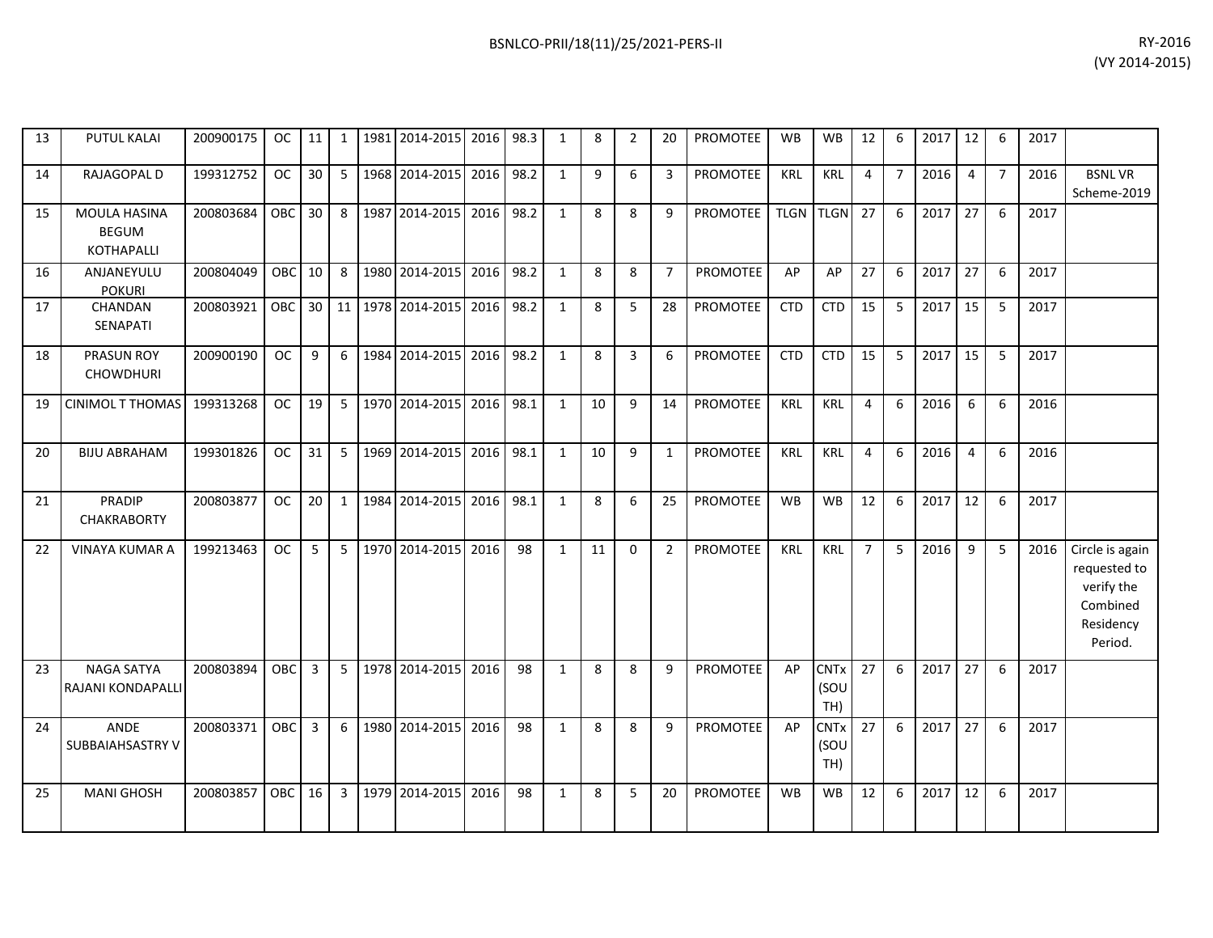| | | | | | | | | | | | | | | | | | | | | | | | | |
|---|---|---|---|---|---|---|---|---|---|---|---|---|---|---|---|---|---|---|---|---|---|---|---|---|
| 13 | PUTUL KALAI | 200900175 | OC | 11 | 1 | 1981 | 2014-2015 | 2016 | 98.3 | 1 | 8 | 2 | 20 | PROMOTEE | WB | WB | 12 | 6 | 2017 | 12 | 6 | 2017 | |
| 14 | RAJAGOPAL D | 199312752 | OC | 30 | 5 | 1968 | 2014-2015 | 2016 | 98.2 | 1 | 9 | 6 | 3 | PROMOTEE | KRL | KRL | 4 | 7 | 2016 | 4 | 7 | 2016 | BSNL VR Scheme-2019 |
| 15 | MOULA HASINA BEGUM KOTHAPALLI | 200803684 | OBC | 30 | 8 | 1987 | 2014-2015 | 2016 | 98.2 | 1 | 8 | 8 | 9 | PROMOTEE | TLGN | TLGN | 27 | 6 | 2017 | 27 | 6 | 2017 | |
| 16 | ANJANEYULU POKURI | 200804049 | OBC | 10 | 8 | 1980 | 2014-2015 | 2016 | 98.2 | 1 | 8 | 8 | 7 | PROMOTEE | AP | AP | 27 | 6 | 2017 | 27 | 6 | 2017 | |
| 17 | CHANDAN SENAPATI | 200803921 | OBC | 30 | 11 | 1978 | 2014-2015 | 2016 | 98.2 | 1 | 8 | 5 | 28 | PROMOTEE | CTD | CTD | 15 | 5 | 2017 | 15 | 5 | 2017 | |
| 18 | PRASUN ROY CHOWDHURI | 200900190 | OC | 9 | 6 | 1984 | 2014-2015 | 2016 | 98.2 | 1 | 8 | 3 | 6 | PROMOTEE | CTD | CTD | 15 | 5 | 2017 | 15 | 5 | 2017 | |
| 19 | CINIMOL T THOMAS | 199313268 | OC | 19 | 5 | 1970 | 2014-2015 | 2016 | 98.1 | 1 | 10 | 9 | 14 | PROMOTEE | KRL | KRL | 4 | 6 | 2016 | 6 | 6 | 2016 | |
| 20 | BIJU ABRAHAM | 199301826 | OC | 31 | 5 | 1969 | 2014-2015 | 2016 | 98.1 | 1 | 10 | 9 | 1 | PROMOTEE | KRL | KRL | 4 | 6 | 2016 | 4 | 6 | 2016 | |
| 21 | PRADIP CHAKRABORTY | 200803877 | OC | 20 | 1 | 1984 | 2014-2015 | 2016 | 98.1 | 1 | 8 | 6 | 25 | PROMOTEE | WB | WB | 12 | 6 | 2017 | 12 | 6 | 2017 | |
| 22 | VINAYA KUMAR A | 199213463 | OC | 5 | 5 | 1970 | 2014-2015 | 2016 | 98 | 1 | 11 | 0 | 2 | PROMOTEE | KRL | KRL | 7 | 5 | 2016 | 9 | 5 | 2016 | Circle is again requested to verify the Combined Residency Period. |
| 23 | NAGA SATYA RAJANI KONDAPALLI | 200803894 | OBC | 3 | 5 | 1978 | 2014-2015 | 2016 | 98 | 1 | 8 | 8 | 9 | PROMOTEE | AP | CNTx (SOUTH) | 27 | 6 | 2017 | 27 | 6 | 2017 | |
| 24 | ANDE SUBBAIAHSASTRY V | 200803371 | OBC | 3 | 6 | 1980 | 2014-2015 | 2016 | 98 | 1 | 8 | 8 | 9 | PROMOTEE | AP | CNTx (SOUTH) | 27 | 6 | 2017 | 27 | 6 | 2017 | |
| 25 | MANI GHOSH | 200803857 | OBC | 16 | 3 | 1979 | 2014-2015 | 2016 | 98 | 1 | 8 | 5 | 20 | PROMOTEE | WB | WB | 12 | 6 | 2017 | 12 | 6 | 2017 | |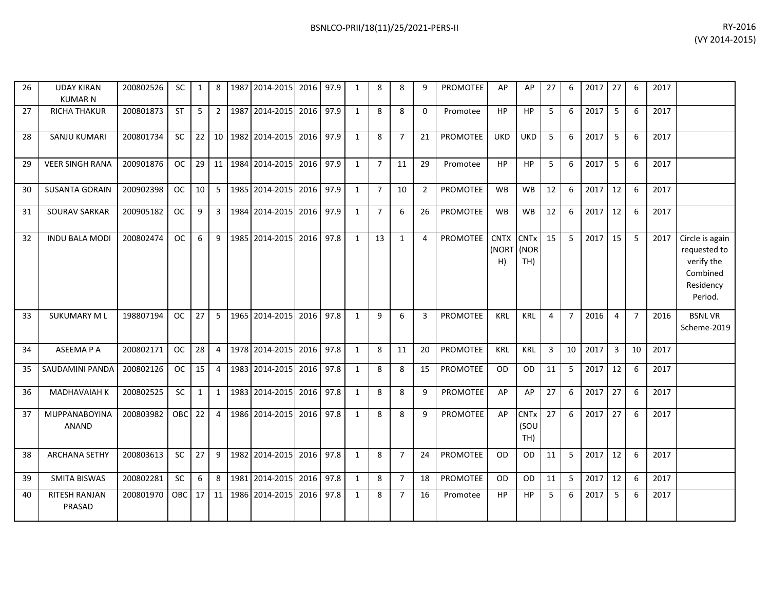| | | | | | | | | | | | | | | | | | | | | | | | | |
|---|---|---|---|---|---|---|---|---|---|---|---|---|---|---|---|---|---|---|---|---|---|---|---|---|
| 26 | UDAY KIRAN KUMAR N | 200802526 | SC | 1 | 8 | 1987 | 2014-2015 | 2016 | 97.9 | 1 | 8 | 8 | 9 | PROMOTEE | AP | AP | 27 | 6 | 2017 | 27 | 6 | 2017 | |
| 27 | RICHA THAKUR | 200801873 | ST | 5 | 2 | 1987 | 2014-2015 | 2016 | 97.9 | 1 | 8 | 8 | 0 | Promotee | HP | HP | 5 | 6 | 2017 | 5 | 6 | 2017 | |
| 28 | SANJU KUMARI | 200801734 | SC | 22 | 10 | 1982 | 2014-2015 | 2016 | 97.9 | 1 | 8 | 7 | 21 | PROMOTEE | UKD | UKD | 5 | 6 | 2017 | 5 | 6 | 2017 | |
| 29 | VEER SINGH RANA | 200901876 | OC | 29 | 11 | 1984 | 2014-2015 | 2016 | 97.9 | 1 | 7 | 11 | 29 | Promotee | HP | HP | 5 | 6 | 2017 | 5 | 6 | 2017 | |
| 30 | SUSANTA GORAIN | 200902398 | OC | 10 | 5 | 1985 | 2014-2015 | 2016 | 97.9 | 1 | 7 | 10 | 2 | PROMOTEE | WB | WB | 12 | 6 | 2017 | 12 | 6 | 2017 | |
| 31 | SOURAV SARKAR | 200905182 | OC | 9 | 3 | 1984 | 2014-2015 | 2016 | 97.9 | 1 | 7 | 6 | 26 | PROMOTEE | WB | WB | 12 | 6 | 2017 | 12 | 6 | 2017 | |
| 32 | INDU BALA MODI | 200802474 | OC | 6 | 9 | 1985 | 2014-2015 | 2016 | 97.8 | 1 | 13 | 1 | 4 | PROMOTEE | CNTX (NORTH) | CNTx (NORTH) | 15 | 5 | 2017 | 15 | 5 | 2017 | Circle is again requested to verify the Combined Residency Period. |
| 33 | SUKUMARY M L | 198807194 | OC | 27 | 5 | 1965 | 2014-2015 | 2016 | 97.8 | 1 | 9 | 6 | 3 | PROMOTEE | KRL | KRL | 4 | 7 | 2016 | 4 | 7 | 2016 | BSNL VR Scheme-2019 |
| 34 | ASEEMA P A | 200802171 | OC | 28 | 4 | 1978 | 2014-2015 | 2016 | 97.8 | 1 | 8 | 11 | 20 | PROMOTEE | KRL | KRL | 3 | 10 | 2017 | 3 | 10 | 2017 | |
| 35 | SAUDAMINI PANDA | 200802126 | OC | 15 | 4 | 1983 | 2014-2015 | 2016 | 97.8 | 1 | 8 | 8 | 15 | PROMOTEE | OD | OD | 11 | 5 | 2017 | 12 | 6 | 2017 | |
| 36 | MADHAVAIAH K | 200802525 | SC | 1 | 1 | 1983 | 2014-2015 | 2016 | 97.8 | 1 | 8 | 8 | 9 | PROMOTEE | AP | AP | 27 | 6 | 2017 | 27 | 6 | 2017 | |
| 37 | MUPPANABOYINA ANAND | 200803982 | OBC | 22 | 4 | 1986 | 2014-2015 | 2016 | 97.8 | 1 | 8 | 8 | 9 | PROMOTEE | AP | CNTx (SOUTH) | 27 | 6 | 2017 | 27 | 6 | 2017 | |
| 38 | ARCHANA SETHY | 200803613 | SC | 27 | 9 | 1982 | 2014-2015 | 2016 | 97.8 | 1 | 8 | 7 | 24 | PROMOTEE | OD | OD | 11 | 5 | 2017 | 12 | 6 | 2017 | |
| 39 | SMITA BISWAS | 200802281 | SC | 6 | 8 | 1981 | 2014-2015 | 2016 | 97.8 | 1 | 8 | 7 | 18 | PROMOTEE | OD | OD | 11 | 5 | 2017 | 12 | 6 | 2017 | |
| 40 | RITESH RANJAN PRASAD | 200801970 | OBC | 17 | 11 | 1986 | 2014-2015 | 2016 | 97.8 | 1 | 8 | 7 | 16 | Promotee | HP | HP | 5 | 6 | 2017 | 5 | 6 | 2017 | |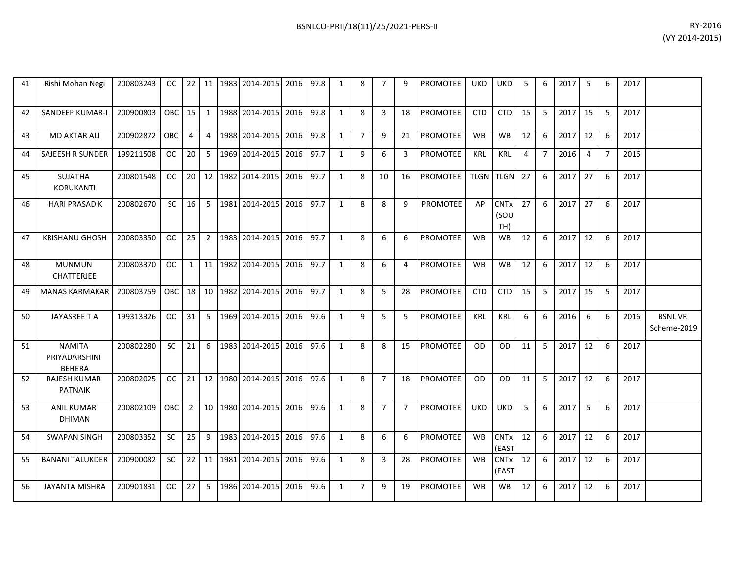| | | | | | | | | | | | | | | | | | | | | | | | | | |
|---|---|---|---|---|---|---|---|---|---|---|---|---|---|---|---|---|---|---|---|---|---|---|---|---|---|
| 41 | Rishi Mohan Negi | 200803243 | OC | 22 | 11 | 1983 | 2014-2015 | 2016 | 97.8 | 1 | 8 | 7 | 9 | PROMOTEE | UKD | UKD | 5 | 6 | 2017 | 5 | 6 | 2017 | |
| 42 | SANDEEP KUMAR-I | 200900803 | OBC | 15 | 1 | 1988 | 2014-2015 | 2016 | 97.8 | 1 | 8 | 3 | 18 | PROMOTEE | CTD | CTD | 15 | 5 | 2017 | 15 | 5 | 2017 | |
| 43 | MD AKTAR ALI | 200902872 | OBC | 4 | 4 | 1988 | 2014-2015 | 2016 | 97.8 | 1 | 7 | 9 | 21 | PROMOTEE | WB | WB | 12 | 6 | 2017 | 12 | 6 | 2017 | |
| 44 | SAJEESH R SUNDER | 199211508 | OC | 20 | 5 | 1969 | 2014-2015 | 2016 | 97.7 | 1 | 9 | 6 | 3 | PROMOTEE | KRL | KRL | 4 | 7 | 2016 | 4 | 7 | 2016 | |
| 45 | SUJATHA KORUKANTI | 200801548 | OC | 20 | 12 | 1982 | 2014-2015 | 2016 | 97.7 | 1 | 8 | 10 | 16 | PROMOTEE | TLGN | TLGN | 27 | 6 | 2017 | 27 | 6 | 2017 | |
| 46 | HARI PRASAD K | 200802670 | SC | 16 | 5 | 1981 | 2014-2015 | 2016 | 97.7 | 1 | 8 | 8 | 9 | PROMOTEE | AP | CNTx (SOUTH) | 27 | 6 | 2017 | 27 | 6 | 2017 | |
| 47 | KRISHANU GHOSH | 200803350 | OC | 25 | 2 | 1983 | 2014-2015 | 2016 | 97.7 | 1 | 8 | 6 | 6 | PROMOTEE | WB | WB | 12 | 6 | 2017 | 12 | 6 | 2017 | |
| 48 | MUNMUN CHATTERJEE | 200803370 | OC | 1 | 11 | 1982 | 2014-2015 | 2016 | 97.7 | 1 | 8 | 6 | 4 | PROMOTEE | WB | WB | 12 | 6 | 2017 | 12 | 6 | 2017 | |
| 49 | MANAS KARMAKAR | 200803759 | OBC | 18 | 10 | 1982 | 2014-2015 | 2016 | 97.7 | 1 | 8 | 5 | 28 | PROMOTEE | CTD | CTD | 15 | 5 | 2017 | 15 | 5 | 2017 | |
| 50 | JAYASREE T A | 199313326 | OC | 31 | 5 | 1969 | 2014-2015 | 2016 | 97.6 | 1 | 9 | 5 | 5 | PROMOTEE | KRL | KRL | 6 | 6 | 2016 | 6 | 6 | 2016 | BSNL VR Scheme-2019 |
| 51 | NAMITA PRIYADARSHINI BEHERA | 200802280 | SC | 21 | 6 | 1983 | 2014-2015 | 2016 | 97.6 | 1 | 8 | 8 | 15 | PROMOTEE | OD | OD | 11 | 5 | 2017 | 12 | 6 | 2017 | |
| 52 | RAJESH KUMAR PATNAIK | 200802025 | OC | 21 | 12 | 1980 | 2014-2015 | 2016 | 97.6 | 1 | 8 | 7 | 18 | PROMOTEE | OD | OD | 11 | 5 | 2017 | 12 | 6 | 2017 | |
| 53 | ANIL KUMAR DHIMAN | 200802109 | OBC | 2 | 10 | 1980 | 2014-2015 | 2016 | 97.6 | 1 | 8 | 7 | 7 | PROMOTEE | UKD | UKD | 5 | 6 | 2017 | 5 | 6 | 2017 | |
| 54 | SWAPAN SINGH | 200803352 | SC | 25 | 9 | 1983 | 2014-2015 | 2016 | 97.6 | 1 | 8 | 6 | 6 | PROMOTEE | WB | CNTx (EAST) | 12 | 6 | 2017 | 12 | 6 | 2017 | |
| 55 | BANANI TALUKDER | 200900082 | SC | 22 | 11 | 1981 | 2014-2015 | 2016 | 97.6 | 1 | 8 | 3 | 28 | PROMOTEE | WB | CNTx (EAST) | 12 | 6 | 2017 | 12 | 6 | 2017 | |
| 56 | JAYANTA MISHRA | 200901831 | OC | 27 | 5 | 1986 | 2014-2015 | 2016 | 97.6 | 1 | 7 | 9 | 19 | PROMOTEE | WB | WB | 12 | 6 | 2017 | 12 | 6 | 2017 | |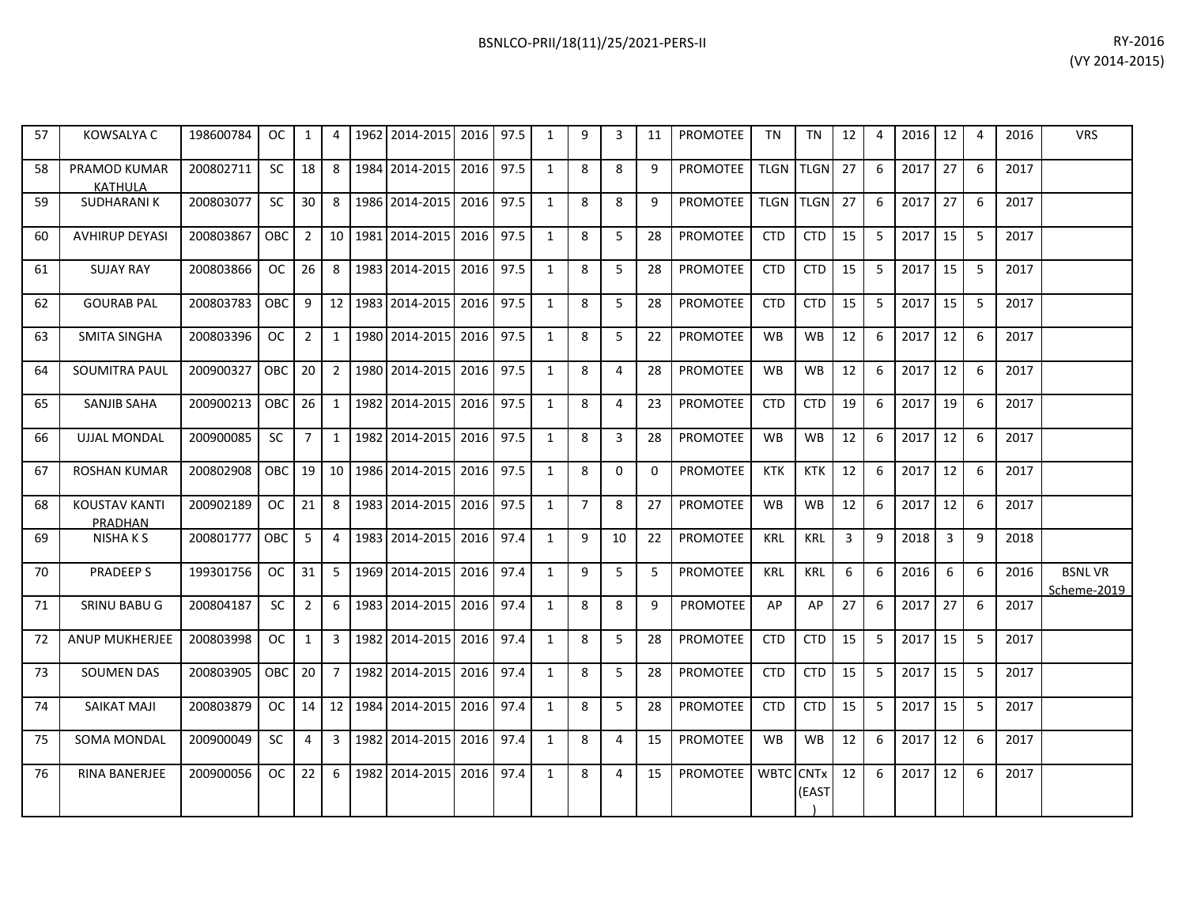| | | | | | | | | | | | | | | | | | | | | | | | | |
|---|---|---|---|---|---|---|---|---|---|---|---|---|---|---|---|---|---|---|---|---|---|---|---|---|
| 57 | KOWSALYA C | 198600784 | OC | 1 | 4 | 1962 | 2014-2015 | 2016 | 97.5 | 1 | 9 | 3 | 11 | PROMOTEE | TN | TN | 12 | 4 | 2016 | 12 | 4 | 2016 | VRS |
| 58 | PRAMOD KUMAR KATHULA | 200802711 | SC | 18 | 8 | 1984 | 2014-2015 | 2016 | 97.5 | 1 | 8 | 8 | 9 | PROMOTEE | TLGN | TLGN | 27 | 6 | 2017 | 27 | 6 | 2017 | |
| 59 | SUDHARANI K | 200803077 | SC | 30 | 8 | 1986 | 2014-2015 | 2016 | 97.5 | 1 | 8 | 8 | 9 | PROMOTEE | TLGN | TLGN | 27 | 6 | 2017 | 27 | 6 | 2017 | |
| 60 | AVHIRUP DEYASI | 200803867 | OBC | 2 | 10 | 1981 | 2014-2015 | 2016 | 97.5 | 1 | 8 | 5 | 28 | PROMOTEE | CTD | CTD | 15 | 5 | 2017 | 15 | 5 | 2017 | |
| 61 | SUJAY RAY | 200803866 | OC | 26 | 8 | 1983 | 2014-2015 | 2016 | 97.5 | 1 | 8 | 5 | 28 | PROMOTEE | CTD | CTD | 15 | 5 | 2017 | 15 | 5 | 2017 | |
| 62 | GOURAB PAL | 200803783 | OBC | 9 | 12 | 1983 | 2014-2015 | 2016 | 97.5 | 1 | 8 | 5 | 28 | PROMOTEE | CTD | CTD | 15 | 5 | 2017 | 15 | 5 | 2017 | |
| 63 | SMITA SINGHA | 200803396 | OC | 2 | 1 | 1980 | 2014-2015 | 2016 | 97.5 | 1 | 8 | 5 | 22 | PROMOTEE | WB | WB | 12 | 6 | 2017 | 12 | 6 | 2017 | |
| 64 | SOUMITRA PAUL | 200900327 | OBC | 20 | 2 | 1980 | 2014-2015 | 2016 | 97.5 | 1 | 8 | 4 | 28 | PROMOTEE | WB | WB | 12 | 6 | 2017 | 12 | 6 | 2017 | |
| 65 | SANJIB SAHA | 200900213 | OBC | 26 | 1 | 1982 | 2014-2015 | 2016 | 97.5 | 1 | 8 | 4 | 23 | PROMOTEE | CTD | CTD | 19 | 6 | 2017 | 19 | 6 | 2017 | |
| 66 | UJJAL MONDAL | 200900085 | SC | 7 | 1 | 1982 | 2014-2015 | 2016 | 97.5 | 1 | 8 | 3 | 28 | PROMOTEE | WB | WB | 12 | 6 | 2017 | 12 | 6 | 2017 | |
| 67 | ROSHAN KUMAR | 200802908 | OBC | 19 | 10 | 1986 | 2014-2015 | 2016 | 97.5 | 1 | 8 | 0 | 0 | PROMOTEE | KTK | KTK | 12 | 6 | 2017 | 12 | 6 | 2017 | |
| 68 | KOUSTAV KANTI PRADHAN | 200902189 | OC | 21 | 8 | 1983 | 2014-2015 | 2016 | 97.5 | 1 | 7 | 8 | 27 | PROMOTEE | WB | WB | 12 | 6 | 2017 | 12 | 6 | 2017 | |
| 69 | NISHA K S | 200801777 | OBC | 5 | 4 | 1983 | 2014-2015 | 2016 | 97.4 | 1 | 9 | 10 | 22 | PROMOTEE | KRL | KRL | 3 | 9 | 2018 | 3 | 9 | 2018 | |
| 70 | PRADEEP S | 199301756 | OC | 31 | 5 | 1969 | 2014-2015 | 2016 | 97.4 | 1 | 9 | 5 | 5 | PROMOTEE | KRL | KRL | 6 | 6 | 2016 | 6 | 6 | 2016 | BSNL VR Scheme-2019 |
| 71 | SRINU BABU G | 200804187 | SC | 2 | 6 | 1983 | 2014-2015 | 2016 | 97.4 | 1 | 8 | 8 | 9 | PROMOTEE | AP | AP | 27 | 6 | 2017 | 27 | 6 | 2017 | |
| 72 | ANUP MUKHERJEE | 200803998 | OC | 1 | 3 | 1982 | 2014-2015 | 2016 | 97.4 | 1 | 8 | 5 | 28 | PROMOTEE | CTD | CTD | 15 | 5 | 2017 | 15 | 5 | 2017 | |
| 73 | SOUMEN DAS | 200803905 | OBC | 20 | 7 | 1982 | 2014-2015 | 2016 | 97.4 | 1 | 8 | 5 | 28 | PROMOTEE | CTD | CTD | 15 | 5 | 2017 | 15 | 5 | 2017 | |
| 74 | SAIKAT MAJI | 200803879 | OC | 14 | 12 | 1984 | 2014-2015 | 2016 | 97.4 | 1 | 8 | 5 | 28 | PROMOTEE | CTD | CTD | 15 | 5 | 2017 | 15 | 5 | 2017 | |
| 75 | SOMA MONDAL | 200900049 | SC | 4 | 3 | 1982 | 2014-2015 | 2016 | 97.4 | 1 | 8 | 4 | 15 | PROMOTEE | WB | WB | 12 | 6 | 2017 | 12 | 6 | 2017 | |
| 76 | RINA BANERJEE | 200900056 | OC | 22 | 6 | 1982 | 2014-2015 | 2016 | 97.4 | 1 | 8 | 4 | 15 | PROMOTEE | WBTC | CNTx (EAST) | 12 | 6 | 2017 | 12 | 6 | 2017 | |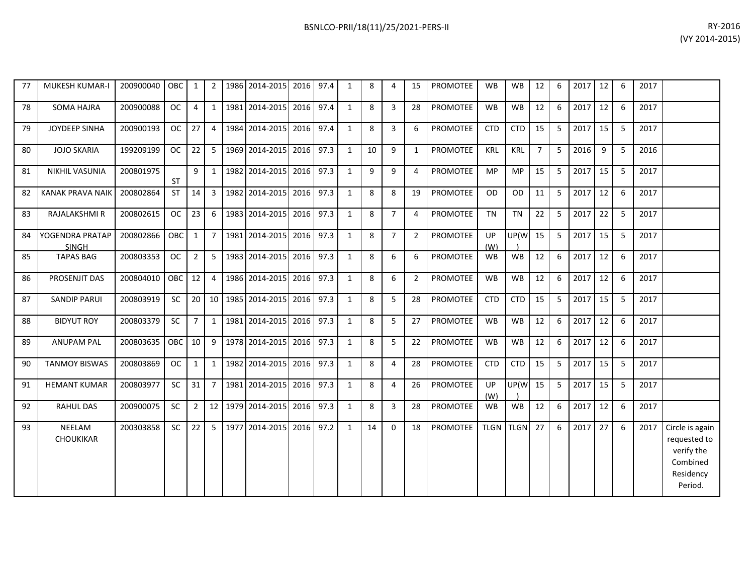| | | | | | | | | | | | | | | | | | | | | | | | | |
|---|---|---|---|---|---|---|---|---|---|---|---|---|---|---|---|---|---|---|---|---|---|---|---|---|
| 77 | MUKESH KUMAR-I | 200900040 | OBC | 1 | 2 | 1986 | 2014-2015 | 2016 | 97.4 | 1 | 8 | 4 | 15 | PROMOTEE | WB | WB | 12 | 6 | 2017 | 12 | 6 | 2017 | |
| 78 | SOMA HAJRA | 200900088 | OC | 4 | 1 | 1981 | 2014-2015 | 2016 | 97.4 | 1 | 8 | 3 | 28 | PROMOTEE | WB | WB | 12 | 6 | 2017 | 12 | 6 | 2017 | |
| 79 | JOYDEEP SINHA | 200900193 | OC | 27 | 4 | 1984 | 2014-2015 | 2016 | 97.4 | 1 | 8 | 3 | 6 | PROMOTEE | CTD | CTD | 15 | 5 | 2017 | 15 | 5 | 2017 | |
| 80 | JOJO SKARIA | 199209199 | OC | 22 | 5 | 1969 | 2014-2015 | 2016 | 97.3 | 1 | 10 | 9 | 1 | PROMOTEE | KRL | KRL | 7 | 5 | 2016 | 9 | 5 | 2016 | |
| 81 | NIKHIL VASUNIA | 200801975 | ST | 9 | 1 | 1982 | 2014-2015 | 2016 | 97.3 | 1 | 9 | 9 | 4 | PROMOTEE | MP | MP | 15 | 5 | 2017 | 15 | 5 | 2017 | |
| 82 | KANAK PRAVA NAIK | 200802864 | ST | 14 | 3 | 1982 | 2014-2015 | 2016 | 97.3 | 1 | 8 | 8 | 19 | PROMOTEE | OD | OD | 11 | 5 | 2017 | 12 | 6 | 2017 | |
| 83 | RAJALAKSHMI R | 200802615 | OC | 23 | 6 | 1983 | 2014-2015 | 2016 | 97.3 | 1 | 8 | 7 | 4 | PROMOTEE | TN | TN | 22 | 5 | 2017 | 22 | 5 | 2017 | |
| 84 | YOGENDRA PRATAP SINGH | 200802866 | OBC | 1 | 7 | 1981 | 2014-2015 | 2016 | 97.3 | 1 | 8 | 7 | 2 | PROMOTEE | UP (W) | UP(W) | 15 | 5 | 2017 | 15 | 5 | 2017 | |
| 85 | TAPAS BAG | 200803353 | OC | 2 | 5 | 1983 | 2014-2015 | 2016 | 97.3 | 1 | 8 | 6 | 6 | PROMOTEE | WB | WB | 12 | 6 | 2017 | 12 | 6 | 2017 | |
| 86 | PROSENJIT DAS | 200804010 | OBC | 12 | 4 | 1986 | 2014-2015 | 2016 | 97.3 | 1 | 8 | 6 | 2 | PROMOTEE | WB | WB | 12 | 6 | 2017 | 12 | 6 | 2017 | |
| 87 | SANDIP PARUI | 200803919 | SC | 20 | 10 | 1985 | 2014-2015 | 2016 | 97.3 | 1 | 8 | 5 | 28 | PROMOTEE | CTD | CTD | 15 | 5 | 2017 | 15 | 5 | 2017 | |
| 88 | BIDYUT ROY | 200803379 | SC | 7 | 1 | 1981 | 2014-2015 | 2016 | 97.3 | 1 | 8 | 5 | 27 | PROMOTEE | WB | WB | 12 | 6 | 2017 | 12 | 6 | 2017 | |
| 89 | ANUPAM PAL | 200803635 | OBC | 10 | 9 | 1978 | 2014-2015 | 2016 | 97.3 | 1 | 8 | 5 | 22 | PROMOTEE | WB | WB | 12 | 6 | 2017 | 12 | 6 | 2017 | |
| 90 | TANMOY BISWAS | 200803869 | OC | 1 | 1 | 1982 | 2014-2015 | 2016 | 97.3 | 1 | 8 | 4 | 28 | PROMOTEE | CTD | CTD | 15 | 5 | 2017 | 15 | 5 | 2017 | |
| 91 | HEMANT KUMAR | 200803977 | SC | 31 | 7 | 1981 | 2014-2015 | 2016 | 97.3 | 1 | 8 | 4 | 26 | PROMOTEE | UP (W) | UP(W) | 15 | 5 | 2017 | 15 | 5 | 2017 | |
| 92 | RAHUL DAS | 200900075 | SC | 2 | 12 | 1979 | 2014-2015 | 2016 | 97.3 | 1 | 8 | 3 | 28 | PROMOTEE | WB | WB | 12 | 6 | 2017 | 12 | 6 | 2017 | |
| 93 | NEELAM CHOUKIKAR | 200303858 | SC | 22 | 5 | 1977 | 2014-2015 | 2016 | 97.2 | 1 | 14 | 0 | 18 | PROMOTEE | TLGN | TLGN | 27 | 6 | 2017 | 27 | 6 | 2017 | Circle is again requested to verify the Combined Residency Period. |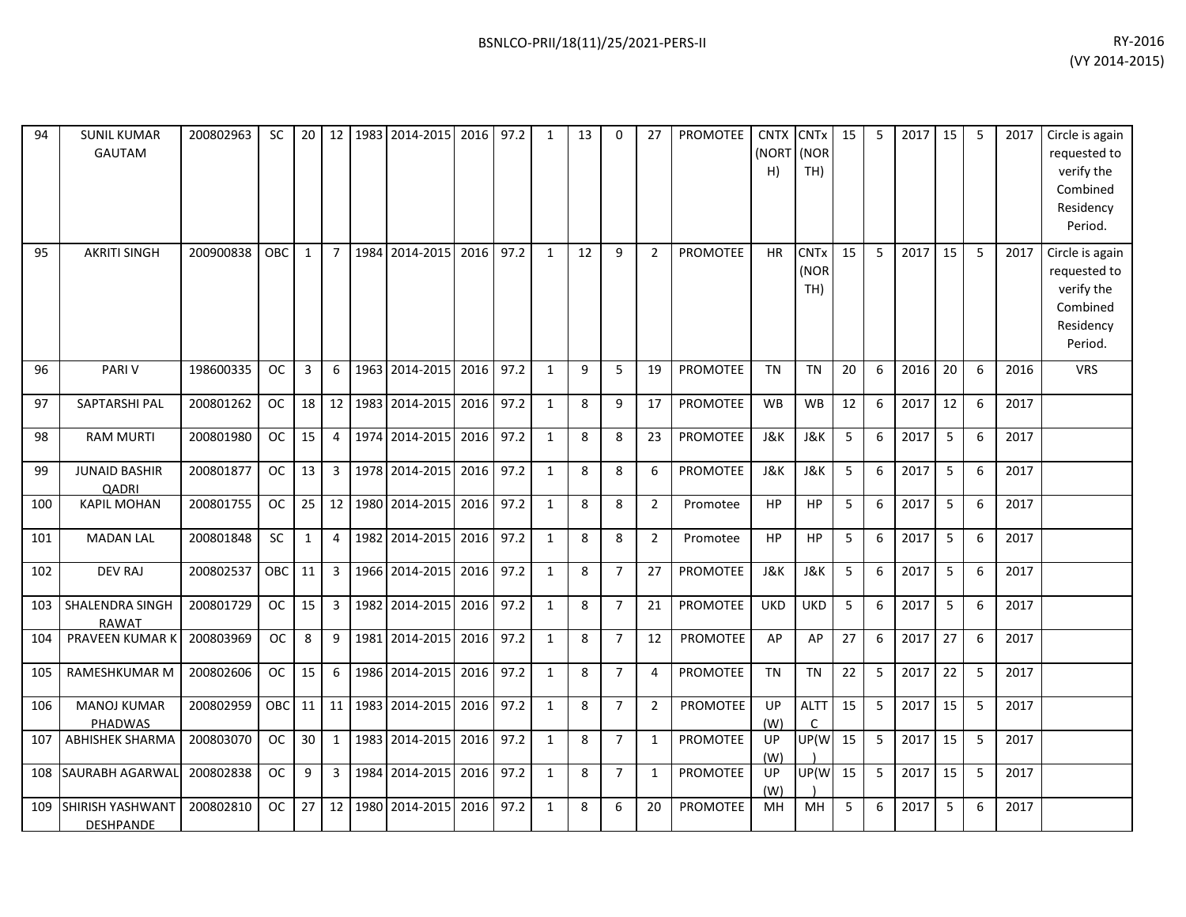| 94 | SUNIL KUMAR GAUTAM | 200802963 | SC | 20 | 12 | 1983 | 2014-2015 | 2016 | 97.2 | 1 | 13 | 0 | 27 | PROMOTEE | CNTX (NORTH) | CNTx (NORTH) | 15 | 5 | 2017 | 15 | 5 | 2017 | Circle is again requested to verify the Combined Residency Period. |
|---|---|---|---|---|---|---|---|---|---|---|---|---|---|---|---|---|---|---|---|---|---|---|---|
| 95 | AKRITI SINGH | 200900838 | OBC | 1 | 7 | 1984 | 2014-2015 | 2016 | 97.2 | 1 | 12 | 9 | 2 | PROMOTEE | HR | CNTx (NORTH) | 15 | 5 | 2017 | 15 | 5 | 2017 | Circle is again requested to verify the Combined Residency Period. |
| 96 | PARI V | 198600335 | OC | 3 | 6 | 1963 | 2014-2015 | 2016 | 97.2 | 1 | 9 | 5 | 19 | PROMOTEE | TN | TN | 20 | 6 | 2016 | 20 | 6 | 2016 | VRS |
| 97 | SAPTARSHI PAL | 200801262 | OC | 18 | 12 | 1983 | 2014-2015 | 2016 | 97.2 | 1 | 8 | 9 | 17 | PROMOTEE | WB | WB | 12 | 6 | 2017 | 12 | 6 | 2017 | |
| 98 | RAM MURTI | 200801980 | OC | 15 | 4 | 1974 | 2014-2015 | 2016 | 97.2 | 1 | 8 | 8 | 23 | PROMOTEE | J&K | J&K | 5 | 6 | 2017 | 5 | 6 | 2017 | |
| 99 | JUNAID BASHIR QADRI | 200801877 | OC | 13 | 3 | 1978 | 2014-2015 | 2016 | 97.2 | 1 | 8 | 8 | 6 | PROMOTEE | J&K | J&K | 5 | 6 | 2017 | 5 | 6 | 2017 | |
| 100 | KAPIL MOHAN | 200801755 | OC | 25 | 12 | 1980 | 2014-2015 | 2016 | 97.2 | 1 | 8 | 8 | 2 | Promotee | HP | HP | 5 | 6 | 2017 | 5 | 6 | 2017 | |
| 101 | MADAN LAL | 200801848 | SC | 1 | 4 | 1982 | 2014-2015 | 2016 | 97.2 | 1 | 8 | 8 | 2 | Promotee | HP | HP | 5 | 6 | 2017 | 5 | 6 | 2017 | |
| 102 | DEV RAJ | 200802537 | OBC | 11 | 3 | 1966 | 2014-2015 | 2016 | 97.2 | 1 | 8 | 7 | 27 | PROMOTEE | J&K | J&K | 5 | 6 | 2017 | 5 | 6 | 2017 | |
| 103 | SHALENDRA SINGH RAWAT | 200801729 | OC | 15 | 3 | 1982 | 2014-2015 | 2016 | 97.2 | 1 | 8 | 7 | 21 | PROMOTEE | UKD | UKD | 5 | 6 | 2017 | 5 | 6 | 2017 | |
| 104 | PRAVEEN KUMAR K | 200803969 | OC | 8 | 9 | 1981 | 2014-2015 | 2016 | 97.2 | 1 | 8 | 7 | 12 | PROMOTEE | AP | AP | 27 | 6 | 2017 | 27 | 6 | 2017 | |
| 105 | RAMESHKUMAR M | 200802606 | OC | 15 | 6 | 1986 | 2014-2015 | 2016 | 97.2 | 1 | 8 | 7 | 4 | PROMOTEE | TN | TN | 22 | 5 | 2017 | 22 | 5 | 2017 | |
| 106 | MANOJ KUMAR PHADWAS | 200802959 | OBC | 11 | 11 | 1983 | 2014-2015 | 2016 | 97.2 | 1 | 8 | 7 | 2 | PROMOTEE | UP (W) | ALTTC | 15 | 5 | 2017 | 15 | 5 | 2017 | |
| 107 | ABHISHEK SHARMA | 200803070 | OC | 30 | 1 | 1983 | 2014-2015 | 2016 | 97.2 | 1 | 8 | 7 | 1 | PROMOTEE | UP (W) | UP(W) | 15 | 5 | 2017 | 15 | 5 | 2017 | |
| 108 | SAURABH AGARWAL | 200802838 | OC | 9 | 3 | 1984 | 2014-2015 | 2016 | 97.2 | 1 | 8 | 7 | 1 | PROMOTEE | UP (W) | UP(W) | 15 | 5 | 2017 | 15 | 5 | 2017 | |
| 109 | SHIRISH YASHWANT DESHPANDE | 200802810 | OC | 27 | 12 | 1980 | 2014-2015 | 2016 | 97.2 | 1 | 8 | 6 | 20 | PROMOTEE | MH | MH | 5 | 6 | 2017 | 5 | 6 | 2017 | |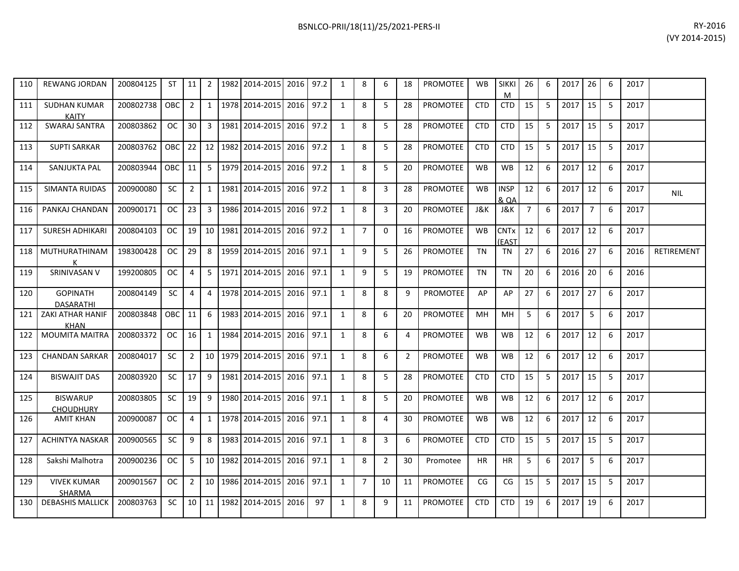| | | | | | | | | | | | | | | | | | | | | | | | | |
|---|---|---|---|---|---|---|---|---|---|---|---|---|---|---|---|---|---|---|---|---|---|---|---|---|
| 110 | REWANG JORDAN | 200804125 | ST | 11 | 2 | 1982 | 2014-2015 | 2016 | 97.2 | 1 | 8 | 6 | 18 | PROMOTEE | WB | SIKKIM | 26 | 6 | 2017 | 26 | 6 | 2017 | |
| 111 | SUDHAN KUMAR KAITY | 200802738 | OBC | 2 | 1 | 1978 | 2014-2015 | 2016 | 97.2 | 1 | 8 | 5 | 28 | PROMOTEE | CTD | CTD | 15 | 5 | 2017 | 15 | 5 | 2017 | |
| 112 | SWARAJ SANTRA | 200803862 | OC | 30 | 3 | 1981 | 2014-2015 | 2016 | 97.2 | 1 | 8 | 5 | 28 | PROMOTEE | CTD | CTD | 15 | 5 | 2017 | 15 | 5 | 2017 | |
| 113 | SUPTI SARKAR | 200803762 | OBC | 22 | 12 | 1982 | 2014-2015 | 2016 | 97.2 | 1 | 8 | 5 | 28 | PROMOTEE | CTD | CTD | 15 | 5 | 2017 | 15 | 5 | 2017 | |
| 114 | SANJUKTA PAL | 200803944 | OBC | 11 | 5 | 1979 | 2014-2015 | 2016 | 97.2 | 1 | 8 | 5 | 20 | PROMOTEE | WB | WB | 12 | 6 | 2017 | 12 | 6 | 2017 | |
| 115 | SIMANTA RUIDAS | 200900080 | SC | 2 | 1 | 1981 | 2014-2015 | 2016 | 97.2 | 1 | 8 | 3 | 28 | PROMOTEE | WB | INSP & QA | 12 | 6 | 2017 | 12 | 6 | 2017 | NIL |
| 116 | PANKAJ CHANDAN | 200900171 | OC | 23 | 3 | 1986 | 2014-2015 | 2016 | 97.2 | 1 | 8 | 3 | 20 | PROMOTEE | J&K | J&K | 7 | 6 | 2017 | 7 | 6 | 2017 | |
| 117 | SURESH ADHIKARI | 200804103 | OC | 19 | 10 | 1981 | 2014-2015 | 2016 | 97.2 | 1 | 7 | 0 | 16 | PROMOTEE | WB | CNTx (EAST | 12 | 6 | 2017 | 12 | 6 | 2017 | |
| 118 | MUTHURATHINAM K | 198300428 | OC | 29 | 8 | 1959 | 2014-2015 | 2016 | 97.1 | 1 | 9 | 5 | 26 | PROMOTEE | TN | TN | 27 | 6 | 2016 | 27 | 6 | 2016 | RETIREMENT |
| 119 | SRINIVASAN V | 199200805 | OC | 4 | 5 | 1971 | 2014-2015 | 2016 | 97.1 | 1 | 9 | 5 | 19 | PROMOTEE | TN | TN | 20 | 6 | 2016 | 20 | 6 | 2016 | |
| 120 | GOPINATH DASARATHI | 200804149 | SC | 4 | 4 | 1978 | 2014-2015 | 2016 | 97.1 | 1 | 8 | 8 | 9 | PROMOTEE | AP | AP | 27 | 6 | 2017 | 27 | 6 | 2017 | |
| 121 | ZAKI ATHAR HANIF KHAN | 200803848 | OBC | 11 | 6 | 1983 | 2014-2015 | 2016 | 97.1 | 1 | 8 | 6 | 20 | PROMOTEE | MH | MH | 5 | 6 | 2017 | 5 | 6 | 2017 | |
| 122 | MOUMITA MAITRA | 200803372 | OC | 16 | 1 | 1984 | 2014-2015 | 2016 | 97.1 | 1 | 8 | 6 | 4 | PROMOTEE | WB | WB | 12 | 6 | 2017 | 12 | 6 | 2017 | |
| 123 | CHANDAN SARKAR | 200804017 | SC | 2 | 10 | 1979 | 2014-2015 | 2016 | 97.1 | 1 | 8 | 6 | 2 | PROMOTEE | WB | WB | 12 | 6 | 2017 | 12 | 6 | 2017 | |
| 124 | BISWAJIT DAS | 200803920 | SC | 17 | 9 | 1981 | 2014-2015 | 2016 | 97.1 | 1 | 8 | 5 | 28 | PROMOTEE | CTD | CTD | 15 | 5 | 2017 | 15 | 5 | 2017 | |
| 125 | BISWARUP CHOUDHURY | 200803805 | SC | 19 | 9 | 1980 | 2014-2015 | 2016 | 97.1 | 1 | 8 | 5 | 20 | PROMOTEE | WB | WB | 12 | 6 | 2017 | 12 | 6 | 2017 | |
| 126 | AMIT KHAN | 200900087 | OC | 4 | 1 | 1978 | 2014-2015 | 2016 | 97.1 | 1 | 8 | 4 | 30 | PROMOTEE | WB | WB | 12 | 6 | 2017 | 12 | 6 | 2017 | |
| 127 | ACHINTYA NASKAR | 200900565 | SC | 9 | 8 | 1983 | 2014-2015 | 2016 | 97.1 | 1 | 8 | 3 | 6 | PROMOTEE | CTD | CTD | 15 | 5 | 2017 | 15 | 5 | 2017 | |
| 128 | Sakshi Malhotra | 200900236 | OC | 5 | 10 | 1982 | 2014-2015 | 2016 | 97.1 | 1 | 8 | 2 | 30 | Promotee | HR | HR | 5 | 6 | 2017 | 5 | 6 | 2017 | |
| 129 | VIVEK KUMAR SHARMA | 200901567 | OC | 2 | 10 | 1986 | 2014-2015 | 2016 | 97.1 | 1 | 7 | 10 | 11 | PROMOTEE | CG | CG | 15 | 5 | 2017 | 15 | 5 | 2017 | |
| 130 | DEBASHIS MALLICK | 200803763 | SC | 10 | 11 | 1982 | 2014-2015 | 2016 | 97 | 1 | 8 | 9 | 11 | PROMOTEE | CTD | CTD | 19 | 6 | 2017 | 19 | 6 | 2017 | |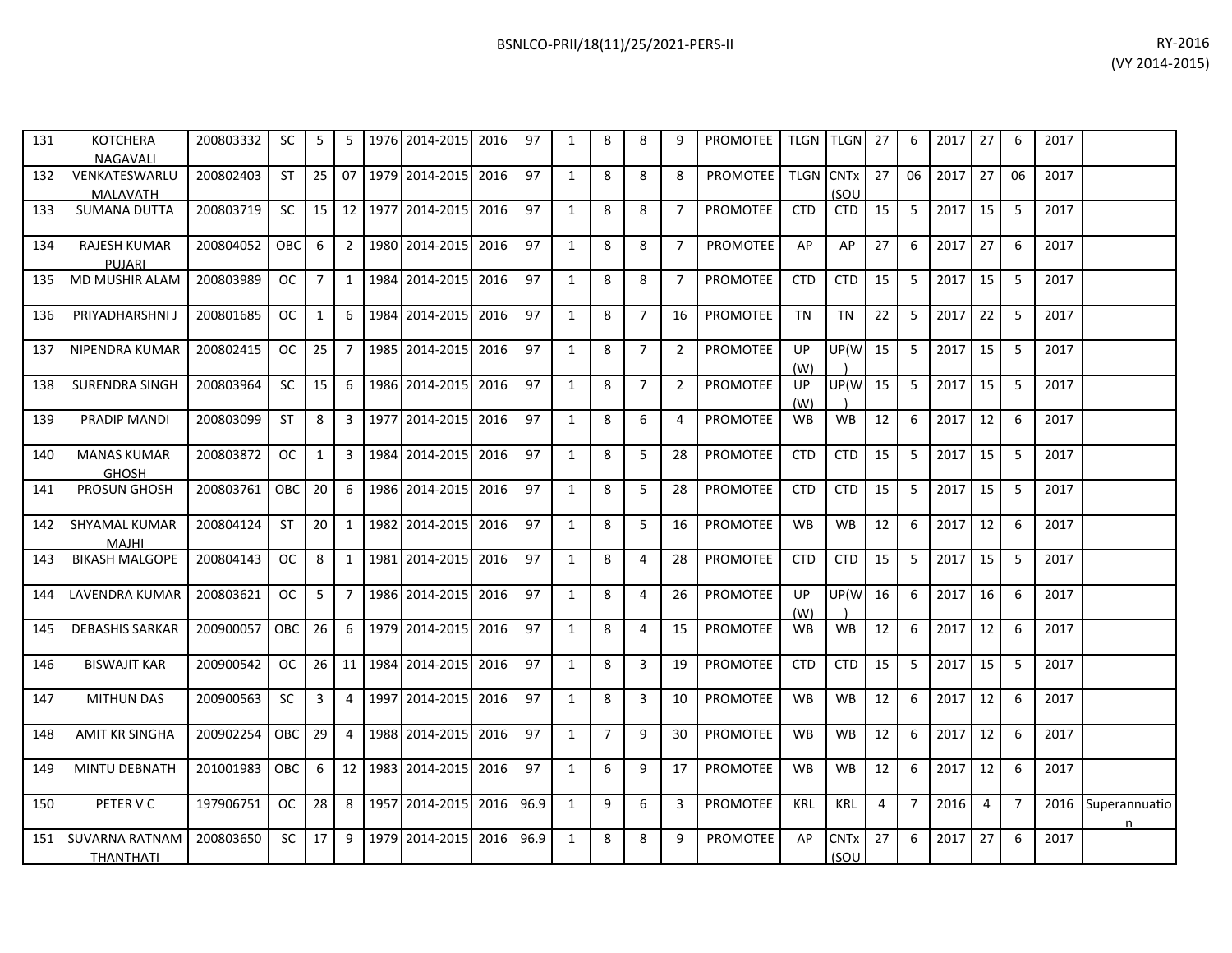BSNLCO-PRII/18(11)/25/2021-PERS-II

RY-2016
(VY 2014-2015)

| | | | | | | | | | | | | | | | | | | | | | | | | |
|---|---|---|---|---|---|---|---|---|---|---|---|---|---|---|---|---|---|---|---|---|---|---|---|---|
| 131 | KOTCHERA NAGAVALI | 200803332 | SC | 5 | 5 | 1976 | 2014-2015 | 2016 | 97 | 1 | 8 | 8 | 9 | PROMOTEE | TLGN | TLGN | 27 | 6 | 2017 | 27 | 6 | 2017 | |
| 132 | VENKATESWARLU MALAVATH | 200802403 | ST | 25 | 07 | 1979 | 2014-2015 | 2016 | 97 | 1 | 8 | 8 | 8 | PROMOTEE | TLGN | CNTx (SOU | 27 | 06 | 2017 | 27 | 06 | 2017 | |
| 133 | SUMANA DUTTA | 200803719 | SC | 15 | 12 | 1977 | 2014-2015 | 2016 | 97 | 1 | 8 | 8 | 7 | PROMOTEE | CTD | CTD | 15 | 5 | 2017 | 15 | 5 | 2017 | |
| 134 | RAJESH KUMAR PUJARI | 200804052 | OBC | 6 | 2 | 1980 | 2014-2015 | 2016 | 97 | 1 | 8 | 8 | 7 | PROMOTEE | AP | AP | 27 | 6 | 2017 | 27 | 6 | 2017 | |
| 135 | MD MUSHIR ALAM | 200803989 | OC | 7 | 1 | 1984 | 2014-2015 | 2016 | 97 | 1 | 8 | 8 | 7 | PROMOTEE | CTD | CTD | 15 | 5 | 2017 | 15 | 5 | 2017 | |
| 136 | PRIYADHARSHNI J | 200801685 | OC | 1 | 6 | 1984 | 2014-2015 | 2016 | 97 | 1 | 8 | 7 | 16 | PROMOTEE | TN | TN | 22 | 5 | 2017 | 22 | 5 | 2017 | |
| 137 | NIPENDRA KUMAR | 200802415 | OC | 25 | 7 | 1985 | 2014-2015 | 2016 | 97 | 1 | 8 | 7 | 2 | PROMOTEE | UP (W) | UP(W) | 15 | 5 | 2017 | 15 | 5 | 2017 | |
| 138 | SURENDRA SINGH | 200803964 | SC | 15 | 6 | 1986 | 2014-2015 | 2016 | 97 | 1 | 8 | 7 | 2 | PROMOTEE | UP (W) | UP(W) | 15 | 5 | 2017 | 15 | 5 | 2017 | |
| 139 | PRADIP MANDI | 200803099 | ST | 8 | 3 | 1977 | 2014-2015 | 2016 | 97 | 1 | 8 | 6 | 4 | PROMOTEE | WB | WB | 12 | 6 | 2017 | 12 | 6 | 2017 | |
| 140 | MANAS KUMAR GHOSH | 200803872 | OC | 1 | 3 | 1984 | 2014-2015 | 2016 | 97 | 1 | 8 | 5 | 28 | PROMOTEE | CTD | CTD | 15 | 5 | 2017 | 15 | 5 | 2017 | |
| 141 | PROSUN GHOSH | 200803761 | OBC | 20 | 6 | 1986 | 2014-2015 | 2016 | 97 | 1 | 8 | 5 | 28 | PROMOTEE | CTD | CTD | 15 | 5 | 2017 | 15 | 5 | 2017 | |
| 142 | SHYAMAL KUMAR MAJHI | 200804124 | ST | 20 | 1 | 1982 | 2014-2015 | 2016 | 97 | 1 | 8 | 5 | 16 | PROMOTEE | WB | WB | 12 | 6 | 2017 | 12 | 6 | 2017 | |
| 143 | BIKASH MALGOPE | 200804143 | OC | 8 | 1 | 1981 | 2014-2015 | 2016 | 97 | 1 | 8 | 4 | 28 | PROMOTEE | CTD | CTD | 15 | 5 | 2017 | 15 | 5 | 2017 | |
| 144 | LAVENDRA KUMAR | 200803621 | OC | 5 | 7 | 1986 | 2014-2015 | 2016 | 97 | 1 | 8 | 4 | 26 | PROMOTEE | UP (W) | UP(W) | 16 | 6 | 2017 | 16 | 6 | 2017 | |
| 145 | DEBASHIS SARKAR | 200900057 | OBC | 26 | 6 | 1979 | 2014-2015 | 2016 | 97 | 1 | 8 | 4 | 15 | PROMOTEE | WB | WB | 12 | 6 | 2017 | 12 | 6 | 2017 | |
| 146 | BISWAJIT KAR | 200900542 | OC | 26 | 11 | 1984 | 2014-2015 | 2016 | 97 | 1 | 8 | 3 | 19 | PROMOTEE | CTD | CTD | 15 | 5 | 2017 | 15 | 5 | 2017 | |
| 147 | MITHUN DAS | 200900563 | SC | 3 | 4 | 1997 | 2014-2015 | 2016 | 97 | 1 | 8 | 3 | 10 | PROMOTEE | WB | WB | 12 | 6 | 2017 | 12 | 6 | 2017 | |
| 148 | AMIT KR SINGHA | 200902254 | OBC | 29 | 4 | 1988 | 2014-2015 | 2016 | 97 | 1 | 7 | 9 | 30 | PROMOTEE | WB | WB | 12 | 6 | 2017 | 12 | 6 | 2017 | |
| 149 | MINTU DEBNATH | 201001983 | OBC | 6 | 12 | 1983 | 2014-2015 | 2016 | 97 | 1 | 6 | 9 | 17 | PROMOTEE | WB | WB | 12 | 6 | 2017 | 12 | 6 | 2017 | |
| 150 | PETER V C | 197906751 | OC | 28 | 8 | 1957 | 2014-2015 | 2016 | 96.9 | 1 | 9 | 6 | 3 | PROMOTEE | KRL | KRL | 4 | 7 | 2016 | 4 | 7 | 2016 | Superannuation |
| 151 | SUVARNA RATNAM THANTHATI | 200803650 | SC | 17 | 9 | 1979 | 2014-2015 | 2016 | 96.9 | 1 | 8 | 8 | 9 | PROMOTEE | AP | CNTx (SOU | 27 | 6 | 2017 | 27 | 6 | 2017 | |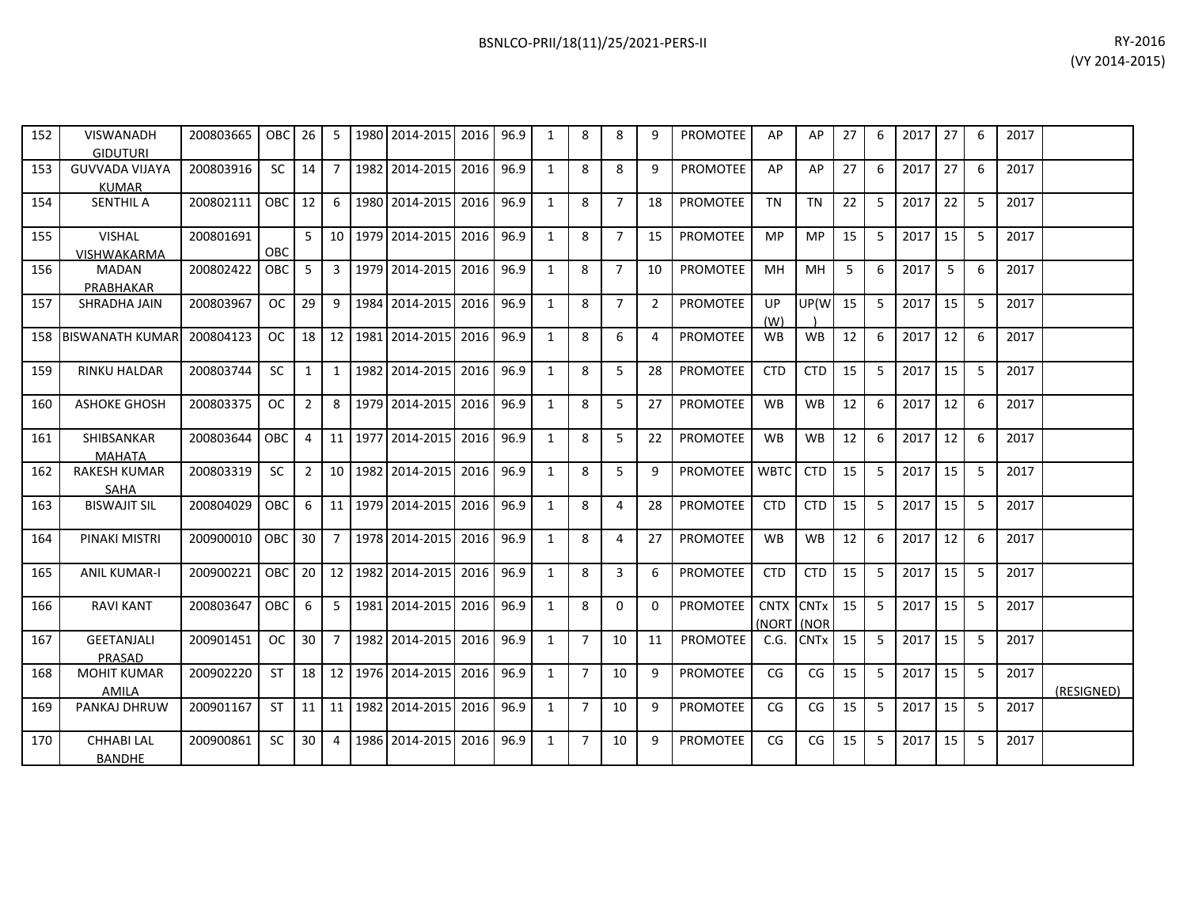| | | | | | | | | | | | | | | | | | | | | | | | | |
|---|---|---|---|---|---|---|---|---|---|---|---|---|---|---|---|---|---|---|---|---|---|---|---|---|
| 152 | VISWANADH GIDUTURI | 200803665 | OBC | 26 | 5 | 1980 | 2014-2015 | 2016 | 96.9 | 1 | 8 | 8 | 9 | PROMOTEE | AP | AP | 27 | 6 | 2017 | 27 | 6 | 2017 | |
| 153 | GUVVADA VIJAYA KUMAR | 200803916 | SC | 14 | 7 | 1982 | 2014-2015 | 2016 | 96.9 | 1 | 8 | 8 | 9 | PROMOTEE | AP | AP | 27 | 6 | 2017 | 27 | 6 | 2017 | |
| 154 | SENTHIL A | 200802111 | OBC | 12 | 6 | 1980 | 2014-2015 | 2016 | 96.9 | 1 | 8 | 7 | 18 | PROMOTEE | TN | TN | 22 | 5 | 2017 | 22 | 5 | 2017 | |
| 155 | VISHAL VISHWAKARMA | 200801691 | OBC | 5 | 10 | 1979 | 2014-2015 | 2016 | 96.9 | 1 | 8 | 7 | 15 | PROMOTEE | MP | MP | 15 | 5 | 2017 | 15 | 5 | 2017 | |
| 156 | MADAN PRABHAKAR | 200802422 | OBC | 5 | 3 | 1979 | 2014-2015 | 2016 | 96.9 | 1 | 8 | 7 | 10 | PROMOTEE | MH | MH | 5 | 6 | 2017 | 5 | 6 | 2017 | |
| 157 | SHRADHA JAIN | 200803967 | OC | 29 | 9 | 1984 | 2014-2015 | 2016 | 96.9 | 1 | 8 | 7 | 2 | PROMOTEE | UP (W) | UP(W) | 15 | 5 | 2017 | 15 | 5 | 2017 | |
| 158 | BISWANATH KUMAR | 200804123 | OC | 18 | 12 | 1981 | 2014-2015 | 2016 | 96.9 | 1 | 8 | 6 | 4 | PROMOTEE | WB | WB | 12 | 6 | 2017 | 12 | 6 | 2017 | |
| 159 | RINKU HALDAR | 200803744 | SC | 1 | 1 | 1982 | 2014-2015 | 2016 | 96.9 | 1 | 8 | 5 | 28 | PROMOTEE | CTD | CTD | 15 | 5 | 2017 | 15 | 5 | 2017 | |
| 160 | ASHOKE GHOSH | 200803375 | OC | 2 | 8 | 1979 | 2014-2015 | 2016 | 96.9 | 1 | 8 | 5 | 27 | PROMOTEE | WB | WB | 12 | 6 | 2017 | 12 | 6 | 2017 | |
| 161 | SHIBSANKAR MAHATA | 200803644 | OBC | 4 | 11 | 1977 | 2014-2015 | 2016 | 96.9 | 1 | 8 | 5 | 22 | PROMOTEE | WB | WB | 12 | 6 | 2017 | 12 | 6 | 2017 | |
| 162 | RAKESH KUMAR SAHA | 200803319 | SC | 2 | 10 | 1982 | 2014-2015 | 2016 | 96.9 | 1 | 8 | 5 | 9 | PROMOTEE | WBTC | CTD | 15 | 5 | 2017 | 15 | 5 | 2017 | |
| 163 | BISWAJIT SIL | 200804029 | OBC | 6 | 11 | 1979 | 2014-2015 | 2016 | 96.9 | 1 | 8 | 4 | 28 | PROMOTEE | CTD | CTD | 15 | 5 | 2017 | 15 | 5 | 2017 | |
| 164 | PINAKI MISTRI | 200900010 | OBC | 30 | 7 | 1978 | 2014-2015 | 2016 | 96.9 | 1 | 8 | 4 | 27 | PROMOTEE | WB | WB | 12 | 6 | 2017 | 12 | 6 | 2017 | |
| 165 | ANIL KUMAR-I | 200900221 | OBC | 20 | 12 | 1982 | 2014-2015 | 2016 | 96.9 | 1 | 8 | 3 | 6 | PROMOTEE | CTD | CTD | 15 | 5 | 2017 | 15 | 5 | 2017 | |
| 166 | RAVI KANT | 200803647 | OBC | 6 | 5 | 1981 | 2014-2015 | 2016 | 96.9 | 1 | 8 | 0 | 0 | PROMOTEE | CNTX (NORT | CNTx (NOR | 15 | 5 | 2017 | 15 | 5 | 2017 | |
| 167 | GEETANJALI PRASAD | 200901451 | OC | 30 | 7 | 1982 | 2014-2015 | 2016 | 96.9 | 1 | 7 | 10 | 11 | PROMOTEE | C.G. | CNTx | 15 | 5 | 2017 | 15 | 5 | 2017 | |
| 168 | MOHIT KUMAR AMILA | 200902220 | ST | 18 | 12 | 1976 | 2014-2015 | 2016 | 96.9 | 1 | 7 | 10 | 9 | PROMOTEE | CG | CG | 15 | 5 | 2017 | 15 | 5 | 2017 | (RESIGNED) |
| 169 | PANKAJ DHRUW | 200901167 | ST | 11 | 11 | 1982 | 2014-2015 | 2016 | 96.9 | 1 | 7 | 10 | 9 | PROMOTEE | CG | CG | 15 | 5 | 2017 | 15 | 5 | 2017 | |
| 170 | CHHABI LAL BANDHE | 200900861 | SC | 30 | 4 | 1986 | 2014-2015 | 2016 | 96.9 | 1 | 7 | 10 | 9 | PROMOTEE | CG | CG | 15 | 5 | 2017 | 15 | 5 | 2017 | |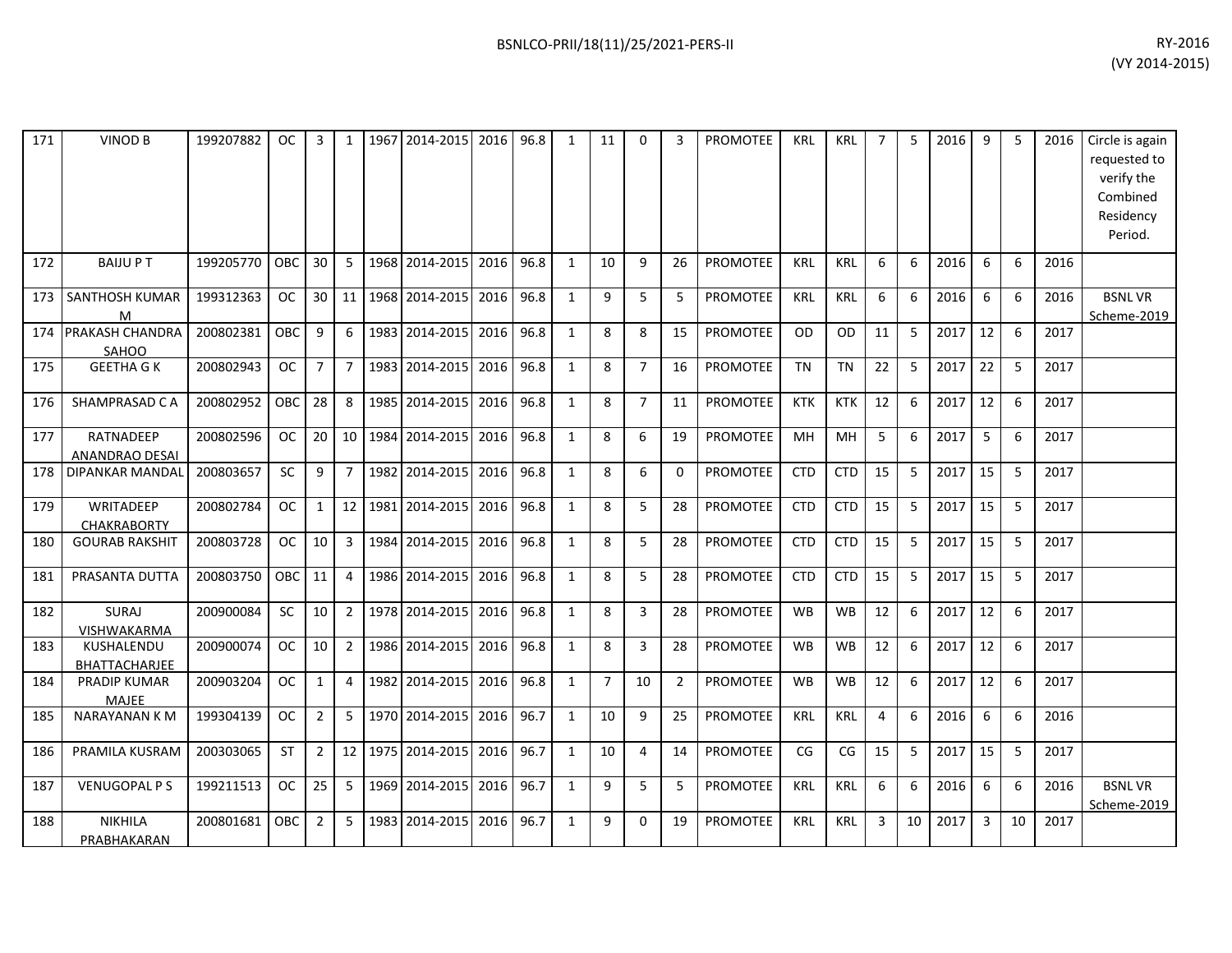| | | | | | | | | | | | | | | | | | | | | | | | | |
|---|---|---|---|---|---|---|---|---|---|---|---|---|---|---|---|---|---|---|---|---|---|---|---|---|
| 171 | VINOD B | 199207882 | OC | 3 | 1 | 1967 | 2014-2015 | 2016 | 96.8 | 1 | 11 | 0 | 3 | PROMOTEE | KRL | KRL | 7 | 5 | 2016 | 9 | 5 | 2016 | Circle is again requested to verify the Combined Residency Period. |
| 172 | BAIJU P T | 199205770 | OBC | 30 | 5 | 1968 | 2014-2015 | 2016 | 96.8 | 1 | 10 | 9 | 26 | PROMOTEE | KRL | KRL | 6 | 6 | 2016 | 6 | 6 | 2016 | |
| 173 | SANTHOSH KUMAR M | 199312363 | OC | 30 | 11 | 1968 | 2014-2015 | 2016 | 96.8 | 1 | 9 | 5 | 5 | PROMOTEE | KRL | KRL | 6 | 6 | 2016 | 6 | 6 | 2016 | BSNL VR Scheme-2019 |
| 174 | PRAKASH CHANDRA SAHOO | 200802381 | OBC | 9 | 6 | 1983 | 2014-2015 | 2016 | 96.8 | 1 | 8 | 8 | 15 | PROMOTEE | OD | OD | 11 | 5 | 2017 | 12 | 6 | 2017 | |
| 175 | GEETHA G K | 200802943 | OC | 7 | 7 | 1983 | 2014-2015 | 2016 | 96.8 | 1 | 8 | 7 | 16 | PROMOTEE | TN | TN | 22 | 5 | 2017 | 22 | 5 | 2017 | |
| 176 | SHAMPRASAD C A | 200802952 | OBC | 28 | 8 | 1985 | 2014-2015 | 2016 | 96.8 | 1 | 8 | 7 | 11 | PROMOTEE | KTK | KTK | 12 | 6 | 2017 | 12 | 6 | 2017 | |
| 177 | RATNADEEP ANANDRAO DESAI | 200802596 | OC | 20 | 10 | 1984 | 2014-2015 | 2016 | 96.8 | 1 | 8 | 6 | 19 | PROMOTEE | MH | MH | 5 | 6 | 2017 | 5 | 6 | 2017 | |
| 178 | DIPANKAR MANDAL | 200803657 | SC | 9 | 7 | 1982 | 2014-2015 | 2016 | 96.8 | 1 | 8 | 6 | 0 | PROMOTEE | CTD | CTD | 15 | 5 | 2017 | 15 | 5 | 2017 | |
| 179 | WRITADEEP CHAKRABORTY | 200802784 | OC | 1 | 12 | 1981 | 2014-2015 | 2016 | 96.8 | 1 | 8 | 5 | 28 | PROMOTEE | CTD | CTD | 15 | 5 | 2017 | 15 | 5 | 2017 | |
| 180 | GOURAB RAKSHIT | 200803728 | OC | 10 | 3 | 1984 | 2014-2015 | 2016 | 96.8 | 1 | 8 | 5 | 28 | PROMOTEE | CTD | CTD | 15 | 5 | 2017 | 15 | 5 | 2017 | |
| 181 | PRASANTA DUTTA | 200803750 | OBC | 11 | 4 | 1986 | 2014-2015 | 2016 | 96.8 | 1 | 8 | 5 | 28 | PROMOTEE | CTD | CTD | 15 | 5 | 2017 | 15 | 5 | 2017 | |
| 182 | SURAJ VISHWAKARMA | 200900084 | SC | 10 | 2 | 1978 | 2014-2015 | 2016 | 96.8 | 1 | 8 | 3 | 28 | PROMOTEE | WB | WB | 12 | 6 | 2017 | 12 | 6 | 2017 | |
| 183 | KUSHALENDU BHATTACHARJEE | 200900074 | OC | 10 | 2 | 1986 | 2014-2015 | 2016 | 96.8 | 1 | 8 | 3 | 28 | PROMOTEE | WB | WB | 12 | 6 | 2017 | 12 | 6 | 2017 | |
| 184 | PRADIP KUMAR MAJEE | 200903204 | OC | 1 | 4 | 1982 | 2014-2015 | 2016 | 96.8 | 1 | 7 | 10 | 2 | PROMOTEE | WB | WB | 12 | 6 | 2017 | 12 | 6 | 2017 | |
| 185 | NARAYANAN K M | 199304139 | OC | 2 | 5 | 1970 | 2014-2015 | 2016 | 96.7 | 1 | 10 | 9 | 25 | PROMOTEE | KRL | KRL | 4 | 6 | 2016 | 6 | 6 | 2016 | |
| 186 | PRAMILA KUSRAM | 200303065 | ST | 2 | 12 | 1975 | 2014-2015 | 2016 | 96.7 | 1 | 10 | 4 | 14 | PROMOTEE | CG | CG | 15 | 5 | 2017 | 15 | 5 | 2017 | |
| 187 | VENUGOPAL P S | 199211513 | OC | 25 | 5 | 1969 | 2014-2015 | 2016 | 96.7 | 1 | 9 | 5 | 5 | PROMOTEE | KRL | KRL | 6 | 6 | 2016 | 6 | 6 | 2016 | BSNL VR Scheme-2019 |
| 188 | NIKHILA PRABHAKARAN | 200801681 | OBC | 2 | 5 | 1983 | 2014-2015 | 2016 | 96.7 | 1 | 9 | 0 | 19 | PROMOTEE | KRL | KRL | 3 | 10 | 2017 | 3 | 10 | 2017 | |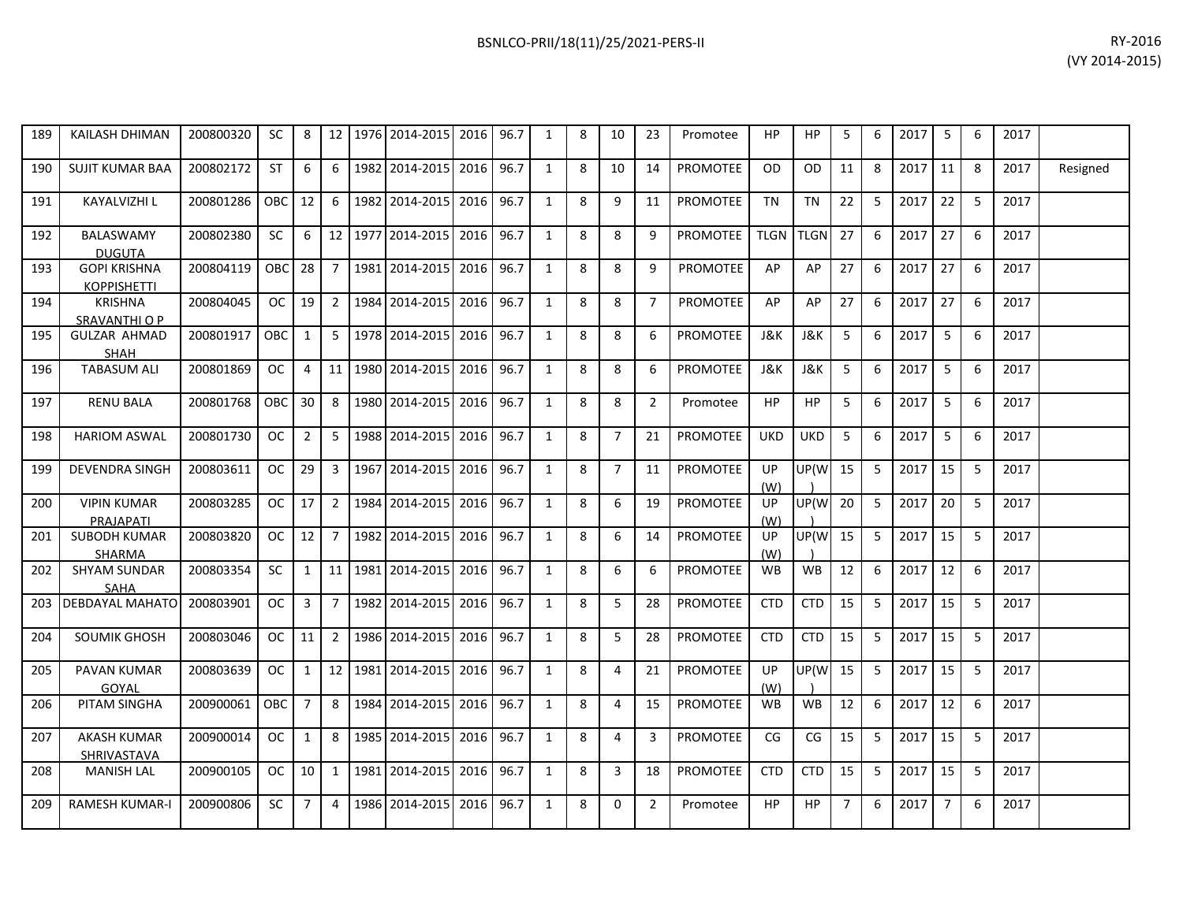| | | | | | | | | | | | | | | | | | | | | | | | | |
|---|---|---|---|---|---|---|---|---|---|---|---|---|---|---|---|---|---|---|---|---|---|---|---|---|
| 189 | KAILASH DHIMAN | 200800320 | SC | 8 | 12 | 1976 | 2014-2015 | 2016 | 96.7 | 1 | 8 | 10 | 23 | Promotee | HP | HP | 5 | 6 | 2017 | 5 | 6 | 2017 | |
| 190 | SUJIT KUMAR BAA | 200802172 | ST | 6 | 6 | 1982 | 2014-2015 | 2016 | 96.7 | 1 | 8 | 10 | 14 | PROMOTEE | OD | OD | 11 | 8 | 2017 | 11 | 8 | 2017 | Resigned |
| 191 | KAYALVIZHI L | 200801286 | OBC | 12 | 6 | 1982 | 2014-2015 | 2016 | 96.7 | 1 | 8 | 9 | 11 | PROMOTEE | TN | TN | 22 | 5 | 2017 | 22 | 5 | 2017 | |
| 192 | BALASWAMY DUGUTA | 200802380 | SC | 6 | 12 | 1977 | 2014-2015 | 2016 | 96.7 | 1 | 8 | 8 | 9 | PROMOTEE | TLGN | TLGN | 27 | 6 | 2017 | 27 | 6 | 2017 | |
| 193 | GOPI KRISHNA KOPPISHETTI | 200804119 | OBC | 28 | 7 | 1981 | 2014-2015 | 2016 | 96.7 | 1 | 8 | 8 | 9 | PROMOTEE | AP | AP | 27 | 6 | 2017 | 27 | 6 | 2017 | |
| 194 | KRISHNA SRAVANTHI O P | 200804045 | OC | 19 | 2 | 1984 | 2014-2015 | 2016 | 96.7 | 1 | 8 | 8 | 7 | PROMOTEE | AP | AP | 27 | 6 | 2017 | 27 | 6 | 2017 | |
| 195 | GULZAR AHMAD SHAH | 200801917 | OBC | 1 | 5 | 1978 | 2014-2015 | 2016 | 96.7 | 1 | 8 | 8 | 6 | PROMOTEE | J&K | J&K | 5 | 6 | 2017 | 5 | 6 | 2017 | |
| 196 | TABASUM ALI | 200801869 | OC | 4 | 11 | 1980 | 2014-2015 | 2016 | 96.7 | 1 | 8 | 8 | 6 | PROMOTEE | J&K | J&K | 5 | 6 | 2017 | 5 | 6 | 2017 | |
| 197 | RENU BALA | 200801768 | OBC | 30 | 8 | 1980 | 2014-2015 | 2016 | 96.7 | 1 | 8 | 8 | 2 | Promotee | HP | HP | 5 | 6 | 2017 | 5 | 6 | 2017 | |
| 198 | HARIOM ASWAL | 200801730 | OC | 2 | 5 | 1988 | 2014-2015 | 2016 | 96.7 | 1 | 8 | 7 | 21 | PROMOTEE | UKD | UKD | 5 | 6 | 2017 | 5 | 6 | 2017 | |
| 199 | DEVENDRA SINGH | 200803611 | OC | 29 | 3 | 1967 | 2014-2015 | 2016 | 96.7 | 1 | 8 | 7 | 11 | PROMOTEE | UP (W) | UP(W) | 15 | 5 | 2017 | 15 | 5 | 2017 | |
| 200 | VIPIN KUMAR PRAJAPATI | 200803285 | OC | 17 | 2 | 1984 | 2014-2015 | 2016 | 96.7 | 1 | 8 | 6 | 19 | PROMOTEE | UP (W) | UP(W) | 20 | 5 | 2017 | 20 | 5 | 2017 | |
| 201 | SUBODH KUMAR SHARMA | 200803820 | OC | 12 | 7 | 1982 | 2014-2015 | 2016 | 96.7 | 1 | 8 | 6 | 14 | PROMOTEE | UP (W) | UP(W) | 15 | 5 | 2017 | 15 | 5 | 2017 | |
| 202 | SHYAM SUNDAR SAHA | 200803354 | SC | 1 | 11 | 1981 | 2014-2015 | 2016 | 96.7 | 1 | 8 | 6 | 6 | PROMOTEE | WB | WB | 12 | 6 | 2017 | 12 | 6 | 2017 | |
| 203 | DEBDAYAL MAHATO | 200803901 | OC | 3 | 7 | 1982 | 2014-2015 | 2016 | 96.7 | 1 | 8 | 5 | 28 | PROMOTEE | CTD | CTD | 15 | 5 | 2017 | 15 | 5 | 2017 | |
| 204 | SOUMIK GHOSH | 200803046 | OC | 11 | 2 | 1986 | 2014-2015 | 2016 | 96.7 | 1 | 8 | 5 | 28 | PROMOTEE | CTD | CTD | 15 | 5 | 2017 | 15 | 5 | 2017 | |
| 205 | PAVAN KUMAR GOYAL | 200803639 | OC | 1 | 12 | 1981 | 2014-2015 | 2016 | 96.7 | 1 | 8 | 4 | 21 | PROMOTEE | UP (W) | UP(W) | 15 | 5 | 2017 | 15 | 5 | 2017 | |
| 206 | PITAM SINGHA | 200900061 | OBC | 7 | 8 | 1984 | 2014-2015 | 2016 | 96.7 | 1 | 8 | 4 | 15 | PROMOTEE | WB | WB | 12 | 6 | 2017 | 12 | 6 | 2017 | |
| 207 | AKASH KUMAR SHRIVASTAVA | 200900014 | OC | 1 | 8 | 1985 | 2014-2015 | 2016 | 96.7 | 1 | 8 | 4 | 3 | PROMOTEE | CG | CG | 15 | 5 | 2017 | 15 | 5 | 2017 | |
| 208 | MANISH LAL | 200900105 | OC | 10 | 1 | 1981 | 2014-2015 | 2016 | 96.7 | 1 | 8 | 3 | 18 | PROMOTEE | CTD | CTD | 15 | 5 | 2017 | 15 | 5 | 2017 | |
| 209 | RAMESH KUMAR-I | 200900806 | SC | 7 | 4 | 1986 | 2014-2015 | 2016 | 96.7 | 1 | 8 | 0 | 2 | Promotee | HP | HP | 7 | 6 | 2017 | 7 | 6 | 2017 | |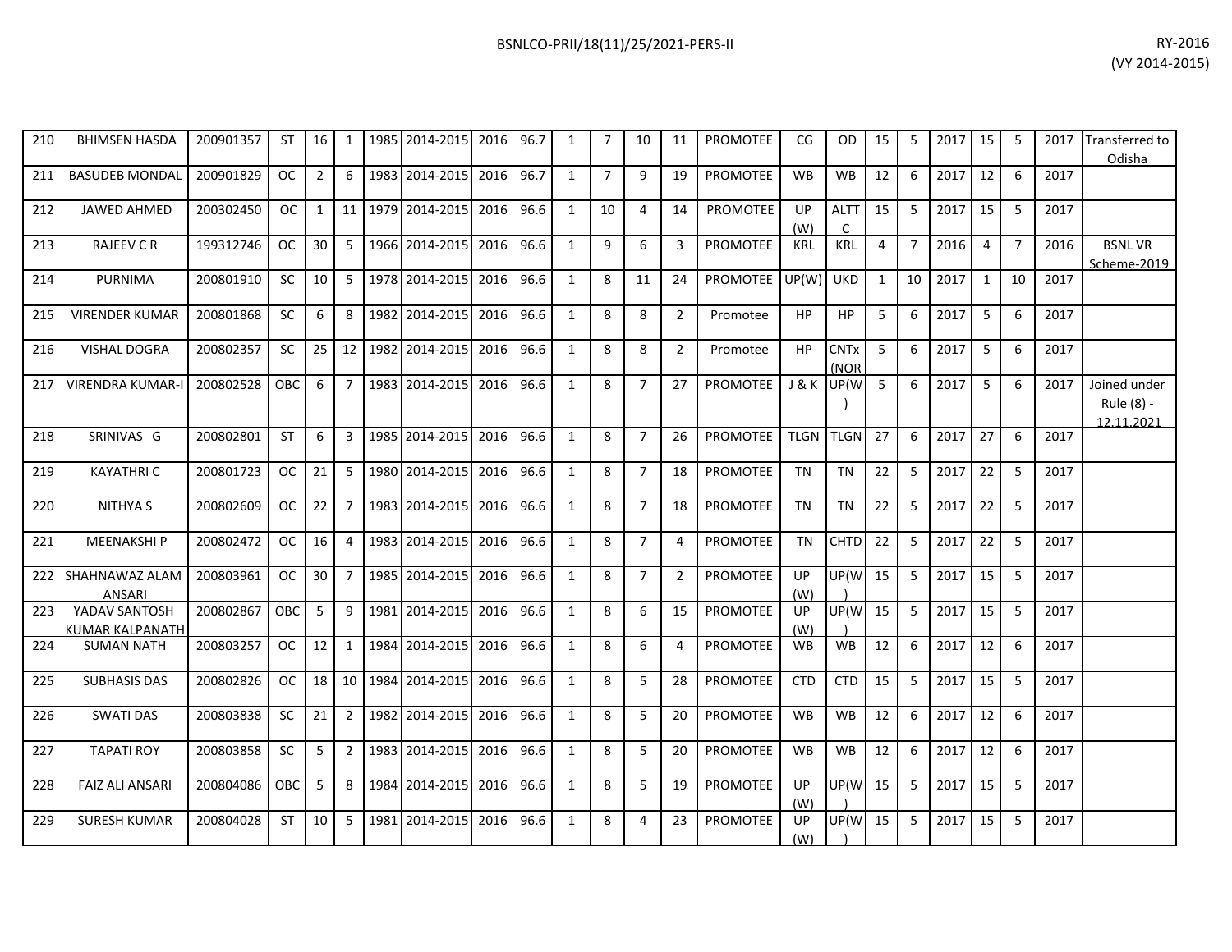| | | | | | | | | | | | | | | | | | | | | | | | | |
|---|---|---|---|---|---|---|---|---|---|---|---|---|---|---|---|---|---|---|---|---|---|---|---|---|
| 210 | BHIMSEN HASDA | 200901357 | ST | 16 | 1 | 1985 | 2014-2015 | 2016 | 96.7 | 1 | 7 | 10 | 11 | PROMOTEE | CG | OD | 15 | 5 | 2017 | 15 | 5 | 2017 | Transferred to Odisha |
| 211 | BASUDEB MONDAL | 200901829 | OC | 2 | 6 | 1983 | 2014-2015 | 2016 | 96.7 | 1 | 7 | 9 | 19 | PROMOTEE | WB | WB | 12 | 6 | 2017 | 12 | 6 | 2017 | |
| 212 | JAWED AHMED | 200302450 | OC | 1 | 11 | 1979 | 2014-2015 | 2016 | 96.6 | 1 | 10 | 4 | 14 | PROMOTEE | UP (W) | ALTTC | 15 | 5 | 2017 | 15 | 5 | 2017 | |
| 213 | RAJEEV C R | 199312746 | OC | 30 | 5 | 1966 | 2014-2015 | 2016 | 96.6 | 1 | 9 | 6 | 3 | PROMOTEE | KRL | KRL | 4 | 7 | 2016 | 4 | 7 | 2016 | BSNL VR Scheme-2019 |
| 214 | PURNIMA | 200801910 | SC | 10 | 5 | 1978 | 2014-2015 | 2016 | 96.6 | 1 | 8 | 11 | 24 | PROMOTEE | UP(W) | UKD | 1 | 10 | 2017 | 1 | 10 | 2017 | |
| 215 | VIRENDER KUMAR | 200801868 | SC | 6 | 8 | 1982 | 2014-2015 | 2016 | 96.6 | 1 | 8 | 8 | 2 | Promotee | HP | HP | 5 | 6 | 2017 | 5 | 6 | 2017 | |
| 216 | VISHAL DOGRA | 200802357 | SC | 25 | 12 | 1982 | 2014-2015 | 2016 | 96.6 | 1 | 8 | 8 | 2 | Promotee | HP | CNTx (NOR | 5 | 6 | 2017 | 5 | 6 | 2017 | |
| 217 | VIRENDRA KUMAR-I | 200802528 | OBC | 6 | 7 | 1983 | 2014-2015 | 2016 | 96.6 | 1 | 8 | 7 | 27 | PROMOTEE | J & K | UP(W) | 5 | 6 | 2017 | 5 | 6 | 2017 | Joined under Rule (8) - 12.11.2021 |
| 218 | SRINIVAS G | 200802801 | ST | 6 | 3 | 1985 | 2014-2015 | 2016 | 96.6 | 1 | 8 | 7 | 26 | PROMOTEE | TLGN | TLGN | 27 | 6 | 2017 | 27 | 6 | 2017 | |
| 219 | KAYATHRI C | 200801723 | OC | 21 | 5 | 1980 | 2014-2015 | 2016 | 96.6 | 1 | 8 | 7 | 18 | PROMOTEE | TN | TN | 22 | 5 | 2017 | 22 | 5 | 2017 | |
| 220 | NITHYA S | 200802609 | OC | 22 | 7 | 1983 | 2014-2015 | 2016 | 96.6 | 1 | 8 | 7 | 18 | PROMOTEE | TN | TN | 22 | 5 | 2017 | 22 | 5 | 2017 | |
| 221 | MEENAKSHI P | 200802472 | OC | 16 | 4 | 1983 | 2014-2015 | 2016 | 96.6 | 1 | 8 | 7 | 4 | PROMOTEE | TN | CHTD | 22 | 5 | 2017 | 22 | 5 | 2017 | |
| 222 | SHAHNAWAZ ALAM ANSARI | 200803961 | OC | 30 | 7 | 1985 | 2014-2015 | 2016 | 96.6 | 1 | 8 | 7 | 2 | PROMOTEE | UP (W) | UP(W) | 15 | 5 | 2017 | 15 | 5 | 2017 | |
| 223 | YADAV SANTOSH KUMAR KALPANATH | 200802867 | OBC | 5 | 9 | 1981 | 2014-2015 | 2016 | 96.6 | 1 | 8 | 6 | 15 | PROMOTEE | UP (W) | UP(W) | 15 | 5 | 2017 | 15 | 5 | 2017 | |
| 224 | SUMAN NATH | 200803257 | OC | 12 | 1 | 1984 | 2014-2015 | 2016 | 96.6 | 1 | 8 | 6 | 4 | PROMOTEE | WB | WB | 12 | 6 | 2017 | 12 | 6 | 2017 | |
| 225 | SUBHASIS DAS | 200802826 | OC | 18 | 10 | 1984 | 2014-2015 | 2016 | 96.6 | 1 | 8 | 5 | 28 | PROMOTEE | CTD | CTD | 15 | 5 | 2017 | 15 | 5 | 2017 | |
| 226 | SWATI DAS | 200803838 | SC | 21 | 2 | 1982 | 2014-2015 | 2016 | 96.6 | 1 | 8 | 5 | 20 | PROMOTEE | WB | WB | 12 | 6 | 2017 | 12 | 6 | 2017 | |
| 227 | TAPATI ROY | 200803858 | SC | 5 | 2 | 1983 | 2014-2015 | 2016 | 96.6 | 1 | 8 | 5 | 20 | PROMOTEE | WB | WB | 12 | 6 | 2017 | 12 | 6 | 2017 | |
| 228 | FAIZ ALI ANSARI | 200804086 | OBC | 5 | 8 | 1984 | 2014-2015 | 2016 | 96.6 | 1 | 8 | 5 | 19 | PROMOTEE | UP (W) | UP(W) | 15 | 5 | 2017 | 15 | 5 | 2017 | |
| 229 | SURESH KUMAR | 200804028 | ST | 10 | 5 | 1981 | 2014-2015 | 2016 | 96.6 | 1 | 8 | 4 | 23 | PROMOTEE | UP (W) | UP(W) | 15 | 5 | 2017 | 15 | 5 | 2017 | |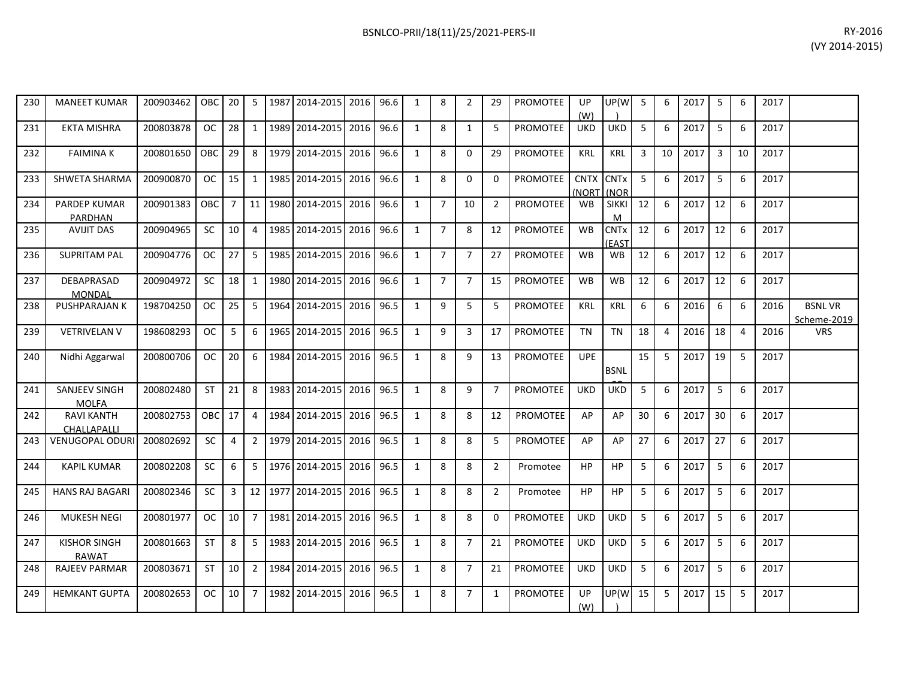| | | | | | | | | | | | | | | | | | | | | | | | | |
|---|---|---|---|---|---|---|---|---|---|---|---|---|---|---|---|---|---|---|---|---|---|---|---|---|
| 230 | MANEET KUMAR | 200903462 | OBC | 20 | 5 | 1987 | 2014-2015 | 2016 | 96.6 | 1 | 8 | 2 | 29 | PROMOTEE | UP (W) | UP(W) | 5 | 6 | 2017 | 5 | 6 | 2017 | |
| 231 | EKTA MISHRA | 200803878 | OC | 28 | 1 | 1989 | 2014-2015 | 2016 | 96.6 | 1 | 8 | 1 | 5 | PROMOTEE | UKD | UKD | 5 | 6 | 2017 | 5 | 6 | 2017 | |
| 232 | FAIMINA K | 200801650 | OBC | 29 | 8 | 1979 | 2014-2015 | 2016 | 96.6 | 1 | 8 | 0 | 29 | PROMOTEE | KRL | KRL | 3 | 10 | 2017 | 3 | 10 | 2017 | |
| 233 | SHWETA SHARMA | 200900870 | OC | 15 | 1 | 1985 | 2014-2015 | 2016 | 96.6 | 1 | 8 | 0 | 0 | PROMOTEE | CNTX (NORT | CNTx (NOR | 5 | 6 | 2017 | 5 | 6 | 2017 | |
| 234 | PARDEP KUMAR PARDHAN | 200901383 | OBC | 7 | 11 | 1980 | 2014-2015 | 2016 | 96.6 | 1 | 7 | 10 | 2 | PROMOTEE | WB | SIKKIM | 12 | 6 | 2017 | 12 | 6 | 2017 | |
| 235 | AVIJIT DAS | 200904965 | SC | 10 | 4 | 1985 | 2014-2015 | 2016 | 96.6 | 1 | 7 | 8 | 12 | PROMOTEE | WB | CNTx (EAST | 12 | 6 | 2017 | 12 | 6 | 2017 | |
| 236 | SUPRITAM PAL | 200904776 | OC | 27 | 5 | 1985 | 2014-2015 | 2016 | 96.6 | 1 | 7 | 7 | 27 | PROMOTEE | WB | WB | 12 | 6 | 2017 | 12 | 6 | 2017 | |
| 237 | DEBAPRASAD MONDAL | 200904972 | SC | 18 | 1 | 1980 | 2014-2015 | 2016 | 96.6 | 1 | 7 | 7 | 15 | PROMOTEE | WB | WB | 12 | 6 | 2017 | 12 | 6 | 2017 | |
| 238 | PUSHPARAJAN K | 198704250 | OC | 25 | 5 | 1964 | 2014-2015 | 2016 | 96.5 | 1 | 9 | 5 | 5 | PROMOTEE | KRL | KRL | 6 | 6 | 2016 | 6 | 6 | 2016 | BSNL VR Scheme-2019 |
| 239 | VETRIVELAN V | 198608293 | OC | 5 | 6 | 1965 | 2014-2015 | 2016 | 96.5 | 1 | 9 | 3 | 17 | PROMOTEE | TN | TN | 18 | 4 | 2016 | 18 | 4 | 2016 | VRS |
| 240 | Nidhi Aggarwal | 200800706 | OC | 20 | 6 | 1984 | 2014-2015 | 2016 | 96.5 | 1 | 8 | 9 | 13 | PROMOTEE | UPE | BSNL CO | 15 | 5 | 2017 | 19 | 5 | 2017 | |
| 241 | SANJEEV SINGH MOLFA | 200802480 | ST | 21 | 8 | 1983 | 2014-2015 | 2016 | 96.5 | 1 | 8 | 9 | 7 | PROMOTEE | UKD | UKD | 5 | 6 | 2017 | 5 | 6 | 2017 | |
| 242 | RAVI KANTH CHALLAPALLI | 200802753 | OBC | 17 | 4 | 1984 | 2014-2015 | 2016 | 96.5 | 1 | 8 | 8 | 12 | PROMOTEE | AP | AP | 30 | 6 | 2017 | 30 | 6 | 2017 | |
| 243 | VENUGOPAL ODURI | 200802692 | SC | 4 | 2 | 1979 | 2014-2015 | 2016 | 96.5 | 1 | 8 | 8 | 5 | PROMOTEE | AP | AP | 27 | 6 | 2017 | 27 | 6 | 2017 | |
| 244 | KAPIL KUMAR | 200802208 | SC | 6 | 5 | 1976 | 2014-2015 | 2016 | 96.5 | 1 | 8 | 8 | 2 | Promotee | HP | HP | 5 | 6 | 2017 | 5 | 6 | 2017 | |
| 245 | HANS RAJ BAGARI | 200802346 | SC | 3 | 12 | 1977 | 2014-2015 | 2016 | 96.5 | 1 | 8 | 8 | 2 | Promotee | HP | HP | 5 | 6 | 2017 | 5 | 6 | 2017 | |
| 246 | MUKESH NEGI | 200801977 | OC | 10 | 7 | 1981 | 2014-2015 | 2016 | 96.5 | 1 | 8 | 8 | 0 | PROMOTEE | UKD | UKD | 5 | 6 | 2017 | 5 | 6 | 2017 | |
| 247 | KISHOR SINGH RAWAT | 200801663 | ST | 8 | 5 | 1983 | 2014-2015 | 2016 | 96.5 | 1 | 8 | 7 | 21 | PROMOTEE | UKD | UKD | 5 | 6 | 2017 | 5 | 6 | 2017 | |
| 248 | RAJEEV PARMAR | 200803671 | ST | 10 | 2 | 1984 | 2014-2015 | 2016 | 96.5 | 1 | 8 | 7 | 21 | PROMOTEE | UKD | UKD | 5 | 6 | 2017 | 5 | 6 | 2017 | |
| 249 | HEMKANT GUPTA | 200802653 | OC | 10 | 7 | 1982 | 2014-2015 | 2016 | 96.5 | 1 | 8 | 7 | 1 | PROMOTEE | UP (W) | UP(W) | 15 | 5 | 2017 | 15 | 5 | 2017 | |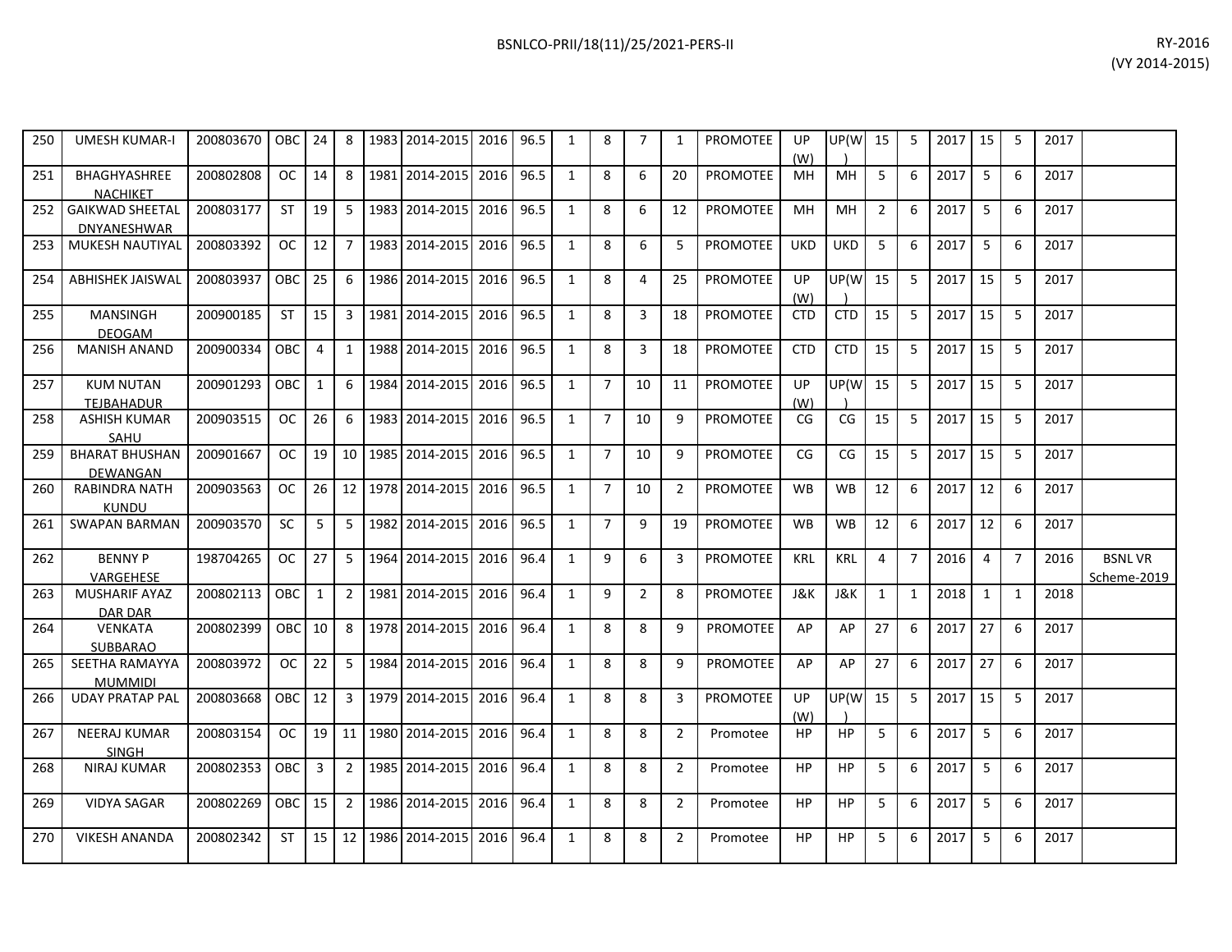| | | | | | | | | | | | | | | | | | | | | | | | | |
|---|---|---|---|---|---|---|---|---|---|---|---|---|---|---|---|---|---|---|---|---|---|---|---|---|
| 250 | UMESH KUMAR-I | 200803670 | OBC | 24 | 8 | 1983 | 2014-2015 | 2016 | 96.5 | 1 | 8 | 7 | 1 | PROMOTEE | UP (W) | UP(W) | 15 | 5 | 2017 | 15 | 5 | 2017 | |
| 251 | BHAGHYASHREE NACHIKET | 200802808 | OC | 14 | 8 | 1981 | 2014-2015 | 2016 | 96.5 | 1 | 8 | 6 | 20 | PROMOTEE | MH | MH | 5 | 6 | 2017 | 5 | 6 | 2017 | |
| 252 | GAIKWAD SHEETAL DNYANESHWAR | 200803177 | ST | 19 | 5 | 1983 | 2014-2015 | 2016 | 96.5 | 1 | 8 | 6 | 12 | PROMOTEE | MH | MH | 2 | 6 | 2017 | 5 | 6 | 2017 | |
| 253 | MUKESH NAUTIYAL | 200803392 | OC | 12 | 7 | 1983 | 2014-2015 | 2016 | 96.5 | 1 | 8 | 6 | 5 | PROMOTEE | UKD | UKD | 5 | 6 | 2017 | 5 | 6 | 2017 | |
| 254 | ABHISHEK JAISWAL | 200803937 | OBC | 25 | 6 | 1986 | 2014-2015 | 2016 | 96.5 | 1 | 8 | 4 | 25 | PROMOTEE | UP (W) | UP(W) | 15 | 5 | 2017 | 15 | 5 | 2017 | |
| 255 | MANSINGH DEOGAM | 200900185 | ST | 15 | 3 | 1981 | 2014-2015 | 2016 | 96.5 | 1 | 8 | 3 | 18 | PROMOTEE | CTD | CTD | 15 | 5 | 2017 | 15 | 5 | 2017 | |
| 256 | MANISH ANAND | 200900334 | OBC | 4 | 1 | 1988 | 2014-2015 | 2016 | 96.5 | 1 | 8 | 3 | 18 | PROMOTEE | CTD | CTD | 15 | 5 | 2017 | 15 | 5 | 2017 | |
| 257 | KUM NUTAN TEJBAHADUR | 200901293 | OBC | 1 | 6 | 1984 | 2014-2015 | 2016 | 96.5 | 1 | 7 | 10 | 11 | PROMOTEE | UP (W) | UP(W) | 15 | 5 | 2017 | 15 | 5 | 2017 | |
| 258 | ASHISH KUMAR SAHU | 200903515 | OC | 26 | 6 | 1983 | 2014-2015 | 2016 | 96.5 | 1 | 7 | 10 | 9 | PROMOTEE | CG | CG | 15 | 5 | 2017 | 15 | 5 | 2017 | |
| 259 | BHARAT BHUSHAN DEWANGAN | 200901667 | OC | 19 | 10 | 1985 | 2014-2015 | 2016 | 96.5 | 1 | 7 | 10 | 9 | PROMOTEE | CG | CG | 15 | 5 | 2017 | 15 | 5 | 2017 | |
| 260 | RABINDRA NATH KUNDU | 200903563 | OC | 26 | 12 | 1978 | 2014-2015 | 2016 | 96.5 | 1 | 7 | 10 | 2 | PROMOTEE | WB | WB | 12 | 6 | 2017 | 12 | 6 | 2017 | |
| 261 | SWAPAN BARMAN | 200903570 | SC | 5 | 5 | 1982 | 2014-2015 | 2016 | 96.5 | 1 | 7 | 9 | 19 | PROMOTEE | WB | WB | 12 | 6 | 2017 | 12 | 6 | 2017 | |
| 262 | BENNY P VARGEHESE | 198704265 | OC | 27 | 5 | 1964 | 2014-2015 | 2016 | 96.4 | 1 | 9 | 6 | 3 | PROMOTEE | KRL | KRL | 4 | 7 | 2016 | 4 | 7 | 2016 | BSNL VR Scheme-2019 |
| 263 | MUSHARIF AYAZ DAR DAR | 200802113 | OBC | 1 | 2 | 1981 | 2014-2015 | 2016 | 96.4 | 1 | 9 | 2 | 8 | PROMOTEE | J&K | J&K | 1 | 1 | 2018 | 1 | 1 | 2018 | |
| 264 | VENKATA SUBBARAO | 200802399 | OBC | 10 | 8 | 1978 | 2014-2015 | 2016 | 96.4 | 1 | 8 | 8 | 9 | PROMOTEE | AP | AP | 27 | 6 | 2017 | 27 | 6 | 2017 | |
| 265 | SEETHA RAMAYYA MUMMIDI | 200803972 | OC | 22 | 5 | 1984 | 2014-2015 | 2016 | 96.4 | 1 | 8 | 8 | 9 | PROMOTEE | AP | AP | 27 | 6 | 2017 | 27 | 6 | 2017 | |
| 266 | UDAY PRATAP PAL | 200803668 | OBC | 12 | 3 | 1979 | 2014-2015 | 2016 | 96.4 | 1 | 8 | 8 | 3 | PROMOTEE | UP (W) | UP(W) | 15 | 5 | 2017 | 15 | 5 | 2017 | |
| 267 | NEERAJ KUMAR SINGH | 200803154 | OC | 19 | 11 | 1980 | 2014-2015 | 2016 | 96.4 | 1 | 8 | 8 | 2 | Promotee | HP | HP | 5 | 6 | 2017 | 5 | 6 | 2017 | |
| 268 | NIRAJ KUMAR | 200802353 | OBC | 3 | 2 | 1985 | 2014-2015 | 2016 | 96.4 | 1 | 8 | 8 | 2 | Promotee | HP | HP | 5 | 6 | 2017 | 5 | 6 | 2017 | |
| 269 | VIDYA SAGAR | 200802269 | OBC | 15 | 2 | 1986 | 2014-2015 | 2016 | 96.4 | 1 | 8 | 8 | 2 | Promotee | HP | HP | 5 | 6 | 2017 | 5 | 6 | 2017 | |
| 270 | VIKESH ANANDA | 200802342 | ST | 15 | 12 | 1986 | 2014-2015 | 2016 | 96.4 | 1 | 8 | 8 | 2 | Promotee | HP | HP | 5 | 6 | 2017 | 5 | 6 | 2017 | |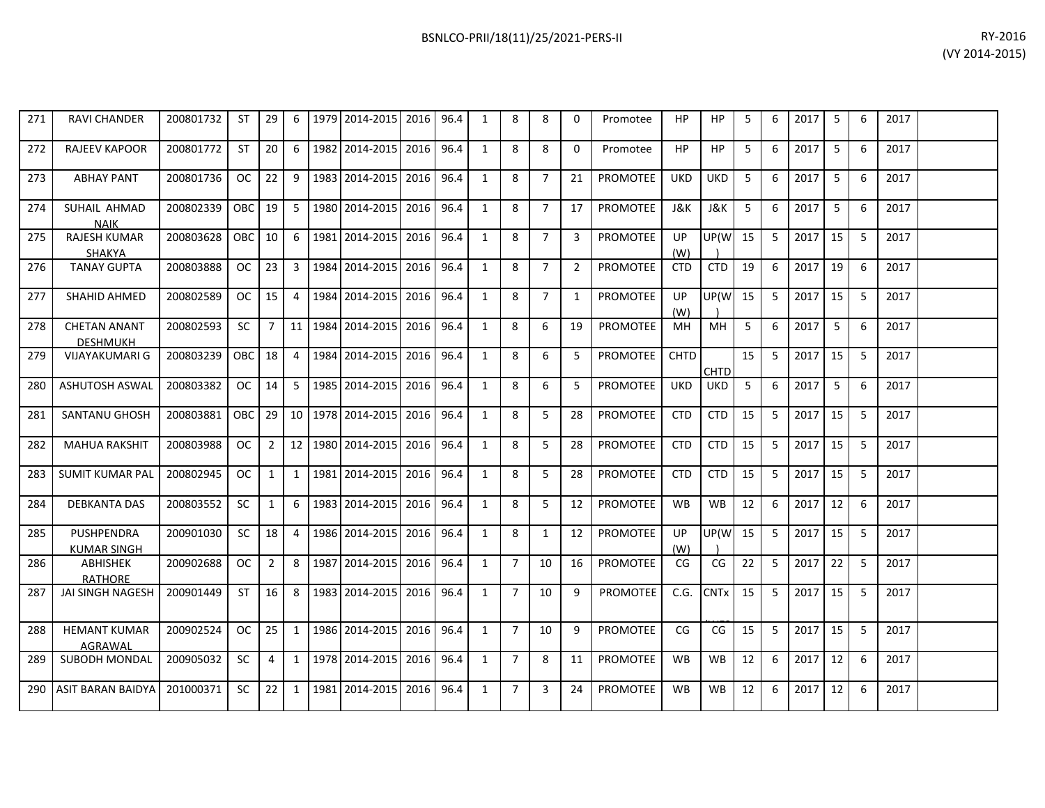| | | | | | | | | | | | | | | | | | | | | | | | | |
|---|---|---|---|---|---|---|---|---|---|---|---|---|---|---|---|---|---|---|---|---|---|---|---|---|
| 271 | RAVI CHANDER | 200801732 | ST | 29 | 6 | 1979 | 2014-2015 | 2016 | 96.4 | 1 | 8 | 8 | 0 | Promotee | HP | HP | 5 | 6 | 2017 | 5 | 6 | 2017 | |
| 272 | RAJEEV KAPOOR | 200801772 | ST | 20 | 6 | 1982 | 2014-2015 | 2016 | 96.4 | 1 | 8 | 8 | 0 | Promotee | HP | HP | 5 | 6 | 2017 | 5 | 6 | 2017 | |
| 273 | ABHAY PANT | 200801736 | OC | 22 | 9 | 1983 | 2014-2015 | 2016 | 96.4 | 1 | 8 | 7 | 21 | PROMOTEE | UKD | UKD | 5 | 6 | 2017 | 5 | 6 | 2017 | |
| 274 | SUHAIL AHMAD NAIK | 200802339 | OBC | 19 | 5 | 1980 | 2014-2015 | 2016 | 96.4 | 1 | 8 | 7 | 17 | PROMOTEE | J&K | J&K | 5 | 6 | 2017 | 5 | 6 | 2017 | |
| 275 | RAJESH KUMAR SHAKYA | 200803628 | OBC | 10 | 6 | 1981 | 2014-2015 | 2016 | 96.4 | 1 | 8 | 7 | 3 | PROMOTEE | UP (W) | UP(W) | 15 | 5 | 2017 | 15 | 5 | 2017 | |
| 276 | TANAY GUPTA | 200803888 | OC | 23 | 3 | 1984 | 2014-2015 | 2016 | 96.4 | 1 | 8 | 7 | 2 | PROMOTEE | CTD | CTD | 19 | 6 | 2017 | 19 | 6 | 2017 | |
| 277 | SHAHID AHMED | 200802589 | OC | 15 | 4 | 1984 | 2014-2015 | 2016 | 96.4 | 1 | 8 | 7 | 1 | PROMOTEE | UP (W) | UP(W) | 15 | 5 | 2017 | 15 | 5 | 2017 | |
| 278 | CHETAN ANANT DESHMUKH | 200802593 | SC | 7 | 11 | 1984 | 2014-2015 | 2016 | 96.4 | 1 | 8 | 6 | 19 | PROMOTEE | MH | MH | 5 | 6 | 2017 | 5 | 6 | 2017 | |
| 279 | VIJAYAKUMARI G | 200803239 | OBC | 18 | 4 | 1984 | 2014-2015 | 2016 | 96.4 | 1 | 8 | 6 | 5 | PROMOTEE | CHTD | CHTD | 15 | 5 | 2017 | 15 | 5 | 2017 | |
| 280 | ASHUTOSH ASWAL | 200803382 | OC | 14 | 5 | 1985 | 2014-2015 | 2016 | 96.4 | 1 | 8 | 6 | 5 | PROMOTEE | UKD | UKD | 5 | 6 | 2017 | 5 | 6 | 2017 | |
| 281 | SANTANU GHOSH | 200803881 | OBC | 29 | 10 | 1978 | 2014-2015 | 2016 | 96.4 | 1 | 8 | 5 | 28 | PROMOTEE | CTD | CTD | 15 | 5 | 2017 | 15 | 5 | 2017 | |
| 282 | MAHUA RAKSHIT | 200803988 | OC | 2 | 12 | 1980 | 2014-2015 | 2016 | 96.4 | 1 | 8 | 5 | 28 | PROMOTEE | CTD | CTD | 15 | 5 | 2017 | 15 | 5 | 2017 | |
| 283 | SUMIT KUMAR PAL | 200802945 | OC | 1 | 1 | 1981 | 2014-2015 | 2016 | 96.4 | 1 | 8 | 5 | 28 | PROMOTEE | CTD | CTD | 15 | 5 | 2017 | 15 | 5 | 2017 | |
| 284 | DEBKANTA DAS | 200803552 | SC | 1 | 6 | 1983 | 2014-2015 | 2016 | 96.4 | 1 | 8 | 5 | 12 | PROMOTEE | WB | WB | 12 | 6 | 2017 | 12 | 6 | 2017 | |
| 285 | PUSHPENDRA KUMAR SINGH | 200901030 | SC | 18 | 4 | 1986 | 2014-2015 | 2016 | 96.4 | 1 | 8 | 1 | 12 | PROMOTEE | UP (W) | UP(W) | 15 | 5 | 2017 | 15 | 5 | 2017 | |
| 286 | ABHISHEK RATHORE | 200902688 | OC | 2 | 8 | 1987 | 2014-2015 | 2016 | 96.4 | 1 | 7 | 10 | 16 | PROMOTEE | CG | CG | 22 | 5 | 2017 | 22 | 5 | 2017 | |
| 287 | JAI SINGH NAGESH | 200901449 | ST | 16 | 8 | 1983 | 2014-2015 | 2016 | 96.4 | 1 | 7 | 10 | 9 | PROMOTEE | C.G. | CNTx | 15 | 5 | 2017 | 15 | 5 | 2017 | |
| 288 | HEMANT KUMAR AGRAWAL | 200902524 | OC | 25 | 1 | 1986 | 2014-2015 | 2016 | 96.4 | 1 | 7 | 10 | 9 | PROMOTEE | CG | CG | 15 | 5 | 2017 | 15 | 5 | 2017 | |
| 289 | SUBODH MONDAL | 200905032 | SC | 4 | 1 | 1978 | 2014-2015 | 2016 | 96.4 | 1 | 7 | 8 | 11 | PROMOTEE | WB | WB | 12 | 6 | 2017 | 12 | 6 | 2017 | |
| 290 | ASIT BARAN BAIDYA | 201000371 | SC | 22 | 1 | 1981 | 2014-2015 | 2016 | 96.4 | 1 | 7 | 3 | 24 | PROMOTEE | WB | WB | 12 | 6 | 2017 | 12 | 6 | 2017 | |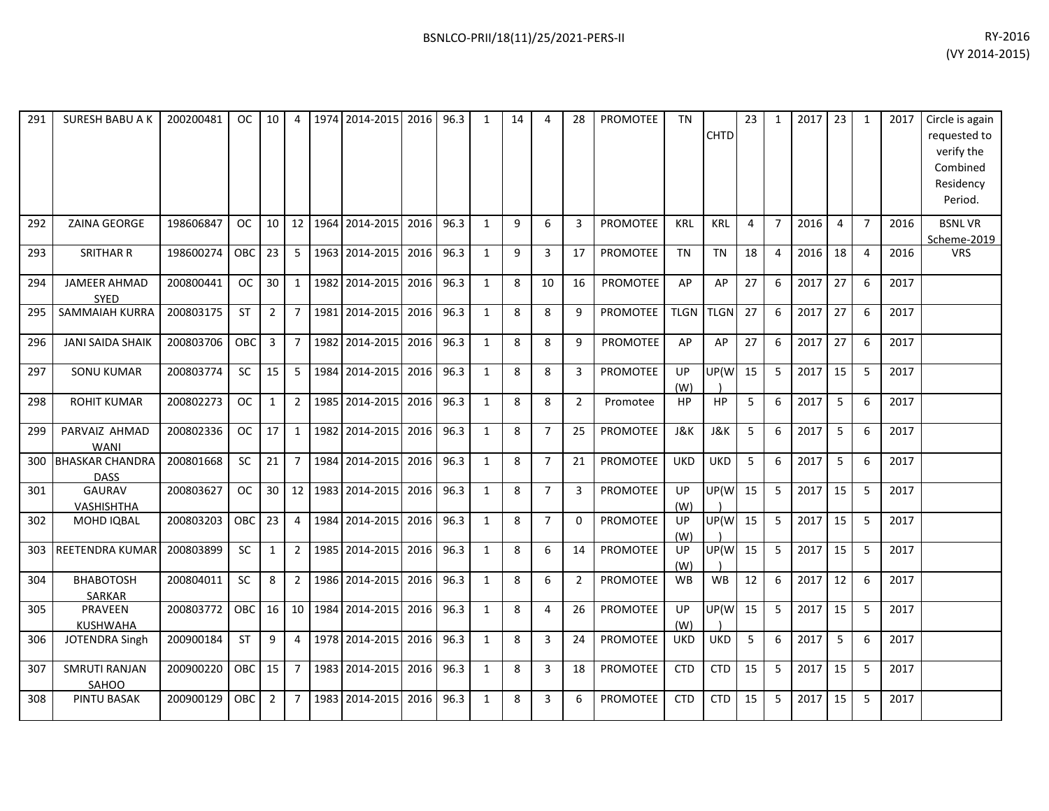| 291 | SURESH BABU A K | 200200481 | OC | 10 | 4 | 1974 | 2014-2015 | 2016 | 96.3 | 1 | 14 | 4 | 28 | PROMOTEE | TN | CHTD | 23 | 1 | 2017 | 23 | 1 | 2017 | Circle is again requested to verify the Combined Residency Period. |
|---|---|---|---|---|---|---|---|---|---|---|---|---|---|---|---|---|---|---|---|---|---|---|---|
| 292 | ZAINA GEORGE | 198606847 | OC | 10 | 12 | 1964 | 2014-2015 | 2016 | 96.3 | 1 | 9 | 6 | 3 | PROMOTEE | KRL | KRL | 4 | 7 | 2016 | 4 | 7 | 2016 | BSNL VR Scheme-2019 |
| 293 | SRITHAR R | 198600274 | OBC | 23 | 5 | 1963 | 2014-2015 | 2016 | 96.3 | 1 | 9 | 3 | 17 | PROMOTEE | TN | TN | 18 | 4 | 2016 | 18 | 4 | 2016 | VRS |
| 294 | JAMEER AHMAD SYED | 200800441 | OC | 30 | 1 | 1982 | 2014-2015 | 2016 | 96.3 | 1 | 8 | 10 | 16 | PROMOTEE | AP | AP | 27 | 6 | 2017 | 27 | 6 | 2017 | |
| 295 | SAMMAIAH KURRA | 200803175 | ST | 2 | 7 | 1981 | 2014-2015 | 2016 | 96.3 | 1 | 8 | 8 | 9 | PROMOTEE | TLGN | TLGN | 27 | 6 | 2017 | 27 | 6 | 2017 | |
| 296 | JANI SAIDA SHAIK | 200803706 | OBC | 3 | 7 | 1982 | 2014-2015 | 2016 | 96.3 | 1 | 8 | 8 | 9 | PROMOTEE | AP | AP | 27 | 6 | 2017 | 27 | 6 | 2017 | |
| 297 | SONU KUMAR | 200803774 | SC | 15 | 5 | 1984 | 2014-2015 | 2016 | 96.3 | 1 | 8 | 8 | 3 | PROMOTEE | UP (W) | UP(W) | 15 | 5 | 2017 | 15 | 5 | 2017 | |
| 298 | ROHIT KUMAR | 200802273 | OC | 1 | 2 | 1985 | 2014-2015 | 2016 | 96.3 | 1 | 8 | 8 | 2 | Promotee | HP | HP | 5 | 6 | 2017 | 5 | 6 | 2017 | |
| 299 | PARVAIZ AHMAD WANI | 200802336 | OC | 17 | 1 | 1982 | 2014-2015 | 2016 | 96.3 | 1 | 8 | 7 | 25 | PROMOTEE | J&K | J&K | 5 | 6 | 2017 | 5 | 6 | 2017 | |
| 300 | BHASKAR CHANDRA DASS | 200801668 | SC | 21 | 7 | 1984 | 2014-2015 | 2016 | 96.3 | 1 | 8 | 7 | 21 | PROMOTEE | UKD | UKD | 5 | 6 | 2017 | 5 | 6 | 2017 | |
| 301 | GAURAV VASHISHTHA | 200803627 | OC | 30 | 12 | 1983 | 2014-2015 | 2016 | 96.3 | 1 | 8 | 7 | 3 | PROMOTEE | UP (W) | UP(W) | 15 | 5 | 2017 | 15 | 5 | 2017 | |
| 302 | MOHD IQBAL | 200803203 | OBC | 23 | 4 | 1984 | 2014-2015 | 2016 | 96.3 | 1 | 8 | 7 | 0 | PROMOTEE | UP (W) | UP(W) | 15 | 5 | 2017 | 15 | 5 | 2017 | |
| 303 | REETENDRA KUMAR | 200803899 | SC | 1 | 2 | 1985 | 2014-2015 | 2016 | 96.3 | 1 | 8 | 6 | 14 | PROMOTEE | UP (W) | UP(W) | 15 | 5 | 2017 | 15 | 5 | 2017 | |
| 304 | BHABOTOSH SARKAR | 200804011 | SC | 8 | 2 | 1986 | 2014-2015 | 2016 | 96.3 | 1 | 8 | 6 | 2 | PROMOTEE | WB | WB | 12 | 6 | 2017 | 12 | 6 | 2017 | |
| 305 | PRAVEEN KUSHWAHA | 200803772 | OBC | 16 | 10 | 1984 | 2014-2015 | 2016 | 96.3 | 1 | 8 | 4 | 26 | PROMOTEE | UP (W) | UP(W) | 15 | 5 | 2017 | 15 | 5 | 2017 | |
| 306 | JOTENDRA Singh | 200900184 | ST | 9 | 4 | 1978 | 2014-2015 | 2016 | 96.3 | 1 | 8 | 3 | 24 | PROMOTEE | UKD | UKD | 5 | 6 | 2017 | 5 | 6 | 2017 | |
| 307 | SMRUTI RANJAN SAHOO | 200900220 | OBC | 15 | 7 | 1983 | 2014-2015 | 2016 | 96.3 | 1 | 8 | 3 | 18 | PROMOTEE | CTD | CTD | 15 | 5 | 2017 | 15 | 5 | 2017 | |
| 308 | PINTU BASAK | 200900129 | OBC | 2 | 7 | 1983 | 2014-2015 | 2016 | 96.3 | 1 | 8 | 3 | 6 | PROMOTEE | CTD | CTD | 15 | 5 | 2017 | 15 | 5 | 2017 | |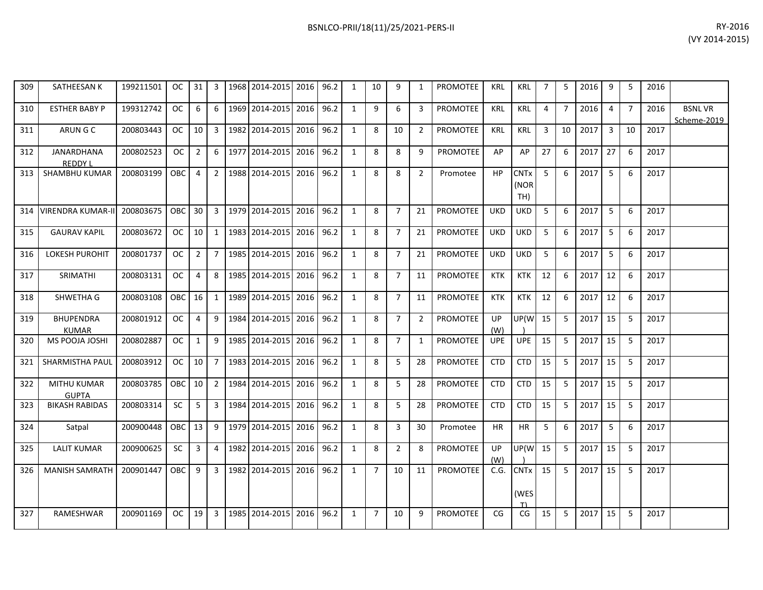| | | | | | | | | | | | | | | | | | | | | | | | | |
|---|---|---|---|---|---|---|---|---|---|---|---|---|---|---|---|---|---|---|---|---|---|---|---|---|
| 309 | SATHEESAN K | 199211501 | OC | 31 | 3 | 1968 | 2014-2015 | 2016 | 96.2 | 1 | 10 | 9 | 1 | PROMOTEE | KRL | KRL | 7 | 5 | 2016 | 9 | 5 | 2016 | |
| 310 | ESTHER BABY P | 199312742 | OC | 6 | 6 | 1969 | 2014-2015 | 2016 | 96.2 | 1 | 9 | 6 | 3 | PROMOTEE | KRL | KRL | 4 | 7 | 2016 | 4 | 7 | 2016 | BSNL VR Scheme-2019 |
| 311 | ARUN G C | 200803443 | OC | 10 | 3 | 1982 | 2014-2015 | 2016 | 96.2 | 1 | 8 | 10 | 2 | PROMOTEE | KRL | KRL | 3 | 10 | 2017 | 3 | 10 | 2017 | |
| 312 | JANARDHANA REDDY L | 200802523 | OC | 2 | 6 | 1977 | 2014-2015 | 2016 | 96.2 | 1 | 8 | 8 | 9 | PROMOTEE | AP | AP | 27 | 6 | 2017 | 27 | 6 | 2017 | |
| 313 | SHAMBHU KUMAR | 200803199 | OBC | 4 | 2 | 1988 | 2014-2015 | 2016 | 96.2 | 1 | 8 | 8 | 2 | Promotee | HP | CNTx (NORTH) | 5 | 6 | 2017 | 5 | 6 | 2017 | |
| 314 | VIRENDRA KUMAR-II | 200803675 | OBC | 30 | 3 | 1979 | 2014-2015 | 2016 | 96.2 | 1 | 8 | 7 | 21 | PROMOTEE | UKD | UKD | 5 | 6 | 2017 | 5 | 6 | 2017 | |
| 315 | GAURAV KAPIL | 200803672 | OC | 10 | 1 | 1983 | 2014-2015 | 2016 | 96.2 | 1 | 8 | 7 | 21 | PROMOTEE | UKD | UKD | 5 | 6 | 2017 | 5 | 6 | 2017 | |
| 316 | LOKESH PUROHIT | 200801737 | OC | 2 | 7 | 1985 | 2014-2015 | 2016 | 96.2 | 1 | 8 | 7 | 21 | PROMOTEE | UKD | UKD | 5 | 6 | 2017 | 5 | 6 | 2017 | |
| 317 | SRIMATHI | 200803131 | OC | 4 | 8 | 1985 | 2014-2015 | 2016 | 96.2 | 1 | 8 | 7 | 11 | PROMOTEE | KTK | KTK | 12 | 6 | 2017 | 12 | 6 | 2017 | |
| 318 | SHWETHA G | 200803108 | OBC | 16 | 1 | 1989 | 2014-2015 | 2016 | 96.2 | 1 | 8 | 7 | 11 | PROMOTEE | KTK | KTK | 12 | 6 | 2017 | 12 | 6 | 2017 | |
| 319 | BHUPENDRA KUMAR | 200801912 | OC | 4 | 9 | 1984 | 2014-2015 | 2016 | 96.2 | 1 | 8 | 7 | 2 | PROMOTEE | UP (W) | UP(W) | 15 | 5 | 2017 | 15 | 5 | 2017 | |
| 320 | MS POOJA JOSHI | 200802887 | OC | 1 | 9 | 1985 | 2014-2015 | 2016 | 96.2 | 1 | 8 | 7 | 1 | PROMOTEE | UPE | UPE | 15 | 5 | 2017 | 15 | 5 | 2017 | |
| 321 | SHARMISTHA PAUL | 200803912 | OC | 10 | 7 | 1983 | 2014-2015 | 2016 | 96.2 | 1 | 8 | 5 | 28 | PROMOTEE | CTD | CTD | 15 | 5 | 2017 | 15 | 5 | 2017 | |
| 322 | MITHU KUMAR GUPTA | 200803785 | OBC | 10 | 2 | 1984 | 2014-2015 | 2016 | 96.2 | 1 | 8 | 5 | 28 | PROMOTEE | CTD | CTD | 15 | 5 | 2017 | 15 | 5 | 2017 | |
| 323 | BIKASH RABIDAS | 200803314 | SC | 5 | 3 | 1984 | 2014-2015 | 2016 | 96.2 | 1 | 8 | 5 | 28 | PROMOTEE | CTD | CTD | 15 | 5 | 2017 | 15 | 5 | 2017 | |
| 324 | Satpal | 200900448 | OBC | 13 | 9 | 1979 | 2014-2015 | 2016 | 96.2 | 1 | 8 | 3 | 30 | Promotee | HR | HR | 5 | 6 | 2017 | 5 | 6 | 2017 | |
| 325 | LALIT KUMAR | 200900625 | SC | 3 | 4 | 1982 | 2014-2015 | 2016 | 96.2 | 1 | 8 | 2 | 8 | PROMOTEE | UP (W) | UP(W) | 15 | 5 | 2017 | 15 | 5 | 2017 | |
| 326 | MANISH SAMRATH | 200901447 | OBC | 9 | 3 | 1982 | 2014-2015 | 2016 | 96.2 | 1 | 7 | 10 | 11 | PROMOTEE | C.G. | CNTx (WEST) | 15 | 5 | 2017 | 15 | 5 | 2017 | |
| 327 | RAMESHWAR | 200901169 | OC | 19 | 3 | 1985 | 2014-2015 | 2016 | 96.2 | 1 | 7 | 10 | 9 | PROMOTEE | CG | CG | 15 | 5 | 2017 | 15 | 5 | 2017 | |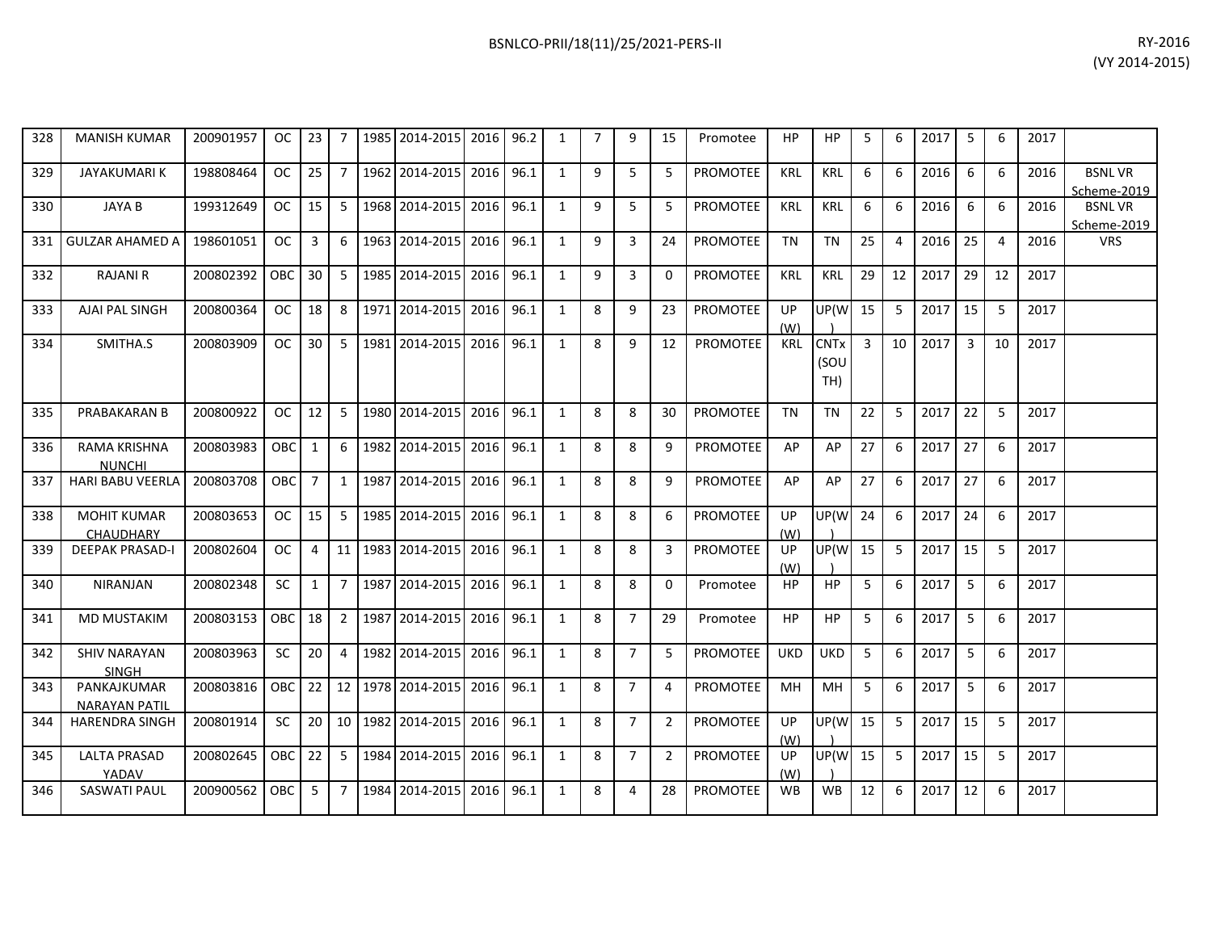| | | | | | | | | | | | | | | | | | | | | | | | | |
|---|---|---|---|---|---|---|---|---|---|---|---|---|---|---|---|---|---|---|---|---|---|---|---|---|
| 328 | MANISH KUMAR | 200901957 | OC | 23 | 7 | 1985 | 2014-2015 | 2016 | 96.2 | 1 | 7 | 9 | 15 | Promotee | HP | HP | 5 | 6 | 2017 | 5 | 6 | 2017 | |
| 329 | JAYAKUMARI K | 198808464 | OC | 25 | 7 | 1962 | 2014-2015 | 2016 | 96.1 | 1 | 9 | 5 | 5 | PROMOTEE | KRL | KRL | 6 | 6 | 2016 | 6 | 6 | 2016 | BSNL VR Scheme-2019 |
| 330 | JAYA B | 199312649 | OC | 15 | 5 | 1968 | 2014-2015 | 2016 | 96.1 | 1 | 9 | 5 | 5 | PROMOTEE | KRL | KRL | 6 | 6 | 2016 | 6 | 6 | 2016 | BSNL VR Scheme-2019 |
| 331 | GULZAR AHAMED A | 198601051 | OC | 3 | 6 | 1963 | 2014-2015 | 2016 | 96.1 | 1 | 9 | 3 | 24 | PROMOTEE | TN | TN | 25 | 4 | 2016 | 25 | 4 | 2016 | VRS |
| 332 | RAJANI R | 200802392 | OBC | 30 | 5 | 1985 | 2014-2015 | 2016 | 96.1 | 1 | 9 | 3 | 0 | PROMOTEE | KRL | KRL | 29 | 12 | 2017 | 29 | 12 | 2017 | |
| 333 | AJAI PAL SINGH | 200800364 | OC | 18 | 8 | 1971 | 2014-2015 | 2016 | 96.1 | 1 | 8 | 9 | 23 | PROMOTEE | UP (W) | UP(W) | 15 | 5 | 2017 | 15 | 5 | 2017 | |
| 334 | SMITHA.S | 200803909 | OC | 30 | 5 | 1981 | 2014-2015 | 2016 | 96.1 | 1 | 8 | 9 | 12 | PROMOTEE | KRL | CNTx (SOUTH) | 3 | 10 | 2017 | 3 | 10 | 2017 | |
| 335 | PRABAKARAN B | 200800922 | OC | 12 | 5 | 1980 | 2014-2015 | 2016 | 96.1 | 1 | 8 | 8 | 30 | PROMOTEE | TN | TN | 22 | 5 | 2017 | 22 | 5 | 2017 | |
| 336 | RAMA KRISHNA NUNCHI | 200803983 | OBC | 1 | 6 | 1982 | 2014-2015 | 2016 | 96.1 | 1 | 8 | 8 | 9 | PROMOTEE | AP | AP | 27 | 6 | 2017 | 27 | 6 | 2017 | |
| 337 | HARI BABU VEERLA | 200803708 | OBC | 7 | 1 | 1987 | 2014-2015 | 2016 | 96.1 | 1 | 8 | 8 | 9 | PROMOTEE | AP | AP | 27 | 6 | 2017 | 27 | 6 | 2017 | |
| 338 | MOHIT KUMAR CHAUDHARY | 200803653 | OC | 15 | 5 | 1985 | 2014-2015 | 2016 | 96.1 | 1 | 8 | 8 | 6 | PROMOTEE | UP (W) | UP(W) | 24 | 6 | 2017 | 24 | 6 | 2017 | |
| 339 | DEEPAK PRASAD-I | 200802604 | OC | 4 | 11 | 1983 | 2014-2015 | 2016 | 96.1 | 1 | 8 | 8 | 3 | PROMOTEE | UP (W) | UP(W) | 15 | 5 | 2017 | 15 | 5 | 2017 | |
| 340 | NIRANJAN | 200802348 | SC | 1 | 7 | 1987 | 2014-2015 | 2016 | 96.1 | 1 | 8 | 8 | 0 | Promotee | HP | HP | 5 | 6 | 2017 | 5 | 6 | 2017 | |
| 341 | MD MUSTAKIM | 200803153 | OBC | 18 | 2 | 1987 | 2014-2015 | 2016 | 96.1 | 1 | 8 | 7 | 29 | Promotee | HP | HP | 5 | 6 | 2017 | 5 | 6 | 2017 | |
| 342 | SHIV NARAYAN SINGH | 200803963 | SC | 20 | 4 | 1982 | 2014-2015 | 2016 | 96.1 | 1 | 8 | 7 | 5 | PROMOTEE | UKD | UKD | 5 | 6 | 2017 | 5 | 6 | 2017 | |
| 343 | PANKAJKUMAR NARAYAN PATIL | 200803816 | OBC | 22 | 12 | 1978 | 2014-2015 | 2016 | 96.1 | 1 | 8 | 7 | 4 | PROMOTEE | MH | MH | 5 | 6 | 2017 | 5 | 6 | 2017 | |
| 344 | HARENDRA SINGH | 200801914 | SC | 20 | 10 | 1982 | 2014-2015 | 2016 | 96.1 | 1 | 8 | 7 | 2 | PROMOTEE | UP (W) | UP(W) | 15 | 5 | 2017 | 15 | 5 | 2017 | |
| 345 | LALTA PRASAD YADAV | 200802645 | OBC | 22 | 5 | 1984 | 2014-2015 | 2016 | 96.1 | 1 | 8 | 7 | 2 | PROMOTEE | UP (W) | UP(W) | 15 | 5 | 2017 | 15 | 5 | 2017 | |
| 346 | SASWATI PAUL | 200900562 | OBC | 5 | 7 | 1984 | 2014-2015 | 2016 | 96.1 | 1 | 8 | 4 | 28 | PROMOTEE | WB | WB | 12 | 6 | 2017 | 12 | 6 | 2017 | |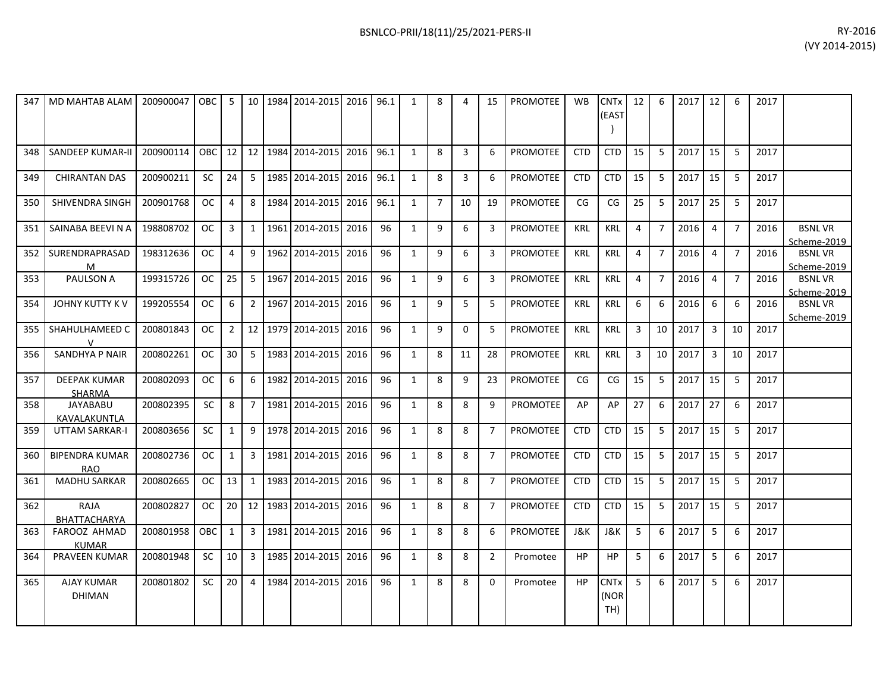| | | | | | | | | | | | | | | | | | | | | | | | |
|---|---|---|---|---|---|---|---|---|---|---|---|---|---|---|---|---|---|---|---|---|---|---|---|
| 347 | MD MAHTAB ALAM | 200900047 | OBC | 5 | 10 | 1984 | 2014-2015 | 2016 | 96.1 | 1 | 8 | 4 | 15 | PROMOTEE | WB | CNTx (EAST) | 12 | 6 | 2017 | 12 | 6 | 2017 | |
| 348 | SANDEEP KUMAR-II | 200900114 | OBC | 12 | 12 | 1984 | 2014-2015 | 2016 | 96.1 | 1 | 8 | 3 | 6 | PROMOTEE | CTD | CTD | 15 | 5 | 2017 | 15 | 5 | 2017 | |
| 349 | CHIRANTAN DAS | 200900211 | SC | 24 | 5 | 1985 | 2014-2015 | 2016 | 96.1 | 1 | 8 | 3 | 6 | PROMOTEE | CTD | CTD | 15 | 5 | 2017 | 15 | 5 | 2017 | |
| 350 | SHIVENDRA SINGH | 200901768 | OC | 4 | 8 | 1984 | 2014-2015 | 2016 | 96.1 | 1 | 7 | 10 | 19 | PROMOTEE | CG | CG | 25 | 5 | 2017 | 25 | 5 | 2017 | |
| 351 | SAINABA BEEVI N A | 198808702 | OC | 3 | 1 | 1961 | 2014-2015 | 2016 | 96 | 1 | 9 | 6 | 3 | PROMOTEE | KRL | KRL | 4 | 7 | 2016 | 4 | 7 | 2016 | BSNL VR Scheme-2019 |
| 352 | SURENDRAPRASAD M | 198312636 | OC | 4 | 9 | 1962 | 2014-2015 | 2016 | 96 | 1 | 9 | 6 | 3 | PROMOTEE | KRL | KRL | 4 | 7 | 2016 | 4 | 7 | 2016 | BSNL VR Scheme-2019 |
| 353 | PAULSON A | 199315726 | OC | 25 | 5 | 1967 | 2014-2015 | 2016 | 96 | 1 | 9 | 6 | 3 | PROMOTEE | KRL | KRL | 4 | 7 | 2016 | 4 | 7 | 2016 | BSNL VR Scheme-2019 |
| 354 | JOHNY KUTTY K V | 199205554 | OC | 6 | 2 | 1967 | 2014-2015 | 2016 | 96 | 1 | 9 | 5 | 5 | PROMOTEE | KRL | KRL | 6 | 6 | 2016 | 6 | 6 | 2016 | BSNL VR Scheme-2019 |
| 355 | SHAHULHAMEED C V | 200801843 | OC | 2 | 12 | 1979 | 2014-2015 | 2016 | 96 | 1 | 9 | 0 | 5 | PROMOTEE | KRL | KRL | 3 | 10 | 2017 | 3 | 10 | 2017 | |
| 356 | SANDHYA P NAIR | 200802261 | OC | 30 | 5 | 1983 | 2014-2015 | 2016 | 96 | 1 | 8 | 11 | 28 | PROMOTEE | KRL | KRL | 3 | 10 | 2017 | 3 | 10 | 2017 | |
| 357 | DEEPAK KUMAR SHARMA | 200802093 | OC | 6 | 6 | 1982 | 2014-2015 | 2016 | 96 | 1 | 8 | 9 | 23 | PROMOTEE | CG | CG | 15 | 5 | 2017 | 15 | 5 | 2017 | |
| 358 | JAYABABU KAVALAKUNTLA | 200802395 | SC | 8 | 7 | 1981 | 2014-2015 | 2016 | 96 | 1 | 8 | 8 | 9 | PROMOTEE | AP | AP | 27 | 6 | 2017 | 27 | 6 | 2017 | |
| 359 | UTTAM SARKAR-I | 200803656 | SC | 1 | 9 | 1978 | 2014-2015 | 2016 | 96 | 1 | 8 | 8 | 7 | PROMOTEE | CTD | CTD | 15 | 5 | 2017 | 15 | 5 | 2017 | |
| 360 | BIPENDRA KUMAR RAO | 200802736 | OC | 1 | 3 | 1981 | 2014-2015 | 2016 | 96 | 1 | 8 | 8 | 7 | PROMOTEE | CTD | CTD | 15 | 5 | 2017 | 15 | 5 | 2017 | |
| 361 | MADHU SARKAR | 200802665 | OC | 13 | 1 | 1983 | 2014-2015 | 2016 | 96 | 1 | 8 | 8 | 7 | PROMOTEE | CTD | CTD | 15 | 5 | 2017 | 15 | 5 | 2017 | |
| 362 | RAJA BHATTACHARYA | 200802827 | OC | 20 | 12 | 1983 | 2014-2015 | 2016 | 96 | 1 | 8 | 8 | 7 | PROMOTEE | CTD | CTD | 15 | 5 | 2017 | 15 | 5 | 2017 | |
| 363 | FAROOZ AHMAD KUMAR | 200801958 | OBC | 1 | 3 | 1981 | 2014-2015 | 2016 | 96 | 1 | 8 | 8 | 6 | PROMOTEE | J&K | J&K | 5 | 6 | 2017 | 5 | 6 | 2017 | |
| 364 | PRAVEEN KUMAR | 200801948 | SC | 10 | 3 | 1985 | 2014-2015 | 2016 | 96 | 1 | 8 | 8 | 2 | Promotee | HP | HP | 5 | 6 | 2017 | 5 | 6 | 2017 | |
| 365 | AJAY KUMAR DHIMAN | 200801802 | SC | 20 | 4 | 1984 | 2014-2015 | 2016 | 96 | 1 | 8 | 8 | 0 | Promotee | HP | CNTx (NORTH) | 5 | 6 | 2017 | 5 | 6 | 2017 | |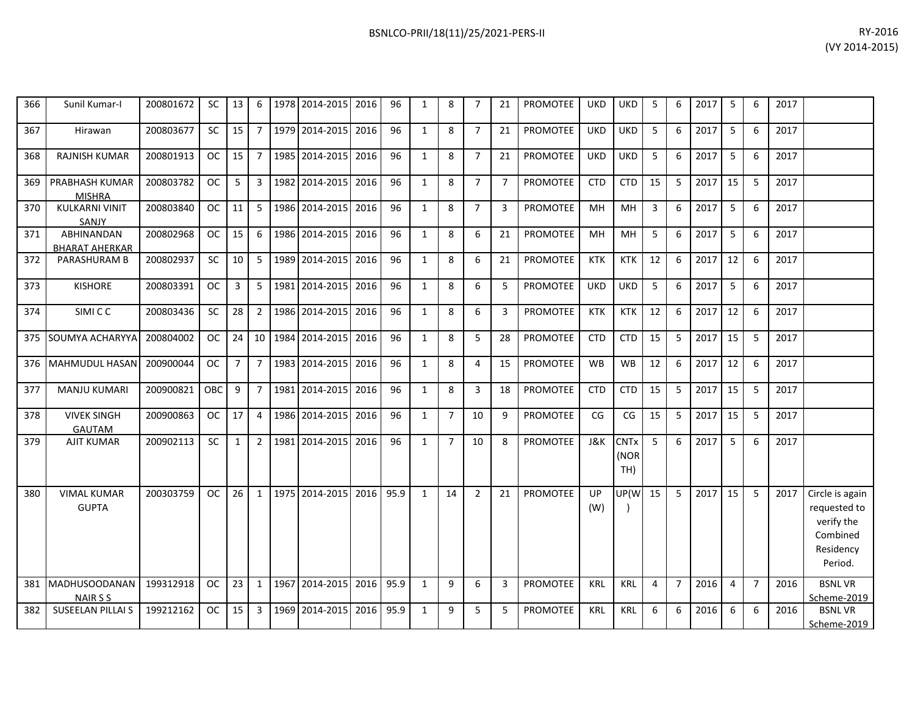| 366 | Sunil Kumar-I | 200801672 | SC | 13 | 6 | 1978 | 2014-2015 | 2016 | 96 | 1 | 8 | 7 | 21 | PROMOTEE | UKD | UKD | 5 | 6 | 2017 | 5 | 6 | 2017 | |
|---|---|---|---|---|---|---|---|---|---|---|---|---|---|---|---|---|---|---|---|---|---|---|---|
| 367 | Hirawan | 200803677 | SC | 15 | 7 | 1979 | 2014-2015 | 2016 | 96 | 1 | 8 | 7 | 21 | PROMOTEE | UKD | UKD | 5 | 6 | 2017 | 5 | 6 | 2017 | |
| 368 | RAJNISH KUMAR | 200801913 | OC | 15 | 7 | 1985 | 2014-2015 | 2016 | 96 | 1 | 8 | 7 | 21 | PROMOTEE | UKD | UKD | 5 | 6 | 2017 | 5 | 6 | 2017 | |
| 369 | PRABHASH KUMAR MISHRA | 200803782 | OC | 5 | 3 | 1982 | 2014-2015 | 2016 | 96 | 1 | 8 | 7 | 7 | PROMOTEE | CTD | CTD | 15 | 5 | 2017 | 15 | 5 | 2017 | |
| 370 | KULKARNI VINIT SANJY | 200803840 | OC | 11 | 5 | 1986 | 2014-2015 | 2016 | 96 | 1 | 8 | 7 | 3 | PROMOTEE | MH | MH | 3 | 6 | 2017 | 5 | 6 | 2017 | |
| 371 | ABHINANDAN BHARAT AHERKAR | 200802968 | OC | 15 | 6 | 1986 | 2014-2015 | 2016 | 96 | 1 | 8 | 6 | 21 | PROMOTEE | MH | MH | 5 | 6 | 2017 | 5 | 6 | 2017 | |
| 372 | PARASHURAM B | 200802937 | SC | 10 | 5 | 1989 | 2014-2015 | 2016 | 96 | 1 | 8 | 6 | 21 | PROMOTEE | KTK | KTK | 12 | 6 | 2017 | 12 | 6 | 2017 | |
| 373 | KISHORE | 200803391 | OC | 3 | 5 | 1981 | 2014-2015 | 2016 | 96 | 1 | 8 | 6 | 5 | PROMOTEE | UKD | UKD | 5 | 6 | 2017 | 5 | 6 | 2017 | |
| 374 | SIMI C C | 200803436 | SC | 28 | 2 | 1986 | 2014-2015 | 2016 | 96 | 1 | 8 | 6 | 3 | PROMOTEE | KTK | KTK | 12 | 6 | 2017 | 12 | 6 | 2017 | |
| 375 | SOUMYA ACHARYYA | 200804002 | OC | 24 | 10 | 1984 | 2014-2015 | 2016 | 96 | 1 | 8 | 5 | 28 | PROMOTEE | CTD | CTD | 15 | 5 | 2017 | 15 | 5 | 2017 | |
| 376 | MAHMUDUL HASAN | 200900044 | OC | 7 | 7 | 1983 | 2014-2015 | 2016 | 96 | 1 | 8 | 4 | 15 | PROMOTEE | WB | WB | 12 | 6 | 2017 | 12 | 6 | 2017 | |
| 377 | MANJU KUMARI | 200900821 | OBC | 9 | 7 | 1981 | 2014-2015 | 2016 | 96 | 1 | 8 | 3 | 18 | PROMOTEE | CTD | CTD | 15 | 5 | 2017 | 15 | 5 | 2017 | |
| 378 | VIVEK SINGH GAUTAM | 200900863 | OC | 17 | 4 | 1986 | 2014-2015 | 2016 | 96 | 1 | 7 | 10 | 9 | PROMOTEE | CG | CG | 15 | 5 | 2017 | 15 | 5 | 2017 | |
| 379 | AJIT KUMAR | 200902113 | SC | 1 | 2 | 1981 | 2014-2015 | 2016 | 96 | 1 | 7 | 10 | 8 | PROMOTEE | J&K | CNTx (NORTH) | 5 | 6 | 2017 | 5 | 6 | 2017 | |
| 380 | VIMAL KUMAR GUPTA | 200303759 | OC | 26 | 1 | 1975 | 2014-2015 | 2016 | 95.9 | 1 | 14 | 2 | 21 | PROMOTEE | UP (W) | UP(W) | 15 | 5 | 2017 | 15 | 5 | 2017 | Circle is again requested to verify the Combined Residency Period. |
| 381 | MADHUSOODANAN NAIR S S | 199312918 | OC | 23 | 1 | 1967 | 2014-2015 | 2016 | 95.9 | 1 | 9 | 6 | 3 | PROMOTEE | KRL | KRL | 4 | 7 | 2016 | 4 | 7 | 2016 | BSNL VR Scheme-2019 |
| 382 | SUSEELAN PILLAI S | 199212162 | OC | 15 | 3 | 1969 | 2014-2015 | 2016 | 95.9 | 1 | 9 | 5 | 5 | PROMOTEE | KRL | KRL | 6 | 6 | 2016 | 6 | 6 | 2016 | BSNL VR Scheme-2019 |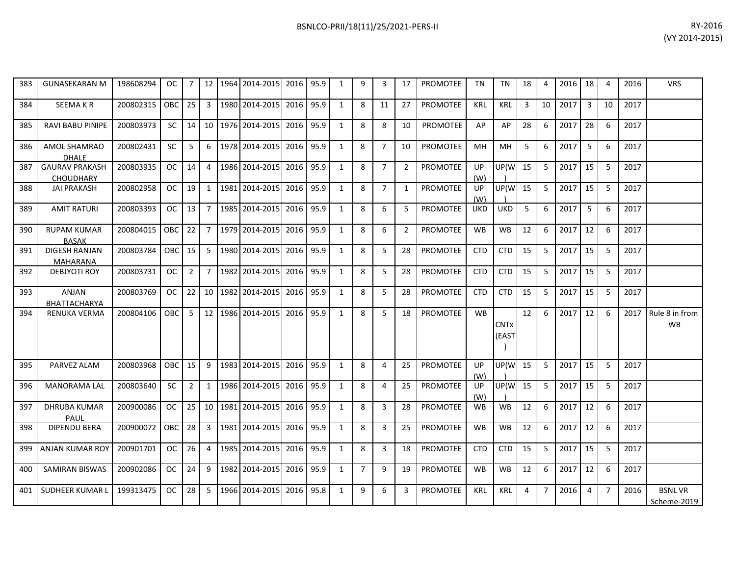| 383 | GUNASEKARAN M | 198608294 | OC | 7 | 12 | 1964 | 2014-2015 | 2016 | 95.9 | 1 | 9 | 3 | 17 | PROMOTEE | TN | TN | 18 | 4 | 2016 | 18 | 4 | 2016 | VRS |
|---|---|---|---|---|---|---|---|---|---|---|---|---|---|---|---|---|---|---|---|---|---|---|---|
| 384 | SEEMA K R | 200802315 | OBC | 25 | 3 | 1980 | 2014-2015 | 2016 | 95.9 | 1 | 8 | 11 | 27 | PROMOTEE | KRL | KRL | 3 | 10 | 2017 | 3 | 10 | 2017 | |
| 385 | RAVI BABU PINIPE | 200803973 | SC | 14 | 10 | 1976 | 2014-2015 | 2016 | 95.9 | 1 | 8 | 8 | 10 | PROMOTEE | AP | AP | 28 | 6 | 2017 | 28 | 6 | 2017 | |
| 386 | AMOL SHAMRAO DHALE | 200802431 | SC | 5 | 6 | 1978 | 2014-2015 | 2016 | 95.9 | 1 | 8 | 7 | 10 | PROMOTEE | MH | MH | 5 | 6 | 2017 | 5 | 6 | 2017 | |
| 387 | GAURAV PRAKASH CHOUDHARY | 200803935 | OC | 14 | 4 | 1986 | 2014-2015 | 2016 | 95.9 | 1 | 8 | 7 | 2 | PROMOTEE | UP (W) | UP(W) | 15 | 5 | 2017 | 15 | 5 | 2017 | |
| 388 | JAI PRAKASH | 200802958 | OC | 19 | 1 | 1981 | 2014-2015 | 2016 | 95.9 | 1 | 8 | 7 | 1 | PROMOTEE | UP (W) | UP(W) | 15 | 5 | 2017 | 15 | 5 | 2017 | |
| 389 | AMIT RATURI | 200803393 | OC | 13 | 7 | 1985 | 2014-2015 | 2016 | 95.9 | 1 | 8 | 6 | 5 | PROMOTEE | UKD | UKD | 5 | 6 | 2017 | 5 | 6 | 2017 | |
| 390 | RUPAM KUMAR BASAK | 200804015 | OBC | 22 | 7 | 1979 | 2014-2015 | 2016 | 95.9 | 1 | 8 | 6 | 2 | PROMOTEE | WB | WB | 12 | 6 | 2017 | 12 | 6 | 2017 | |
| 391 | DIGESH RANJAN MAHARANA | 200803784 | OBC | 15 | 5 | 1980 | 2014-2015 | 2016 | 95.9 | 1 | 8 | 5 | 28 | PROMOTEE | CTD | CTD | 15 | 5 | 2017 | 15 | 5 | 2017 | |
| 392 | DEBJYOTI ROY | 200803731 | OC | 2 | 7 | 1982 | 2014-2015 | 2016 | 95.9 | 1 | 8 | 5 | 28 | PROMOTEE | CTD | CTD | 15 | 5 | 2017 | 15 | 5 | 2017 | |
| 393 | ANJAN BHATTACHARYA | 200803769 | OC | 22 | 10 | 1982 | 2014-2015 | 2016 | 95.9 | 1 | 8 | 5 | 28 | PROMOTEE | CTD | CTD | 15 | 5 | 2017 | 15 | 5 | 2017 | |
| 394 | RENUKA VERMA | 200804106 | OBC | 5 | 12 | 1986 | 2014-2015 | 2016 | 95.9 | 1 | 8 | 5 | 18 | PROMOTEE | WB | CNTx (EAST) | 12 | 6 | 2017 | 12 | 6 | 2017 | Rule 8 in from WB |
| 395 | PARVEZ ALAM | 200803968 | OBC | 15 | 9 | 1983 | 2014-2015 | 2016 | 95.9 | 1 | 8 | 4 | 25 | PROMOTEE | UP (W) | UP(W) | 15 | 5 | 2017 | 15 | 5 | 2017 | |
| 396 | MANORAMA LAL | 200803640 | SC | 2 | 1 | 1986 | 2014-2015 | 2016 | 95.9 | 1 | 8 | 4 | 25 | PROMOTEE | UP (W) | UP(W) | 15 | 5 | 2017 | 15 | 5 | 2017 | |
| 397 | DHRUBA KUMAR PAUL | 200900086 | OC | 25 | 10 | 1981 | 2014-2015 | 2016 | 95.9 | 1 | 8 | 3 | 28 | PROMOTEE | WB | WB | 12 | 6 | 2017 | 12 | 6 | 2017 | |
| 398 | DIPENDU BERA | 200900072 | OBC | 28 | 3 | 1981 | 2014-2015 | 2016 | 95.9 | 1 | 8 | 3 | 25 | PROMOTEE | WB | WB | 12 | 6 | 2017 | 12 | 6 | 2017 | |
| 399 | ANJAN KUMAR ROY | 200901701 | OC | 26 | 4 | 1985 | 2014-2015 | 2016 | 95.9 | 1 | 8 | 3 | 18 | PROMOTEE | CTD | CTD | 15 | 5 | 2017 | 15 | 5 | 2017 | |
| 400 | SAMIRAN BISWAS | 200902086 | OC | 24 | 9 | 1982 | 2014-2015 | 2016 | 95.9 | 1 | 7 | 9 | 19 | PROMOTEE | WB | WB | 12 | 6 | 2017 | 12 | 6 | 2017 | |
| 401 | SUDHEER KUMAR L | 199313475 | OC | 28 | 5 | 1966 | 2014-2015 | 2016 | 95.8 | 1 | 9 | 6 | 3 | PROMOTEE | KRL | KRL | 4 | 7 | 2016 | 4 | 7 | 2016 | BSNL VR Scheme-2019 |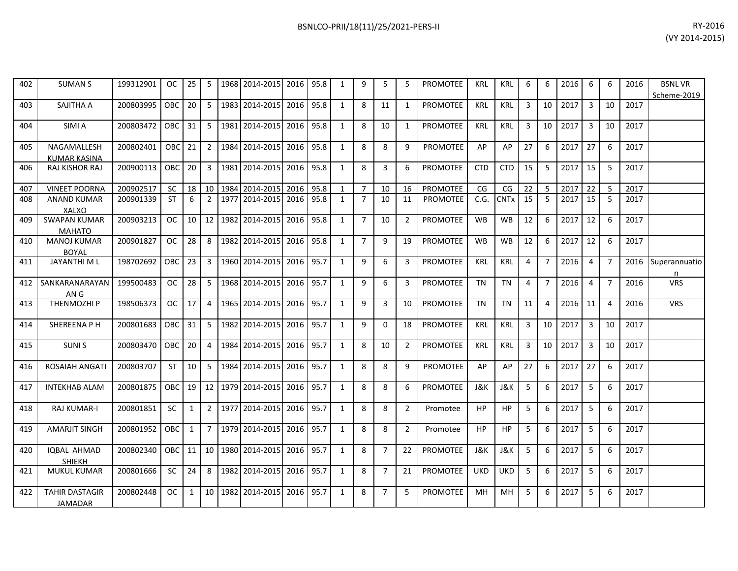| 402 | SUMAN S | 199312901 | OC | 25 | 5 | 1968 | 2014-2015 | 2016 | 95.8 | 1 | 9 | 5 | 5 | PROMOTEE | KRL | KRL | 6 | 6 | 2016 | 6 | 6 | 2016 | BSNL VR Scheme-2019 |
|---|---|---|---|---|---|---|---|---|---|---|---|---|---|---|---|---|---|---|---|---|---|---|---|
| 403 | SAJITHA A | 200803995 | OBC | 20 | 5 | 1983 | 2014-2015 | 2016 | 95.8 | 1 | 8 | 11 | 1 | PROMOTEE | KRL | KRL | 3 | 10 | 2017 | 3 | 10 | 2017 | |
| 404 | SIMI A | 200803472 | OBC | 31 | 5 | 1981 | 2014-2015 | 2016 | 95.8 | 1 | 8 | 10 | 1 | PROMOTEE | KRL | KRL | 3 | 10 | 2017 | 3 | 10 | 2017 | |
| 405 | NAGAMALLESH KUMAR KASINA | 200802401 | OBC | 21 | 2 | 1984 | 2014-2015 | 2016 | 95.8 | 1 | 8 | 8 | 9 | PROMOTEE | AP | AP | 27 | 6 | 2017 | 27 | 6 | 2017 | |
| 406 | RAJ KISHOR RAJ | 200900113 | OBC | 20 | 3 | 1981 | 2014-2015 | 2016 | 95.8 | 1 | 8 | 3 | 6 | PROMOTEE | CTD | CTD | 15 | 5 | 2017 | 15 | 5 | 2017 | |
| 407 | VINEET POORNA | 200902517 | SC | 18 | 10 | 1984 | 2014-2015 | 2016 | 95.8 | 1 | 7 | 10 | 16 | PROMOTEE | CG | CG | 22 | 5 | 2017 | 22 | 5 | 2017 | |
| 408 | ANAND KUMAR XALXO | 200901339 | ST | 6 | 2 | 1977 | 2014-2015 | 2016 | 95.8 | 1 | 7 | 10 | 11 | PROMOTEE | C.G. | CNTx | 15 | 5 | 2017 | 15 | 5 | 2017 | |
| 409 | SWAPAN KUMAR MAHATO | 200903213 | OC | 10 | 12 | 1982 | 2014-2015 | 2016 | 95.8 | 1 | 7 | 10 | 2 | PROMOTEE | WB | WB | 12 | 6 | 2017 | 12 | 6 | 2017 | |
| 410 | MANOJ KUMAR BOYAL | 200901827 | OC | 28 | 8 | 1982 | 2014-2015 | 2016 | 95.8 | 1 | 7 | 9 | 19 | PROMOTEE | WB | WB | 12 | 6 | 2017 | 12 | 6 | 2017 | |
| 411 | JAYANTHI M L | 198702692 | OBC | 23 | 3 | 1960 | 2014-2015 | 2016 | 95.7 | 1 | 9 | 6 | 3 | PROMOTEE | KRL | KRL | 4 | 7 | 2016 | 4 | 7 | 2016 | Superannuation |
| 412 | SANKARANARAYANAN G | 199500483 | OC | 28 | 5 | 1968 | 2014-2015 | 2016 | 95.7 | 1 | 9 | 6 | 3 | PROMOTEE | TN | TN | 4 | 7 | 2016 | 4 | 7 | 2016 | VRS |
| 413 | THENMOZHI P | 198506373 | OC | 17 | 4 | 1965 | 2014-2015 | 2016 | 95.7 | 1 | 9 | 3 | 10 | PROMOTEE | TN | TN | 11 | 4 | 2016 | 11 | 4 | 2016 | VRS |
| 414 | SHEREENA P H | 200801683 | OBC | 31 | 5 | 1982 | 2014-2015 | 2016 | 95.7 | 1 | 9 | 0 | 18 | PROMOTEE | KRL | KRL | 3 | 10 | 2017 | 3 | 10 | 2017 | |
| 415 | SUNI S | 200803470 | OBC | 20 | 4 | 1984 | 2014-2015 | 2016 | 95.7 | 1 | 8 | 10 | 2 | PROMOTEE | KRL | KRL | 3 | 10 | 2017 | 3 | 10 | 2017 | |
| 416 | ROSAIAH ANGATI | 200803707 | ST | 10 | 5 | 1984 | 2014-2015 | 2016 | 95.7 | 1 | 8 | 8 | 9 | PROMOTEE | AP | AP | 27 | 6 | 2017 | 27 | 6 | 2017 | |
| 417 | INTEKHAB ALAM | 200801875 | OBC | 19 | 12 | 1979 | 2014-2015 | 2016 | 95.7 | 1 | 8 | 8 | 6 | PROMOTEE | J&K | J&K | 5 | 6 | 2017 | 5 | 6 | 2017 | |
| 418 | RAJ KUMAR-I | 200801851 | SC | 1 | 2 | 1977 | 2014-2015 | 2016 | 95.7 | 1 | 8 | 8 | 2 | Promotee | HP | HP | 5 | 6 | 2017 | 5 | 6 | 2017 | |
| 419 | AMARJIT SINGH | 200801952 | OBC | 1 | 7 | 1979 | 2014-2015 | 2016 | 95.7 | 1 | 8 | 8 | 2 | Promotee | HP | HP | 5 | 6 | 2017 | 5 | 6 | 2017 | |
| 420 | IQBAL AHMAD SHIEKH | 200802340 | OBC | 11 | 10 | 1980 | 2014-2015 | 2016 | 95.7 | 1 | 8 | 7 | 22 | PROMOTEE | J&K | J&K | 5 | 6 | 2017 | 5 | 6 | 2017 | |
| 421 | MUKUL KUMAR | 200801666 | SC | 24 | 8 | 1982 | 2014-2015 | 2016 | 95.7 | 1 | 8 | 7 | 21 | PROMOTEE | UKD | UKD | 5 | 6 | 2017 | 5 | 6 | 2017 | |
| 422 | TAHIR DASTAGIR JAMADAR | 200802448 | OC | 1 | 10 | 1982 | 2014-2015 | 2016 | 95.7 | 1 | 8 | 7 | 5 | PROMOTEE | MH | MH | 5 | 6 | 2017 | 5 | 6 | 2017 | |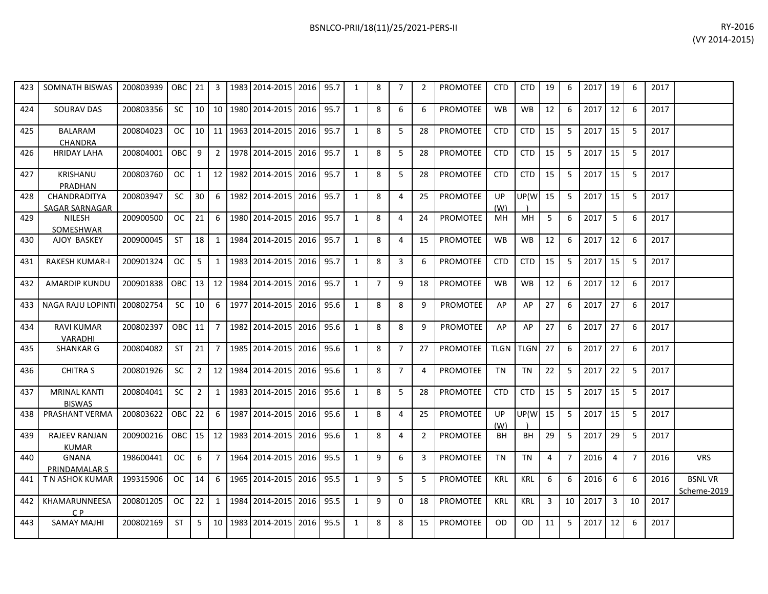| | | | | | | | | | | | | | | | | | | | | | | | | |
|---|---|---|---|---|---|---|---|---|---|---|---|---|---|---|---|---|---|---|---|---|---|---|---|---|
| 423 | SOMNATH BISWAS | 200803939 | OBC | 21 | 3 | 1983 | 2014-2015 | 2016 | 95.7 | 1 | 8 | 7 | 2 | PROMOTEE | CTD | CTD | 19 | 6 | 2017 | 19 | 6 | 2017 | |
| 424 | SOURAV DAS | 200803356 | SC | 10 | 10 | 1980 | 2014-2015 | 2016 | 95.7 | 1 | 8 | 6 | 6 | PROMOTEE | WB | WB | 12 | 6 | 2017 | 12 | 6 | 2017 | |
| 425 | BALARAM CHANDRA | 200804023 | OC | 10 | 11 | 1963 | 2014-2015 | 2016 | 95.7 | 1 | 8 | 5 | 28 | PROMOTEE | CTD | CTD | 15 | 5 | 2017 | 15 | 5 | 2017 | |
| 426 | HRIDAY LAHA | 200804001 | OBC | 9 | 2 | 1978 | 2014-2015 | 2016 | 95.7 | 1 | 8 | 5 | 28 | PROMOTEE | CTD | CTD | 15 | 5 | 2017 | 15 | 5 | 2017 | |
| 427 | KRISHANU PRADHAN | 200803760 | OC | 1 | 12 | 1982 | 2014-2015 | 2016 | 95.7 | 1 | 8 | 5 | 28 | PROMOTEE | CTD | CTD | 15 | 5 | 2017 | 15 | 5 | 2017 | |
| 428 | CHANDRADITYA SAGAR SARNAGAR | 200803947 | SC | 30 | 6 | 1982 | 2014-2015 | 2016 | 95.7 | 1 | 8 | 4 | 25 | PROMOTEE | UP (W) | UP(W) | 15 | 5 | 2017 | 15 | 5 | 2017 | |
| 429 | NILESH SOMESHWAR | 200900500 | OC | 21 | 6 | 1980 | 2014-2015 | 2016 | 95.7 | 1 | 8 | 4 | 24 | PROMOTEE | MH | MH | 5 | 6 | 2017 | 5 | 6 | 2017 | |
| 430 | AJOY BASKEY | 200900045 | ST | 18 | 1 | 1984 | 2014-2015 | 2016 | 95.7 | 1 | 8 | 4 | 15 | PROMOTEE | WB | WB | 12 | 6 | 2017 | 12 | 6 | 2017 | |
| 431 | RAKESH KUMAR-I | 200901324 | OC | 5 | 1 | 1983 | 2014-2015 | 2016 | 95.7 | 1 | 8 | 3 | 6 | PROMOTEE | CTD | CTD | 15 | 5 | 2017 | 15 | 5 | 2017 | |
| 432 | AMARDIP KUNDU | 200901838 | OBC | 13 | 12 | 1984 | 2014-2015 | 2016 | 95.7 | 1 | 7 | 9 | 18 | PROMOTEE | WB | WB | 12 | 6 | 2017 | 12 | 6 | 2017 | |
| 433 | NAGA RAJU LOPINTI | 200802754 | SC | 10 | 6 | 1977 | 2014-2015 | 2016 | 95.6 | 1 | 8 | 8 | 9 | PROMOTEE | AP | AP | 27 | 6 | 2017 | 27 | 6 | 2017 | |
| 434 | RAVI KUMAR VARADHI | 200802397 | OBC | 11 | 7 | 1982 | 2014-2015 | 2016 | 95.6 | 1 | 8 | 8 | 9 | PROMOTEE | AP | AP | 27 | 6 | 2017 | 27 | 6 | 2017 | |
| 435 | SHANKAR G | 200804082 | ST | 21 | 7 | 1985 | 2014-2015 | 2016 | 95.6 | 1 | 8 | 7 | 27 | PROMOTEE | TLGN | TLGN | 27 | 6 | 2017 | 27 | 6 | 2017 | |
| 436 | CHITRA S | 200801926 | SC | 2 | 12 | 1984 | 2014-2015 | 2016 | 95.6 | 1 | 8 | 7 | 4 | PROMOTEE | TN | TN | 22 | 5 | 2017 | 22 | 5 | 2017 | |
| 437 | MRINAL KANTI BISWAS | 200804041 | SC | 2 | 1 | 1983 | 2014-2015 | 2016 | 95.6 | 1 | 8 | 5 | 28 | PROMOTEE | CTD | CTD | 15 | 5 | 2017 | 15 | 5 | 2017 | |
| 438 | PRASHANT VERMA | 200803622 | OBC | 22 | 6 | 1987 | 2014-2015 | 2016 | 95.6 | 1 | 8 | 4 | 25 | PROMOTEE | UP (W) | UP(W) | 15 | 5 | 2017 | 15 | 5 | 2017 | |
| 439 | RAJEEV RANJAN KUMAR | 200900216 | OBC | 15 | 12 | 1983 | 2014-2015 | 2016 | 95.6 | 1 | 8 | 4 | 2 | PROMOTEE | BH | BH | 29 | 5 | 2017 | 29 | 5 | 2017 | |
| 440 | GNANA PRINDAMALAR S | 198600441 | OC | 6 | 7 | 1964 | 2014-2015 | 2016 | 95.5 | 1 | 9 | 6 | 3 | PROMOTEE | TN | TN | 4 | 7 | 2016 | 4 | 7 | 2016 | VRS |
| 441 | T N ASHOK KUMAR | 199315906 | OC | 14 | 6 | 1965 | 2014-2015 | 2016 | 95.5 | 1 | 9 | 5 | 5 | PROMOTEE | KRL | KRL | 6 | 6 | 2016 | 6 | 6 | 2016 | BSNL VR Scheme-2019 |
| 442 | KHAMARUNNEESA C P | 200801205 | OC | 22 | 1 | 1984 | 2014-2015 | 2016 | 95.5 | 1 | 9 | 0 | 18 | PROMOTEE | KRL | KRL | 3 | 10 | 2017 | 3 | 10 | 2017 | |
| 443 | SAMAY MAJHI | 200802169 | ST | 5 | 10 | 1983 | 2014-2015 | 2016 | 95.5 | 1 | 8 | 8 | 15 | PROMOTEE | OD | OD | 11 | 5 | 2017 | 12 | 6 | 2017 | |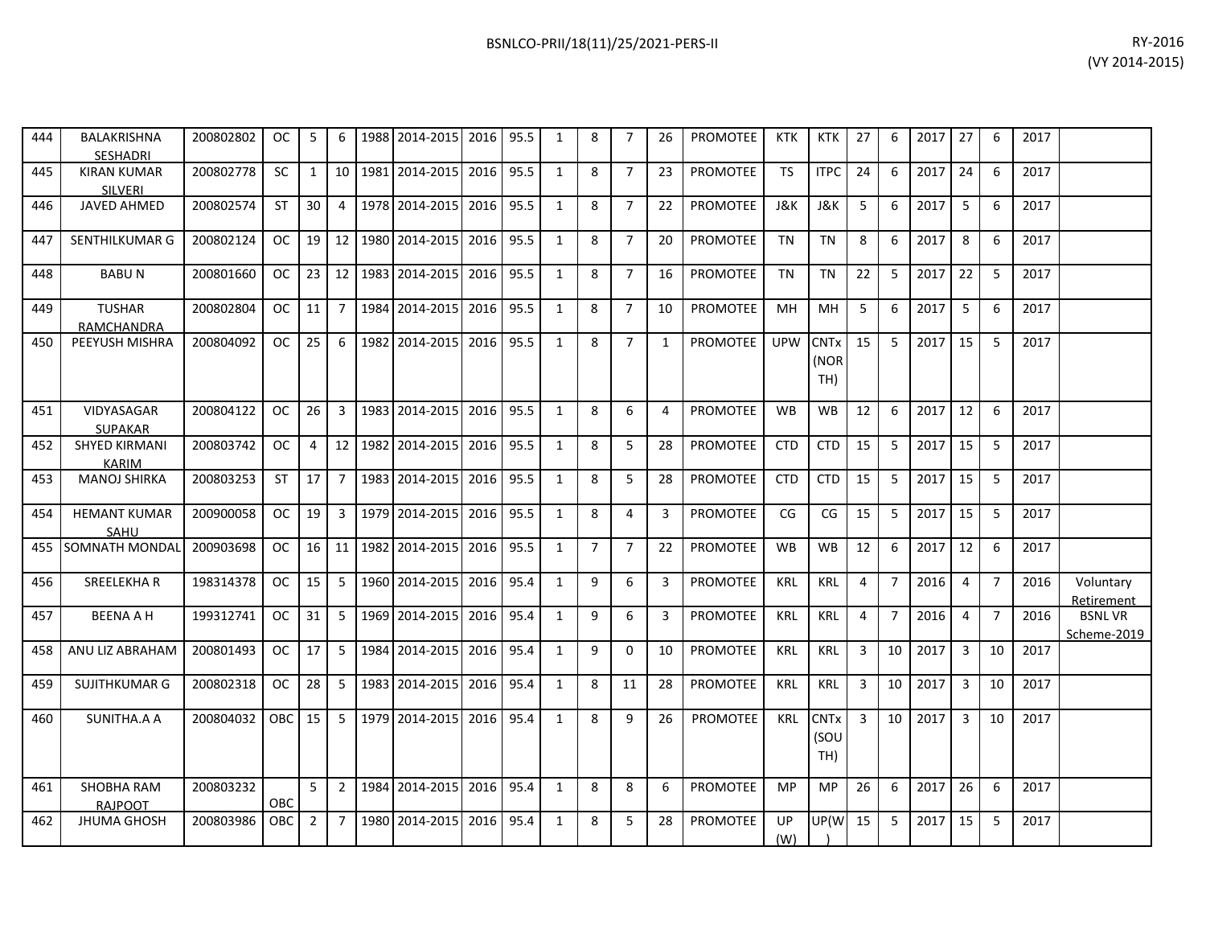| | | | | | | | | | | | | | | | | | | | | | | | |
|---|---|---|---|---|---|---|---|---|---|---|---|---|---|---|---|---|---|---|---|---|---|---|---|
| 444 | BALAKRISHNA SESHADRI | 200802802 | OC | 5 | 6 | 1988 | 2014-2015 | 2016 | 95.5 | 1 | 8 | 7 | 26 | PROMOTEE | KTK | KTK | 27 | 6 | 2017 | 27 | 6 | 2017 | |
| 445 | KIRAN KUMAR SILVERI | 200802778 | SC | 1 | 10 | 1981 | 2014-2015 | 2016 | 95.5 | 1 | 8 | 7 | 23 | PROMOTEE | TS | ITPC | 24 | 6 | 2017 | 24 | 6 | 2017 | |
| 446 | JAVED AHMED | 200802574 | ST | 30 | 4 | 1978 | 2014-2015 | 2016 | 95.5 | 1 | 8 | 7 | 22 | PROMOTEE | J&K | J&K | 5 | 6 | 2017 | 5 | 6 | 2017 | |
| 447 | SENTHILKUMAR G | 200802124 | OC | 19 | 12 | 1980 | 2014-2015 | 2016 | 95.5 | 1 | 8 | 7 | 20 | PROMOTEE | TN | TN | 8 | 6 | 2017 | 8 | 6 | 2017 | |
| 448 | BABU N | 200801660 | OC | 23 | 12 | 1983 | 2014-2015 | 2016 | 95.5 | 1 | 8 | 7 | 16 | PROMOTEE | TN | TN | 22 | 5 | 2017 | 22 | 5 | 2017 | |
| 449 | TUSHAR RAMCHANDRA | 200802804 | OC | 11 | 7 | 1984 | 2014-2015 | 2016 | 95.5 | 1 | 8 | 7 | 10 | PROMOTEE | MH | MH | 5 | 6 | 2017 | 5 | 6 | 2017 | |
| 450 | PEEYUSH MISHRA | 200804092 | OC | 25 | 6 | 1982 | 2014-2015 | 2016 | 95.5 | 1 | 8 | 7 | 1 | PROMOTEE | UPW | CNTx (NORTH) | 15 | 5 | 2017 | 15 | 5 | 2017 | |
| 451 | VIDYASAGAR SUPAKAR | 200804122 | OC | 26 | 3 | 1983 | 2014-2015 | 2016 | 95.5 | 1 | 8 | 6 | 4 | PROMOTEE | WB | WB | 12 | 6 | 2017 | 12 | 6 | 2017 | |
| 452 | SHYED KIRMANI KARIM | 200803742 | OC | 4 | 12 | 1982 | 2014-2015 | 2016 | 95.5 | 1 | 8 | 5 | 28 | PROMOTEE | CTD | CTD | 15 | 5 | 2017 | 15 | 5 | 2017 | |
| 453 | MANOJ SHIRKA | 200803253 | ST | 17 | 7 | 1983 | 2014-2015 | 2016 | 95.5 | 1 | 8 | 5 | 28 | PROMOTEE | CTD | CTD | 15 | 5 | 2017 | 15 | 5 | 2017 | |
| 454 | HEMANT KUMAR SAHU | 200900058 | OC | 19 | 3 | 1979 | 2014-2015 | 2016 | 95.5 | 1 | 8 | 4 | 3 | PROMOTEE | CG | CG | 15 | 5 | 2017 | 15 | 5 | 2017 | |
| 455 | SOMNATH MONDAL | 200903698 | OC | 16 | 11 | 1982 | 2014-2015 | 2016 | 95.5 | 1 | 7 | 7 | 22 | PROMOTEE | WB | WB | 12 | 6 | 2017 | 12 | 6 | 2017 | |
| 456 | SREELEKHA R | 198314378 | OC | 15 | 5 | 1960 | 2014-2015 | 2016 | 95.4 | 1 | 9 | 6 | 3 | PROMOTEE | KRL | KRL | 4 | 7 | 2016 | 4 | 7 | 2016 | Voluntary Retirement |
| 457 | BEENA A H | 199312741 | OC | 31 | 5 | 1969 | 2014-2015 | 2016 | 95.4 | 1 | 9 | 6 | 3 | PROMOTEE | KRL | KRL | 4 | 7 | 2016 | 4 | 7 | 2016 | BSNL VR Scheme-2019 |
| 458 | ANU LIZ ABRAHAM | 200801493 | OC | 17 | 5 | 1984 | 2014-2015 | 2016 | 95.4 | 1 | 9 | 0 | 10 | PROMOTEE | KRL | KRL | 3 | 10 | 2017 | 3 | 10 | 2017 | |
| 459 | SUJITHKUMAR G | 200802318 | OC | 28 | 5 | 1983 | 2014-2015 | 2016 | 95.4 | 1 | 8 | 11 | 28 | PROMOTEE | KRL | KRL | 3 | 10 | 2017 | 3 | 10 | 2017 | |
| 460 | SUNITHA.A A | 200804032 | OBC | 15 | 5 | 1979 | 2014-2015 | 2016 | 95.4 | 1 | 8 | 9 | 26 | PROMOTEE | KRL | CNTx (SOUTH) | 3 | 10 | 2017 | 3 | 10 | 2017 | |
| 461 | SHOBHA RAM RAJPOOT | 200803232 | OBC | 5 | 2 | 1984 | 2014-2015 | 2016 | 95.4 | 1 | 8 | 8 | 6 | PROMOTEE | MP | MP | 26 | 6 | 2017 | 26 | 6 | 2017 | |
| 462 | JHUMA GHOSH | 200803986 | OBC | 2 | 7 | 1980 | 2014-2015 | 2016 | 95.4 | 1 | 8 | 5 | 28 | PROMOTEE | UP (W) | UP(W) | 15 | 5 | 2017 | 15 | 5 | 2017 | |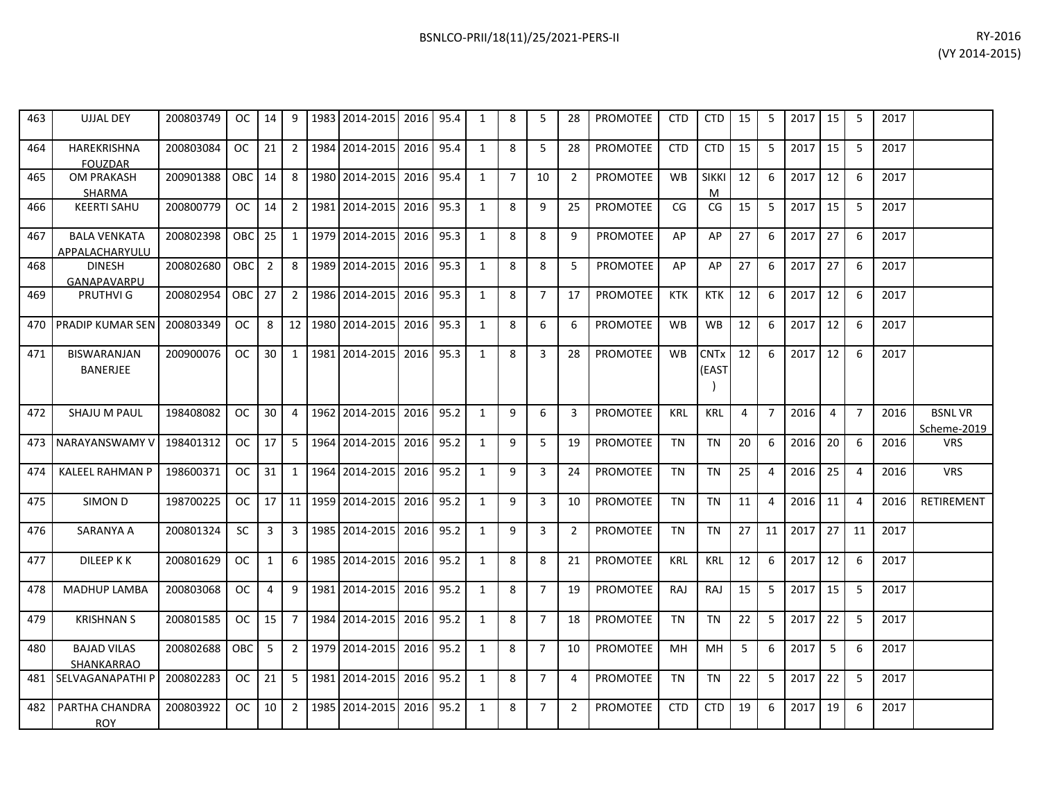| | | | | | | | | | | | | | | | | | | | | | | | | |
|---|---|---|---|---|---|---|---|---|---|---|---|---|---|---|---|---|---|---|---|---|---|---|---|---|
| 463 | UJJAL DEY | 200803749 | OC | 14 | 9 | 1983 | 2014-2015 | 2016 | 95.4 | 1 | 8 | 5 | 28 | PROMOTEE | CTD | CTD | 15 | 5 | 2017 | 15 | 5 | 2017 | |
| 464 | HAREKRISHNA FOUZDAR | 200803084 | OC | 21 | 2 | 1984 | 2014-2015 | 2016 | 95.4 | 1 | 8 | 5 | 28 | PROMOTEE | CTD | CTD | 15 | 5 | 2017 | 15 | 5 | 2017 | |
| 465 | OM PRAKASH SHARMA | 200901388 | OBC | 14 | 8 | 1980 | 2014-2015 | 2016 | 95.4 | 1 | 7 | 10 | 2 | PROMOTEE | WB | SIKKIM | 12 | 6 | 2017 | 12 | 6 | 2017 | |
| 466 | KEERTI SAHU | 200800779 | OC | 14 | 2 | 1981 | 2014-2015 | 2016 | 95.3 | 1 | 8 | 9 | 25 | PROMOTEE | CG | CG | 15 | 5 | 2017 | 15 | 5 | 2017 | |
| 467 | BALA VENKATA APPALACHARYULU | 200802398 | OBC | 25 | 1 | 1979 | 2014-2015 | 2016 | 95.3 | 1 | 8 | 8 | 9 | PROMOTEE | AP | AP | 27 | 6 | 2017 | 27 | 6 | 2017 | |
| 468 | DINESH GANAPAVARPU | 200802680 | OBC | 2 | 8 | 1989 | 2014-2015 | 2016 | 95.3 | 1 | 8 | 8 | 5 | PROMOTEE | AP | AP | 27 | 6 | 2017 | 27 | 6 | 2017 | |
| 469 | PRUTHVI G | 200802954 | OBC | 27 | 2 | 1986 | 2014-2015 | 2016 | 95.3 | 1 | 8 | 7 | 17 | PROMOTEE | KTK | KTK | 12 | 6 | 2017 | 12 | 6 | 2017 | |
| 470 | PRADIP KUMAR SEN | 200803349 | OC | 8 | 12 | 1980 | 2014-2015 | 2016 | 95.3 | 1 | 8 | 6 | 6 | PROMOTEE | WB | WB | 12 | 6 | 2017 | 12 | 6 | 2017 | |
| 471 | BISWARANJAN BANERJEE | 200900076 | OC | 30 | 1 | 1981 | 2014-2015 | 2016 | 95.3 | 1 | 8 | 3 | 28 | PROMOTEE | WB | CNTx (EAST) | 12 | 6 | 2017 | 12 | 6 | 2017 | |
| 472 | SHAJU M PAUL | 198408082 | OC | 30 | 4 | 1962 | 2014-2015 | 2016 | 95.2 | 1 | 9 | 6 | 3 | PROMOTEE | KRL | KRL | 4 | 7 | 2016 | 4 | 7 | 2016 | BSNL VR Scheme-2019 |
| 473 | NARAYANSWAMY V | 198401312 | OC | 17 | 5 | 1964 | 2014-2015 | 2016 | 95.2 | 1 | 9 | 5 | 19 | PROMOTEE | TN | TN | 20 | 6 | 2016 | 20 | 6 | 2016 | VRS |
| 474 | KALEEL RAHMAN P | 198600371 | OC | 31 | 1 | 1964 | 2014-2015 | 2016 | 95.2 | 1 | 9 | 3 | 24 | PROMOTEE | TN | TN | 25 | 4 | 2016 | 25 | 4 | 2016 | VRS |
| 475 | SIMON D | 198700225 | OC | 17 | 11 | 1959 | 2014-2015 | 2016 | 95.2 | 1 | 9 | 3 | 10 | PROMOTEE | TN | TN | 11 | 4 | 2016 | 11 | 4 | 2016 | RETIREMENT |
| 476 | SARANYA A | 200801324 | SC | 3 | 3 | 1985 | 2014-2015 | 2016 | 95.2 | 1 | 9 | 3 | 2 | PROMOTEE | TN | TN | 27 | 11 | 2017 | 27 | 11 | 2017 | |
| 477 | DILEEP K K | 200801629 | OC | 1 | 6 | 1985 | 2014-2015 | 2016 | 95.2 | 1 | 8 | 8 | 21 | PROMOTEE | KRL | KRL | 12 | 6 | 2017 | 12 | 6 | 2017 | |
| 478 | MADHUP LAMBA | 200803068 | OC | 4 | 9 | 1981 | 2014-2015 | 2016 | 95.2 | 1 | 8 | 7 | 19 | PROMOTEE | RAJ | RAJ | 15 | 5 | 2017 | 15 | 5 | 2017 | |
| 479 | KRISHNAN S | 200801585 | OC | 15 | 7 | 1984 | 2014-2015 | 2016 | 95.2 | 1 | 8 | 7 | 18 | PROMOTEE | TN | TN | 22 | 5 | 2017 | 22 | 5 | 2017 | |
| 480 | BAJAD VILAS SHANKARRAO | 200802688 | OBC | 5 | 2 | 1979 | 2014-2015 | 2016 | 95.2 | 1 | 8 | 7 | 10 | PROMOTEE | MH | MH | 5 | 6 | 2017 | 5 | 6 | 2017 | |
| 481 | SELVAGANAPATHI P | 200802283 | OC | 21 | 5 | 1981 | 2014-2015 | 2016 | 95.2 | 1 | 8 | 7 | 4 | PROMOTEE | TN | TN | 22 | 5 | 2017 | 22 | 5 | 2017 | |
| 482 | PARTHA CHANDRA ROY | 200803922 | OC | 10 | 2 | 1985 | 2014-2015 | 2016 | 95.2 | 1 | 8 | 7 | 2 | PROMOTEE | CTD | CTD | 19 | 6 | 2017 | 19 | 6 | 2017 | |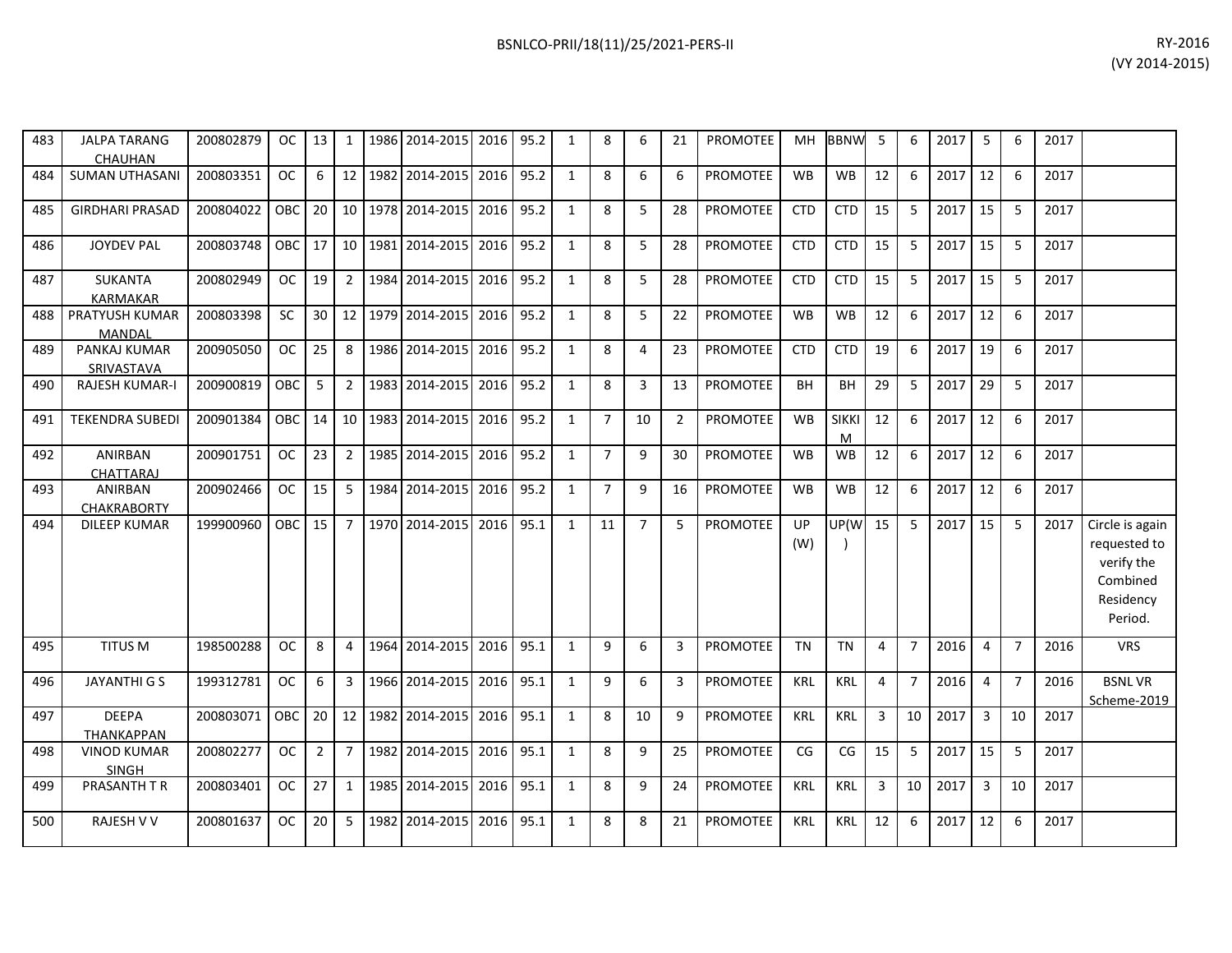| | | | | | | | | | | | | | | | | | | | | | | | | |
|---|---|---|---|---|---|---|---|---|---|---|---|---|---|---|---|---|---|---|---|---|---|---|---|---|
| 483 | JALPA TARANG CHAUHAN | 200802879 | OC | 13 | 1 | 1986 | 2014-2015 | 2016 | 95.2 | 1 | 8 | 6 | 21 | PROMOTEE | MH | BBNW | 5 | 6 | 2017 | 5 | 6 | 2017 | |
| 484 | SUMAN UTHASANI | 200803351 | OC | 6 | 12 | 1982 | 2014-2015 | 2016 | 95.2 | 1 | 8 | 6 | 6 | PROMOTEE | WB | WB | 12 | 6 | 2017 | 12 | 6 | 2017 | |
| 485 | GIRDHARI PRASAD | 200804022 | OBC | 20 | 10 | 1978 | 2014-2015 | 2016 | 95.2 | 1 | 8 | 5 | 28 | PROMOTEE | CTD | CTD | 15 | 5 | 2017 | 15 | 5 | 2017 | |
| 486 | JOYDEV PAL | 200803748 | OBC | 17 | 10 | 1981 | 2014-2015 | 2016 | 95.2 | 1 | 8 | 5 | 28 | PROMOTEE | CTD | CTD | 15 | 5 | 2017 | 15 | 5 | 2017 | |
| 487 | SUKANTA KARMAKAR | 200802949 | OC | 19 | 2 | 1984 | 2014-2015 | 2016 | 95.2 | 1 | 8 | 5 | 28 | PROMOTEE | CTD | CTD | 15 | 5 | 2017 | 15 | 5 | 2017 | |
| 488 | PRATYUSH KUMAR MANDAL | 200803398 | SC | 30 | 12 | 1979 | 2014-2015 | 2016 | 95.2 | 1 | 8 | 5 | 22 | PROMOTEE | WB | WB | 12 | 6 | 2017 | 12 | 6 | 2017 | |
| 489 | PANKAJ KUMAR SRIVASTAVA | 200905050 | OC | 25 | 8 | 1986 | 2014-2015 | 2016 | 95.2 | 1 | 8 | 4 | 23 | PROMOTEE | CTD | CTD | 19 | 6 | 2017 | 19 | 6 | 2017 | |
| 490 | RAJESH KUMAR-I | 200900819 | OBC | 5 | 2 | 1983 | 2014-2015 | 2016 | 95.2 | 1 | 8 | 3 | 13 | PROMOTEE | BH | BH | 29 | 5 | 2017 | 29 | 5 | 2017 | |
| 491 | TEKENDRA SUBEDI | 200901384 | OBC | 14 | 10 | 1983 | 2014-2015 | 2016 | 95.2 | 1 | 7 | 10 | 2 | PROMOTEE | WB | SIKKIM | 12 | 6 | 2017 | 12 | 6 | 2017 | |
| 492 | ANIRBAN CHATTARAJ | 200901751 | OC | 23 | 2 | 1985 | 2014-2015 | 2016 | 95.2 | 1 | 7 | 9 | 30 | PROMOTEE | WB | WB | 12 | 6 | 2017 | 12 | 6 | 2017 | |
| 493 | ANIRBAN CHAKRABORTY | 200902466 | OC | 15 | 5 | 1984 | 2014-2015 | 2016 | 95.2 | 1 | 7 | 9 | 16 | PROMOTEE | WB | WB | 12 | 6 | 2017 | 12 | 6 | 2017 | |
| 494 | DILEEP KUMAR | 199900960 | OBC | 15 | 7 | 1970 | 2014-2015 | 2016 | 95.1 | 1 | 11 | 7 | 5 | PROMOTEE | UP (W) | UP(W) | 15 | 5 | 2017 | 15 | 5 | 2017 | Circle is again requested to verify the Combined Residency Period. |
| 495 | TITUS M | 198500288 | OC | 8 | 4 | 1964 | 2014-2015 | 2016 | 95.1 | 1 | 9 | 6 | 3 | PROMOTEE | TN | TN | 4 | 7 | 2016 | 4 | 7 | 2016 | VRS |
| 496 | JAYANTHI G S | 199312781 | OC | 6 | 3 | 1966 | 2014-2015 | 2016 | 95.1 | 1 | 9 | 6 | 3 | PROMOTEE | KRL | KRL | 4 | 7 | 2016 | 4 | 7 | 2016 | BSNL VR Scheme-2019 |
| 497 | DEEPA THANKAPPAN | 200803071 | OBC | 20 | 12 | 1982 | 2014-2015 | 2016 | 95.1 | 1 | 8 | 10 | 9 | PROMOTEE | KRL | KRL | 3 | 10 | 2017 | 3 | 10 | 2017 | |
| 498 | VINOD KUMAR SINGH | 200802277 | OC | 2 | 7 | 1982 | 2014-2015 | 2016 | 95.1 | 1 | 8 | 9 | 25 | PROMOTEE | CG | CG | 15 | 5 | 2017 | 15 | 5 | 2017 | |
| 499 | PRASANTH T R | 200803401 | OC | 27 | 1 | 1985 | 2014-2015 | 2016 | 95.1 | 1 | 8 | 9 | 24 | PROMOTEE | KRL | KRL | 3 | 10 | 2017 | 3 | 10 | 2017 | |
| 500 | RAJESH V V | 200801637 | OC | 20 | 5 | 1982 | 2014-2015 | 2016 | 95.1 | 1 | 8 | 8 | 21 | PROMOTEE | KRL | KRL | 12 | 6 | 2017 | 12 | 6 | 2017 | |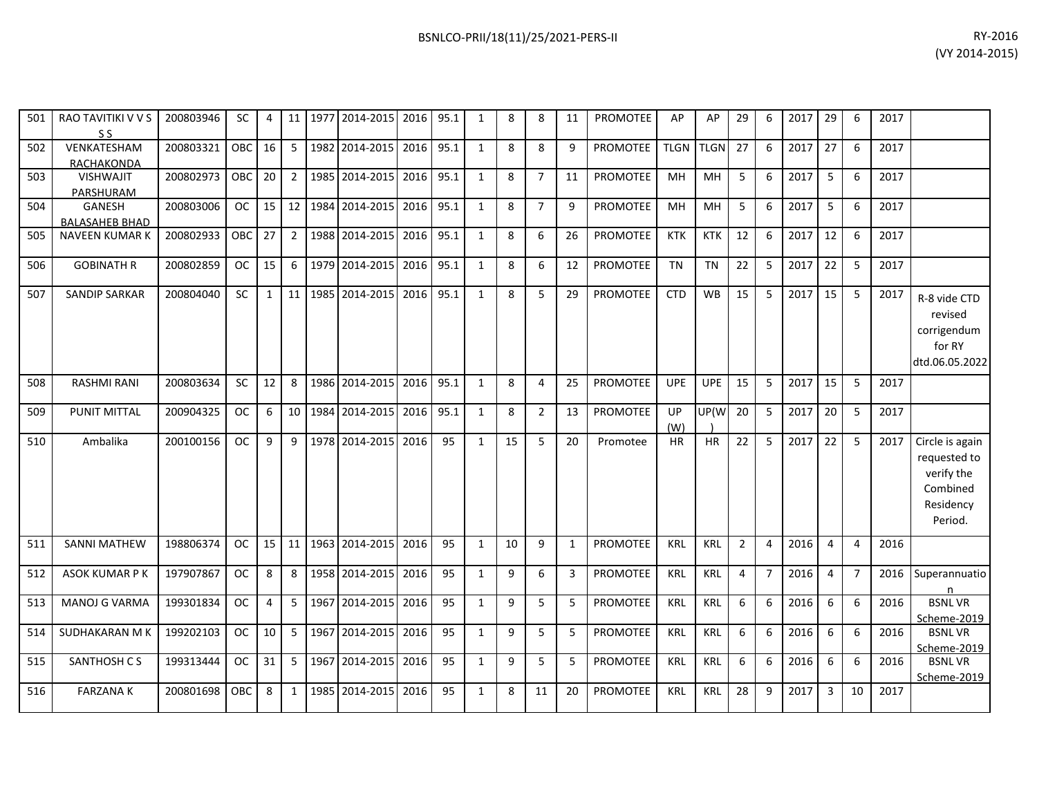| 501 | RAO TAVITIKI V V S S S | 200803946 | SC | 4 | 11 | 1977 | 2014-2015 | 2016 | 95.1 | 1 | 8 | 8 | 11 | PROMOTEE | AP | AP | 29 | 6 | 2017 | 29 | 6 | 2017 | |
|---|---|---|---|---|---|---|---|---|---|---|---|---|---|---|---|---|---|---|---|---|---|---|---|
| 502 | VENKATESHAM RACHAKONDA | 200803321 | OBC | 16 | 5 | 1982 | 2014-2015 | 2016 | 95.1 | 1 | 8 | 8 | 9 | PROMOTEE | TLGN | TLGN | 27 | 6 | 2017 | 27 | 6 | 2017 | |
| 503 | VISHWAJIT PARSHURAM | 200802973 | OBC | 20 | 2 | 1985 | 2014-2015 | 2016 | 95.1 | 1 | 8 | 7 | 11 | PROMOTEE | MH | MH | 5 | 6 | 2017 | 5 | 6 | 2017 | |
| 504 | GANESH BALASAHEB BHAD | 200803006 | OC | 15 | 12 | 1984 | 2014-2015 | 2016 | 95.1 | 1 | 8 | 7 | 9 | PROMOTEE | MH | MH | 5 | 6 | 2017 | 5 | 6 | 2017 | |
| 505 | NAVEEN KUMAR K | 200802933 | OBC | 27 | 2 | 1988 | 2014-2015 | 2016 | 95.1 | 1 | 8 | 6 | 26 | PROMOTEE | KTK | KTK | 12 | 6 | 2017 | 12 | 6 | 2017 | |
| 506 | GOBINATH R | 200802859 | OC | 15 | 6 | 1979 | 2014-2015 | 2016 | 95.1 | 1 | 8 | 6 | 12 | PROMOTEE | TN | TN | 22 | 5 | 2017 | 22 | 5 | 2017 | |
| 507 | SANDIP SARKAR | 200804040 | SC | 1 | 11 | 1985 | 2014-2015 | 2016 | 95.1 | 1 | 8 | 5 | 29 | PROMOTEE | CTD | WB | 15 | 5 | 2017 | 15 | 5 | 2017 | R-8 vide CTD revised corrigendum for RY dtd.06.05.2022 |
| 508 | RASHMI RANI | 200803634 | SC | 12 | 8 | 1986 | 2014-2015 | 2016 | 95.1 | 1 | 8 | 4 | 25 | PROMOTEE | UPE | UPE | 15 | 5 | 2017 | 15 | 5 | 2017 | |
| 509 | PUNIT MITTAL | 200904325 | OC | 6 | 10 | 1984 | 2014-2015 | 2016 | 95.1 | 1 | 8 | 2 | 13 | PROMOTEE | UP (W) | UP(W) | 20 | 5 | 2017 | 20 | 5 | 2017 | |
| 510 | Ambalika | 200100156 | OC | 9 | 9 | 1978 | 2014-2015 | 2016 | 95 | 1 | 15 | 5 | 20 | Promotee | HR | HR | 22 | 5 | 2017 | 22 | 5 | 2017 | Circle is again requested to verify the Combined Residency Period. |
| 511 | SANNI MATHEW | 198806374 | OC | 15 | 11 | 1963 | 2014-2015 | 2016 | 95 | 1 | 10 | 9 | 1 | PROMOTEE | KRL | KRL | 2 | 4 | 2016 | 4 | 4 | 2016 | |
| 512 | ASOK KUMAR P K | 197907867 | OC | 8 | 8 | 1958 | 2014-2015 | 2016 | 95 | 1 | 9 | 6 | 3 | PROMOTEE | KRL | KRL | 4 | 7 | 2016 | 4 | 7 | 2016 | Superannuation |
| 513 | MANOJ G VARMA | 199301834 | OC | 4 | 5 | 1967 | 2014-2015 | 2016 | 95 | 1 | 9 | 5 | 5 | PROMOTEE | KRL | KRL | 6 | 6 | 2016 | 6 | 6 | 2016 | BSNL VR Scheme-2019 |
| 514 | SUDHAKARAN M K | 199202103 | OC | 10 | 5 | 1967 | 2014-2015 | 2016 | 95 | 1 | 9 | 5 | 5 | PROMOTEE | KRL | KRL | 6 | 6 | 2016 | 6 | 6 | 2016 | BSNL VR Scheme-2019 |
| 515 | SANTHOSH C S | 199313444 | OC | 31 | 5 | 1967 | 2014-2015 | 2016 | 95 | 1 | 9 | 5 | 5 | PROMOTEE | KRL | KRL | 6 | 6 | 2016 | 6 | 6 | 2016 | BSNL VR Scheme-2019 |
| 516 | FARZANA K | 200801698 | OBC | 8 | 1 | 1985 | 2014-2015 | 2016 | 95 | 1 | 8 | 11 | 20 | PROMOTEE | KRL | KRL | 28 | 9 | 2017 | 3 | 10 | 2017 | |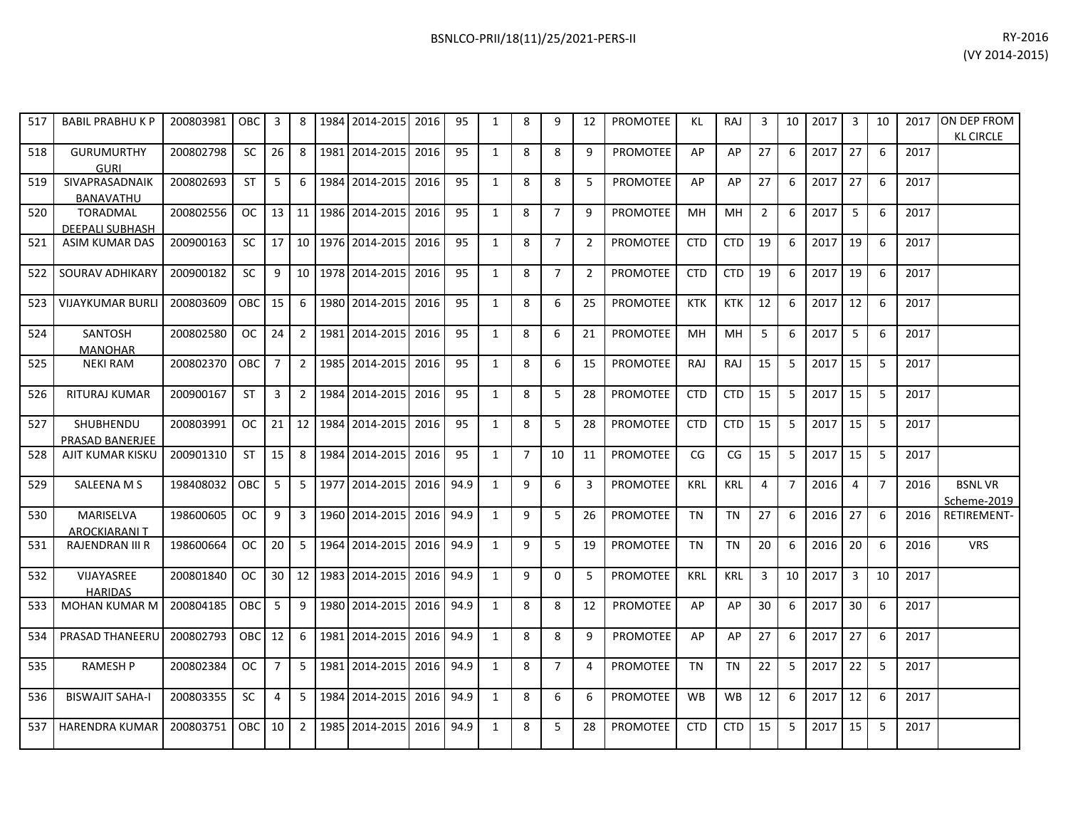| | | | | | | | | | | | | | | | | | | | | | | | | |
|---|---|---|---|---|---|---|---|---|---|---|---|---|---|---|---|---|---|---|---|---|---|---|---|---|
| 517 | BABIL PRABHU K P | 200803981 | OBC | 3 | 8 | 1984 | 2014-2015 | 2016 | 95 | 1 | 8 | 9 | 12 | PROMOTEE | KL | RAJ | 3 | 10 | 2017 | 3 | 10 | 2017 | ON DEP FROM KL CIRCLE |
| 518 | GURUMURTHY GURI | 200802798 | SC | 26 | 8 | 1981 | 2014-2015 | 2016 | 95 | 1 | 8 | 8 | 9 | PROMOTEE | AP | AP | 27 | 6 | 2017 | 27 | 6 | 2017 | |
| 519 | SIVAPRASADNAIK BANAVATHU | 200802693 | ST | 5 | 6 | 1984 | 2014-2015 | 2016 | 95 | 1 | 8 | 8 | 5 | PROMOTEE | AP | AP | 27 | 6 | 2017 | 27 | 6 | 2017 | |
| 520 | TORADMAL DEEPALI SUBHASH | 200802556 | OC | 13 | 11 | 1986 | 2014-2015 | 2016 | 95 | 1 | 8 | 7 | 9 | PROMOTEE | MH | MH | 2 | 6 | 2017 | 5 | 6 | 2017 | |
| 521 | ASIM KUMAR DAS | 200900163 | SC | 17 | 10 | 1976 | 2014-2015 | 2016 | 95 | 1 | 8 | 7 | 2 | PROMOTEE | CTD | CTD | 19 | 6 | 2017 | 19 | 6 | 2017 | |
| 522 | SOURAV ADHIKARY | 200900182 | SC | 9 | 10 | 1978 | 2014-2015 | 2016 | 95 | 1 | 8 | 7 | 2 | PROMOTEE | CTD | CTD | 19 | 6 | 2017 | 19 | 6 | 2017 | |
| 523 | VIJAYKUMAR BURLI | 200803609 | OBC | 15 | 6 | 1980 | 2014-2015 | 2016 | 95 | 1 | 8 | 6 | 25 | PROMOTEE | KTK | KTK | 12 | 6 | 2017 | 12 | 6 | 2017 | |
| 524 | SANTOSH MANOHAR | 200802580 | OC | 24 | 2 | 1981 | 2014-2015 | 2016 | 95 | 1 | 8 | 6 | 21 | PROMOTEE | MH | MH | 5 | 6 | 2017 | 5 | 6 | 2017 | |
| 525 | NEKI RAM | 200802370 | OBC | 7 | 2 | 1985 | 2014-2015 | 2016 | 95 | 1 | 8 | 6 | 15 | PROMOTEE | RAJ | RAJ | 15 | 5 | 2017 | 15 | 5 | 2017 | |
| 526 | RITURAJ KUMAR | 200900167 | ST | 3 | 2 | 1984 | 2014-2015 | 2016 | 95 | 1 | 8 | 5 | 28 | PROMOTEE | CTD | CTD | 15 | 5 | 2017 | 15 | 5 | 2017 | |
| 527 | SHUBHENDU PRASAD BANERJEE | 200803991 | OC | 21 | 12 | 1984 | 2014-2015 | 2016 | 95 | 1 | 8 | 5 | 28 | PROMOTEE | CTD | CTD | 15 | 5 | 2017 | 15 | 5 | 2017 | |
| 528 | AJIT KUMAR KISKU | 200901310 | ST | 15 | 8 | 1984 | 2014-2015 | 2016 | 95 | 1 | 7 | 10 | 11 | PROMOTEE | CG | CG | 15 | 5 | 2017 | 15 | 5 | 2017 | |
| 529 | SALEENA M S | 198408032 | OBC | 5 | 5 | 1977 | 2014-2015 | 2016 | 94.9 | 1 | 9 | 6 | 3 | PROMOTEE | KRL | KRL | 4 | 7 | 2016 | 4 | 7 | 2016 | BSNL VR Scheme-2019 |
| 530 | MARISELVA AROCKIARANI T | 198600605 | OC | 9 | 3 | 1960 | 2014-2015 | 2016 | 94.9 | 1 | 9 | 5 | 26 | PROMOTEE | TN | TN | 27 | 6 | 2016 | 27 | 6 | 2016 | RETIREMENT- |
| 531 | RAJENDRAN III R | 198600664 | OC | 20 | 5 | 1964 | 2014-2015 | 2016 | 94.9 | 1 | 9 | 5 | 19 | PROMOTEE | TN | TN | 20 | 6 | 2016 | 20 | 6 | 2016 | VRS |
| 532 | VIJAYASREE HARIDAS | 200801840 | OC | 30 | 12 | 1983 | 2014-2015 | 2016 | 94.9 | 1 | 9 | 0 | 5 | PROMOTEE | KRL | KRL | 3 | 10 | 2017 | 3 | 10 | 2017 | |
| 533 | MOHAN KUMAR M | 200804185 | OBC | 5 | 9 | 1980 | 2014-2015 | 2016 | 94.9 | 1 | 8 | 8 | 12 | PROMOTEE | AP | AP | 30 | 6 | 2017 | 30 | 6 | 2017 | |
| 534 | PRASAD THANEERU | 200802793 | OBC | 12 | 6 | 1981 | 2014-2015 | 2016 | 94.9 | 1 | 8 | 8 | 9 | PROMOTEE | AP | AP | 27 | 6 | 2017 | 27 | 6 | 2017 | |
| 535 | RAMESH P | 200802384 | OC | 7 | 5 | 1981 | 2014-2015 | 2016 | 94.9 | 1 | 8 | 7 | 4 | PROMOTEE | TN | TN | 22 | 5 | 2017 | 22 | 5 | 2017 | |
| 536 | BISWAJIT SAHA-I | 200803355 | SC | 4 | 5 | 1984 | 2014-2015 | 2016 | 94.9 | 1 | 8 | 6 | 6 | PROMOTEE | WB | WB | 12 | 6 | 2017 | 12 | 6 | 2017 | |
| 537 | HARENDRA KUMAR | 200803751 | OBC | 10 | 2 | 1985 | 2014-2015 | 2016 | 94.9 | 1 | 8 | 5 | 28 | PROMOTEE | CTD | CTD | 15 | 5 | 2017 | 15 | 5 | 2017 | |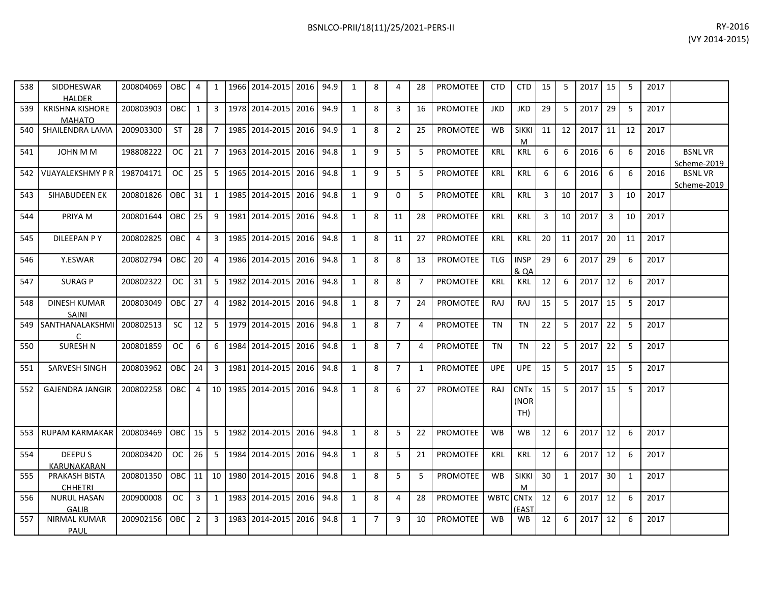| | | | | | | | | | | | | | | | | | | | | | | | | |
|---|---|---|---|---|---|---|---|---|---|---|---|---|---|---|---|---|---|---|---|---|---|---|---|---|
| 538 | SIDDHESWAR HALDER | 200804069 | OBC | 4 | 1 | 1966 | 2014-2015 | 2016 | 94.9 | 1 | 8 | 4 | 28 | PROMOTEE | CTD | CTD | 15 | 5 | 2017 | 15 | 5 | 2017 | |
| 539 | KRISHNA KISHORE MAHATO | 200803903 | OBC | 1 | 3 | 1978 | 2014-2015 | 2016 | 94.9 | 1 | 8 | 3 | 16 | PROMOTEE | JKD | JKD | 29 | 5 | 2017 | 29 | 5 | 2017 | |
| 540 | SHAILENDRA LAMA | 200903300 | ST | 28 | 7 | 1985 | 2014-2015 | 2016 | 94.9 | 1 | 8 | 2 | 25 | PROMOTEE | WB | SIKKIM | 11 | 12 | 2017 | 11 | 12 | 2017 | |
| 541 | JOHN M M | 198808222 | OC | 21 | 7 | 1963 | 2014-2015 | 2016 | 94.8 | 1 | 9 | 5 | 5 | PROMOTEE | KRL | KRL | 6 | 6 | 2016 | 6 | 6 | 2016 | BSNL VR Scheme-2019 |
| 542 | VIJAYALEKSHMY P R | 198704171 | OC | 25 | 5 | 1965 | 2014-2015 | 2016 | 94.8 | 1 | 9 | 5 | 5 | PROMOTEE | KRL | KRL | 6 | 6 | 2016 | 6 | 6 | 2016 | BSNL VR Scheme-2019 |
| 543 | SIHABUDEEN EK | 200801826 | OBC | 31 | 1 | 1985 | 2014-2015 | 2016 | 94.8 | 1 | 9 | 0 | 5 | PROMOTEE | KRL | KRL | 3 | 10 | 2017 | 3 | 10 | 2017 | |
| 544 | PRIYA M | 200801644 | OBC | 25 | 9 | 1981 | 2014-2015 | 2016 | 94.8 | 1 | 8 | 11 | 28 | PROMOTEE | KRL | KRL | 3 | 10 | 2017 | 3 | 10 | 2017 | |
| 545 | DILEEPAN P Y | 200802825 | OBC | 4 | 3 | 1985 | 2014-2015 | 2016 | 94.8 | 1 | 8 | 11 | 27 | PROMOTEE | KRL | KRL | 20 | 11 | 2017 | 20 | 11 | 2017 | |
| 546 | Y.ESWAR | 200802794 | OBC | 20 | 4 | 1986 | 2014-2015 | 2016 | 94.8 | 1 | 8 | 8 | 13 | PROMOTEE | TLG | INSP & QA | 29 | 6 | 2017 | 29 | 6 | 2017 | |
| 547 | SURAG P | 200802322 | OC | 31 | 5 | 1982 | 2014-2015 | 2016 | 94.8 | 1 | 8 | 8 | 7 | PROMOTEE | KRL | KRL | 12 | 6 | 2017 | 12 | 6 | 2017 | |
| 548 | DINESH KUMAR SAINI | 200803049 | OBC | 27 | 4 | 1982 | 2014-2015 | 2016 | 94.8 | 1 | 8 | 7 | 24 | PROMOTEE | RAJ | RAJ | 15 | 5 | 2017 | 15 | 5 | 2017 | |
| 549 | SANTHANALAKSHMI C | 200802513 | SC | 12 | 5 | 1979 | 2014-2015 | 2016 | 94.8 | 1 | 8 | 7 | 4 | PROMOTEE | TN | TN | 22 | 5 | 2017 | 22 | 5 | 2017 | |
| 550 | SURESH N | 200801859 | OC | 6 | 6 | 1984 | 2014-2015 | 2016 | 94.8 | 1 | 8 | 7 | 4 | PROMOTEE | TN | TN | 22 | 5 | 2017 | 22 | 5 | 2017 | |
| 551 | SARVESH SINGH | 200803962 | OBC | 24 | 3 | 1981 | 2014-2015 | 2016 | 94.8 | 1 | 8 | 7 | 1 | PROMOTEE | UPE | UPE | 15 | 5 | 2017 | 15 | 5 | 2017 | |
| 552 | GAJENDRA JANGIR | 200802258 | OBC | 4 | 10 | 1985 | 2014-2015 | 2016 | 94.8 | 1 | 8 | 6 | 27 | PROMOTEE | RAJ | CNTx (NORTH) | 15 | 5 | 2017 | 15 | 5 | 2017 | |
| 553 | RUPAM KARMAKAR | 200803469 | OBC | 15 | 5 | 1982 | 2014-2015 | 2016 | 94.8 | 1 | 8 | 5 | 22 | PROMOTEE | WB | WB | 12 | 6 | 2017 | 12 | 6 | 2017 | |
| 554 | DEEPU S KARUNAKARAN | 200803420 | OC | 26 | 5 | 1984 | 2014-2015 | 2016 | 94.8 | 1 | 8 | 5 | 21 | PROMOTEE | KRL | KRL | 12 | 6 | 2017 | 12 | 6 | 2017 | |
| 555 | PRAKASH BISTA CHHETRI | 200801350 | OBC | 11 | 10 | 1980 | 2014-2015 | 2016 | 94.8 | 1 | 8 | 5 | 5 | PROMOTEE | WB | SIKKIM | 30 | 1 | 2017 | 30 | 1 | 2017 | |
| 556 | NURUL HASAN GALIB | 200900008 | OC | 3 | 1 | 1983 | 2014-2015 | 2016 | 94.8 | 1 | 8 | 4 | 28 | PROMOTEE | WBTC | CNTx (EAST | 12 | 6 | 2017 | 12 | 6 | 2017 | |
| 557 | NIRMAL KUMAR PAUL | 200902156 | OBC | 2 | 3 | 1983 | 2014-2015 | 2016 | 94.8 | 1 | 7 | 9 | 10 | PROMOTEE | WB | WB | 12 | 6 | 2017 | 12 | 6 | 2017 | |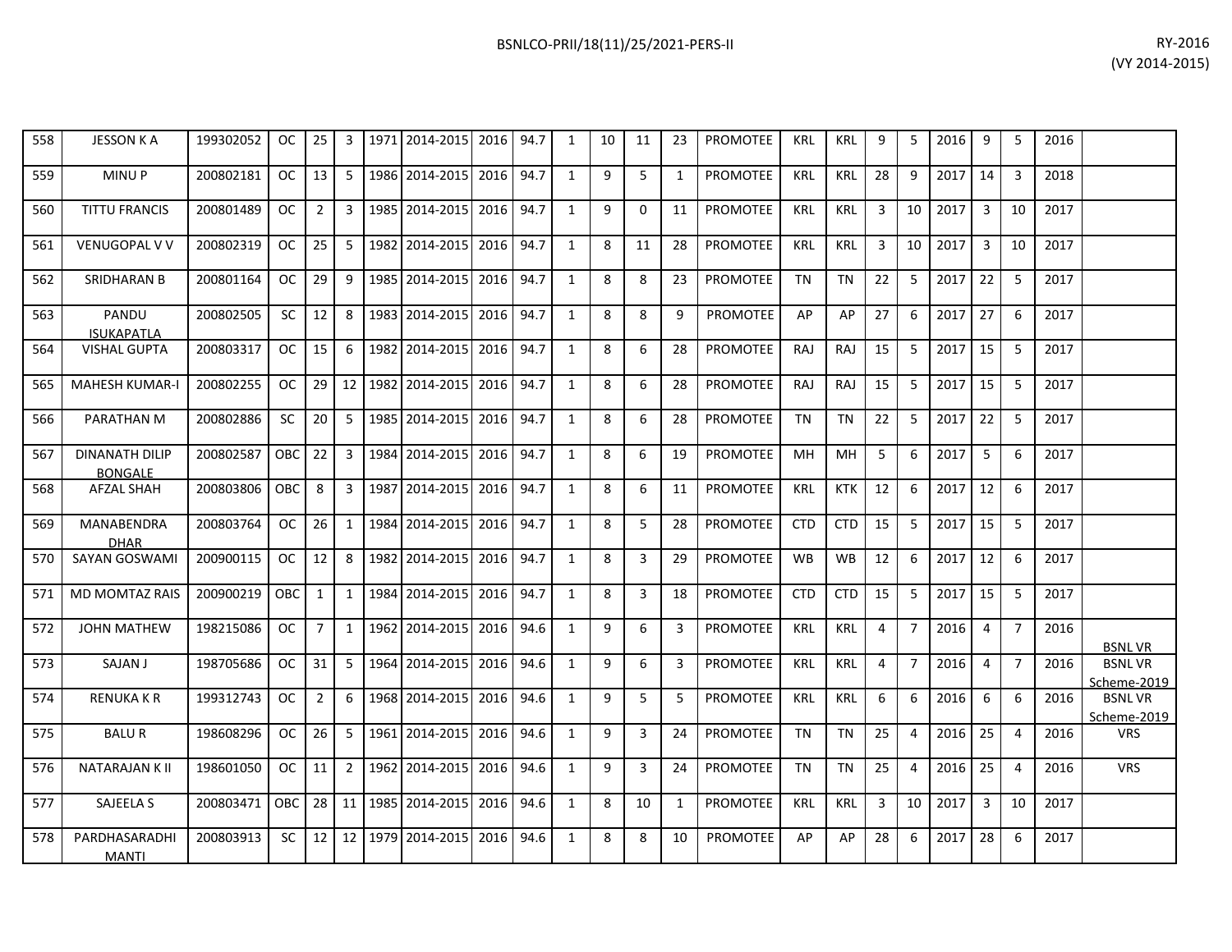| 558 | JESSON K A | 199302052 | OC | 25 | 3 | 1971 | 2014-2015 | 2016 | 94.7 | 1 | 10 | 11 | 23 | PROMOTEE | KRL | KRL | 9 | 5 | 2016 | 9 | 5 | 2016 | |
|---|---|---|---|---|---|---|---|---|---|---|---|---|---|---|---|---|---|---|---|---|---|---|---|
| 559 | MINU P | 200802181 | OC | 13 | 5 | 1986 | 2014-2015 | 2016 | 94.7 | 1 | 9 | 5 | 1 | PROMOTEE | KRL | KRL | 28 | 9 | 2017 | 14 | 3 | 2018 | |
| 560 | TITTU FRANCIS | 200801489 | OC | 2 | 3 | 1985 | 2014-2015 | 2016 | 94.7 | 1 | 9 | 0 | 11 | PROMOTEE | KRL | KRL | 3 | 10 | 2017 | 3 | 10 | 2017 | |
| 561 | VENUGOPAL V V | 200802319 | OC | 25 | 5 | 1982 | 2014-2015 | 2016 | 94.7 | 1 | 8 | 11 | 28 | PROMOTEE | KRL | KRL | 3 | 10 | 2017 | 3 | 10 | 2017 | |
| 562 | SRIDHARAN B | 200801164 | OC | 29 | 9 | 1985 | 2014-2015 | 2016 | 94.7 | 1 | 8 | 8 | 23 | PROMOTEE | TN | TN | 22 | 5 | 2017 | 22 | 5 | 2017 | |
| 563 | PANDU ISUKAPATLA | 200802505 | SC | 12 | 8 | 1983 | 2014-2015 | 2016 | 94.7 | 1 | 8 | 8 | 9 | PROMOTEE | AP | AP | 27 | 6 | 2017 | 27 | 6 | 2017 | |
| 564 | VISHAL GUPTA | 200803317 | OC | 15 | 6 | 1982 | 2014-2015 | 2016 | 94.7 | 1 | 8 | 6 | 28 | PROMOTEE | RAJ | RAJ | 15 | 5 | 2017 | 15 | 5 | 2017 | |
| 565 | MAHESH KUMAR-I | 200802255 | OC | 29 | 12 | 1982 | 2014-2015 | 2016 | 94.7 | 1 | 8 | 6 | 28 | PROMOTEE | RAJ | RAJ | 15 | 5 | 2017 | 15 | 5 | 2017 | |
| 566 | PARATHAN M | 200802886 | SC | 20 | 5 | 1985 | 2014-2015 | 2016 | 94.7 | 1 | 8 | 6 | 28 | PROMOTEE | TN | TN | 22 | 5 | 2017 | 22 | 5 | 2017 | |
| 567 | DINANATH DILIP BONGALE | 200802587 | OBC | 22 | 3 | 1984 | 2014-2015 | 2016 | 94.7 | 1 | 8 | 6 | 19 | PROMOTEE | MH | MH | 5 | 6 | 2017 | 5 | 6 | 2017 | |
| 568 | AFZAL SHAH | 200803806 | OBC | 8 | 3 | 1987 | 2014-2015 | 2016 | 94.7 | 1 | 8 | 6 | 11 | PROMOTEE | KRL | KTK | 12 | 6 | 2017 | 12 | 6 | 2017 | |
| 569 | MANABENDRA DHAR | 200803764 | OC | 26 | 1 | 1984 | 2014-2015 | 2016 | 94.7 | 1 | 8 | 5 | 28 | PROMOTEE | CTD | CTD | 15 | 5 | 2017 | 15 | 5 | 2017 | |
| 570 | SAYAN GOSWAMI | 200900115 | OC | 12 | 8 | 1982 | 2014-2015 | 2016 | 94.7 | 1 | 8 | 3 | 29 | PROMOTEE | WB | WB | 12 | 6 | 2017 | 12 | 6 | 2017 | |
| 571 | MD MOMTAZ RAIS | 200900219 | OBC | 1 | 1 | 1984 | 2014-2015 | 2016 | 94.7 | 1 | 8 | 3 | 18 | PROMOTEE | CTD | CTD | 15 | 5 | 2017 | 15 | 5 | 2017 | |
| 572 | JOHN MATHEW | 198215086 | OC | 7 | 1 | 1962 | 2014-2015 | 2016 | 94.6 | 1 | 9 | 6 | 3 | PROMOTEE | KRL | KRL | 4 | 7 | 2016 | 4 | 7 | 2016 | BSNL VR |
| 573 | SAJAN J | 198705686 | OC | 31 | 5 | 1964 | 2014-2015 | 2016 | 94.6 | 1 | 9 | 6 | 3 | PROMOTEE | KRL | KRL | 4 | 7 | 2016 | 4 | 7 | 2016 | BSNL VR Scheme-2019 |
| 574 | RENUKA K R | 199312743 | OC | 2 | 6 | 1968 | 2014-2015 | 2016 | 94.6 | 1 | 9 | 5 | 5 | PROMOTEE | KRL | KRL | 6 | 6 | 2016 | 6 | 6 | 2016 | BSNL VR Scheme-2019 |
| 575 | BALU R | 198608296 | OC | 26 | 5 | 1961 | 2014-2015 | 2016 | 94.6 | 1 | 9 | 3 | 24 | PROMOTEE | TN | TN | 25 | 4 | 2016 | 25 | 4 | 2016 | VRS |
| 576 | NATARAJAN K II | 198601050 | OC | 11 | 2 | 1962 | 2014-2015 | 2016 | 94.6 | 1 | 9 | 3 | 24 | PROMOTEE | TN | TN | 25 | 4 | 2016 | 25 | 4 | 2016 | VRS |
| 577 | SAJEELA S | 200803471 | OBC | 28 | 11 | 1985 | 2014-2015 | 2016 | 94.6 | 1 | 8 | 10 | 1 | PROMOTEE | KRL | KRL | 3 | 10 | 2017 | 3 | 10 | 2017 | |
| 578 | PARDHASARADHI MANTI | 200803913 | SC | 12 | 12 | 1979 | 2014-2015 | 2016 | 94.6 | 1 | 8 | 8 | 10 | PROMOTEE | AP | AP | 28 | 6 | 2017 | 28 | 6 | 2017 | |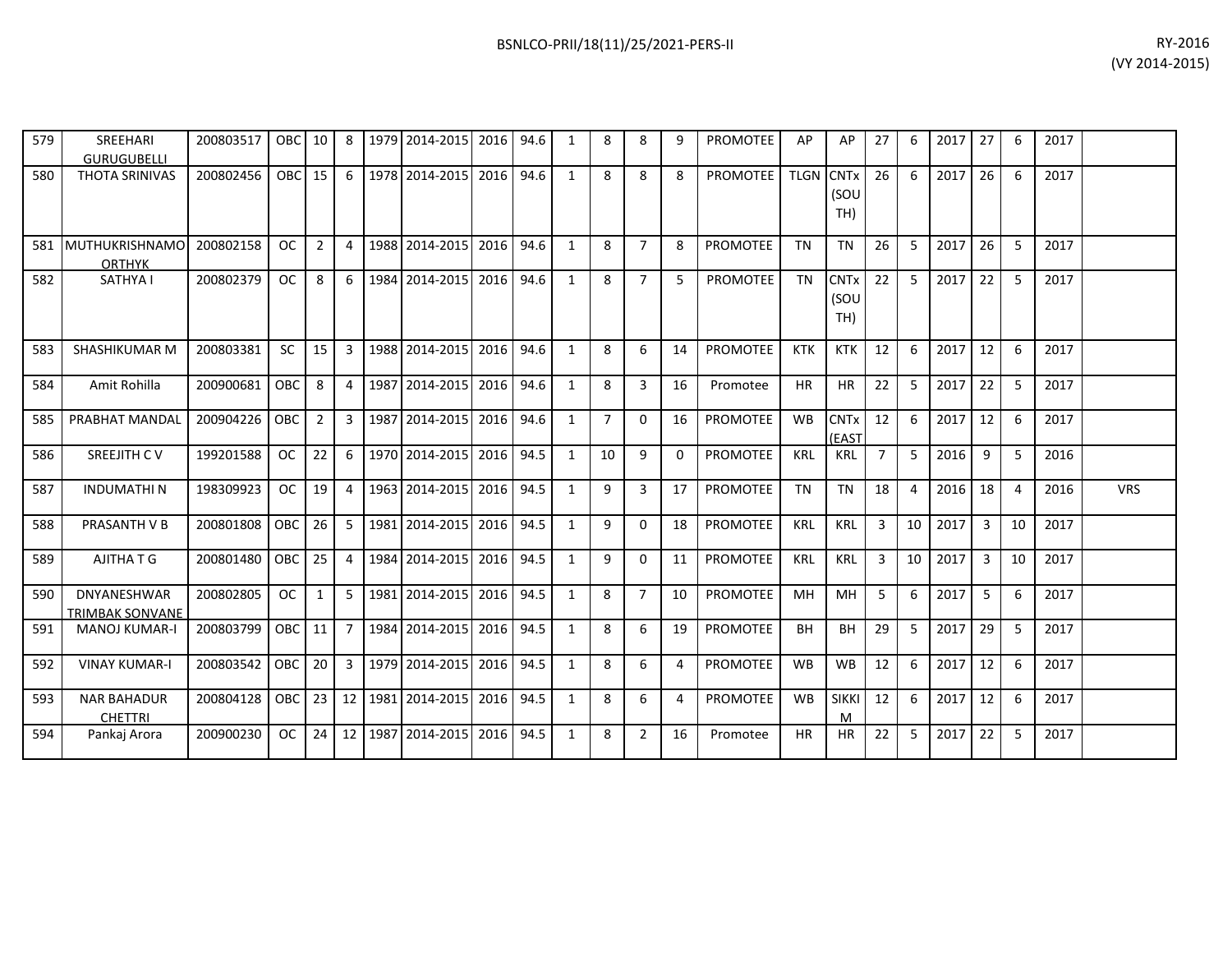| | | | | | | | | | | | | | | | | | | | | | | | | |
|---|---|---|---|---|---|---|---|---|---|---|---|---|---|---|---|---|---|---|---|---|---|---|---|---|
| 579 | SREEHARI GURUGUBELLI | 200803517 | OBC | 10 | 8 | 1979 | 2014-2015 | 2016 | 94.6 | 1 | 8 | 8 | 9 | PROMOTEE | AP | AP | 27 | 6 | 2017 | 27 | 6 | 2017 | |
| 580 | THOTA SRINIVAS | 200802456 | OBC | 15 | 6 | 1978 | 2014-2015 | 2016 | 94.6 | 1 | 8 | 8 | 8 | PROMOTEE | TLGN | CNTx (SOUTH) | 26 | 6 | 2017 | 26 | 6 | 2017 | |
| 581 | MUTHUKRISHNAMOORTHYK | 200802158 | OC | 2 | 4 | 1988 | 2014-2015 | 2016 | 94.6 | 1 | 8 | 7 | 8 | PROMOTEE | TN | TN | 26 | 5 | 2017 | 26 | 5 | 2017 | |
| 582 | SATHYA I | 200802379 | OC | 8 | 6 | 1984 | 2014-2015 | 2016 | 94.6 | 1 | 8 | 7 | 5 | PROMOTEE | TN | CNTx (SOUTH) | 22 | 5 | 2017 | 22 | 5 | 2017 | |
| 583 | SHASHIKUMAR M | 200803381 | SC | 15 | 3 | 1988 | 2014-2015 | 2016 | 94.6 | 1 | 8 | 6 | 14 | PROMOTEE | KTK | KTK | 12 | 6 | 2017 | 12 | 6 | 2017 | |
| 584 | Amit Rohilla | 200900681 | OBC | 8 | 4 | 1987 | 2014-2015 | 2016 | 94.6 | 1 | 8 | 3 | 16 | Promotee | HR | HR | 22 | 5 | 2017 | 22 | 5 | 2017 | |
| 585 | PRABHAT MANDAL | 200904226 | OBC | 2 | 3 | 1987 | 2014-2015 | 2016 | 94.6 | 1 | 7 | 0 | 16 | PROMOTEE | WB | CNTx (EAST | 12 | 6 | 2017 | 12 | 6 | 2017 | |
| 586 | SREEJITH C V | 199201588 | OC | 22 | 6 | 1970 | 2014-2015 | 2016 | 94.5 | 1 | 10 | 9 | 0 | PROMOTEE | KRL | KRL | 7 | 5 | 2016 | 9 | 5 | 2016 | |
| 587 | INDUMATHI N | 198309923 | OC | 19 | 4 | 1963 | 2014-2015 | 2016 | 94.5 | 1 | 9 | 3 | 17 | PROMOTEE | TN | TN | 18 | 4 | 2016 | 18 | 4 | 2016 | VRS |
| 588 | PRASANTH V B | 200801808 | OBC | 26 | 5 | 1981 | 2014-2015 | 2016 | 94.5 | 1 | 9 | 0 | 18 | PROMOTEE | KRL | KRL | 3 | 10 | 2017 | 3 | 10 | 2017 | |
| 589 | AJITHA T G | 200801480 | OBC | 25 | 4 | 1984 | 2014-2015 | 2016 | 94.5 | 1 | 9 | 0 | 11 | PROMOTEE | KRL | KRL | 3 | 10 | 2017 | 3 | 10 | 2017 | |
| 590 | DNYANESHWAR TRIMBAK SONVANE | 200802805 | OC | 1 | 5 | 1981 | 2014-2015 | 2016 | 94.5 | 1 | 8 | 7 | 10 | PROMOTEE | MH | MH | 5 | 6 | 2017 | 5 | 6 | 2017 | |
| 591 | MANOJ KUMAR-I | 200803799 | OBC | 11 | 7 | 1984 | 2014-2015 | 2016 | 94.5 | 1 | 8 | 6 | 19 | PROMOTEE | BH | BH | 29 | 5 | 2017 | 29 | 5 | 2017 | |
| 592 | VINAY KUMAR-I | 200803542 | OBC | 20 | 3 | 1979 | 2014-2015 | 2016 | 94.5 | 1 | 8 | 6 | 4 | PROMOTEE | WB | WB | 12 | 6 | 2017 | 12 | 6 | 2017 | |
| 593 | NAR BAHADUR CHETTRI | 200804128 | OBC | 23 | 12 | 1981 | 2014-2015 | 2016 | 94.5 | 1 | 8 | 6 | 4 | PROMOTEE | WB | SIKKIM | 12 | 6 | 2017 | 12 | 6 | 2017 | |
| 594 | Pankaj Arora | 200900230 | OC | 24 | 12 | 1987 | 2014-2015 | 2016 | 94.5 | 1 | 8 | 2 | 16 | Promotee | HR | HR | 22 | 5 | 2017 | 22 | 5 | 2017 | |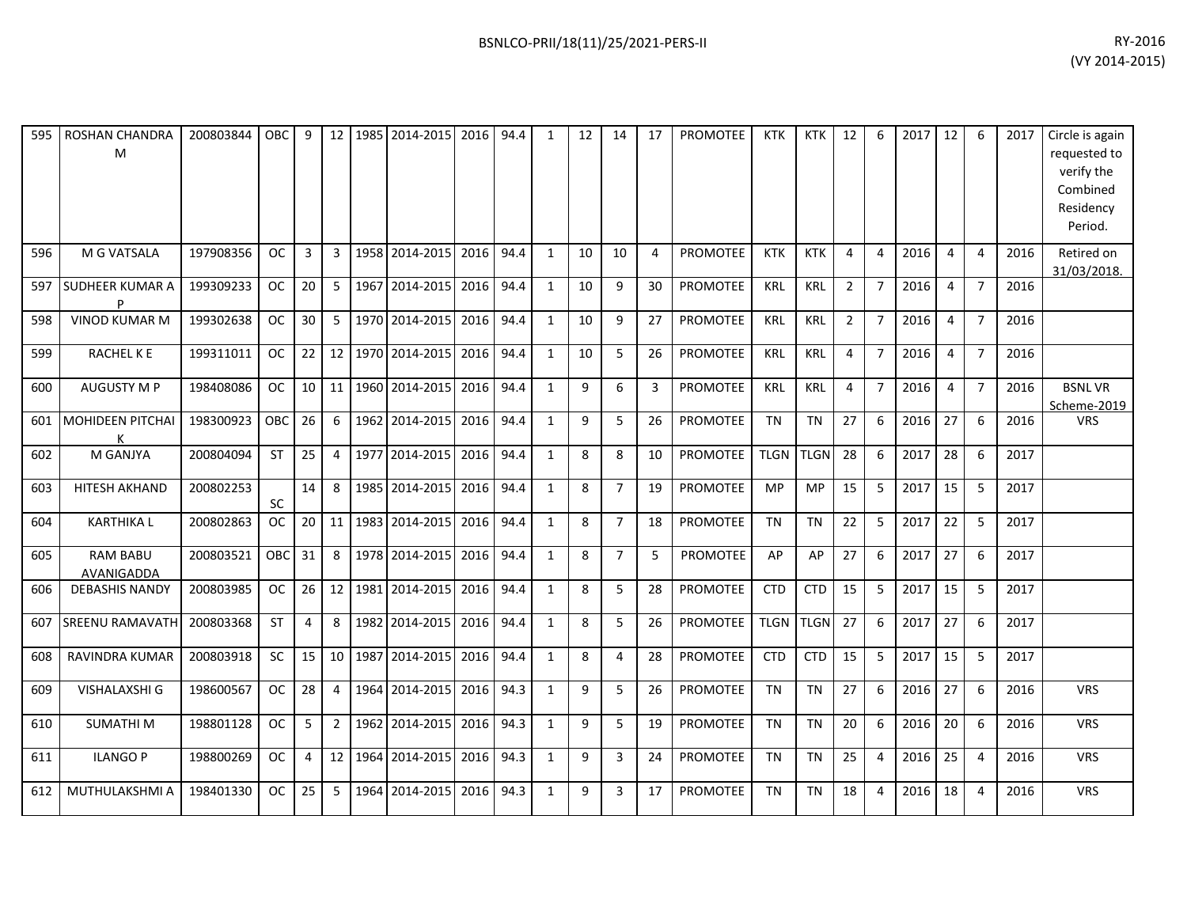| | | | | | | | | | | | | | | | | | | | | | | | | | |
|---|---|---|---|---|---|---|---|---|---|---|---|---|---|---|---|---|---|---|---|---|---|---|---|---|---|
| 595 | ROSHAN CHANDRA M | 200803844 | OBC | 9 | 12 | 1985 | 2014-2015 | 2016 | 94.4 | 1 | 12 | 14 | 17 | PROMOTEE | KTK | KTK | 12 | 6 | 2017 | 12 | 6 | 2017 | Circle is again requested to verify the Combined Residency Period. |
| 596 | M G VATSALA | 197908356 | OC | 3 | 3 | 1958 | 2014-2015 | 2016 | 94.4 | 1 | 10 | 10 | 4 | PROMOTEE | KTK | KTK | 4 | 4 | 2016 | 4 | 4 | 2016 | Retired on 31/03/2018. |
| 597 | SUDHEER KUMAR A P | 199309233 | OC | 20 | 5 | 1967 | 2014-2015 | 2016 | 94.4 | 1 | 10 | 9 | 30 | PROMOTEE | KRL | KRL | 2 | 7 | 2016 | 4 | 7 | 2016 | |
| 598 | VINOD KUMAR M | 199302638 | OC | 30 | 5 | 1970 | 2014-2015 | 2016 | 94.4 | 1 | 10 | 9 | 27 | PROMOTEE | KRL | KRL | 2 | 7 | 2016 | 4 | 7 | 2016 | |
| 599 | RACHEL K E | 199311011 | OC | 22 | 12 | 1970 | 2014-2015 | 2016 | 94.4 | 1 | 10 | 5 | 26 | PROMOTEE | KRL | KRL | 4 | 7 | 2016 | 4 | 7 | 2016 | |
| 600 | AUGUSTY M P | 198408086 | OC | 10 | 11 | 1960 | 2014-2015 | 2016 | 94.4 | 1 | 9 | 6 | 3 | PROMOTEE | KRL | KRL | 4 | 7 | 2016 | 4 | 7 | 2016 | BSNL VR Scheme-2019 |
| 601 | MOHIDEEN PITCHAI K | 198300923 | OBC | 26 | 6 | 1962 | 2014-2015 | 2016 | 94.4 | 1 | 9 | 5 | 26 | PROMOTEE | TN | TN | 27 | 6 | 2016 | 27 | 6 | 2016 | VRS |
| 602 | M GANJYA | 200804094 | ST | 25 | 4 | 1977 | 2014-2015 | 2016 | 94.4 | 1 | 8 | 8 | 10 | PROMOTEE | TLGN | TLGN | 28 | 6 | 2017 | 28 | 6 | 2017 | |
| 603 | HITESH AKHAND | 200802253 | SC | 14 | 8 | 1985 | 2014-2015 | 2016 | 94.4 | 1 | 8 | 7 | 19 | PROMOTEE | MP | MP | 15 | 5 | 2017 | 15 | 5 | 2017 | |
| 604 | KARTHIKA L | 200802863 | OC | 20 | 11 | 1983 | 2014-2015 | 2016 | 94.4 | 1 | 8 | 7 | 18 | PROMOTEE | TN | TN | 22 | 5 | 2017 | 22 | 5 | 2017 | |
| 605 | RAM BABU AVANIGADDA | 200803521 | OBC | 31 | 8 | 1978 | 2014-2015 | 2016 | 94.4 | 1 | 8 | 7 | 5 | PROMOTEE | AP | AP | 27 | 6 | 2017 | 27 | 6 | 2017 | |
| 606 | DEBASHIS NANDY | 200803985 | OC | 26 | 12 | 1981 | 2014-2015 | 2016 | 94.4 | 1 | 8 | 5 | 28 | PROMOTEE | CTD | CTD | 15 | 5 | 2017 | 15 | 5 | 2017 | |
| 607 | SREENU RAMAVATH | 200803368 | ST | 4 | 8 | 1982 | 2014-2015 | 2016 | 94.4 | 1 | 8 | 5 | 26 | PROMOTEE | TLGN | TLGN | 27 | 6 | 2017 | 27 | 6 | 2017 | |
| 608 | RAVINDRA KUMAR | 200803918 | SC | 15 | 10 | 1987 | 2014-2015 | 2016 | 94.4 | 1 | 8 | 4 | 28 | PROMOTEE | CTD | CTD | 15 | 5 | 2017 | 15 | 5 | 2017 | |
| 609 | VISHALAXSHI G | 198600567 | OC | 28 | 4 | 1964 | 2014-2015 | 2016 | 94.3 | 1 | 9 | 5 | 26 | PROMOTEE | TN | TN | 27 | 6 | 2016 | 27 | 6 | 2016 | VRS |
| 610 | SUMATHI M | 198801128 | OC | 5 | 2 | 1962 | 2014-2015 | 2016 | 94.3 | 1 | 9 | 5 | 19 | PROMOTEE | TN | TN | 20 | 6 | 2016 | 20 | 6 | 2016 | VRS |
| 611 | ILANGO P | 198800269 | OC | 4 | 12 | 1964 | 2014-2015 | 2016 | 94.3 | 1 | 9 | 3 | 24 | PROMOTEE | TN | TN | 25 | 4 | 2016 | 25 | 4 | 2016 | VRS |
| 612 | MUTHULAKSHMI A | 198401330 | OC | 25 | 5 | 1964 | 2014-2015 | 2016 | 94.3 | 1 | 9 | 3 | 17 | PROMOTEE | TN | TN | 18 | 4 | 2016 | 18 | 4 | 2016 | VRS |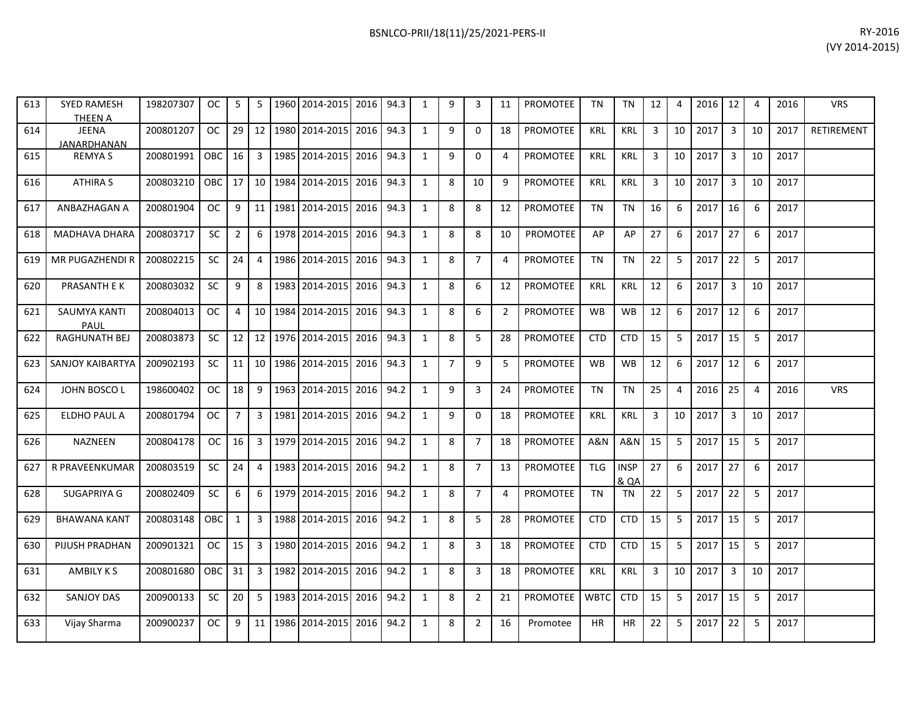| 613 | SYED RAMESH THEEN A | 198207307 | OC | 5 | 5 | 1960 | 2014-2015 | 2016 | 94.3 | 1 | 9 | 3 | 11 | PROMOTEE | TN | TN | 12 | 4 | 2016 | 12 | 4 | 2016 | VRS |
|---|---|---|---|---|---|---|---|---|---|---|---|---|---|---|---|---|---|---|---|---|---|---|---|
| 614 | JEENA JANARDHANAN | 200801207 | OC | 29 | 12 | 1980 | 2014-2015 | 2016 | 94.3 | 1 | 9 | 0 | 18 | PROMOTEE | KRL | KRL | 3 | 10 | 2017 | 3 | 10 | 2017 | RETIREMENT |
| 615 | REMYA S | 200801991 | OBC | 16 | 3 | 1985 | 2014-2015 | 2016 | 94.3 | 1 | 9 | 0 | 4 | PROMOTEE | KRL | KRL | 3 | 10 | 2017 | 3 | 10 | 2017 | |
| 616 | ATHIRA S | 200803210 | OBC | 17 | 10 | 1984 | 2014-2015 | 2016 | 94.3 | 1 | 8 | 10 | 9 | PROMOTEE | KRL | KRL | 3 | 10 | 2017 | 3 | 10 | 2017 | |
| 617 | ANBAZHAGAN A | 200801904 | OC | 9 | 11 | 1981 | 2014-2015 | 2016 | 94.3 | 1 | 8 | 8 | 12 | PROMOTEE | TN | TN | 16 | 6 | 2017 | 16 | 6 | 2017 | |
| 618 | MADHAVA DHARA | 200803717 | SC | 2 | 6 | 1978 | 2014-2015 | 2016 | 94.3 | 1 | 8 | 8 | 10 | PROMOTEE | AP | AP | 27 | 6 | 2017 | 27 | 6 | 2017 | |
| 619 | MR PUGAZHENDI R | 200802215 | SC | 24 | 4 | 1986 | 2014-2015 | 2016 | 94.3 | 1 | 8 | 7 | 4 | PROMOTEE | TN | TN | 22 | 5 | 2017 | 22 | 5 | 2017 | |
| 620 | PRASANTH E K | 200803032 | SC | 9 | 8 | 1983 | 2014-2015 | 2016 | 94.3 | 1 | 8 | 6 | 12 | PROMOTEE | KRL | KRL | 12 | 6 | 2017 | 3 | 10 | 2017 | |
| 621 | SAUMYA KANTI PAUL | 200804013 | OC | 4 | 10 | 1984 | 2014-2015 | 2016 | 94.3 | 1 | 8 | 6 | 2 | PROMOTEE | WB | WB | 12 | 6 | 2017 | 12 | 6 | 2017 | |
| 622 | RAGHUNATH BEJ | 200803873 | SC | 12 | 12 | 1976 | 2014-2015 | 2016 | 94.3 | 1 | 8 | 5 | 28 | PROMOTEE | CTD | CTD | 15 | 5 | 2017 | 15 | 5 | 2017 | |
| 623 | SANJOY KAIBARTYA | 200902193 | SC | 11 | 10 | 1986 | 2014-2015 | 2016 | 94.3 | 1 | 7 | 9 | 5 | PROMOTEE | WB | WB | 12 | 6 | 2017 | 12 | 6 | 2017 | |
| 624 | JOHN BOSCO L | 198600402 | OC | 18 | 9 | 1963 | 2014-2015 | 2016 | 94.2 | 1 | 9 | 3 | 24 | PROMOTEE | TN | TN | 25 | 4 | 2016 | 25 | 4 | 2016 | VRS |
| 625 | ELDHO PAUL A | 200801794 | OC | 7 | 3 | 1981 | 2014-2015 | 2016 | 94.2 | 1 | 9 | 0 | 18 | PROMOTEE | KRL | KRL | 3 | 10 | 2017 | 3 | 10 | 2017 | |
| 626 | NAZNEEN | 200804178 | OC | 16 | 3 | 1979 | 2014-2015 | 2016 | 94.2 | 1 | 8 | 7 | 18 | PROMOTEE | A&N | A&N | 15 | 5 | 2017 | 15 | 5 | 2017 | |
| 627 | R PRAVEENKUMAR | 200803519 | SC | 24 | 4 | 1983 | 2014-2015 | 2016 | 94.2 | 1 | 8 | 7 | 13 | PROMOTEE | TLG | INSP & QA | 27 | 6 | 2017 | 27 | 6 | 2017 | |
| 628 | SUGAPRIYA G | 200802409 | SC | 6 | 6 | 1979 | 2014-2015 | 2016 | 94.2 | 1 | 8 | 7 | 4 | PROMOTEE | TN | TN | 22 | 5 | 2017 | 22 | 5 | 2017 | |
| 629 | BHAWANA KANT | 200803148 | OBC | 1 | 3 | 1988 | 2014-2015 | 2016 | 94.2 | 1 | 8 | 5 | 28 | PROMOTEE | CTD | CTD | 15 | 5 | 2017 | 15 | 5 | 2017 | |
| 630 | PIJUSH PRADHAN | 200901321 | OC | 15 | 3 | 1980 | 2014-2015 | 2016 | 94.2 | 1 | 8 | 3 | 18 | PROMOTEE | CTD | CTD | 15 | 5 | 2017 | 15 | 5 | 2017 | |
| 631 | AMBILY K S | 200801680 | OBC | 31 | 3 | 1982 | 2014-2015 | 2016 | 94.2 | 1 | 8 | 3 | 18 | PROMOTEE | KRL | KRL | 3 | 10 | 2017 | 3 | 10 | 2017 | |
| 632 | SANJOY DAS | 200900133 | SC | 20 | 5 | 1983 | 2014-2015 | 2016 | 94.2 | 1 | 8 | 2 | 21 | PROMOTEE | WBTC | CTD | 15 | 5 | 2017 | 15 | 5 | 2017 | |
| 633 | Vijay Sharma | 200900237 | OC | 9 | 11 | 1986 | 2014-2015 | 2016 | 94.2 | 1 | 8 | 2 | 16 | Promotee | HR | HR | 22 | 5 | 2017 | 22 | 5 | 2017 | |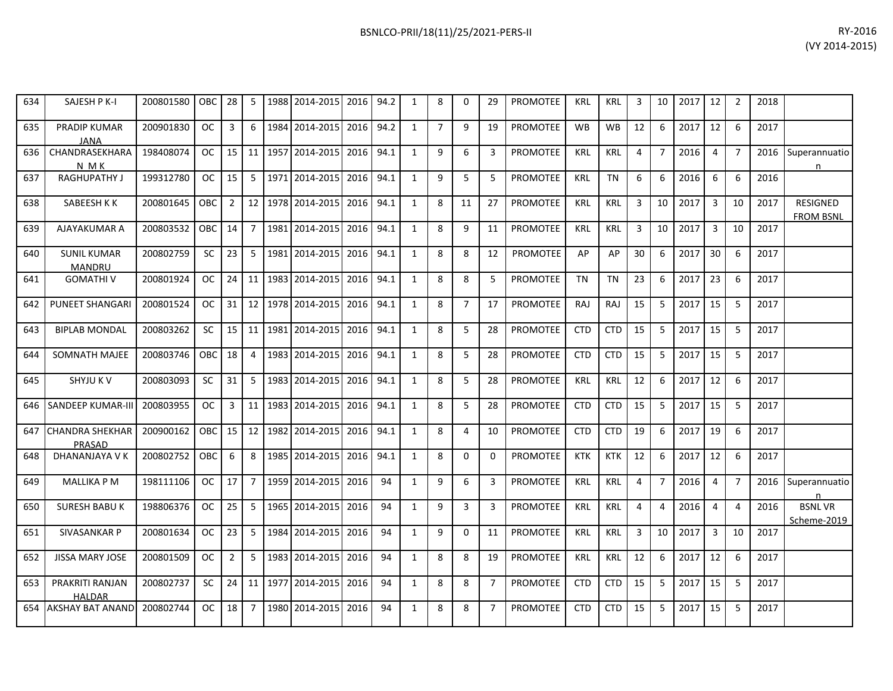| | | | | | | | | | | | | | | | | | | | | | | | | |
|---|---|---|---|---|---|---|---|---|---|---|---|---|---|---|---|---|---|---|---|---|---|---|---|---|
| 634 | SAJESH P K-I | 200801580 | OBC | 28 | 5 | 1988 | 2014-2015 | 2016 | 94.2 | 1 | 8 | 0 | 29 | PROMOTEE | KRL | KRL | 3 | 10 | 2017 | 12 | 2 | 2018 | |
| 635 | PRADIP KUMAR JANA | 200901830 | OC | 3 | 6 | 1984 | 2014-2015 | 2016 | 94.2 | 1 | 7 | 9 | 19 | PROMOTEE | WB | WB | 12 | 6 | 2017 | 12 | 6 | 2017 | |
| 636 | CHANDRASEKHARA N M K | 198408074 | OC | 15 | 11 | 1957 | 2014-2015 | 2016 | 94.1 | 1 | 9 | 6 | 3 | PROMOTEE | KRL | KRL | 4 | 7 | 2016 | 4 | 7 | 2016 | Superannuation |
| 637 | RAGHUPATHY J | 199312780 | OC | 15 | 5 | 1971 | 2014-2015 | 2016 | 94.1 | 1 | 9 | 5 | 5 | PROMOTEE | KRL | TN | 6 | 6 | 2016 | 6 | 6 | 2016 | |
| 638 | SABEESH K K | 200801645 | OBC | 2 | 12 | 1978 | 2014-2015 | 2016 | 94.1 | 1 | 8 | 11 | 27 | PROMOTEE | KRL | KRL | 3 | 10 | 2017 | 3 | 10 | 2017 | RESIGNED FROM BSNL |
| 639 | AJAYAKUMAR A | 200803532 | OBC | 14 | 7 | 1981 | 2014-2015 | 2016 | 94.1 | 1 | 8 | 9 | 11 | PROMOTEE | KRL | KRL | 3 | 10 | 2017 | 3 | 10 | 2017 | |
| 640 | SUNIL KUMAR MANDRU | 200802759 | SC | 23 | 5 | 1981 | 2014-2015 | 2016 | 94.1 | 1 | 8 | 8 | 12 | PROMOTEE | AP | AP | 30 | 6 | 2017 | 30 | 6 | 2017 | |
| 641 | GOMATHI V | 200801924 | OC | 24 | 11 | 1983 | 2014-2015 | 2016 | 94.1 | 1 | 8 | 8 | 5 | PROMOTEE | TN | TN | 23 | 6 | 2017 | 23 | 6 | 2017 | |
| 642 | PUNEET SHANGARI | 200801524 | OC | 31 | 12 | 1978 | 2014-2015 | 2016 | 94.1 | 1 | 8 | 7 | 17 | PROMOTEE | RAJ | RAJ | 15 | 5 | 2017 | 15 | 5 | 2017 | |
| 643 | BIPLAB MONDAL | 200803262 | SC | 15 | 11 | 1981 | 2014-2015 | 2016 | 94.1 | 1 | 8 | 5 | 28 | PROMOTEE | CTD | CTD | 15 | 5 | 2017 | 15 | 5 | 2017 | |
| 644 | SOMNATH MAJEE | 200803746 | OBC | 18 | 4 | 1983 | 2014-2015 | 2016 | 94.1 | 1 | 8 | 5 | 28 | PROMOTEE | CTD | CTD | 15 | 5 | 2017 | 15 | 5 | 2017 | |
| 645 | SHYJU K V | 200803093 | SC | 31 | 5 | 1983 | 2014-2015 | 2016 | 94.1 | 1 | 8 | 5 | 28 | PROMOTEE | KRL | KRL | 12 | 6 | 2017 | 12 | 6 | 2017 | |
| 646 | SANDEEP KUMAR-III | 200803955 | OC | 3 | 11 | 1983 | 2014-2015 | 2016 | 94.1 | 1 | 8 | 5 | 28 | PROMOTEE | CTD | CTD | 15 | 5 | 2017 | 15 | 5 | 2017 | |
| 647 | CHANDRA SHEKHAR PRASAD | 200900162 | OBC | 15 | 12 | 1982 | 2014-2015 | 2016 | 94.1 | 1 | 8 | 4 | 10 | PROMOTEE | CTD | CTD | 19 | 6 | 2017 | 19 | 6 | 2017 | |
| 648 | DHANANJAYA V K | 200802752 | OBC | 6 | 8 | 1985 | 2014-2015 | 2016 | 94.1 | 1 | 8 | 0 | 0 | PROMOTEE | KTK | KTK | 12 | 6 | 2017 | 12 | 6 | 2017 | |
| 649 | MALLIKA P M | 198111106 | OC | 17 | 7 | 1959 | 2014-2015 | 2016 | 94 | 1 | 9 | 6 | 3 | PROMOTEE | KRL | KRL | 4 | 7 | 2016 | 4 | 7 | 2016 | Superannuation |
| 650 | SURESH BABU K | 198806376 | OC | 25 | 5 | 1965 | 2014-2015 | 2016 | 94 | 1 | 9 | 3 | 3 | PROMOTEE | KRL | KRL | 4 | 4 | 2016 | 4 | 4 | 2016 | BSNL VR Scheme-2019 |
| 651 | SIVASANKAR P | 200801634 | OC | 23 | 5 | 1984 | 2014-2015 | 2016 | 94 | 1 | 9 | 0 | 11 | PROMOTEE | KRL | KRL | 3 | 10 | 2017 | 3 | 10 | 2017 | |
| 652 | JISSA MARY JOSE | 200801509 | OC | 2 | 5 | 1983 | 2014-2015 | 2016 | 94 | 1 | 8 | 8 | 19 | PROMOTEE | KRL | KRL | 12 | 6 | 2017 | 12 | 6 | 2017 | |
| 653 | PRAKRITI RANJAN HALDAR | 200802737 | SC | 24 | 11 | 1977 | 2014-2015 | 2016 | 94 | 1 | 8 | 8 | 7 | PROMOTEE | CTD | CTD | 15 | 5 | 2017 | 15 | 5 | 2017 | |
| 654 | AKSHAY BAT ANAND | 200802744 | OC | 18 | 7 | 1980 | 2014-2015 | 2016 | 94 | 1 | 8 | 8 | 7 | PROMOTEE | CTD | CTD | 15 | 5 | 2017 | 15 | 5 | 2017 | |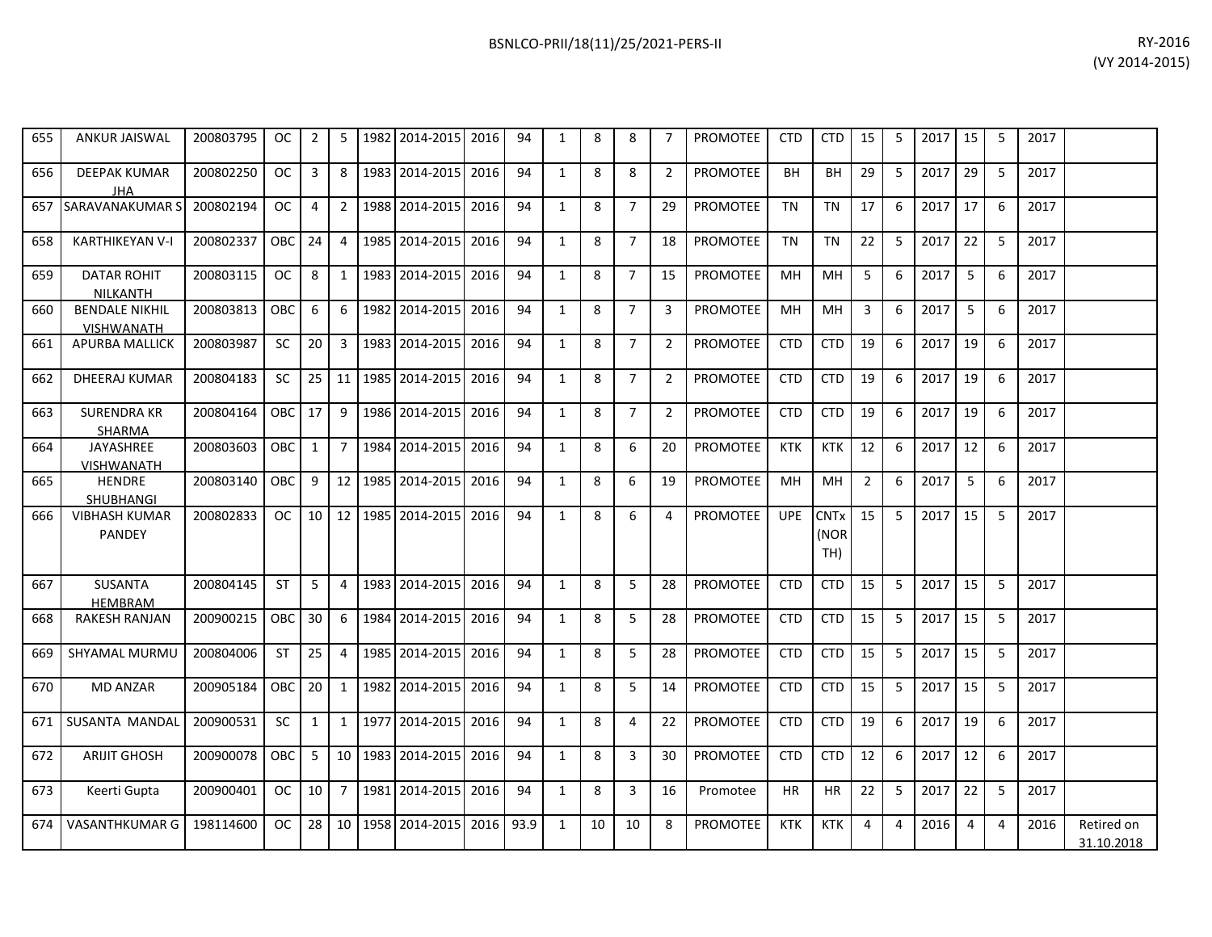| | | | | | | | | | | | | | | | | | | | | | | | | |
|---|---|---|---|---|---|---|---|---|---|---|---|---|---|---|---|---|---|---|---|---|---|---|---|---|
| 655 | ANKUR JAISWAL | 200803795 | OC | 2 | 5 | 1982 | 2014-2015 | 2016 | 94 | 1 | 8 | 8 | 7 | PROMOTEE | CTD | CTD | 15 | 5 | 2017 | 15 | 5 | 2017 | |
| 656 | DEEPAK KUMAR JHA | 200802250 | OC | 3 | 8 | 1983 | 2014-2015 | 2016 | 94 | 1 | 8 | 8 | 2 | PROMOTEE | BH | BH | 29 | 5 | 2017 | 29 | 5 | 2017 | |
| 657 | SARAVANAKUMAR S | 200802194 | OC | 4 | 2 | 1988 | 2014-2015 | 2016 | 94 | 1 | 8 | 7 | 29 | PROMOTEE | TN | TN | 17 | 6 | 2017 | 17 | 6 | 2017 | |
| 658 | KARTHIKEYAN V-I | 200802337 | OBC | 24 | 4 | 1985 | 2014-2015 | 2016 | 94 | 1 | 8 | 7 | 18 | PROMOTEE | TN | TN | 22 | 5 | 2017 | 22 | 5 | 2017 | |
| 659 | DATAR ROHIT NILKANTH | 200803115 | OC | 8 | 1 | 1983 | 2014-2015 | 2016 | 94 | 1 | 8 | 7 | 15 | PROMOTEE | MH | MH | 5 | 6 | 2017 | 5 | 6 | 2017 | |
| 660 | BENDALE NIKHIL VISHWANATH | 200803813 | OBC | 6 | 6 | 1982 | 2014-2015 | 2016 | 94 | 1 | 8 | 7 | 3 | PROMOTEE | MH | MH | 3 | 6 | 2017 | 5 | 6 | 2017 | |
| 661 | APURBA MALLICK | 200803987 | SC | 20 | 3 | 1983 | 2014-2015 | 2016 | 94 | 1 | 8 | 7 | 2 | PROMOTEE | CTD | CTD | 19 | 6 | 2017 | 19 | 6 | 2017 | |
| 662 | DHEERAJ KUMAR | 200804183 | SC | 25 | 11 | 1985 | 2014-2015 | 2016 | 94 | 1 | 8 | 7 | 2 | PROMOTEE | CTD | CTD | 19 | 6 | 2017 | 19 | 6 | 2017 | |
| 663 | SURENDRA KR SHARMA | 200804164 | OBC | 17 | 9 | 1986 | 2014-2015 | 2016 | 94 | 1 | 8 | 7 | 2 | PROMOTEE | CTD | CTD | 19 | 6 | 2017 | 19 | 6 | 2017 | |
| 664 | JAYASHREE VISHWANATH | 200803603 | OBC | 1 | 7 | 1984 | 2014-2015 | 2016 | 94 | 1 | 8 | 6 | 20 | PROMOTEE | KTK | KTK | 12 | 6 | 2017 | 12 | 6 | 2017 | |
| 665 | HENDRE SHUBHANGI | 200803140 | OBC | 9 | 12 | 1985 | 2014-2015 | 2016 | 94 | 1 | 8 | 6 | 19 | PROMOTEE | MH | MH | 2 | 6 | 2017 | 5 | 6 | 2017 | |
| 666 | VIBHASH KUMAR PANDEY | 200802833 | OC | 10 | 12 | 1985 | 2014-2015 | 2016 | 94 | 1 | 8 | 6 | 4 | PROMOTEE | UPE | CNTx (NORTH) | 15 | 5 | 2017 | 15 | 5 | 2017 | |
| 667 | SUSANTA HEMBRAM | 200804145 | ST | 5 | 4 | 1983 | 2014-2015 | 2016 | 94 | 1 | 8 | 5 | 28 | PROMOTEE | CTD | CTD | 15 | 5 | 2017 | 15 | 5 | 2017 | |
| 668 | RAKESH RANJAN | 200900215 | OBC | 30 | 6 | 1984 | 2014-2015 | 2016 | 94 | 1 | 8 | 5 | 28 | PROMOTEE | CTD | CTD | 15 | 5 | 2017 | 15 | 5 | 2017 | |
| 669 | SHYAMAL MURMU | 200804006 | ST | 25 | 4 | 1985 | 2014-2015 | 2016 | 94 | 1 | 8 | 5 | 28 | PROMOTEE | CTD | CTD | 15 | 5 | 2017 | 15 | 5 | 2017 | |
| 670 | MD ANZAR | 200905184 | OBC | 20 | 1 | 1982 | 2014-2015 | 2016 | 94 | 1 | 8 | 5 | 14 | PROMOTEE | CTD | CTD | 15 | 5 | 2017 | 15 | 5 | 2017 | |
| 671 | SUSANTA MANDAL | 200900531 | SC | 1 | 1 | 1977 | 2014-2015 | 2016 | 94 | 1 | 8 | 4 | 22 | PROMOTEE | CTD | CTD | 19 | 6 | 2017 | 19 | 6 | 2017 | |
| 672 | ARIJIT GHOSH | 200900078 | OBC | 5 | 10 | 1983 | 2014-2015 | 2016 | 94 | 1 | 8 | 3 | 30 | PROMOTEE | CTD | CTD | 12 | 6 | 2017 | 12 | 6 | 2017 | |
| 673 | Keerti Gupta | 200900401 | OC | 10 | 7 | 1981 | 2014-2015 | 2016 | 94 | 1 | 8 | 3 | 16 | Promotee | HR | HR | 22 | 5 | 2017 | 22 | 5 | 2017 | |
| 674 | VASANTHKUMAR G | 198114600 | OC | 28 | 10 | 1958 | 2014-2015 | 2016 | 93.9 | 1 | 10 | 10 | 8 | PROMOTEE | KTK | KTK | 4 | 4 | 2016 | 4 | 4 | 2016 | Retired on 31.10.2018 |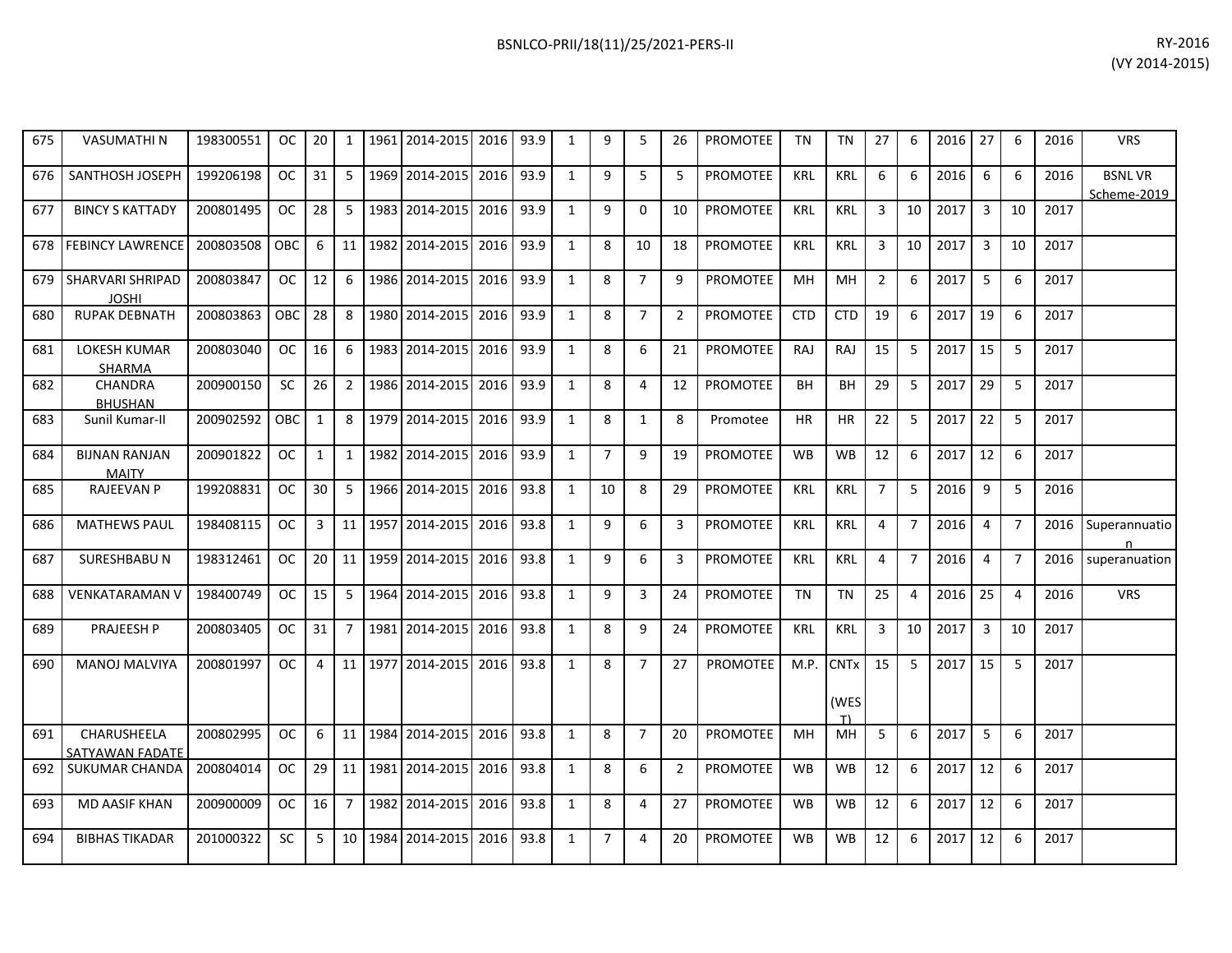| 675 | VASUMATHI N | 198300551 | OC | 20 | 1 | 1961 | 2014-2015 | 2016 | 93.9 | 1 | 9 | 5 | 26 | PROMOTEE | TN | TN | 27 | 6 | 2016 | 27 | 6 | 2016 | VRS |
|---|---|---|---|---|---|---|---|---|---|---|---|---|---|---|---|---|---|---|---|---|---|---|---|
| 676 | SANTHOSH JOSEPH | 199206198 | OC | 31 | 5 | 1969 | 2014-2015 | 2016 | 93.9 | 1 | 9 | 5 | 5 | PROMOTEE | KRL | KRL | 6 | 6 | 2016 | 6 | 6 | 2016 | BSNL VR Scheme-2019 |
| 677 | BINCY S KATTADY | 200801495 | OC | 28 | 5 | 1983 | 2014-2015 | 2016 | 93.9 | 1 | 9 | 0 | 10 | PROMOTEE | KRL | KRL | 3 | 10 | 2017 | 3 | 10 | 2017 | |
| 678 | FEBINCY LAWRENCE | 200803508 | OBC | 6 | 11 | 1982 | 2014-2015 | 2016 | 93.9 | 1 | 8 | 10 | 18 | PROMOTEE | KRL | KRL | 3 | 10 | 2017 | 3 | 10 | 2017 | |
| 679 | SHARVARI SHRIPAD JOSHI | 200803847 | OC | 12 | 6 | 1986 | 2014-2015 | 2016 | 93.9 | 1 | 8 | 7 | 9 | PROMOTEE | MH | MH | 2 | 6 | 2017 | 5 | 6 | 2017 | |
| 680 | RUPAK DEBNATH | 200803863 | OBC | 28 | 8 | 1980 | 2014-2015 | 2016 | 93.9 | 1 | 8 | 7 | 2 | PROMOTEE | CTD | CTD | 19 | 6 | 2017 | 19 | 6 | 2017 | |
| 681 | LOKESH KUMAR SHARMA | 200803040 | OC | 16 | 6 | 1983 | 2014-2015 | 2016 | 93.9 | 1 | 8 | 6 | 21 | PROMOTEE | RAJ | RAJ | 15 | 5 | 2017 | 15 | 5 | 2017 | |
| 682 | CHANDRA BHUSHAN | 200900150 | SC | 26 | 2 | 1986 | 2014-2015 | 2016 | 93.9 | 1 | 8 | 4 | 12 | PROMOTEE | BH | BH | 29 | 5 | 2017 | 29 | 5 | 2017 | |
| 683 | Sunil Kumar-II | 200902592 | OBC | 1 | 8 | 1979 | 2014-2015 | 2016 | 93.9 | 1 | 8 | 1 | 8 | Promotee | HR | HR | 22 | 5 | 2017 | 22 | 5 | 2017 | |
| 684 | BIJNAN RANJAN MAITY | 200901822 | OC | 1 | 1 | 1982 | 2014-2015 | 2016 | 93.9 | 1 | 7 | 9 | 19 | PROMOTEE | WB | WB | 12 | 6 | 2017 | 12 | 6 | 2017 | |
| 685 | RAJEEVAN P | 199208831 | OC | 30 | 5 | 1966 | 2014-2015 | 2016 | 93.8 | 1 | 10 | 8 | 29 | PROMOTEE | KRL | KRL | 7 | 5 | 2016 | 9 | 5 | 2016 | |
| 686 | MATHEWS PAUL | 198408115 | OC | 3 | 11 | 1957 | 2014-2015 | 2016 | 93.8 | 1 | 9 | 6 | 3 | PROMOTEE | KRL | KRL | 4 | 7 | 2016 | 4 | 7 | 2016 | Superannuation |
| 687 | SURESHBABU N | 198312461 | OC | 20 | 11 | 1959 | 2014-2015 | 2016 | 93.8 | 1 | 9 | 6 | 3 | PROMOTEE | KRL | KRL | 4 | 7 | 2016 | 4 | 7 | 2016 | superanuation |
| 688 | VENKATARAMAN V | 198400749 | OC | 15 | 5 | 1964 | 2014-2015 | 2016 | 93.8 | 1 | 9 | 3 | 24 | PROMOTEE | TN | TN | 25 | 4 | 2016 | 25 | 4 | 2016 | VRS |
| 689 | PRAJEESH P | 200803405 | OC | 31 | 7 | 1981 | 2014-2015 | 2016 | 93.8 | 1 | 8 | 9 | 24 | PROMOTEE | KRL | KRL | 3 | 10 | 2017 | 3 | 10 | 2017 | |
| 690 | MANOJ MALVIYA | 200801997 | OC | 4 | 11 | 1977 | 2014-2015 | 2016 | 93.8 | 1 | 8 | 7 | 27 | PROMOTEE | M.P. | CNTx (WEST) | 15 | 5 | 2017 | 15 | 5 | 2017 | |
| 691 | CHARUSHEELA SATYAWAN FADATE | 200802995 | OC | 6 | 11 | 1984 | 2014-2015 | 2016 | 93.8 | 1 | 8 | 7 | 20 | PROMOTEE | MH | MH | 5 | 6 | 2017 | 5 | 6 | 2017 | |
| 692 | SUKUMAR CHANDA | 200804014 | OC | 29 | 11 | 1981 | 2014-2015 | 2016 | 93.8 | 1 | 8 | 6 | 2 | PROMOTEE | WB | WB | 12 | 6 | 2017 | 12 | 6 | 2017 | |
| 693 | MD AASIF KHAN | 200900009 | OC | 16 | 7 | 1982 | 2014-2015 | 2016 | 93.8 | 1 | 8 | 4 | 27 | PROMOTEE | WB | WB | 12 | 6 | 2017 | 12 | 6 | 2017 | |
| 694 | BIBHAS TIKADAR | 201000322 | SC | 5 | 10 | 1984 | 2014-2015 | 2016 | 93.8 | 1 | 7 | 4 | 20 | PROMOTEE | WB | WB | 12 | 6 | 2017 | 12 | 6 | 2017 | |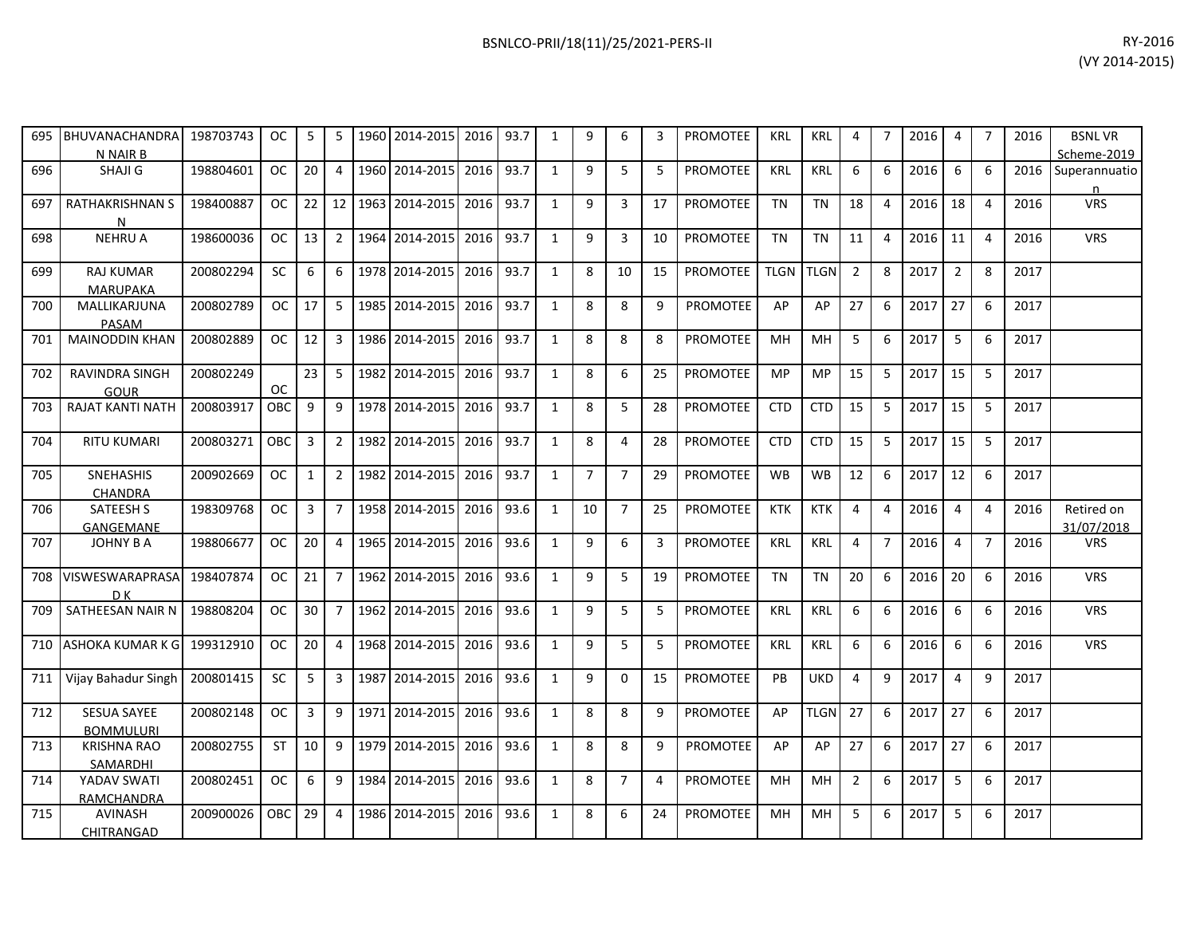| | | | | | | | | | | | | | | | | | | | | | | | | |
|---|---|---|---|---|---|---|---|---|---|---|---|---|---|---|---|---|---|---|---|---|---|---|---|---|
| 695 | BHUVANACHANDRAN NAIR B | 198703743 | OC | 5 | 5 | 1960 | 2014-2015 | 2016 | 93.7 | 1 | 9 | 6 | 3 | PROMOTEE | KRL | KRL | 4 | 7 | 2016 | 4 | 7 | 2016 | BSNL VR Scheme-2019 |
| 696 | SHAJI G | 198804601 | OC | 20 | 4 | 1960 | 2014-2015 | 2016 | 93.7 | 1 | 9 | 5 | 5 | PROMOTEE | KRL | KRL | 6 | 6 | 2016 | 6 | 6 | 2016 | Superannuation |
| 697 | RATHAKRISHNAN S N | 198400887 | OC | 22 | 12 | 1963 | 2014-2015 | 2016 | 93.7 | 1 | 9 | 3 | 17 | PROMOTEE | TN | TN | 18 | 4 | 2016 | 18 | 4 | 2016 | VRS |
| 698 | NEHRU A | 198600036 | OC | 13 | 2 | 1964 | 2014-2015 | 2016 | 93.7 | 1 | 9 | 3 | 10 | PROMOTEE | TN | TN | 11 | 4 | 2016 | 11 | 4 | 2016 | VRS |
| 699 | RAJ KUMAR MARUPAKA | 200802294 | SC | 6 | 6 | 1978 | 2014-2015 | 2016 | 93.7 | 1 | 8 | 10 | 15 | PROMOTEE | TLGN | TLGN | 2 | 8 | 2017 | 2 | 8 | 2017 | |
| 700 | MALLIKARJUNA PASAM | 200802789 | OC | 17 | 5 | 1985 | 2014-2015 | 2016 | 93.7 | 1 | 8 | 8 | 9 | PROMOTEE | AP | AP | 27 | 6 | 2017 | 27 | 6 | 2017 | |
| 701 | MAINODDIN KHAN | 200802889 | OC | 12 | 3 | 1986 | 2014-2015 | 2016 | 93.7 | 1 | 8 | 8 | 8 | PROMOTEE | MH | MH | 5 | 6 | 2017 | 5 | 6 | 2017 | |
| 702 | RAVINDRA SINGH GOUR | 200802249 | OC | 23 | 5 | 1982 | 2014-2015 | 2016 | 93.7 | 1 | 8 | 6 | 25 | PROMOTEE | MP | MP | 15 | 5 | 2017 | 15 | 5 | 2017 | |
| 703 | RAJAT KANTI NATH | 200803917 | OBC | 9 | 9 | 1978 | 2014-2015 | 2016 | 93.7 | 1 | 8 | 5 | 28 | PROMOTEE | CTD | CTD | 15 | 5 | 2017 | 15 | 5 | 2017 | |
| 704 | RITU KUMARI | 200803271 | OBC | 3 | 2 | 1982 | 2014-2015 | 2016 | 93.7 | 1 | 8 | 4 | 28 | PROMOTEE | CTD | CTD | 15 | 5 | 2017 | 15 | 5 | 2017 | |
| 705 | SNEHASHIS CHANDRA | 200902669 | OC | 1 | 2 | 1982 | 2014-2015 | 2016 | 93.7 | 1 | 7 | 7 | 29 | PROMOTEE | WB | WB | 12 | 6 | 2017 | 12 | 6 | 2017 | |
| 706 | SATEESH S GANGEMANE | 198309768 | OC | 3 | 7 | 1958 | 2014-2015 | 2016 | 93.6 | 1 | 10 | 7 | 25 | PROMOTEE | KTK | KTK | 4 | 4 | 2016 | 4 | 4 | 2016 | Retired on 31/07/2018 |
| 707 | JOHNY B A | 198806677 | OC | 20 | 4 | 1965 | 2014-2015 | 2016 | 93.6 | 1 | 9 | 6 | 3 | PROMOTEE | KRL | KRL | 4 | 7 | 2016 | 4 | 7 | 2016 | VRS |
| 708 | VISWESWARAPRASAD K | 198407874 | OC | 21 | 7 | 1962 | 2014-2015 | 2016 | 93.6 | 1 | 9 | 5 | 19 | PROMOTEE | TN | TN | 20 | 6 | 2016 | 20 | 6 | 2016 | VRS |
| 709 | SATHEESAN NAIR N | 198808204 | OC | 30 | 7 | 1962 | 2014-2015 | 2016 | 93.6 | 1 | 9 | 5 | 5 | PROMOTEE | KRL | KRL | 6 | 6 | 2016 | 6 | 6 | 2016 | VRS |
| 710 | ASHOKA KUMAR K G | 199312910 | OC | 20 | 4 | 1968 | 2014-2015 | 2016 | 93.6 | 1 | 9 | 5 | 5 | PROMOTEE | KRL | KRL | 6 | 6 | 2016 | 6 | 6 | 2016 | VRS |
| 711 | Vijay Bahadur Singh | 200801415 | SC | 5 | 3 | 1987 | 2014-2015 | 2016 | 93.6 | 1 | 9 | 0 | 15 | PROMOTEE | PB | UKD | 4 | 9 | 2017 | 4 | 9 | 2017 | |
| 712 | SESUA SAYEE BOMMULURI | 200802148 | OC | 3 | 9 | 1971 | 2014-2015 | 2016 | 93.6 | 1 | 8 | 8 | 9 | PROMOTEE | AP | TLGN | 27 | 6 | 2017 | 27 | 6 | 2017 | |
| 713 | KRISHNA RAO SAMARDHI | 200802755 | ST | 10 | 9 | 1979 | 2014-2015 | 2016 | 93.6 | 1 | 8 | 8 | 9 | PROMOTEE | AP | AP | 27 | 6 | 2017 | 27 | 6 | 2017 | |
| 714 | YADAV SWATI RAMCHANDRA | 200802451 | OC | 6 | 9 | 1984 | 2014-2015 | 2016 | 93.6 | 1 | 8 | 7 | 4 | PROMOTEE | MH | MH | 2 | 6 | 2017 | 5 | 6 | 2017 | |
| 715 | AVINASH CHITRANGAD | 200900026 | OBC | 29 | 4 | 1986 | 2014-2015 | 2016 | 93.6 | 1 | 8 | 6 | 24 | PROMOTEE | MH | MH | 5 | 6 | 2017 | 5 | 6 | 2017 | |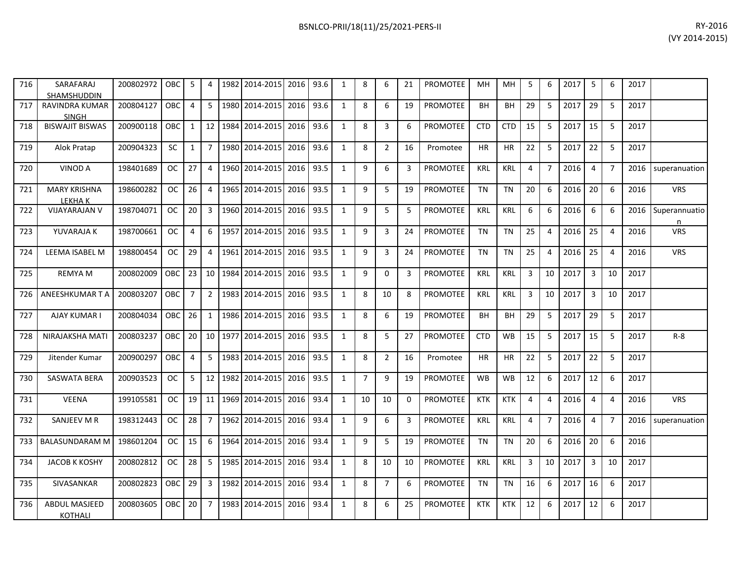| 716 | SARAFARAJ SHAMSHUDDIN | 200802972 | OBC | 5 | 4 | 1982 | 2014-2015 | 2016 | 93.6 | 1 | 8 | 6 | 21 | PROMOTEE | MH | MH | 5 | 6 | 2017 | 5 | 6 | 2017 | |
|---|---|---|---|---|---|---|---|---|---|---|---|---|---|---|---|---|---|---|---|---|---|---|---|
| 717 | RAVINDRA KUMAR SINGH | 200804127 | OBC | 4 | 5 | 1980 | 2014-2015 | 2016 | 93.6 | 1 | 8 | 6 | 19 | PROMOTEE | BH | BH | 29 | 5 | 2017 | 29 | 5 | 2017 | |
| 718 | BISWAJIT BISWAS | 200900118 | OBC | 1 | 12 | 1984 | 2014-2015 | 2016 | 93.6 | 1 | 8 | 3 | 6 | PROMOTEE | CTD | CTD | 15 | 5 | 2017 | 15 | 5 | 2017 | |
| 719 | Alok Pratap | 200904323 | SC | 1 | 7 | 1980 | 2014-2015 | 2016 | 93.6 | 1 | 8 | 2 | 16 | Promotee | HR | HR | 22 | 5 | 2017 | 22 | 5 | 2017 | |
| 720 | VINOD A | 198401689 | OC | 27 | 4 | 1960 | 2014-2015 | 2016 | 93.5 | 1 | 9 | 6 | 3 | PROMOTEE | KRL | KRL | 4 | 7 | 2016 | 4 | 7 | 2016 | superanuation |
| 721 | MARY KRISHNA LEKHA K | 198600282 | OC | 26 | 4 | 1965 | 2014-2015 | 2016 | 93.5 | 1 | 9 | 5 | 19 | PROMOTEE | TN | TN | 20 | 6 | 2016 | 20 | 6 | 2016 | VRS |
| 722 | VIJAYARAJAN V | 198704071 | OC | 20 | 3 | 1960 | 2014-2015 | 2016 | 93.5 | 1 | 9 | 5 | 5 | PROMOTEE | KRL | KRL | 6 | 6 | 2016 | 6 | 6 | 2016 | Superannuation |
| 723 | YUVARAJA K | 198700661 | OC | 4 | 6 | 1957 | 2014-2015 | 2016 | 93.5 | 1 | 9 | 3 | 24 | PROMOTEE | TN | TN | 25 | 4 | 2016 | 25 | 4 | 2016 | VRS |
| 724 | LEEMA ISABEL M | 198800454 | OC | 29 | 4 | 1961 | 2014-2015 | 2016 | 93.5 | 1 | 9 | 3 | 24 | PROMOTEE | TN | TN | 25 | 4 | 2016 | 25 | 4 | 2016 | VRS |
| 725 | REMYA M | 200802009 | OBC | 23 | 10 | 1984 | 2014-2015 | 2016 | 93.5 | 1 | 9 | 0 | 3 | PROMOTEE | KRL | KRL | 3 | 10 | 2017 | 3 | 10 | 2017 | |
| 726 | ANEESHKUMAR T A | 200803207 | OBC | 7 | 2 | 1983 | 2014-2015 | 2016 | 93.5 | 1 | 8 | 10 | 8 | PROMOTEE | KRL | KRL | 3 | 10 | 2017 | 3 | 10 | 2017 | |
| 727 | AJAY KUMAR I | 200804034 | OBC | 26 | 1 | 1986 | 2014-2015 | 2016 | 93.5 | 1 | 8 | 6 | 19 | PROMOTEE | BH | BH | 29 | 5 | 2017 | 29 | 5 | 2017 | |
| 728 | NIRAJAKSHA MATI | 200803237 | OBC | 20 | 10 | 1977 | 2014-2015 | 2016 | 93.5 | 1 | 8 | 5 | 27 | PROMOTEE | CTD | WB | 15 | 5 | 2017 | 15 | 5 | 2017 | R-8 |
| 729 | Jitender Kumar | 200900297 | OBC | 4 | 5 | 1983 | 2014-2015 | 2016 | 93.5 | 1 | 8 | 2 | 16 | Promotee | HR | HR | 22 | 5 | 2017 | 22 | 5 | 2017 | |
| 730 | SASWATA BERA | 200903523 | OC | 5 | 12 | 1982 | 2014-2015 | 2016 | 93.5 | 1 | 7 | 9 | 19 | PROMOTEE | WB | WB | 12 | 6 | 2017 | 12 | 6 | 2017 | |
| 731 | VEENA | 199105581 | OC | 19 | 11 | 1969 | 2014-2015 | 2016 | 93.4 | 1 | 10 | 10 | 0 | PROMOTEE | KTK | KTK | 4 | 4 | 2016 | 4 | 4 | 2016 | VRS |
| 732 | SANJEEV M R | 198312443 | OC | 28 | 7 | 1962 | 2014-2015 | 2016 | 93.4 | 1 | 9 | 6 | 3 | PROMOTEE | KRL | KRL | 4 | 7 | 2016 | 4 | 7 | 2016 | superanuation |
| 733 | BALASUNDARAM M | 198601204 | OC | 15 | 6 | 1964 | 2014-2015 | 2016 | 93.4 | 1 | 9 | 5 | 19 | PROMOTEE | TN | TN | 20 | 6 | 2016 | 20 | 6 | 2016 | |
| 734 | JACOB K KOSHY | 200802812 | OC | 28 | 5 | 1985 | 2014-2015 | 2016 | 93.4 | 1 | 8 | 10 | 10 | PROMOTEE | KRL | KRL | 3 | 10 | 2017 | 3 | 10 | 2017 | |
| 735 | SIVASANKAR | 200802823 | OBC | 29 | 3 | 1982 | 2014-2015 | 2016 | 93.4 | 1 | 8 | 7 | 6 | PROMOTEE | TN | TN | 16 | 6 | 2017 | 16 | 6 | 2017 | |
| 736 | ABDUL MASJEED KOTHALI | 200803605 | OBC | 20 | 7 | 1983 | 2014-2015 | 2016 | 93.4 | 1 | 8 | 6 | 25 | PROMOTEE | KTK | KTK | 12 | 6 | 2017 | 12 | 6 | 2017 | |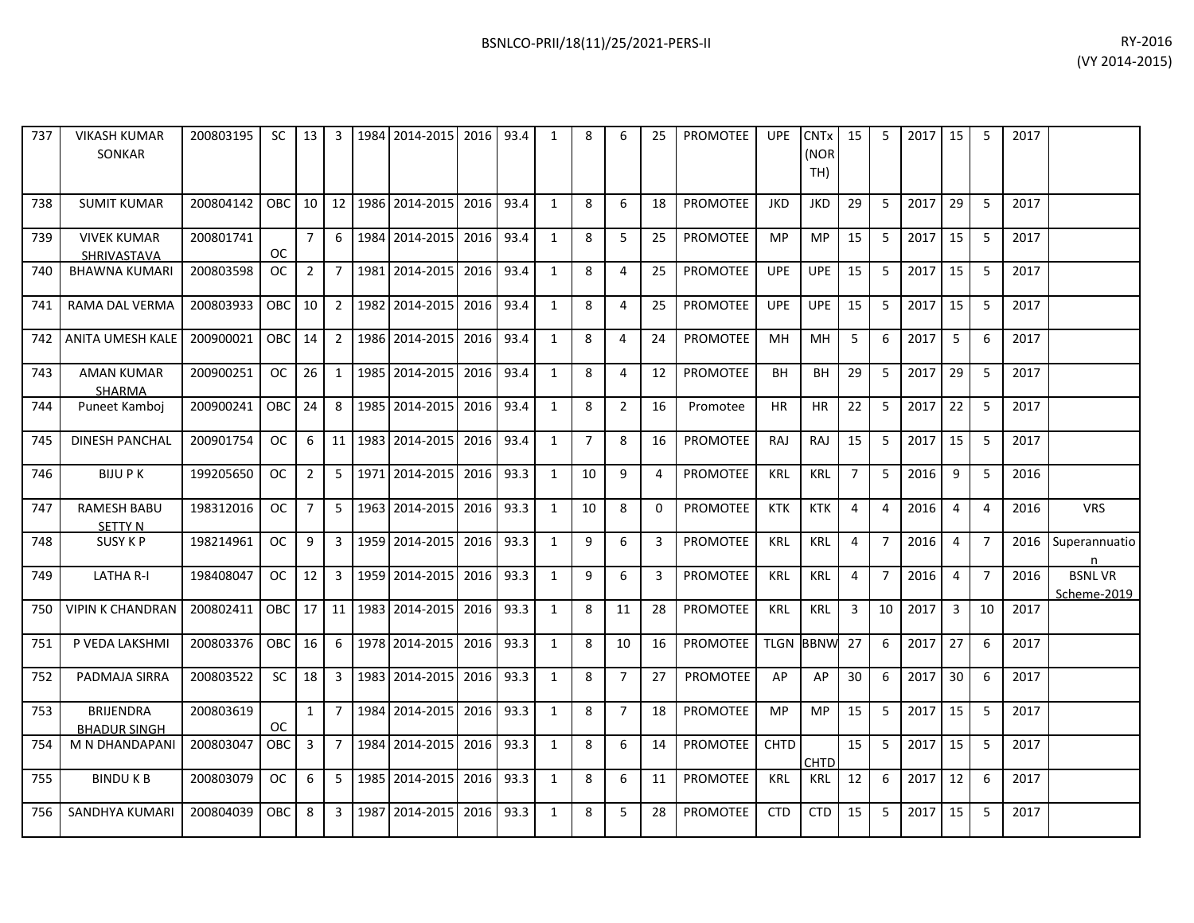| 737 | VIKASH KUMAR SONKAR | 200803195 | SC | 13 | 3 | 1984 | 2014-2015 | 2016 | 93.4 | 1 | 8 | 6 | 25 | PROMOTEE | UPE | CNTx (NORTH) | 15 | 5 | 2017 | 15 | 5 | 2017 | |
|---|---|---|---|---|---|---|---|---|---|---|---|---|---|---|---|---|---|---|---|---|---|---|---|
| 738 | SUMIT KUMAR | 200804142 | OBC | 10 | 12 | 1986 | 2014-2015 | 2016 | 93.4 | 1 | 8 | 6 | 18 | PROMOTEE | JKD | JKD | 29 | 5 | 2017 | 29 | 5 | 2017 | |
| 739 | VIVEK KUMAR SHRIVASTAVA | 200801741 | OC | 7 | 6 | 1984 | 2014-2015 | 2016 | 93.4 | 1 | 8 | 5 | 25 | PROMOTEE | MP | MP | 15 | 5 | 2017 | 15 | 5 | 2017 | |
| 740 | BHAWNA KUMARI | 200803598 | OC | 2 | 7 | 1981 | 2014-2015 | 2016 | 93.4 | 1 | 8 | 4 | 25 | PROMOTEE | UPE | UPE | 15 | 5 | 2017 | 15 | 5 | 2017 | |
| 741 | RAMA DAL VERMA | 200803933 | OBC | 10 | 2 | 1982 | 2014-2015 | 2016 | 93.4 | 1 | 8 | 4 | 25 | PROMOTEE | UPE | UPE | 15 | 5 | 2017 | 15 | 5 | 2017 | |
| 742 | ANITA UMESH KALE | 200900021 | OBC | 14 | 2 | 1986 | 2014-2015 | 2016 | 93.4 | 1 | 8 | 4 | 24 | PROMOTEE | MH | MH | 5 | 6 | 2017 | 5 | 6 | 2017 | |
| 743 | AMAN KUMAR SHARMA | 200900251 | OC | 26 | 1 | 1985 | 2014-2015 | 2016 | 93.4 | 1 | 8 | 4 | 12 | PROMOTEE | BH | BH | 29 | 5 | 2017 | 29 | 5 | 2017 | |
| 744 | Puneet Kamboj | 200900241 | OBC | 24 | 8 | 1985 | 2014-2015 | 2016 | 93.4 | 1 | 8 | 2 | 16 | Promotee | HR | HR | 22 | 5 | 2017 | 22 | 5 | 2017 | |
| 745 | DINESH PANCHAL | 200901754 | OC | 6 | 11 | 1983 | 2014-2015 | 2016 | 93.4 | 1 | 7 | 8 | 16 | PROMOTEE | RAJ | RAJ | 15 | 5 | 2017 | 15 | 5 | 2017 | |
| 746 | BIJU P K | 199205650 | OC | 2 | 5 | 1971 | 2014-2015 | 2016 | 93.3 | 1 | 10 | 9 | 4 | PROMOTEE | KRL | KRL | 7 | 5 | 2016 | 9 | 5 | 2016 | |
| 747 | RAMESH BABU SETTY N | 198312016 | OC | 7 | 5 | 1963 | 2014-2015 | 2016 | 93.3 | 1 | 10 | 8 | 0 | PROMOTEE | KTK | KTK | 4 | 4 | 2016 | 4 | 4 | 2016 | VRS |
| 748 | SUSY K P | 198214961 | OC | 9 | 3 | 1959 | 2014-2015 | 2016 | 93.3 | 1 | 9 | 6 | 3 | PROMOTEE | KRL | KRL | 4 | 7 | 2016 | 4 | 7 | 2016 | Superannuation |
| 749 | LATHA R-I | 198408047 | OC | 12 | 3 | 1959 | 2014-2015 | 2016 | 93.3 | 1 | 9 | 6 | 3 | PROMOTEE | KRL | KRL | 4 | 7 | 2016 | 4 | 7 | 2016 | BSNL VR Scheme-2019 |
| 750 | VIPIN K CHANDRAN | 200802411 | OBC | 17 | 11 | 1983 | 2014-2015 | 2016 | 93.3 | 1 | 8 | 11 | 28 | PROMOTEE | KRL | KRL | 3 | 10 | 2017 | 3 | 10 | 2017 | |
| 751 | P VEDA LAKSHMI | 200803376 | OBC | 16 | 6 | 1978 | 2014-2015 | 2016 | 93.3 | 1 | 8 | 10 | 16 | PROMOTEE | TLGN | BBNW | 27 | 6 | 2017 | 27 | 6 | 2017 | |
| 752 | PADMAJA SIRRA | 200803522 | SC | 18 | 3 | 1983 | 2014-2015 | 2016 | 93.3 | 1 | 8 | 7 | 27 | PROMOTEE | AP | AP | 30 | 6 | 2017 | 30 | 6 | 2017 | |
| 753 | BRIJENDRA BHADUR SINGH | 200803619 | OC | 1 | 7 | 1984 | 2014-2015 | 2016 | 93.3 | 1 | 8 | 7 | 18 | PROMOTEE | MP | MP | 15 | 5 | 2017 | 15 | 5 | 2017 | |
| 754 | M N DHANDAPANI | 200803047 | OBC | 3 | 7 | 1984 | 2014-2015 | 2016 | 93.3 | 1 | 8 | 6 | 14 | PROMOTEE | CHTD | CHTD | 15 | 5 | 2017 | 15 | 5 | 2017 | |
| 755 | BINDU K B | 200803079 | OC | 6 | 5 | 1985 | 2014-2015 | 2016 | 93.3 | 1 | 8 | 6 | 11 | PROMOTEE | KRL | KRL | 12 | 6 | 2017 | 12 | 6 | 2017 | |
| 756 | SANDHYA KUMARI | 200804039 | OBC | 8 | 3 | 1987 | 2014-2015 | 2016 | 93.3 | 1 | 8 | 5 | 28 | PROMOTEE | CTD | CTD | 15 | 5 | 2017 | 15 | 5 | 2017 | |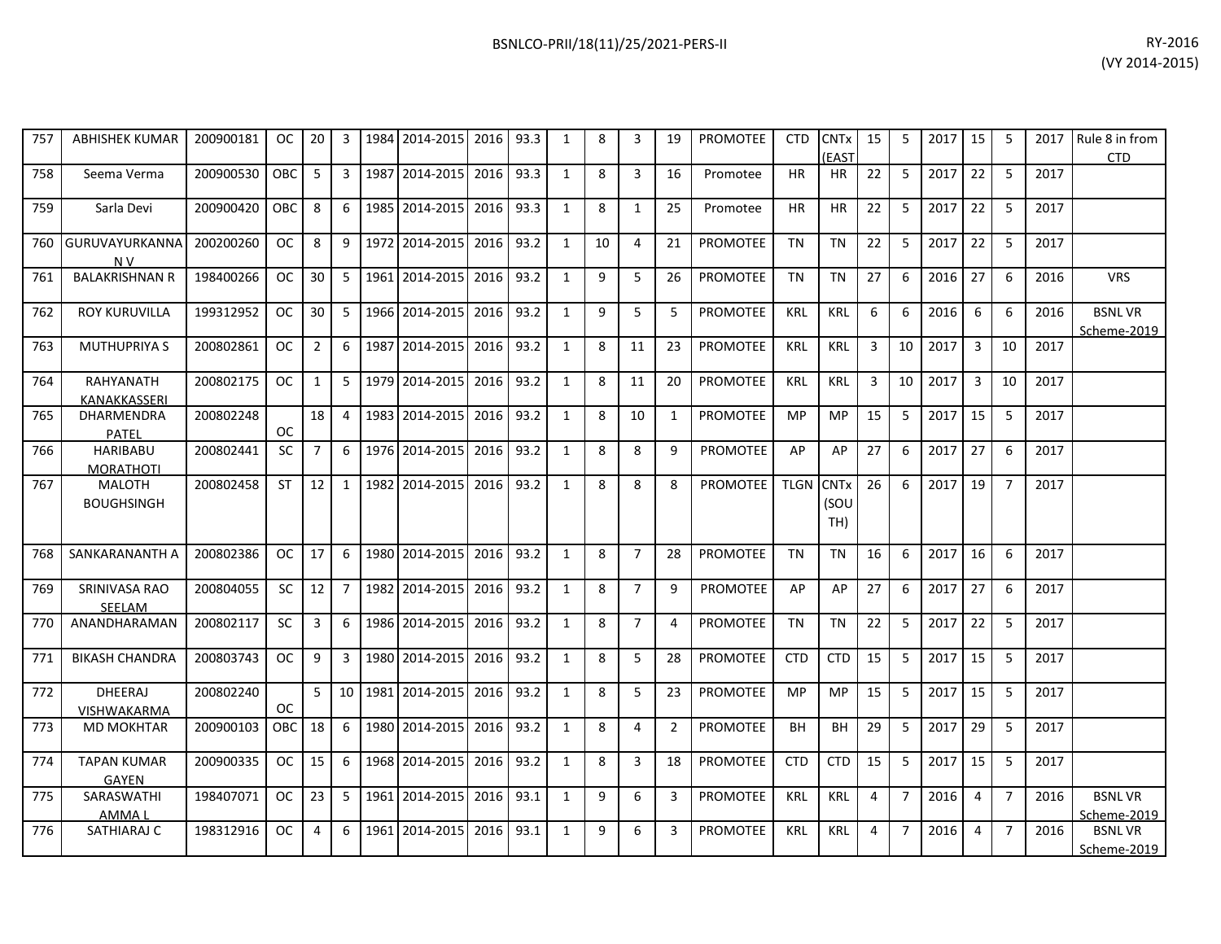| | | | | | | | | | | | | | | | | | | | | | | | | |
|---|---|---|---|---|---|---|---|---|---|---|---|---|---|---|---|---|---|---|---|---|---|---|---|---|
| 757 | ABHISHEK KUMAR | 200900181 | OC | 20 | 3 | 1984 | 2014-2015 | 2016 | 93.3 | 1 | 8 | 3 | 19 | PROMOTEE | CTD | CNTx (EAST | 15 | 5 | 2017 | 15 | 5 | 2017 | Rule 8 in from CTD |
| 758 | Seema Verma | 200900530 | OBC | 5 | 3 | 1987 | 2014-2015 | 2016 | 93.3 | 1 | 8 | 3 | 16 | Promotee | HR | HR | 22 | 5 | 2017 | 22 | 5 | 2017 | |
| 759 | Sarla Devi | 200900420 | OBC | 8 | 6 | 1985 | 2014-2015 | 2016 | 93.3 | 1 | 8 | 1 | 25 | Promotee | HR | HR | 22 | 5 | 2017 | 22 | 5 | 2017 | |
| 760 | GURUVAYURKANNA N V | 200200260 | OC | 8 | 9 | 1972 | 2014-2015 | 2016 | 93.2 | 1 | 10 | 4 | 21 | PROMOTEE | TN | TN | 22 | 5 | 2017 | 22 | 5 | 2017 | |
| 761 | BALAKRISHNAN R | 198400266 | OC | 30 | 5 | 1961 | 2014-2015 | 2016 | 93.2 | 1 | 9 | 5 | 26 | PROMOTEE | TN | TN | 27 | 6 | 2016 | 27 | 6 | 2016 | VRS |
| 762 | ROY KURUVILLA | 199312952 | OC | 30 | 5 | 1966 | 2014-2015 | 2016 | 93.2 | 1 | 9 | 5 | 5 | PROMOTEE | KRL | KRL | 6 | 6 | 2016 | 6 | 6 | 2016 | BSNL VR Scheme-2019 |
| 763 | MUTHUPRIYA S | 200802861 | OC | 2 | 6 | 1987 | 2014-2015 | 2016 | 93.2 | 1 | 8 | 11 | 23 | PROMOTEE | KRL | KRL | 3 | 10 | 2017 | 3 | 10 | 2017 | |
| 764 | RAHYANATH KANAKKASSERI | 200802175 | OC | 1 | 5 | 1979 | 2014-2015 | 2016 | 93.2 | 1 | 8 | 11 | 20 | PROMOTEE | KRL | KRL | 3 | 10 | 2017 | 3 | 10 | 2017 | |
| 765 | DHARMENDRA PATEL | 200802248 | OC | 18 | 4 | 1983 | 2014-2015 | 2016 | 93.2 | 1 | 8 | 10 | 1 | PROMOTEE | MP | MP | 15 | 5 | 2017 | 15 | 5 | 2017 | |
| 766 | HARIBABU MORATHOTI | 200802441 | SC | 7 | 6 | 1976 | 2014-2015 | 2016 | 93.2 | 1 | 8 | 8 | 9 | PROMOTEE | AP | AP | 27 | 6 | 2017 | 27 | 6 | 2017 | |
| 767 | MALOTH BOUGHSINGH | 200802458 | ST | 12 | 1 | 1982 | 2014-2015 | 2016 | 93.2 | 1 | 8 | 8 | 8 | PROMOTEE | TLGN | CNTx (SOUTH) | 26 | 6 | 2017 | 19 | 7 | 2017 | |
| 768 | SANKARANANTH A | 200802386 | OC | 17 | 6 | 1980 | 2014-2015 | 2016 | 93.2 | 1 | 8 | 7 | 28 | PROMOTEE | TN | TN | 16 | 6 | 2017 | 16 | 6 | 2017 | |
| 769 | SRINIVASA RAO SEELAM | 200804055 | SC | 12 | 7 | 1982 | 2014-2015 | 2016 | 93.2 | 1 | 8 | 7 | 9 | PROMOTEE | AP | AP | 27 | 6 | 2017 | 27 | 6 | 2017 | |
| 770 | ANANDHARAMAN | 200802117 | SC | 3 | 6 | 1986 | 2014-2015 | 2016 | 93.2 | 1 | 8 | 7 | 4 | PROMOTEE | TN | TN | 22 | 5 | 2017 | 22 | 5 | 2017 | |
| 771 | BIKASH CHANDRA | 200803743 | OC | 9 | 3 | 1980 | 2014-2015 | 2016 | 93.2 | 1 | 8 | 5 | 28 | PROMOTEE | CTD | CTD | 15 | 5 | 2017 | 15 | 5 | 2017 | |
| 772 | DHEERAJ VISHWAKARMA | 200802240 | OC | 5 | 10 | 1981 | 2014-2015 | 2016 | 93.2 | 1 | 8 | 5 | 23 | PROMOTEE | MP | MP | 15 | 5 | 2017 | 15 | 5 | 2017 | |
| 773 | MD MOKHTAR | 200900103 | OBC | 18 | 6 | 1980 | 2014-2015 | 2016 | 93.2 | 1 | 8 | 4 | 2 | PROMOTEE | BH | BH | 29 | 5 | 2017 | 29 | 5 | 2017 | |
| 774 | TAPAN KUMAR GAYEN | 200900335 | OC | 15 | 6 | 1968 | 2014-2015 | 2016 | 93.2 | 1 | 8 | 3 | 18 | PROMOTEE | CTD | CTD | 15 | 5 | 2017 | 15 | 5 | 2017 | |
| 775 | SARASWATHI AMMA L | 198407071 | OC | 23 | 5 | 1961 | 2014-2015 | 2016 | 93.1 | 1 | 9 | 6 | 3 | PROMOTEE | KRL | KRL | 4 | 7 | 2016 | 4 | 7 | 2016 | BSNL VR Scheme-2019 |
| 776 | SATHIARAJ C | 198312916 | OC | 4 | 6 | 1961 | 2014-2015 | 2016 | 93.1 | 1 | 9 | 6 | 3 | PROMOTEE | KRL | KRL | 4 | 7 | 2016 | 4 | 7 | 2016 | BSNL VR Scheme-2019 |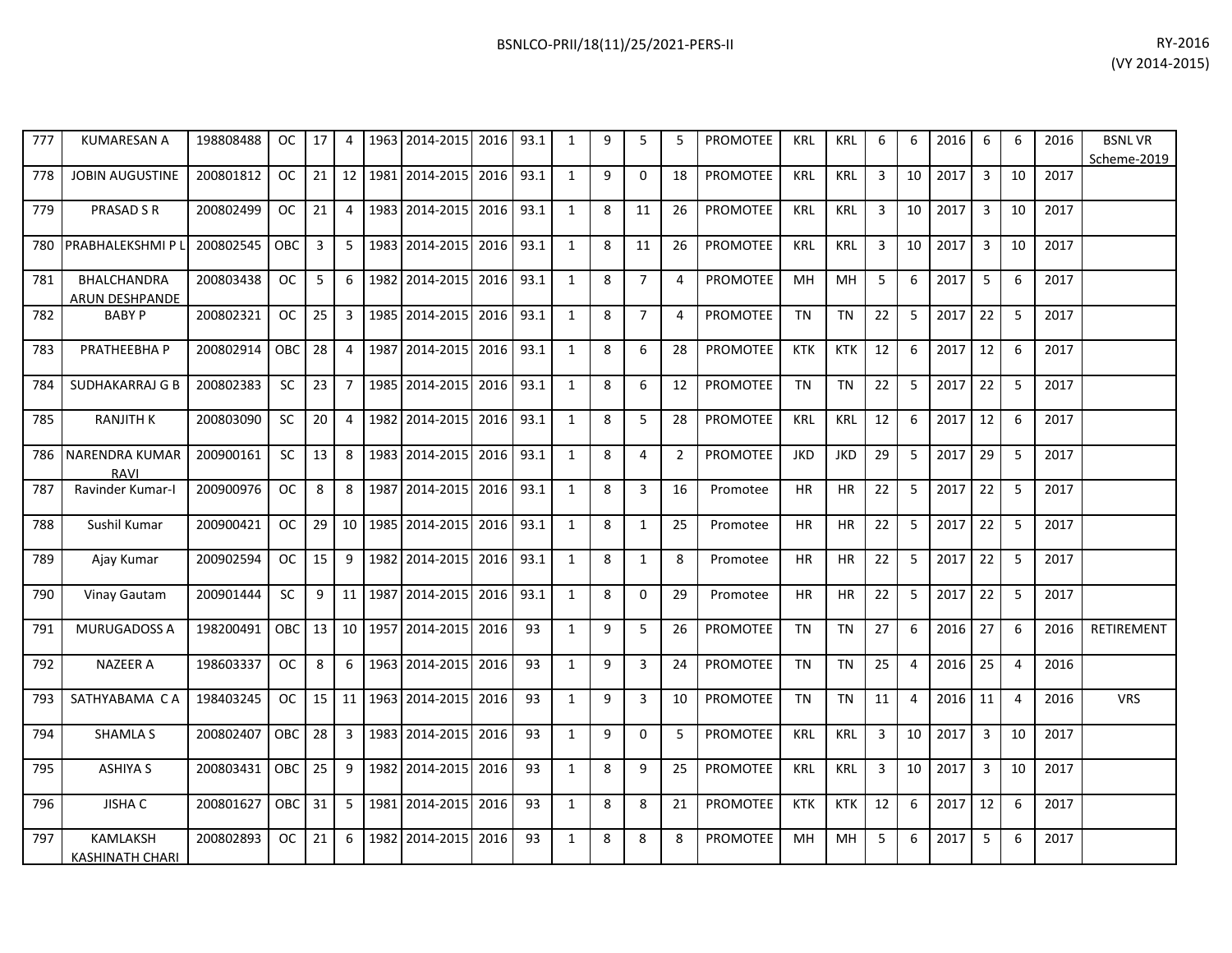| 777 | KUMARESAN A | 198808488 | OC | 17 | 4 | 1963 | 2014-2015 | 2016 | 93.1 | 1 | 9 | 5 | 5 | PROMOTEE | KRL | KRL | 6 | 6 | 2016 | 6 | 6 | 2016 | BSNL VR Scheme-2019 |
|---|---|---|---|---|---|---|---|---|---|---|---|---|---|---|---|---|---|---|---|---|---|---|---|
| 778 | JOBIN AUGUSTINE | 200801812 | OC | 21 | 12 | 1981 | 2014-2015 | 2016 | 93.1 | 1 | 9 | 0 | 18 | PROMOTEE | KRL | KRL | 3 | 10 | 2017 | 3 | 10 | 2017 | |
| 779 | PRASAD S R | 200802499 | OC | 21 | 4 | 1983 | 2014-2015 | 2016 | 93.1 | 1 | 8 | 11 | 26 | PROMOTEE | KRL | KRL | 3 | 10 | 2017 | 3 | 10 | 2017 | |
| 780 | PRABHALEKSHMI P L | 200802545 | OBC | 3 | 5 | 1983 | 2014-2015 | 2016 | 93.1 | 1 | 8 | 11 | 26 | PROMOTEE | KRL | KRL | 3 | 10 | 2017 | 3 | 10 | 2017 | |
| 781 | BHALCHANDRA ARUN DESHPANDE | 200803438 | OC | 5 | 6 | 1982 | 2014-2015 | 2016 | 93.1 | 1 | 8 | 7 | 4 | PROMOTEE | MH | MH | 5 | 6 | 2017 | 5 | 6 | 2017 | |
| 782 | BABY P | 200802321 | OC | 25 | 3 | 1985 | 2014-2015 | 2016 | 93.1 | 1 | 8 | 7 | 4 | PROMOTEE | TN | TN | 22 | 5 | 2017 | 22 | 5 | 2017 | |
| 783 | PRATHEEBHA P | 200802914 | OBC | 28 | 4 | 1987 | 2014-2015 | 2016 | 93.1 | 1 | 8 | 6 | 28 | PROMOTEE | KTK | KTK | 12 | 6 | 2017 | 12 | 6 | 2017 | |
| 784 | SUDHAKARRAJ G B | 200802383 | SC | 23 | 7 | 1985 | 2014-2015 | 2016 | 93.1 | 1 | 8 | 6 | 12 | PROMOTEE | TN | TN | 22 | 5 | 2017 | 22 | 5 | 2017 | |
| 785 | RANJITH K | 200803090 | SC | 20 | 4 | 1982 | 2014-2015 | 2016 | 93.1 | 1 | 8 | 5 | 28 | PROMOTEE | KRL | KRL | 12 | 6 | 2017 | 12 | 6 | 2017 | |
| 786 | NARENDRA KUMAR RAVI | 200900161 | SC | 13 | 8 | 1983 | 2014-2015 | 2016 | 93.1 | 1 | 8 | 4 | 2 | PROMOTEE | JKD | JKD | 29 | 5 | 2017 | 29 | 5 | 2017 | |
| 787 | Ravinder Kumar-I | 200900976 | OC | 8 | 8 | 1987 | 2014-2015 | 2016 | 93.1 | 1 | 8 | 3 | 16 | Promotee | HR | HR | 22 | 5 | 2017 | 22 | 5 | 2017 | |
| 788 | Sushil Kumar | 200900421 | OC | 29 | 10 | 1985 | 2014-2015 | 2016 | 93.1 | 1 | 8 | 1 | 25 | Promotee | HR | HR | 22 | 5 | 2017 | 22 | 5 | 2017 | |
| 789 | Ajay Kumar | 200902594 | OC | 15 | 9 | 1982 | 2014-2015 | 2016 | 93.1 | 1 | 8 | 1 | 8 | Promotee | HR | HR | 22 | 5 | 2017 | 22 | 5 | 2017 | |
| 790 | Vinay Gautam | 200901444 | SC | 9 | 11 | 1987 | 2014-2015 | 2016 | 93.1 | 1 | 8 | 0 | 29 | Promotee | HR | HR | 22 | 5 | 2017 | 22 | 5 | 2017 | |
| 791 | MURUGADOSS A | 198200491 | OBC | 13 | 10 | 1957 | 2014-2015 | 2016 | 93 | 1 | 9 | 5 | 26 | PROMOTEE | TN | TN | 27 | 6 | 2016 | 27 | 6 | 2016 | RETIREMENT |
| 792 | NAZEER A | 198603337 | OC | 8 | 6 | 1963 | 2014-2015 | 2016 | 93 | 1 | 9 | 3 | 24 | PROMOTEE | TN | TN | 25 | 4 | 2016 | 25 | 4 | 2016 | |
| 793 | SATHYABAMA C A | 198403245 | OC | 15 | 11 | 1963 | 2014-2015 | 2016 | 93 | 1 | 9 | 3 | 10 | PROMOTEE | TN | TN | 11 | 4 | 2016 | 11 | 4 | 2016 | VRS |
| 794 | SHAMLA S | 200802407 | OBC | 28 | 3 | 1983 | 2014-2015 | 2016 | 93 | 1 | 9 | 0 | 5 | PROMOTEE | KRL | KRL | 3 | 10 | 2017 | 3 | 10 | 2017 | |
| 795 | ASHIYA S | 200803431 | OBC | 25 | 9 | 1982 | 2014-2015 | 2016 | 93 | 1 | 8 | 9 | 25 | PROMOTEE | KRL | KRL | 3 | 10 | 2017 | 3 | 10 | 2017 | |
| 796 | JISHA C | 200801627 | OBC | 31 | 5 | 1981 | 2014-2015 | 2016 | 93 | 1 | 8 | 8 | 21 | PROMOTEE | KTK | KTK | 12 | 6 | 2017 | 12 | 6 | 2017 | |
| 797 | KAMLAKSH KASHINATH CHARI | 200802893 | OC | 21 | 6 | 1982 | 2014-2015 | 2016 | 93 | 1 | 8 | 8 | 8 | PROMOTEE | MH | MH | 5 | 6 | 2017 | 5 | 6 | 2017 | |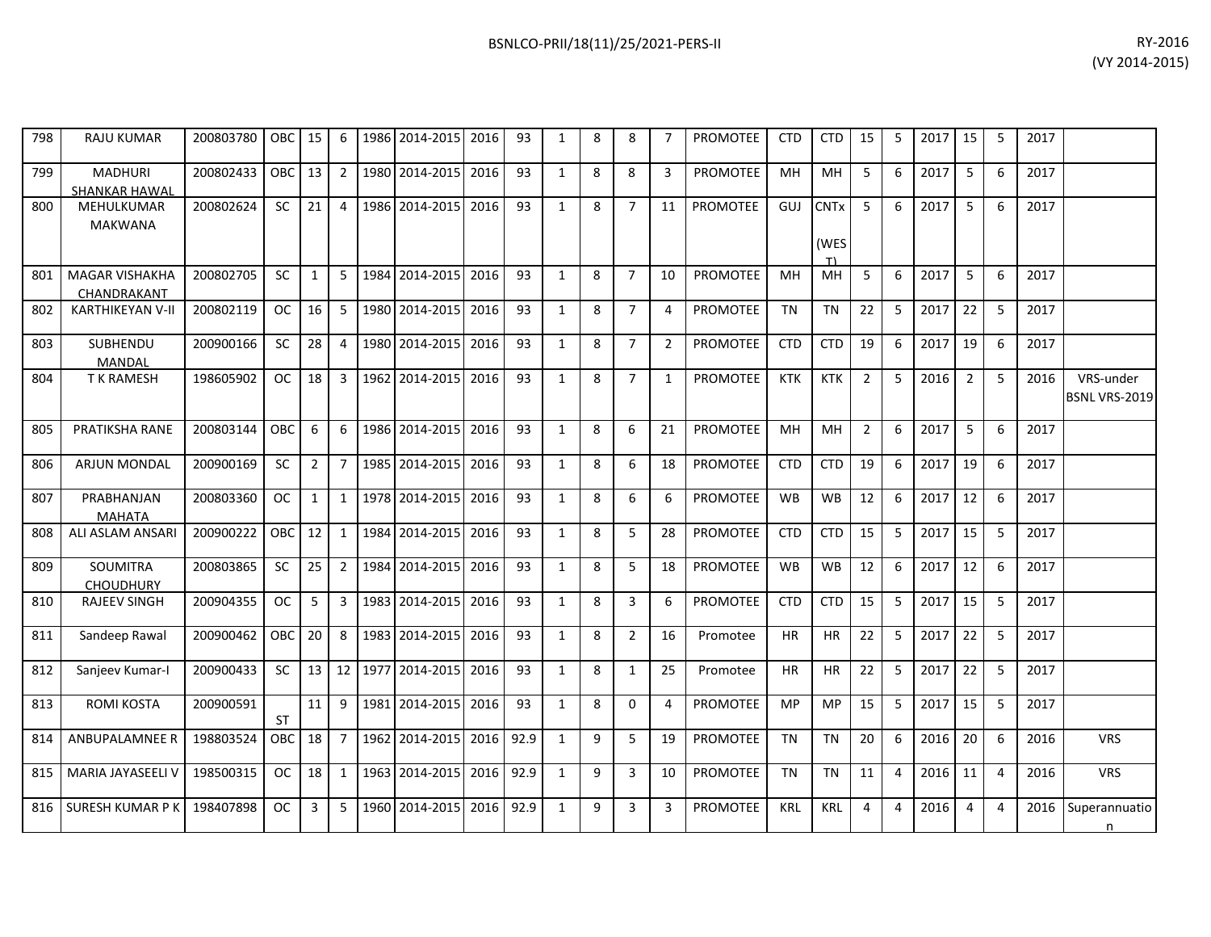| | | | | | | | | | | | | | | | | | | | | | | | | |
|---|---|---|---|---|---|---|---|---|---|---|---|---|---|---|---|---|---|---|---|---|---|---|---|---|
| 798 | RAJU KUMAR | 200803780 | OBC | 15 | 6 | 1986 | 2014-2015 | 2016 | 93 | 1 | 8 | 8 | 7 | PROMOTEE | CTD | CTD | 15 | 5 | 2017 | 15 | 5 | 2017 | |
| 799 | MADHURI SHANKAR HAWAL | 200802433 | OBC | 13 | 2 | 1980 | 2014-2015 | 2016 | 93 | 1 | 8 | 8 | 3 | PROMOTEE | MH | MH | 5 | 6 | 2017 | 5 | 6 | 2017 | |
| 800 | MEHULKUMAR MAKWANA | 200802624 | SC | 21 | 4 | 1986 | 2014-2015 | 2016 | 93 | 1 | 8 | 7 | 11 | PROMOTEE | GUJ | CNTx (WEST) | 5 | 6 | 2017 | 5 | 6 | 2017 | |
| 801 | MAGAR VISHAKHA CHANDRAKANT | 200802705 | SC | 1 | 5 | 1984 | 2014-2015 | 2016 | 93 | 1 | 8 | 7 | 10 | PROMOTEE | MH | MH | 5 | 6 | 2017 | 5 | 6 | 2017 | |
| 802 | KARTHIKEYAN V-II | 200802119 | OC | 16 | 5 | 1980 | 2014-2015 | 2016 | 93 | 1 | 8 | 7 | 4 | PROMOTEE | TN | TN | 22 | 5 | 2017 | 22 | 5 | 2017 | |
| 803 | SUBHENDU MANDAL | 200900166 | SC | 28 | 4 | 1980 | 2014-2015 | 2016 | 93 | 1 | 8 | 7 | 2 | PROMOTEE | CTD | CTD | 19 | 6 | 2017 | 19 | 6 | 2017 | |
| 804 | T K RAMESH | 198605902 | OC | 18 | 3 | 1962 | 2014-2015 | 2016 | 93 | 1 | 8 | 7 | 1 | PROMOTEE | KTK | KTK | 2 | 5 | 2016 | 2 | 5 | 2016 | VRS-under BSNL VRS-2019 |
| 805 | PRATIKSHA RANE | 200803144 | OBC | 6 | 6 | 1986 | 2014-2015 | 2016 | 93 | 1 | 8 | 6 | 21 | PROMOTEE | MH | MH | 2 | 6 | 2017 | 5 | 6 | 2017 | |
| 806 | ARJUN MONDAL | 200900169 | SC | 2 | 7 | 1985 | 2014-2015 | 2016 | 93 | 1 | 8 | 6 | 18 | PROMOTEE | CTD | CTD | 19 | 6 | 2017 | 19 | 6 | 2017 | |
| 807 | PRABHANJAN MAHATA | 200803360 | OC | 1 | 1 | 1978 | 2014-2015 | 2016 | 93 | 1 | 8 | 6 | 6 | PROMOTEE | WB | WB | 12 | 6 | 2017 | 12 | 6 | 2017 | |
| 808 | ALI ASLAM ANSARI | 200900222 | OBC | 12 | 1 | 1984 | 2014-2015 | 2016 | 93 | 1 | 8 | 5 | 28 | PROMOTEE | CTD | CTD | 15 | 5 | 2017 | 15 | 5 | 2017 | |
| 809 | SOUMITRA CHOUDHURY | 200803865 | SC | 25 | 2 | 1984 | 2014-2015 | 2016 | 93 | 1 | 8 | 5 | 18 | PROMOTEE | WB | WB | 12 | 6 | 2017 | 12 | 6 | 2017 | |
| 810 | RAJEEV SINGH | 200904355 | OC | 5 | 3 | 1983 | 2014-2015 | 2016 | 93 | 1 | 8 | 3 | 6 | PROMOTEE | CTD | CTD | 15 | 5 | 2017 | 15 | 5 | 2017 | |
| 811 | Sandeep Rawal | 200900462 | OBC | 20 | 8 | 1983 | 2014-2015 | 2016 | 93 | 1 | 8 | 2 | 16 | Promotee | HR | HR | 22 | 5 | 2017 | 22 | 5 | 2017 | |
| 812 | Sanjeev Kumar-I | 200900433 | SC | 13 | 12 | 1977 | 2014-2015 | 2016 | 93 | 1 | 8 | 1 | 25 | Promotee | HR | HR | 22 | 5 | 2017 | 22 | 5 | 2017 | |
| 813 | ROMI KOSTA | 200900591 | ST | 11 | 9 | 1981 | 2014-2015 | 2016 | 93 | 1 | 8 | 0 | 4 | PROMOTEE | MP | MP | 15 | 5 | 2017 | 15 | 5 | 2017 | |
| 814 | ANBUPALAMNEE R | 198803524 | OBC | 18 | 7 | 1962 | 2014-2015 | 2016 | 92.9 | 1 | 9 | 5 | 19 | PROMOTEE | TN | TN | 20 | 6 | 2016 | 20 | 6 | 2016 | VRS |
| 815 | MARIA JAYASEELI V | 198500315 | OC | 18 | 1 | 1963 | 2014-2015 | 2016 | 92.9 | 1 | 9 | 3 | 10 | PROMOTEE | TN | TN | 11 | 4 | 2016 | 11 | 4 | 2016 | VRS |
| 816 | SURESH KUMAR P K | 198407898 | OC | 3 | 5 | 1960 | 2014-2015 | 2016 | 92.9 | 1 | 9 | 3 | 3 | PROMOTEE | KRL | KRL | 4 | 4 | 2016 | 4 | 4 | 2016 | Superannuation |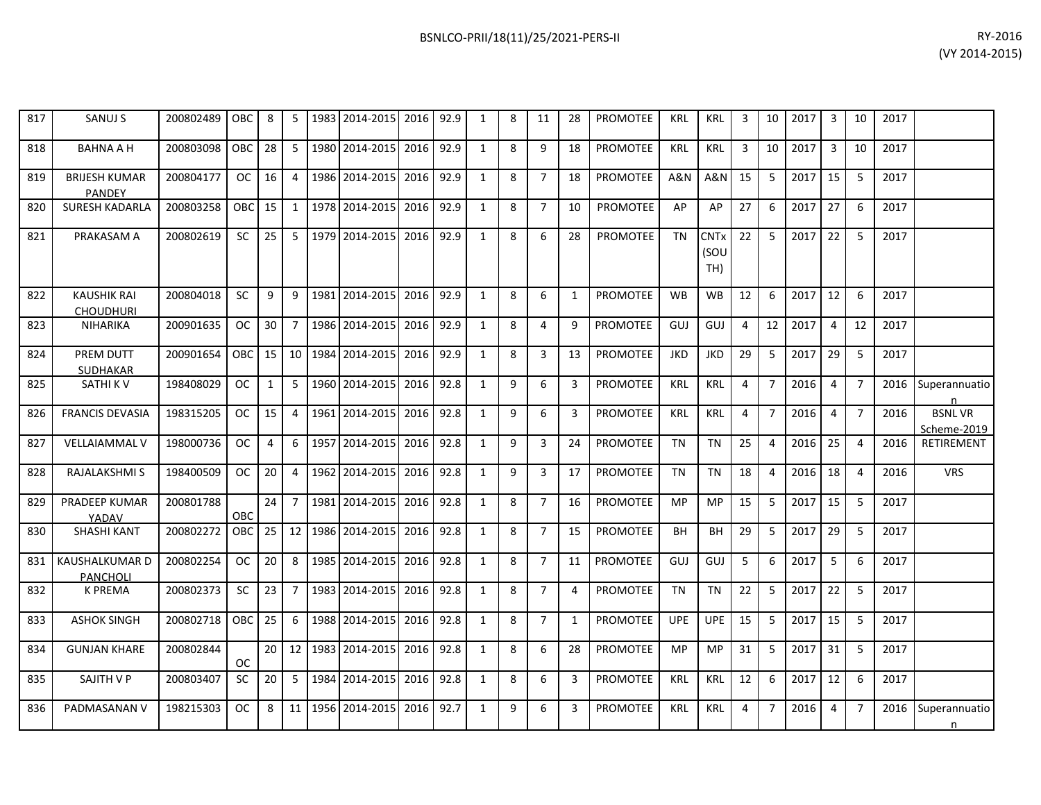| 817 | SANUJ S | 200802489 | OBC | 8 | 5 | 1983 | 2014-2015 | 2016 | 92.9 | 1 | 8 | 11 | 28 | PROMOTEE | KRL | KRL | 3 | 10 | 2017 | 3 | 10 | 2017 | |
|---|---|---|---|---|---|---|---|---|---|---|---|---|---|---|---|---|---|---|---|---|---|---|---|
| 818 | BAHNA A H | 200803098 | OBC | 28 | 5 | 1980 | 2014-2015 | 2016 | 92.9 | 1 | 8 | 9 | 18 | PROMOTEE | KRL | KRL | 3 | 10 | 2017 | 3 | 10 | 2017 | |
| 819 | BRIJESH KUMAR PANDEY | 200804177 | OC | 16 | 4 | 1986 | 2014-2015 | 2016 | 92.9 | 1 | 8 | 7 | 18 | PROMOTEE | A&N | A&N | 15 | 5 | 2017 | 15 | 5 | 2017 | |
| 820 | SURESH KADARLA | 200803258 | OBC | 15 | 1 | 1978 | 2014-2015 | 2016 | 92.9 | 1 | 8 | 7 | 10 | PROMOTEE | AP | AP | 27 | 6 | 2017 | 27 | 6 | 2017 | |
| 821 | PRAKASAM A | 200802619 | SC | 25 | 5 | 1979 | 2014-2015 | 2016 | 92.9 | 1 | 8 | 6 | 28 | PROMOTEE | TN | CNTx (SOUTH) | 22 | 5 | 2017 | 22 | 5 | 2017 | |
| 822 | KAUSHIK RAI CHOUDHURI | 200804018 | SC | 9 | 9 | 1981 | 2014-2015 | 2016 | 92.9 | 1 | 8 | 6 | 1 | PROMOTEE | WB | WB | 12 | 6 | 2017 | 12 | 6 | 2017 | |
| 823 | NIHARIKA | 200901635 | OC | 30 | 7 | 1986 | 2014-2015 | 2016 | 92.9 | 1 | 8 | 4 | 9 | PROMOTEE | GUJ | GUJ | 4 | 12 | 2017 | 4 | 12 | 2017 | |
| 824 | PREM DUTT SUDHAKAR | 200901654 | OBC | 15 | 10 | 1984 | 2014-2015 | 2016 | 92.9 | 1 | 8 | 3 | 13 | PROMOTEE | JKD | JKD | 29 | 5 | 2017 | 29 | 5 | 2017 | |
| 825 | SATHI K V | 198408029 | OC | 1 | 5 | 1960 | 2014-2015 | 2016 | 92.8 | 1 | 9 | 6 | 3 | PROMOTEE | KRL | KRL | 4 | 7 | 2016 | 4 | 7 | 2016 | Superannuation |
| 826 | FRANCIS DEVASIA | 198315205 | OC | 15 | 4 | 1961 | 2014-2015 | 2016 | 92.8 | 1 | 9 | 6 | 3 | PROMOTEE | KRL | KRL | 4 | 7 | 2016 | 4 | 7 | 2016 | BSNL VR Scheme-2019 |
| 827 | VELLAIAMMAL V | 198000736 | OC | 4 | 6 | 1957 | 2014-2015 | 2016 | 92.8 | 1 | 9 | 3 | 24 | PROMOTEE | TN | TN | 25 | 4 | 2016 | 25 | 4 | 2016 | RETIREMENT |
| 828 | RAJALAKSHMI S | 198400509 | OC | 20 | 4 | 1962 | 2014-2015 | 2016 | 92.8 | 1 | 9 | 3 | 17 | PROMOTEE | TN | TN | 18 | 4 | 2016 | 18 | 4 | 2016 | VRS |
| 829 | PRADEEP KUMAR YADAV | 200801788 | OBC | 24 | 7 | 1981 | 2014-2015 | 2016 | 92.8 | 1 | 8 | 7 | 16 | PROMOTEE | MP | MP | 15 | 5 | 2017 | 15 | 5 | 2017 | |
| 830 | SHASHI KANT | 200802272 | OBC | 25 | 12 | 1986 | 2014-2015 | 2016 | 92.8 | 1 | 8 | 7 | 15 | PROMOTEE | BH | BH | 29 | 5 | 2017 | 29 | 5 | 2017 | |
| 831 | KAUSHALKUMAR D PANCHOLI | 200802254 | OC | 20 | 8 | 1985 | 2014-2015 | 2016 | 92.8 | 1 | 8 | 7 | 11 | PROMOTEE | GUJ | GUJ | 5 | 6 | 2017 | 5 | 6 | 2017 | |
| 832 | K PREMA | 200802373 | SC | 23 | 7 | 1983 | 2014-2015 | 2016 | 92.8 | 1 | 8 | 7 | 4 | PROMOTEE | TN | TN | 22 | 5 | 2017 | 22 | 5 | 2017 | |
| 833 | ASHOK SINGH | 200802718 | OBC | 25 | 6 | 1988 | 2014-2015 | 2016 | 92.8 | 1 | 8 | 7 | 1 | PROMOTEE | UPE | UPE | 15 | 5 | 2017 | 15 | 5 | 2017 | |
| 834 | GUNJAN KHARE | 200802844 | OC | 20 | 12 | 1983 | 2014-2015 | 2016 | 92.8 | 1 | 8 | 6 | 28 | PROMOTEE | MP | MP | 31 | 5 | 2017 | 31 | 5 | 2017 | |
| 835 | SAJITH V P | 200803407 | SC | 20 | 5 | 1984 | 2014-2015 | 2016 | 92.8 | 1 | 8 | 6 | 3 | PROMOTEE | KRL | KRL | 12 | 6 | 2017 | 12 | 6 | 2017 | |
| 836 | PADMASANAN V | 198215303 | OC | 8 | 11 | 1956 | 2014-2015 | 2016 | 92.7 | 1 | 9 | 6 | 3 | PROMOTEE | KRL | KRL | 4 | 7 | 2016 | 4 | 7 | 2016 | Superannuation |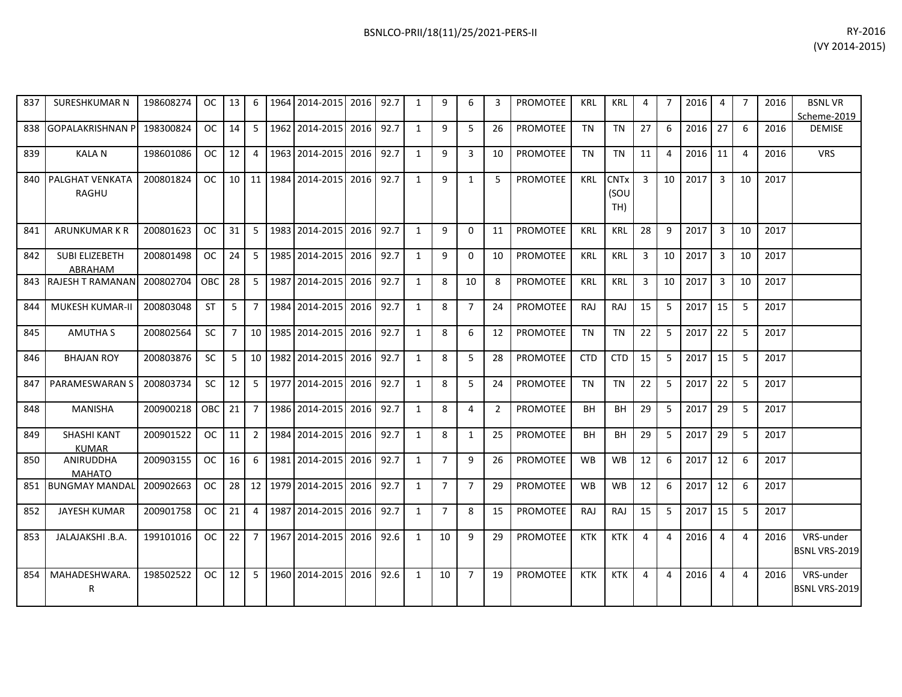| | | | | | | | | | | | | | | | | | | | | | | | | |
|---|---|---|---|---|---|---|---|---|---|---|---|---|---|---|---|---|---|---|---|---|---|---|---|---|
| 837 | SURESHKUMAR N | 198608274 | OC | 13 | 6 | 1964 | 2014-2015 | 2016 | 92.7 | 1 | 9 | 6 | 3 | PROMOTEE | KRL | KRL | 4 | 7 | 2016 | 4 | 7 | 2016 | BSNL VR Scheme-2019 |
| 838 | GOPALAKRISHNAN P | 198300824 | OC | 14 | 5 | 1962 | 2014-2015 | 2016 | 92.7 | 1 | 9 | 5 | 26 | PROMOTEE | TN | TN | 27 | 6 | 2016 | 27 | 6 | 2016 | DEMISE |
| 839 | KALA N | 198601086 | OC | 12 | 4 | 1963 | 2014-2015 | 2016 | 92.7 | 1 | 9 | 3 | 10 | PROMOTEE | TN | TN | 11 | 4 | 2016 | 11 | 4 | 2016 | VRS |
| 840 | PALGHAT VENKATA RAGHU | 200801824 | OC | 10 | 11 | 1984 | 2014-2015 | 2016 | 92.7 | 1 | 9 | 1 | 5 | PROMOTEE | KRL | CNTx (SOUTH) | 3 | 10 | 2017 | 3 | 10 | 2017 | |
| 841 | ARUNKUMAR K R | 200801623 | OC | 31 | 5 | 1983 | 2014-2015 | 2016 | 92.7 | 1 | 9 | 0 | 11 | PROMOTEE | KRL | KRL | 28 | 9 | 2017 | 3 | 10 | 2017 | |
| 842 | SUBI ELIZEBETH ABRAHAM | 200801498 | OC | 24 | 5 | 1985 | 2014-2015 | 2016 | 92.7 | 1 | 9 | 0 | 10 | PROMOTEE | KRL | KRL | 3 | 10 | 2017 | 3 | 10 | 2017 | |
| 843 | RAJESH T RAMANAN | 200802704 | OBC | 28 | 5 | 1987 | 2014-2015 | 2016 | 92.7 | 1 | 8 | 10 | 8 | PROMOTEE | KRL | KRL | 3 | 10 | 2017 | 3 | 10 | 2017 | |
| 844 | MUKESH KUMAR-II | 200803048 | ST | 5 | 7 | 1984 | 2014-2015 | 2016 | 92.7 | 1 | 8 | 7 | 24 | PROMOTEE | RAJ | RAJ | 15 | 5 | 2017 | 15 | 5 | 2017 | |
| 845 | AMUTHA S | 200802564 | SC | 7 | 10 | 1985 | 2014-2015 | 2016 | 92.7 | 1 | 8 | 6 | 12 | PROMOTEE | TN | TN | 22 | 5 | 2017 | 22 | 5 | 2017 | |
| 846 | BHAJAN ROY | 200803876 | SC | 5 | 10 | 1982 | 2014-2015 | 2016 | 92.7 | 1 | 8 | 5 | 28 | PROMOTEE | CTD | CTD | 15 | 5 | 2017 | 15 | 5 | 2017 | |
| 847 | PARAMESWARAN S | 200803734 | SC | 12 | 5 | 1977 | 2014-2015 | 2016 | 92.7 | 1 | 8 | 5 | 24 | PROMOTEE | TN | TN | 22 | 5 | 2017 | 22 | 5 | 2017 | |
| 848 | MANISHA | 200900218 | OBC | 21 | 7 | 1986 | 2014-2015 | 2016 | 92.7 | 1 | 8 | 4 | 2 | PROMOTEE | BH | BH | 29 | 5 | 2017 | 29 | 5 | 2017 | |
| 849 | SHASHI KANT KUMAR | 200901522 | OC | 11 | 2 | 1984 | 2014-2015 | 2016 | 92.7 | 1 | 8 | 1 | 25 | PROMOTEE | BH | BH | 29 | 5 | 2017 | 29 | 5 | 2017 | |
| 850 | ANIRUDDHA MAHATO | 200903155 | OC | 16 | 6 | 1981 | 2014-2015 | 2016 | 92.7 | 1 | 7 | 9 | 26 | PROMOTEE | WB | WB | 12 | 6 | 2017 | 12 | 6 | 2017 | |
| 851 | BUNGMAY MANDAL | 200902663 | OC | 28 | 12 | 1979 | 2014-2015 | 2016 | 92.7 | 1 | 7 | 7 | 29 | PROMOTEE | WB | WB | 12 | 6 | 2017 | 12 | 6 | 2017 | |
| 852 | JAYESH KUMAR | 200901758 | OC | 21 | 4 | 1987 | 2014-2015 | 2016 | 92.7 | 1 | 7 | 8 | 15 | PROMOTEE | RAJ | RAJ | 15 | 5 | 2017 | 15 | 5 | 2017 | |
| 853 | JALAJAKSHI .B.A. | 199101016 | OC | 22 | 7 | 1967 | 2014-2015 | 2016 | 92.6 | 1 | 10 | 9 | 29 | PROMOTEE | KTK | KTK | 4 | 4 | 2016 | 4 | 4 | 2016 | VRS-under BSNL VRS-2019 |
| 854 | MAHADESHWARA. R | 198502522 | OC | 12 | 5 | 1960 | 2014-2015 | 2016 | 92.6 | 1 | 10 | 7 | 19 | PROMOTEE | KTK | KTK | 4 | 4 | 2016 | 4 | 4 | 2016 | VRS-under BSNL VRS-2019 |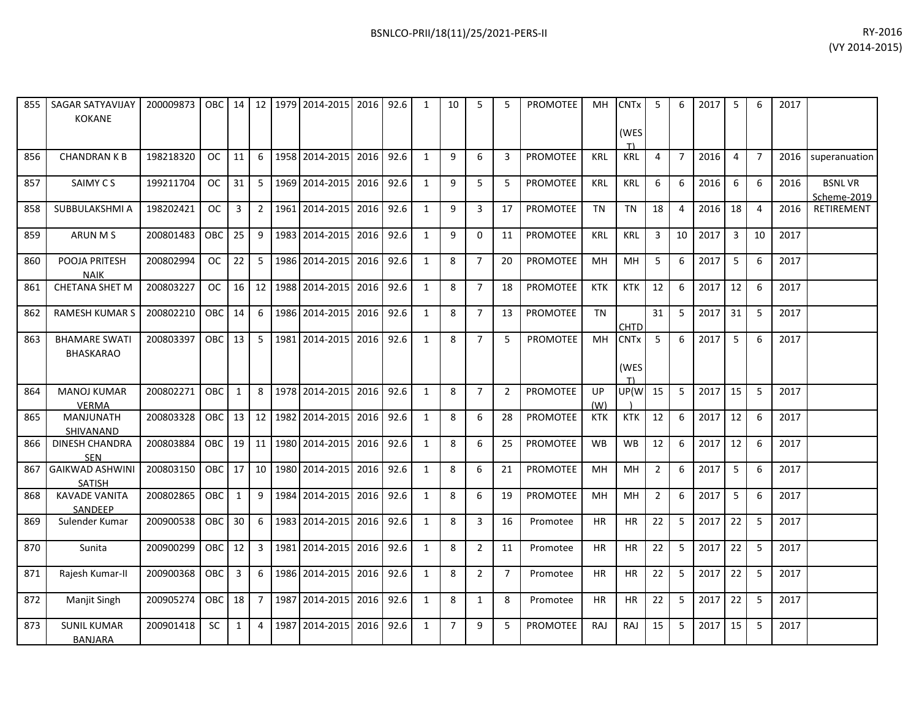| | | | | | | | | | | | | | | | | | | | | | | | |
|---|---|---|---|---|---|---|---|---|---|---|---|---|---|---|---|---|---|---|---|---|---|---|---|
| 855 | SAGAR SATYAVIJAY KOKANE | 200009873 | OBC | 14 | 12 | 1979 | 2014-2015 | 2016 | 92.6 | 1 | 10 | 5 | 5 | PROMOTEE | MH | CNTx (WEST) | 5 | 6 | 2017 | 5 | 6 | 2017 | |
| 856 | CHANDRAN K B | 198218320 | OC | 11 | 6 | 1958 | 2014-2015 | 2016 | 92.6 | 1 | 9 | 6 | 3 | PROMOTEE | KRL | KRL | 4 | 7 | 2016 | 4 | 7 | 2016 | superanuation |
| 857 | SAIMY C S | 199211704 | OC | 31 | 5 | 1969 | 2014-2015 | 2016 | 92.6 | 1 | 9 | 5 | 5 | PROMOTEE | KRL | KRL | 6 | 6 | 2016 | 6 | 6 | 2016 | BSNL VR Scheme-2019 |
| 858 | SUBBULAKSHMI A | 198202421 | OC | 3 | 2 | 1961 | 2014-2015 | 2016 | 92.6 | 1 | 9 | 3 | 17 | PROMOTEE | TN | TN | 18 | 4 | 2016 | 18 | 4 | 2016 | RETIREMENT |
| 859 | ARUN M S | 200801483 | OBC | 25 | 9 | 1983 | 2014-2015 | 2016 | 92.6 | 1 | 9 | 0 | 11 | PROMOTEE | KRL | KRL | 3 | 10 | 2017 | 3 | 10 | 2017 | |
| 860 | POOJA PRITESH NAIK | 200802994 | OC | 22 | 5 | 1986 | 2014-2015 | 2016 | 92.6 | 1 | 8 | 7 | 20 | PROMOTEE | MH | MH | 5 | 6 | 2017 | 5 | 6 | 2017 | |
| 861 | CHETANA SHET M | 200803227 | OC | 16 | 12 | 1988 | 2014-2015 | 2016 | 92.6 | 1 | 8 | 7 | 18 | PROMOTEE | KTK | KTK | 12 | 6 | 2017 | 12 | 6 | 2017 | |
| 862 | RAMESH KUMAR S | 200802210 | OBC | 14 | 6 | 1986 | 2014-2015 | 2016 | 92.6 | 1 | 8 | 7 | 13 | PROMOTEE | TN | CHTD | 31 | 5 | 2017 | 31 | 5 | 2017 | |
| 863 | BHAMARE SWATI BHASKARAO | 200803397 | OBC | 13 | 5 | 1981 | 2014-2015 | 2016 | 92.6 | 1 | 8 | 7 | 5 | PROMOTEE | MH | CNTx (WEST) | 5 | 6 | 2017 | 5 | 6 | 2017 | |
| 864 | MANOJ KUMAR VERMA | 200802271 | OBC | 1 | 8 | 1978 | 2014-2015 | 2016 | 92.6 | 1 | 8 | 7 | 2 | PROMOTEE | UP (W) | UP(W) | 15 | 5 | 2017 | 15 | 5 | 2017 | |
| 865 | MANJUNATH SHIVANAND | 200803328 | OBC | 13 | 12 | 1982 | 2014-2015 | 2016 | 92.6 | 1 | 8 | 6 | 28 | PROMOTEE | KTK | KTK | 12 | 6 | 2017 | 12 | 6 | 2017 | |
| 866 | DINESH CHANDRA SEN | 200803884 | OBC | 19 | 11 | 1980 | 2014-2015 | 2016 | 92.6 | 1 | 8 | 6 | 25 | PROMOTEE | WB | WB | 12 | 6 | 2017 | 12 | 6 | 2017 | |
| 867 | GAIKWAD ASHWINI SATISH | 200803150 | OBC | 17 | 10 | 1980 | 2014-2015 | 2016 | 92.6 | 1 | 8 | 6 | 21 | PROMOTEE | MH | MH | 2 | 6 | 2017 | 5 | 6 | 2017 | |
| 868 | KAVADE VANITA SANDEEP | 200802865 | OBC | 1 | 9 | 1984 | 2014-2015 | 2016 | 92.6 | 1 | 8 | 6 | 19 | PROMOTEE | MH | MH | 2 | 6 | 2017 | 5 | 6 | 2017 | |
| 869 | Sulender Kumar | 200900538 | OBC | 30 | 6 | 1983 | 2014-2015 | 2016 | 92.6 | 1 | 8 | 3 | 16 | Promotee | HR | HR | 22 | 5 | 2017 | 22 | 5 | 2017 | |
| 870 | Sunita | 200900299 | OBC | 12 | 3 | 1981 | 2014-2015 | 2016 | 92.6 | 1 | 8 | 2 | 11 | Promotee | HR | HR | 22 | 5 | 2017 | 22 | 5 | 2017 | |
| 871 | Rajesh Kumar-II | 200900368 | OBC | 3 | 6 | 1986 | 2014-2015 | 2016 | 92.6 | 1 | 8 | 2 | 7 | Promotee | HR | HR | 22 | 5 | 2017 | 22 | 5 | 2017 | |
| 872 | Manjit Singh | 200905274 | OBC | 18 | 7 | 1987 | 2014-2015 | 2016 | 92.6 | 1 | 8 | 1 | 8 | Promotee | HR | HR | 22 | 5 | 2017 | 22 | 5 | 2017 | |
| 873 | SUNIL KUMAR BANJARA | 200901418 | SC | 1 | 4 | 1987 | 2014-2015 | 2016 | 92.6 | 1 | 7 | 9 | 5 | PROMOTEE | RAJ | RAJ | 15 | 5 | 2017 | 15 | 5 | 2017 | |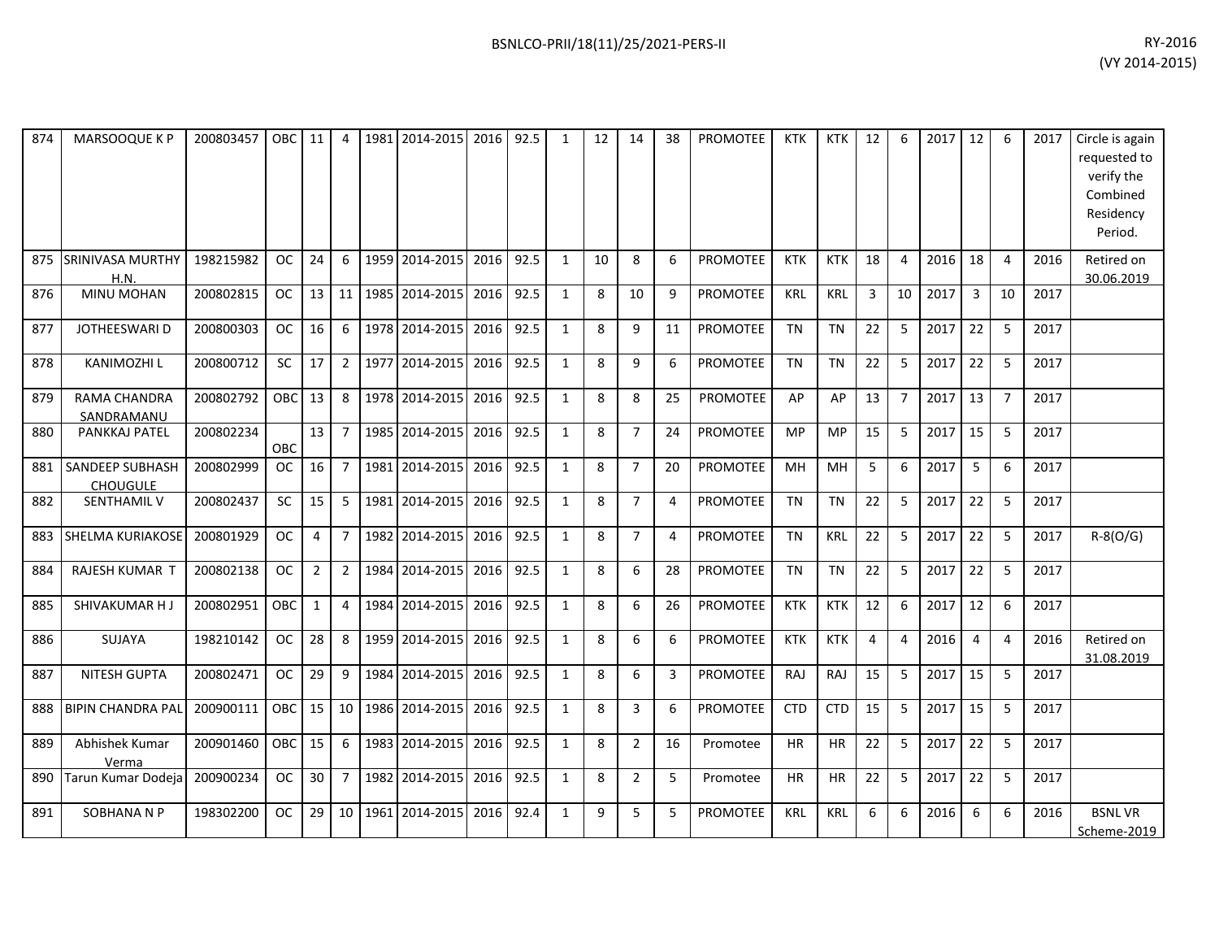| 874 | MARSOOQUE K P | 200803457 | OBC | 11 | 4 | 1981 | 2014-2015 | 2016 | 92.5 | 1 | 12 | 14 | 38 | PROMOTEE | KTK | KTK | 12 | 6 | 2017 | 12 | 6 | 2017 | Circle is again requested to verify the Combined Residency Period. |
|---|---|---|---|---|---|---|---|---|---|---|---|---|---|---|---|---|---|---|---|---|---|---|---|
| 875 | SRINIVASA MURTHY H.N. | 198215982 | OC | 24 | 6 | 1959 | 2014-2015 | 2016 | 92.5 | 1 | 10 | 8 | 6 | PROMOTEE | KTK | KTK | 18 | 4 | 2016 | 18 | 4 | 2016 | Retired on 30.06.2019 |
| 876 | MINU MOHAN | 200802815 | OC | 13 | 11 | 1985 | 2014-2015 | 2016 | 92.5 | 1 | 8 | 10 | 9 | PROMOTEE | KRL | KRL | 3 | 10 | 2017 | 3 | 10 | 2017 | |
| 877 | JOTHEESWARI D | 200800303 | OC | 16 | 6 | 1978 | 2014-2015 | 2016 | 92.5 | 1 | 8 | 9 | 11 | PROMOTEE | TN | TN | 22 | 5 | 2017 | 22 | 5 | 2017 | |
| 878 | KANIMOZHI L | 200800712 | SC | 17 | 2 | 1977 | 2014-2015 | 2016 | 92.5 | 1 | 8 | 9 | 6 | PROMOTEE | TN | TN | 22 | 5 | 2017 | 22 | 5 | 2017 | |
| 879 | RAMA CHANDRA SANDRAMANU | 200802792 | OBC | 13 | 8 | 1978 | 2014-2015 | 2016 | 92.5 | 1 | 8 | 8 | 25 | PROMOTEE | AP | AP | 13 | 7 | 2017 | 13 | 7 | 2017 | |
| 880 | PANKKAJ PATEL | 200802234 | OBC | 13 | 7 | 1985 | 2014-2015 | 2016 | 92.5 | 1 | 8 | 7 | 24 | PROMOTEE | MP | MP | 15 | 5 | 2017 | 15 | 5 | 2017 | |
| 881 | SANDEEP SUBHASH CHOUGULE | 200802999 | OC | 16 | 7 | 1981 | 2014-2015 | 2016 | 92.5 | 1 | 8 | 7 | 20 | PROMOTEE | MH | MH | 5 | 6 | 2017 | 5 | 6 | 2017 | |
| 882 | SENTHAMIL V | 200802437 | SC | 15 | 5 | 1981 | 2014-2015 | 2016 | 92.5 | 1 | 8 | 7 | 4 | PROMOTEE | TN | TN | 22 | 5 | 2017 | 22 | 5 | 2017 | |
| 883 | SHELMA KURIAKOSE | 200801929 | OC | 4 | 7 | 1982 | 2014-2015 | 2016 | 92.5 | 1 | 8 | 7 | 4 | PROMOTEE | TN | KRL | 22 | 5 | 2017 | 22 | 5 | 2017 | R-8(O/G) |
| 884 | RAJESH KUMAR T | 200802138 | OC | 2 | 2 | 1984 | 2014-2015 | 2016 | 92.5 | 1 | 8 | 6 | 28 | PROMOTEE | TN | TN | 22 | 5 | 2017 | 22 | 5 | 2017 | |
| 885 | SHIVAKUMAR H J | 200802951 | OBC | 1 | 4 | 1984 | 2014-2015 | 2016 | 92.5 | 1 | 8 | 6 | 26 | PROMOTEE | KTK | KTK | 12 | 6 | 2017 | 12 | 6 | 2017 | |
| 886 | SUJAYA | 198210142 | OC | 28 | 8 | 1959 | 2014-2015 | 2016 | 92.5 | 1 | 8 | 6 | 6 | PROMOTEE | KTK | KTK | 4 | 4 | 2016 | 4 | 4 | 2016 | Retired on 31.08.2019 |
| 887 | NITESH GUPTA | 200802471 | OC | 29 | 9 | 1984 | 2014-2015 | 2016 | 92.5 | 1 | 8 | 6 | 3 | PROMOTEE | RAJ | RAJ | 15 | 5 | 2017 | 15 | 5 | 2017 | |
| 888 | BIPIN CHANDRA PAL | 200900111 | OBC | 15 | 10 | 1986 | 2014-2015 | 2016 | 92.5 | 1 | 8 | 3 | 6 | PROMOTEE | CTD | CTD | 15 | 5 | 2017 | 15 | 5 | 2017 | |
| 889 | Abhishek Kumar Verma | 200901460 | OBC | 15 | 6 | 1983 | 2014-2015 | 2016 | 92.5 | 1 | 8 | 2 | 16 | Promotee | HR | HR | 22 | 5 | 2017 | 22 | 5 | 2017 | |
| 890 | Tarun Kumar Dodeja | 200900234 | OC | 30 | 7 | 1982 | 2014-2015 | 2016 | 92.5 | 1 | 8 | 2 | 5 | Promotee | HR | HR | 22 | 5 | 2017 | 22 | 5 | 2017 | |
| 891 | SOBHANA N P | 198302200 | OC | 29 | 10 | 1961 | 2014-2015 | 2016 | 92.4 | 1 | 9 | 5 | 5 | PROMOTEE | KRL | KRL | 6 | 6 | 2016 | 6 | 6 | 2016 | BSNL VR Scheme-2019 |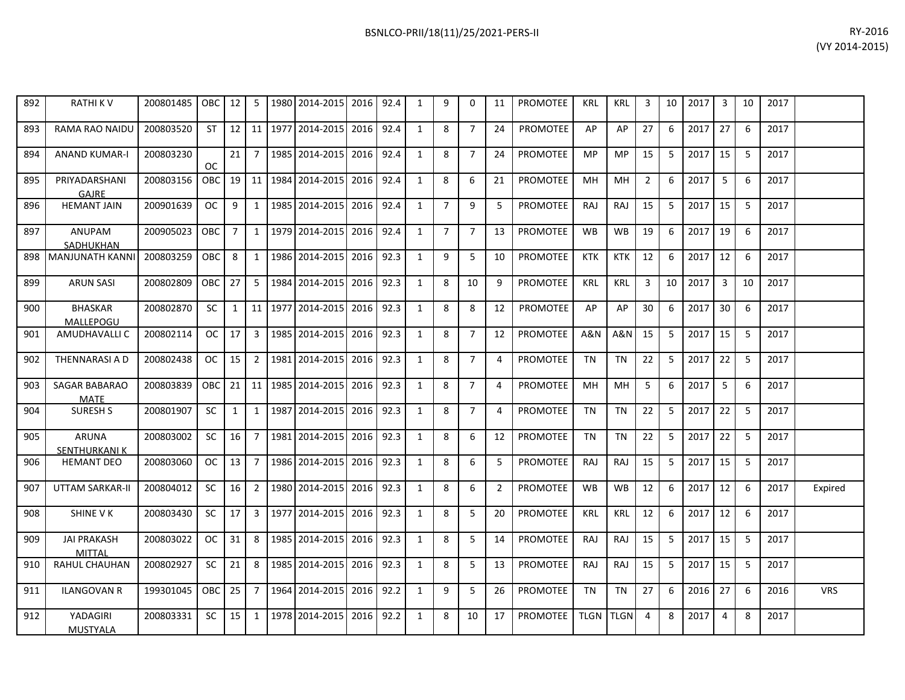| | | | | | | | | | | | | | | | | | | | | | | | | |
|---|---|---|---|---|---|---|---|---|---|---|---|---|---|---|---|---|---|---|---|---|---|---|---|---|
| 892 | RATHI K V | 200801485 | OBC | 12 | 5 | 1980 | 2014-2015 | 2016 | 92.4 | 1 | 9 | 0 | 11 | PROMOTEE | KRL | KRL | 3 | 10 | 2017 | 3 | 10 | 2017 | |
| 893 | RAMA RAO NAIDU | 200803520 | ST | 12 | 11 | 1977 | 2014-2015 | 2016 | 92.4 | 1 | 8 | 7 | 24 | PROMOTEE | AP | AP | 27 | 6 | 2017 | 27 | 6 | 2017 | |
| 894 | ANAND KUMAR-I | 200803230 | OC | 21 | 7 | 1985 | 2014-2015 | 2016 | 92.4 | 1 | 8 | 7 | 24 | PROMOTEE | MP | MP | 15 | 5 | 2017 | 15 | 5 | 2017 | |
| 895 | PRIYADARSHANI GAJRE | 200803156 | OBC | 19 | 11 | 1984 | 2014-2015 | 2016 | 92.4 | 1 | 8 | 6 | 21 | PROMOTEE | MH | MH | 2 | 6 | 2017 | 5 | 6 | 2017 | |
| 896 | HEMANT JAIN | 200901639 | OC | 9 | 1 | 1985 | 2014-2015 | 2016 | 92.4 | 1 | 7 | 9 | 5 | PROMOTEE | RAJ | RAJ | 15 | 5 | 2017 | 15 | 5 | 2017 | |
| 897 | ANUPAM SADHUKHAN | 200905023 | OBC | 7 | 1 | 1979 | 2014-2015 | 2016 | 92.4 | 1 | 7 | 7 | 13 | PROMOTEE | WB | WB | 19 | 6 | 2017 | 19 | 6 | 2017 | |
| 898 | MANJUNATH KANNI | 200803259 | OBC | 8 | 1 | 1986 | 2014-2015 | 2016 | 92.3 | 1 | 9 | 5 | 10 | PROMOTEE | KTK | KTK | 12 | 6 | 2017 | 12 | 6 | 2017 | |
| 899 | ARUN SASI | 200802809 | OBC | 27 | 5 | 1984 | 2014-2015 | 2016 | 92.3 | 1 | 8 | 10 | 9 | PROMOTEE | KRL | KRL | 3 | 10 | 2017 | 3 | 10 | 2017 | |
| 900 | BHASKAR MALLEPOGU | 200802870 | SC | 1 | 11 | 1977 | 2014-2015 | 2016 | 92.3 | 1 | 8 | 8 | 12 | PROMOTEE | AP | AP | 30 | 6 | 2017 | 30 | 6 | 2017 | |
| 901 | AMUDHAVALLI C | 200802114 | OC | 17 | 3 | 1985 | 2014-2015 | 2016 | 92.3 | 1 | 8 | 7 | 12 | PROMOTEE | A&N | A&N | 15 | 5 | 2017 | 15 | 5 | 2017 | |
| 902 | THENNARASI A D | 200802438 | OC | 15 | 2 | 1981 | 2014-2015 | 2016 | 92.3 | 1 | 8 | 7 | 4 | PROMOTEE | TN | TN | 22 | 5 | 2017 | 22 | 5 | 2017 | |
| 903 | SAGAR BABARAO MATE | 200803839 | OBC | 21 | 11 | 1985 | 2014-2015 | 2016 | 92.3 | 1 | 8 | 7 | 4 | PROMOTEE | MH | MH | 5 | 6 | 2017 | 5 | 6 | 2017 | |
| 904 | SURESH S | 200801907 | SC | 1 | 1 | 1987 | 2014-2015 | 2016 | 92.3 | 1 | 8 | 7 | 4 | PROMOTEE | TN | TN | 22 | 5 | 2017 | 22 | 5 | 2017 | |
| 905 | ARUNA SENTHURKANI K | 200803002 | SC | 16 | 7 | 1981 | 2014-2015 | 2016 | 92.3 | 1 | 8 | 6 | 12 | PROMOTEE | TN | TN | 22 | 5 | 2017 | 22 | 5 | 2017 | |
| 906 | HEMANT DEO | 200803060 | OC | 13 | 7 | 1986 | 2014-2015 | 2016 | 92.3 | 1 | 8 | 6 | 5 | PROMOTEE | RAJ | RAJ | 15 | 5 | 2017 | 15 | 5 | 2017 | |
| 907 | UTTAM SARKAR-II | 200804012 | SC | 16 | 2 | 1980 | 2014-2015 | 2016 | 92.3 | 1 | 8 | 6 | 2 | PROMOTEE | WB | WB | 12 | 6 | 2017 | 12 | 6 | 2017 | Expired |
| 908 | SHINE V K | 200803430 | SC | 17 | 3 | 1977 | 2014-2015 | 2016 | 92.3 | 1 | 8 | 5 | 20 | PROMOTEE | KRL | KRL | 12 | 6 | 2017 | 12 | 6 | 2017 | |
| 909 | JAI PRAKASH MITTAL | 200803022 | OC | 31 | 8 | 1985 | 2014-2015 | 2016 | 92.3 | 1 | 8 | 5 | 14 | PROMOTEE | RAJ | RAJ | 15 | 5 | 2017 | 15 | 5 | 2017 | |
| 910 | RAHUL CHAUHAN | 200802927 | SC | 21 | 8 | 1985 | 2014-2015 | 2016 | 92.3 | 1 | 8 | 5 | 13 | PROMOTEE | RAJ | RAJ | 15 | 5 | 2017 | 15 | 5 | 2017 | |
| 911 | ILANGOVAN R | 199301045 | OBC | 25 | 7 | 1964 | 2014-2015 | 2016 | 92.2 | 1 | 9 | 5 | 26 | PROMOTEE | TN | TN | 27 | 6 | 2016 | 27 | 6 | 2016 | VRS |
| 912 | YADAGIRI MUSTYALA | 200803331 | SC | 15 | 1 | 1978 | 2014-2015 | 2016 | 92.2 | 1 | 8 | 10 | 17 | PROMOTEE | TLGN | TLGN | 4 | 8 | 2017 | 4 | 8 | 2017 | |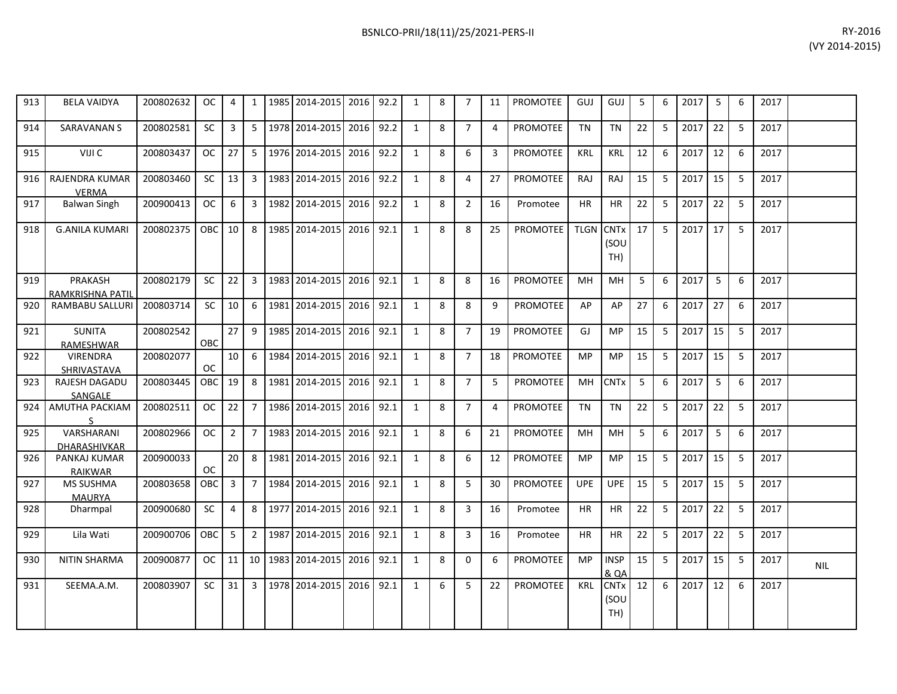| | | | | | | | | | | | | | | | | | | | | | | | | |
|---|---|---|---|---|---|---|---|---|---|---|---|---|---|---|---|---|---|---|---|---|---|---|---|---|
| 913 | BELA VAIDYA | 200802632 | OC | 4 | 1 | 1985 | 2014-2015 | 2016 | 92.2 | 1 | 8 | 7 | 11 | PROMOTEE | GUJ | GUJ | 5 | 6 | 2017 | 5 | 6 | 2017 | |
| 914 | SARAVANAN S | 200802581 | SC | 3 | 5 | 1978 | 2014-2015 | 2016 | 92.2 | 1 | 8 | 7 | 4 | PROMOTEE | TN | TN | 22 | 5 | 2017 | 22 | 5 | 2017 | |
| 915 | VIJI C | 200803437 | OC | 27 | 5 | 1976 | 2014-2015 | 2016 | 92.2 | 1 | 8 | 6 | 3 | PROMOTEE | KRL | KRL | 12 | 6 | 2017 | 12 | 6 | 2017 | |
| 916 | RAJENDRA KUMAR VERMA | 200803460 | SC | 13 | 3 | 1983 | 2014-2015 | 2016 | 92.2 | 1 | 8 | 4 | 27 | PROMOTEE | RAJ | RAJ | 15 | 5 | 2017 | 15 | 5 | 2017 | |
| 917 | Balwan Singh | 200900413 | OC | 6 | 3 | 1982 | 2014-2015 | 2016 | 92.2 | 1 | 8 | 2 | 16 | Promotee | HR | HR | 22 | 5 | 2017 | 22 | 5 | 2017 | |
| 918 | G.ANILA KUMARI | 200802375 | OBC | 10 | 8 | 1985 | 2014-2015 | 2016 | 92.1 | 1 | 8 | 8 | 25 | PROMOTEE | TLGN | CNTx (SOUTH) | 17 | 5 | 2017 | 17 | 5 | 2017 | |
| 919 | PRAKASH RAMKRISHNA PATIL | 200802179 | SC | 22 | 3 | 1983 | 2014-2015 | 2016 | 92.1 | 1 | 8 | 8 | 16 | PROMOTEE | MH | MH | 5 | 6 | 2017 | 5 | 6 | 2017 | |
| 920 | RAMBABU SALLURI | 200803714 | SC | 10 | 6 | 1981 | 2014-2015 | 2016 | 92.1 | 1 | 8 | 8 | 9 | PROMOTEE | AP | AP | 27 | 6 | 2017 | 27 | 6 | 2017 | |
| 921 | SUNITA RAMESHWAR | 200802542 | OBC | 27 | 9 | 1985 | 2014-2015 | 2016 | 92.1 | 1 | 8 | 7 | 19 | PROMOTEE | GJ | MP | 15 | 5 | 2017 | 15 | 5 | 2017 | |
| 922 | VIRENDRA SHRIVASTAVA | 200802077 | OC | 10 | 6 | 1984 | 2014-2015 | 2016 | 92.1 | 1 | 8 | 7 | 18 | PROMOTEE | MP | MP | 15 | 5 | 2017 | 15 | 5 | 2017 | |
| 923 | RAJESH DAGADU SANGALE | 200803445 | OBC | 19 | 8 | 1981 | 2014-2015 | 2016 | 92.1 | 1 | 8 | 7 | 5 | PROMOTEE | MH | CNTx | 5 | 6 | 2017 | 5 | 6 | 2017 | |
| 924 | AMUTHA PACKIAM S | 200802511 | OC | 22 | 7 | 1986 | 2014-2015 | 2016 | 92.1 | 1 | 8 | 7 | 4 | PROMOTEE | TN | TN | 22 | 5 | 2017 | 22 | 5 | 2017 | |
| 925 | VARSHARANI DHARASHIVKAR | 200802966 | OC | 2 | 7 | 1983 | 2014-2015 | 2016 | 92.1 | 1 | 8 | 6 | 21 | PROMOTEE | MH | MH | 5 | 6 | 2017 | 5 | 6 | 2017 | |
| 926 | PANKAJ KUMAR RAIKWAR | 200900033 | OC | 20 | 8 | 1981 | 2014-2015 | 2016 | 92.1 | 1 | 8 | 6 | 12 | PROMOTEE | MP | MP | 15 | 5 | 2017 | 15 | 5 | 2017 | |
| 927 | MS SUSHMA MAURYA | 200803658 | OBC | 3 | 7 | 1984 | 2014-2015 | 2016 | 92.1 | 1 | 8 | 5 | 30 | PROMOTEE | UPE | UPE | 15 | 5 | 2017 | 15 | 5 | 2017 | |
| 928 | Dharmpal | 200900680 | SC | 4 | 8 | 1977 | 2014-2015 | 2016 | 92.1 | 1 | 8 | 3 | 16 | Promotee | HR | HR | 22 | 5 | 2017 | 22 | 5 | 2017 | |
| 929 | Lila Wati | 200900706 | OBC | 5 | 2 | 1987 | 2014-2015 | 2016 | 92.1 | 1 | 8 | 3 | 16 | Promotee | HR | HR | 22 | 5 | 2017 | 22 | 5 | 2017 | |
| 930 | NITIN SHARMA | 200900877 | OC | 11 | 10 | 1983 | 2014-2015 | 2016 | 92.1 | 1 | 8 | 0 | 6 | PROMOTEE | MP | INSP & QA | 15 | 5 | 2017 | 15 | 5 | 2017 | NIL |
| 931 | SEEMA.A.M. | 200803907 | SC | 31 | 3 | 1978 | 2014-2015 | 2016 | 92.1 | 1 | 6 | 5 | 22 | PROMOTEE | KRL | CNTx (SOUTH) | 12 | 6 | 2017 | 12 | 6 | 2017 | |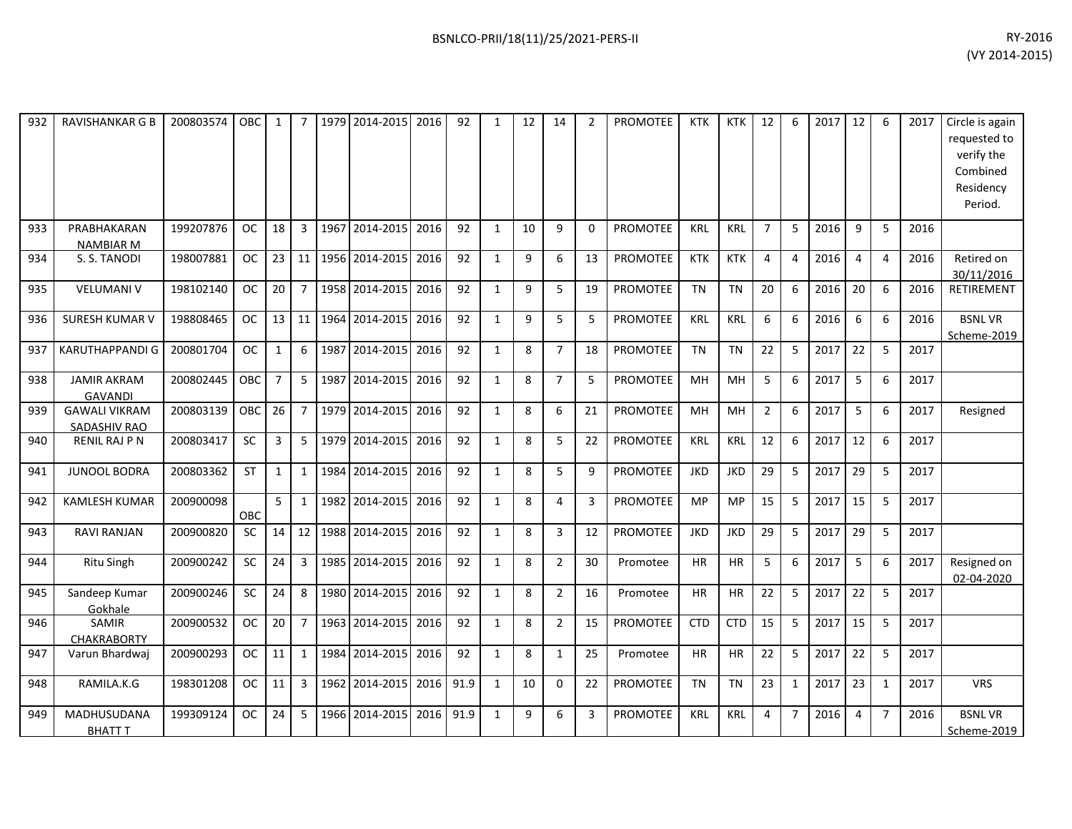| 932 | RAVISHANKAR G B | 200803574 | OBC | 1 | 7 | 1979 | 2014-2015 | 2016 | 92 | 1 | 12 | 14 | 2 | PROMOTEE | KTK | KTK | 12 | 6 | 2017 | 12 | 6 | 2017 | Circle is again requested to verify the Combined Residency Period. |
|---|---|---|---|---|---|---|---|---|---|---|---|---|---|---|---|---|---|---|---|---|---|---|---|
| 933 | PRABHAKARAN NAMBIAR M | 199207876 | OC | 18 | 3 | 1967 | 2014-2015 | 2016 | 92 | 1 | 10 | 9 | 0 | PROMOTEE | KRL | KRL | 7 | 5 | 2016 | 9 | 5 | 2016 | |
| 934 | S. S. TANODI | 198007881 | OC | 23 | 11 | 1956 | 2014-2015 | 2016 | 92 | 1 | 9 | 6 | 13 | PROMOTEE | KTK | KTK | 4 | 4 | 2016 | 4 | 4 | 2016 | Retired on 30/11/2016 |
| 935 | VELUMANI V | 198102140 | OC | 20 | 7 | 1958 | 2014-2015 | 2016 | 92 | 1 | 9 | 5 | 19 | PROMOTEE | TN | TN | 20 | 6 | 2016 | 20 | 6 | 2016 | RETIREMENT |
| 936 | SURESH KUMAR V | 198808465 | OC | 13 | 11 | 1964 | 2014-2015 | 2016 | 92 | 1 | 9 | 5 | 5 | PROMOTEE | KRL | KRL | 6 | 6 | 2016 | 6 | 6 | 2016 | BSNL VR Scheme-2019 |
| 937 | KARUTHAPPANDI G | 200801704 | OC | 1 | 6 | 1987 | 2014-2015 | 2016 | 92 | 1 | 8 | 7 | 18 | PROMOTEE | TN | TN | 22 | 5 | 2017 | 22 | 5 | 2017 | |
| 938 | JAMIR AKRAM GAVANDI | 200802445 | OBC | 7 | 5 | 1987 | 2014-2015 | 2016 | 92 | 1 | 8 | 7 | 5 | PROMOTEE | MH | MH | 5 | 6 | 2017 | 5 | 6 | 2017 | |
| 939 | GAWALI VIKRAM SADASHIV RAO | 200803139 | OBC | 26 | 7 | 1979 | 2014-2015 | 2016 | 92 | 1 | 8 | 6 | 21 | PROMOTEE | MH | MH | 2 | 6 | 2017 | 5 | 6 | 2017 | Resigned |
| 940 | RENIL RAJ P N | 200803417 | SC | 3 | 5 | 1979 | 2014-2015 | 2016 | 92 | 1 | 8 | 5 | 22 | PROMOTEE | KRL | KRL | 12 | 6 | 2017 | 12 | 6 | 2017 | |
| 941 | JUNOOL BODRA | 200803362 | ST | 1 | 1 | 1984 | 2014-2015 | 2016 | 92 | 1 | 8 | 5 | 9 | PROMOTEE | JKD | JKD | 29 | 5 | 2017 | 29 | 5 | 2017 | |
| 942 | KAMLESH KUMAR | 200900098 | OBC | 5 | 1 | 1982 | 2014-2015 | 2016 | 92 | 1 | 8 | 4 | 3 | PROMOTEE | MP | MP | 15 | 5 | 2017 | 15 | 5 | 2017 | |
| 943 | RAVI RANJAN | 200900820 | SC | 14 | 12 | 1988 | 2014-2015 | 2016 | 92 | 1 | 8 | 3 | 12 | PROMOTEE | JKD | JKD | 29 | 5 | 2017 | 29 | 5 | 2017 | |
| 944 | Ritu Singh | 200900242 | SC | 24 | 3 | 1985 | 2014-2015 | 2016 | 92 | 1 | 8 | 2 | 30 | Promotee | HR | HR | 5 | 6 | 2017 | 5 | 6 | 2017 | Resigned on 02-04-2020 |
| 945 | Sandeep Kumar Gokhale | 200900246 | SC | 24 | 8 | 1980 | 2014-2015 | 2016 | 92 | 1 | 8 | 2 | 16 | Promotee | HR | HR | 22 | 5 | 2017 | 22 | 5 | 2017 | |
| 946 | SAMIR CHAKRABORTY | 200900532 | OC | 20 | 7 | 1963 | 2014-2015 | 2016 | 92 | 1 | 8 | 2 | 15 | PROMOTEE | CTD | CTD | 15 | 5 | 2017 | 15 | 5 | 2017 | |
| 947 | Varun Bhardwaj | 200900293 | OC | 11 | 1 | 1984 | 2014-2015 | 2016 | 92 | 1 | 8 | 1 | 25 | Promotee | HR | HR | 22 | 5 | 2017 | 22 | 5 | 2017 | |
| 948 | RAMILA.K.G | 198301208 | OC | 11 | 3 | 1962 | 2014-2015 | 2016 | 91.9 | 1 | 10 | 0 | 22 | PROMOTEE | TN | TN | 23 | 1 | 2017 | 23 | 1 | 2017 | VRS |
| 949 | MADHUSUDANA BHATT T | 199309124 | OC | 24 | 5 | 1966 | 2014-2015 | 2016 | 91.9 | 1 | 9 | 6 | 3 | PROMOTEE | KRL | KRL | 4 | 7 | 2016 | 4 | 7 | 2016 | BSNL VR Scheme-2019 |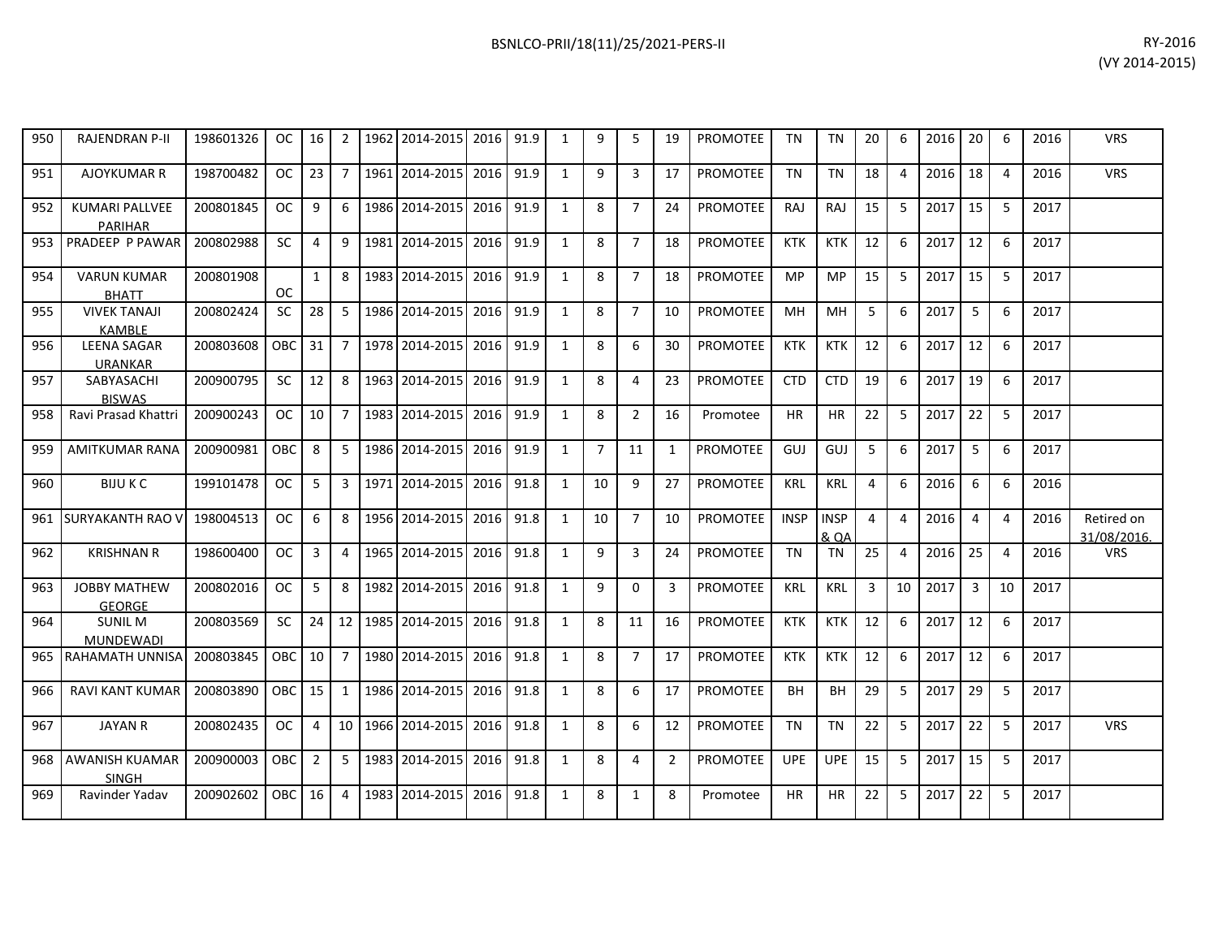| 950 | RAJENDRAN P-II | 198601326 | OC | 16 | 2 | 1962 | 2014-2015 | 2016 | 91.9 | 1 | 9 | 5 | 19 | PROMOTEE | TN | TN | 20 | 6 | 2016 | 20 | 6 | 2016 | VRS |
|---|---|---|---|---|---|---|---|---|---|---|---|---|---|---|---|---|---|---|---|---|---|---|---|
| 951 | AJOYKUMAR R | 198700482 | OC | 23 | 7 | 1961 | 2014-2015 | 2016 | 91.9 | 1 | 9 | 3 | 17 | PROMOTEE | TN | TN | 18 | 4 | 2016 | 18 | 4 | 2016 | VRS |
| 952 | KUMARI PALLVEE PARIHAR | 200801845 | OC | 9 | 6 | 1986 | 2014-2015 | 2016 | 91.9 | 1 | 8 | 7 | 24 | PROMOTEE | RAJ | RAJ | 15 | 5 | 2017 | 15 | 5 | 2017 | |
| 953 | PRADEEP P PAWAR | 200802988 | SC | 4 | 9 | 1981 | 2014-2015 | 2016 | 91.9 | 1 | 8 | 7 | 18 | PROMOTEE | KTK | KTK | 12 | 6 | 2017 | 12 | 6 | 2017 | |
| 954 | VARUN KUMAR BHATT | 200801908 | OC | 1 | 8 | 1983 | 2014-2015 | 2016 | 91.9 | 1 | 8 | 7 | 18 | PROMOTEE | MP | MP | 15 | 5 | 2017 | 15 | 5 | 2017 | |
| 955 | VIVEK TANAJI KAMBLE | 200802424 | SC | 28 | 5 | 1986 | 2014-2015 | 2016 | 91.9 | 1 | 8 | 7 | 10 | PROMOTEE | MH | MH | 5 | 6 | 2017 | 5 | 6 | 2017 | |
| 956 | LEENA SAGAR URANKAR | 200803608 | OBC | 31 | 7 | 1978 | 2014-2015 | 2016 | 91.9 | 1 | 8 | 6 | 30 | PROMOTEE | KTK | KTK | 12 | 6 | 2017 | 12 | 6 | 2017 | |
| 957 | SABYASACHI BISWAS | 200900795 | SC | 12 | 8 | 1963 | 2014-2015 | 2016 | 91.9 | 1 | 8 | 4 | 23 | PROMOTEE | CTD | CTD | 19 | 6 | 2017 | 19 | 6 | 2017 | |
| 958 | Ravi Prasad Khattri | 200900243 | OC | 10 | 7 | 1983 | 2014-2015 | 2016 | 91.9 | 1 | 8 | 2 | 16 | Promotee | HR | HR | 22 | 5 | 2017 | 22 | 5 | 2017 | |
| 959 | AMITKUMAR RANA | 200900981 | OBC | 8 | 5 | 1986 | 2014-2015 | 2016 | 91.9 | 1 | 7 | 11 | 1 | PROMOTEE | GUJ | GUJ | 5 | 6 | 2017 | 5 | 6 | 2017 | |
| 960 | BIJU K C | 199101478 | OC | 5 | 3 | 1971 | 2014-2015 | 2016 | 91.8 | 1 | 10 | 9 | 27 | PROMOTEE | KRL | KRL | 4 | 6 | 2016 | 6 | 6 | 2016 | |
| 961 | SURYAKANTH RAO V | 198004513 | OC | 6 | 8 | 1956 | 2014-2015 | 2016 | 91.8 | 1 | 10 | 7 | 10 | PROMOTEE | INSP | INSP & QA | 4 | 4 | 2016 | 4 | 4 | 2016 | Retired on 31/08/2016. |
| 962 | KRISHNAN R | 198600400 | OC | 3 | 4 | 1965 | 2014-2015 | 2016 | 91.8 | 1 | 9 | 3 | 24 | PROMOTEE | TN | TN | 25 | 4 | 2016 | 25 | 4 | 2016 | VRS |
| 963 | JOBBY MATHEW GEORGE | 200802016 | OC | 5 | 8 | 1982 | 2014-2015 | 2016 | 91.8 | 1 | 9 | 0 | 3 | PROMOTEE | KRL | KRL | 3 | 10 | 2017 | 3 | 10 | 2017 | |
| 964 | SUNIL M MUNDEWADI | 200803569 | SC | 24 | 12 | 1985 | 2014-2015 | 2016 | 91.8 | 1 | 8 | 11 | 16 | PROMOTEE | KTK | KTK | 12 | 6 | 2017 | 12 | 6 | 2017 | |
| 965 | RAHAMATH UNNISA | 200803845 | OBC | 10 | 7 | 1980 | 2014-2015 | 2016 | 91.8 | 1 | 8 | 7 | 17 | PROMOTEE | KTK | KTK | 12 | 6 | 2017 | 12 | 6 | 2017 | |
| 966 | RAVI KANT KUMAR | 200803890 | OBC | 15 | 1 | 1986 | 2014-2015 | 2016 | 91.8 | 1 | 8 | 6 | 17 | PROMOTEE | BH | BH | 29 | 5 | 2017 | 29 | 5 | 2017 | |
| 967 | JAYAN R | 200802435 | OC | 4 | 10 | 1966 | 2014-2015 | 2016 | 91.8 | 1 | 8 | 6 | 12 | PROMOTEE | TN | TN | 22 | 5 | 2017 | 22 | 5 | 2017 | VRS |
| 968 | AWANISH KUAMAR SINGH | 200900003 | OBC | 2 | 5 | 1983 | 2014-2015 | 2016 | 91.8 | 1 | 8 | 4 | 2 | PROMOTEE | UPE | UPE | 15 | 5 | 2017 | 15 | 5 | 2017 | |
| 969 | Ravinder Yadav | 200902602 | OBC | 16 | 4 | 1983 | 2014-2015 | 2016 | 91.8 | 1 | 8 | 1 | 8 | Promotee | HR | HR | 22 | 5 | 2017 | 22 | 5 | 2017 | |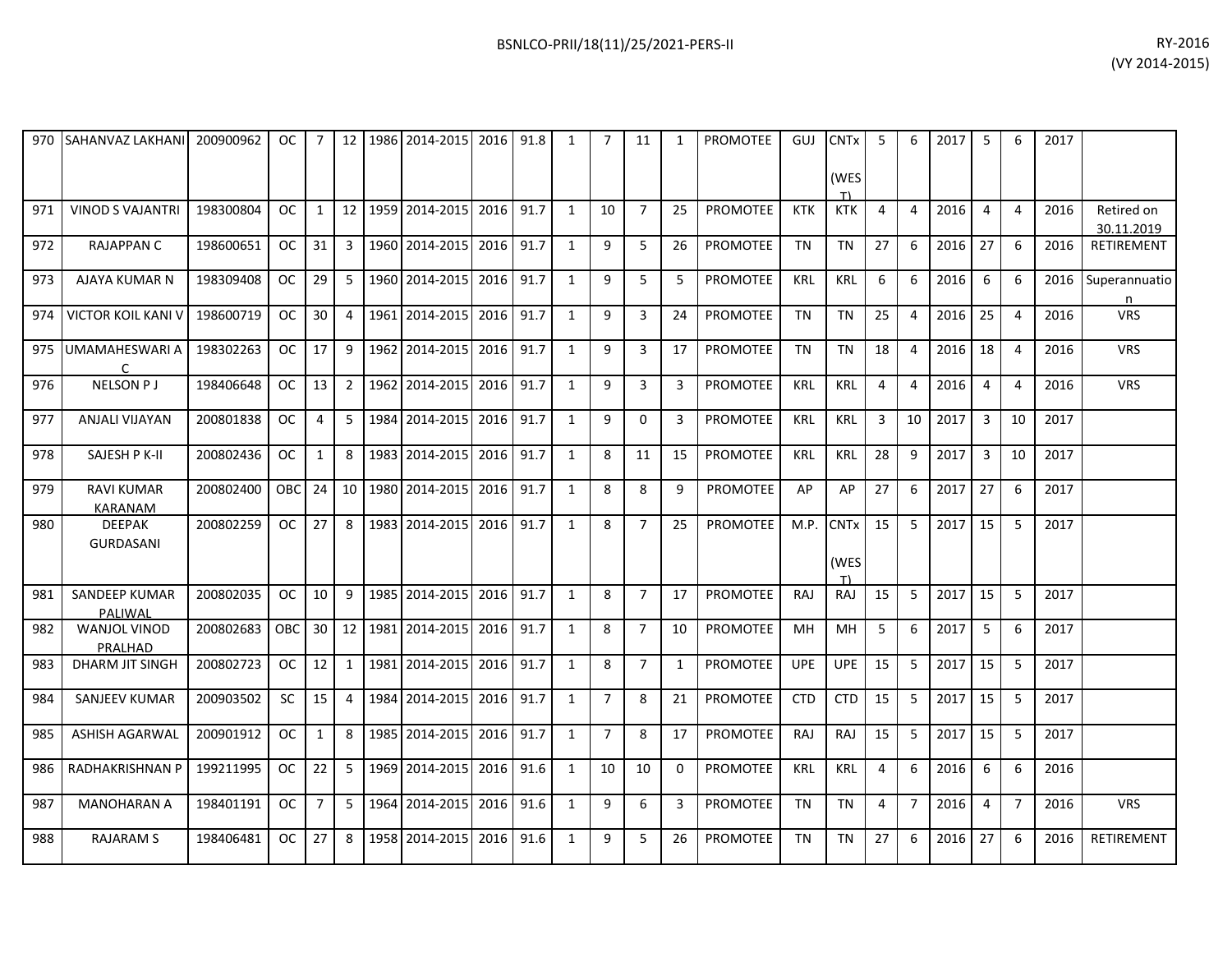| | | | | | | | | | | | | | | | | | | | | | | | | |
|---|---|---|---|---|---|---|---|---|---|---|---|---|---|---|---|---|---|---|---|---|---|---|---|---|
| 970 | SAHANVAZ LAKHANI | 200900962 | OC | 7 | 12 | 1986 | 2014-2015 | 2016 | 91.8 | 1 | 7 | 11 | 1 | PROMOTEE | GUJ | CNTx (WEST) | 5 | 6 | 2017 | 5 | 6 | 2017 | |
| 971 | VINOD S VAJANTRI | 198300804 | OC | 1 | 12 | 1959 | 2014-2015 | 2016 | 91.7 | 1 | 10 | 7 | 25 | PROMOTEE | KTK | KTK | 4 | 4 | 2016 | 4 | 4 | 2016 | Retired on 30.11.2019 |
| 972 | RAJAPPAN C | 198600651 | OC | 31 | 3 | 1960 | 2014-2015 | 2016 | 91.7 | 1 | 9 | 5 | 26 | PROMOTEE | TN | TN | 27 | 6 | 2016 | 27 | 6 | 2016 | RETIREMENT |
| 973 | AJAYA KUMAR N | 198309408 | OC | 29 | 5 | 1960 | 2014-2015 | 2016 | 91.7 | 1 | 9 | 5 | 5 | PROMOTEE | KRL | KRL | 6 | 6 | 2016 | 6 | 6 | 2016 | Superannuation |
| 974 | VICTOR KOIL KANI V | 198600719 | OC | 30 | 4 | 1961 | 2014-2015 | 2016 | 91.7 | 1 | 9 | 3 | 24 | PROMOTEE | TN | TN | 25 | 4 | 2016 | 25 | 4 | 2016 | VRS |
| 975 | UMAMAHESWARI A C | 198302263 | OC | 17 | 9 | 1962 | 2014-2015 | 2016 | 91.7 | 1 | 9 | 3 | 17 | PROMOTEE | TN | TN | 18 | 4 | 2016 | 18 | 4 | 2016 | VRS |
| 976 | NELSON P J | 198406648 | OC | 13 | 2 | 1962 | 2014-2015 | 2016 | 91.7 | 1 | 9 | 3 | 3 | PROMOTEE | KRL | KRL | 4 | 4 | 2016 | 4 | 4 | 2016 | VRS |
| 977 | ANJALI VIJAYAN | 200801838 | OC | 4 | 5 | 1984 | 2014-2015 | 2016 | 91.7 | 1 | 9 | 0 | 3 | PROMOTEE | KRL | KRL | 3 | 10 | 2017 | 3 | 10 | 2017 | |
| 978 | SAJESH P K-II | 200802436 | OC | 1 | 8 | 1983 | 2014-2015 | 2016 | 91.7 | 1 | 8 | 11 | 15 | PROMOTEE | KRL | KRL | 28 | 9 | 2017 | 3 | 10 | 2017 | |
| 979 | RAVI KUMAR KARANAM | 200802400 | OBC | 24 | 10 | 1980 | 2014-2015 | 2016 | 91.7 | 1 | 8 | 8 | 9 | PROMOTEE | AP | AP | 27 | 6 | 2017 | 27 | 6 | 2017 | |
| 980 | DEEPAK GURDASANI | 200802259 | OC | 27 | 8 | 1983 | 2014-2015 | 2016 | 91.7 | 1 | 8 | 7 | 25 | PROMOTEE | M.P. | CNTx (WEST) | 15 | 5 | 2017 | 15 | 5 | 2017 | |
| 981 | SANDEEP KUMAR PALIWAL | 200802035 | OC | 10 | 9 | 1985 | 2014-2015 | 2016 | 91.7 | 1 | 8 | 7 | 17 | PROMOTEE | RAJ | RAJ | 15 | 5 | 2017 | 15 | 5 | 2017 | |
| 982 | WANJOL VINOD PRALHAD | 200802683 | OBC | 30 | 12 | 1981 | 2014-2015 | 2016 | 91.7 | 1 | 8 | 7 | 10 | PROMOTEE | MH | MH | 5 | 6 | 2017 | 5 | 6 | 2017 | |
| 983 | DHARM JIT SINGH | 200802723 | OC | 12 | 1 | 1981 | 2014-2015 | 2016 | 91.7 | 1 | 8 | 7 | 1 | PROMOTEE | UPE | UPE | 15 | 5 | 2017 | 15 | 5 | 2017 | |
| 984 | SANJEEV KUMAR | 200903502 | SC | 15 | 4 | 1984 | 2014-2015 | 2016 | 91.7 | 1 | 7 | 8 | 21 | PROMOTEE | CTD | CTD | 15 | 5 | 2017 | 15 | 5 | 2017 | |
| 985 | ASHISH AGARWAL | 200901912 | OC | 1 | 8 | 1985 | 2014-2015 | 2016 | 91.7 | 1 | 7 | 8 | 17 | PROMOTEE | RAJ | RAJ | 15 | 5 | 2017 | 15 | 5 | 2017 | |
| 986 | RADHAKRISHNAN P | 199211995 | OC | 22 | 5 | 1969 | 2014-2015 | 2016 | 91.6 | 1 | 10 | 10 | 0 | PROMOTEE | KRL | KRL | 4 | 6 | 2016 | 6 | 6 | 2016 | |
| 987 | MANOHARAN A | 198401191 | OC | 7 | 5 | 1964 | 2014-2015 | 2016 | 91.6 | 1 | 9 | 6 | 3 | PROMOTEE | TN | TN | 4 | 7 | 2016 | 4 | 7 | 2016 | VRS |
| 988 | RAJARAM S | 198406481 | OC | 27 | 8 | 1958 | 2014-2015 | 2016 | 91.6 | 1 | 9 | 5 | 26 | PROMOTEE | TN | TN | 27 | 6 | 2016 | 27 | 6 | 2016 | RETIREMENT |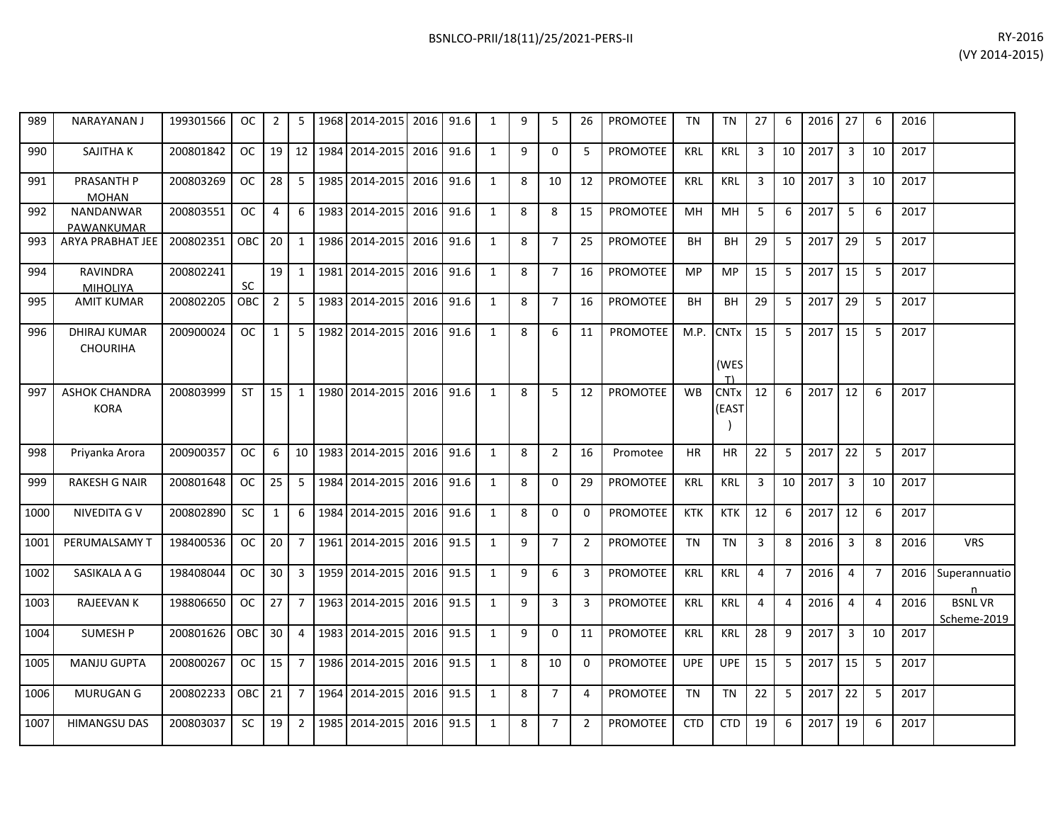| | | | | | | | | | | | | | | | | | | | | | | | | |
|---|---|---|---|---|---|---|---|---|---|---|---|---|---|---|---|---|---|---|---|---|---|---|---|---|
| 989 | NARAYANAN J | 199301566 | OC | 2 | 5 | 1968 | 2014-2015 | 2016 | 91.6 | 1 | 9 | 5 | 26 | PROMOTEE | TN | TN | 27 | 6 | 2016 | 27 | 6 | 2016 | |
| 990 | SAJITHA K | 200801842 | OC | 19 | 12 | 1984 | 2014-2015 | 2016 | 91.6 | 1 | 9 | 0 | 5 | PROMOTEE | KRL | KRL | 3 | 10 | 2017 | 3 | 10 | 2017 | |
| 991 | PRASANTH P MOHAN | 200803269 | OC | 28 | 5 | 1985 | 2014-2015 | 2016 | 91.6 | 1 | 8 | 10 | 12 | PROMOTEE | KRL | KRL | 3 | 10 | 2017 | 3 | 10 | 2017 | |
| 992 | NANDANWAR PAWANKUMAR | 200803551 | OC | 4 | 6 | 1983 | 2014-2015 | 2016 | 91.6 | 1 | 8 | 8 | 15 | PROMOTEE | MH | MH | 5 | 6 | 2017 | 5 | 6 | 2017 | |
| 993 | ARYA PRABHAT JEE | 200802351 | OBC | 20 | 1 | 1986 | 2014-2015 | 2016 | 91.6 | 1 | 8 | 7 | 25 | PROMOTEE | BH | BH | 29 | 5 | 2017 | 29 | 5 | 2017 | |
| 994 | RAVINDRA MIHOLIYA | 200802241 | SC | 19 | 1 | 1981 | 2014-2015 | 2016 | 91.6 | 1 | 8 | 7 | 16 | PROMOTEE | MP | MP | 15 | 5 | 2017 | 15 | 5 | 2017 | |
| 995 | AMIT KUMAR | 200802205 | OBC | 2 | 5 | 1983 | 2014-2015 | 2016 | 91.6 | 1 | 8 | 7 | 16 | PROMOTEE | BH | BH | 29 | 5 | 2017 | 29 | 5 | 2017 | |
| 996 | DHIRAJ KUMAR CHOURIHA | 200900024 | OC | 1 | 5 | 1982 | 2014-2015 | 2016 | 91.6 | 1 | 8 | 6 | 11 | PROMOTEE | M.P. | CNTx (WEST) | 15 | 5 | 2017 | 15 | 5 | 2017 | |
| 997 | ASHOK CHANDRA KORA | 200803999 | ST | 15 | 1 | 1980 | 2014-2015 | 2016 | 91.6 | 1 | 8 | 5 | 12 | PROMOTEE | WB | CNTx (EAST) | 12 | 6 | 2017 | 12 | 6 | 2017 | |
| 998 | Priyanka Arora | 200900357 | OC | 6 | 10 | 1983 | 2014-2015 | 2016 | 91.6 | 1 | 8 | 2 | 16 | Promotee | HR | HR | 22 | 5 | 2017 | 22 | 5 | 2017 | |
| 999 | RAKESH G NAIR | 200801648 | OC | 25 | 5 | 1984 | 2014-2015 | 2016 | 91.6 | 1 | 8 | 0 | 29 | PROMOTEE | KRL | KRL | 3 | 10 | 2017 | 3 | 10 | 2017 | |
| 1000 | NIVEDITA G V | 200802890 | SC | 1 | 6 | 1984 | 2014-2015 | 2016 | 91.6 | 1 | 8 | 0 | 0 | PROMOTEE | KTK | KTK | 12 | 6 | 2017 | 12 | 6 | 2017 | |
| 1001 | PERUMALSAMY T | 198400536 | OC | 20 | 7 | 1961 | 2014-2015 | 2016 | 91.5 | 1 | 9 | 7 | 2 | PROMOTEE | TN | TN | 3 | 8 | 2016 | 3 | 8 | 2016 | VRS |
| 1002 | SASIKALA A G | 198408044 | OC | 30 | 3 | 1959 | 2014-2015 | 2016 | 91.5 | 1 | 9 | 6 | 3 | PROMOTEE | KRL | KRL | 4 | 7 | 2016 | 4 | 7 | 2016 | Superannuation |
| 1003 | RAJEEVAN K | 198806650 | OC | 27 | 7 | 1963 | 2014-2015 | 2016 | 91.5 | 1 | 9 | 3 | 3 | PROMOTEE | KRL | KRL | 4 | 4 | 2016 | 4 | 4 | 2016 | BSNL VR Scheme-2019 |
| 1004 | SUMESH P | 200801626 | OBC | 30 | 4 | 1983 | 2014-2015 | 2016 | 91.5 | 1 | 9 | 0 | 11 | PROMOTEE | KRL | KRL | 28 | 9 | 2017 | 3 | 10 | 2017 | |
| 1005 | MANJU GUPTA | 200800267 | OC | 15 | 7 | 1986 | 2014-2015 | 2016 | 91.5 | 1 | 8 | 10 | 0 | PROMOTEE | UPE | UPE | 15 | 5 | 2017 | 15 | 5 | 2017 | |
| 1006 | MURUGAN G | 200802233 | OBC | 21 | 7 | 1964 | 2014-2015 | 2016 | 91.5 | 1 | 8 | 7 | 4 | PROMOTEE | TN | TN | 22 | 5 | 2017 | 22 | 5 | 2017 | |
| 1007 | HIMANGSU DAS | 200803037 | SC | 19 | 2 | 1985 | 2014-2015 | 2016 | 91.5 | 1 | 8 | 7 | 2 | PROMOTEE | CTD | CTD | 19 | 6 | 2017 | 19 | 6 | 2017 | |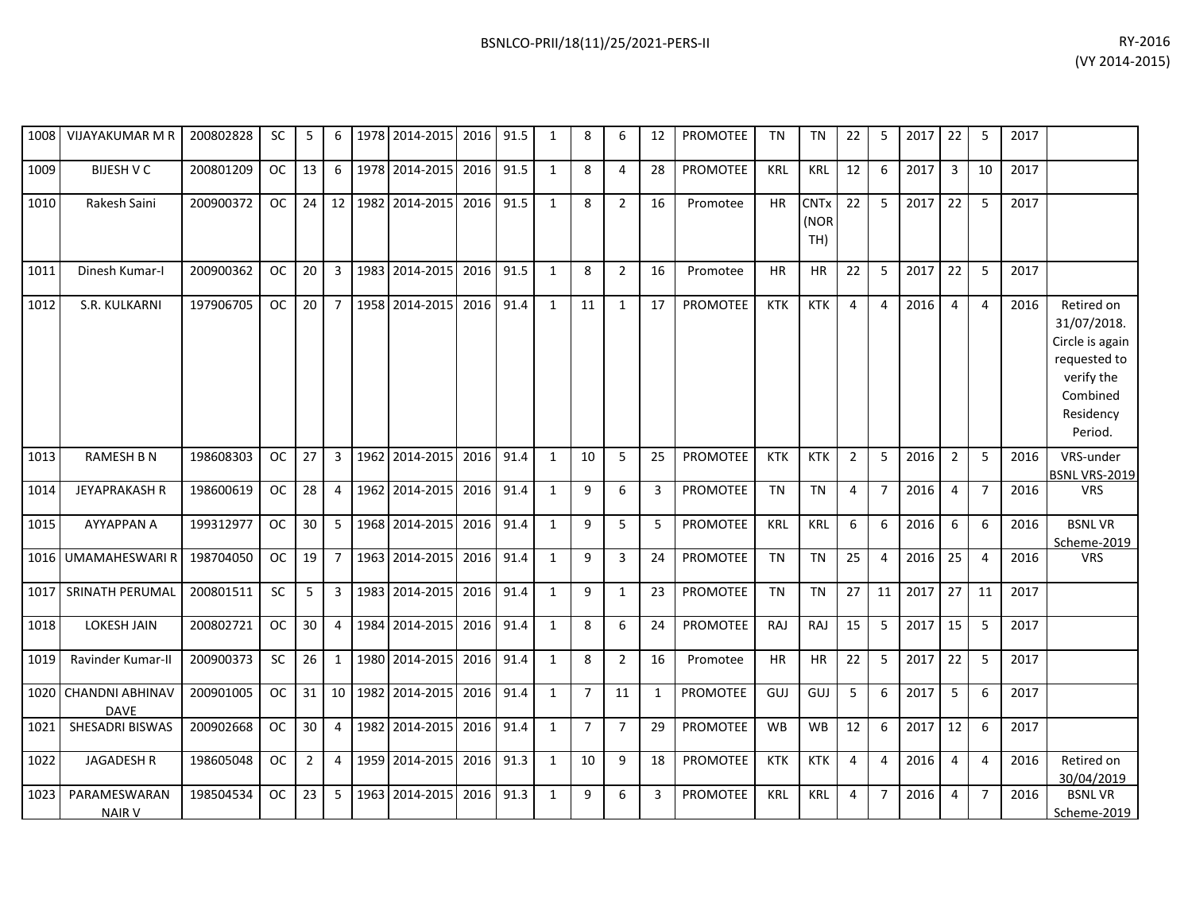| | | | | | | | | | | | | | | | | | | | | | | | | |
|---|---|---|---|---|---|---|---|---|---|---|---|---|---|---|---|---|---|---|---|---|---|---|---|---|
| 1008 | VIJAYAKUMAR M R | 200802828 | SC | 5 | 6 | 1978 | 2014-2015 | 2016 | 91.5 | 1 | 8 | 6 | 12 | PROMOTEE | TN | TN | 22 | 5 | 2017 | 22 | 5 | 2017 | |
| 1009 | BIJESH V C | 200801209 | OC | 13 | 6 | 1978 | 2014-2015 | 2016 | 91.5 | 1 | 8 | 4 | 28 | PROMOTEE | KRL | KRL | 12 | 6 | 2017 | 3 | 10 | 2017 | |
| 1010 | Rakesh Saini | 200900372 | OC | 24 | 12 | 1982 | 2014-2015 | 2016 | 91.5 | 1 | 8 | 2 | 16 | Promotee | HR | CNTx (NORTH) | 22 | 5 | 2017 | 22 | 5 | 2017 | |
| 1011 | Dinesh Kumar-I | 200900362 | OC | 20 | 3 | 1983 | 2014-2015 | 2016 | 91.5 | 1 | 8 | 2 | 16 | Promotee | HR | HR | 22 | 5 | 2017 | 22 | 5 | 2017 | |
| 1012 | S.R. KULKARNI | 197906705 | OC | 20 | 7 | 1958 | 2014-2015 | 2016 | 91.4 | 1 | 11 | 1 | 17 | PROMOTEE | KTK | KTK | 4 | 4 | 2016 | 4 | 4 | 2016 | Retired on 31/07/2018. Circle is again requested to verify the Combined Residency Period. |
| 1013 | RAMESH B N | 198608303 | OC | 27 | 3 | 1962 | 2014-2015 | 2016 | 91.4 | 1 | 10 | 5 | 25 | PROMOTEE | KTK | KTK | 2 | 5 | 2016 | 2 | 5 | 2016 | VRS-under BSNL VRS-2019 |
| 1014 | JEYAPRAKASH R | 198600619 | OC | 28 | 4 | 1962 | 2014-2015 | 2016 | 91.4 | 1 | 9 | 6 | 3 | PROMOTEE | TN | TN | 4 | 7 | 2016 | 4 | 7 | 2016 | VRS |
| 1015 | AYYAPPAN A | 199312977 | OC | 30 | 5 | 1968 | 2014-2015 | 2016 | 91.4 | 1 | 9 | 5 | 5 | PROMOTEE | KRL | KRL | 6 | 6 | 2016 | 6 | 6 | 2016 | BSNL VR Scheme-2019 |
| 1016 | UMAMAHESWARI R | 198704050 | OC | 19 | 7 | 1963 | 2014-2015 | 2016 | 91.4 | 1 | 9 | 3 | 24 | PROMOTEE | TN | TN | 25 | 4 | 2016 | 25 | 4 | 2016 | VRS |
| 1017 | SRINATH PERUMAL | 200801511 | SC | 5 | 3 | 1983 | 2014-2015 | 2016 | 91.4 | 1 | 9 | 1 | 23 | PROMOTEE | TN | TN | 27 | 11 | 2017 | 27 | 11 | 2017 | |
| 1018 | LOKESH JAIN | 200802721 | OC | 30 | 4 | 1984 | 2014-2015 | 2016 | 91.4 | 1 | 8 | 6 | 24 | PROMOTEE | RAJ | RAJ | 15 | 5 | 2017 | 15 | 5 | 2017 | |
| 1019 | Ravinder Kumar-II | 200900373 | SC | 26 | 1 | 1980 | 2014-2015 | 2016 | 91.4 | 1 | 8 | 2 | 16 | Promotee | HR | HR | 22 | 5 | 2017 | 22 | 5 | 2017 | |
| 1020 | CHANDNI ABHINAV DAVE | 200901005 | OC | 31 | 10 | 1982 | 2014-2015 | 2016 | 91.4 | 1 | 7 | 11 | 1 | PROMOTEE | GUJ | GUJ | 5 | 6 | 2017 | 5 | 6 | 2017 | |
| 1021 | SHESADRI BISWAS | 200902668 | OC | 30 | 4 | 1982 | 2014-2015 | 2016 | 91.4 | 1 | 7 | 7 | 29 | PROMOTEE | WB | WB | 12 | 6 | 2017 | 12 | 6 | 2017 | |
| 1022 | JAGADESH R | 198605048 | OC | 2 | 4 | 1959 | 2014-2015 | 2016 | 91.3 | 1 | 10 | 9 | 18 | PROMOTEE | KTK | KTK | 4 | 4 | 2016 | 4 | 4 | 2016 | Retired on 30/04/2019 |
| 1023 | PARAMESWARAN NAIR V | 198504534 | OC | 23 | 5 | 1963 | 2014-2015 | 2016 | 91.3 | 1 | 9 | 6 | 3 | PROMOTEE | KRL | KRL | 4 | 7 | 2016 | 4 | 7 | 2016 | BSNL VR Scheme-2019 |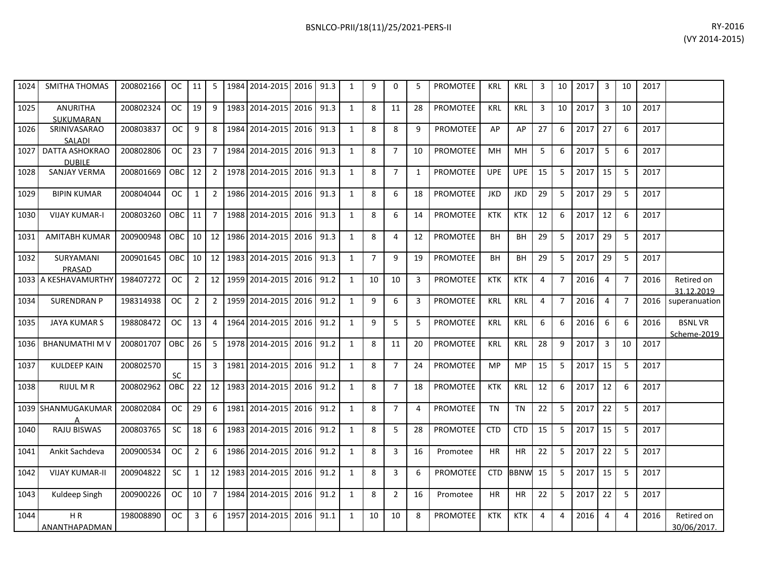| | | | | | | | | | | | | | | | | | | | | | | | | |
|---|---|---|---|---|---|---|---|---|---|---|---|---|---|---|---|---|---|---|---|---|---|---|---|---|
| 1024 | SMITHA THOMAS | 200802166 | OC | 11 | 5 | 1984 | 2014-2015 | 2016 | 91.3 | 1 | 9 | 0 | 5 | PROMOTEE | KRL | KRL | 3 | 10 | 2017 | 3 | 10 | 2017 | |
| 1025 | ANURITHA SUKUMARAN | 200802324 | OC | 19 | 9 | 1983 | 2014-2015 | 2016 | 91.3 | 1 | 8 | 11 | 28 | PROMOTEE | KRL | KRL | 3 | 10 | 2017 | 3 | 10 | 2017 | |
| 1026 | SRINIVASARAO SALADI | 200803837 | OC | 9 | 8 | 1984 | 2014-2015 | 2016 | 91.3 | 1 | 8 | 8 | 9 | PROMOTEE | AP | AP | 27 | 6 | 2017 | 27 | 6 | 2017 | |
| 1027 | DATTA ASHOKRAO DUBILE | 200802806 | OC | 23 | 7 | 1984 | 2014-2015 | 2016 | 91.3 | 1 | 8 | 7 | 10 | PROMOTEE | MH | MH | 5 | 6 | 2017 | 5 | 6 | 2017 | |
| 1028 | SANJAY VERMA | 200801669 | OBC | 12 | 2 | 1978 | 2014-2015 | 2016 | 91.3 | 1 | 8 | 7 | 1 | PROMOTEE | UPE | UPE | 15 | 5 | 2017 | 15 | 5 | 2017 | |
| 1029 | BIPIN KUMAR | 200804044 | OC | 1 | 2 | 1986 | 2014-2015 | 2016 | 91.3 | 1 | 8 | 6 | 18 | PROMOTEE | JKD | JKD | 29 | 5 | 2017 | 29 | 5 | 2017 | |
| 1030 | VIJAY KUMAR-I | 200803260 | OBC | 11 | 7 | 1988 | 2014-2015 | 2016 | 91.3 | 1 | 8 | 6 | 14 | PROMOTEE | KTK | KTK | 12 | 6 | 2017 | 12 | 6 | 2017 | |
| 1031 | AMITABH KUMAR | 200900948 | OBC | 10 | 12 | 1986 | 2014-2015 | 2016 | 91.3 | 1 | 8 | 4 | 12 | PROMOTEE | BH | BH | 29 | 5 | 2017 | 29 | 5 | 2017 | |
| 1032 | SURYAMANI PRASAD | 200901645 | OBC | 10 | 12 | 1983 | 2014-2015 | 2016 | 91.3 | 1 | 7 | 9 | 19 | PROMOTEE | BH | BH | 29 | 5 | 2017 | 29 | 5 | 2017 | |
| 1033 | A KESHAVAMURTHY | 198407272 | OC | 2 | 12 | 1959 | 2014-2015 | 2016 | 91.2 | 1 | 10 | 10 | 3 | PROMOTEE | KTK | KTK | 4 | 7 | 2016 | 4 | 7 | 2016 | Retired on 31.12.2019 |
| 1034 | SURENDRAN P | 198314938 | OC | 2 | 2 | 1959 | 2014-2015 | 2016 | 91.2 | 1 | 9 | 6 | 3 | PROMOTEE | KRL | KRL | 4 | 7 | 2016 | 4 | 7 | 2016 | superanuation |
| 1035 | JAYA KUMAR S | 198808472 | OC | 13 | 4 | 1964 | 2014-2015 | 2016 | 91.2 | 1 | 9 | 5 | 5 | PROMOTEE | KRL | KRL | 6 | 6 | 2016 | 6 | 6 | 2016 | BSNL VR Scheme-2019 |
| 1036 | BHANUMATHI M V | 200801707 | OBC | 26 | 5 | 1978 | 2014-2015 | 2016 | 91.2 | 1 | 8 | 11 | 20 | PROMOTEE | KRL | KRL | 28 | 9 | 2017 | 3 | 10 | 2017 | |
| 1037 | KULDEEP KAIN | 200802570 | SC | 15 | 3 | 1981 | 2014-2015 | 2016 | 91.2 | 1 | 8 | 7 | 24 | PROMOTEE | MP | MP | 15 | 5 | 2017 | 15 | 5 | 2017 | |
| 1038 | RIJUL M R | 200802962 | OBC | 22 | 12 | 1983 | 2014-2015 | 2016 | 91.2 | 1 | 8 | 7 | 18 | PROMOTEE | KTK | KRL | 12 | 6 | 2017 | 12 | 6 | 2017 | |
| 1039 | SHANMUGAKUMAR A | 200802084 | OC | 29 | 6 | 1981 | 2014-2015 | 2016 | 91.2 | 1 | 8 | 7 | 4 | PROMOTEE | TN | TN | 22 | 5 | 2017 | 22 | 5 | 2017 | |
| 1040 | RAJU BISWAS | 200803765 | SC | 18 | 6 | 1983 | 2014-2015 | 2016 | 91.2 | 1 | 8 | 5 | 28 | PROMOTEE | CTD | CTD | 15 | 5 | 2017 | 15 | 5 | 2017 | |
| 1041 | Ankit Sachdeva | 200900534 | OC | 2 | 6 | 1986 | 2014-2015 | 2016 | 91.2 | 1 | 8 | 3 | 16 | Promotee | HR | HR | 22 | 5 | 2017 | 22 | 5 | 2017 | |
| 1042 | VIJAY KUMAR-II | 200904822 | SC | 1 | 12 | 1983 | 2014-2015 | 2016 | 91.2 | 1 | 8 | 3 | 6 | PROMOTEE | CTD | BBNW | 15 | 5 | 2017 | 15 | 5 | 2017 | |
| 1043 | Kuldeep Singh | 200900226 | OC | 10 | 7 | 1984 | 2014-2015 | 2016 | 91.2 | 1 | 8 | 2 | 16 | Promotee | HR | HR | 22 | 5 | 2017 | 22 | 5 | 2017 | |
| 1044 | H R ANANTHAPADMAN | 198008890 | OC | 3 | 6 | 1957 | 2014-2015 | 2016 | 91.1 | 1 | 10 | 10 | 8 | PROMOTEE | KTK | KTK | 4 | 4 | 2016 | 4 | 4 | 2016 | Retired on 30/06/2017. |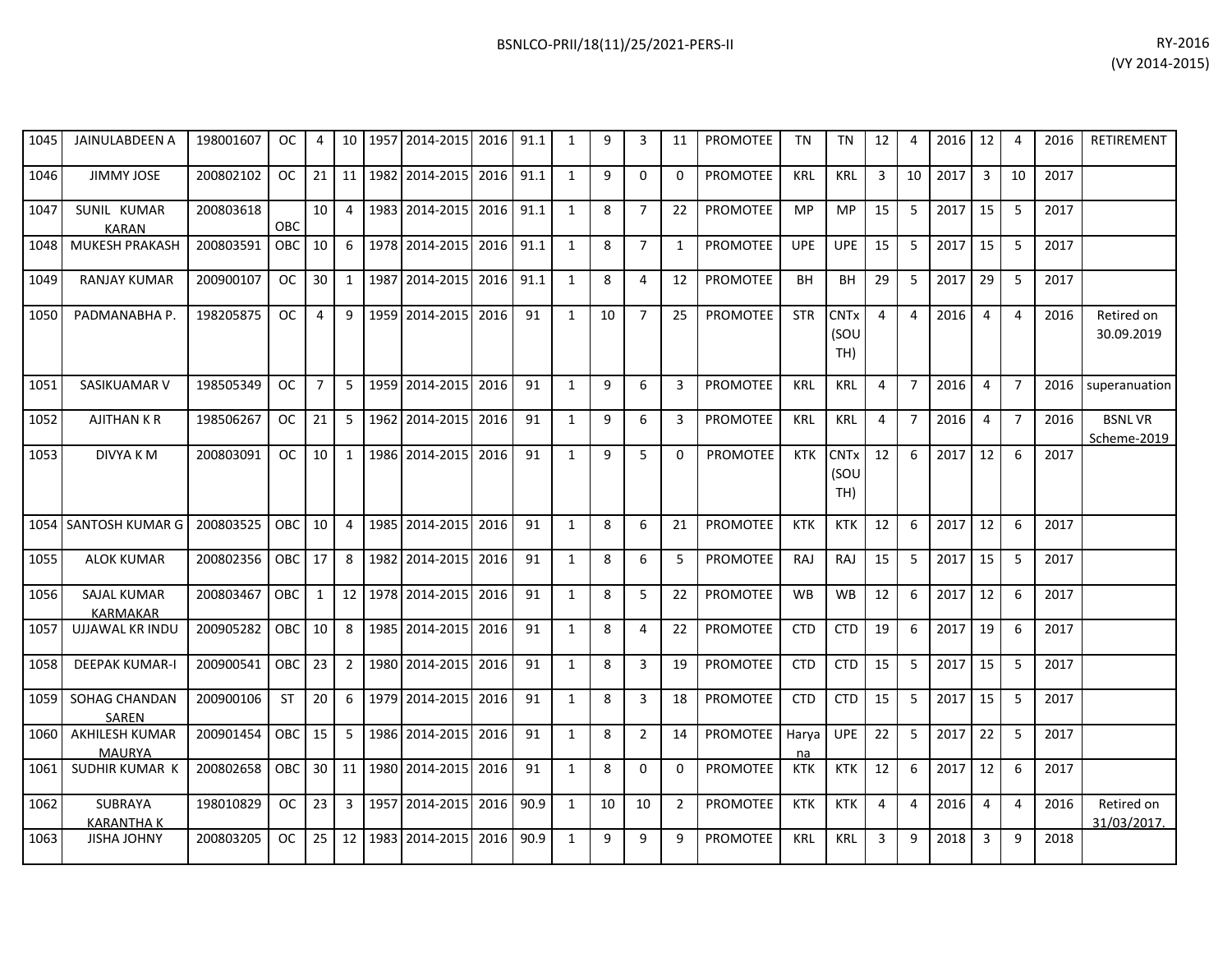| 1045 | JAINULABDEEN A | 198001607 | OC | 4 | 10 | 1957 | 2014-2015 | 2016 | 91.1 | 1 | 9 | 3 | 11 | PROMOTEE | TN | TN | 12 | 4 | 2016 | 12 | 4 | 2016 | RETIREMENT |
|---|---|---|---|---|---|---|---|---|---|---|---|---|---|---|---|---|---|---|---|---|---|---|---|
| 1046 | JIMMY JOSE | 200802102 | OC | 21 | 11 | 1982 | 2014-2015 | 2016 | 91.1 | 1 | 9 | 0 | 0 | PROMOTEE | KRL | KRL | 3 | 10 | 2017 | 3 | 10 | 2017 | |
| 1047 | SUNIL KUMAR KARAN | 200803618 | OBC | 10 | 4 | 1983 | 2014-2015 | 2016 | 91.1 | 1 | 8 | 7 | 22 | PROMOTEE | MP | MP | 15 | 5 | 2017 | 15 | 5 | 2017 | |
| 1048 | MUKESH PRAKASH | 200803591 | OBC | 10 | 6 | 1978 | 2014-2015 | 2016 | 91.1 | 1 | 8 | 7 | 1 | PROMOTEE | UPE | UPE | 15 | 5 | 2017 | 15 | 5 | 2017 | |
| 1049 | RANJAY KUMAR | 200900107 | OC | 30 | 1 | 1987 | 2014-2015 | 2016 | 91.1 | 1 | 8 | 4 | 12 | PROMOTEE | BH | BH | 29 | 5 | 2017 | 29 | 5 | 2017 | |
| 1050 | PADMANABHA P. | 198205875 | OC | 4 | 9 | 1959 | 2014-2015 | 2016 | 91 | 1 | 10 | 7 | 25 | PROMOTEE | STR | CNTx (SOUTH) | 4 | 4 | 2016 | 4 | 4 | 2016 | Retired on 30.09.2019 |
| 1051 | SASIKUAMAR V | 198505349 | OC | 7 | 5 | 1959 | 2014-2015 | 2016 | 91 | 1 | 9 | 6 | 3 | PROMOTEE | KRL | KRL | 4 | 7 | 2016 | 4 | 7 | 2016 | superanuation |
| 1052 | AJITHAN K R | 198506267 | OC | 21 | 5 | 1962 | 2014-2015 | 2016 | 91 | 1 | 9 | 6 | 3 | PROMOTEE | KRL | KRL | 4 | 7 | 2016 | 4 | 7 | 2016 | BSNL VR Scheme-2019 |
| 1053 | DIVYA K M | 200803091 | OC | 10 | 1 | 1986 | 2014-2015 | 2016 | 91 | 1 | 9 | 5 | 0 | PROMOTEE | KTK | CNTx (SOUTH) | 12 | 6 | 2017 | 12 | 6 | 2017 | |
| 1054 | SANTOSH KUMAR G | 200803525 | OBC | 10 | 4 | 1985 | 2014-2015 | 2016 | 91 | 1 | 8 | 6 | 21 | PROMOTEE | KTK | KTK | 12 | 6 | 2017 | 12 | 6 | 2017 | |
| 1055 | ALOK KUMAR | 200802356 | OBC | 17 | 8 | 1982 | 2014-2015 | 2016 | 91 | 1 | 8 | 6 | 5 | PROMOTEE | RAJ | RAJ | 15 | 5 | 2017 | 15 | 5 | 2017 | |
| 1056 | SAJAL KUMAR KARMAKAR | 200803467 | OBC | 1 | 12 | 1978 | 2014-2015 | 2016 | 91 | 1 | 8 | 5 | 22 | PROMOTEE | WB | WB | 12 | 6 | 2017 | 12 | 6 | 2017 | |
| 1057 | UJJAWAL KR INDU | 200905282 | OBC | 10 | 8 | 1985 | 2014-2015 | 2016 | 91 | 1 | 8 | 4 | 22 | PROMOTEE | CTD | CTD | 19 | 6 | 2017 | 19 | 6 | 2017 | |
| 1058 | DEEPAK KUMAR-I | 200900541 | OBC | 23 | 2 | 1980 | 2014-2015 | 2016 | 91 | 1 | 8 | 3 | 19 | PROMOTEE | CTD | CTD | 15 | 5 | 2017 | 15 | 5 | 2017 | |
| 1059 | SOHAG CHANDAN SAREN | 200900106 | ST | 20 | 6 | 1979 | 2014-2015 | 2016 | 91 | 1 | 8 | 3 | 18 | PROMOTEE | CTD | CTD | 15 | 5 | 2017 | 15 | 5 | 2017 | |
| 1060 | AKHILESH KUMAR MAURYA | 200901454 | OBC | 15 | 5 | 1986 | 2014-2015 | 2016 | 91 | 1 | 8 | 2 | 14 | PROMOTEE | Haryana | UPE | 22 | 5 | 2017 | 22 | 5 | 2017 | |
| 1061 | SUDHIR KUMAR K | 200802658 | OBC | 30 | 11 | 1980 | 2014-2015 | 2016 | 91 | 1 | 8 | 0 | 0 | PROMOTEE | KTK | KTK | 12 | 6 | 2017 | 12 | 6 | 2017 | |
| 1062 | SUBRAYA KARANTHA K | 198010829 | OC | 23 | 3 | 1957 | 2014-2015 | 2016 | 90.9 | 1 | 10 | 10 | 2 | PROMOTEE | KTK | KTK | 4 | 4 | 2016 | 4 | 4 | 2016 | Retired on 31/03/2017. |
| 1063 | JISHA JOHNY | 200803205 | OC | 25 | 12 | 1983 | 2014-2015 | 2016 | 90.9 | 1 | 9 | 9 | 9 | PROMOTEE | KRL | KRL | 3 | 9 | 2018 | 3 | 9 | 2018 | |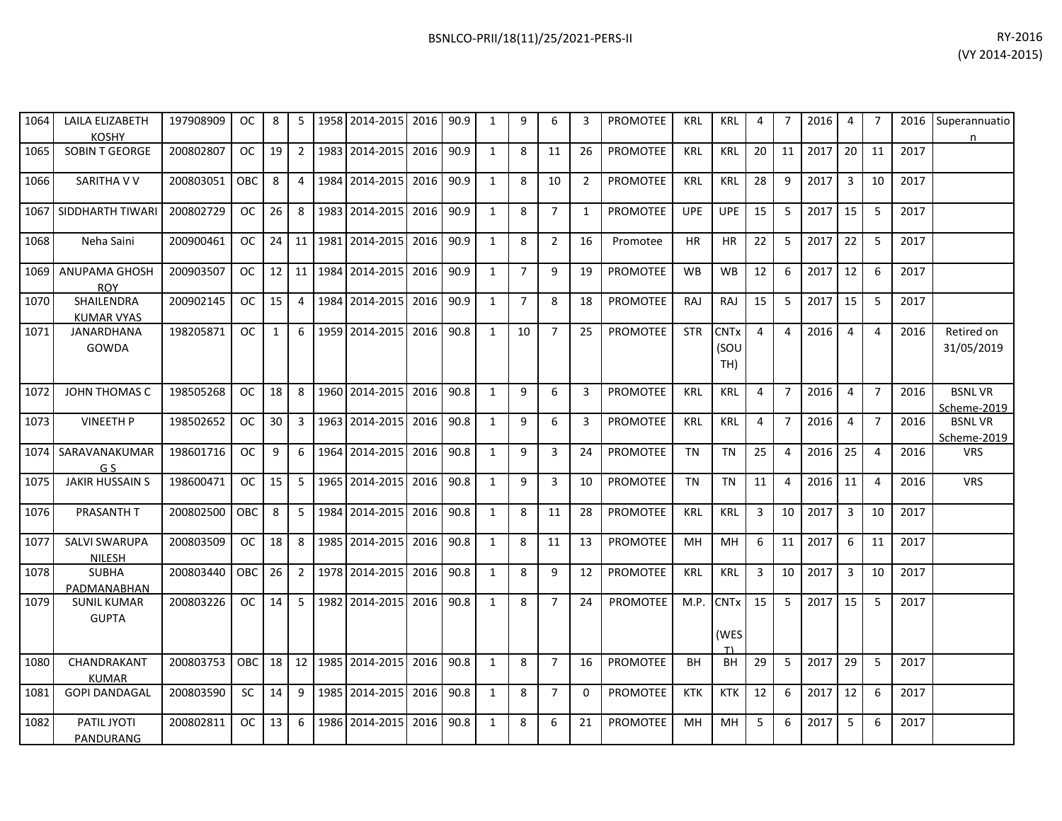| | | | | | | | | | | | | | | | | | | | | | | | | |
|---|---|---|---|---|---|---|---|---|---|---|---|---|---|---|---|---|---|---|---|---|---|---|---|---|
| 1064 | LAILA ELIZABETH KOSHY | 197908909 | OC | 8 | 5 | 1958 | 2014-2015 | 2016 | 90.9 | 1 | 9 | 6 | 3 | PROMOTEE | KRL | KRL | 4 | 7 | 2016 | 4 | 7 | 2016 | Superannuation |
| 1065 | SOBIN T GEORGE | 200802807 | OC | 19 | 2 | 1983 | 2014-2015 | 2016 | 90.9 | 1 | 8 | 11 | 26 | PROMOTEE | KRL | KRL | 20 | 11 | 2017 | 20 | 11 | 2017 | |
| 1066 | SARITHA V V | 200803051 | OBC | 8 | 4 | 1984 | 2014-2015 | 2016 | 90.9 | 1 | 8 | 10 | 2 | PROMOTEE | KRL | KRL | 28 | 9 | 2017 | 3 | 10 | 2017 | |
| 1067 | SIDDHARTH TIWARI | 200802729 | OC | 26 | 8 | 1983 | 2014-2015 | 2016 | 90.9 | 1 | 8 | 7 | 1 | PROMOTEE | UPE | UPE | 15 | 5 | 2017 | 15 | 5 | 2017 | |
| 1068 | Neha Saini | 200900461 | OC | 24 | 11 | 1981 | 2014-2015 | 2016 | 90.9 | 1 | 8 | 2 | 16 | Promotee | HR | HR | 22 | 5 | 2017 | 22 | 5 | 2017 | |
| 1069 | ANUPAMA GHOSH ROY | 200903507 | OC | 12 | 11 | 1984 | 2014-2015 | 2016 | 90.9 | 1 | 7 | 9 | 19 | PROMOTEE | WB | WB | 12 | 6 | 2017 | 12 | 6 | 2017 | |
| 1070 | SHAILENDRA KUMAR VYAS | 200902145 | OC | 15 | 4 | 1984 | 2014-2015 | 2016 | 90.9 | 1 | 7 | 8 | 18 | PROMOTEE | RAJ | RAJ | 15 | 5 | 2017 | 15 | 5 | 2017 | |
| 1071 | JANARDHANA GOWDA | 198205871 | OC | 1 | 6 | 1959 | 2014-2015 | 2016 | 90.8 | 1 | 10 | 7 | 25 | PROMOTEE | STR | CNTx (SOUTH) | 4 | 4 | 2016 | 4 | 4 | 2016 | Retired on 31/05/2019 |
| 1072 | JOHN THOMAS C | 198505268 | OC | 18 | 8 | 1960 | 2014-2015 | 2016 | 90.8 | 1 | 9 | 6 | 3 | PROMOTEE | KRL | KRL | 4 | 7 | 2016 | 4 | 7 | 2016 | BSNL VR Scheme-2019 |
| 1073 | VINEETH P | 198502652 | OC | 30 | 3 | 1963 | 2014-2015 | 2016 | 90.8 | 1 | 9 | 6 | 3 | PROMOTEE | KRL | KRL | 4 | 7 | 2016 | 4 | 7 | 2016 | BSNL VR Scheme-2019 |
| 1074 | SARAVANAKUMAR G S | 198601716 | OC | 9 | 6 | 1964 | 2014-2015 | 2016 | 90.8 | 1 | 9 | 3 | 24 | PROMOTEE | TN | TN | 25 | 4 | 2016 | 25 | 4 | 2016 | VRS |
| 1075 | JAKIR HUSSAIN S | 198600471 | OC | 15 | 5 | 1965 | 2014-2015 | 2016 | 90.8 | 1 | 9 | 3 | 10 | PROMOTEE | TN | TN | 11 | 4 | 2016 | 11 | 4 | 2016 | VRS |
| 1076 | PRASANTH T | 200802500 | OBC | 8 | 5 | 1984 | 2014-2015 | 2016 | 90.8 | 1 | 8 | 11 | 28 | PROMOTEE | KRL | KRL | 3 | 10 | 2017 | 3 | 10 | 2017 | |
| 1077 | SALVI SWARUPA NILESH | 200803509 | OC | 18 | 8 | 1985 | 2014-2015 | 2016 | 90.8 | 1 | 8 | 11 | 13 | PROMOTEE | MH | MH | 6 | 11 | 2017 | 6 | 11 | 2017 | |
| 1078 | SUBHA PADMANABHAN | 200803440 | OBC | 26 | 2 | 1978 | 2014-2015 | 2016 | 90.8 | 1 | 8 | 9 | 12 | PROMOTEE | KRL | KRL | 3 | 10 | 2017 | 3 | 10 | 2017 | |
| 1079 | SUNIL KUMAR GUPTA | 200803226 | OC | 14 | 5 | 1982 | 2014-2015 | 2016 | 90.8 | 1 | 8 | 7 | 24 | PROMOTEE | M.P. | CNTx (WEST) | 15 | 5 | 2017 | 15 | 5 | 2017 | |
| 1080 | CHANDRAKANT KUMAR | 200803753 | OBC | 18 | 12 | 1985 | 2014-2015 | 2016 | 90.8 | 1 | 8 | 7 | 16 | PROMOTEE | BH | BH | 29 | 5 | 2017 | 29 | 5 | 2017 | |
| 1081 | GOPI DANDAGAL | 200803590 | SC | 14 | 9 | 1985 | 2014-2015 | 2016 | 90.8 | 1 | 8 | 7 | 0 | PROMOTEE | KTK | KTK | 12 | 6 | 2017 | 12 | 6 | 2017 | |
| 1082 | PATIL JYOTI PANDURANG | 200802811 | OC | 13 | 6 | 1986 | 2014-2015 | 2016 | 90.8 | 1 | 8 | 6 | 21 | PROMOTEE | MH | MH | 5 | 6 | 2017 | 5 | 6 | 2017 | |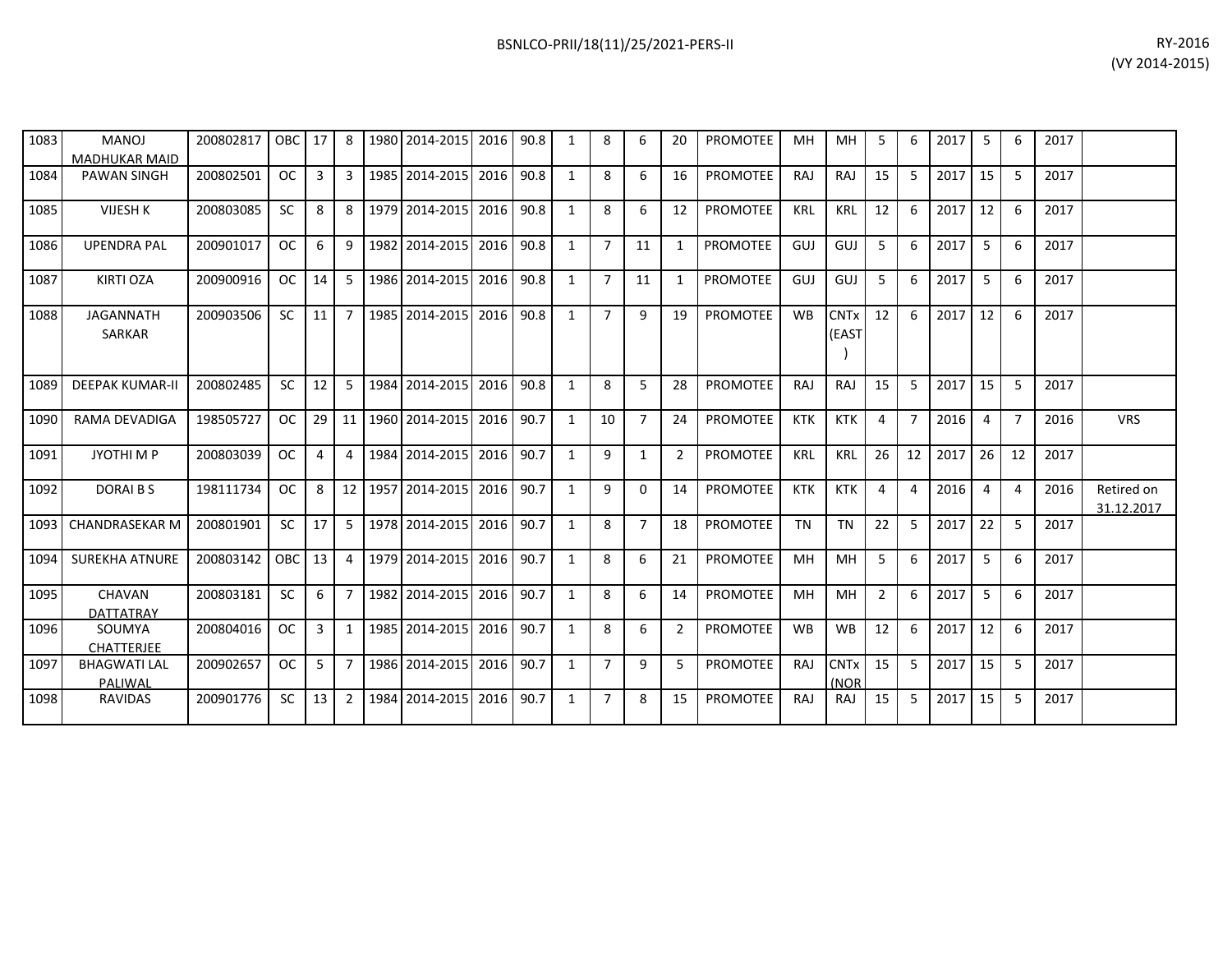| | | | | | | | | | | | | | | | | | | | | | | | |
|---|---|---|---|---|---|---|---|---|---|---|---|---|---|---|---|---|---|---|---|---|---|---|---|
| 1083 | MANOJ MADHUKAR MAID | 200802817 | OBC | 17 | 8 | 1980 | 2014-2015 | 2016 | 90.8 | 1 | 8 | 6 | 20 | PROMOTEE | MH | MH | 5 | 6 | 2017 | 5 | 6 | 2017 | |
| 1084 | PAWAN SINGH | 200802501 | OC | 3 | 3 | 1985 | 2014-2015 | 2016 | 90.8 | 1 | 8 | 6 | 16 | PROMOTEE | RAJ | RAJ | 15 | 5 | 2017 | 15 | 5 | 2017 | |
| 1085 | VIJESH K | 200803085 | SC | 8 | 8 | 1979 | 2014-2015 | 2016 | 90.8 | 1 | 8 | 6 | 12 | PROMOTEE | KRL | KRL | 12 | 6 | 2017 | 12 | 6 | 2017 | |
| 1086 | UPENDRA PAL | 200901017 | OC | 6 | 9 | 1982 | 2014-2015 | 2016 | 90.8 | 1 | 7 | 11 | 1 | PROMOTEE | GUJ | GUJ | 5 | 6 | 2017 | 5 | 6 | 2017 | |
| 1087 | KIRTI OZA | 200900916 | OC | 14 | 5 | 1986 | 2014-2015 | 2016 | 90.8 | 1 | 7 | 11 | 1 | PROMOTEE | GUJ | GUJ | 5 | 6 | 2017 | 5 | 6 | 2017 | |
| 1088 | JAGANNATH SARKAR | 200903506 | SC | 11 | 7 | 1985 | 2014-2015 | 2016 | 90.8 | 1 | 7 | 9 | 19 | PROMOTEE | WB | CNTx (EAST) | 12 | 6 | 2017 | 12 | 6 | 2017 | |
| 1089 | DEEPAK KUMAR-II | 200802485 | SC | 12 | 5 | 1984 | 2014-2015 | 2016 | 90.8 | 1 | 8 | 5 | 28 | PROMOTEE | RAJ | RAJ | 15 | 5 | 2017 | 15 | 5 | 2017 | |
| 1090 | RAMA DEVADIGA | 198505727 | OC | 29 | 11 | 1960 | 2014-2015 | 2016 | 90.7 | 1 | 10 | 7 | 24 | PROMOTEE | KTK | KTK | 4 | 7 | 2016 | 4 | 7 | 2016 | VRS |
| 1091 | JYOTHI M P | 200803039 | OC | 4 | 4 | 1984 | 2014-2015 | 2016 | 90.7 | 1 | 9 | 1 | 2 | PROMOTEE | KRL | KRL | 26 | 12 | 2017 | 26 | 12 | 2017 | |
| 1092 | DORAI B S | 198111734 | OC | 8 | 12 | 1957 | 2014-2015 | 2016 | 90.7 | 1 | 9 | 0 | 14 | PROMOTEE | KTK | KTK | 4 | 4 | 2016 | 4 | 4 | 2016 | Retired on 31.12.2017 |
| 1093 | CHANDRASEKAR M | 200801901 | SC | 17 | 5 | 1978 | 2014-2015 | 2016 | 90.7 | 1 | 8 | 7 | 18 | PROMOTEE | TN | TN | 22 | 5 | 2017 | 22 | 5 | 2017 | |
| 1094 | SUREKHA ATNURE | 200803142 | OBC | 13 | 4 | 1979 | 2014-2015 | 2016 | 90.7 | 1 | 8 | 6 | 21 | PROMOTEE | MH | MH | 5 | 6 | 2017 | 5 | 6 | 2017 | |
| 1095 | CHAVAN DATTATRAY | 200803181 | SC | 6 | 7 | 1982 | 2014-2015 | 2016 | 90.7 | 1 | 8 | 6 | 14 | PROMOTEE | MH | MH | 2 | 6 | 2017 | 5 | 6 | 2017 | |
| 1096 | SOUMYA CHATTERJEE | 200804016 | OC | 3 | 1 | 1985 | 2014-2015 | 2016 | 90.7 | 1 | 8 | 6 | 2 | PROMOTEE | WB | WB | 12 | 6 | 2017 | 12 | 6 | 2017 | |
| 1097 | BHAGWATI LAL PALIWAL | 200902657 | OC | 5 | 7 | 1986 | 2014-2015 | 2016 | 90.7 | 1 | 7 | 9 | 5 | PROMOTEE | RAJ | CNTx (NOR | 15 | 5 | 2017 | 15 | 5 | 2017 | |
| 1098 | RAVIDAS | 200901776 | SC | 13 | 2 | 1984 | 2014-2015 | 2016 | 90.7 | 1 | 7 | 8 | 15 | PROMOTEE | RAJ | RAJ | 15 | 5 | 2017 | 15 | 5 | 2017 | |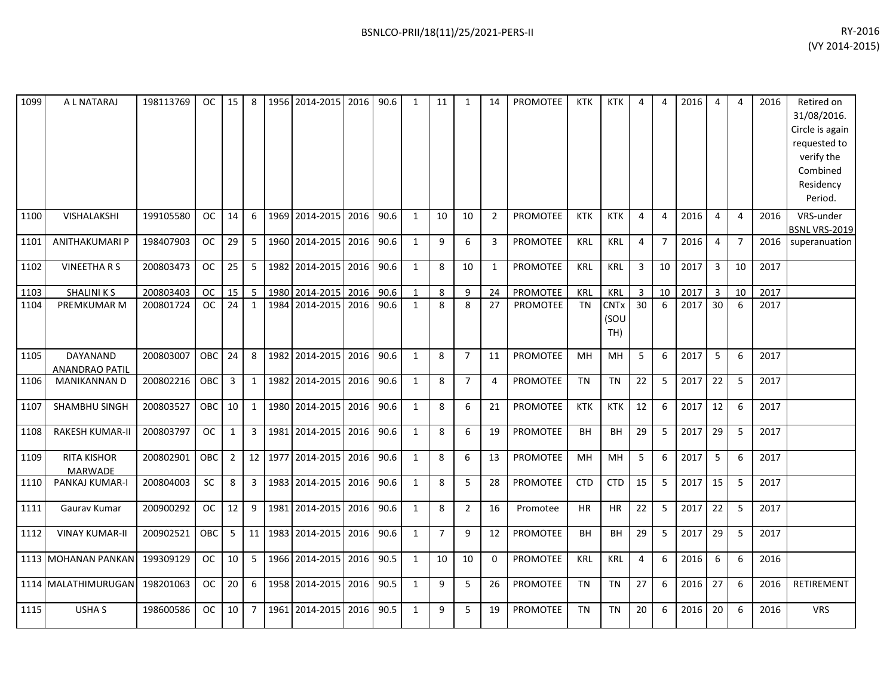| 1099 | A L NATARAJ | 198113769 | OC | 15 | 8 | 1956 | 2014-2015 | 2016 | 90.6 | 1 | 11 | 1 | 14 | PROMOTEE | KTK | KTK | 4 | 4 | 2016 | 4 | 4 | 2016 | Retired on 31/08/2016. Circle is again requested to verify the Combined Residency Period. |
|---|---|---|---|---|---|---|---|---|---|---|---|---|---|---|---|---|---|---|---|---|---|---|---|
| 1100 | VISHALAKSHI | 199105580 | OC | 14 | 6 | 1969 | 2014-2015 | 2016 | 90.6 | 1 | 10 | 10 | 2 | PROMOTEE | KTK | KTK | 4 | 4 | 2016 | 4 | 4 | 2016 | VRS-under BSNL VRS-2019 |
| 1101 | ANITHAKUMARI P | 198407903 | OC | 29 | 5 | 1960 | 2014-2015 | 2016 | 90.6 | 1 | 9 | 6 | 3 | PROMOTEE | KRL | KRL | 4 | 7 | 2016 | 4 | 7 | 2016 | superanuation |
| 1102 | VINEETHA R S | 200803473 | OC | 25 | 5 | 1982 | 2014-2015 | 2016 | 90.6 | 1 | 8 | 10 | 1 | PROMOTEE | KRL | KRL | 3 | 10 | 2017 | 3 | 10 | 2017 | |
| 1103 | SHALINI K S | 200803403 | OC | 15 | 5 | 1980 | 2014-2015 | 2016 | 90.6 | 1 | 8 | 9 | 24 | PROMOTEE | KRL | KRL | 3 | 10 | 2017 | 3 | 10 | 2017 | |
| 1104 | PREMKUMAR M | 200801724 | OC | 24 | 1 | 1984 | 2014-2015 | 2016 | 90.6 | 1 | 8 | 8 | 27 | PROMOTEE | TN | CNTx (SOUTH) | 30 | 6 | 2017 | 30 | 6 | 2017 | |
| 1105 | DAYANAND ANANDRAO PATIL | 200803007 | OBC | 24 | 8 | 1982 | 2014-2015 | 2016 | 90.6 | 1 | 8 | 7 | 11 | PROMOTEE | MH | MH | 5 | 6 | 2017 | 5 | 6 | 2017 | |
| 1106 | MANIKANNAN D | 200802216 | OBC | 3 | 1 | 1982 | 2014-2015 | 2016 | 90.6 | 1 | 8 | 7 | 4 | PROMOTEE | TN | TN | 22 | 5 | 2017 | 22 | 5 | 2017 | |
| 1107 | SHAMBHU SINGH | 200803527 | OBC | 10 | 1 | 1980 | 2014-2015 | 2016 | 90.6 | 1 | 8 | 6 | 21 | PROMOTEE | KTK | KTK | 12 | 6 | 2017 | 12 | 6 | 2017 | |
| 1108 | RAKESH KUMAR-II | 200803797 | OC | 1 | 3 | 1981 | 2014-2015 | 2016 | 90.6 | 1 | 8 | 6 | 19 | PROMOTEE | BH | BH | 29 | 5 | 2017 | 29 | 5 | 2017 | |
| 1109 | RITA KISHOR MARWADE | 200802901 | OBC | 2 | 12 | 1977 | 2014-2015 | 2016 | 90.6 | 1 | 8 | 6 | 13 | PROMOTEE | MH | MH | 5 | 6 | 2017 | 5 | 6 | 2017 | |
| 1110 | PANKAJ KUMAR-I | 200804003 | SC | 8 | 3 | 1983 | 2014-2015 | 2016 | 90.6 | 1 | 8 | 5 | 28 | PROMOTEE | CTD | CTD | 15 | 5 | 2017 | 15 | 5 | 2017 | |
| 1111 | Gaurav Kumar | 200900292 | OC | 12 | 9 | 1981 | 2014-2015 | 2016 | 90.6 | 1 | 8 | 2 | 16 | Promotee | HR | HR | 22 | 5 | 2017 | 22 | 5 | 2017 | |
| 1112 | VINAY KUMAR-II | 200902521 | OBC | 5 | 11 | 1983 | 2014-2015 | 2016 | 90.6 | 1 | 7 | 9 | 12 | PROMOTEE | BH | BH | 29 | 5 | 2017 | 29 | 5 | 2017 | |
| 1113 | MOHANAN PANKAN | 199309129 | OC | 10 | 5 | 1966 | 2014-2015 | 2016 | 90.5 | 1 | 10 | 10 | 0 | PROMOTEE | KRL | KRL | 4 | 6 | 2016 | 6 | 6 | 2016 | |
| 1114 | MALATHIMURUGAN | 198201063 | OC | 20 | 6 | 1958 | 2014-2015 | 2016 | 90.5 | 1 | 9 | 5 | 26 | PROMOTEE | TN | TN | 27 | 6 | 2016 | 27 | 6 | 2016 | RETIREMENT |
| 1115 | USHA S | 198600586 | OC | 10 | 7 | 1961 | 2014-2015 | 2016 | 90.5 | 1 | 9 | 5 | 19 | PROMOTEE | TN | TN | 20 | 6 | 2016 | 20 | 6 | 2016 | VRS |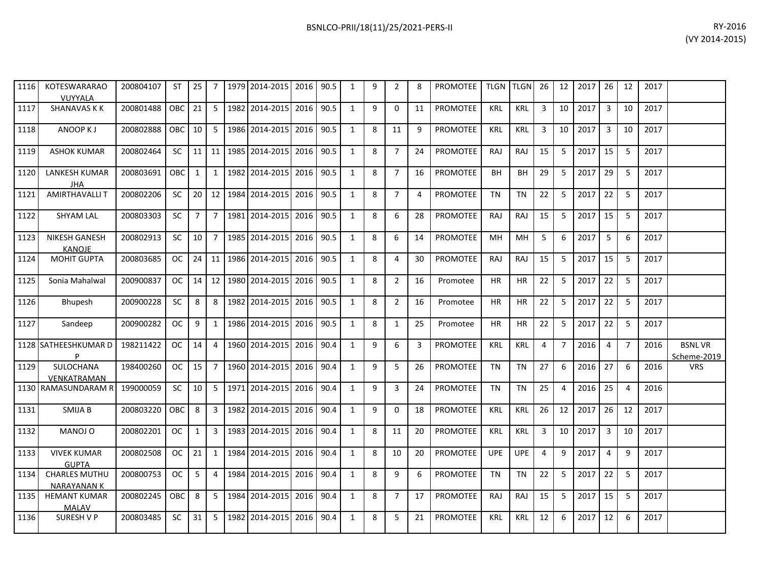| | | | | | | | | | | | | | | | | | | | | | | | | | |
|---|---|---|---|---|---|---|---|---|---|---|---|---|---|---|---|---|---|---|---|---|---|---|---|---|---|
| 1116 | KOTESWARARAO VUYYALA | 200804107 | ST | 25 | 7 | 1979 | 2014-2015 | 2016 | 90.5 | 1 | 9 | 2 | 8 | PROMOTEE | TLGN | TLGN | 26 | 12 | 2017 | 26 | 12 | 2017 | |
| 1117 | SHANAVAS K K | 200801488 | OBC | 21 | 5 | 1982 | 2014-2015 | 2016 | 90.5 | 1 | 9 | 0 | 11 | PROMOTEE | KRL | KRL | 3 | 10 | 2017 | 3 | 10 | 2017 | |
| 1118 | ANOOP K J | 200802888 | OBC | 10 | 5 | 1986 | 2014-2015 | 2016 | 90.5 | 1 | 8 | 11 | 9 | PROMOTEE | KRL | KRL | 3 | 10 | 2017 | 3 | 10 | 2017 | |
| 1119 | ASHOK KUMAR | 200802464 | SC | 11 | 11 | 1985 | 2014-2015 | 2016 | 90.5 | 1 | 8 | 7 | 24 | PROMOTEE | RAJ | RAJ | 15 | 5 | 2017 | 15 | 5 | 2017 | |
| 1120 | LANKESH KUMAR JHA | 200803691 | OBC | 1 | 1 | 1982 | 2014-2015 | 2016 | 90.5 | 1 | 8 | 7 | 16 | PROMOTEE | BH | BH | 29 | 5 | 2017 | 29 | 5 | 2017 | |
| 1121 | AMIRTHAVALLI T | 200802206 | SC | 20 | 12 | 1984 | 2014-2015 | 2016 | 90.5 | 1 | 8 | 7 | 4 | PROMOTEE | TN | TN | 22 | 5 | 2017 | 22 | 5 | 2017 | |
| 1122 | SHYAM LAL | 200803303 | SC | 7 | 7 | 1981 | 2014-2015 | 2016 | 90.5 | 1 | 8 | 6 | 28 | PROMOTEE | RAJ | RAJ | 15 | 5 | 2017 | 15 | 5 | 2017 | |
| 1123 | NIKESH GANESH KANOJE | 200802913 | SC | 10 | 7 | 1985 | 2014-2015 | 2016 | 90.5 | 1 | 8 | 6 | 14 | PROMOTEE | MH | MH | 5 | 6 | 2017 | 5 | 6 | 2017 | |
| 1124 | MOHIT GUPTA | 200803685 | OC | 24 | 11 | 1986 | 2014-2015 | 2016 | 90.5 | 1 | 8 | 4 | 30 | PROMOTEE | RAJ | RAJ | 15 | 5 | 2017 | 15 | 5 | 2017 | |
| 1125 | Sonia Mahalwal | 200900837 | OC | 14 | 12 | 1980 | 2014-2015 | 2016 | 90.5 | 1 | 8 | 2 | 16 | Promotee | HR | HR | 22 | 5 | 2017 | 22 | 5 | 2017 | |
| 1126 | Bhupesh | 200900228 | SC | 8 | 8 | 1982 | 2014-2015 | 2016 | 90.5 | 1 | 8 | 2 | 16 | Promotee | HR | HR | 22 | 5 | 2017 | 22 | 5 | 2017 | |
| 1127 | Sandeep | 200900282 | OC | 9 | 1 | 1986 | 2014-2015 | 2016 | 90.5 | 1 | 8 | 1 | 25 | Promotee | HR | HR | 22 | 5 | 2017 | 22 | 5 | 2017 | |
| 1128 | SATHEESHKUMAR D P | 198211422 | OC | 14 | 4 | 1960 | 2014-2015 | 2016 | 90.4 | 1 | 9 | 6 | 3 | PROMOTEE | KRL | KRL | 4 | 7 | 2016 | 4 | 7 | 2016 | BSNL VR Scheme-2019 |
| 1129 | SULOCHANA VENKATRAMAN | 198400260 | OC | 15 | 7 | 1960 | 2014-2015 | 2016 | 90.4 | 1 | 9 | 5 | 26 | PROMOTEE | TN | TN | 27 | 6 | 2016 | 27 | 6 | 2016 | VRS |
| 1130 | RAMASUNDARAM R | 199000059 | SC | 10 | 5 | 1971 | 2014-2015 | 2016 | 90.4 | 1 | 9 | 3 | 24 | PROMOTEE | TN | TN | 25 | 4 | 2016 | 25 | 4 | 2016 | |
| 1131 | SMIJA B | 200803220 | OBC | 8 | 3 | 1982 | 2014-2015 | 2016 | 90.4 | 1 | 9 | 0 | 18 | PROMOTEE | KRL | KRL | 26 | 12 | 2017 | 26 | 12 | 2017 | |
| 1132 | MANOJ O | 200802201 | OC | 1 | 3 | 1983 | 2014-2015 | 2016 | 90.4 | 1 | 8 | 11 | 20 | PROMOTEE | KRL | KRL | 3 | 10 | 2017 | 3 | 10 | 2017 | |
| 1133 | VIVEK KUMAR GUPTA | 200802508 | OC | 21 | 1 | 1984 | 2014-2015 | 2016 | 90.4 | 1 | 8 | 10 | 20 | PROMOTEE | UPE | UPE | 4 | 9 | 2017 | 4 | 9 | 2017 | |
| 1134 | CHARLES MUTHU NARAYANAN K | 200800753 | OC | 5 | 4 | 1984 | 2014-2015 | 2016 | 90.4 | 1 | 8 | 9 | 6 | PROMOTEE | TN | TN | 22 | 5 | 2017 | 22 | 5 | 2017 | |
| 1135 | HEMANT KUMAR MALAV | 200802245 | OBC | 8 | 5 | 1984 | 2014-2015 | 2016 | 90.4 | 1 | 8 | 7 | 17 | PROMOTEE | RAJ | RAJ | 15 | 5 | 2017 | 15 | 5 | 2017 | |
| 1136 | SURESH V P | 200803485 | SC | 31 | 5 | 1982 | 2014-2015 | 2016 | 90.4 | 1 | 8 | 5 | 21 | PROMOTEE | KRL | KRL | 12 | 6 | 2017 | 12 | 6 | 2017 | |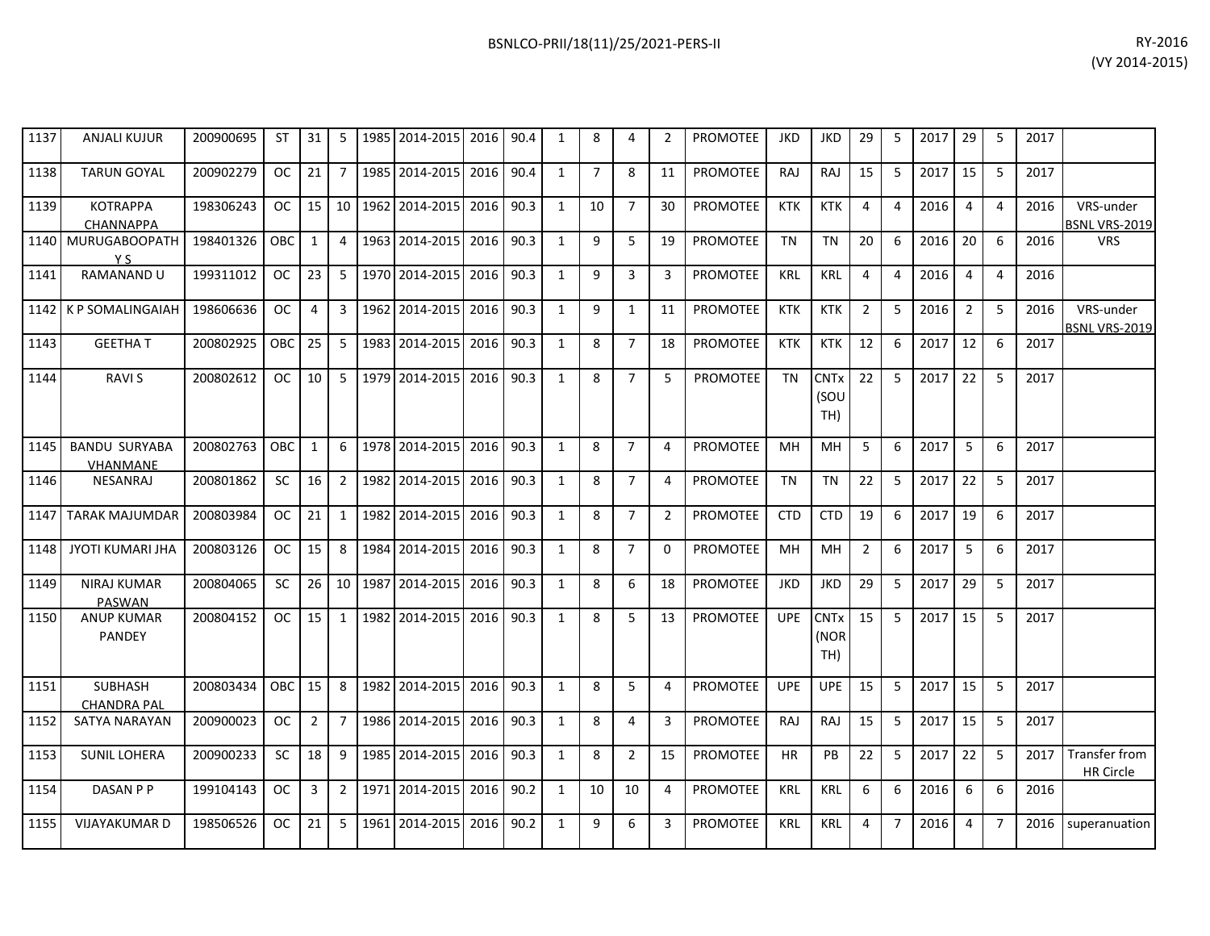| | | | | | | | | | | | | | | | | | | | | | | | | |
|---|---|---|---|---|---|---|---|---|---|---|---|---|---|---|---|---|---|---|---|---|---|---|---|---|
| 1137 | ANJALI KUJUR | 200900695 | ST | 31 | 5 | 1985 | 2014-2015 | 2016 | 90.4 | 1 | 8 | 4 | 2 | PROMOTEE | JKD | JKD | 29 | 5 | 2017 | 29 | 5 | 2017 | |
| 1138 | TARUN GOYAL | 200902279 | OC | 21 | 7 | 1985 | 2014-2015 | 2016 | 90.4 | 1 | 7 | 8 | 11 | PROMOTEE | RAJ | RAJ | 15 | 5 | 2017 | 15 | 5 | 2017 | |
| 1139 | KOTRAPPA CHANNAPPA | 198306243 | OC | 15 | 10 | 1962 | 2014-2015 | 2016 | 90.3 | 1 | 10 | 7 | 30 | PROMOTEE | KTK | KTK | 4 | 4 | 2016 | 4 | 4 | 2016 | VRS-under BSNL VRS-2019 |
| 1140 | MURUGABOOPATHY S | 198401326 | OBC | 1 | 4 | 1963 | 2014-2015 | 2016 | 90.3 | 1 | 9 | 5 | 19 | PROMOTEE | TN | TN | 20 | 6 | 2016 | 20 | 6 | 2016 | VRS |
| 1141 | RAMANAND U | 199311012 | OC | 23 | 5 | 1970 | 2014-2015 | 2016 | 90.3 | 1 | 9 | 3 | 3 | PROMOTEE | KRL | KRL | 4 | 4 | 2016 | 4 | 4 | 2016 | |
| 1142 | K P SOMALINGAIAH | 198606636 | OC | 4 | 3 | 1962 | 2014-2015 | 2016 | 90.3 | 1 | 9 | 1 | 11 | PROMOTEE | KTK | KTK | 2 | 5 | 2016 | 2 | 5 | 2016 | VRS-under BSNL VRS-2019 |
| 1143 | GEETHA T | 200802925 | OBC | 25 | 5 | 1983 | 2014-2015 | 2016 | 90.3 | 1 | 8 | 7 | 18 | PROMOTEE | KTK | KTK | 12 | 6 | 2017 | 12 | 6 | 2017 | |
| 1144 | RAVI S | 200802612 | OC | 10 | 5 | 1979 | 2014-2015 | 2016 | 90.3 | 1 | 8 | 7 | 5 | PROMOTEE | TN | CNTx (SOUTH) | 22 | 5 | 2017 | 22 | 5 | 2017 | |
| 1145 | BANDU SURYABA VHANMANE | 200802763 | OBC | 1 | 6 | 1978 | 2014-2015 | 2016 | 90.3 | 1 | 8 | 7 | 4 | PROMOTEE | MH | MH | 5 | 6 | 2017 | 5 | 6 | 2017 | |
| 1146 | NESANRAJ | 200801862 | SC | 16 | 2 | 1982 | 2014-2015 | 2016 | 90.3 | 1 | 8 | 7 | 4 | PROMOTEE | TN | TN | 22 | 5 | 2017 | 22 | 5 | 2017 | |
| 1147 | TARAK MAJUMDAR | 200803984 | OC | 21 | 1 | 1982 | 2014-2015 | 2016 | 90.3 | 1 | 8 | 7 | 2 | PROMOTEE | CTD | CTD | 19 | 6 | 2017 | 19 | 6 | 2017 | |
| 1148 | JYOTI KUMARI JHA | 200803126 | OC | 15 | 8 | 1984 | 2014-2015 | 2016 | 90.3 | 1 | 8 | 7 | 0 | PROMOTEE | MH | MH | 2 | 6 | 2017 | 5 | 6 | 2017 | |
| 1149 | NIRAJ KUMAR PASWAN | 200804065 | SC | 26 | 10 | 1987 | 2014-2015 | 2016 | 90.3 | 1 | 8 | 6 | 18 | PROMOTEE | JKD | JKD | 29 | 5 | 2017 | 29 | 5 | 2017 | |
| 1150 | ANUP KUMAR PANDEY | 200804152 | OC | 15 | 1 | 1982 | 2014-2015 | 2016 | 90.3 | 1 | 8 | 5 | 13 | PROMOTEE | UPE | CNTx (NORTH) | 15 | 5 | 2017 | 15 | 5 | 2017 | |
| 1151 | SUBHASH CHANDRA PAL | 200803434 | OBC | 15 | 8 | 1982 | 2014-2015 | 2016 | 90.3 | 1 | 8 | 5 | 4 | PROMOTEE | UPE | UPE | 15 | 5 | 2017 | 15 | 5 | 2017 | |
| 1152 | SATYA NARAYAN | 200900023 | OC | 2 | 7 | 1986 | 2014-2015 | 2016 | 90.3 | 1 | 8 | 4 | 3 | PROMOTEE | RAJ | RAJ | 15 | 5 | 2017 | 15 | 5 | 2017 | |
| 1153 | SUNIL LOHERA | 200900233 | SC | 18 | 9 | 1985 | 2014-2015 | 2016 | 90.3 | 1 | 8 | 2 | 15 | PROMOTEE | HR | PB | 22 | 5 | 2017 | 22 | 5 | 2017 | Transfer from HR Circle |
| 1154 | DASAN P P | 199104143 | OC | 3 | 2 | 1971 | 2014-2015 | 2016 | 90.2 | 1 | 10 | 10 | 4 | PROMOTEE | KRL | KRL | 6 | 6 | 2016 | 6 | 6 | 2016 | |
| 1155 | VIJAYAKUMAR D | 198506526 | OC | 21 | 5 | 1961 | 2014-2015 | 2016 | 90.2 | 1 | 9 | 6 | 3 | PROMOTEE | KRL | KRL | 4 | 7 | 2016 | 4 | 7 | 2016 | superanuation |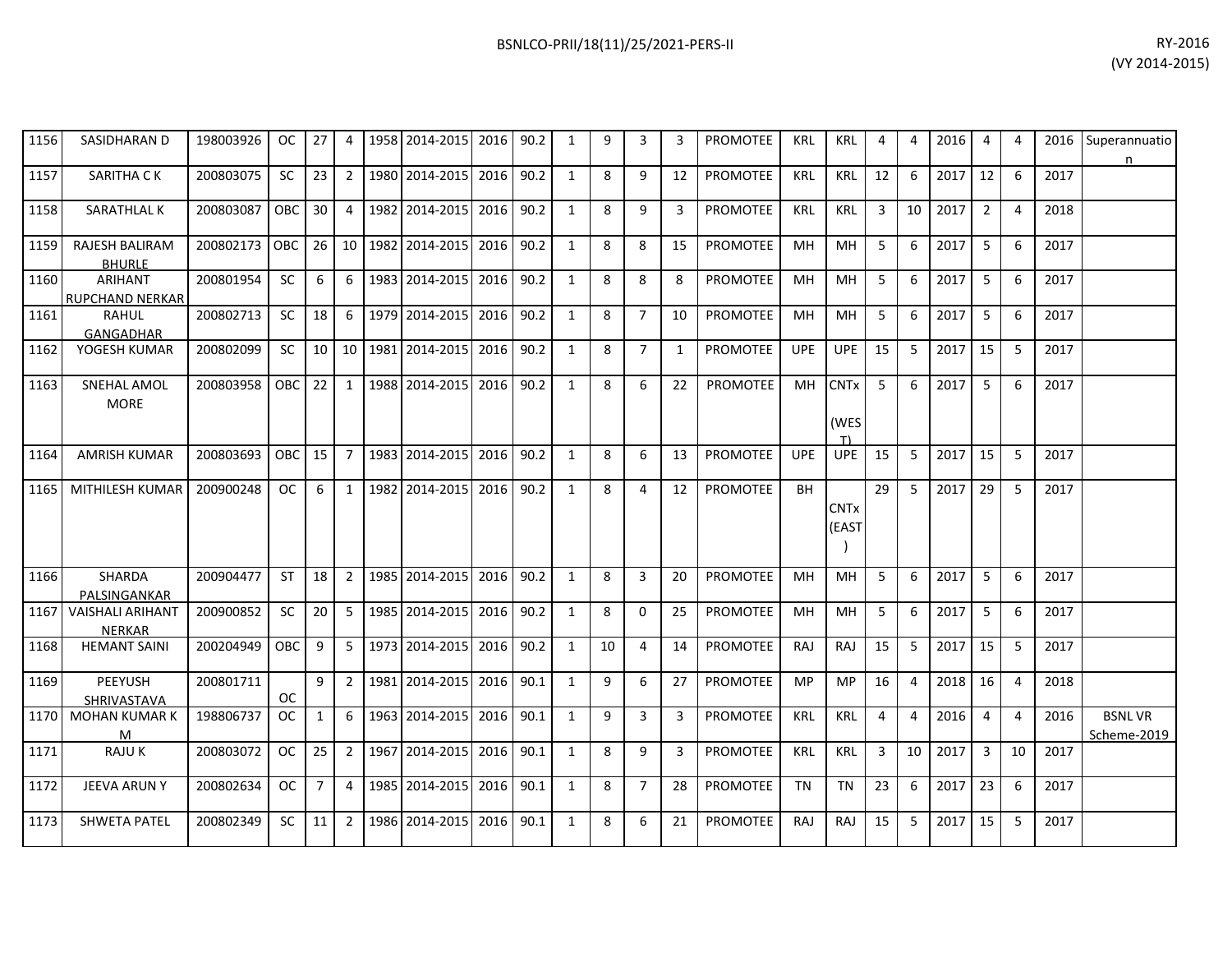| 1156 | SASIDHARAN D | 198003926 | OC | 27 | 4 | 1958 | 2014-2015 | 2016 | 90.2 | 1 | 9 | 3 | 3 | PROMOTEE | KRL | KRL | 4 | 4 | 2016 | 4 | 4 | 2016 | Superannuation |
|---|---|---|---|---|---|---|---|---|---|---|---|---|---|---|---|---|---|---|---|---|---|---|---|
| 1157 | SARITHA C K | 200803075 | SC | 23 | 2 | 1980 | 2014-2015 | 2016 | 90.2 | 1 | 8 | 9 | 12 | PROMOTEE | KRL | KRL | 12 | 6 | 2017 | 12 | 6 | 2017 | |
| 1158 | SARATHLAL K | 200803087 | OBC | 30 | 4 | 1982 | 2014-2015 | 2016 | 90.2 | 1 | 8 | 9 | 3 | PROMOTEE | KRL | KRL | 3 | 10 | 2017 | 2 | 4 | 2018 | |
| 1159 | RAJESH BALIRAM BHURLE | 200802173 | OBC | 26 | 10 | 1982 | 2014-2015 | 2016 | 90.2 | 1 | 8 | 8 | 15 | PROMOTEE | MH | MH | 5 | 6 | 2017 | 5 | 6 | 2017 | |
| 1160 | ARIHANT RUPCHAND NERKAR | 200801954 | SC | 6 | 6 | 1983 | 2014-2015 | 2016 | 90.2 | 1 | 8 | 8 | 8 | PROMOTEE | MH | MH | 5 | 6 | 2017 | 5 | 6 | 2017 | |
| 1161 | RAHUL GANGADHAR | 200802713 | SC | 18 | 6 | 1979 | 2014-2015 | 2016 | 90.2 | 1 | 8 | 7 | 10 | PROMOTEE | MH | MH | 5 | 6 | 2017 | 5 | 6 | 2017 | |
| 1162 | YOGESH KUMAR | 200802099 | SC | 10 | 10 | 1981 | 2014-2015 | 2016 | 90.2 | 1 | 8 | 7 | 1 | PROMOTEE | UPE | UPE | 15 | 5 | 2017 | 15 | 5 | 2017 | |
| 1163 | SNEHAL AMOL MORE | 200803958 | OBC | 22 | 1 | 1988 | 2014-2015 | 2016 | 90.2 | 1 | 8 | 6 | 22 | PROMOTEE | MH | CNTx (WEST) | 5 | 6 | 2017 | 5 | 6 | 2017 | |
| 1164 | AMRISH KUMAR | 200803693 | OBC | 15 | 7 | 1983 | 2014-2015 | 2016 | 90.2 | 1 | 8 | 6 | 13 | PROMOTEE | UPE | UPE | 15 | 5 | 2017 | 15 | 5 | 2017 | |
| 1165 | MITHILESH KUMAR | 200900248 | OC | 6 | 1 | 1982 | 2014-2015 | 2016 | 90.2 | 1 | 8 | 4 | 12 | PROMOTEE | BH | CNTx (EAST) | 29 | 5 | 2017 | 29 | 5 | 2017 | |
| 1166 | SHARDA PALSINGANKAR | 200904477 | ST | 18 | 2 | 1985 | 2014-2015 | 2016 | 90.2 | 1 | 8 | 3 | 20 | PROMOTEE | MH | MH | 5 | 6 | 2017 | 5 | 6 | 2017 | |
| 1167 | VAISHALI ARIHANT NERKAR | 200900852 | SC | 20 | 5 | 1985 | 2014-2015 | 2016 | 90.2 | 1 | 8 | 0 | 25 | PROMOTEE | MH | MH | 5 | 6 | 2017 | 5 | 6 | 2017 | |
| 1168 | HEMANT SAINI | 200204949 | OBC | 9 | 5 | 1973 | 2014-2015 | 2016 | 90.2 | 1 | 10 | 4 | 14 | PROMOTEE | RAJ | RAJ | 15 | 5 | 2017 | 15 | 5 | 2017 | |
| 1169 | PEEYUSH SHRIVASTAVA | 200801711 | OC | 9 | 2 | 1981 | 2014-2015 | 2016 | 90.1 | 1 | 9 | 6 | 27 | PROMOTEE | MP | MP | 16 | 4 | 2018 | 16 | 4 | 2018 | |
| 1170 | MOHAN KUMAR K M | 198806737 | OC | 1 | 6 | 1963 | 2014-2015 | 2016 | 90.1 | 1 | 9 | 3 | 3 | PROMOTEE | KRL | KRL | 4 | 4 | 2016 | 4 | 4 | 2016 | BSNL VR Scheme-2019 |
| 1171 | RAJU K | 200803072 | OC | 25 | 2 | 1967 | 2014-2015 | 2016 | 90.1 | 1 | 8 | 9 | 3 | PROMOTEE | KRL | KRL | 3 | 10 | 2017 | 3 | 10 | 2017 | |
| 1172 | JEEVA ARUN Y | 200802634 | OC | 7 | 4 | 1985 | 2014-2015 | 2016 | 90.1 | 1 | 8 | 7 | 28 | PROMOTEE | TN | TN | 23 | 6 | 2017 | 23 | 6 | 2017 | |
| 1173 | SHWETA PATEL | 200802349 | SC | 11 | 2 | 1986 | 2014-2015 | 2016 | 90.1 | 1 | 8 | 6 | 21 | PROMOTEE | RAJ | RAJ | 15 | 5 | 2017 | 15 | 5 | 2017 | |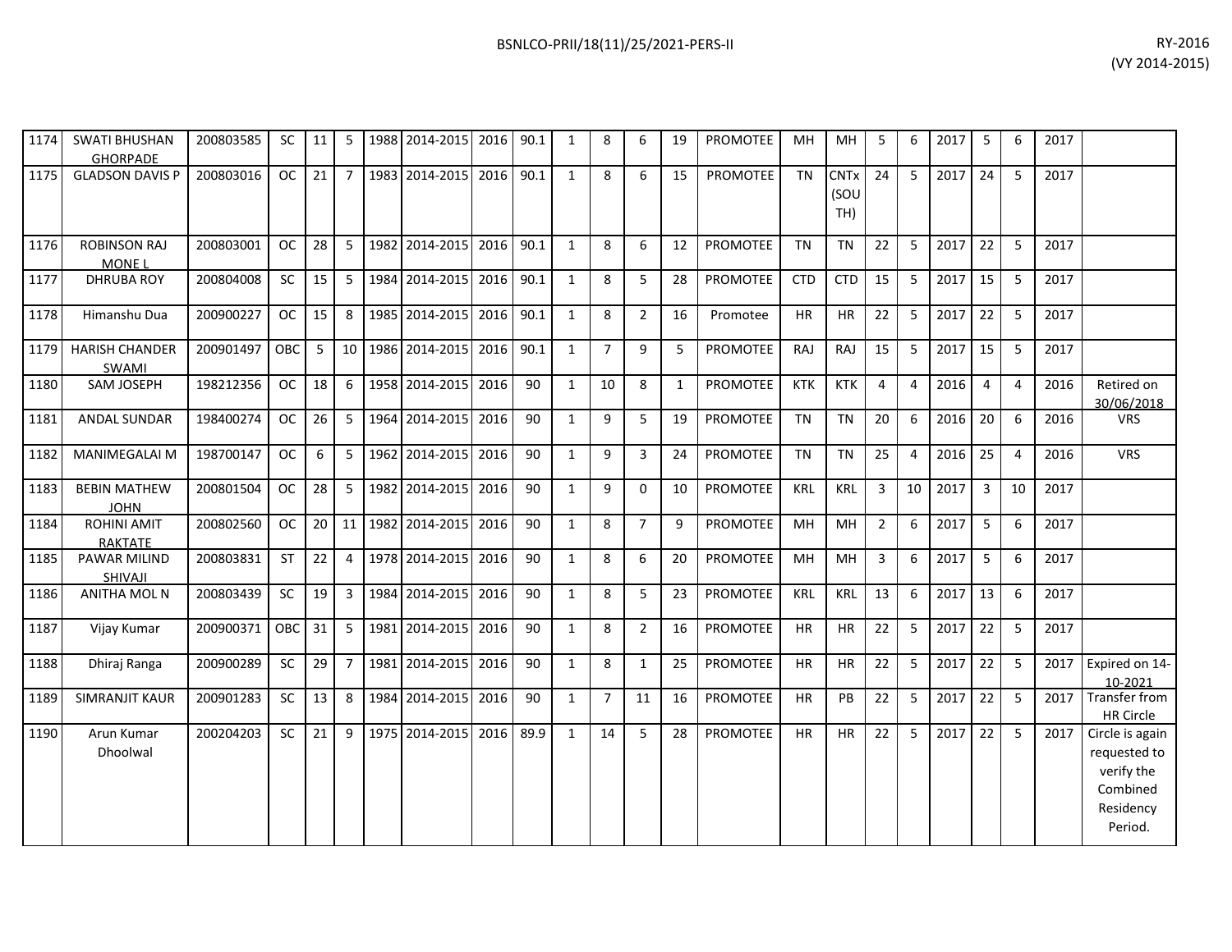| | | | | | | | | | | | | | | | | | | | | | | | | |
|---|---|---|---|---|---|---|---|---|---|---|---|---|---|---|---|---|---|---|---|---|---|---|---|---|
| 1174 | SWATI BHUSHAN GHORPADE | 200803585 | SC | 11 | 5 | 1988 | 2014-2015 | 2016 | 90.1 | 1 | 8 | 6 | 19 | PROMOTEE | MH | MH | 5 | 6 | 2017 | 5 | 6 | 2017 | |
| 1175 | GLADSON DAVIS P | 200803016 | OC | 21 | 7 | 1983 | 2014-2015 | 2016 | 90.1 | 1 | 8 | 6 | 15 | PROMOTEE | TN | CNTx (SOUTH) | 24 | 5 | 2017 | 24 | 5 | 2017 | |
| 1176 | ROBINSON RAJ MONE L | 200803001 | OC | 28 | 5 | 1982 | 2014-2015 | 2016 | 90.1 | 1 | 8 | 6 | 12 | PROMOTEE | TN | TN | 22 | 5 | 2017 | 22 | 5 | 2017 | |
| 1177 | DHRUBA ROY | 200804008 | SC | 15 | 5 | 1984 | 2014-2015 | 2016 | 90.1 | 1 | 8 | 5 | 28 | PROMOTEE | CTD | CTD | 15 | 5 | 2017 | 15 | 5 | 2017 | |
| 1178 | Himanshu Dua | 200900227 | OC | 15 | 8 | 1985 | 2014-2015 | 2016 | 90.1 | 1 | 8 | 2 | 16 | Promotee | HR | HR | 22 | 5 | 2017 | 22 | 5 | 2017 | |
| 1179 | HARISH CHANDER SWAMI | 200901497 | OBC | 5 | 10 | 1986 | 2014-2015 | 2016 | 90.1 | 1 | 7 | 9 | 5 | PROMOTEE | RAJ | RAJ | 15 | 5 | 2017 | 15 | 5 | 2017 | |
| 1180 | SAM JOSEPH | 198212356 | OC | 18 | 6 | 1958 | 2014-2015 | 2016 | 90 | 1 | 10 | 8 | 1 | PROMOTEE | KTK | KTK | 4 | 4 | 2016 | 4 | 4 | 2016 | Retired on 30/06/2018 |
| 1181 | ANDAL SUNDAR | 198400274 | OC | 26 | 5 | 1964 | 2014-2015 | 2016 | 90 | 1 | 9 | 5 | 19 | PROMOTEE | TN | TN | 20 | 6 | 2016 | 20 | 6 | 2016 | VRS |
| 1182 | MANIMEGALAI M | 198700147 | OC | 6 | 5 | 1962 | 2014-2015 | 2016 | 90 | 1 | 9 | 3 | 24 | PROMOTEE | TN | TN | 25 | 4 | 2016 | 25 | 4 | 2016 | VRS |
| 1183 | BEBIN MATHEW JOHN | 200801504 | OC | 28 | 5 | 1982 | 2014-2015 | 2016 | 90 | 1 | 9 | 0 | 10 | PROMOTEE | KRL | KRL | 3 | 10 | 2017 | 3 | 10 | 2017 | |
| 1184 | ROHINI AMIT RAKTATE | 200802560 | OC | 20 | 11 | 1982 | 2014-2015 | 2016 | 90 | 1 | 8 | 7 | 9 | PROMOTEE | MH | MH | 2 | 6 | 2017 | 5 | 6 | 2017 | |
| 1185 | PAWAR MILIND SHIVAJI | 200803831 | ST | 22 | 4 | 1978 | 2014-2015 | 2016 | 90 | 1 | 8 | 6 | 20 | PROMOTEE | MH | MH | 3 | 6 | 2017 | 5 | 6 | 2017 | |
| 1186 | ANITHA MOL N | 200803439 | SC | 19 | 3 | 1984 | 2014-2015 | 2016 | 90 | 1 | 8 | 5 | 23 | PROMOTEE | KRL | KRL | 13 | 6 | 2017 | 13 | 6 | 2017 | |
| 1187 | Vijay Kumar | 200900371 | OBC | 31 | 5 | 1981 | 2014-2015 | 2016 | 90 | 1 | 8 | 2 | 16 | PROMOTEE | HR | HR | 22 | 5 | 2017 | 22 | 5 | 2017 | |
| 1188 | Dhiraj Ranga | 200900289 | SC | 29 | 7 | 1981 | 2014-2015 | 2016 | 90 | 1 | 8 | 1 | 25 | PROMOTEE | HR | HR | 22 | 5 | 2017 | 22 | 5 | 2017 | Expired on 14-10-2021 |
| 1189 | SIMRANJIT KAUR | 200901283 | SC | 13 | 8 | 1984 | 2014-2015 | 2016 | 90 | 1 | 7 | 11 | 16 | PROMOTEE | HR | PB | 22 | 5 | 2017 | 22 | 5 | 2017 | Transfer from HR Circle |
| 1190 | Arun Kumar Dhoolwal | 200204203 | SC | 21 | 9 | 1975 | 2014-2015 | 2016 | 89.9 | 1 | 14 | 5 | 28 | PROMOTEE | HR | HR | 22 | 5 | 2017 | 22 | 5 | 2017 | Circle is again requested to verify the Combined Residency Period. |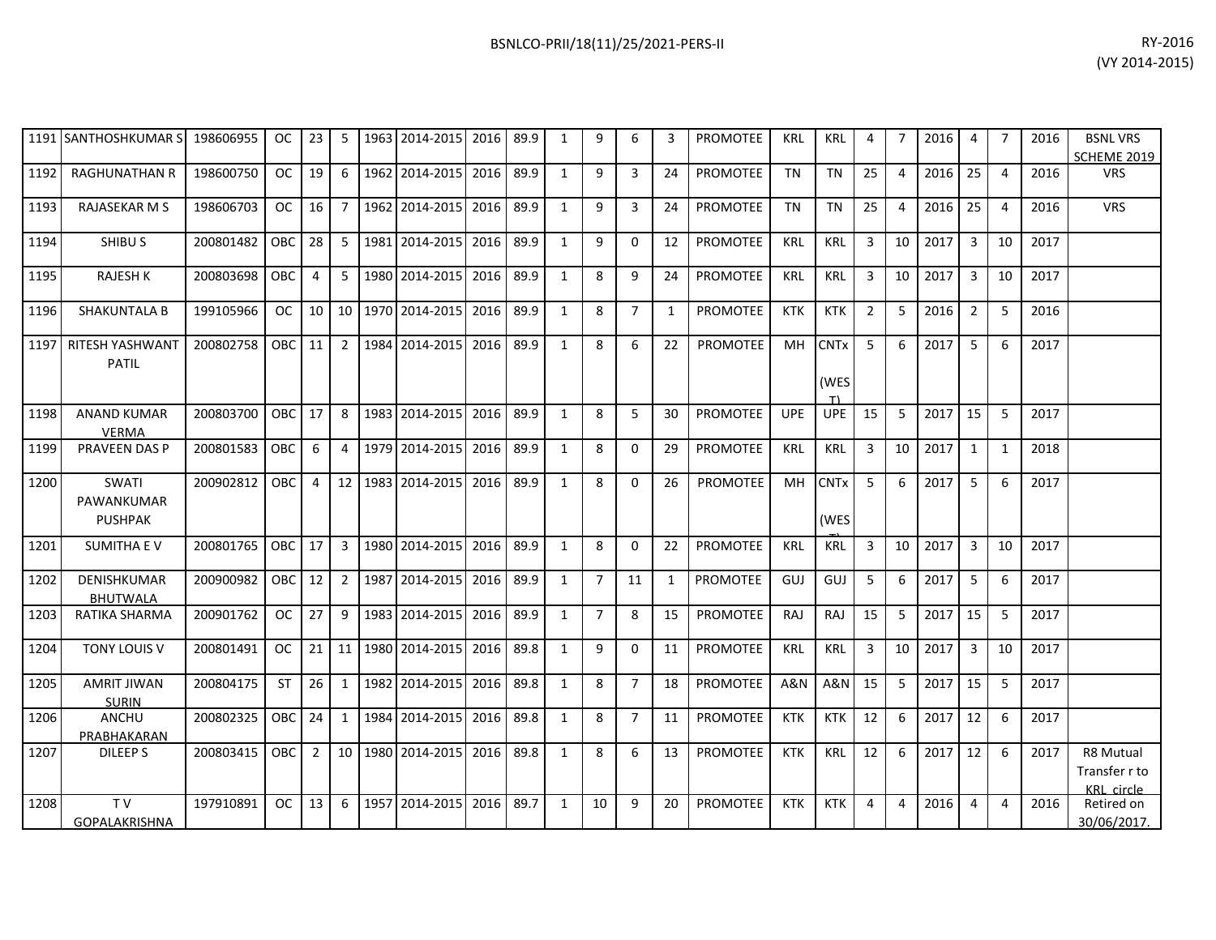| | | | | | | | | | | | | | | | | | | | | | | | | |
|---|---|---|---|---|---|---|---|---|---|---|---|---|---|---|---|---|---|---|---|---|---|---|---|---|
| 1191 | SANTHOSHKUMAR S | 198606955 | OC | 23 | 5 | 1963 | 2014-2015 | 2016 | 89.9 | 1 | 9 | 6 | 3 | PROMOTEE | KRL | KRL | 4 | 7 | 2016 | 4 | 7 | 2016 | BSNL VRS SCHEME 2019 |
| 1192 | RAGHUNATHAN R | 198600750 | OC | 19 | 6 | 1962 | 2014-2015 | 2016 | 89.9 | 1 | 9 | 3 | 24 | PROMOTEE | TN | TN | 25 | 4 | 2016 | 25 | 4 | 2016 | VRS |
| 1193 | RAJASEKAR M S | 198606703 | OC | 16 | 7 | 1962 | 2014-2015 | 2016 | 89.9 | 1 | 9 | 3 | 24 | PROMOTEE | TN | TN | 25 | 4 | 2016 | 25 | 4 | 2016 | VRS |
| 1194 | SHIBU S | 200801482 | OBC | 28 | 5 | 1981 | 2014-2015 | 2016 | 89.9 | 1 | 9 | 0 | 12 | PROMOTEE | KRL | KRL | 3 | 10 | 2017 | 3 | 10 | 2017 | |
| 1195 | RAJESH K | 200803698 | OBC | 4 | 5 | 1980 | 2014-2015 | 2016 | 89.9 | 1 | 8 | 9 | 24 | PROMOTEE | KRL | KRL | 3 | 10 | 2017 | 3 | 10 | 2017 | |
| 1196 | SHAKUNTALA B | 199105966 | OC | 10 | 10 | 1970 | 2014-2015 | 2016 | 89.9 | 1 | 8 | 7 | 1 | PROMOTEE | KTK | KTK | 2 | 5 | 2016 | 2 | 5 | 2016 | |
| 1197 | RITESH YASHWANT PATIL | 200802758 | OBC | 11 | 2 | 1984 | 2014-2015 | 2016 | 89.9 | 1 | 8 | 6 | 22 | PROMOTEE | MH | CNTx (WEST) | 5 | 6 | 2017 | 5 | 6 | 2017 | |
| 1198 | ANAND KUMAR VERMA | 200803700 | OBC | 17 | 8 | 1983 | 2014-2015 | 2016 | 89.9 | 1 | 8 | 5 | 30 | PROMOTEE | UPE | UPE | 15 | 5 | 2017 | 15 | 5 | 2017 | |
| 1199 | PRAVEEN DAS P | 200801583 | OBC | 6 | 4 | 1979 | 2014-2015 | 2016 | 89.9 | 1 | 8 | 0 | 29 | PROMOTEE | KRL | KRL | 3 | 10 | 2017 | 1 | 1 | 2018 | |
| 1200 | SWATI PAWANKUMAR PUSHPAK | 200902812 | OBC | 4 | 12 | 1983 | 2014-2015 | 2016 | 89.9 | 1 | 8 | 0 | 26 | PROMOTEE | MH | CNTx (WEST) | 5 | 6 | 2017 | 5 | 6 | 2017 | |
| 1201 | SUMITHA E V | 200801765 | OBC | 17 | 3 | 1980 | 2014-2015 | 2016 | 89.9 | 1 | 8 | 0 | 22 | PROMOTEE | KRL | KRL | 3 | 10 | 2017 | 3 | 10 | 2017 | |
| 1202 | DENISHKUMAR BHUTWALA | 200900982 | OBC | 12 | 2 | 1987 | 2014-2015 | 2016 | 89.9 | 1 | 7 | 11 | 1 | PROMOTEE | GUJ | GUJ | 5 | 6 | 2017 | 5 | 6 | 2017 | |
| 1203 | RATIKA SHARMA | 200901762 | OC | 27 | 9 | 1983 | 2014-2015 | 2016 | 89.9 | 1 | 7 | 8 | 15 | PROMOTEE | RAJ | RAJ | 15 | 5 | 2017 | 15 | 5 | 2017 | |
| 1204 | TONY LOUIS V | 200801491 | OC | 21 | 11 | 1980 | 2014-2015 | 2016 | 89.8 | 1 | 9 | 0 | 11 | PROMOTEE | KRL | KRL | 3 | 10 | 2017 | 3 | 10 | 2017 | |
| 1205 | AMRIT JIWAN SURIN | 200804175 | ST | 26 | 1 | 1982 | 2014-2015 | 2016 | 89.8 | 1 | 8 | 7 | 18 | PROMOTEE | A&N | A&N | 15 | 5 | 2017 | 15 | 5 | 2017 | |
| 1206 | ANCHU PRABHAKARAN | 200802325 | OBC | 24 | 1 | 1984 | 2014-2015 | 2016 | 89.8 | 1 | 8 | 7 | 11 | PROMOTEE | KTK | KTK | 12 | 6 | 2017 | 12 | 6 | 2017 | |
| 1207 | DILEEP S | 200803415 | OBC | 2 | 10 | 1980 | 2014-2015 | 2016 | 89.8 | 1 | 8 | 6 | 13 | PROMOTEE | KTK | KRL | 12 | 6 | 2017 | 12 | 6 | 2017 | R8 Mutual Transfer r to KRL circle |
| 1208 | T V GOPALAKRISHNA | 197910891 | OC | 13 | 6 | 1957 | 2014-2015 | 2016 | 89.7 | 1 | 10 | 9 | 20 | PROMOTEE | KTK | KTK | 4 | 4 | 2016 | 4 | 4 | 2016 | Retired on 30/06/2017. |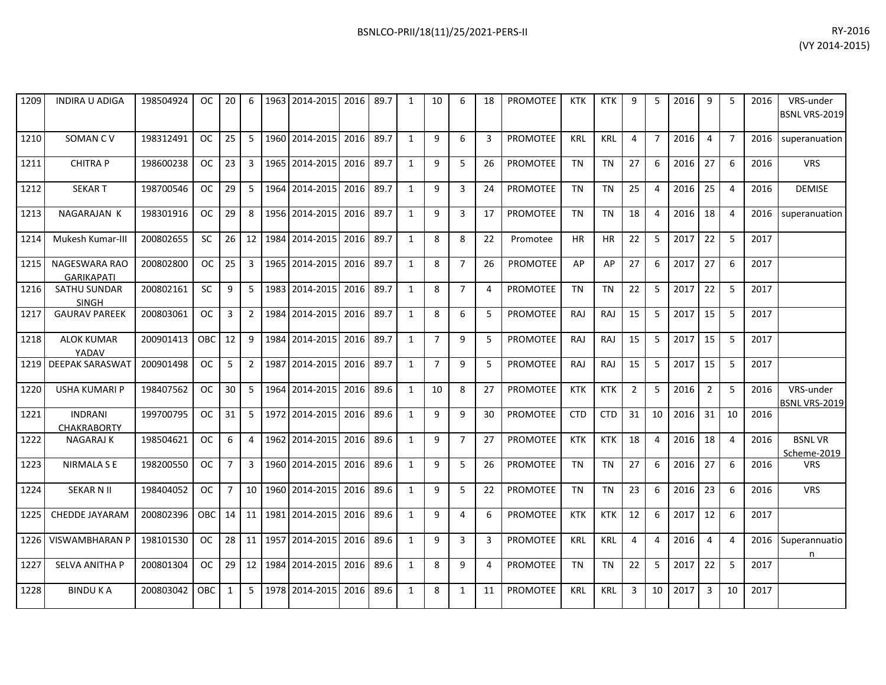| | | | | | | | | | | | | | | | | | | | | | | | | | |
|---|---|---|---|---|---|---|---|---|---|---|---|---|---|---|---|---|---|---|---|---|---|---|---|---|---|
| 1209 | INDIRA U ADIGA | 198504924 | OC | 20 | 6 | 1963 | 2014-2015 | 2016 | 89.7 | 1 | 10 | 6 | 18 | PROMOTEE | KTK | KTK | 9 | 5 | 2016 | 9 | 5 | 2016 | VRS-under BSNL VRS-2019 |
| 1210 | SOMAN C V | 198312491 | OC | 25 | 5 | 1960 | 2014-2015 | 2016 | 89.7 | 1 | 9 | 6 | 3 | PROMOTEE | KRL | KRL | 4 | 7 | 2016 | 4 | 7 | 2016 | superanuation |
| 1211 | CHITRA P | 198600238 | OC | 23 | 3 | 1965 | 2014-2015 | 2016 | 89.7 | 1 | 9 | 5 | 26 | PROMOTEE | TN | TN | 27 | 6 | 2016 | 27 | 6 | 2016 | VRS |
| 1212 | SEKAR T | 198700546 | OC | 29 | 5 | 1964 | 2014-2015 | 2016 | 89.7 | 1 | 9 | 3 | 24 | PROMOTEE | TN | TN | 25 | 4 | 2016 | 25 | 4 | 2016 | DEMISE |
| 1213 | NAGARAJAN K | 198301916 | OC | 29 | 8 | 1956 | 2014-2015 | 2016 | 89.7 | 1 | 9 | 3 | 17 | PROMOTEE | TN | TN | 18 | 4 | 2016 | 18 | 4 | 2016 | superanuation |
| 1214 | Mukesh Kumar-III | 200802655 | SC | 26 | 12 | 1984 | 2014-2015 | 2016 | 89.7 | 1 | 8 | 8 | 22 | Promotee | HR | HR | 22 | 5 | 2017 | 22 | 5 | 2017 | |
| 1215 | NAGESWARA RAO GARIKAPATI | 200802800 | OC | 25 | 3 | 1965 | 2014-2015 | 2016 | 89.7 | 1 | 8 | 7 | 26 | PROMOTEE | AP | AP | 27 | 6 | 2017 | 27 | 6 | 2017 | |
| 1216 | SATHU SUNDAR SINGH | 200802161 | SC | 9 | 5 | 1983 | 2014-2015 | 2016 | 89.7 | 1 | 8 | 7 | 4 | PROMOTEE | TN | TN | 22 | 5 | 2017 | 22 | 5 | 2017 | |
| 1217 | GAURAV PAREEK | 200803061 | OC | 3 | 2 | 1984 | 2014-2015 | 2016 | 89.7 | 1 | 8 | 6 | 5 | PROMOTEE | RAJ | RAJ | 15 | 5 | 2017 | 15 | 5 | 2017 | |
| 1218 | ALOK KUMAR YADAV | 200901413 | OBC | 12 | 9 | 1984 | 2014-2015 | 2016 | 89.7 | 1 | 7 | 9 | 5 | PROMOTEE | RAJ | RAJ | 15 | 5 | 2017 | 15 | 5 | 2017 | |
| 1219 | DEEPAK SARASWAT | 200901498 | OC | 5 | 2 | 1987 | 2014-2015 | 2016 | 89.7 | 1 | 7 | 9 | 5 | PROMOTEE | RAJ | RAJ | 15 | 5 | 2017 | 15 | 5 | 2017 | |
| 1220 | USHA KUMARI P | 198407562 | OC | 30 | 5 | 1964 | 2014-2015 | 2016 | 89.6 | 1 | 10 | 8 | 27 | PROMOTEE | KTK | KTK | 2 | 5 | 2016 | 2 | 5 | 2016 | VRS-under BSNL VRS-2019 |
| 1221 | INDRANI CHAKRABORTY | 199700795 | OC | 31 | 5 | 1972 | 2014-2015 | 2016 | 89.6 | 1 | 9 | 9 | 30 | PROMOTEE | CTD | CTD | 31 | 10 | 2016 | 31 | 10 | 2016 | |
| 1222 | NAGARAJ K | 198504621 | OC | 6 | 4 | 1962 | 2014-2015 | 2016 | 89.6 | 1 | 9 | 7 | 27 | PROMOTEE | KTK | KTK | 18 | 4 | 2016 | 18 | 4 | 2016 | BSNL VR Scheme-2019 |
| 1223 | NIRMALA S E | 198200550 | OC | 7 | 3 | 1960 | 2014-2015 | 2016 | 89.6 | 1 | 9 | 5 | 26 | PROMOTEE | TN | TN | 27 | 6 | 2016 | 27 | 6 | 2016 | VRS |
| 1224 | SEKAR N II | 198404052 | OC | 7 | 10 | 1960 | 2014-2015 | 2016 | 89.6 | 1 | 9 | 5 | 22 | PROMOTEE | TN | TN | 23 | 6 | 2016 | 23 | 6 | 2016 | VRS |
| 1225 | CHEDDE JAYARAM | 200802396 | OBC | 14 | 11 | 1981 | 2014-2015 | 2016 | 89.6 | 1 | 9 | 4 | 6 | PROMOTEE | KTK | KTK | 12 | 6 | 2017 | 12 | 6 | 2017 | |
| 1226 | VISWAMBHARAN P | 198101530 | OC | 28 | 11 | 1957 | 2014-2015 | 2016 | 89.6 | 1 | 9 | 3 | 3 | PROMOTEE | KRL | KRL | 4 | 4 | 2016 | 4 | 4 | 2016 | Superannuation |
| 1227 | SELVA ANITHA P | 200801304 | OC | 29 | 12 | 1984 | 2014-2015 | 2016 | 89.6 | 1 | 8 | 9 | 4 | PROMOTEE | TN | TN | 22 | 5 | 2017 | 22 | 5 | 2017 | |
| 1228 | BINDU K A | 200803042 | OBC | 1 | 5 | 1978 | 2014-2015 | 2016 | 89.6 | 1 | 8 | 1 | 11 | PROMOTEE | KRL | KRL | 3 | 10 | 2017 | 3 | 10 | 2017 | |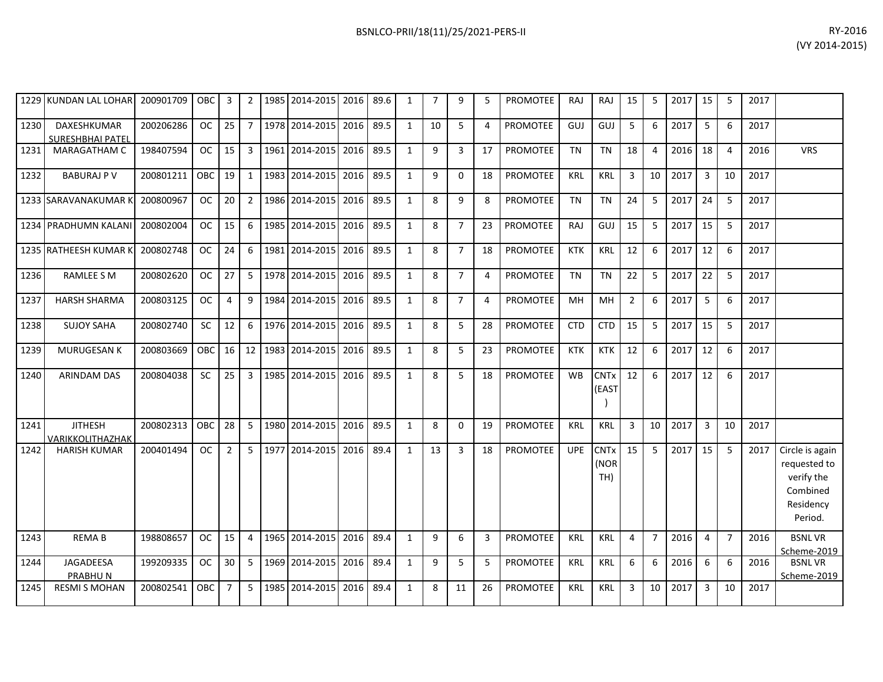| | | | | | | | | | | | | | | | | | | | | | | | | |
|---|---|---|---|---|---|---|---|---|---|---|---|---|---|---|---|---|---|---|---|---|---|---|---|---|
| 1229 | KUNDAN LAL LOHAR | 200901709 | OBC | 3 | 2 | 1985 | 2014-2015 | 2016 | 89.6 | 1 | 7 | 9 | 5 | PROMOTEE | RAJ | RAJ | 15 | 5 | 2017 | 15 | 5 | 2017 | |
| 1230 | DAXESHKUMAR SURESHBHAI PATEL | 200206286 | OC | 25 | 7 | 1978 | 2014-2015 | 2016 | 89.5 | 1 | 10 | 5 | 4 | PROMOTEE | GUJ | GUJ | 5 | 6 | 2017 | 5 | 6 | 2017 | |
| 1231 | MARAGATHAM C | 198407594 | OC | 15 | 3 | 1961 | 2014-2015 | 2016 | 89.5 | 1 | 9 | 3 | 17 | PROMOTEE | TN | TN | 18 | 4 | 2016 | 18 | 4 | 2016 | VRS |
| 1232 | BABURAJ P V | 200801211 | OBC | 19 | 1 | 1983 | 2014-2015 | 2016 | 89.5 | 1 | 9 | 0 | 18 | PROMOTEE | KRL | KRL | 3 | 10 | 2017 | 3 | 10 | 2017 | |
| 1233 | SARAVANAKUMAR K | 200800967 | OC | 20 | 2 | 1986 | 2014-2015 | 2016 | 89.5 | 1 | 8 | 9 | 8 | PROMOTEE | TN | TN | 24 | 5 | 2017 | 24 | 5 | 2017 | |
| 1234 | PRADHUMN KALANI | 200802004 | OC | 15 | 6 | 1985 | 2014-2015 | 2016 | 89.5 | 1 | 8 | 7 | 23 | PROMOTEE | RAJ | GUJ | 15 | 5 | 2017 | 15 | 5 | 2017 | |
| 1235 | RATHEESH KUMAR K | 200802748 | OC | 24 | 6 | 1981 | 2014-2015 | 2016 | 89.5 | 1 | 8 | 7 | 18 | PROMOTEE | KTK | KRL | 12 | 6 | 2017 | 12 | 6 | 2017 | |
| 1236 | RAMLEE S M | 200802620 | OC | 27 | 5 | 1978 | 2014-2015 | 2016 | 89.5 | 1 | 8 | 7 | 4 | PROMOTEE | TN | TN | 22 | 5 | 2017 | 22 | 5 | 2017 | |
| 1237 | HARSH SHARMA | 200803125 | OC | 4 | 9 | 1984 | 2014-2015 | 2016 | 89.5 | 1 | 8 | 7 | 4 | PROMOTEE | MH | MH | 2 | 6 | 2017 | 5 | 6 | 2017 | |
| 1238 | SUJOY SAHA | 200802740 | SC | 12 | 6 | 1976 | 2014-2015 | 2016 | 89.5 | 1 | 8 | 5 | 28 | PROMOTEE | CTD | CTD | 15 | 5 | 2017 | 15 | 5 | 2017 | |
| 1239 | MURUGESAN K | 200803669 | OBC | 16 | 12 | 1983 | 2014-2015 | 2016 | 89.5 | 1 | 8 | 5 | 23 | PROMOTEE | KTK | KTK | 12 | 6 | 2017 | 12 | 6 | 2017 | |
| 1240 | ARINDAM DAS | 200804038 | SC | 25 | 3 | 1985 | 2014-2015 | 2016 | 89.5 | 1 | 8 | 5 | 18 | PROMOTEE | WB | CNTx (EAST) | 12 | 6 | 2017 | 12 | 6 | 2017 | |
| 1241 | JITHESH VARIKKOLITHAZHAK | 200802313 | OBC | 28 | 5 | 1980 | 2014-2015 | 2016 | 89.5 | 1 | 8 | 0 | 19 | PROMOTEE | KRL | KRL | 3 | 10 | 2017 | 3 | 10 | 2017 | |
| 1242 | HARISH KUMAR | 200401494 | OC | 2 | 5 | 1977 | 2014-2015 | 2016 | 89.4 | 1 | 13 | 3 | 18 | PROMOTEE | UPE | CNTx (NORTH) | 15 | 5 | 2017 | 15 | 5 | 2017 | Circle is again requested to verify the Combined Residency Period. |
| 1243 | REMA B | 198808657 | OC | 15 | 4 | 1965 | 2014-2015 | 2016 | 89.4 | 1 | 9 | 6 | 3 | PROMOTEE | KRL | KRL | 4 | 7 | 2016 | 4 | 7 | 2016 | BSNL VR Scheme-2019 |
| 1244 | JAGADEESA PRABHU N | 199209335 | OC | 30 | 5 | 1969 | 2014-2015 | 2016 | 89.4 | 1 | 9 | 5 | 5 | PROMOTEE | KRL | KRL | 6 | 6 | 2016 | 6 | 6 | 2016 | BSNL VR Scheme-2019 |
| 1245 | RESMI S MOHAN | 200802541 | OBC | 7 | 5 | 1985 | 2014-2015 | 2016 | 89.4 | 1 | 8 | 11 | 26 | PROMOTEE | KRL | KRL | 3 | 10 | 2017 | 3 | 10 | 2017 | |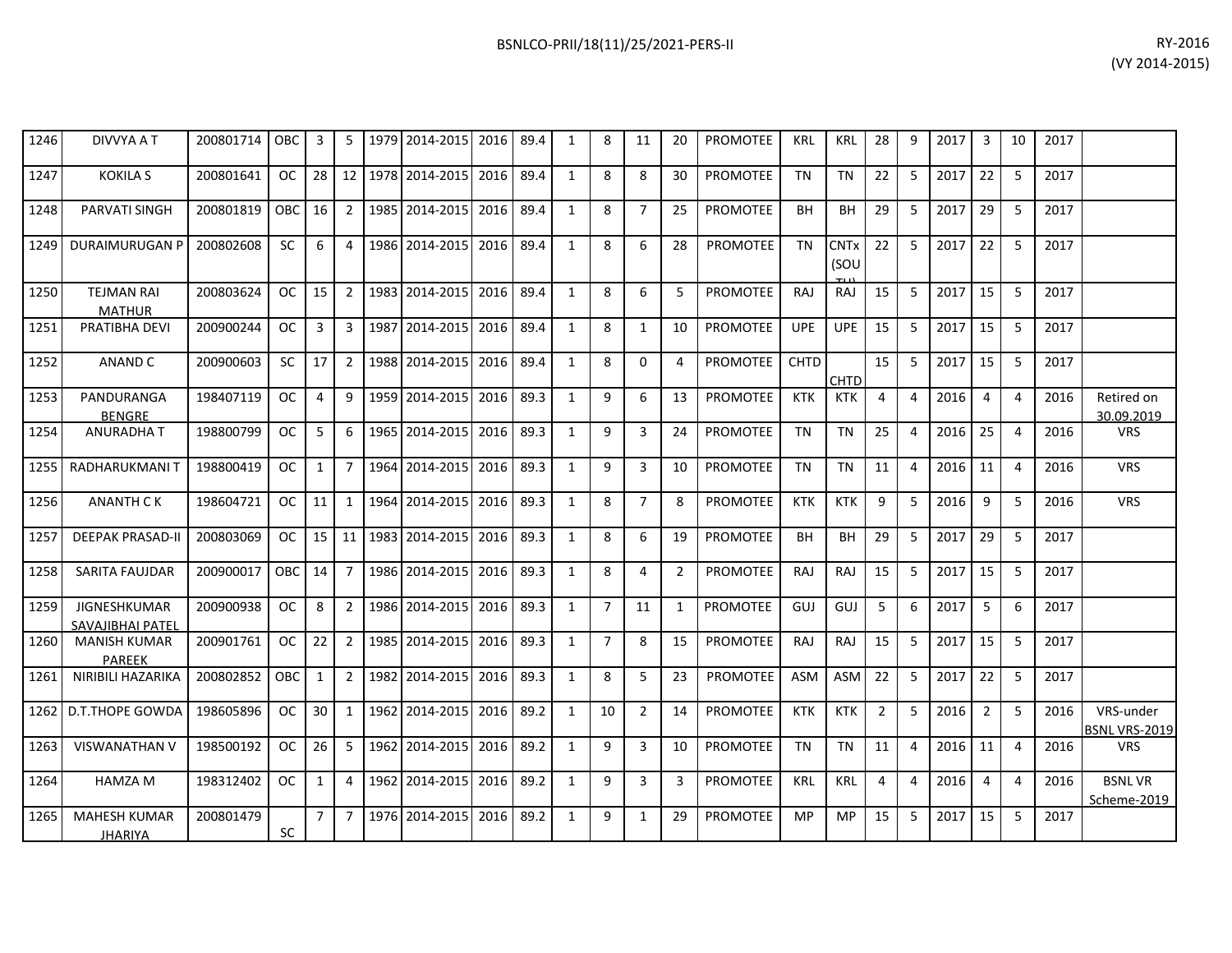| | | | | | | | | | | | | | | | | | | | | | | | | | |
|---|---|---|---|---|---|---|---|---|---|---|---|---|---|---|---|---|---|---|---|---|---|---|---|---|---|
| 1246 | DIVVYA A T | 200801714 | OBC | 3 | 5 | 1979 | 2014-2015 | 2016 | 89.4 | 1 | 8 | 11 | 20 | PROMOTEE | KRL | KRL | 28 | 9 | 2017 | 3 | 10 | 2017 | |
| 1247 | KOKILA S | 200801641 | OC | 28 | 12 | 1978 | 2014-2015 | 2016 | 89.4 | 1 | 8 | 8 | 30 | PROMOTEE | TN | TN | 22 | 5 | 2017 | 22 | 5 | 2017 | |
| 1248 | PARVATI SINGH | 200801819 | OBC | 16 | 2 | 1985 | 2014-2015 | 2016 | 89.4 | 1 | 8 | 7 | 25 | PROMOTEE | BH | BH | 29 | 5 | 2017 | 29 | 5 | 2017 | |
| 1249 | DURAIMURUGAN P | 200802608 | SC | 6 | 4 | 1986 | 2014-2015 | 2016 | 89.4 | 1 | 8 | 6 | 28 | PROMOTEE | TN | CNTx (SOUTH) | 22 | 5 | 2017 | 22 | 5 | 2017 | |
| 1250 | TEJMAN RAI MATHUR | 200803624 | OC | 15 | 2 | 1983 | 2014-2015 | 2016 | 89.4 | 1 | 8 | 6 | 5 | PROMOTEE | RAJ | RAJ | 15 | 5 | 2017 | 15 | 5 | 2017 | |
| 1251 | PRATIBHA DEVI | 200900244 | OC | 3 | 3 | 1987 | 2014-2015 | 2016 | 89.4 | 1 | 8 | 1 | 10 | PROMOTEE | UPE | UPE | 15 | 5 | 2017 | 15 | 5 | 2017 | |
| 1252 | ANAND C | 200900603 | SC | 17 | 2 | 1988 | 2014-2015 | 2016 | 89.4 | 1 | 8 | 0 | 4 | PROMOTEE | CHTD | CHTD | 15 | 5 | 2017 | 15 | 5 | 2017 | |
| 1253 | PANDURANGA BENGRE | 198407119 | OC | 4 | 9 | 1959 | 2014-2015 | 2016 | 89.3 | 1 | 9 | 6 | 13 | PROMOTEE | KTK | KTK | 4 | 4 | 2016 | 4 | 4 | 2016 | Retired on 30.09.2019 |
| 1254 | ANURADHA T | 198800799 | OC | 5 | 6 | 1965 | 2014-2015 | 2016 | 89.3 | 1 | 9 | 3 | 24 | PROMOTEE | TN | TN | 25 | 4 | 2016 | 25 | 4 | 2016 | VRS |
| 1255 | RADHARUKMANI T | 198800419 | OC | 1 | 7 | 1964 | 2014-2015 | 2016 | 89.3 | 1 | 9 | 3 | 10 | PROMOTEE | TN | TN | 11 | 4 | 2016 | 11 | 4 | 2016 | VRS |
| 1256 | ANANTH C K | 198604721 | OC | 11 | 1 | 1964 | 2014-2015 | 2016 | 89.3 | 1 | 8 | 7 | 8 | PROMOTEE | KTK | KTK | 9 | 5 | 2016 | 9 | 5 | 2016 | VRS |
| 1257 | DEEPAK PRASAD-II | 200803069 | OC | 15 | 11 | 1983 | 2014-2015 | 2016 | 89.3 | 1 | 8 | 6 | 19 | PROMOTEE | BH | BH | 29 | 5 | 2017 | 29 | 5 | 2017 | |
| 1258 | SARITA FAUJDAR | 200900017 | OBC | 14 | 7 | 1986 | 2014-2015 | 2016 | 89.3 | 1 | 8 | 4 | 2 | PROMOTEE | RAJ | RAJ | 15 | 5 | 2017 | 15 | 5 | 2017 | |
| 1259 | JIGNESHKUMAR SAVAJIBHAI PATEL | 200900938 | OC | 8 | 2 | 1986 | 2014-2015 | 2016 | 89.3 | 1 | 7 | 11 | 1 | PROMOTEE | GUJ | GUJ | 5 | 6 | 2017 | 5 | 6 | 2017 | |
| 1260 | MANISH KUMAR PAREEK | 200901761 | OC | 22 | 2 | 1985 | 2014-2015 | 2016 | 89.3 | 1 | 7 | 8 | 15 | PROMOTEE | RAJ | RAJ | 15 | 5 | 2017 | 15 | 5 | 2017 | |
| 1261 | NIRIBILI HAZARIKA | 200802852 | OBC | 1 | 2 | 1982 | 2014-2015 | 2016 | 89.3 | 1 | 8 | 5 | 23 | PROMOTEE | ASM | ASM | 22 | 5 | 2017 | 22 | 5 | 2017 | |
| 1262 | D.T.THOPE GOWDA | 198605896 | OC | 30 | 1 | 1962 | 2014-2015 | 2016 | 89.2 | 1 | 10 | 2 | 14 | PROMOTEE | KTK | KTK | 2 | 5 | 2016 | 2 | 5 | 2016 | VRS-under BSNL VRS-2019 |
| 1263 | VISWANATHAN V | 198500192 | OC | 26 | 5 | 1962 | 2014-2015 | 2016 | 89.2 | 1 | 9 | 3 | 10 | PROMOTEE | TN | TN | 11 | 4 | 2016 | 11 | 4 | 2016 | VRS |
| 1264 | HAMZA M | 198312402 | OC | 1 | 4 | 1962 | 2014-2015 | 2016 | 89.2 | 1 | 9 | 3 | 3 | PROMOTEE | KRL | KRL | 4 | 4 | 2016 | 4 | 4 | 2016 | BSNL VR Scheme-2019 |
| 1265 | MAHESH KUMAR JHARIYA | 200801479 | SC | 7 | 7 | 1976 | 2014-2015 | 2016 | 89.2 | 1 | 9 | 1 | 29 | PROMOTEE | MP | MP | 15 | 5 | 2017 | 15 | 5 | 2017 | |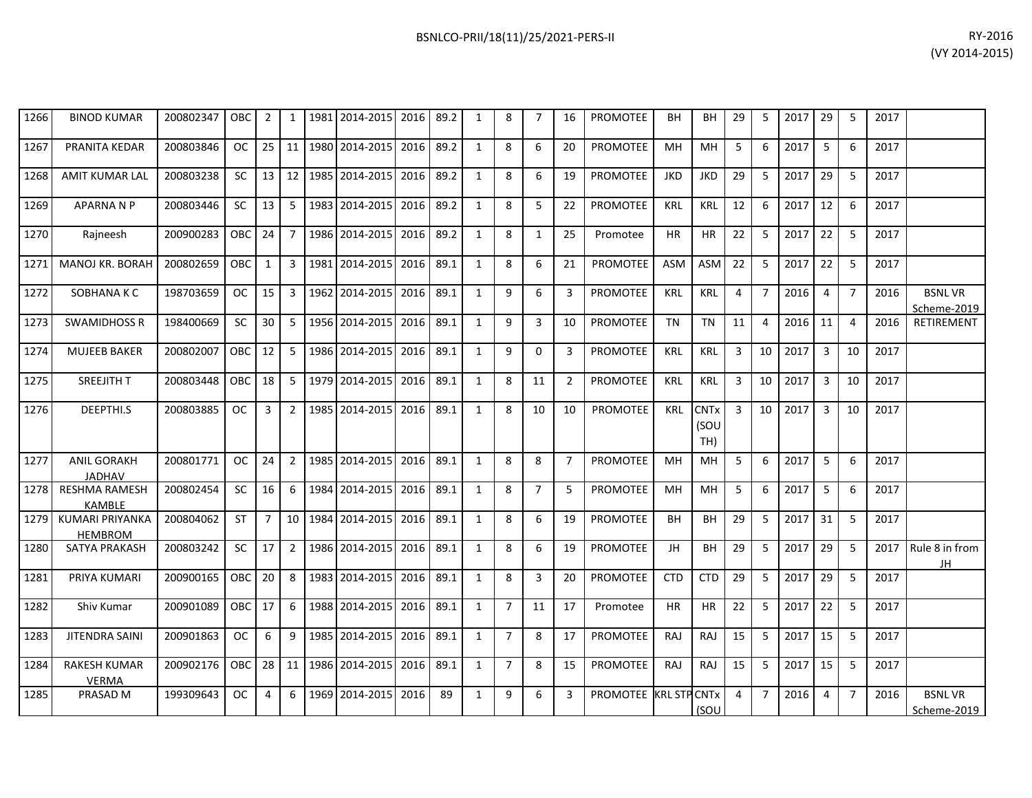| | | | | | | | | | | | | | | | | | | | | | | | | |
|---|---|---|---|---|---|---|---|---|---|---|---|---|---|---|---|---|---|---|---|---|---|---|---|---|
| 1266 | BINOD KUMAR | 200802347 | OBC | 2 | 1 | 1981 | 2014-2015 | 2016 | 89.2 | 1 | 8 | 7 | 16 | PROMOTEE | BH | BH | 29 | 5 | 2017 | 29 | 5 | 2017 | |
| 1267 | PRANITA KEDAR | 200803846 | OC | 25 | 11 | 1980 | 2014-2015 | 2016 | 89.2 | 1 | 8 | 6 | 20 | PROMOTEE | MH | MH | 5 | 6 | 2017 | 5 | 6 | 2017 | |
| 1268 | AMIT KUMAR LAL | 200803238 | SC | 13 | 12 | 1985 | 2014-2015 | 2016 | 89.2 | 1 | 8 | 6 | 19 | PROMOTEE | JKD | JKD | 29 | 5 | 2017 | 29 | 5 | 2017 | |
| 1269 | APARNA N P | 200803446 | SC | 13 | 5 | 1983 | 2014-2015 | 2016 | 89.2 | 1 | 8 | 5 | 22 | PROMOTEE | KRL | KRL | 12 | 6 | 2017 | 12 | 6 | 2017 | |
| 1270 | Rajneesh | 200900283 | OBC | 24 | 7 | 1986 | 2014-2015 | 2016 | 89.2 | 1 | 8 | 1 | 25 | Promotee | HR | HR | 22 | 5 | 2017 | 22 | 5 | 2017 | |
| 1271 | MANOJ KR. BORAH | 200802659 | OBC | 1 | 3 | 1981 | 2014-2015 | 2016 | 89.1 | 1 | 8 | 6 | 21 | PROMOTEE | ASM | ASM | 22 | 5 | 2017 | 22 | 5 | 2017 | |
| 1272 | SOBHANA K C | 198703659 | OC | 15 | 3 | 1962 | 2014-2015 | 2016 | 89.1 | 1 | 9 | 6 | 3 | PROMOTEE | KRL | KRL | 4 | 7 | 2016 | 4 | 7 | 2016 | BSNL VR Scheme-2019 |
| 1273 | SWAMIDHOSS R | 198400669 | SC | 30 | 5 | 1956 | 2014-2015 | 2016 | 89.1 | 1 | 9 | 3 | 10 | PROMOTEE | TN | TN | 11 | 4 | 2016 | 11 | 4 | 2016 | RETIREMENT |
| 1274 | MUJEEB BAKER | 200802007 | OBC | 12 | 5 | 1986 | 2014-2015 | 2016 | 89.1 | 1 | 9 | 0 | 3 | PROMOTEE | KRL | KRL | 3 | 10 | 2017 | 3 | 10 | 2017 | |
| 1275 | SREEJITH T | 200803448 | OBC | 18 | 5 | 1979 | 2014-2015 | 2016 | 89.1 | 1 | 8 | 11 | 2 | PROMOTEE | KRL | KRL | 3 | 10 | 2017 | 3 | 10 | 2017 | |
| 1276 | DEEPTHI.S | 200803885 | OC | 3 | 2 | 1985 | 2014-2015 | 2016 | 89.1 | 1 | 8 | 10 | 10 | PROMOTEE | KRL | CNTx (SOUTH) | 3 | 10 | 2017 | 3 | 10 | 2017 | |
| 1277 | ANIL GORAKH JADHAV | 200801771 | OC | 24 | 2 | 1985 | 2014-2015 | 2016 | 89.1 | 1 | 8 | 8 | 7 | PROMOTEE | MH | MH | 5 | 6 | 2017 | 5 | 6 | 2017 | |
| 1278 | RESHMA RAMESH KAMBLE | 200802454 | SC | 16 | 6 | 1984 | 2014-2015 | 2016 | 89.1 | 1 | 8 | 7 | 5 | PROMOTEE | MH | MH | 5 | 6 | 2017 | 5 | 6 | 2017 | |
| 1279 | KUMARI PRIYANKA HEMBROM | 200804062 | ST | 7 | 10 | 1984 | 2014-2015 | 2016 | 89.1 | 1 | 8 | 6 | 19 | PROMOTEE | BH | BH | 29 | 5 | 2017 | 31 | 5 | 2017 | |
| 1280 | SATYA PRAKASH | 200803242 | SC | 17 | 2 | 1986 | 2014-2015 | 2016 | 89.1 | 1 | 8 | 6 | 19 | PROMOTEE | JH | BH | 29 | 5 | 2017 | 29 | 5 | 2017 | Rule 8 in from JH |
| 1281 | PRIYA KUMARI | 200900165 | OBC | 20 | 8 | 1983 | 2014-2015 | 2016 | 89.1 | 1 | 8 | 3 | 20 | PROMOTEE | CTD | CTD | 29 | 5 | 2017 | 29 | 5 | 2017 | |
| 1282 | Shiv Kumar | 200901089 | OBC | 17 | 6 | 1988 | 2014-2015 | 2016 | 89.1 | 1 | 7 | 11 | 17 | Promotee | HR | HR | 22 | 5 | 2017 | 22 | 5 | 2017 | |
| 1283 | JITENDRA SAINI | 200901863 | OC | 6 | 9 | 1985 | 2014-2015 | 2016 | 89.1 | 1 | 7 | 8 | 17 | PROMOTEE | RAJ | RAJ | 15 | 5 | 2017 | 15 | 5 | 2017 | |
| 1284 | RAKESH KUMAR VERMA | 200902176 | OBC | 28 | 11 | 1986 | 2014-2015 | 2016 | 89.1 | 1 | 7 | 8 | 15 | PROMOTEE | RAJ | RAJ | 15 | 5 | 2017 | 15 | 5 | 2017 | |
| 1285 | PRASAD M | 199309643 | OC | 4 | 6 | 1969 | 2014-2015 | 2016 | 89 | 1 | 9 | 6 | 3 | PROMOTEE | KRL STP | CNTx (SOU | 4 | 7 | 2016 | 4 | 7 | 2016 | BSNL VR Scheme-2019 |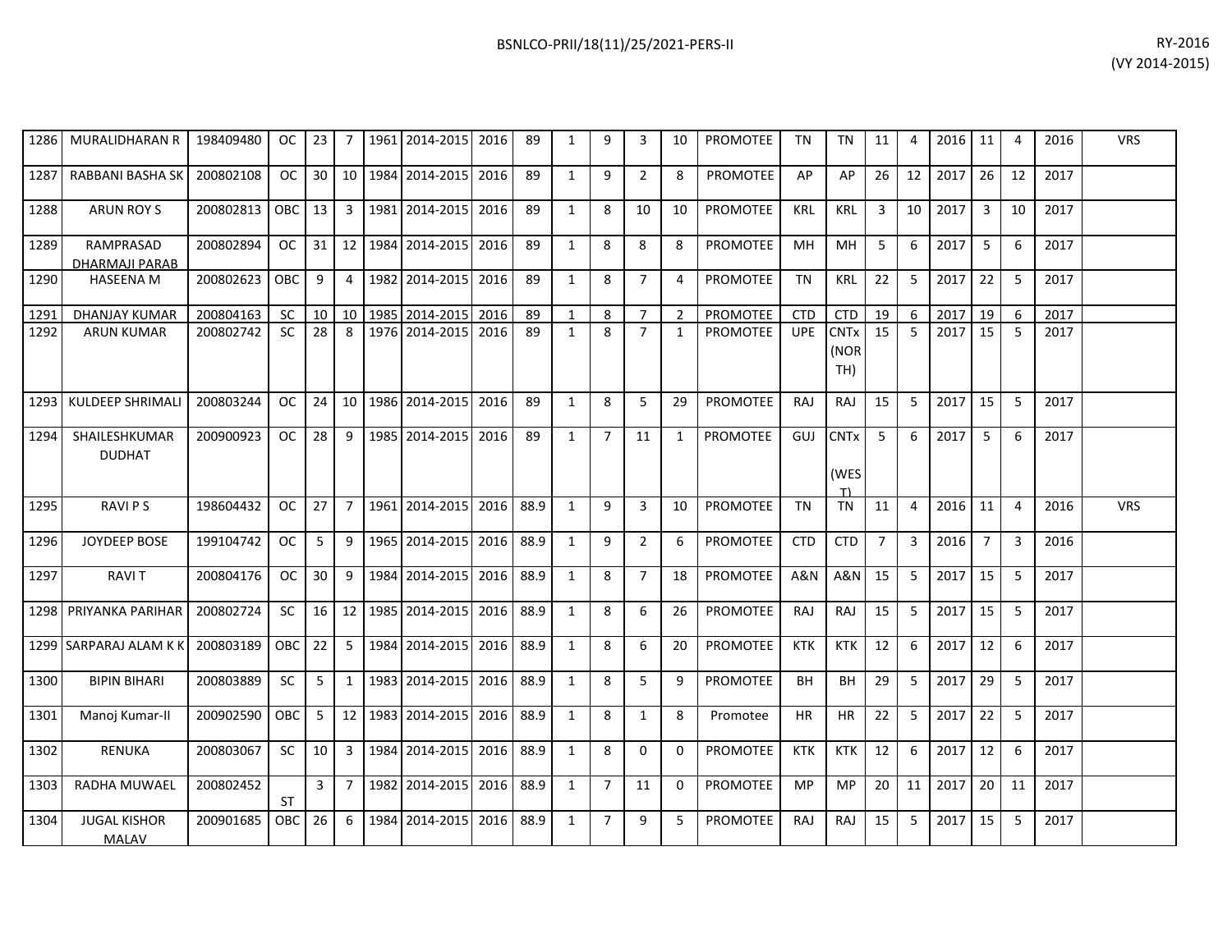| 1286 | MURALIDHARAN R | 198409480 | OC | 23 | 7 | 1961 | 2014-2015 | 2016 | 89 | 1 | 9 | 3 | 10 | PROMOTEE | TN | TN | 11 | 4 | 2016 | 11 | 4 | 2016 | VRS |
|---|---|---|---|---|---|---|---|---|---|---|---|---|---|---|---|---|---|---|---|---|---|---|---|
| 1287 | RABBANI BASHA SK | 200802108 | OC | 30 | 10 | 1984 | 2014-2015 | 2016 | 89 | 1 | 9 | 2 | 8 | PROMOTEE | AP | AP | 26 | 12 | 2017 | 26 | 12 | 2017 | |
| 1288 | ARUN ROY S | 200802813 | OBC | 13 | 3 | 1981 | 2014-2015 | 2016 | 89 | 1 | 8 | 10 | 10 | PROMOTEE | KRL | KRL | 3 | 10 | 2017 | 3 | 10 | 2017 | |
| 1289 | RAMPRASAD DHARMAJI PARAB | 200802894 | OC | 31 | 12 | 1984 | 2014-2015 | 2016 | 89 | 1 | 8 | 8 | 8 | PROMOTEE | MH | MH | 5 | 6 | 2017 | 5 | 6 | 2017 | |
| 1290 | HASEENA M | 200802623 | OBC | 9 | 4 | 1982 | 2014-2015 | 2016 | 89 | 1 | 8 | 7 | 4 | PROMOTEE | TN | KRL | 22 | 5 | 2017 | 22 | 5 | 2017 | |
| 1291 | DHANJAY KUMAR | 200804163 | SC | 10 | 10 | 1985 | 2014-2015 | 2016 | 89 | 1 | 8 | 7 | 2 | PROMOTEE | CTD | CTD | 19 | 6 | 2017 | 19 | 6 | 2017 | |
| 1292 | ARUN KUMAR | 200802742 | SC | 28 | 8 | 1976 | 2014-2015 | 2016 | 89 | 1 | 8 | 7 | 1 | PROMOTEE | UPE | CNTx (NORTH) | 15 | 5 | 2017 | 15 | 5 | 2017 | |
| 1293 | KULDEEP SHRIMALI | 200803244 | OC | 24 | 10 | 1986 | 2014-2015 | 2016 | 89 | 1 | 8 | 5 | 29 | PROMOTEE | RAJ | RAJ | 15 | 5 | 2017 | 15 | 5 | 2017 | |
| 1294 | SHAILESHKUMAR DUDHAT | 200900923 | OC | 28 | 9 | 1985 | 2014-2015 | 2016 | 89 | 1 | 7 | 11 | 1 | PROMOTEE | GUJ | CNTx (WEST) | 5 | 6 | 2017 | 5 | 6 | 2017 | |
| 1295 | RAVI P S | 198604432 | OC | 27 | 7 | 1961 | 2014-2015 | 2016 | 88.9 | 1 | 9 | 3 | 10 | PROMOTEE | TN | TN | 11 | 4 | 2016 | 11 | 4 | 2016 | VRS |
| 1296 | JOYDEEP BOSE | 199104742 | OC | 5 | 9 | 1965 | 2014-2015 | 2016 | 88.9 | 1 | 9 | 2 | 6 | PROMOTEE | CTD | CTD | 7 | 3 | 2016 | 7 | 3 | 2016 | |
| 1297 | RAVI T | 200804176 | OC | 30 | 9 | 1984 | 2014-2015 | 2016 | 88.9 | 1 | 8 | 7 | 18 | PROMOTEE | A&N | A&N | 15 | 5 | 2017 | 15 | 5 | 2017 | |
| 1298 | PRIYANKA PARIHAR | 200802724 | SC | 16 | 12 | 1985 | 2014-2015 | 2016 | 88.9 | 1 | 8 | 6 | 26 | PROMOTEE | RAJ | RAJ | 15 | 5 | 2017 | 15 | 5 | 2017 | |
| 1299 | SARPARAJ ALAM K K | 200803189 | OBC | 22 | 5 | 1984 | 2014-2015 | 2016 | 88.9 | 1 | 8 | 6 | 20 | PROMOTEE | KTK | KTK | 12 | 6 | 2017 | 12 | 6 | 2017 | |
| 1300 | BIPIN BIHARI | 200803889 | SC | 5 | 1 | 1983 | 2014-2015 | 2016 | 88.9 | 1 | 8 | 5 | 9 | PROMOTEE | BH | BH | 29 | 5 | 2017 | 29 | 5 | 2017 | |
| 1301 | Manoj Kumar-II | 200902590 | OBC | 5 | 12 | 1983 | 2014-2015 | 2016 | 88.9 | 1 | 8 | 1 | 8 | Promotee | HR | HR | 22 | 5 | 2017 | 22 | 5 | 2017 | |
| 1302 | RENUKA | 200803067 | SC | 10 | 3 | 1984 | 2014-2015 | 2016 | 88.9 | 1 | 8 | 0 | 0 | PROMOTEE | KTK | KTK | 12 | 6 | 2017 | 12 | 6 | 2017 | |
| 1303 | RADHA MUWAEL | 200802452 | ST | 3 | 7 | 1982 | 2014-2015 | 2016 | 88.9 | 1 | 7 | 11 | 0 | PROMOTEE | MP | MP | 20 | 11 | 2017 | 20 | 11 | 2017 | |
| 1304 | JUGAL KISHOR MALAV | 200901685 | OBC | 26 | 6 | 1984 | 2014-2015 | 2016 | 88.9 | 1 | 7 | 9 | 5 | PROMOTEE | RAJ | RAJ | 15 | 5 | 2017 | 15 | 5 | 2017 | |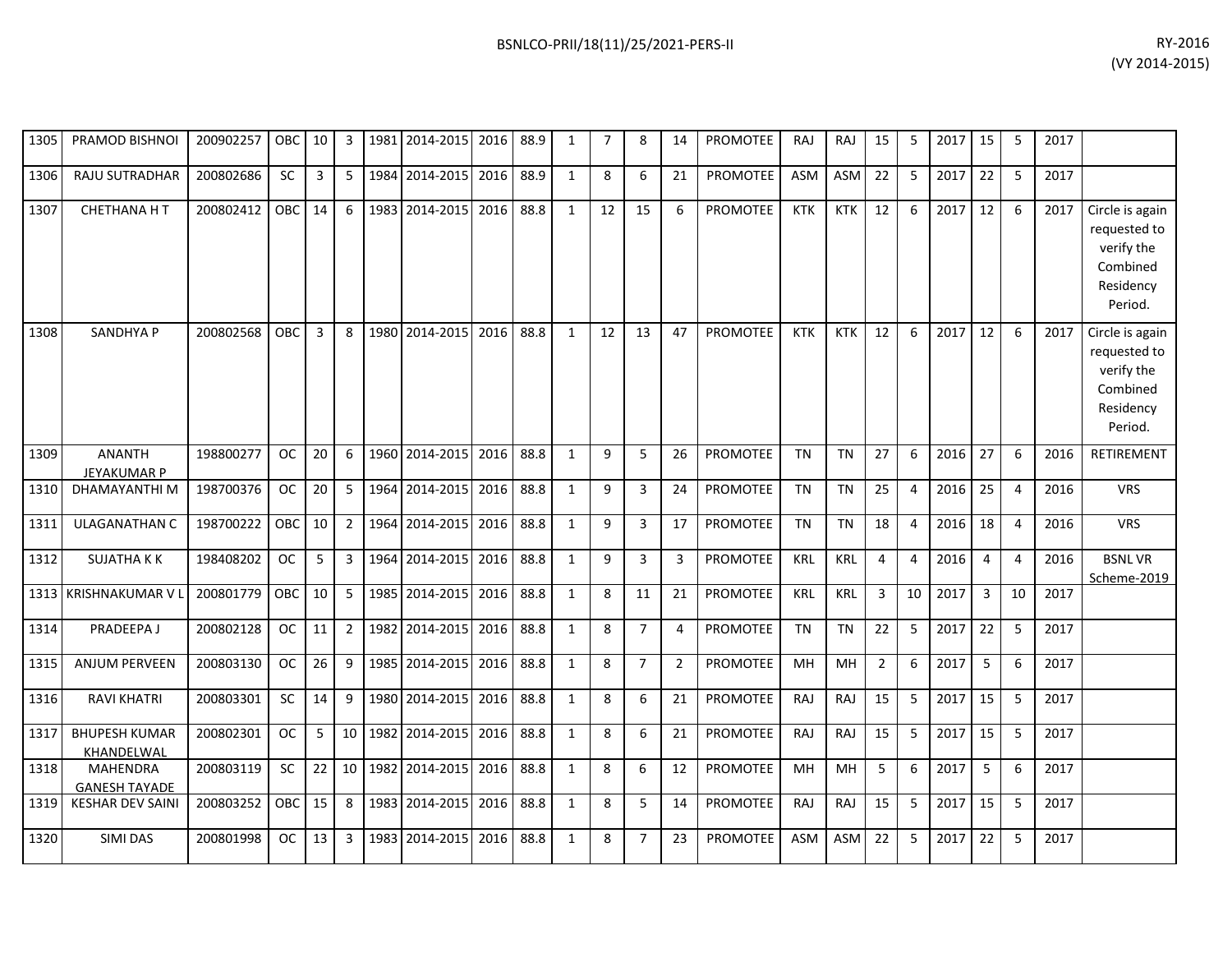| | | | | | | | | | | | | | | | | | | | | | | | | |
|---|---|---|---|---|---|---|---|---|---|---|---|---|---|---|---|---|---|---|---|---|---|---|---|---|
| 1305 | PRAMOD BISHNOI | 200902257 | OBC | 10 | 3 | 1981 | 2014-2015 | 2016 | 88.9 | 1 | 7 | 8 | 14 | PROMOTEE | RAJ | RAJ | 15 | 5 | 2017 | 15 | 5 | 2017 | |
| 1306 | RAJU SUTRADHAR | 200802686 | SC | 3 | 5 | 1984 | 2014-2015 | 2016 | 88.9 | 1 | 8 | 6 | 21 | PROMOTEE | ASM | ASM | 22 | 5 | 2017 | 22 | 5 | 2017 | |
| 1307 | CHETHANA H T | 200802412 | OBC | 14 | 6 | 1983 | 2014-2015 | 2016 | 88.8 | 1 | 12 | 15 | 6 | PROMOTEE | KTK | KTK | 12 | 6 | 2017 | 12 | 6 | 2017 | Circle is again requested to verify the Combined Residency Period. |
| 1308 | SANDHYA P | 200802568 | OBC | 3 | 8 | 1980 | 2014-2015 | 2016 | 88.8 | 1 | 12 | 13 | 47 | PROMOTEE | KTK | KTK | 12 | 6 | 2017 | 12 | 6 | 2017 | Circle is again requested to verify the Combined Residency Period. |
| 1309 | ANANTH JEYAKUMAR P | 198800277 | OC | 20 | 6 | 1960 | 2014-2015 | 2016 | 88.8 | 1 | 9 | 5 | 26 | PROMOTEE | TN | TN | 27 | 6 | 2016 | 27 | 6 | 2016 | RETIREMENT |
| 1310 | DHAMAYANTHI M | 198700376 | OC | 20 | 5 | 1964 | 2014-2015 | 2016 | 88.8 | 1 | 9 | 3 | 24 | PROMOTEE | TN | TN | 25 | 4 | 2016 | 25 | 4 | 2016 | VRS |
| 1311 | ULAGANATHAN C | 198700222 | OBC | 10 | 2 | 1964 | 2014-2015 | 2016 | 88.8 | 1 | 9 | 3 | 17 | PROMOTEE | TN | TN | 18 | 4 | 2016 | 18 | 4 | 2016 | VRS |
| 1312 | SUJATHA K K | 198408202 | OC | 5 | 3 | 1964 | 2014-2015 | 2016 | 88.8 | 1 | 9 | 3 | 3 | PROMOTEE | KRL | KRL | 4 | 4 | 2016 | 4 | 4 | 2016 | BSNL VR Scheme-2019 |
| 1313 | KRISHNAKUMAR V L | 200801779 | OBC | 10 | 5 | 1985 | 2014-2015 | 2016 | 88.8 | 1 | 8 | 11 | 21 | PROMOTEE | KRL | KRL | 3 | 10 | 2017 | 3 | 10 | 2017 | |
| 1314 | PRADEEPA J | 200802128 | OC | 11 | 2 | 1982 | 2014-2015 | 2016 | 88.8 | 1 | 8 | 7 | 4 | PROMOTEE | TN | TN | 22 | 5 | 2017 | 22 | 5 | 2017 | |
| 1315 | ANJUM PERVEEN | 200803130 | OC | 26 | 9 | 1985 | 2014-2015 | 2016 | 88.8 | 1 | 8 | 7 | 2 | PROMOTEE | MH | MH | 2 | 6 | 2017 | 5 | 6 | 2017 | |
| 1316 | RAVI KHATRI | 200803301 | SC | 14 | 9 | 1980 | 2014-2015 | 2016 | 88.8 | 1 | 8 | 6 | 21 | PROMOTEE | RAJ | RAJ | 15 | 5 | 2017 | 15 | 5 | 2017 | |
| 1317 | BHUPESH KUMAR KHANDELWAL | 200802301 | OC | 5 | 10 | 1982 | 2014-2015 | 2016 | 88.8 | 1 | 8 | 6 | 21 | PROMOTEE | RAJ | RAJ | 15 | 5 | 2017 | 15 | 5 | 2017 | |
| 1318 | MAHENDRA GANESH TAYADE | 200803119 | SC | 22 | 10 | 1982 | 2014-2015 | 2016 | 88.8 | 1 | 8 | 6 | 12 | PROMOTEE | MH | MH | 5 | 6 | 2017 | 5 | 6 | 2017 | |
| 1319 | KESHAR DEV SAINI | 200803252 | OBC | 15 | 8 | 1983 | 2014-2015 | 2016 | 88.8 | 1 | 8 | 5 | 14 | PROMOTEE | RAJ | RAJ | 15 | 5 | 2017 | 15 | 5 | 2017 | |
| 1320 | SIMI DAS | 200801998 | OC | 13 | 3 | 1983 | 2014-2015 | 2016 | 88.8 | 1 | 8 | 7 | 23 | PROMOTEE | ASM | ASM | 22 | 5 | 2017 | 22 | 5 | 2017 | |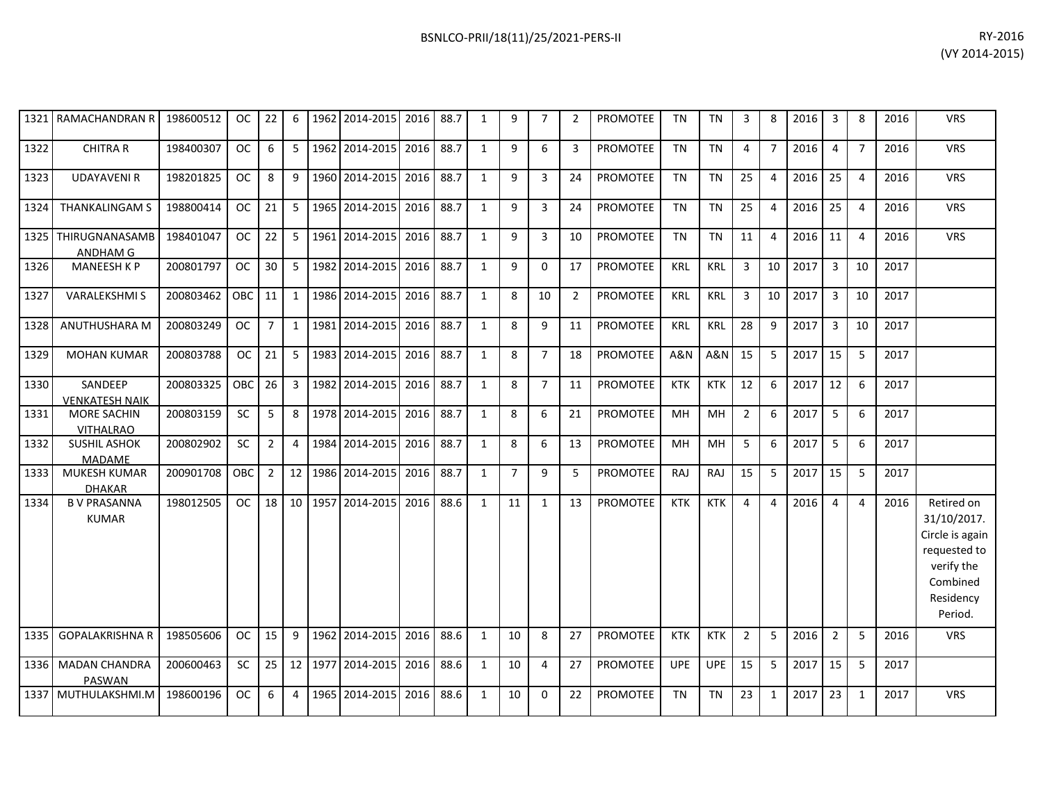| | | | | | | | | | | | | | | | | | | | | | | | | |
|---|---|---|---|---|---|---|---|---|---|---|---|---|---|---|---|---|---|---|---|---|---|---|---|---|
| 1321 | RAMACHANDRAN R | 198600512 | OC | 22 | 6 | 1962 | 2014-2015 | 2016 | 88.7 | 1 | 9 | 7 | 2 | PROMOTEE | TN | TN | 3 | 8 | 2016 | 3 | 8 | 2016 | VRS |
| 1322 | CHITRA R | 198400307 | OC | 6 | 5 | 1962 | 2014-2015 | 2016 | 88.7 | 1 | 9 | 6 | 3 | PROMOTEE | TN | TN | 4 | 7 | 2016 | 4 | 7 | 2016 | VRS |
| 1323 | UDAYAVENI R | 198201825 | OC | 8 | 9 | 1960 | 2014-2015 | 2016 | 88.7 | 1 | 9 | 3 | 24 | PROMOTEE | TN | TN | 25 | 4 | 2016 | 25 | 4 | 2016 | VRS |
| 1324 | THANKALINGAM S | 198800414 | OC | 21 | 5 | 1965 | 2014-2015 | 2016 | 88.7 | 1 | 9 | 3 | 24 | PROMOTEE | TN | TN | 25 | 4 | 2016 | 25 | 4 | 2016 | VRS |
| 1325 | THIRUGNANASAMBANDHAM G | 198401047 | OC | 22 | 5 | 1961 | 2014-2015 | 2016 | 88.7 | 1 | 9 | 3 | 10 | PROMOTEE | TN | TN | 11 | 4 | 2016 | 11 | 4 | 2016 | VRS |
| 1326 | MANEESH K P | 200801797 | OC | 30 | 5 | 1982 | 2014-2015 | 2016 | 88.7 | 1 | 9 | 0 | 17 | PROMOTEE | KRL | KRL | 3 | 10 | 2017 | 3 | 10 | 2017 | |
| 1327 | VARALEKSHMI S | 200803462 | OBC | 11 | 1 | 1986 | 2014-2015 | 2016 | 88.7 | 1 | 8 | 10 | 2 | PROMOTEE | KRL | KRL | 3 | 10 | 2017 | 3 | 10 | 2017 | |
| 1328 | ANUTHUSHARA M | 200803249 | OC | 7 | 1 | 1981 | 2014-2015 | 2016 | 88.7 | 1 | 8 | 9 | 11 | PROMOTEE | KRL | KRL | 28 | 9 | 2017 | 3 | 10 | 2017 | |
| 1329 | MOHAN KUMAR | 200803788 | OC | 21 | 5 | 1983 | 2014-2015 | 2016 | 88.7 | 1 | 8 | 7 | 18 | PROMOTEE | A&N | A&N | 15 | 5 | 2017 | 15 | 5 | 2017 | |
| 1330 | SANDEEP VENKATESH NAIK | 200803325 | OBC | 26 | 3 | 1982 | 2014-2015 | 2016 | 88.7 | 1 | 8 | 7 | 11 | PROMOTEE | KTK | KTK | 12 | 6 | 2017 | 12 | 6 | 2017 | |
| 1331 | MORE SACHIN VITHALRAO | 200803159 | SC | 5 | 8 | 1978 | 2014-2015 | 2016 | 88.7 | 1 | 8 | 6 | 21 | PROMOTEE | MH | MH | 2 | 6 | 2017 | 5 | 6 | 2017 | |
| 1332 | SUSHIL ASHOK MADAME | 200802902 | SC | 2 | 4 | 1984 | 2014-2015 | 2016 | 88.7 | 1 | 8 | 6 | 13 | PROMOTEE | MH | MH | 5 | 6 | 2017 | 5 | 6 | 2017 | |
| 1333 | MUKESH KUMAR DHAKAR | 200901708 | OBC | 2 | 12 | 1986 | 2014-2015 | 2016 | 88.7 | 1 | 7 | 9 | 5 | PROMOTEE | RAJ | RAJ | 15 | 5 | 2017 | 15 | 5 | 2017 | |
| 1334 | B V PRASANNA KUMAR | 198012505 | OC | 18 | 10 | 1957 | 2014-2015 | 2016 | 88.6 | 1 | 11 | 1 | 13 | PROMOTEE | KTK | KTK | 4 | 4 | 2016 | 4 | 4 | 2016 | Retired on 31/10/2017. Circle is again requested to verify the Combined Residency Period. |
| 1335 | GOPALAKRISHNA R | 198505606 | OC | 15 | 9 | 1962 | 2014-2015 | 2016 | 88.6 | 1 | 10 | 8 | 27 | PROMOTEE | KTK | KTK | 2 | 5 | 2016 | 2 | 5 | 2016 | VRS |
| 1336 | MADAN CHANDRA PASWAN | 200600463 | SC | 25 | 12 | 1977 | 2014-2015 | 2016 | 88.6 | 1 | 10 | 4 | 27 | PROMOTEE | UPE | UPE | 15 | 5 | 2017 | 15 | 5 | 2017 | |
| 1337 | MUTHULAKSHMI.M | 198600196 | OC | 6 | 4 | 1965 | 2014-2015 | 2016 | 88.6 | 1 | 10 | 0 | 22 | PROMOTEE | TN | TN | 23 | 1 | 2017 | 23 | 1 | 2017 | VRS |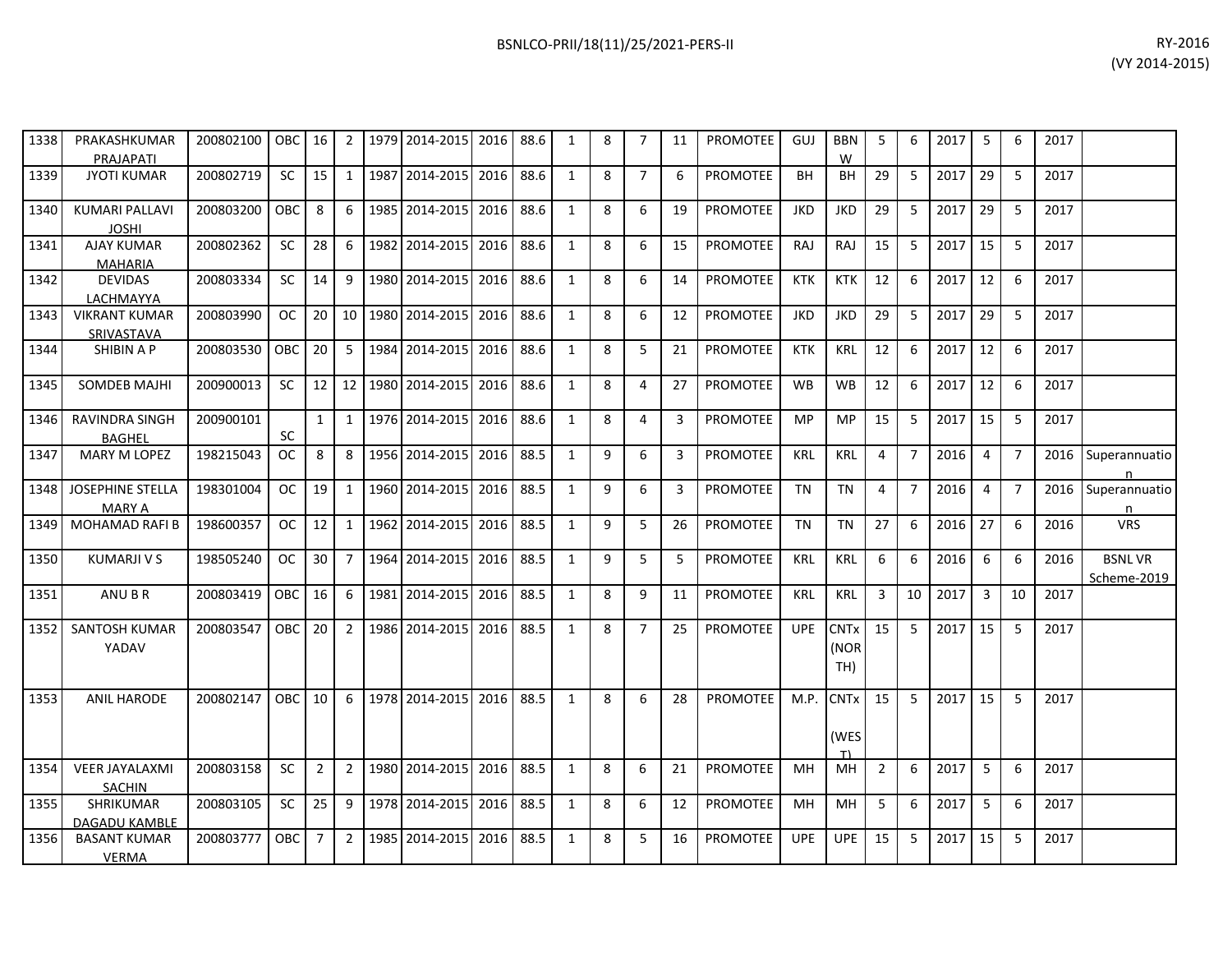| 1338 | PRAKASHKUMAR PRAJAPATI | 200802100 | OBC | 16 | 2 | 1979 | 2014-2015 | 2016 | 88.6 | 1 | 8 | 7 | 11 | PROMOTEE | GUJ | BBNW | 5 | 6 | 2017 | 5 | 6 | 2017 | |
|---|---|---|---|---|---|---|---|---|---|---|---|---|---|---|---|---|---|---|---|---|---|---|---|
| 1339 | JYOTI KUMAR | 200802719 | SC | 15 | 1 | 1987 | 2014-2015 | 2016 | 88.6 | 1 | 8 | 7 | 6 | PROMOTEE | BH | BH | 29 | 5 | 2017 | 29 | 5 | 2017 | |
| 1340 | KUMARI PALLAVI JOSHI | 200803200 | OBC | 8 | 6 | 1985 | 2014-2015 | 2016 | 88.6 | 1 | 8 | 6 | 19 | PROMOTEE | JKD | JKD | 29 | 5 | 2017 | 29 | 5 | 2017 | |
| 1341 | AJAY KUMAR MAHARIA | 200802362 | SC | 28 | 6 | 1982 | 2014-2015 | 2016 | 88.6 | 1 | 8 | 6 | 15 | PROMOTEE | RAJ | RAJ | 15 | 5 | 2017 | 15 | 5 | 2017 | |
| 1342 | DEVIDAS LACHMAYYA | 200803334 | SC | 14 | 9 | 1980 | 2014-2015 | 2016 | 88.6 | 1 | 8 | 6 | 14 | PROMOTEE | KTK | KTK | 12 | 6 | 2017 | 12 | 6 | 2017 | |
| 1343 | VIKRANT KUMAR SRIVASTAVA | 200803990 | OC | 20 | 10 | 1980 | 2014-2015 | 2016 | 88.6 | 1 | 8 | 6 | 12 | PROMOTEE | JKD | JKD | 29 | 5 | 2017 | 29 | 5 | 2017 | |
| 1344 | SHIBIN A P | 200803530 | OBC | 20 | 5 | 1984 | 2014-2015 | 2016 | 88.6 | 1 | 8 | 5 | 21 | PROMOTEE | KTK | KRL | 12 | 6 | 2017 | 12 | 6 | 2017 | |
| 1345 | SOMDEB MAJHI | 200900013 | SC | 12 | 12 | 1980 | 2014-2015 | 2016 | 88.6 | 1 | 8 | 4 | 27 | PROMOTEE | WB | WB | 12 | 6 | 2017 | 12 | 6 | 2017 | |
| 1346 | RAVINDRA SINGH BAGHEL | 200900101 | SC | 1 | 1 | 1976 | 2014-2015 | 2016 | 88.6 | 1 | 8 | 4 | 3 | PROMOTEE | MP | MP | 15 | 5 | 2017 | 15 | 5 | 2017 | |
| 1347 | MARY M LOPEZ | 198215043 | OC | 8 | 8 | 1956 | 2014-2015 | 2016 | 88.5 | 1 | 9 | 6 | 3 | PROMOTEE | KRL | KRL | 4 | 7 | 2016 | 4 | 7 | 2016 | Superannuation |
| 1348 | JOSEPHINE STELLA MARY A | 198301004 | OC | 19 | 1 | 1960 | 2014-2015 | 2016 | 88.5 | 1 | 9 | 6 | 3 | PROMOTEE | TN | TN | 4 | 7 | 2016 | 4 | 7 | 2016 | Superannuation |
| 1349 | MOHAMAD RAFI B | 198600357 | OC | 12 | 1 | 1962 | 2014-2015 | 2016 | 88.5 | 1 | 9 | 5 | 26 | PROMOTEE | TN | TN | 27 | 6 | 2016 | 27 | 6 | 2016 | VRS |
| 1350 | KUMARJI V S | 198505240 | OC | 30 | 7 | 1964 | 2014-2015 | 2016 | 88.5 | 1 | 9 | 5 | 5 | PROMOTEE | KRL | KRL | 6 | 6 | 2016 | 6 | 6 | 2016 | BSNL VR Scheme-2019 |
| 1351 | ANU B R | 200803419 | OBC | 16 | 6 | 1981 | 2014-2015 | 2016 | 88.5 | 1 | 8 | 9 | 11 | PROMOTEE | KRL | KRL | 3 | 10 | 2017 | 3 | 10 | 2017 | |
| 1352 | SANTOSH KUMAR YADAV | 200803547 | OBC | 20 | 2 | 1986 | 2014-2015 | 2016 | 88.5 | 1 | 8 | 7 | 25 | PROMOTEE | UPE | CNTx (NORTH) | 15 | 5 | 2017 | 15 | 5 | 2017 | |
| 1353 | ANIL HARODE | 200802147 | OBC | 10 | 6 | 1978 | 2014-2015 | 2016 | 88.5 | 1 | 8 | 6 | 28 | PROMOTEE | M.P. | CNTx (WEST) | 15 | 5 | 2017 | 15 | 5 | 2017 | |
| 1354 | VEER JAYALAXMI SACHIN | 200803158 | SC | 2 | 2 | 1980 | 2014-2015 | 2016 | 88.5 | 1 | 8 | 6 | 21 | PROMOTEE | MH | MH | 2 | 6 | 2017 | 5 | 6 | 2017 | |
| 1355 | SHRIKUMAR DAGADU KAMBLE | 200803105 | SC | 25 | 9 | 1978 | 2014-2015 | 2016 | 88.5 | 1 | 8 | 6 | 12 | PROMOTEE | MH | MH | 5 | 6 | 2017 | 5 | 6 | 2017 | |
| 1356 | BASANT KUMAR VERMA | 200803777 | OBC | 7 | 2 | 1985 | 2014-2015 | 2016 | 88.5 | 1 | 8 | 5 | 16 | PROMOTEE | UPE | UPE | 15 | 5 | 2017 | 15 | 5 | 2017 | |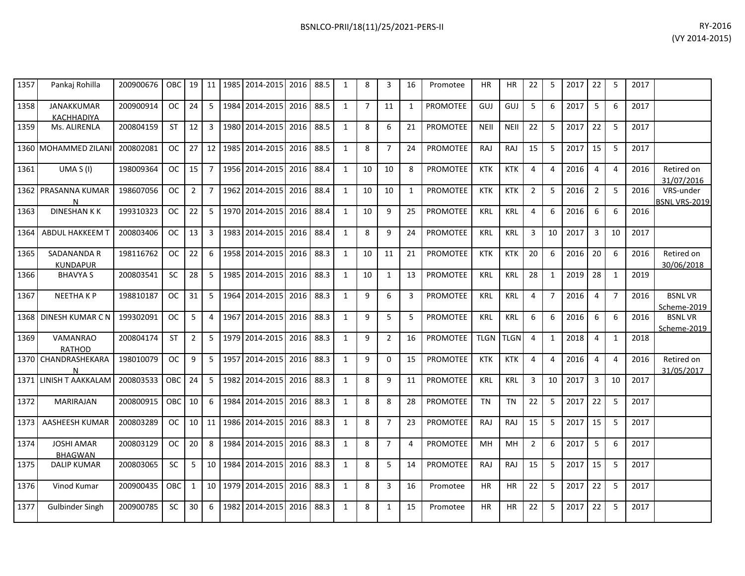| | | | | | | | | | | | | | | | | | | | | | | | | |
|---|---|---|---|---|---|---|---|---|---|---|---|---|---|---|---|---|---|---|---|---|---|---|---|---|
| 1357 | Pankaj Rohilla | 200900676 | OBC | 19 | 11 | 1985 | 2014-2015 | 2016 | 88.5 | 1 | 8 | 3 | 16 | Promotee | HR | HR | 22 | 5 | 2017 | 22 | 5 | 2017 | |
| 1358 | JANAKKUMAR KACHHADIYA | 200900914 | OC | 24 | 5 | 1984 | 2014-2015 | 2016 | 88.5 | 1 | 7 | 11 | 1 | PROMOTEE | GUJ | GUJ | 5 | 6 | 2017 | 5 | 6 | 2017 | |
| 1359 | Ms. ALIRENLA | 200804159 | ST | 12 | 3 | 1980 | 2014-2015 | 2016 | 88.5 | 1 | 8 | 6 | 21 | PROMOTEE | NEII | NEII | 22 | 5 | 2017 | 22 | 5 | 2017 | |
| 1360 | MOHAMMED ZILANI | 200802081 | OC | 27 | 12 | 1985 | 2014-2015 | 2016 | 88.5 | 1 | 8 | 7 | 24 | PROMOTEE | RAJ | RAJ | 15 | 5 | 2017 | 15 | 5 | 2017 | |
| 1361 | UMA S (I) | 198009364 | OC | 15 | 7 | 1956 | 2014-2015 | 2016 | 88.4 | 1 | 10 | 10 | 8 | PROMOTEE | KTK | KTK | 4 | 4 | 2016 | 4 | 4 | 2016 | Retired on 31/07/2016 |
| 1362 | PRASANNA KUMAR N | 198607056 | OC | 2 | 7 | 1962 | 2014-2015 | 2016 | 88.4 | 1 | 10 | 10 | 1 | PROMOTEE | KTK | KTK | 2 | 5 | 2016 | 2 | 5 | 2016 | VRS-under BSNL VRS-2019 |
| 1363 | DINESHAN K K | 199310323 | OC | 22 | 5 | 1970 | 2014-2015 | 2016 | 88.4 | 1 | 10 | 9 | 25 | PROMOTEE | KRL | KRL | 4 | 6 | 2016 | 6 | 6 | 2016 | |
| 1364 | ABDUL HAKKEEM T | 200803406 | OC | 13 | 3 | 1983 | 2014-2015 | 2016 | 88.4 | 1 | 8 | 9 | 24 | PROMOTEE | KRL | KRL | 3 | 10 | 2017 | 3 | 10 | 2017 | |
| 1365 | SADANANDA R KUNDAPUR | 198116762 | OC | 22 | 6 | 1958 | 2014-2015 | 2016 | 88.3 | 1 | 10 | 11 | 21 | PROMOTEE | KTK | KTK | 20 | 6 | 2016 | 20 | 6 | 2016 | Retired on 30/06/2018 |
| 1366 | BHAVYA S | 200803541 | SC | 28 | 5 | 1985 | 2014-2015 | 2016 | 88.3 | 1 | 10 | 1 | 13 | PROMOTEE | KRL | KRL | 28 | 1 | 2019 | 28 | 1 | 2019 | |
| 1367 | NEETHA K P | 198810187 | OC | 31 | 5 | 1964 | 2014-2015 | 2016 | 88.3 | 1 | 9 | 6 | 3 | PROMOTEE | KRL | KRL | 4 | 7 | 2016 | 4 | 7 | 2016 | BSNL VR Scheme-2019 |
| 1368 | DINESH KUMAR C N | 199302091 | OC | 5 | 4 | 1967 | 2014-2015 | 2016 | 88.3 | 1 | 9 | 5 | 5 | PROMOTEE | KRL | KRL | 6 | 6 | 2016 | 6 | 6 | 2016 | BSNL VR Scheme-2019 |
| 1369 | VAMANRAO RATHOD | 200804174 | ST | 2 | 5 | 1979 | 2014-2015 | 2016 | 88.3 | 1 | 9 | 2 | 16 | PROMOTEE | TLGN | TLGN | 4 | 1 | 2018 | 4 | 1 | 2018 | |
| 1370 | CHANDRASHEKARA N | 198010079 | OC | 9 | 5 | 1957 | 2014-2015 | 2016 | 88.3 | 1 | 9 | 0 | 15 | PROMOTEE | KTK | KTK | 4 | 4 | 2016 | 4 | 4 | 2016 | Retired on 31/05/2017 |
| 1371 | LINISH T AAKKALAM | 200803533 | OBC | 24 | 5 | 1982 | 2014-2015 | 2016 | 88.3 | 1 | 8 | 9 | 11 | PROMOTEE | KRL | KRL | 3 | 10 | 2017 | 3 | 10 | 2017 | |
| 1372 | MARIRAJAN | 200800915 | OBC | 10 | 6 | 1984 | 2014-2015 | 2016 | 88.3 | 1 | 8 | 8 | 28 | PROMOTEE | TN | TN | 22 | 5 | 2017 | 22 | 5 | 2017 | |
| 1373 | AASHEESH KUMAR | 200803289 | OC | 10 | 11 | 1986 | 2014-2015 | 2016 | 88.3 | 1 | 8 | 7 | 23 | PROMOTEE | RAJ | RAJ | 15 | 5 | 2017 | 15 | 5 | 2017 | |
| 1374 | JOSHI AMAR BHAGWAN | 200803129 | OC | 20 | 8 | 1984 | 2014-2015 | 2016 | 88.3 | 1 | 8 | 7 | 4 | PROMOTEE | MH | MH | 2 | 6 | 2017 | 5 | 6 | 2017 | |
| 1375 | DALIP KUMAR | 200803065 | SC | 5 | 10 | 1984 | 2014-2015 | 2016 | 88.3 | 1 | 8 | 5 | 14 | PROMOTEE | RAJ | RAJ | 15 | 5 | 2017 | 15 | 5 | 2017 | |
| 1376 | Vinod Kumar | 200900435 | OBC | 1 | 10 | 1979 | 2014-2015 | 2016 | 88.3 | 1 | 8 | 3 | 16 | Promotee | HR | HR | 22 | 5 | 2017 | 22 | 5 | 2017 | |
| 1377 | Gulbinder Singh | 200900785 | SC | 30 | 6 | 1982 | 2014-2015 | 2016 | 88.3 | 1 | 8 | 1 | 15 | Promotee | HR | HR | 22 | 5 | 2017 | 22 | 5 | 2017 | |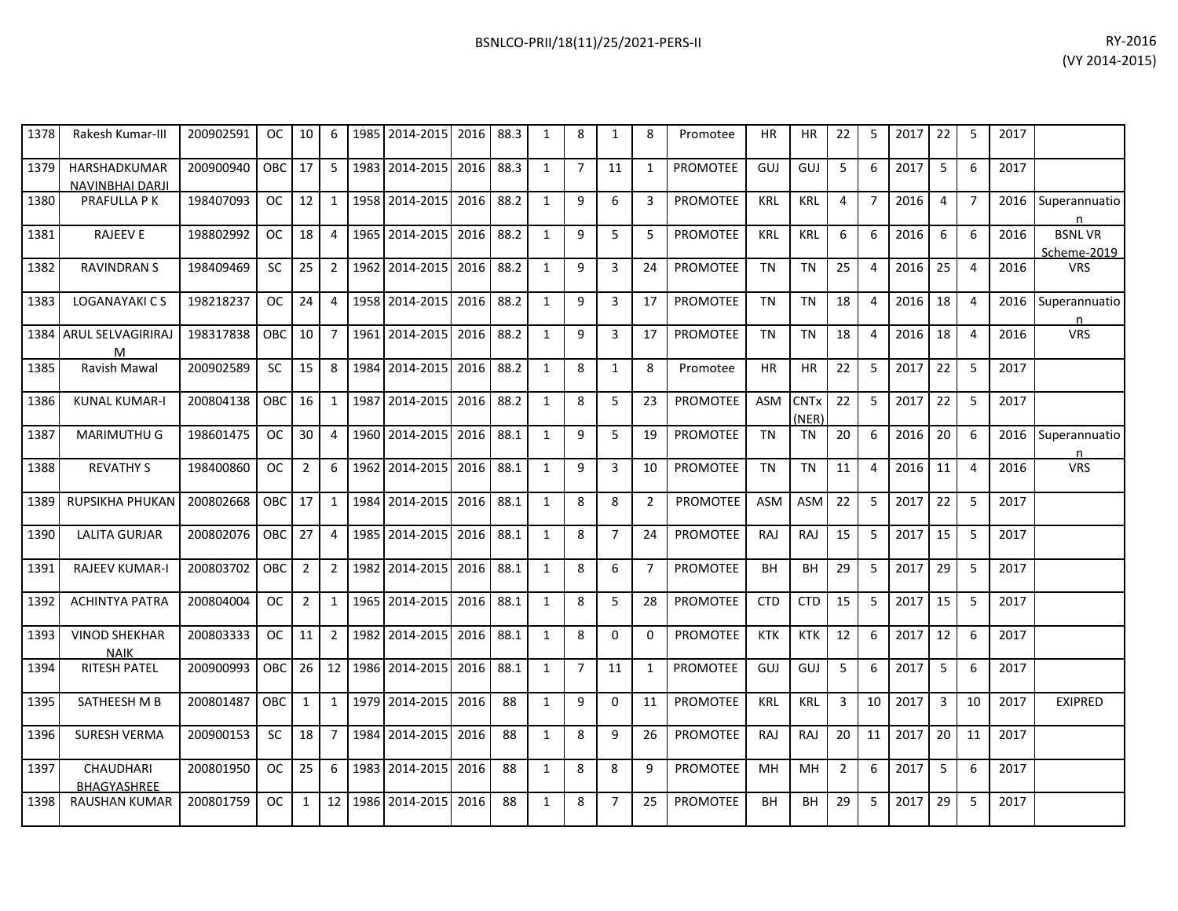| | | | | | | | | | | | | | | | | | | | | | | | | |
|---|---|---|---|---|---|---|---|---|---|---|---|---|---|---|---|---|---|---|---|---|---|---|---|---|
| 1378 | Rakesh Kumar-III | 200902591 | OC | 10 | 6 | 1985 | 2014-2015 | 2016 | 88.3 | 1 | 8 | 1 | 8 | Promotee | HR | HR | 22 | 5 | 2017 | 22 | 5 | 2017 | |
| 1379 | HARSHADKUMAR NAVINBHAI DARJI | 200900940 | OBC | 17 | 5 | 1983 | 2014-2015 | 2016 | 88.3 | 1 | 7 | 11 | 1 | PROMOTEE | GUJ | GUJ | 5 | 6 | 2017 | 5 | 6 | 2017 | |
| 1380 | PRAFULLA P K | 198407093 | OC | 12 | 1 | 1958 | 2014-2015 | 2016 | 88.2 | 1 | 9 | 6 | 3 | PROMOTEE | KRL | KRL | 4 | 7 | 2016 | 4 | 7 | 2016 | Superannuation |
| 1381 | RAJEEV E | 198802992 | OC | 18 | 4 | 1965 | 2014-2015 | 2016 | 88.2 | 1 | 9 | 5 | 5 | PROMOTEE | KRL | KRL | 6 | 6 | 2016 | 6 | 6 | 2016 | BSNL VR Scheme-2019 |
| 1382 | RAVINDRAN S | 198409469 | SC | 25 | 2 | 1962 | 2014-2015 | 2016 | 88.2 | 1 | 9 | 3 | 24 | PROMOTEE | TN | TN | 25 | 4 | 2016 | 25 | 4 | 2016 | VRS |
| 1383 | LOGANAYAKI C S | 198218237 | OC | 24 | 4 | 1958 | 2014-2015 | 2016 | 88.2 | 1 | 9 | 3 | 17 | PROMOTEE | TN | TN | 18 | 4 | 2016 | 18 | 4 | 2016 | Superannuation |
| 1384 | ARUL SELVAGIRIRAJ M | 198317838 | OBC | 10 | 7 | 1961 | 2014-2015 | 2016 | 88.2 | 1 | 9 | 3 | 17 | PROMOTEE | TN | TN | 18 | 4 | 2016 | 18 | 4 | 2016 | VRS |
| 1385 | Ravish Mawal | 200902589 | SC | 15 | 8 | 1984 | 2014-2015 | 2016 | 88.2 | 1 | 8 | 1 | 8 | Promotee | HR | HR | 22 | 5 | 2017 | 22 | 5 | 2017 | |
| 1386 | KUNAL KUMAR-I | 200804138 | OBC | 16 | 1 | 1987 | 2014-2015 | 2016 | 88.2 | 1 | 8 | 5 | 23 | PROMOTEE | ASM | CNTx (NER) | 22 | 5 | 2017 | 22 | 5 | 2017 | |
| 1387 | MARIMUTHU G | 198601475 | OC | 30 | 4 | 1960 | 2014-2015 | 2016 | 88.1 | 1 | 9 | 5 | 19 | PROMOTEE | TN | TN | 20 | 6 | 2016 | 20 | 6 | 2016 | Superannuation |
| 1388 | REVATHY S | 198400860 | OC | 2 | 6 | 1962 | 2014-2015 | 2016 | 88.1 | 1 | 9 | 3 | 10 | PROMOTEE | TN | TN | 11 | 4 | 2016 | 11 | 4 | 2016 | VRS |
| 1389 | RUPSIKHA PHUKAN | 200802668 | OBC | 17 | 1 | 1984 | 2014-2015 | 2016 | 88.1 | 1 | 8 | 8 | 2 | PROMOTEE | ASM | ASM | 22 | 5 | 2017 | 22 | 5 | 2017 | |
| 1390 | LALITA GURJAR | 200802076 | OBC | 27 | 4 | 1985 | 2014-2015 | 2016 | 88.1 | 1 | 8 | 7 | 24 | PROMOTEE | RAJ | RAJ | 15 | 5 | 2017 | 15 | 5 | 2017 | |
| 1391 | RAJEEV KUMAR-I | 200803702 | OBC | 2 | 2 | 1982 | 2014-2015 | 2016 | 88.1 | 1 | 8 | 6 | 7 | PROMOTEE | BH | BH | 29 | 5 | 2017 | 29 | 5 | 2017 | |
| 1392 | ACHINTYA PATRA | 200804004 | OC | 2 | 1 | 1965 | 2014-2015 | 2016 | 88.1 | 1 | 8 | 5 | 28 | PROMOTEE | CTD | CTD | 15 | 5 | 2017 | 15 | 5 | 2017 | |
| 1393 | VINOD SHEKHAR NAIK | 200803333 | OC | 11 | 2 | 1982 | 2014-2015 | 2016 | 88.1 | 1 | 8 | 0 | 0 | PROMOTEE | KTK | KTK | 12 | 6 | 2017 | 12 | 6 | 2017 | |
| 1394 | RITESH PATEL | 200900993 | OBC | 26 | 12 | 1986 | 2014-2015 | 2016 | 88.1 | 1 | 7 | 11 | 1 | PROMOTEE | GUJ | GUJ | 5 | 6 | 2017 | 5 | 6 | 2017 | |
| 1395 | SATHEESH M B | 200801487 | OBC | 1 | 1 | 1979 | 2014-2015 | 2016 | 88 | 1 | 9 | 0 | 11 | PROMOTEE | KRL | KRL | 3 | 10 | 2017 | 3 | 10 | 2017 | EXIPRED |
| 1396 | SURESH VERMA | 200900153 | SC | 18 | 7 | 1984 | 2014-2015 | 2016 | 88 | 1 | 8 | 9 | 26 | PROMOTEE | RAJ | RAJ | 20 | 11 | 2017 | 20 | 11 | 2017 | |
| 1397 | CHAUDHARI BHAGYASHREE | 200801950 | OC | 25 | 6 | 1983 | 2014-2015 | 2016 | 88 | 1 | 8 | 8 | 9 | PROMOTEE | MH | MH | 2 | 6 | 2017 | 5 | 6 | 2017 | |
| 1398 | RAUSHAN KUMAR | 200801759 | OC | 1 | 12 | 1986 | 2014-2015 | 2016 | 88 | 1 | 8 | 7 | 25 | PROMOTEE | BH | BH | 29 | 5 | 2017 | 29 | 5 | 2017 | |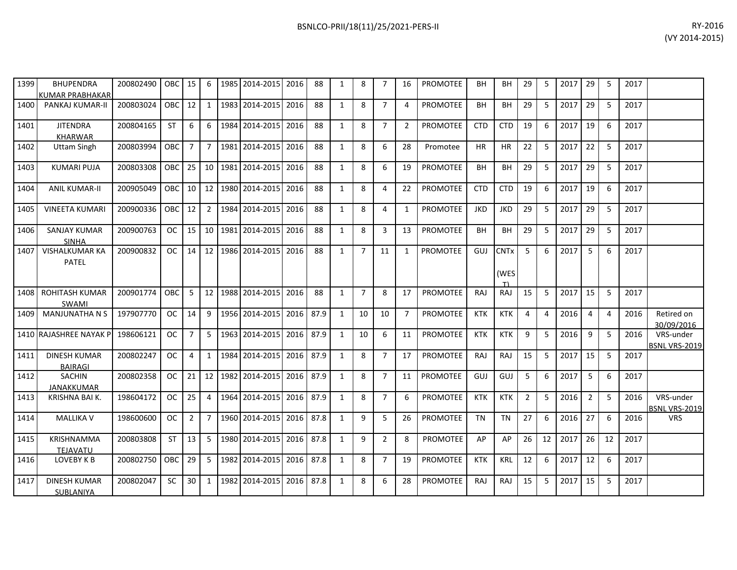| 1399 | BHUPENDRA KUMAR PRABHAKAR | 200802490 | OBC | 15 | 6 | 1985 | 2014-2015 | 2016 | 88 | 1 | 8 | 7 | 16 | PROMOTEE | BH | BH | 29 | 5 | 2017 | 29 | 5 | 2017 | |
|---|---|---|---|---|---|---|---|---|---|---|---|---|---|---|---|---|---|---|---|---|---|---|---|
| 1400 | PANKAJ KUMAR-II | 200803024 | OBC | 12 | 1 | 1983 | 2014-2015 | 2016 | 88 | 1 | 8 | 7 | 4 | PROMOTEE | BH | BH | 29 | 5 | 2017 | 29 | 5 | 2017 | |
| 1401 | JITENDRA KHARWAR | 200804165 | ST | 6 | 6 | 1984 | 2014-2015 | 2016 | 88 | 1 | 8 | 7 | 2 | PROMOTEE | CTD | CTD | 19 | 6 | 2017 | 19 | 6 | 2017 | |
| 1402 | Uttam Singh | 200803994 | OBC | 7 | 7 | 1981 | 2014-2015 | 2016 | 88 | 1 | 8 | 6 | 28 | Promotee | HR | HR | 22 | 5 | 2017 | 22 | 5 | 2017 | |
| 1403 | KUMARI PUJA | 200803308 | OBC | 25 | 10 | 1981 | 2014-2015 | 2016 | 88 | 1 | 8 | 6 | 19 | PROMOTEE | BH | BH | 29 | 5 | 2017 | 29 | 5 | 2017 | |
| 1404 | ANIL KUMAR-II | 200905049 | OBC | 10 | 12 | 1980 | 2014-2015 | 2016 | 88 | 1 | 8 | 4 | 22 | PROMOTEE | CTD | CTD | 19 | 6 | 2017 | 19 | 6 | 2017 | |
| 1405 | VINEETA KUMARI | 200900336 | OBC | 12 | 2 | 1984 | 2014-2015 | 2016 | 88 | 1 | 8 | 4 | 1 | PROMOTEE | JKD | JKD | 29 | 5 | 2017 | 29 | 5 | 2017 | |
| 1406 | SANJAY KUMAR SINHA | 200900763 | OC | 15 | 10 | 1981 | 2014-2015 | 2016 | 88 | 1 | 8 | 3 | 13 | PROMOTEE | BH | BH | 29 | 5 | 2017 | 29 | 5 | 2017 | |
| 1407 | VISHALKUMAR KA PATEL | 200900832 | OC | 14 | 12 | 1986 | 2014-2015 | 2016 | 88 | 1 | 7 | 11 | 1 | PROMOTEE | GUJ | CNTx (WEST) | 5 | 6 | 2017 | 5 | 6 | 2017 | |
| 1408 | ROHITASH KUMAR SWAMI | 200901774 | OBC | 5 | 12 | 1988 | 2014-2015 | 2016 | 88 | 1 | 7 | 8 | 17 | PROMOTEE | RAJ | RAJ | 15 | 5 | 2017 | 15 | 5 | 2017 | |
| 1409 | MANJUNATHA N S | 197907770 | OC | 14 | 9 | 1956 | 2014-2015 | 2016 | 87.9 | 1 | 10 | 10 | 7 | PROMOTEE | KTK | KTK | 4 | 4 | 2016 | 4 | 4 | 2016 | Retired on 30/09/2016 |
| 1410 | RAJASHREE NAYAK P | 198606121 | OC | 7 | 5 | 1963 | 2014-2015 | 2016 | 87.9 | 1 | 10 | 6 | 11 | PROMOTEE | KTK | KTK | 9 | 5 | 2016 | 9 | 5 | 2016 | VRS-under BSNL VRS-2019 |
| 1411 | DINESH KUMAR BAIRAGI | 200802247 | OC | 4 | 1 | 1984 | 2014-2015 | 2016 | 87.9 | 1 | 8 | 7 | 17 | PROMOTEE | RAJ | RAJ | 15 | 5 | 2017 | 15 | 5 | 2017 | |
| 1412 | SACHIN JANAKKUMAR | 200802358 | OC | 21 | 12 | 1982 | 2014-2015 | 2016 | 87.9 | 1 | 8 | 7 | 11 | PROMOTEE | GUJ | GUJ | 5 | 6 | 2017 | 5 | 6 | 2017 | |
| 1413 | KRISHNA BAI K. | 198604172 | OC | 25 | 4 | 1964 | 2014-2015 | 2016 | 87.9 | 1 | 8 | 7 | 6 | PROMOTEE | KTK | KTK | 2 | 5 | 2016 | 2 | 5 | 2016 | VRS-under BSNL VRS-2019 |
| 1414 | MALLIKA V | 198600600 | OC | 2 | 7 | 1960 | 2014-2015 | 2016 | 87.8 | 1 | 9 | 5 | 26 | PROMOTEE | TN | TN | 27 | 6 | 2016 | 27 | 6 | 2016 | VRS |
| 1415 | KRISHNAMMA TEJAVATU | 200803808 | ST | 13 | 5 | 1980 | 2014-2015 | 2016 | 87.8 | 1 | 9 | 2 | 8 | PROMOTEE | AP | AP | 26 | 12 | 2017 | 26 | 12 | 2017 | |
| 1416 | LOVEBY K B | 200802750 | OBC | 29 | 5 | 1982 | 2014-2015 | 2016 | 87.8 | 1 | 8 | 7 | 19 | PROMOTEE | KTK | KRL | 12 | 6 | 2017 | 12 | 6 | 2017 | |
| 1417 | DINESH KUMAR SUBLANIYA | 200802047 | SC | 30 | 1 | 1982 | 2014-2015 | 2016 | 87.8 | 1 | 8 | 6 | 28 | PROMOTEE | RAJ | RAJ | 15 | 5 | 2017 | 15 | 5 | 2017 | |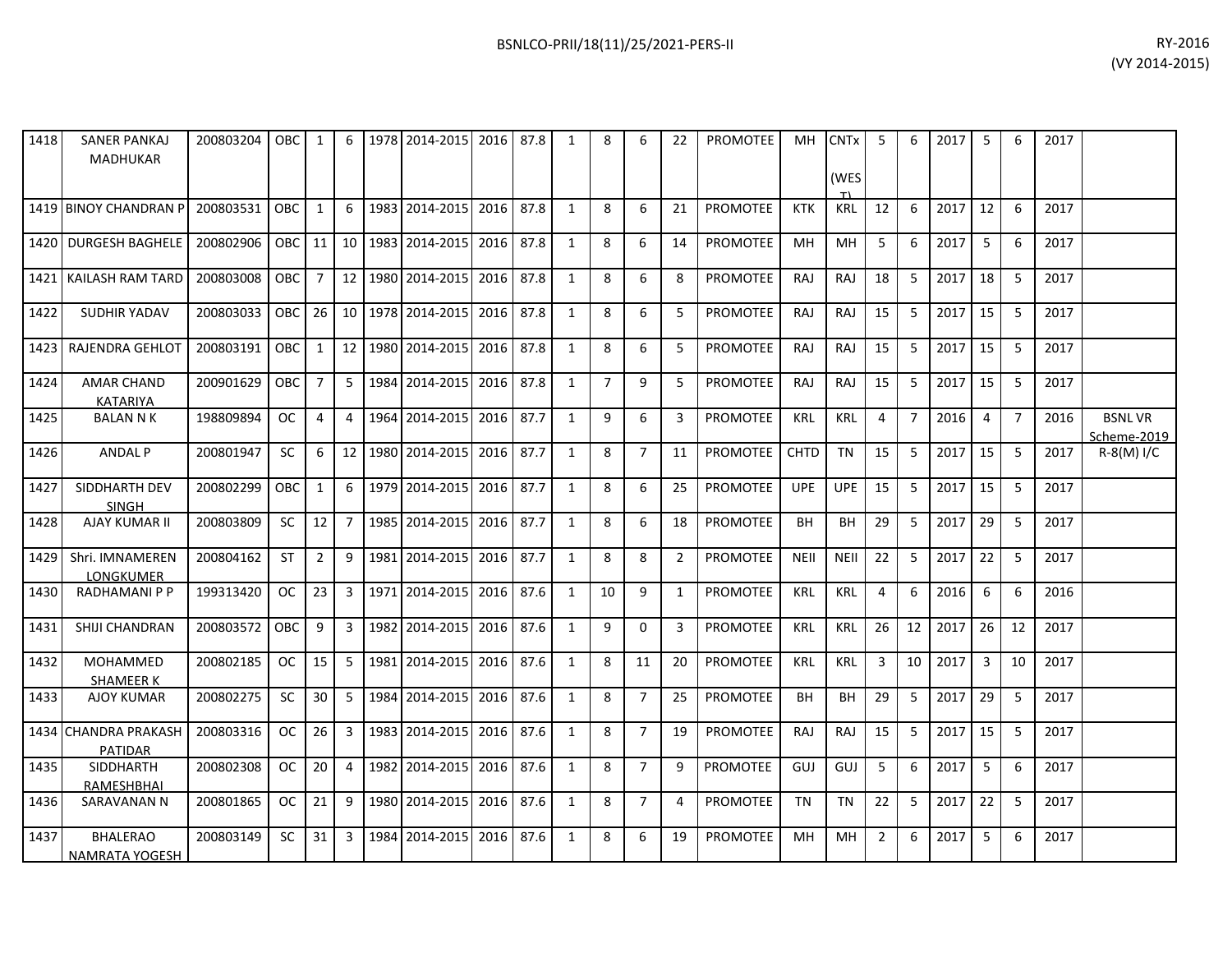| | | | | | | | | | | | | | | | | | | | | | | | | |
|---|---|---|---|---|---|---|---|---|---|---|---|---|---|---|---|---|---|---|---|---|---|---|---|---|
| 1418 | SANER PANKAJ MADHUKAR | 200803204 | OBC | 1 | 6 | 1978 | 2014-2015 | 2016 | 87.8 | 1 | 8 | 6 | 22 | PROMOTEE | MH | CNTx (WEST) | 5 | 6 | 2017 | 5 | 6 | 2017 | |
| 1419 | BINOY CHANDRAN P | 200803531 | OBC | 1 | 6 | 1983 | 2014-2015 | 2016 | 87.8 | 1 | 8 | 6 | 21 | PROMOTEE | KTK | KRL | 12 | 6 | 2017 | 12 | 6 | 2017 | |
| 1420 | DURGESH BAGHELE | 200802906 | OBC | 11 | 10 | 1983 | 2014-2015 | 2016 | 87.8 | 1 | 8 | 6 | 14 | PROMOTEE | MH | MH | 5 | 6 | 2017 | 5 | 6 | 2017 | |
| 1421 | KAILASH RAM TARD | 200803008 | OBC | 7 | 12 | 1980 | 2014-2015 | 2016 | 87.8 | 1 | 8 | 6 | 8 | PROMOTEE | RAJ | RAJ | 18 | 5 | 2017 | 18 | 5 | 2017 | |
| 1422 | SUDHIR YADAV | 200803033 | OBC | 26 | 10 | 1978 | 2014-2015 | 2016 | 87.8 | 1 | 8 | 6 | 5 | PROMOTEE | RAJ | RAJ | 15 | 5 | 2017 | 15 | 5 | 2017 | |
| 1423 | RAJENDRA GEHLOT | 200803191 | OBC | 1 | 12 | 1980 | 2014-2015 | 2016 | 87.8 | 1 | 8 | 6 | 5 | PROMOTEE | RAJ | RAJ | 15 | 5 | 2017 | 15 | 5 | 2017 | |
| 1424 | AMAR CHAND KATARIYA | 200901629 | OBC | 7 | 5 | 1984 | 2014-2015 | 2016 | 87.8 | 1 | 7 | 9 | 5 | PROMOTEE | RAJ | RAJ | 15 | 5 | 2017 | 15 | 5 | 2017 | |
| 1425 | BALAN N K | 198809894 | OC | 4 | 4 | 1964 | 2014-2015 | 2016 | 87.7 | 1 | 9 | 6 | 3 | PROMOTEE | KRL | KRL | 4 | 7 | 2016 | 4 | 7 | 2016 | BSNL VR Scheme-2019 |
| 1426 | ANDAL P | 200801947 | SC | 6 | 12 | 1980 | 2014-2015 | 2016 | 87.7 | 1 | 8 | 7 | 11 | PROMOTEE | CHTD | TN | 15 | 5 | 2017 | 15 | 5 | 2017 | R-8(M) I/C |
| 1427 | SIDDHARTH DEV SINGH | 200802299 | OBC | 1 | 6 | 1979 | 2014-2015 | 2016 | 87.7 | 1 | 8 | 6 | 25 | PROMOTEE | UPE | UPE | 15 | 5 | 2017 | 15 | 5 | 2017 | |
| 1428 | AJAY KUMAR II | 200803809 | SC | 12 | 7 | 1985 | 2014-2015 | 2016 | 87.7 | 1 | 8 | 6 | 18 | PROMOTEE | BH | BH | 29 | 5 | 2017 | 29 | 5 | 2017 | |
| 1429 | Shri. IMNAMEREN LONGKUMER | 200804162 | ST | 2 | 9 | 1981 | 2014-2015 | 2016 | 87.7 | 1 | 8 | 8 | 2 | PROMOTEE | NEII | NEII | 22 | 5 | 2017 | 22 | 5 | 2017 | |
| 1430 | RADHAMANI P P | 199313420 | OC | 23 | 3 | 1971 | 2014-2015 | 2016 | 87.6 | 1 | 10 | 9 | 1 | PROMOTEE | KRL | KRL | 4 | 6 | 2016 | 6 | 6 | 2016 | |
| 1431 | SHIJI CHANDRAN | 200803572 | OBC | 9 | 3 | 1982 | 2014-2015 | 2016 | 87.6 | 1 | 9 | 0 | 3 | PROMOTEE | KRL | KRL | 26 | 12 | 2017 | 26 | 12 | 2017 | |
| 1432 | MOHAMMED SHAMEER K | 200802185 | OC | 15 | 5 | 1981 | 2014-2015 | 2016 | 87.6 | 1 | 8 | 11 | 20 | PROMOTEE | KRL | KRL | 3 | 10 | 2017 | 3 | 10 | 2017 | |
| 1433 | AJOY KUMAR | 200802275 | SC | 30 | 5 | 1984 | 2014-2015 | 2016 | 87.6 | 1 | 8 | 7 | 25 | PROMOTEE | BH | BH | 29 | 5 | 2017 | 29 | 5 | 2017 | |
| 1434 | CHANDRA PRAKASH PATIDAR | 200803316 | OC | 26 | 3 | 1983 | 2014-2015 | 2016 | 87.6 | 1 | 8 | 7 | 19 | PROMOTEE | RAJ | RAJ | 15 | 5 | 2017 | 15 | 5 | 2017 | |
| 1435 | SIDDHARTH RAMESHBHAI | 200802308 | OC | 20 | 4 | 1982 | 2014-2015 | 2016 | 87.6 | 1 | 8 | 7 | 9 | PROMOTEE | GUJ | GUJ | 5 | 6 | 2017 | 5 | 6 | 2017 | |
| 1436 | SARAVANAN N | 200801865 | OC | 21 | 9 | 1980 | 2014-2015 | 2016 | 87.6 | 1 | 8 | 7 | 4 | PROMOTEE | TN | TN | 22 | 5 | 2017 | 22 | 5 | 2017 | |
| 1437 | BHALERAO NAMRATA YOGESH | 200803149 | SC | 31 | 3 | 1984 | 2014-2015 | 2016 | 87.6 | 1 | 8 | 6 | 19 | PROMOTEE | MH | MH | 2 | 6 | 2017 | 5 | 6 | 2017 | |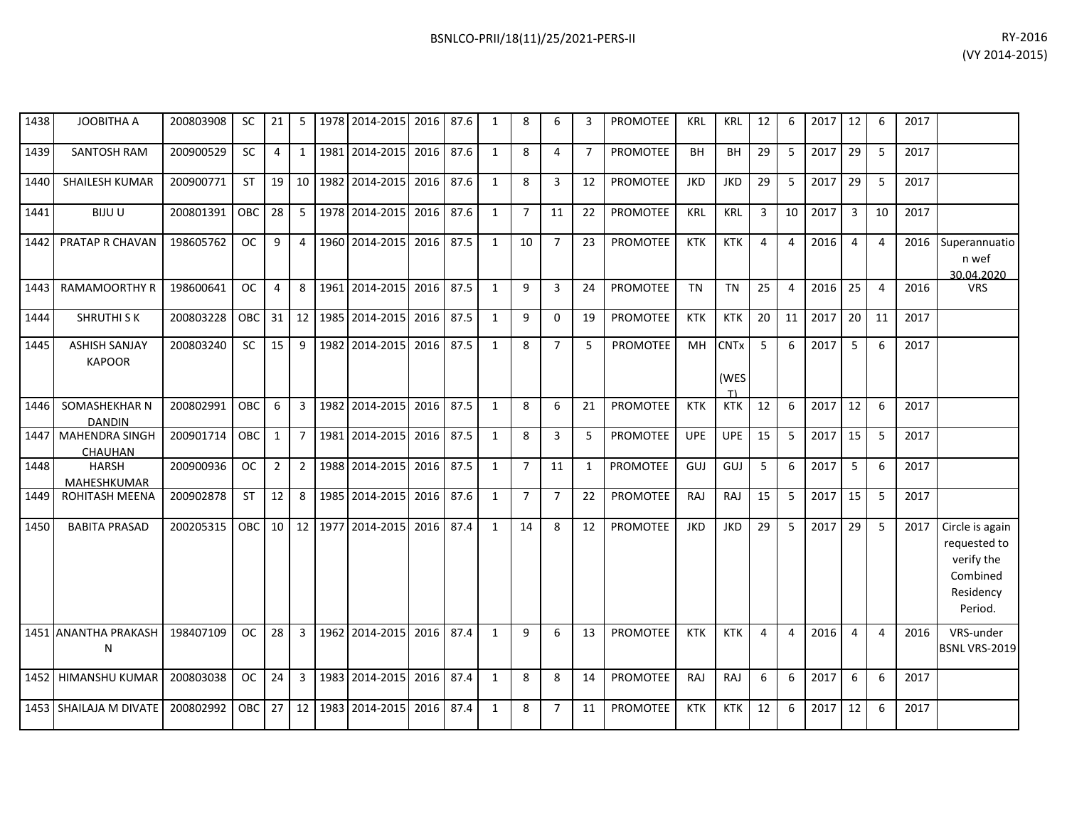| | | | | | | | | | | | | | | | | | | | | | | | | |
|---|---|---|---|---|---|---|---|---|---|---|---|---|---|---|---|---|---|---|---|---|---|---|---|---|
| 1438 | JOOBITHA A | 200803908 | SC | 21 | 5 | 1978 | 2014-2015 | 2016 | 87.6 | 1 | 8 | 6 | 3 | PROMOTEE | KRL | KRL | 12 | 6 | 2017 | 12 | 6 | 2017 | |
| 1439 | SANTOSH RAM | 200900529 | SC | 4 | 1 | 1981 | 2014-2015 | 2016 | 87.6 | 1 | 8 | 4 | 7 | PROMOTEE | BH | BH | 29 | 5 | 2017 | 29 | 5 | 2017 | |
| 1440 | SHAILESH KUMAR | 200900771 | ST | 19 | 10 | 1982 | 2014-2015 | 2016 | 87.6 | 1 | 8 | 3 | 12 | PROMOTEE | JKD | JKD | 29 | 5 | 2017 | 29 | 5 | 2017 | |
| 1441 | BIJU U | 200801391 | OBC | 28 | 5 | 1978 | 2014-2015 | 2016 | 87.6 | 1 | 7 | 11 | 22 | PROMOTEE | KRL | KRL | 3 | 10 | 2017 | 3 | 10 | 2017 | |
| 1442 | PRATAP R CHAVAN | 198605762 | OC | 9 | 4 | 1960 | 2014-2015 | 2016 | 87.5 | 1 | 10 | 7 | 23 | PROMOTEE | KTK | KTK | 4 | 4 | 2016 | 4 | 4 | 2016 | Superannuation wef 30.04.2020 |
| 1443 | RAMAMOORTHY R | 198600641 | OC | 4 | 8 | 1961 | 2014-2015 | 2016 | 87.5 | 1 | 9 | 3 | 24 | PROMOTEE | TN | TN | 25 | 4 | 2016 | 25 | 4 | 2016 | VRS |
| 1444 | SHRUTHI S K | 200803228 | OBC | 31 | 12 | 1985 | 2014-2015 | 2016 | 87.5 | 1 | 9 | 0 | 19 | PROMOTEE | KTK | KTK | 20 | 11 | 2017 | 20 | 11 | 2017 | |
| 1445 | ASHISH SANJAY KAPOOR | 200803240 | SC | 15 | 9 | 1982 | 2014-2015 | 2016 | 87.5 | 1 | 8 | 7 | 5 | PROMOTEE | MH | CNTx (WEST) | 5 | 6 | 2017 | 5 | 6 | 2017 | |
| 1446 | SOMASHEKHAR N DANDIN | 200802991 | OBC | 6 | 3 | 1982 | 2014-2015 | 2016 | 87.5 | 1 | 8 | 6 | 21 | PROMOTEE | KTK | KTK | 12 | 6 | 2017 | 12 | 6 | 2017 | |
| 1447 | MAHENDRA SINGH CHAUHAN | 200901714 | OBC | 1 | 7 | 1981 | 2014-2015 | 2016 | 87.5 | 1 | 8 | 3 | 5 | PROMOTEE | UPE | UPE | 15 | 5 | 2017 | 15 | 5 | 2017 | |
| 1448 | HARSH MAHESHKUMAR | 200900936 | OC | 2 | 2 | 1988 | 2014-2015 | 2016 | 87.5 | 1 | 7 | 11 | 1 | PROMOTEE | GUJ | GUJ | 5 | 6 | 2017 | 5 | 6 | 2017 | |
| 1449 | ROHITASH MEENA | 200902878 | ST | 12 | 8 | 1985 | 2014-2015 | 2016 | 87.6 | 1 | 7 | 7 | 22 | PROMOTEE | RAJ | RAJ | 15 | 5 | 2017 | 15 | 5 | 2017 | |
| 1450 | BABITA PRASAD | 200205315 | OBC | 10 | 12 | 1977 | 2014-2015 | 2016 | 87.4 | 1 | 14 | 8 | 12 | PROMOTEE | JKD | JKD | 29 | 5 | 2017 | 29 | 5 | 2017 | Circle is again requested to verify the Combined Residency Period. |
| 1451 | ANANTHA PRAKASH N | 198407109 | OC | 28 | 3 | 1962 | 2014-2015 | 2016 | 87.4 | 1 | 9 | 6 | 13 | PROMOTEE | KTK | KTK | 4 | 4 | 2016 | 4 | 4 | 2016 | VRS-under BSNL VRS-2019 |
| 1452 | HIMANSHU KUMAR | 200803038 | OC | 24 | 3 | 1983 | 2014-2015 | 2016 | 87.4 | 1 | 8 | 8 | 14 | PROMOTEE | RAJ | RAJ | 6 | 6 | 2017 | 6 | 6 | 2017 | |
| 1453 | SHAILAJA M DIVATE | 200802992 | OBC | 27 | 12 | 1983 | 2014-2015 | 2016 | 87.4 | 1 | 8 | 7 | 11 | PROMOTEE | KTK | KTK | 12 | 6 | 2017 | 12 | 6 | 2017 | |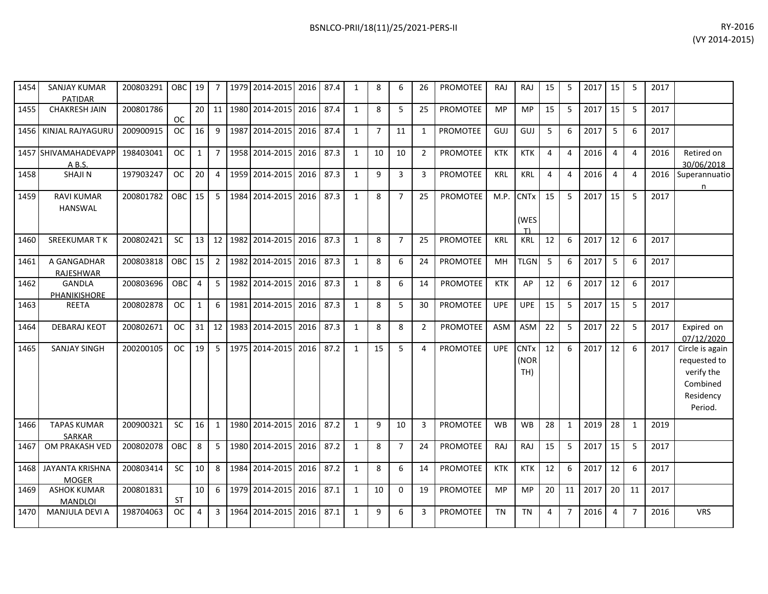| | | | | | | | | | | | | | | | | | | | | | | | | |
|---|---|---|---|---|---|---|---|---|---|---|---|---|---|---|---|---|---|---|---|---|---|---|---|---|
| 1454 | SANJAY KUMAR PATIDAR | 200803291 | OBC | 19 | 7 | 1979 | 2014-2015 | 2016 | 87.4 | 1 | 8 | 6 | 26 | PROMOTEE | RAJ | RAJ | 15 | 5 | 2017 | 15 | 5 | 2017 | |
| 1455 | CHAKRESH JAIN | 200801786 | OC | 20 | 11 | 1980 | 2014-2015 | 2016 | 87.4 | 1 | 8 | 5 | 25 | PROMOTEE | MP | MP | 15 | 5 | 2017 | 15 | 5 | 2017 | |
| 1456 | KINJAL RAJYAGURU | 200900915 | OC | 16 | 9 | 1987 | 2014-2015 | 2016 | 87.4 | 1 | 7 | 11 | 1 | PROMOTEE | GUJ | GUJ | 5 | 6 | 2017 | 5 | 6 | 2017 | |
| 1457 | SHIVAMAHADEVAPPA B.S. | 198403041 | OC | 1 | 7 | 1958 | 2014-2015 | 2016 | 87.3 | 1 | 10 | 10 | 2 | PROMOTEE | KTK | KTK | 4 | 4 | 2016 | 4 | 4 | 2016 | Retired on 30/06/2018 |
| 1458 | SHAJI N | 197903247 | OC | 20 | 4 | 1959 | 2014-2015 | 2016 | 87.3 | 1 | 9 | 3 | 3 | PROMOTEE | KRL | KRL | 4 | 4 | 2016 | 4 | 4 | 2016 | Superannuation |
| 1459 | RAVI KUMAR HANSWAL | 200801782 | OBC | 15 | 5 | 1984 | 2014-2015 | 2016 | 87.3 | 1 | 8 | 7 | 25 | PROMOTEE | M.P. | CNTx (WEST) | 15 | 5 | 2017 | 15 | 5 | 2017 | |
| 1460 | SREEKUMAR T K | 200802421 | SC | 13 | 12 | 1982 | 2014-2015 | 2016 | 87.3 | 1 | 8 | 7 | 25 | PROMOTEE | KRL | KRL | 12 | 6 | 2017 | 12 | 6 | 2017 | |
| 1461 | A GANGADHAR RAJESHWAR | 200803818 | OBC | 15 | 2 | 1982 | 2014-2015 | 2016 | 87.3 | 1 | 8 | 6 | 24 | PROMOTEE | MH | TLGN | 5 | 6 | 2017 | 5 | 6 | 2017 | |
| 1462 | GANDLA PHANIKISHORE | 200803696 | OBC | 4 | 5 | 1982 | 2014-2015 | 2016 | 87.3 | 1 | 8 | 6 | 14 | PROMOTEE | KTK | AP | 12 | 6 | 2017 | 12 | 6 | 2017 | |
| 1463 | REETA | 200802878 | OC | 1 | 6 | 1981 | 2014-2015 | 2016 | 87.3 | 1 | 8 | 5 | 30 | PROMOTEE | UPE | UPE | 15 | 5 | 2017 | 15 | 5 | 2017 | |
| 1464 | DEBARAJ KEOT | 200802671 | OC | 31 | 12 | 1983 | 2014-2015 | 2016 | 87.3 | 1 | 8 | 8 | 2 | PROMOTEE | ASM | ASM | 22 | 5 | 2017 | 22 | 5 | 2017 | Expired on 07/12/2020 |
| 1465 | SANJAY SINGH | 200200105 | OC | 19 | 5 | 1975 | 2014-2015 | 2016 | 87.2 | 1 | 15 | 5 | 4 | PROMOTEE | UPE | CNTx (NORTH) | 12 | 6 | 2017 | 12 | 6 | 2017 | Circle is again requested to verify the Combined Residency Period. |
| 1466 | TAPAS KUMAR SARKAR | 200900321 | SC | 16 | 1 | 1980 | 2014-2015 | 2016 | 87.2 | 1 | 9 | 10 | 3 | PROMOTEE | WB | WB | 28 | 1 | 2019 | 28 | 1 | 2019 | |
| 1467 | OM PRAKASH VED | 200802078 | OBC | 8 | 5 | 1980 | 2014-2015 | 2016 | 87.2 | 1 | 8 | 7 | 24 | PROMOTEE | RAJ | RAJ | 15 | 5 | 2017 | 15 | 5 | 2017 | |
| 1468 | JAYANTA KRISHNA MOGER | 200803414 | SC | 10 | 8 | 1984 | 2014-2015 | 2016 | 87.2 | 1 | 8 | 6 | 14 | PROMOTEE | KTK | KTK | 12 | 6 | 2017 | 12 | 6 | 2017 | |
| 1469 | ASHOK KUMAR MANDLOI | 200801831 | ST | 10 | 6 | 1979 | 2014-2015 | 2016 | 87.1 | 1 | 10 | 0 | 19 | PROMOTEE | MP | MP | 20 | 11 | 2017 | 20 | 11 | 2017 | |
| 1470 | MANJULA DEVI A | 198704063 | OC | 4 | 3 | 1964 | 2014-2015 | 2016 | 87.1 | 1 | 9 | 6 | 3 | PROMOTEE | TN | TN | 4 | 7 | 2016 | 4 | 7 | 2016 | VRS |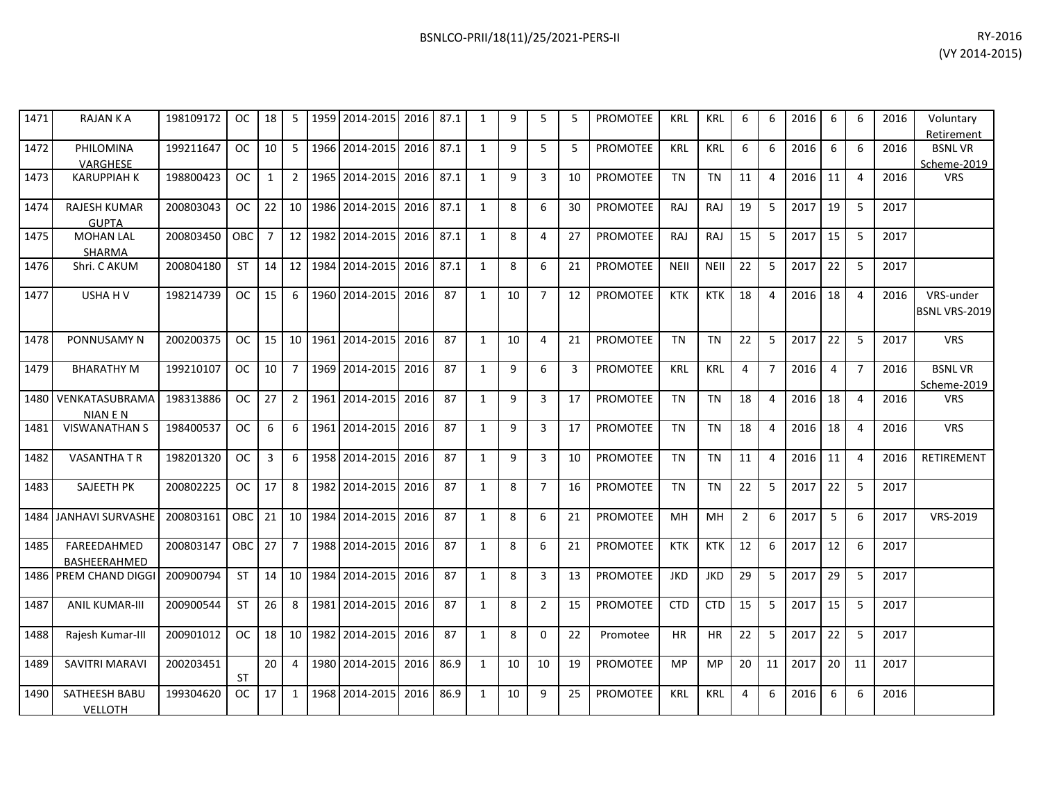| | | | | | | | | | | | | | | | | | | | | | | | | | |
|---|---|---|---|---|---|---|---|---|---|---|---|---|---|---|---|---|---|---|---|---|---|---|---|---|---|
| 1471 | RAJAN K A | 198109172 | OC | 18 | 5 | 1959 | 2014-2015 | 2016 | 87.1 | 1 | 9 | 5 | 5 | PROMOTEE | KRL | KRL | 6 | 6 | 2016 | 6 | 6 | 2016 | Voluntary Retirement |
| 1472 | PHILOMINA VARGHESE | 199211647 | OC | 10 | 5 | 1966 | 2014-2015 | 2016 | 87.1 | 1 | 9 | 5 | 5 | PROMOTEE | KRL | KRL | 6 | 6 | 2016 | 6 | 6 | 2016 | BSNL VR Scheme-2019 |
| 1473 | KARUPPIAH K | 198800423 | OC | 1 | 2 | 1965 | 2014-2015 | 2016 | 87.1 | 1 | 9 | 3 | 10 | PROMOTEE | TN | TN | 11 | 4 | 2016 | 11 | 4 | 2016 | VRS |
| 1474 | RAJESH KUMAR GUPTA | 200803043 | OC | 22 | 10 | 1986 | 2014-2015 | 2016 | 87.1 | 1 | 8 | 6 | 30 | PROMOTEE | RAJ | RAJ | 19 | 5 | 2017 | 19 | 5 | 2017 | |
| 1475 | MOHAN LAL SHARMA | 200803450 | OBC | 7 | 12 | 1982 | 2014-2015 | 2016 | 87.1 | 1 | 8 | 4 | 27 | PROMOTEE | RAJ | RAJ | 15 | 5 | 2017 | 15 | 5 | 2017 | |
| 1476 | Shri. C AKUM | 200804180 | ST | 14 | 12 | 1984 | 2014-2015 | 2016 | 87.1 | 1 | 8 | 6 | 21 | PROMOTEE | NEII | NEII | 22 | 5 | 2017 | 22 | 5 | 2017 | |
| 1477 | USHA H V | 198214739 | OC | 15 | 6 | 1960 | 2014-2015 | 2016 | 87 | 1 | 10 | 7 | 12 | PROMOTEE | KTK | KTK | 18 | 4 | 2016 | 18 | 4 | 2016 | VRS-under BSNL VRS-2019 |
| 1478 | PONNUSAMY N | 200200375 | OC | 15 | 10 | 1961 | 2014-2015 | 2016 | 87 | 1 | 10 | 4 | 21 | PROMOTEE | TN | TN | 22 | 5 | 2017 | 22 | 5 | 2017 | VRS |
| 1479 | BHARATHY M | 199210107 | OC | 10 | 7 | 1969 | 2014-2015 | 2016 | 87 | 1 | 9 | 6 | 3 | PROMOTEE | KRL | KRL | 4 | 7 | 2016 | 4 | 7 | 2016 | BSNL VR Scheme-2019 |
| 1480 | VENKATASUBRAMANIAN E N | 198313886 | OC | 27 | 2 | 1961 | 2014-2015 | 2016 | 87 | 1 | 9 | 3 | 17 | PROMOTEE | TN | TN | 18 | 4 | 2016 | 18 | 4 | 2016 | VRS |
| 1481 | VISWANATHAN S | 198400537 | OC | 6 | 6 | 1961 | 2014-2015 | 2016 | 87 | 1 | 9 | 3 | 17 | PROMOTEE | TN | TN | 18 | 4 | 2016 | 18 | 4 | 2016 | VRS |
| 1482 | VASANTHA T R | 198201320 | OC | 3 | 6 | 1958 | 2014-2015 | 2016 | 87 | 1 | 9 | 3 | 10 | PROMOTEE | TN | TN | 11 | 4 | 2016 | 11 | 4 | 2016 | RETIREMENT |
| 1483 | SAJEETH PK | 200802225 | OC | 17 | 8 | 1982 | 2014-2015 | 2016 | 87 | 1 | 8 | 7 | 16 | PROMOTEE | TN | TN | 22 | 5 | 2017 | 22 | 5 | 2017 | |
| 1484 | JANHAVI SURVASHE | 200803161 | OBC | 21 | 10 | 1984 | 2014-2015 | 2016 | 87 | 1 | 8 | 6 | 21 | PROMOTEE | MH | MH | 2 | 6 | 2017 | 5 | 6 | 2017 | VRS-2019 |
| 1485 | FAREEDAHMED BASHEERAHMED | 200803147 | OBC | 27 | 7 | 1988 | 2014-2015 | 2016 | 87 | 1 | 8 | 6 | 21 | PROMOTEE | KTK | KTK | 12 | 6 | 2017 | 12 | 6 | 2017 | |
| 1486 | PREM CHAND DIGGI | 200900794 | ST | 14 | 10 | 1984 | 2014-2015 | 2016 | 87 | 1 | 8 | 3 | 13 | PROMOTEE | JKD | JKD | 29 | 5 | 2017 | 29 | 5 | 2017 | |
| 1487 | ANIL KUMAR-III | 200900544 | ST | 26 | 8 | 1981 | 2014-2015 | 2016 | 87 | 1 | 8 | 2 | 15 | PROMOTEE | CTD | CTD | 15 | 5 | 2017 | 15 | 5 | 2017 | |
| 1488 | Rajesh Kumar-III | 200901012 | OC | 18 | 10 | 1982 | 2014-2015 | 2016 | 87 | 1 | 8 | 0 | 22 | Promotee | HR | HR | 22 | 5 | 2017 | 22 | 5 | 2017 | |
| 1489 | SAVITRI MARAVI | 200203451 | ST | 20 | 4 | 1980 | 2014-2015 | 2016 | 86.9 | 1 | 10 | 10 | 19 | PROMOTEE | MP | MP | 20 | 11 | 2017 | 20 | 11 | 2017 | |
| 1490 | SATHEESH BABU VELLOTH | 199304620 | OC | 17 | 1 | 1968 | 2014-2015 | 2016 | 86.9 | 1 | 10 | 9 | 25 | PROMOTEE | KRL | KRL | 4 | 6 | 2016 | 6 | 6 | 2016 | |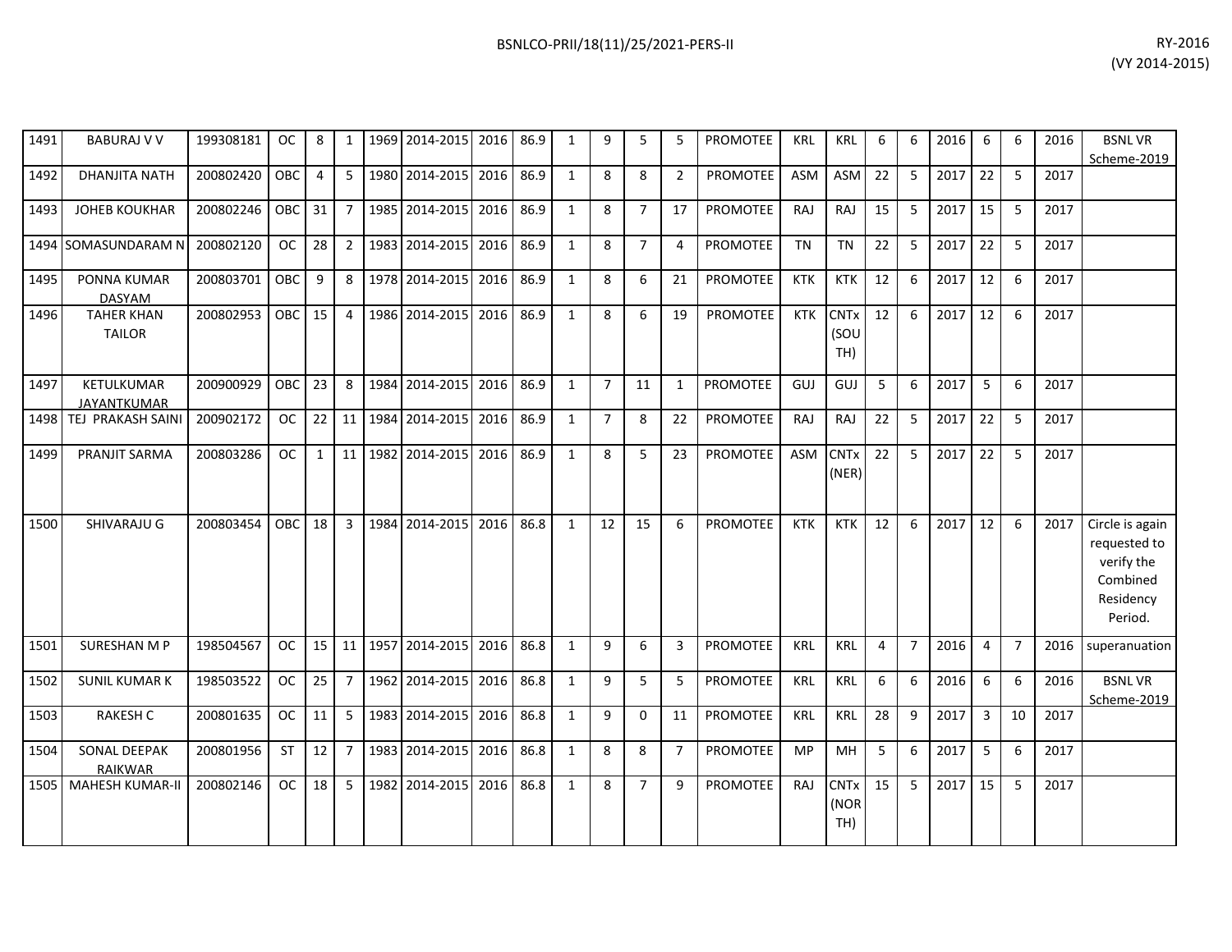| | | | | | | | | | | | | | | | | | | | | | | | | |
|---|---|---|---|---|---|---|---|---|---|---|---|---|---|---|---|---|---|---|---|---|---|---|---|---|
| 1491 | BABURAJ V V | 199308181 | OC | 8 | 1 | 1969 | 2014-2015 | 2016 | 86.9 | 1 | 9 | 5 | 5 | PROMOTEE | KRL | KRL | 6 | 6 | 2016 | 6 | 6 | 2016 | BSNL VR Scheme-2019 |
| 1492 | DHANJITA NATH | 200802420 | OBC | 4 | 5 | 1980 | 2014-2015 | 2016 | 86.9 | 1 | 8 | 8 | 2 | PROMOTEE | ASM | ASM | 22 | 5 | 2017 | 22 | 5 | 2017 | |
| 1493 | JOHEB KOUKHAR | 200802246 | OBC | 31 | 7 | 1985 | 2014-2015 | 2016 | 86.9 | 1 | 8 | 7 | 17 | PROMOTEE | RAJ | RAJ | 15 | 5 | 2017 | 15 | 5 | 2017 | |
| 1494 | SOMASUNDARAM N | 200802120 | OC | 28 | 2 | 1983 | 2014-2015 | 2016 | 86.9 | 1 | 8 | 7 | 4 | PROMOTEE | TN | TN | 22 | 5 | 2017 | 22 | 5 | 2017 | |
| 1495 | PONNA KUMAR DASYAM | 200803701 | OBC | 9 | 8 | 1978 | 2014-2015 | 2016 | 86.9 | 1 | 8 | 6 | 21 | PROMOTEE | KTK | KTK | 12 | 6 | 2017 | 12 | 6 | 2017 | |
| 1496 | TAHER KHAN TAILOR | 200802953 | OBC | 15 | 4 | 1986 | 2014-2015 | 2016 | 86.9 | 1 | 8 | 6 | 19 | PROMOTEE | KTK | CNTx (SOUTH) | 12 | 6 | 2017 | 12 | 6 | 2017 | |
| 1497 | KETULKUMAR JAYANTKUMAR | 200900929 | OBC | 23 | 8 | 1984 | 2014-2015 | 2016 | 86.9 | 1 | 7 | 11 | 1 | PROMOTEE | GUJ | GUJ | 5 | 6 | 2017 | 5 | 6 | 2017 | |
| 1498 | TEJ PRAKASH SAINI | 200902172 | OC | 22 | 11 | 1984 | 2014-2015 | 2016 | 86.9 | 1 | 7 | 8 | 22 | PROMOTEE | RAJ | RAJ | 22 | 5 | 2017 | 22 | 5 | 2017 | |
| 1499 | PRANJIT SARMA | 200803286 | OC | 1 | 11 | 1982 | 2014-2015 | 2016 | 86.9 | 1 | 8 | 5 | 23 | PROMOTEE | ASM | CNTx (NER) | 22 | 5 | 2017 | 22 | 5 | 2017 | |
| 1500 | SHIVARAJU G | 200803454 | OBC | 18 | 3 | 1984 | 2014-2015 | 2016 | 86.8 | 1 | 12 | 15 | 6 | PROMOTEE | KTK | KTK | 12 | 6 | 2017 | 12 | 6 | 2017 | Circle is again requested to verify the Combined Residency Period. |
| 1501 | SURESHAN M P | 198504567 | OC | 15 | 11 | 1957 | 2014-2015 | 2016 | 86.8 | 1 | 9 | 6 | 3 | PROMOTEE | KRL | KRL | 4 | 7 | 2016 | 4 | 7 | 2016 | superanuation |
| 1502 | SUNIL KUMAR K | 198503522 | OC | 25 | 7 | 1962 | 2014-2015 | 2016 | 86.8 | 1 | 9 | 5 | 5 | PROMOTEE | KRL | KRL | 6 | 6 | 2016 | 6 | 6 | 2016 | BSNL VR Scheme-2019 |
| 1503 | RAKESH C | 200801635 | OC | 11 | 5 | 1983 | 2014-2015 | 2016 | 86.8 | 1 | 9 | 0 | 11 | PROMOTEE | KRL | KRL | 28 | 9 | 2017 | 3 | 10 | 2017 | |
| 1504 | SONAL DEEPAK RAIKWAR | 200801956 | ST | 12 | 7 | 1983 | 2014-2015 | 2016 | 86.8 | 1 | 8 | 8 | 7 | PROMOTEE | MP | MH | 5 | 6 | 2017 | 5 | 6 | 2017 | |
| 1505 | MAHESH KUMAR-II | 200802146 | OC | 18 | 5 | 1982 | 2014-2015 | 2016 | 86.8 | 1 | 8 | 7 | 9 | PROMOTEE | RAJ | CNTx (NORTH) | 15 | 5 | 2017 | 15 | 5 | 2017 | |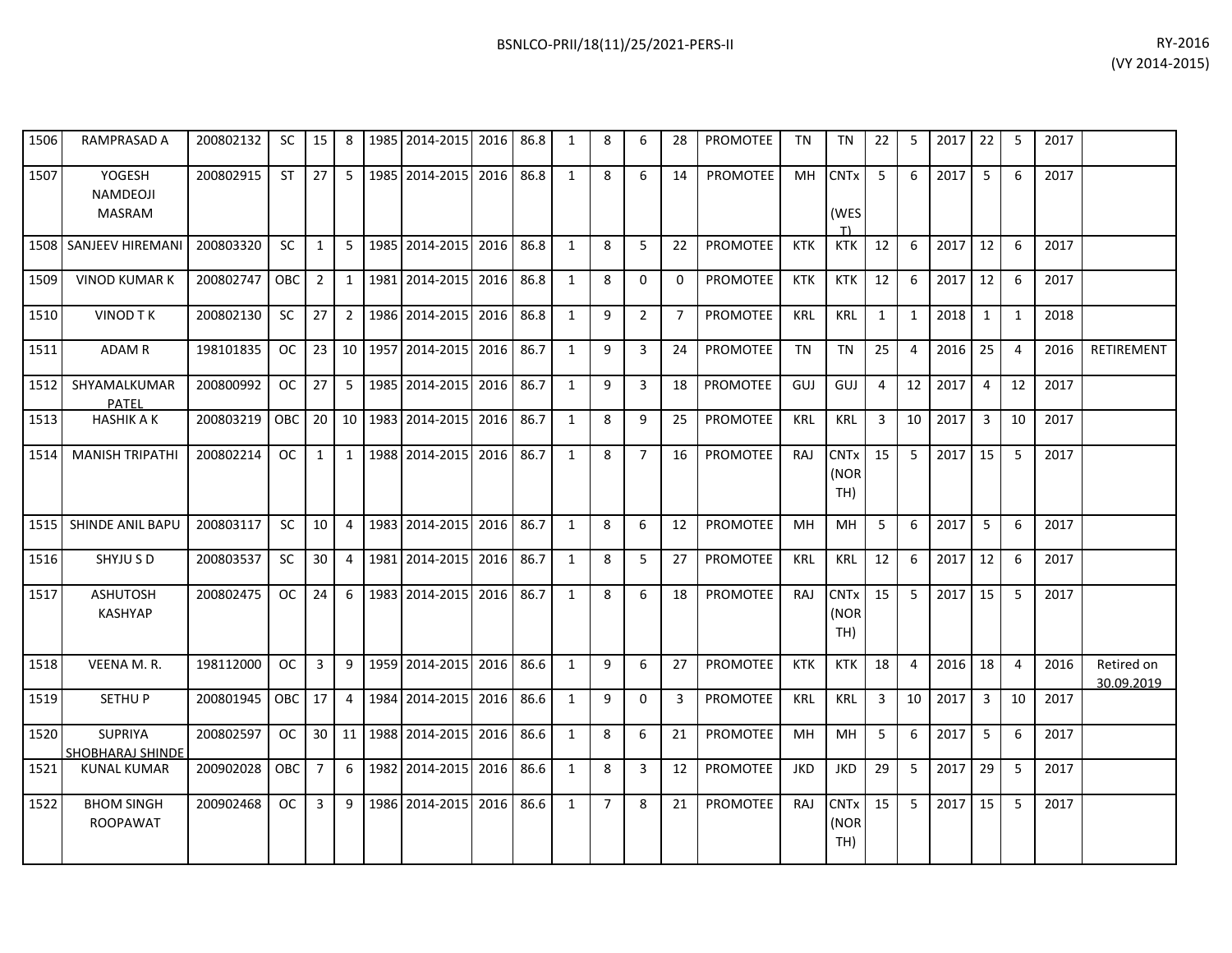| | | | | | | | | | | | | | | | | | | | | | | | | | |
|---|---|---|---|---|---|---|---|---|---|---|---|---|---|---|---|---|---|---|---|---|---|---|---|---|---|
| 1506 | RAMPRASAD A | 200802132 | SC | 15 | 8 | 1985 | 2014-2015 | 2016 | 86.8 | 1 | 8 | 6 | 28 | PROMOTEE | TN | TN | 22 | 5 | 2017 | 22 | 5 | 2017 | |
| 1507 | YOGESH NAMDEOJI MASRAM | 200802915 | ST | 27 | 5 | 1985 | 2014-2015 | 2016 | 86.8 | 1 | 8 | 6 | 14 | PROMOTEE | MH | CNTx (WEST) | 5 | 6 | 2017 | 5 | 6 | 2017 | |
| 1508 | SANJEEV HIREMANI | 200803320 | SC | 1 | 5 | 1985 | 2014-2015 | 2016 | 86.8 | 1 | 8 | 5 | 22 | PROMOTEE | KTK | KTK | 12 | 6 | 2017 | 12 | 6 | 2017 | |
| 1509 | VINOD KUMAR K | 200802747 | OBC | 2 | 1 | 1981 | 2014-2015 | 2016 | 86.8 | 1 | 8 | 0 | 0 | PROMOTEE | KTK | KTK | 12 | 6 | 2017 | 12 | 6 | 2017 | |
| 1510 | VINOD T K | 200802130 | SC | 27 | 2 | 1986 | 2014-2015 | 2016 | 86.8 | 1 | 9 | 2 | 7 | PROMOTEE | KRL | KRL | 1 | 1 | 2018 | 1 | 1 | 2018 | |
| 1511 | ADAM R | 198101835 | OC | 23 | 10 | 1957 | 2014-2015 | 2016 | 86.7 | 1 | 9 | 3 | 24 | PROMOTEE | TN | TN | 25 | 4 | 2016 | 25 | 4 | 2016 | RETIREMENT |
| 1512 | SHYAMALKUMAR PATEL | 200800992 | OC | 27 | 5 | 1985 | 2014-2015 | 2016 | 86.7 | 1 | 9 | 3 | 18 | PROMOTEE | GUJ | GUJ | 4 | 12 | 2017 | 4 | 12 | 2017 | |
| 1513 | HASHIK A K | 200803219 | OBC | 20 | 10 | 1983 | 2014-2015 | 2016 | 86.7 | 1 | 8 | 9 | 25 | PROMOTEE | KRL | KRL | 3 | 10 | 2017 | 3 | 10 | 2017 | |
| 1514 | MANISH TRIPATHI | 200802214 | OC | 1 | 1 | 1988 | 2014-2015 | 2016 | 86.7 | 1 | 8 | 7 | 16 | PROMOTEE | RAJ | CNTx (NORTH) | 15 | 5 | 2017 | 15 | 5 | 2017 | |
| 1515 | SHINDE ANIL BAPU | 200803117 | SC | 10 | 4 | 1983 | 2014-2015 | 2016 | 86.7 | 1 | 8 | 6 | 12 | PROMOTEE | MH | MH | 5 | 6 | 2017 | 5 | 6 | 2017 | |
| 1516 | SHYJU S D | 200803537 | SC | 30 | 4 | 1981 | 2014-2015 | 2016 | 86.7 | 1 | 8 | 5 | 27 | PROMOTEE | KRL | KRL | 12 | 6 | 2017 | 12 | 6 | 2017 | |
| 1517 | ASHUTOSH KASHYAP | 200802475 | OC | 24 | 6 | 1983 | 2014-2015 | 2016 | 86.7 | 1 | 8 | 6 | 18 | PROMOTEE | RAJ | CNTx (NORTH) | 15 | 5 | 2017 | 15 | 5 | 2017 | |
| 1518 | VEENA M. R. | 198112000 | OC | 3 | 9 | 1959 | 2014-2015 | 2016 | 86.6 | 1 | 9 | 6 | 27 | PROMOTEE | KTK | KTK | 18 | 4 | 2016 | 18 | 4 | 2016 | Retired on 30.09.2019 |
| 1519 | SETHU P | 200801945 | OBC | 17 | 4 | 1984 | 2014-2015 | 2016 | 86.6 | 1 | 9 | 0 | 3 | PROMOTEE | KRL | KRL | 3 | 10 | 2017 | 3 | 10 | 2017 | |
| 1520 | SUPRIYA SHOBHARAJ SHINDE | 200802597 | OC | 30 | 11 | 1988 | 2014-2015 | 2016 | 86.6 | 1 | 8 | 6 | 21 | PROMOTEE | MH | MH | 5 | 6 | 2017 | 5 | 6 | 2017 | |
| 1521 | KUNAL KUMAR | 200902028 | OBC | 7 | 6 | 1982 | 2014-2015 | 2016 | 86.6 | 1 | 8 | 3 | 12 | PROMOTEE | JKD | JKD | 29 | 5 | 2017 | 29 | 5 | 2017 | |
| 1522 | BHOM SINGH ROOPAWAT | 200902468 | OC | 3 | 9 | 1986 | 2014-2015 | 2016 | 86.6 | 1 | 7 | 8 | 21 | PROMOTEE | RAJ | CNTx (NORTH) | 15 | 5 | 2017 | 15 | 5 | 2017 | |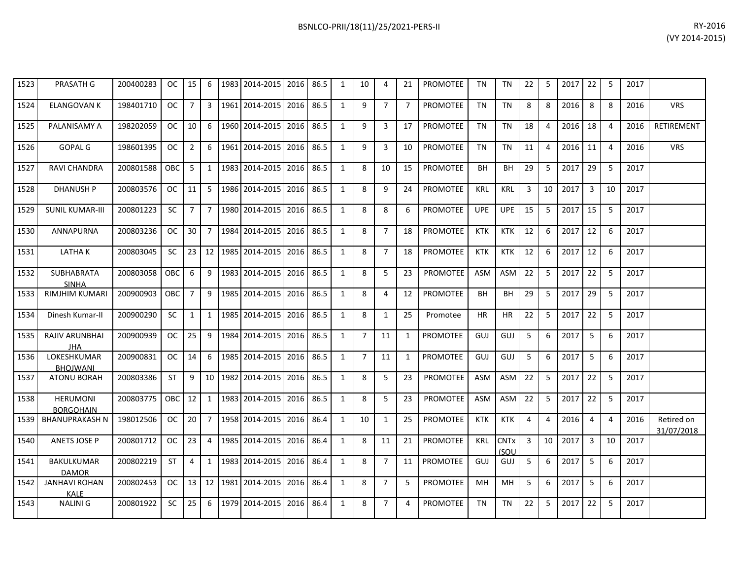| 1523 | PRASATH G | 200400283 | OC | 15 | 6 | 1983 | 2014-2015 | 2016 | 86.5 | 1 | 10 | 4 | 21 | PROMOTEE | TN | TN | 22 | 5 | 2017 | 22 | 5 | 2017 | |
|---|---|---|---|---|---|---|---|---|---|---|---|---|---|---|---|---|---|---|---|---|---|---|---|
| 1524 | ELANGOVAN K | 198401710 | OC | 7 | 3 | 1961 | 2014-2015 | 2016 | 86.5 | 1 | 9 | 7 | 7 | PROMOTEE | TN | TN | 8 | 8 | 2016 | 8 | 8 | 2016 | VRS |
| 1525 | PALANISAMY A | 198202059 | OC | 10 | 6 | 1960 | 2014-2015 | 2016 | 86.5 | 1 | 9 | 3 | 17 | PROMOTEE | TN | TN | 18 | 4 | 2016 | 18 | 4 | 2016 | RETIREMENT |
| 1526 | GOPAL G | 198601395 | OC | 2 | 6 | 1961 | 2014-2015 | 2016 | 86.5 | 1 | 9 | 3 | 10 | PROMOTEE | TN | TN | 11 | 4 | 2016 | 11 | 4 | 2016 | VRS |
| 1527 | RAVI CHANDRA | 200801588 | OBC | 5 | 1 | 1983 | 2014-2015 | 2016 | 86.5 | 1 | 8 | 10 | 15 | PROMOTEE | BH | BH | 29 | 5 | 2017 | 29 | 5 | 2017 | |
| 1528 | DHANUSH P | 200803576 | OC | 11 | 5 | 1986 | 2014-2015 | 2016 | 86.5 | 1 | 8 | 9 | 24 | PROMOTEE | KRL | KRL | 3 | 10 | 2017 | 3 | 10 | 2017 | |
| 1529 | SUNIL KUMAR-III | 200801223 | SC | 7 | 7 | 1980 | 2014-2015 | 2016 | 86.5 | 1 | 8 | 8 | 6 | PROMOTEE | UPE | UPE | 15 | 5 | 2017 | 15 | 5 | 2017 | |
| 1530 | ANNAPURNA | 200803236 | OC | 30 | 7 | 1984 | 2014-2015 | 2016 | 86.5 | 1 | 8 | 7 | 18 | PROMOTEE | KTK | KTK | 12 | 6 | 2017 | 12 | 6 | 2017 | |
| 1531 | LATHA K | 200803045 | SC | 23 | 12 | 1985 | 2014-2015 | 2016 | 86.5 | 1 | 8 | 7 | 18 | PROMOTEE | KTK | KTK | 12 | 6 | 2017 | 12 | 6 | 2017 | |
| 1532 | SUBHABRATA SINHA | 200803058 | OBC | 6 | 9 | 1983 | 2014-2015 | 2016 | 86.5 | 1 | 8 | 5 | 23 | PROMOTEE | ASM | ASM | 22 | 5 | 2017 | 22 | 5 | 2017 | |
| 1533 | RIMJHIM KUMARI | 200900903 | OBC | 7 | 9 | 1985 | 2014-2015 | 2016 | 86.5 | 1 | 8 | 4 | 12 | PROMOTEE | BH | BH | 29 | 5 | 2017 | 29 | 5 | 2017 | |
| 1534 | Dinesh Kumar-II | 200900290 | SC | 1 | 1 | 1985 | 2014-2015 | 2016 | 86.5 | 1 | 8 | 1 | 25 | Promotee | HR | HR | 22 | 5 | 2017 | 22 | 5 | 2017 | |
| 1535 | RAJIV ARUNBHAI JHA | 200900939 | OC | 25 | 9 | 1984 | 2014-2015 | 2016 | 86.5 | 1 | 7 | 11 | 1 | PROMOTEE | GUJ | GUJ | 5 | 6 | 2017 | 5 | 6 | 2017 | |
| 1536 | LOKESHKUMAR BHOJWANI | 200900831 | OC | 14 | 6 | 1985 | 2014-2015 | 2016 | 86.5 | 1 | 7 | 11 | 1 | PROMOTEE | GUJ | GUJ | 5 | 6 | 2017 | 5 | 6 | 2017 | |
| 1537 | ATONU BORAH | 200803386 | ST | 9 | 10 | 1982 | 2014-2015 | 2016 | 86.5 | 1 | 8 | 5 | 23 | PROMOTEE | ASM | ASM | 22 | 5 | 2017 | 22 | 5 | 2017 | |
| 1538 | HERUMONI BORGOHAIN | 200803775 | OBC | 12 | 1 | 1983 | 2014-2015 | 2016 | 86.5 | 1 | 8 | 5 | 23 | PROMOTEE | ASM | ASM | 22 | 5 | 2017 | 22 | 5 | 2017 | |
| 1539 | BHANUPRAKASH N | 198012506 | OC | 20 | 7 | 1958 | 2014-2015 | 2016 | 86.4 | 1 | 10 | 1 | 25 | PROMOTEE | KTK | KTK | 4 | 4 | 2016 | 4 | 4 | 2016 | Retired on 31/07/2018 |
| 1540 | ANETS JOSE P | 200801712 | OC | 23 | 4 | 1985 | 2014-2015 | 2016 | 86.4 | 1 | 8 | 11 | 21 | PROMOTEE | KRL | CNTx (SOU | 3 | 10 | 2017 | 3 | 10 | 2017 | |
| 1541 | BAKULKUMAR DAMOR | 200802219 | ST | 4 | 1 | 1983 | 2014-2015 | 2016 | 86.4 | 1 | 8 | 7 | 11 | PROMOTEE | GUJ | GUJ | 5 | 6 | 2017 | 5 | 6 | 2017 | |
| 1542 | JANHAVI ROHAN KALE | 200802453 | OC | 13 | 12 | 1981 | 2014-2015 | 2016 | 86.4 | 1 | 8 | 7 | 5 | PROMOTEE | MH | MH | 5 | 6 | 2017 | 5 | 6 | 2017 | |
| 1543 | NALINI G | 200801922 | SC | 25 | 6 | 1979 | 2014-2015 | 2016 | 86.4 | 1 | 8 | 7 | 4 | PROMOTEE | TN | TN | 22 | 5 | 2017 | 22 | 5 | 2017 | |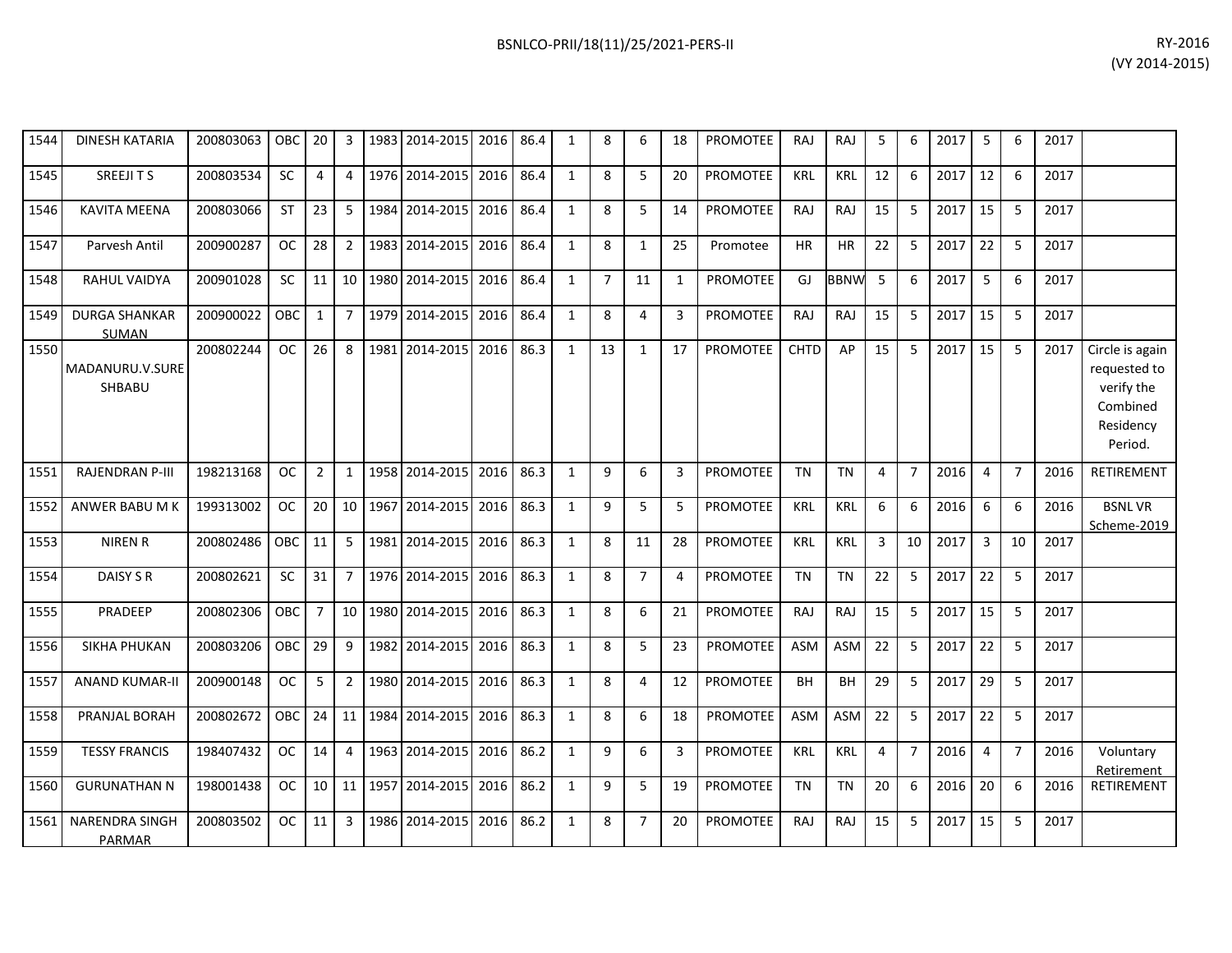| | | | | | | | | | | | | | | | | | | | | | | | | |
|---|---|---|---|---|---|---|---|---|---|---|---|---|---|---|---|---|---|---|---|---|---|---|---|---|
| 1544 | DINESH KATARIA | 200803063 | OBC | 20 | 3 | 1983 | 2014-2015 | 2016 | 86.4 | 1 | 8 | 6 | 18 | PROMOTEE | RAJ | RAJ | 5 | 6 | 2017 | 5 | 6 | 2017 | |
| 1545 | SREEJI T S | 200803534 | SC | 4 | 4 | 1976 | 2014-2015 | 2016 | 86.4 | 1 | 8 | 5 | 20 | PROMOTEE | KRL | KRL | 12 | 6 | 2017 | 12 | 6 | 2017 | |
| 1546 | KAVITA MEENA | 200803066 | ST | 23 | 5 | 1984 | 2014-2015 | 2016 | 86.4 | 1 | 8 | 5 | 14 | PROMOTEE | RAJ | RAJ | 15 | 5 | 2017 | 15 | 5 | 2017 | |
| 1547 | Parvesh Antil | 200900287 | OC | 28 | 2 | 1983 | 2014-2015 | 2016 | 86.4 | 1 | 8 | 1 | 25 | Promotee | HR | HR | 22 | 5 | 2017 | 22 | 5 | 2017 | |
| 1548 | RAHUL VAIDYA | 200901028 | SC | 11 | 10 | 1980 | 2014-2015 | 2016 | 86.4 | 1 | 7 | 11 | 1 | PROMOTEE | GJ | BBNW | 5 | 6 | 2017 | 5 | 6 | 2017 | |
| 1549 | DURGA SHANKAR SUMAN | 200900022 | OBC | 1 | 7 | 1979 | 2014-2015 | 2016 | 86.4 | 1 | 8 | 4 | 3 | PROMOTEE | RAJ | RAJ | 15 | 5 | 2017 | 15 | 5 | 2017 | |
| 1550 | MADANURU.V.SURESHBABU | 200802244 | OC | 26 | 8 | 1981 | 2014-2015 | 2016 | 86.3 | 1 | 13 | 1 | 17 | PROMOTEE | CHTD | AP | 15 | 5 | 2017 | 15 | 5 | 2017 | Circle is again requested to verify the Combined Residency Period. |
| 1551 | RAJENDRAN P-III | 198213168 | OC | 2 | 1 | 1958 | 2014-2015 | 2016 | 86.3 | 1 | 9 | 6 | 3 | PROMOTEE | TN | TN | 4 | 7 | 2016 | 4 | 7 | 2016 | RETIREMENT |
| 1552 | ANWER BABU M K | 199313002 | OC | 20 | 10 | 1967 | 2014-2015 | 2016 | 86.3 | 1 | 9 | 5 | 5 | PROMOTEE | KRL | KRL | 6 | 6 | 2016 | 6 | 6 | 2016 | BSNL VR Scheme-2019 |
| 1553 | NIREN R | 200802486 | OBC | 11 | 5 | 1981 | 2014-2015 | 2016 | 86.3 | 1 | 8 | 11 | 28 | PROMOTEE | KRL | KRL | 3 | 10 | 2017 | 3 | 10 | 2017 | |
| 1554 | DAISY S R | 200802621 | SC | 31 | 7 | 1976 | 2014-2015 | 2016 | 86.3 | 1 | 8 | 7 | 4 | PROMOTEE | TN | TN | 22 | 5 | 2017 | 22 | 5 | 2017 | |
| 1555 | PRADEEP | 200802306 | OBC | 7 | 10 | 1980 | 2014-2015 | 2016 | 86.3 | 1 | 8 | 6 | 21 | PROMOTEE | RAJ | RAJ | 15 | 5 | 2017 | 15 | 5 | 2017 | |
| 1556 | SIKHA PHUKAN | 200803206 | OBC | 29 | 9 | 1982 | 2014-2015 | 2016 | 86.3 | 1 | 8 | 5 | 23 | PROMOTEE | ASM | ASM | 22 | 5 | 2017 | 22 | 5 | 2017 | |
| 1557 | ANAND KUMAR-II | 200900148 | OC | 5 | 2 | 1980 | 2014-2015 | 2016 | 86.3 | 1 | 8 | 4 | 12 | PROMOTEE | BH | BH | 29 | 5 | 2017 | 29 | 5 | 2017 | |
| 1558 | PRANJAL BORAH | 200802672 | OBC | 24 | 11 | 1984 | 2014-2015 | 2016 | 86.3 | 1 | 8 | 6 | 18 | PROMOTEE | ASM | ASM | 22 | 5 | 2017 | 22 | 5 | 2017 | |
| 1559 | TESSY FRANCIS | 198407432 | OC | 14 | 4 | 1963 | 2014-2015 | 2016 | 86.2 | 1 | 9 | 6 | 3 | PROMOTEE | KRL | KRL | 4 | 7 | 2016 | 4 | 7 | 2016 | Voluntary Retirement |
| 1560 | GURUNATHAN N | 198001438 | OC | 10 | 11 | 1957 | 2014-2015 | 2016 | 86.2 | 1 | 9 | 5 | 19 | PROMOTEE | TN | TN | 20 | 6 | 2016 | 20 | 6 | 2016 | RETIREMENT |
| 1561 | NARENDRA SINGH PARMAR | 200803502 | OC | 11 | 3 | 1986 | 2014-2015 | 2016 | 86.2 | 1 | 8 | 7 | 20 | PROMOTEE | RAJ | RAJ | 15 | 5 | 2017 | 15 | 5 | 2017 | |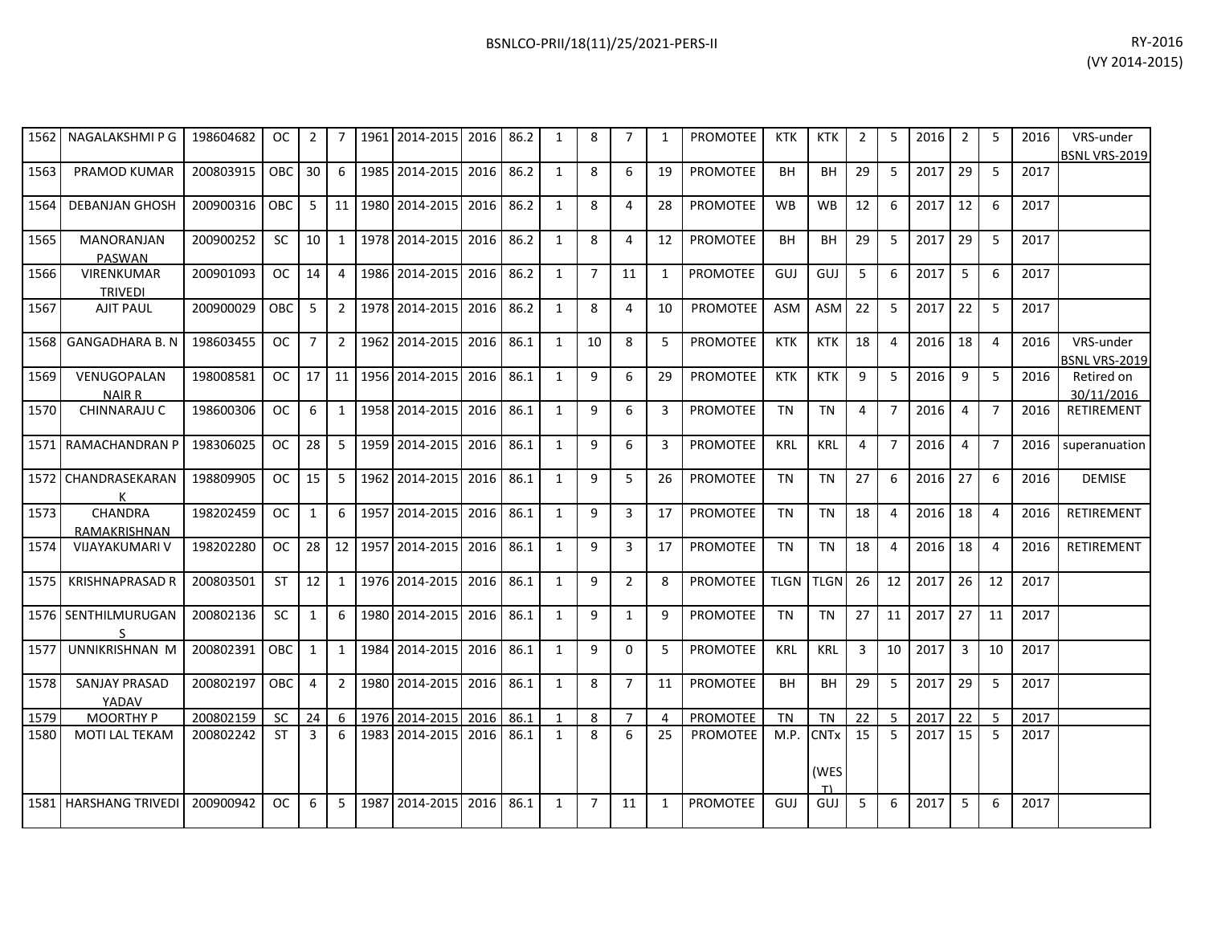| | | | | | | | | | | | | | | | | | | | | | | | |
|---|---|---|---|---|---|---|---|---|---|---|---|---|---|---|---|---|---|---|---|---|---|---|---|
| 1562 | NAGALAKSHMI P G | 198604682 | OC | 2 | 7 | 1961 | 2014-2015 | 2016 | 86.2 | 1 | 8 | 7 | 1 | PROMOTEE | KTK | KTK | 2 | 5 | 2016 | 2 | 5 | 2016 | VRS-under BSNL VRS-2019 |
| 1563 | PRAMOD KUMAR | 200803915 | OBC | 30 | 6 | 1985 | 2014-2015 | 2016 | 86.2 | 1 | 8 | 6 | 19 | PROMOTEE | BH | BH | 29 | 5 | 2017 | 29 | 5 | 2017 | |
| 1564 | DEBANJAN GHOSH | 200900316 | OBC | 5 | 11 | 1980 | 2014-2015 | 2016 | 86.2 | 1 | 8 | 4 | 28 | PROMOTEE | WB | WB | 12 | 6 | 2017 | 12 | 6 | 2017 | |
| 1565 | MANORANJAN PASWAN | 200900252 | SC | 10 | 1 | 1978 | 2014-2015 | 2016 | 86.2 | 1 | 8 | 4 | 12 | PROMOTEE | BH | BH | 29 | 5 | 2017 | 29 | 5 | 2017 | |
| 1566 | VIRENKUMAR TRIVEDI | 200901093 | OC | 14 | 4 | 1986 | 2014-2015 | 2016 | 86.2 | 1 | 7 | 11 | 1 | PROMOTEE | GUJ | GUJ | 5 | 6 | 2017 | 5 | 6 | 2017 | |
| 1567 | AJIT PAUL | 200900029 | OBC | 5 | 2 | 1978 | 2014-2015 | 2016 | 86.2 | 1 | 8 | 4 | 10 | PROMOTEE | ASM | ASM | 22 | 5 | 2017 | 22 | 5 | 2017 | |
| 1568 | GANGADHARA B. N | 198603455 | OC | 7 | 2 | 1962 | 2014-2015 | 2016 | 86.1 | 1 | 10 | 8 | 5 | PROMOTEE | KTK | KTK | 18 | 4 | 2016 | 18 | 4 | 2016 | VRS-under BSNL VRS-2019 |
| 1569 | VENUGOPALAN NAIR R | 198008581 | OC | 17 | 11 | 1956 | 2014-2015 | 2016 | 86.1 | 1 | 9 | 6 | 29 | PROMOTEE | KTK | KTK | 9 | 5 | 2016 | 9 | 5 | 2016 | Retired on 30/11/2016 |
| 1570 | CHINNARAJU C | 198600306 | OC | 6 | 1 | 1958 | 2014-2015 | 2016 | 86.1 | 1 | 9 | 6 | 3 | PROMOTEE | TN | TN | 4 | 7 | 2016 | 4 | 7 | 2016 | RETIREMENT |
| 1571 | RAMACHANDRAN P | 198306025 | OC | 28 | 5 | 1959 | 2014-2015 | 2016 | 86.1 | 1 | 9 | 6 | 3 | PROMOTEE | KRL | KRL | 4 | 7 | 2016 | 4 | 7 | 2016 | superanuation |
| 1572 | CHANDRASEKARAN K | 198809905 | OC | 15 | 5 | 1962 | 2014-2015 | 2016 | 86.1 | 1 | 9 | 5 | 26 | PROMOTEE | TN | TN | 27 | 6 | 2016 | 27 | 6 | 2016 | DEMISE |
| 1573 | CHANDRA RAMAKRISHNAN | 198202459 | OC | 1 | 6 | 1957 | 2014-2015 | 2016 | 86.1 | 1 | 9 | 3 | 17 | PROMOTEE | TN | TN | 18 | 4 | 2016 | 18 | 4 | 2016 | RETIREMENT |
| 1574 | VIJAYAKUMARI V | 198202280 | OC | 28 | 12 | 1957 | 2014-2015 | 2016 | 86.1 | 1 | 9 | 3 | 17 | PROMOTEE | TN | TN | 18 | 4 | 2016 | 18 | 4 | 2016 | RETIREMENT |
| 1575 | KRISHNAPRASAD R | 200803501 | ST | 12 | 1 | 1976 | 2014-2015 | 2016 | 86.1 | 1 | 9 | 2 | 8 | PROMOTEE | TLGN | TLGN | 26 | 12 | 2017 | 26 | 12 | 2017 | |
| 1576 | SENTHILMURUGAN S | 200802136 | SC | 1 | 6 | 1980 | 2014-2015 | 2016 | 86.1 | 1 | 9 | 1 | 9 | PROMOTEE | TN | TN | 27 | 11 | 2017 | 27 | 11 | 2017 | |
| 1577 | UNNIKRISHNAN M | 200802391 | OBC | 1 | 1 | 1984 | 2014-2015 | 2016 | 86.1 | 1 | 9 | 0 | 5 | PROMOTEE | KRL | KRL | 3 | 10 | 2017 | 3 | 10 | 2017 | |
| 1578 | SANJAY PRASAD YADAV | 200802197 | OBC | 4 | 2 | 1980 | 2014-2015 | 2016 | 86.1 | 1 | 8 | 7 | 11 | PROMOTEE | BH | BH | 29 | 5 | 2017 | 29 | 5 | 2017 | |
| 1579 | MOORTHY P | 200802159 | SC | 24 | 6 | 1976 | 2014-2015 | 2016 | 86.1 | 1 | 8 | 7 | 4 | PROMOTEE | TN | TN | 22 | 5 | 2017 | 22 | 5 | 2017 | |
| 1580 | MOTI LAL TEKAM | 200802242 | ST | 3 | 6 | 1983 | 2014-2015 | 2016 | 86.1 | 1 | 8 | 6 | 25 | PROMOTEE | M.P. | CNTx (WEST) | 15 | 5 | 2017 | 15 | 5 | 2017 | |
| 1581 | HARSHANG TRIVEDI | 200900942 | OC | 6 | 5 | 1987 | 2014-2015 | 2016 | 86.1 | 1 | 7 | 11 | 1 | PROMOTEE | GUJ | GUJ | 5 | 6 | 2017 | 5 | 6 | 2017 | |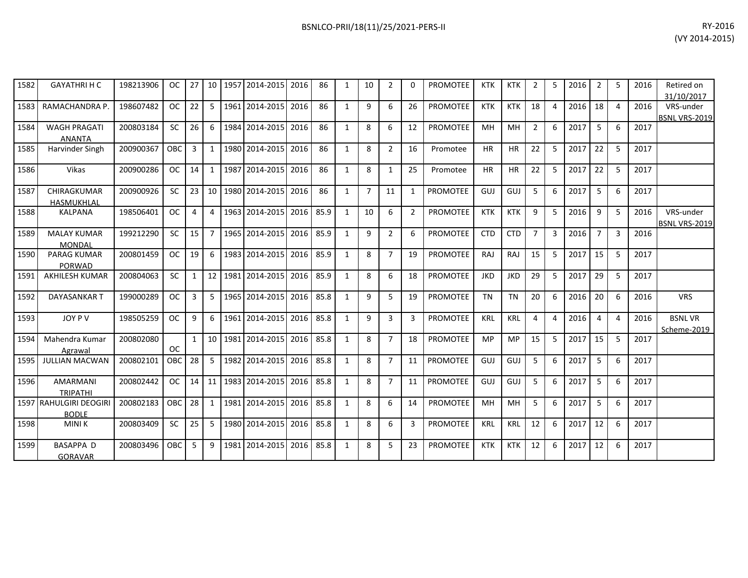| | | | | | | | | | | | | | | | | | | | | | | | | |
|---|---|---|---|---|---|---|---|---|---|---|---|---|---|---|---|---|---|---|---|---|---|---|---|---|
| 1582 | GAYATHRI H C | 198213906 | OC | 27 | 10 | 1957 | 2014-2015 | 2016 | 86 | 1 | 10 | 2 | 0 | PROMOTEE | KTK | KTK | 2 | 5 | 2016 | 2 | 5 | 2016 | Retired on 31/10/2017 |
| 1583 | RAMACHANDRA P. | 198607482 | OC | 22 | 5 | 1961 | 2014-2015 | 2016 | 86 | 1 | 9 | 6 | 26 | PROMOTEE | KTK | KTK | 18 | 4 | 2016 | 18 | 4 | 2016 | VRS-under BSNL VRS-2019 |
| 1584 | WAGH PRAGATI ANANTA | 200803184 | SC | 26 | 6 | 1984 | 2014-2015 | 2016 | 86 | 1 | 8 | 6 | 12 | PROMOTEE | MH | MH | 2 | 6 | 2017 | 5 | 6 | 2017 | |
| 1585 | Harvinder Singh | 200900367 | OBC | 3 | 1 | 1980 | 2014-2015 | 2016 | 86 | 1 | 8 | 2 | 16 | Promotee | HR | HR | 22 | 5 | 2017 | 22 | 5 | 2017 | |
| 1586 | Vikas | 200900286 | OC | 14 | 1 | 1987 | 2014-2015 | 2016 | 86 | 1 | 8 | 1 | 25 | Promotee | HR | HR | 22 | 5 | 2017 | 22 | 5 | 2017 | |
| 1587 | CHIRAGKUMAR HASMUKHLAL | 200900926 | SC | 23 | 10 | 1980 | 2014-2015 | 2016 | 86 | 1 | 7 | 11 | 1 | PROMOTEE | GUJ | GUJ | 5 | 6 | 2017 | 5 | 6 | 2017 | |
| 1588 | KALPANA | 198506401 | OC | 4 | 4 | 1963 | 2014-2015 | 2016 | 85.9 | 1 | 10 | 6 | 2 | PROMOTEE | KTK | KTK | 9 | 5 | 2016 | 9 | 5 | 2016 | VRS-under BSNL VRS-2019 |
| 1589 | MALAY KUMAR MONDAL | 199212290 | SC | 15 | 7 | 1965 | 2014-2015 | 2016 | 85.9 | 1 | 9 | 2 | 6 | PROMOTEE | CTD | CTD | 7 | 3 | 2016 | 7 | 3 | 2016 | |
| 1590 | PARAG KUMAR PORWAD | 200801459 | OC | 19 | 6 | 1983 | 2014-2015 | 2016 | 85.9 | 1 | 8 | 7 | 19 | PROMOTEE | RAJ | RAJ | 15 | 5 | 2017 | 15 | 5 | 2017 | |
| 1591 | AKHILESH KUMAR | 200804063 | SC | 1 | 12 | 1981 | 2014-2015 | 2016 | 85.9 | 1 | 8 | 6 | 18 | PROMOTEE | JKD | JKD | 29 | 5 | 2017 | 29 | 5 | 2017 | |
| 1592 | DAYASANKAR T | 199000289 | OC | 3 | 5 | 1965 | 2014-2015 | 2016 | 85.8 | 1 | 9 | 5 | 19 | PROMOTEE | TN | TN | 20 | 6 | 2016 | 20 | 6 | 2016 | VRS |
| 1593 | JOY P V | 198505259 | OC | 9 | 6 | 1961 | 2014-2015 | 2016 | 85.8 | 1 | 9 | 3 | 3 | PROMOTEE | KRL | KRL | 4 | 4 | 2016 | 4 | 4 | 2016 | BSNL VR Scheme-2019 |
| 1594 | Mahendra Kumar Agrawal | 200802080 | OC | 1 | 10 | 1981 | 2014-2015 | 2016 | 85.8 | 1 | 8 | 7 | 18 | PROMOTEE | MP | MP | 15 | 5 | 2017 | 15 | 5 | 2017 | |
| 1595 | JULLIAN MACWAN | 200802101 | OBC | 28 | 5 | 1982 | 2014-2015 | 2016 | 85.8 | 1 | 8 | 7 | 11 | PROMOTEE | GUJ | GUJ | 5 | 6 | 2017 | 5 | 6 | 2017 | |
| 1596 | AMARMANI TRIPATHI | 200802442 | OC | 14 | 11 | 1983 | 2014-2015 | 2016 | 85.8 | 1 | 8 | 7 | 11 | PROMOTEE | GUJ | GUJ | 5 | 6 | 2017 | 5 | 6 | 2017 | |
| 1597 | RAHULGIRI DEOGIRI BODLE | 200802183 | OBC | 28 | 1 | 1981 | 2014-2015 | 2016 | 85.8 | 1 | 8 | 6 | 14 | PROMOTEE | MH | MH | 5 | 6 | 2017 | 5 | 6 | 2017 | |
| 1598 | MINI K | 200803409 | SC | 25 | 5 | 1980 | 2014-2015 | 2016 | 85.8 | 1 | 8 | 6 | 3 | PROMOTEE | KRL | KRL | 12 | 6 | 2017 | 12 | 6 | 2017 | |
| 1599 | BASAPPA D GORAVAR | 200803496 | OBC | 5 | 9 | 1981 | 2014-2015 | 2016 | 85.8 | 1 | 8 | 5 | 23 | PROMOTEE | KTK | KTK | 12 | 6 | 2017 | 12 | 6 | 2017 | |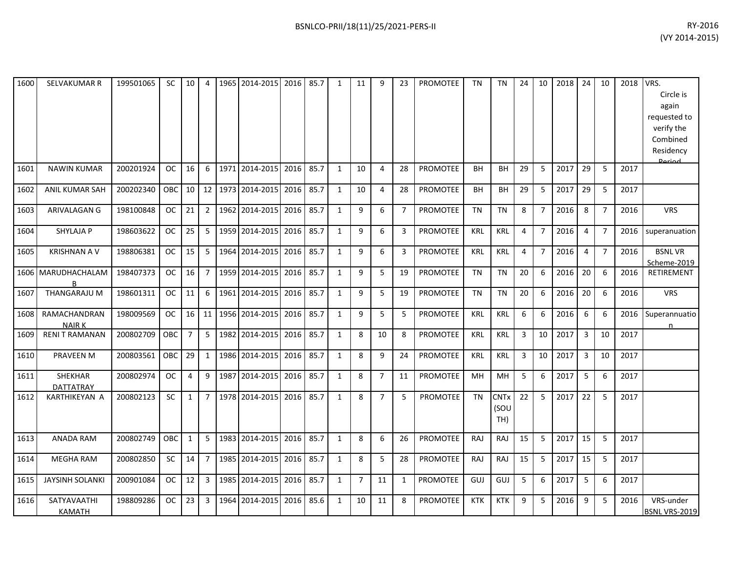| | | | | | | | | | | | | | | | | | | | | | | | | |
|---|---|---|---|---|---|---|---|---|---|---|---|---|---|---|---|---|---|---|---|---|---|---|---|---|
| 1600 | SELVAKUMAR R | 199501065 | SC | 10 | 4 | 1965 | 2014-2015 | 2016 | 85.7 | 1 | 11 | 9 | 23 | PROMOTEE | TN | TN | 24 | 10 | 2018 | 24 | 10 | 2018 | VRS. Circle is again requested to verify the Combined Residency Period |
| 1601 | NAWIN KUMAR | 200201924 | OC | 16 | 6 | 1971 | 2014-2015 | 2016 | 85.7 | 1 | 10 | 4 | 28 | PROMOTEE | BH | BH | 29 | 5 | 2017 | 29 | 5 | 2017 | |
| 1602 | ANIL KUMAR SAH | 200202340 | OBC | 10 | 12 | 1973 | 2014-2015 | 2016 | 85.7 | 1 | 10 | 4 | 28 | PROMOTEE | BH | BH | 29 | 5 | 2017 | 29 | 5 | 2017 | |
| 1603 | ARIVALAGAN G | 198100848 | OC | 21 | 2 | 1962 | 2014-2015 | 2016 | 85.7 | 1 | 9 | 6 | 7 | PROMOTEE | TN | TN | 8 | 7 | 2016 | 8 | 7 | 2016 | VRS |
| 1604 | SHYLAJA P | 198603622 | OC | 25 | 5 | 1959 | 2014-2015 | 2016 | 85.7 | 1 | 9 | 6 | 3 | PROMOTEE | KRL | KRL | 4 | 7 | 2016 | 4 | 7 | 2016 | superanuation |
| 1605 | KRISHNAN A V | 198806381 | OC | 15 | 5 | 1964 | 2014-2015 | 2016 | 85.7 | 1 | 9 | 6 | 3 | PROMOTEE | KRL | KRL | 4 | 7 | 2016 | 4 | 7 | 2016 | BSNL VR Scheme-2019 |
| 1606 | MARUDHACHALAM B | 198407373 | OC | 16 | 7 | 1959 | 2014-2015 | 2016 | 85.7 | 1 | 9 | 5 | 19 | PROMOTEE | TN | TN | 20 | 6 | 2016 | 20 | 6 | 2016 | RETIREMENT |
| 1607 | THANGARAJU M | 198601311 | OC | 11 | 6 | 1961 | 2014-2015 | 2016 | 85.7 | 1 | 9 | 5 | 19 | PROMOTEE | TN | TN | 20 | 6 | 2016 | 20 | 6 | 2016 | VRS |
| 1608 | RAMACHANDRAN NAIR K | 198009569 | OC | 16 | 11 | 1956 | 2014-2015 | 2016 | 85.7 | 1 | 9 | 5 | 5 | PROMOTEE | KRL | KRL | 6 | 6 | 2016 | 6 | 6 | 2016 | Superannuation |
| 1609 | RENI T RAMANAN | 200802709 | OBC | 7 | 5 | 1982 | 2014-2015 | 2016 | 85.7 | 1 | 8 | 10 | 8 | PROMOTEE | KRL | KRL | 3 | 10 | 2017 | 3 | 10 | 2017 | |
| 1610 | PRAVEEN M | 200803561 | OBC | 29 | 1 | 1986 | 2014-2015 | 2016 | 85.7 | 1 | 8 | 9 | 24 | PROMOTEE | KRL | KRL | 3 | 10 | 2017 | 3 | 10 | 2017 | |
| 1611 | SHEKHAR DATTATRAY | 200802974 | OC | 4 | 9 | 1987 | 2014-2015 | 2016 | 85.7 | 1 | 8 | 7 | 11 | PROMOTEE | MH | MH | 5 | 6 | 2017 | 5 | 6 | 2017 | |
| 1612 | KARTHIKEYAN A | 200802123 | SC | 1 | 7 | 1978 | 2014-2015 | 2016 | 85.7 | 1 | 8 | 7 | 5 | PROMOTEE | TN | CNTx (SOUTH) | 22 | 5 | 2017 | 22 | 5 | 2017 | |
| 1613 | ANADA RAM | 200802749 | OBC | 1 | 5 | 1983 | 2014-2015 | 2016 | 85.7 | 1 | 8 | 6 | 26 | PROMOTEE | RAJ | RAJ | 15 | 5 | 2017 | 15 | 5 | 2017 | |
| 1614 | MEGHA RAM | 200802850 | SC | 14 | 7 | 1985 | 2014-2015 | 2016 | 85.7 | 1 | 8 | 5 | 28 | PROMOTEE | RAJ | RAJ | 15 | 5 | 2017 | 15 | 5 | 2017 | |
| 1615 | JAYSINH SOLANKI | 200901084 | OC | 12 | 3 | 1985 | 2014-2015 | 2016 | 85.7 | 1 | 7 | 11 | 1 | PROMOTEE | GUJ | GUJ | 5 | 6 | 2017 | 5 | 6 | 2017 | |
| 1616 | SATYAVAATHI KAMATH | 198809286 | OC | 23 | 3 | 1964 | 2014-2015 | 2016 | 85.6 | 1 | 10 | 11 | 8 | PROMOTEE | KTK | KTK | 9 | 5 | 2016 | 9 | 5 | 2016 | VRS-under BSNL VRS-2019 |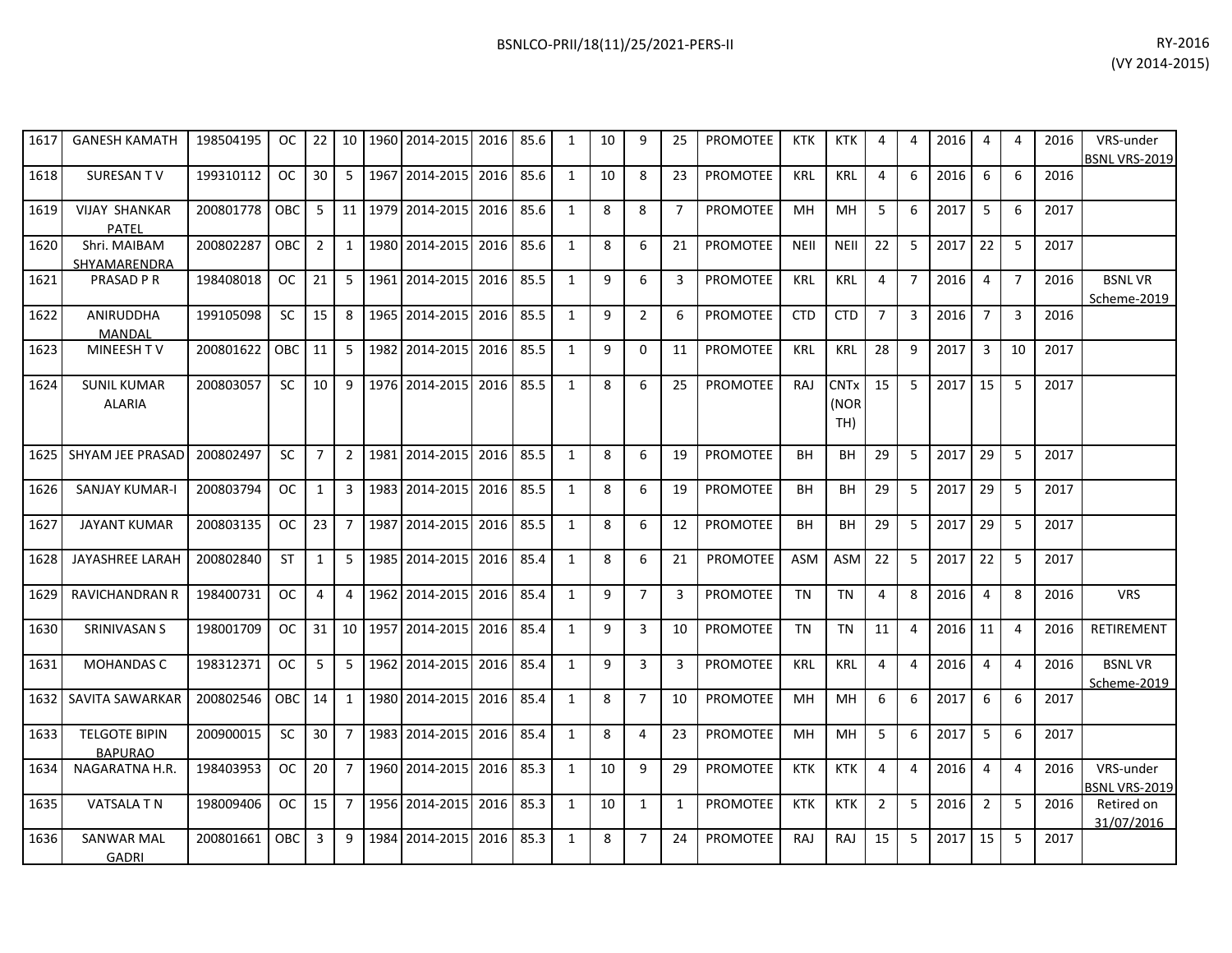| | | | | | | | | | | | | | | | | | | | | | | | | | |
|---|---|---|---|---|---|---|---|---|---|---|---|---|---|---|---|---|---|---|---|---|---|---|---|---|---|
| 1617 | GANESH KAMATH | 198504195 | OC | 22 | 10 | 1960 | 2014-2015 | 2016 | 85.6 | 1 | 10 | 9 | 25 | PROMOTEE | KTK | KTK | 4 | 4 | 2016 | 4 | 4 | 2016 | VRS-under BSNL VRS-2019 |
| 1618 | SURESAN T V | 199310112 | OC | 30 | 5 | 1967 | 2014-2015 | 2016 | 85.6 | 1 | 10 | 8 | 23 | PROMOTEE | KRL | KRL | 4 | 6 | 2016 | 6 | 6 | 2016 | |
| 1619 | VIJAY SHANKAR PATEL | 200801778 | OBC | 5 | 11 | 1979 | 2014-2015 | 2016 | 85.6 | 1 | 8 | 8 | 7 | PROMOTEE | MH | MH | 5 | 6 | 2017 | 5 | 6 | 2017 | |
| 1620 | Shri. MAIBAM SHYAMARENDRA | 200802287 | OBC | 2 | 1 | 1980 | 2014-2015 | 2016 | 85.6 | 1 | 8 | 6 | 21 | PROMOTEE | NEII | NEII | 22 | 5 | 2017 | 22 | 5 | 2017 | |
| 1621 | PRASAD P R | 198408018 | OC | 21 | 5 | 1961 | 2014-2015 | 2016 | 85.5 | 1 | 9 | 6 | 3 | PROMOTEE | KRL | KRL | 4 | 7 | 2016 | 4 | 7 | 2016 | BSNL VR Scheme-2019 |
| 1622 | ANIRUDDHA MANDAL | 199105098 | SC | 15 | 8 | 1965 | 2014-2015 | 2016 | 85.5 | 1 | 9 | 2 | 6 | PROMOTEE | CTD | CTD | 7 | 3 | 2016 | 7 | 3 | 2016 | |
| 1623 | MINEESH T V | 200801622 | OBC | 11 | 5 | 1982 | 2014-2015 | 2016 | 85.5 | 1 | 9 | 0 | 11 | PROMOTEE | KRL | KRL | 28 | 9 | 2017 | 3 | 10 | 2017 | |
| 1624 | SUNIL KUMAR ALARIA | 200803057 | SC | 10 | 9 | 1976 | 2014-2015 | 2016 | 85.5 | 1 | 8 | 6 | 25 | PROMOTEE | RAJ | CNTx (NORTH) | 15 | 5 | 2017 | 15 | 5 | 2017 | |
| 1625 | SHYAM JEE PRASAD | 200802497 | SC | 7 | 2 | 1981 | 2014-2015 | 2016 | 85.5 | 1 | 8 | 6 | 19 | PROMOTEE | BH | BH | 29 | 5 | 2017 | 29 | 5 | 2017 | |
| 1626 | SANJAY KUMAR-I | 200803794 | OC | 1 | 3 | 1983 | 2014-2015 | 2016 | 85.5 | 1 | 8 | 6 | 19 | PROMOTEE | BH | BH | 29 | 5 | 2017 | 29 | 5 | 2017 | |
| 1627 | JAYANT KUMAR | 200803135 | OC | 23 | 7 | 1987 | 2014-2015 | 2016 | 85.5 | 1 | 8 | 6 | 12 | PROMOTEE | BH | BH | 29 | 5 | 2017 | 29 | 5 | 2017 | |
| 1628 | JAYASHREE LARAH | 200802840 | ST | 1 | 5 | 1985 | 2014-2015 | 2016 | 85.4 | 1 | 8 | 6 | 21 | PROMOTEE | ASM | ASM | 22 | 5 | 2017 | 22 | 5 | 2017 | |
| 1629 | RAVICHANDRAN R | 198400731 | OC | 4 | 4 | 1962 | 2014-2015 | 2016 | 85.4 | 1 | 9 | 7 | 3 | PROMOTEE | TN | TN | 4 | 8 | 2016 | 4 | 8 | 2016 | VRS |
| 1630 | SRINIVASAN S | 198001709 | OC | 31 | 10 | 1957 | 2014-2015 | 2016 | 85.4 | 1 | 9 | 3 | 10 | PROMOTEE | TN | TN | 11 | 4 | 2016 | 11 | 4 | 2016 | RETIREMENT |
| 1631 | MOHANDAS C | 198312371 | OC | 5 | 5 | 1962 | 2014-2015 | 2016 | 85.4 | 1 | 9 | 3 | 3 | PROMOTEE | KRL | KRL | 4 | 4 | 2016 | 4 | 4 | 2016 | BSNL VR Scheme-2019 |
| 1632 | SAVITA SAWARKAR | 200802546 | OBC | 14 | 1 | 1980 | 2014-2015 | 2016 | 85.4 | 1 | 8 | 7 | 10 | PROMOTEE | MH | MH | 6 | 6 | 2017 | 6 | 6 | 2017 | |
| 1633 | TELGOTE BIPIN BAPURAO | 200900015 | SC | 30 | 7 | 1983 | 2014-2015 | 2016 | 85.4 | 1 | 8 | 4 | 23 | PROMOTEE | MH | MH | 5 | 6 | 2017 | 5 | 6 | 2017 | |
| 1634 | NAGARATNA H.R. | 198403953 | OC | 20 | 7 | 1960 | 2014-2015 | 2016 | 85.3 | 1 | 10 | 9 | 29 | PROMOTEE | KTK | KTK | 4 | 4 | 2016 | 4 | 4 | 2016 | VRS-under BSNL VRS-2019 |
| 1635 | VATSALA T N | 198009406 | OC | 15 | 7 | 1956 | 2014-2015 | 2016 | 85.3 | 1 | 10 | 1 | 1 | PROMOTEE | KTK | KTK | 2 | 5 | 2016 | 2 | 5 | 2016 | Retired on 31/07/2016 |
| 1636 | SANWAR MAL GADRI | 200801661 | OBC | 3 | 9 | 1984 | 2014-2015 | 2016 | 85.3 | 1 | 8 | 7 | 24 | PROMOTEE | RAJ | RAJ | 15 | 5 | 2017 | 15 | 5 | 2017 | |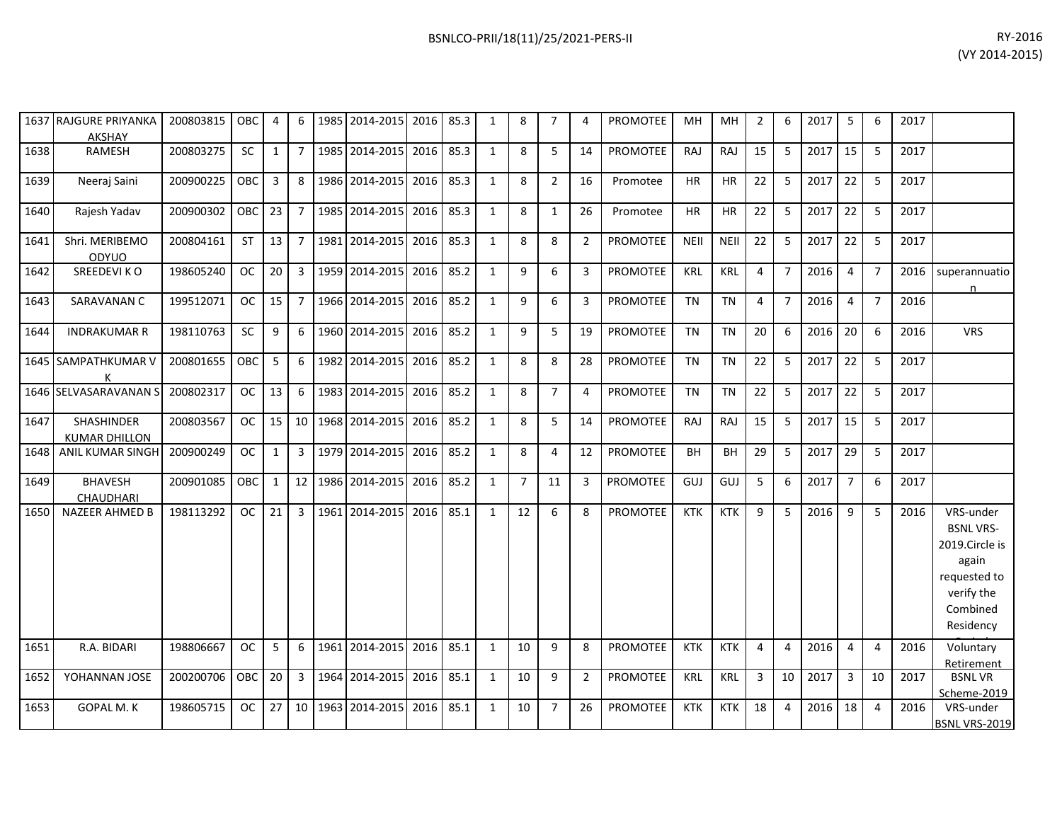| | | | | | | | | | | | | | | | | | | | | | | | | |
|---|---|---|---|---|---|---|---|---|---|---|---|---|---|---|---|---|---|---|---|---|---|---|---|---|
| 1637 | RAJGURE PRIYANKA AKSHAY | 200803815 | OBC | 4 | 6 | 1985 | 2014-2015 | 2016 | 85.3 | 1 | 8 | 7 | 4 | PROMOTEE | MH | MH | 2 | 6 | 2017 | 5 | 6 | 2017 | |
| 1638 | RAMESH | 200803275 | SC | 1 | 7 | 1985 | 2014-2015 | 2016 | 85.3 | 1 | 8 | 5 | 14 | PROMOTEE | RAJ | RAJ | 15 | 5 | 2017 | 15 | 5 | 2017 | |
| 1639 | Neeraj Saini | 200900225 | OBC | 3 | 8 | 1986 | 2014-2015 | 2016 | 85.3 | 1 | 8 | 2 | 16 | Promotee | HR | HR | 22 | 5 | 2017 | 22 | 5 | 2017 | |
| 1640 | Rajesh Yadav | 200900302 | OBC | 23 | 7 | 1985 | 2014-2015 | 2016 | 85.3 | 1 | 8 | 1 | 26 | Promotee | HR | HR | 22 | 5 | 2017 | 22 | 5 | 2017 | |
| 1641 | Shri. MERIBEMO ODYUO | 200804161 | ST | 13 | 7 | 1981 | 2014-2015 | 2016 | 85.3 | 1 | 8 | 8 | 2 | PROMOTEE | NEII | NEII | 22 | 5 | 2017 | 22 | 5 | 2017 | |
| 1642 | SREEDEVI K O | 198605240 | OC | 20 | 3 | 1959 | 2014-2015 | 2016 | 85.2 | 1 | 9 | 6 | 3 | PROMOTEE | KRL | KRL | 4 | 7 | 2016 | 4 | 7 | 2016 | superannuation |
| 1643 | SARAVANAN C | 199512071 | OC | 15 | 7 | 1966 | 2014-2015 | 2016 | 85.2 | 1 | 9 | 6 | 3 | PROMOTEE | TN | TN | 4 | 7 | 2016 | 4 | 7 | 2016 | |
| 1644 | INDRAKUMAR R | 198110763 | SC | 9 | 6 | 1960 | 2014-2015 | 2016 | 85.2 | 1 | 9 | 5 | 19 | PROMOTEE | TN | TN | 20 | 6 | 2016 | 20 | 6 | 2016 | VRS |
| 1645 | SAMPATHKUMAR V K | 200801655 | OBC | 5 | 6 | 1982 | 2014-2015 | 2016 | 85.2 | 1 | 8 | 8 | 28 | PROMOTEE | TN | TN | 22 | 5 | 2017 | 22 | 5 | 2017 | |
| 1646 | SELVASARAVANAN S | 200802317 | OC | 13 | 6 | 1983 | 2014-2015 | 2016 | 85.2 | 1 | 8 | 7 | 4 | PROMOTEE | TN | TN | 22 | 5 | 2017 | 22 | 5 | 2017 | |
| 1647 | SHASHINDER KUMAR DHILLON | 200803567 | OC | 15 | 10 | 1968 | 2014-2015 | 2016 | 85.2 | 1 | 8 | 5 | 14 | PROMOTEE | RAJ | RAJ | 15 | 5 | 2017 | 15 | 5 | 2017 | |
| 1648 | ANIL KUMAR SINGH | 200900249 | OC | 1 | 3 | 1979 | 2014-2015 | 2016 | 85.2 | 1 | 8 | 4 | 12 | PROMOTEE | BH | BH | 29 | 5 | 2017 | 29 | 5 | 2017 | |
| 1649 | BHAVESH CHAUDHARI | 200901085 | OBC | 1 | 12 | 1986 | 2014-2015 | 2016 | 85.2 | 1 | 7 | 11 | 3 | PROMOTEE | GUJ | GUJ | 5 | 6 | 2017 | 7 | 6 | 2017 | |
| 1650 | NAZEER AHMED B | 198113292 | OC | 21 | 3 | 1961 | 2014-2015 | 2016 | 85.1 | 1 | 12 | 6 | 8 | PROMOTEE | KTK | KTK | 9 | 5 | 2016 | 9 | 5 | 2016 | VRS-under BSNL VRS-2019.Circle is again requested to verify the Combined Residency Period |
| 1651 | R.A. BIDARI | 198806667 | OC | 5 | 6 | 1961 | 2014-2015 | 2016 | 85.1 | 1 | 10 | 9 | 8 | PROMOTEE | KTK | KTK | 4 | 4 | 2016 | 4 | 4 | 2016 | Voluntary Retirement |
| 1652 | YOHANNAN JOSE | 200200706 | OBC | 20 | 3 | 1964 | 2014-2015 | 2016 | 85.1 | 1 | 10 | 9 | 2 | PROMOTEE | KRL | KRL | 3 | 10 | 2017 | 3 | 10 | 2017 | BSNL VR Scheme-2019 |
| 1653 | GOPAL M. K | 198605715 | OC | 27 | 10 | 1963 | 2014-2015 | 2016 | 85.1 | 1 | 10 | 7 | 26 | PROMOTEE | KTK | KTK | 18 | 4 | 2016 | 18 | 4 | 2016 | VRS-under BSNL VRS-2019 |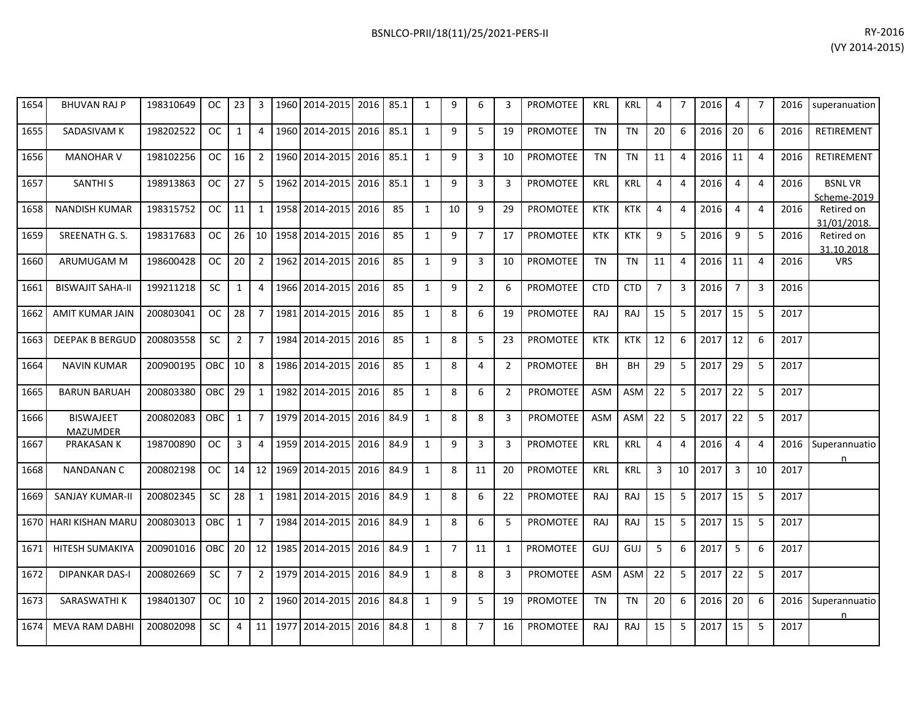| | | | | | | | | | | | | | | | | | | | | | | | |
|---|---|---|---|---|---|---|---|---|---|---|---|---|---|---|---|---|---|---|---|---|---|---|---|
| 1654 | BHUVAN RAJ P | 198310649 | OC | 23 | 3 | 1960 | 2014-2015 | 2016 | 85.1 | 1 | 9 | 6 | 3 | PROMOTEE | KRL | KRL | 4 | 7 | 2016 | 4 | 7 | 2016 | superanuation |
| 1655 | SADASIVAM K | 198202522 | OC | 1 | 4 | 1960 | 2014-2015 | 2016 | 85.1 | 1 | 9 | 5 | 19 | PROMOTEE | TN | TN | 20 | 6 | 2016 | 20 | 6 | 2016 | RETIREMENT |
| 1656 | MANOHAR V | 198102256 | OC | 16 | 2 | 1960 | 2014-2015 | 2016 | 85.1 | 1 | 9 | 3 | 10 | PROMOTEE | TN | TN | 11 | 4 | 2016 | 11 | 4 | 2016 | RETIREMENT |
| 1657 | SANTHI S | 198913863 | OC | 27 | 5 | 1962 | 2014-2015 | 2016 | 85.1 | 1 | 9 | 3 | 3 | PROMOTEE | KRL | KRL | 4 | 4 | 2016 | 4 | 4 | 2016 | BSNL VR Scheme-2019 |
| 1658 | NANDISH KUMAR | 198315752 | OC | 11 | 1 | 1958 | 2014-2015 | 2016 | 85 | 1 | 10 | 9 | 29 | PROMOTEE | KTK | KTK | 4 | 4 | 2016 | 4 | 4 | 2016 | Retired on 31/01/2018. |
| 1659 | SREENATH G. S. | 198317683 | OC | 26 | 10 | 1958 | 2014-2015 | 2016 | 85 | 1 | 9 | 7 | 17 | PROMOTEE | KTK | KTK | 9 | 5 | 2016 | 9 | 5 | 2016 | Retired on 31.10.2018 |
| 1660 | ARUMUGAM M | 198600428 | OC | 20 | 2 | 1962 | 2014-2015 | 2016 | 85 | 1 | 9 | 3 | 10 | PROMOTEE | TN | TN | 11 | 4 | 2016 | 11 | 4 | 2016 | VRS |
| 1661 | BISWAJIT SAHA-II | 199211218 | SC | 1 | 4 | 1966 | 2014-2015 | 2016 | 85 | 1 | 9 | 2 | 6 | PROMOTEE | CTD | CTD | 7 | 3 | 2016 | 7 | 3 | 2016 | |
| 1662 | AMIT KUMAR JAIN | 200803041 | OC | 28 | 7 | 1981 | 2014-2015 | 2016 | 85 | 1 | 8 | 6 | 19 | PROMOTEE | RAJ | RAJ | 15 | 5 | 2017 | 15 | 5 | 2017 | |
| 1663 | DEEPAK B BERGUD | 200803558 | SC | 2 | 7 | 1984 | 2014-2015 | 2016 | 85 | 1 | 8 | 5 | 23 | PROMOTEE | KTK | KTK | 12 | 6 | 2017 | 12 | 6 | 2017 | |
| 1664 | NAVIN KUMAR | 200900195 | OBC | 10 | 8 | 1986 | 2014-2015 | 2016 | 85 | 1 | 8 | 4 | 2 | PROMOTEE | BH | BH | 29 | 5 | 2017 | 29 | 5 | 2017 | |
| 1665 | BARUN BARUAH | 200803380 | OBC | 29 | 1 | 1982 | 2014-2015 | 2016 | 85 | 1 | 8 | 6 | 2 | PROMOTEE | ASM | ASM | 22 | 5 | 2017 | 22 | 5 | 2017 | |
| 1666 | BISWAJEET MAZUMDER | 200802083 | OBC | 1 | 7 | 1979 | 2014-2015 | 2016 | 84.9 | 1 | 8 | 8 | 3 | PROMOTEE | ASM | ASM | 22 | 5 | 2017 | 22 | 5 | 2017 | |
| 1667 | PRAKASAN K | 198700890 | OC | 3 | 4 | 1959 | 2014-2015 | 2016 | 84.9 | 1 | 9 | 3 | 3 | PROMOTEE | KRL | KRL | 4 | 4 | 2016 | 4 | 4 | 2016 | Superannuation |
| 1668 | NANDANAN C | 200802198 | OC | 14 | 12 | 1969 | 2014-2015 | 2016 | 84.9 | 1 | 8 | 11 | 20 | PROMOTEE | KRL | KRL | 3 | 10 | 2017 | 3 | 10 | 2017 | |
| 1669 | SANJAY KUMAR-II | 200802345 | SC | 28 | 1 | 1981 | 2014-2015 | 2016 | 84.9 | 1 | 8 | 6 | 22 | PROMOTEE | RAJ | RAJ | 15 | 5 | 2017 | 15 | 5 | 2017 | |
| 1670 | HARI KISHAN MARU | 200803013 | OBC | 1 | 7 | 1984 | 2014-2015 | 2016 | 84.9 | 1 | 8 | 6 | 5 | PROMOTEE | RAJ | RAJ | 15 | 5 | 2017 | 15 | 5 | 2017 | |
| 1671 | HITESH SUMAKIYA | 200901016 | OBC | 20 | 12 | 1985 | 2014-2015 | 2016 | 84.9 | 1 | 7 | 11 | 1 | PROMOTEE | GUJ | GUJ | 5 | 6 | 2017 | 5 | 6 | 2017 | |
| 1672 | DIPANKAR DAS-I | 200802669 | SC | 7 | 2 | 1979 | 2014-2015 | 2016 | 84.9 | 1 | 8 | 8 | 3 | PROMOTEE | ASM | ASM | 22 | 5 | 2017 | 22 | 5 | 2017 | |
| 1673 | SARASWATHI K | 198401307 | OC | 10 | 2 | 1960 | 2014-2015 | 2016 | 84.8 | 1 | 9 | 5 | 19 | PROMOTEE | TN | TN | 20 | 6 | 2016 | 20 | 6 | 2016 | Superannuation |
| 1674 | MEVA RAM DABHI | 200802098 | SC | 4 | 11 | 1977 | 2014-2015 | 2016 | 84.8 | 1 | 8 | 7 | 16 | PROMOTEE | RAJ | RAJ | 15 | 5 | 2017 | 15 | 5 | 2017 | |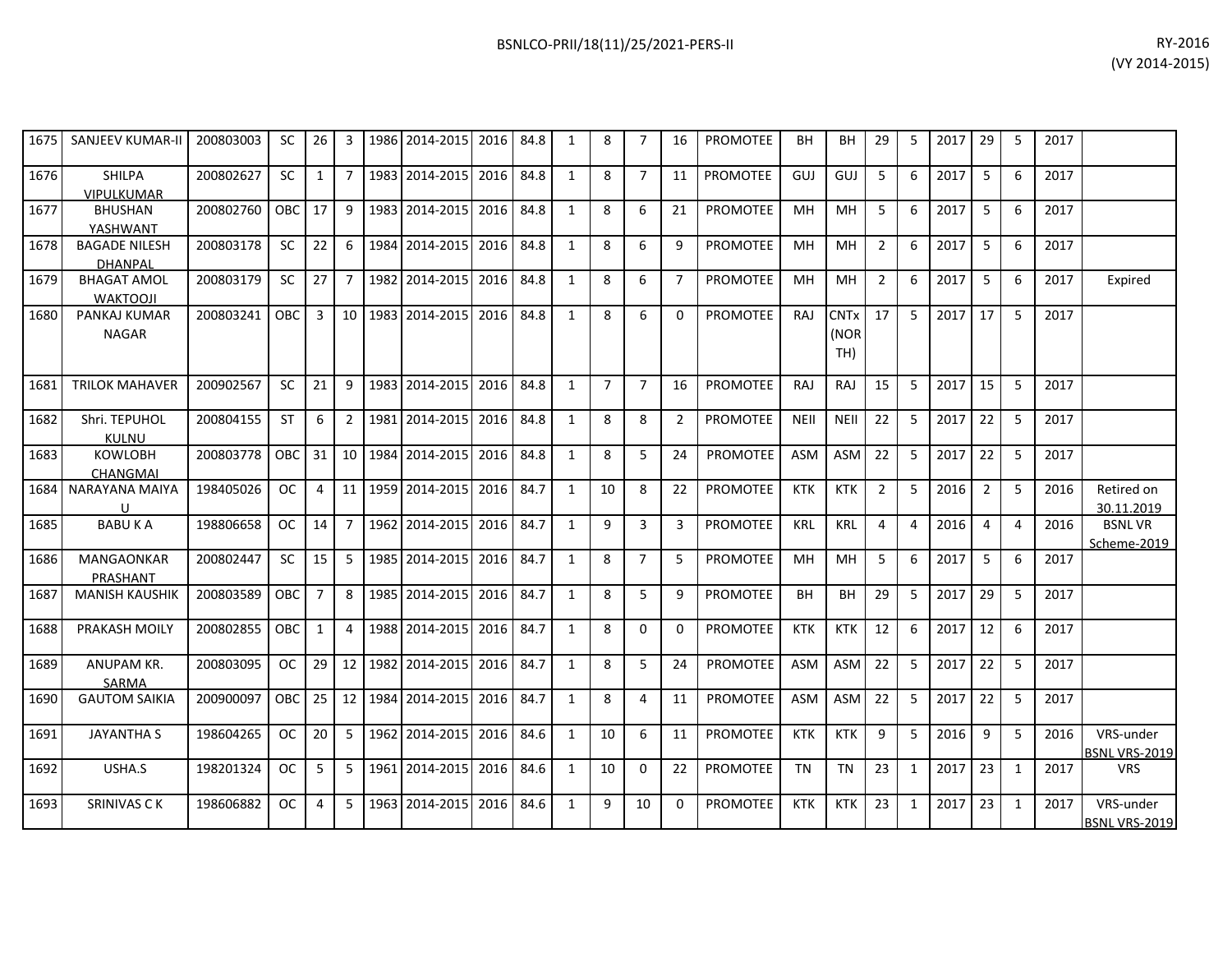| 1675 | SANJEEV KUMAR-II | 200803003 | SC | 26 | 3 | 1986 | 2014-2015 | 2016 | 84.8 | 1 | 8 | 7 | 16 | PROMOTEE | BH | BH | 29 | 5 | 2017 | 29 | 5 | 2017 | |
|---|---|---|---|---|---|---|---|---|---|---|---|---|---|---|---|---|---|---|---|---|---|---|---|
| 1676 | SHILPA VIPULKUMAR | 200802627 | SC | 1 | 7 | 1983 | 2014-2015 | 2016 | 84.8 | 1 | 8 | 7 | 11 | PROMOTEE | GUJ | GUJ | 5 | 6 | 2017 | 5 | 6 | 2017 | |
| 1677 | BHUSHAN YASHWANT | 200802760 | OBC | 17 | 9 | 1983 | 2014-2015 | 2016 | 84.8 | 1 | 8 | 6 | 21 | PROMOTEE | MH | MH | 5 | 6 | 2017 | 5 | 6 | 2017 | |
| 1678 | BAGADE NILESH DHANPAL | 200803178 | SC | 22 | 6 | 1984 | 2014-2015 | 2016 | 84.8 | 1 | 8 | 6 | 9 | PROMOTEE | MH | MH | 2 | 6 | 2017 | 5 | 6 | 2017 | |
| 1679 | BHAGAT AMOL WAKTOOJI | 200803179 | SC | 27 | 7 | 1982 | 2014-2015 | 2016 | 84.8 | 1 | 8 | 6 | 7 | PROMOTEE | MH | MH | 2 | 6 | 2017 | 5 | 6 | 2017 | Expired |
| 1680 | PANKAJ KUMAR NAGAR | 200803241 | OBC | 3 | 10 | 1983 | 2014-2015 | 2016 | 84.8 | 1 | 8 | 6 | 0 | PROMOTEE | RAJ | CNTx (NORTH) | 17 | 5 | 2017 | 17 | 5 | 2017 | |
| 1681 | TRILOK MAHAVER | 200902567 | SC | 21 | 9 | 1983 | 2014-2015 | 2016 | 84.8 | 1 | 7 | 7 | 16 | PROMOTEE | RAJ | RAJ | 15 | 5 | 2017 | 15 | 5 | 2017 | |
| 1682 | Shri. TEPUHOL KULNU | 200804155 | ST | 6 | 2 | 1981 | 2014-2015 | 2016 | 84.8 | 1 | 8 | 8 | 2 | PROMOTEE | NEII | NEII | 22 | 5 | 2017 | 22 | 5 | 2017 | |
| 1683 | KOWLOBH CHANGMAI | 200803778 | OBC | 31 | 10 | 1984 | 2014-2015 | 2016 | 84.8 | 1 | 8 | 5 | 24 | PROMOTEE | ASM | ASM | 22 | 5 | 2017 | 22 | 5 | 2017 | |
| 1684 | NARAYANA MAIYA U | 198405026 | OC | 4 | 11 | 1959 | 2014-2015 | 2016 | 84.7 | 1 | 10 | 8 | 22 | PROMOTEE | KTK | KTK | 2 | 5 | 2016 | 2 | 5 | 2016 | Retired on 30.11.2019 |
| 1685 | BABU K A | 198806658 | OC | 14 | 7 | 1962 | 2014-2015 | 2016 | 84.7 | 1 | 9 | 3 | 3 | PROMOTEE | KRL | KRL | 4 | 4 | 2016 | 4 | 4 | 2016 | BSNL VR Scheme-2019 |
| 1686 | MANGAONKAR PRASHANT | 200802447 | SC | 15 | 5 | 1985 | 2014-2015 | 2016 | 84.7 | 1 | 8 | 7 | 5 | PROMOTEE | MH | MH | 5 | 6 | 2017 | 5 | 6 | 2017 | |
| 1687 | MANISH KAUSHIK | 200803589 | OBC | 7 | 8 | 1985 | 2014-2015 | 2016 | 84.7 | 1 | 8 | 5 | 9 | PROMOTEE | BH | BH | 29 | 5 | 2017 | 29 | 5 | 2017 | |
| 1688 | PRAKASH MOILY | 200802855 | OBC | 1 | 4 | 1988 | 2014-2015 | 2016 | 84.7 | 1 | 8 | 0 | 0 | PROMOTEE | KTK | KTK | 12 | 6 | 2017 | 12 | 6 | 2017 | |
| 1689 | ANUPAM KR. SARMA | 200803095 | OC | 29 | 12 | 1982 | 2014-2015 | 2016 | 84.7 | 1 | 8 | 5 | 24 | PROMOTEE | ASM | ASM | 22 | 5 | 2017 | 22 | 5 | 2017 | |
| 1690 | GAUTOM SAIKIA | 200900097 | OBC | 25 | 12 | 1984 | 2014-2015 | 2016 | 84.7 | 1 | 8 | 4 | 11 | PROMOTEE | ASM | ASM | 22 | 5 | 2017 | 22 | 5 | 2017 | |
| 1691 | JAYANTHA S | 198604265 | OC | 20 | 5 | 1962 | 2014-2015 | 2016 | 84.6 | 1 | 10 | 6 | 11 | PROMOTEE | KTK | KTK | 9 | 5 | 2016 | 9 | 5 | 2016 | VRS-under BSNL VRS-2019 |
| 1692 | USHA.S | 198201324 | OC | 5 | 5 | 1961 | 2014-2015 | 2016 | 84.6 | 1 | 10 | 0 | 22 | PROMOTEE | TN | TN | 23 | 1 | 2017 | 23 | 1 | 2017 | VRS |
| 1693 | SRINIVAS C K | 198606882 | OC | 4 | 5 | 1963 | 2014-2015 | 2016 | 84.6 | 1 | 9 | 10 | 0 | PROMOTEE | KTK | KTK | 23 | 1 | 2017 | 23 | 1 | 2017 | VRS-under BSNL VRS-2019 |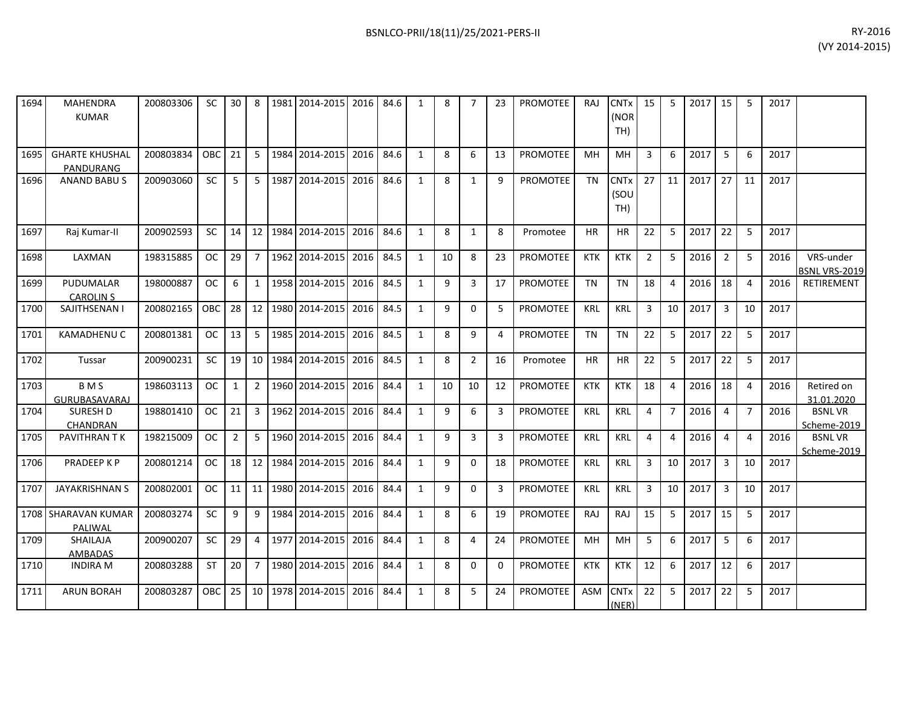| 1694 | MAHENDRA KUMAR | 200803306 | SC | 30 | 8 | 1981 | 2014-2015 | 2016 | 84.6 | 1 | 8 | 7 | 23 | PROMOTEE | RAJ | CNTx (NORTH) | 15 | 5 | 2017 | 15 | 5 | 2017 | |
|---|---|---|---|---|---|---|---|---|---|---|---|---|---|---|---|---|---|---|---|---|---|---|---|
| 1695 | GHARTE KHUSHAL PANDURANG | 200803834 | OBC | 21 | 5 | 1984 | 2014-2015 | 2016 | 84.6 | 1 | 8 | 6 | 13 | PROMOTEE | MH | MH | 3 | 6 | 2017 | 5 | 6 | 2017 | |
| 1696 | ANAND BABU S | 200903060 | SC | 5 | 5 | 1987 | 2014-2015 | 2016 | 84.6 | 1 | 8 | 1 | 9 | PROMOTEE | TN | CNTx (SOUTH) | 27 | 11 | 2017 | 27 | 11 | 2017 | |
| 1697 | Raj Kumar-II | 200902593 | SC | 14 | 12 | 1984 | 2014-2015 | 2016 | 84.6 | 1 | 8 | 1 | 8 | Promotee | HR | HR | 22 | 5 | 2017 | 22 | 5 | 2017 | |
| 1698 | LAXMAN | 198315885 | OC | 29 | 7 | 1962 | 2014-2015 | 2016 | 84.5 | 1 | 10 | 8 | 23 | PROMOTEE | KTK | KTK | 2 | 5 | 2016 | 2 | 5 | 2016 | VRS-under BSNL VRS-2019 |
| 1699 | PUDUMALAR CAROLIN S | 198000887 | OC | 6 | 1 | 1958 | 2014-2015 | 2016 | 84.5 | 1 | 9 | 3 | 17 | PROMOTEE | TN | TN | 18 | 4 | 2016 | 18 | 4 | 2016 | RETIREMENT |
| 1700 | SAJITHSENAN I | 200802165 | OBC | 28 | 12 | 1980 | 2014-2015 | 2016 | 84.5 | 1 | 9 | 0 | 5 | PROMOTEE | KRL | KRL | 3 | 10 | 2017 | 3 | 10 | 2017 | |
| 1701 | KAMADHENU C | 200801381 | OC | 13 | 5 | 1985 | 2014-2015 | 2016 | 84.5 | 1 | 8 | 9 | 4 | PROMOTEE | TN | TN | 22 | 5 | 2017 | 22 | 5 | 2017 | |
| 1702 | Tussar | 200900231 | SC | 19 | 10 | 1984 | 2014-2015 | 2016 | 84.5 | 1 | 8 | 2 | 16 | Promotee | HR | HR | 22 | 5 | 2017 | 22 | 5 | 2017 | |
| 1703 | B M S GURUBASAVARAJ | 198603113 | OC | 1 | 2 | 1960 | 2014-2015 | 2016 | 84.4 | 1 | 10 | 10 | 12 | PROMOTEE | KTK | KTK | 18 | 4 | 2016 | 18 | 4 | 2016 | Retired on 31.01.2020 |
| 1704 | SURESH D CHANDRAN | 198801410 | OC | 21 | 3 | 1962 | 2014-2015 | 2016 | 84.4 | 1 | 9 | 6 | 3 | PROMOTEE | KRL | KRL | 4 | 7 | 2016 | 4 | 7 | 2016 | BSNL VR Scheme-2019 |
| 1705 | PAVITHRAN T K | 198215009 | OC | 2 | 5 | 1960 | 2014-2015 | 2016 | 84.4 | 1 | 9 | 3 | 3 | PROMOTEE | KRL | KRL | 4 | 4 | 2016 | 4 | 4 | 2016 | BSNL VR Scheme-2019 |
| 1706 | PRADEEP K P | 200801214 | OC | 18 | 12 | 1984 | 2014-2015 | 2016 | 84.4 | 1 | 9 | 0 | 18 | PROMOTEE | KRL | KRL | 3 | 10 | 2017 | 3 | 10 | 2017 | |
| 1707 | JAYAKRISHNAN S | 200802001 | OC | 11 | 11 | 1980 | 2014-2015 | 2016 | 84.4 | 1 | 9 | 0 | 3 | PROMOTEE | KRL | KRL | 3 | 10 | 2017 | 3 | 10 | 2017 | |
| 1708 | SHARAVAN KUMAR PALIWAL | 200803274 | SC | 9 | 9 | 1984 | 2014-2015 | 2016 | 84.4 | 1 | 8 | 6 | 19 | PROMOTEE | RAJ | RAJ | 15 | 5 | 2017 | 15 | 5 | 2017 | |
| 1709 | SHAILAJA AMBADAS | 200900207 | SC | 29 | 4 | 1977 | 2014-2015 | 2016 | 84.4 | 1 | 8 | 4 | 24 | PROMOTEE | MH | MH | 5 | 6 | 2017 | 5 | 6 | 2017 | |
| 1710 | INDIRA M | 200803288 | ST | 20 | 7 | 1980 | 2014-2015 | 2016 | 84.4 | 1 | 8 | 0 | 0 | PROMOTEE | KTK | KTK | 12 | 6 | 2017 | 12 | 6 | 2017 | |
| 1711 | ARUN BORAH | 200803287 | OBC | 25 | 10 | 1978 | 2014-2015 | 2016 | 84.4 | 1 | 8 | 5 | 24 | PROMOTEE | ASM | CNTx (NER) | 22 | 5 | 2017 | 22 | 5 | 2017 | |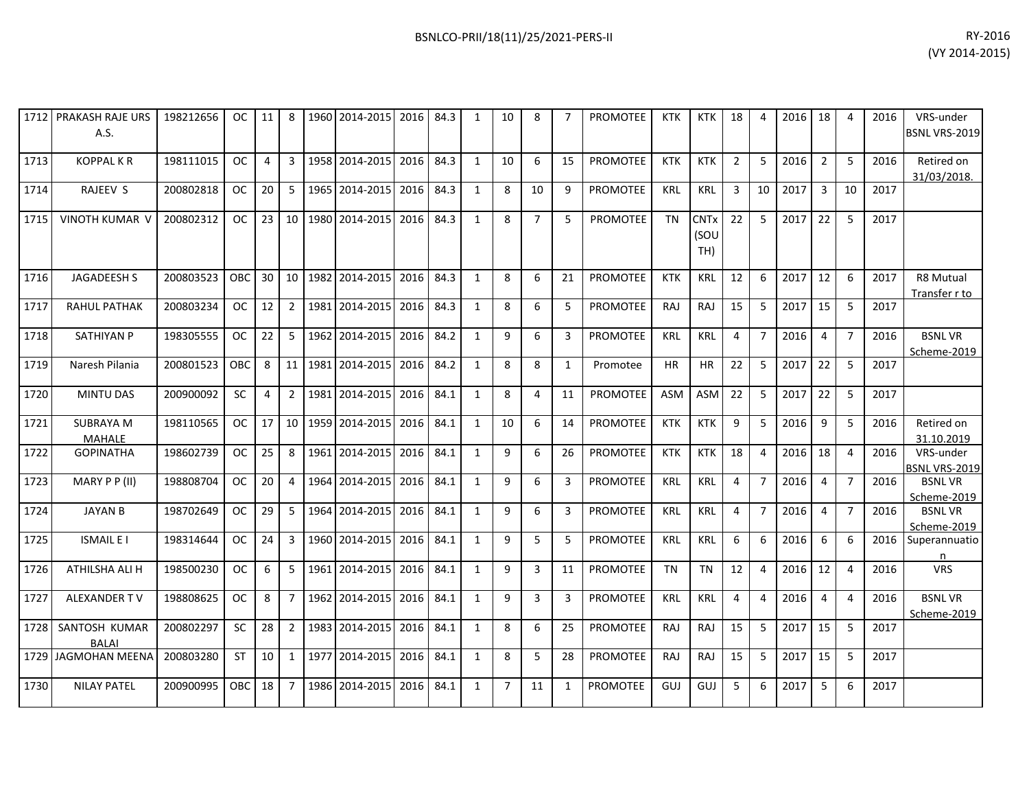| 1712 | PRAKASH RAJE URS A.S. | 198212656 | OC | 11 | 8 | 1960 | 2014-2015 | 2016 | 84.3 | 1 | 10 | 8 | 7 | PROMOTEE | KTK | KTK | 18 | 4 | 2016 | 18 | 4 | 2016 | VRS-under BSNL VRS-2019 |
|---|---|---|---|---|---|---|---|---|---|---|---|---|---|---|---|---|---|---|---|---|---|---|---|
| 1713 | KOPPAL K R | 198111015 | OC | 4 | 3 | 1958 | 2014-2015 | 2016 | 84.3 | 1 | 10 | 6 | 15 | PROMOTEE | KTK | KTK | 2 | 5 | 2016 | 2 | 5 | 2016 | Retired on 31/03/2018. |
| 1714 | RAJEEV S | 200802818 | OC | 20 | 5 | 1965 | 2014-2015 | 2016 | 84.3 | 1 | 8 | 10 | 9 | PROMOTEE | KRL | KRL | 3 | 10 | 2017 | 3 | 10 | 2017 | |
| 1715 | VINOTH KUMAR V | 200802312 | OC | 23 | 10 | 1980 | 2014-2015 | 2016 | 84.3 | 1 | 8 | 7 | 5 | PROMOTEE | TN | CNTx (SOUTH) | 22 | 5 | 2017 | 22 | 5 | 2017 | |
| 1716 | JAGADEESH S | 200803523 | OBC | 30 | 10 | 1982 | 2014-2015 | 2016 | 84.3 | 1 | 8 | 6 | 21 | PROMOTEE | KTK | KRL | 12 | 6 | 2017 | 12 | 6 | 2017 | R8 Mutual Transfer r to |
| 1717 | RAHUL PATHAK | 200803234 | OC | 12 | 2 | 1981 | 2014-2015 | 2016 | 84.3 | 1 | 8 | 6 | 5 | PROMOTEE | RAJ | RAJ | 15 | 5 | 2017 | 15 | 5 | 2017 | |
| 1718 | SATHIYAN P | 198305555 | OC | 22 | 5 | 1962 | 2014-2015 | 2016 | 84.2 | 1 | 9 | 6 | 3 | PROMOTEE | KRL | KRL | 4 | 7 | 2016 | 4 | 7 | 2016 | BSNL VR Scheme-2019 |
| 1719 | Naresh Pilania | 200801523 | OBC | 8 | 11 | 1981 | 2014-2015 | 2016 | 84.2 | 1 | 8 | 8 | 1 | Promotee | HR | HR | 22 | 5 | 2017 | 22 | 5 | 2017 | |
| 1720 | MINTU DAS | 200900092 | SC | 4 | 2 | 1981 | 2014-2015 | 2016 | 84.1 | 1 | 8 | 4 | 11 | PROMOTEE | ASM | ASM | 22 | 5 | 2017 | 22 | 5 | 2017 | |
| 1721 | SUBRAYA M MAHALE | 198110565 | OC | 17 | 10 | 1959 | 2014-2015 | 2016 | 84.1 | 1 | 10 | 6 | 14 | PROMOTEE | KTK | KTK | 9 | 5 | 2016 | 9 | 5 | 2016 | Retired on 31.10.2019 |
| 1722 | GOPINATHA | 198602739 | OC | 25 | 8 | 1961 | 2014-2015 | 2016 | 84.1 | 1 | 9 | 6 | 26 | PROMOTEE | KTK | KTK | 18 | 4 | 2016 | 18 | 4 | 2016 | VRS-under BSNL VRS-2019 |
| 1723 | MARY P P (II) | 198808704 | OC | 20 | 4 | 1964 | 2014-2015 | 2016 | 84.1 | 1 | 9 | 6 | 3 | PROMOTEE | KRL | KRL | 4 | 7 | 2016 | 4 | 7 | 2016 | BSNL VR Scheme-2019 |
| 1724 | JAYAN B | 198702649 | OC | 29 | 5 | 1964 | 2014-2015 | 2016 | 84.1 | 1 | 9 | 6 | 3 | PROMOTEE | KRL | KRL | 4 | 7 | 2016 | 4 | 7 | 2016 | BSNL VR Scheme-2019 |
| 1725 | ISMAIL E I | 198314644 | OC | 24 | 3 | 1960 | 2014-2015 | 2016 | 84.1 | 1 | 9 | 5 | 5 | PROMOTEE | KRL | KRL | 6 | 6 | 2016 | 6 | 6 | 2016 | Superannuation |
| 1726 | ATHILSHA ALI H | 198500230 | OC | 6 | 5 | 1961 | 2014-2015 | 2016 | 84.1 | 1 | 9 | 3 | 11 | PROMOTEE | TN | TN | 12 | 4 | 2016 | 12 | 4 | 2016 | VRS |
| 1727 | ALEXANDER T V | 198808625 | OC | 8 | 7 | 1962 | 2014-2015 | 2016 | 84.1 | 1 | 9 | 3 | 3 | PROMOTEE | KRL | KRL | 4 | 4 | 2016 | 4 | 4 | 2016 | BSNL VR Scheme-2019 |
| 1728 | SANTOSH KUMAR BALAI | 200802297 | SC | 28 | 2 | 1983 | 2014-2015 | 2016 | 84.1 | 1 | 8 | 6 | 25 | PROMOTEE | RAJ | RAJ | 15 | 5 | 2017 | 15 | 5 | 2017 | |
| 1729 | JAGMOHAN MEENA | 200803280 | ST | 10 | 1 | 1977 | 2014-2015 | 2016 | 84.1 | 1 | 8 | 5 | 28 | PROMOTEE | RAJ | RAJ | 15 | 5 | 2017 | 15 | 5 | 2017 | |
| 1730 | NILAY PATEL | 200900995 | OBC | 18 | 7 | 1986 | 2014-2015 | 2016 | 84.1 | 1 | 7 | 11 | 1 | PROMOTEE | GUJ | GUJ | 5 | 6 | 2017 | 5 | 6 | 2017 | |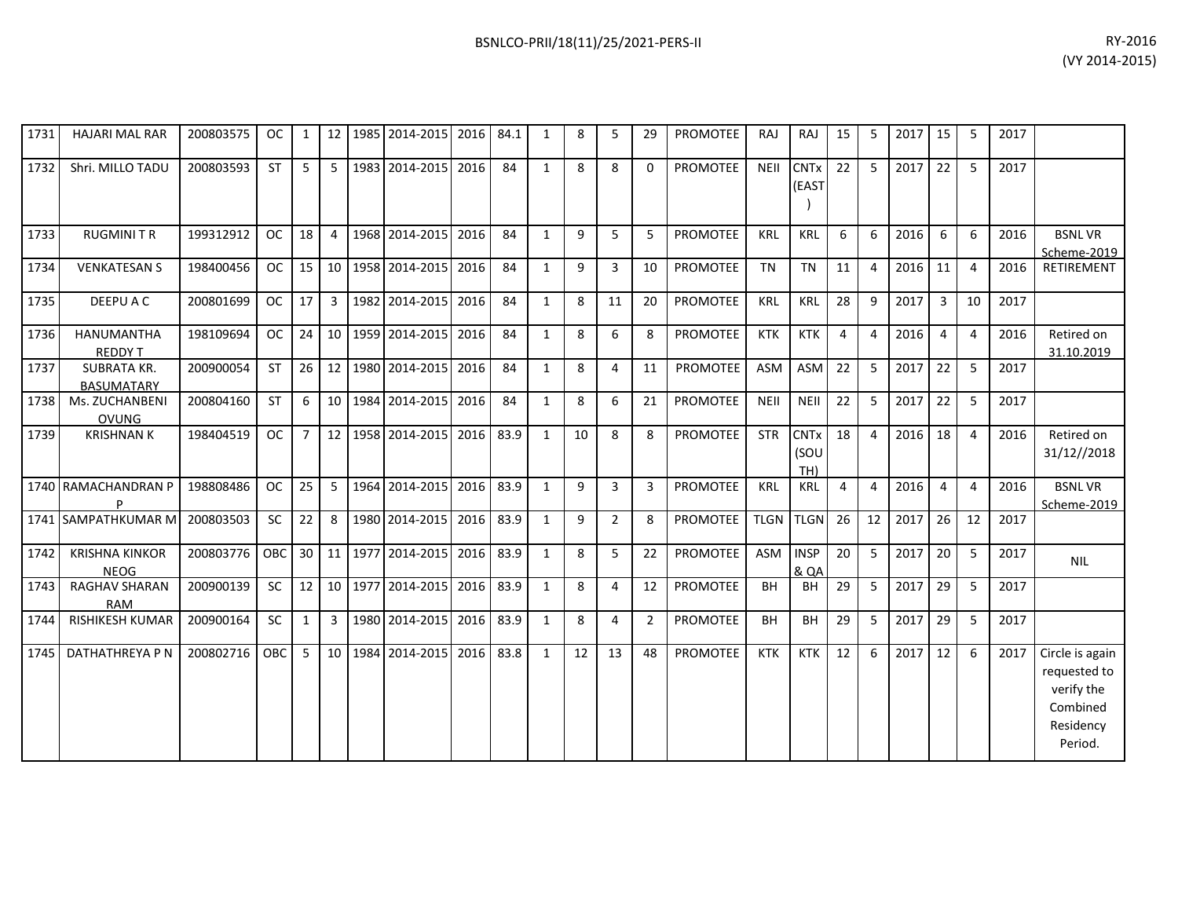| | | | | | | | | | | | | | | | | | | | | | | | | | |
|---|---|---|---|---|---|---|---|---|---|---|---|---|---|---|---|---|---|---|---|---|---|---|---|---|---|
| 1731 | HAJARI MAL RAR | 200803575 | OC | 1 | 12 | 1985 | 2014-2015 | 2016 | 84.1 | 1 | 8 | 5 | 29 | PROMOTEE | RAJ | RAJ | 15 | 5 | 2017 | 15 | 5 | 2017 | |
| 1732 | Shri. MILLO TADU | 200803593 | ST | 5 | 5 | 1983 | 2014-2015 | 2016 | 84 | 1 | 8 | 8 | 0 | PROMOTEE | NEII | CNTx (EAST) | 22 | 5 | 2017 | 22 | 5 | 2017 | |
| 1733 | RUGMINI T R | 199312912 | OC | 18 | 4 | 1968 | 2014-2015 | 2016 | 84 | 1 | 9 | 5 | 5 | PROMOTEE | KRL | KRL | 6 | 6 | 2016 | 6 | 6 | 2016 | BSNL VR Scheme-2019 |
| 1734 | VENKATESAN S | 198400456 | OC | 15 | 10 | 1958 | 2014-2015 | 2016 | 84 | 1 | 9 | 3 | 10 | PROMOTEE | TN | TN | 11 | 4 | 2016 | 11 | 4 | 2016 | RETIREMENT |
| 1735 | DEEPU A C | 200801699 | OC | 17 | 3 | 1982 | 2014-2015 | 2016 | 84 | 1 | 8 | 11 | 20 | PROMOTEE | KRL | KRL | 28 | 9 | 2017 | 3 | 10 | 2017 | |
| 1736 | HANUMANTHA REDDY T | 198109694 | OC | 24 | 10 | 1959 | 2014-2015 | 2016 | 84 | 1 | 8 | 6 | 8 | PROMOTEE | KTK | KTK | 4 | 4 | 2016 | 4 | 4 | 2016 | Retired on 31.10.2019 |
| 1737 | SUBRATA KR. BASUMATARY | 200900054 | ST | 26 | 12 | 1980 | 2014-2015 | 2016 | 84 | 1 | 8 | 4 | 11 | PROMOTEE | ASM | ASM | 22 | 5 | 2017 | 22 | 5 | 2017 | |
| 1738 | Ms. ZUCHANBENI OVUNG | 200804160 | ST | 6 | 10 | 1984 | 2014-2015 | 2016 | 84 | 1 | 8 | 6 | 21 | PROMOTEE | NEII | NEII | 22 | 5 | 2017 | 22 | 5 | 2017 | |
| 1739 | KRISHNAN K | 198404519 | OC | 7 | 12 | 1958 | 2014-2015 | 2016 | 83.9 | 1 | 10 | 8 | 8 | PROMOTEE | STR | CNTx (SOUTH) | 18 | 4 | 2016 | 18 | 4 | 2016 | Retired on 31/12//2018 |
| 1740 | RAMACHANDRAN P P | 198808486 | OC | 25 | 5 | 1964 | 2014-2015 | 2016 | 83.9 | 1 | 9 | 3 | 3 | PROMOTEE | KRL | KRL | 4 | 4 | 2016 | 4 | 4 | 2016 | BSNL VR Scheme-2019 |
| 1741 | SAMPATHKUMAR M | 200803503 | SC | 22 | 8 | 1980 | 2014-2015 | 2016 | 83.9 | 1 | 9 | 2 | 8 | PROMOTEE | TLGN | TLGN | 26 | 12 | 2017 | 26 | 12 | 2017 | |
| 1742 | KRISHNA KINKOR NEOG | 200803776 | OBC | 30 | 11 | 1977 | 2014-2015 | 2016 | 83.9 | 1 | 8 | 5 | 22 | PROMOTEE | ASM | INSP & QA | 20 | 5 | 2017 | 20 | 5 | 2017 | NIL |
| 1743 | RAGHAV SHARAN RAM | 200900139 | SC | 12 | 10 | 1977 | 2014-2015 | 2016 | 83.9 | 1 | 8 | 4 | 12 | PROMOTEE | BH | BH | 29 | 5 | 2017 | 29 | 5 | 2017 | |
| 1744 | RISHIKESH KUMAR | 200900164 | SC | 1 | 3 | 1980 | 2014-2015 | 2016 | 83.9 | 1 | 8 | 4 | 2 | PROMOTEE | BH | BH | 29 | 5 | 2017 | 29 | 5 | 2017 | |
| 1745 | DATHATHREYA P N | 200802716 | OBC | 5 | 10 | 1984 | 2014-2015 | 2016 | 83.8 | 1 | 12 | 13 | 48 | PROMOTEE | KTK | KTK | 12 | 6 | 2017 | 12 | 6 | 2017 | Circle is again requested to verify the Combined Residency Period. |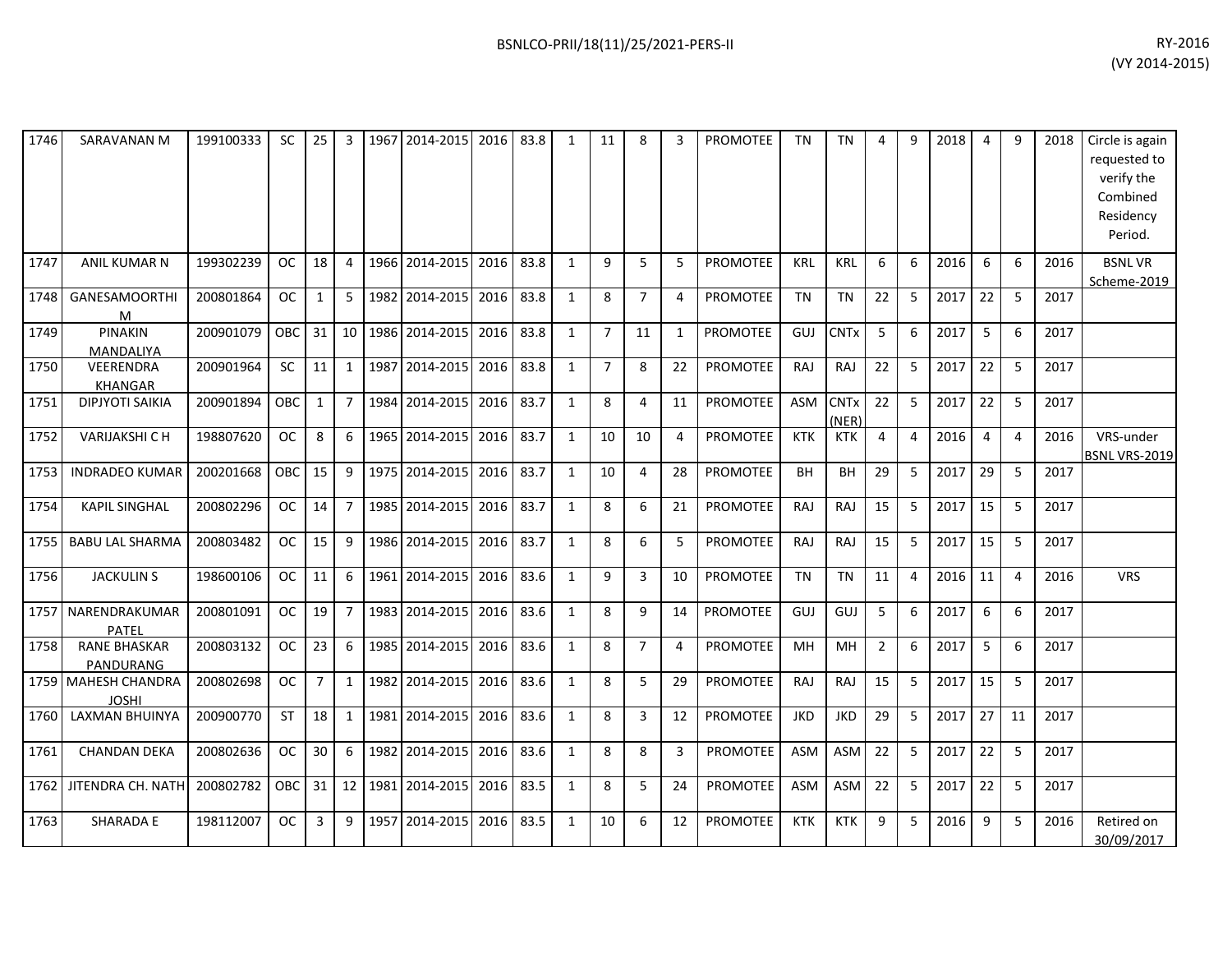| | | | | | | | | | | | | | | | | | | | | | | | | |
|---|---|---|---|---|---|---|---|---|---|---|---|---|---|---|---|---|---|---|---|---|---|---|---|---|
| 1746 | SARAVANAN M | 199100333 | SC | 25 | 3 | 1967 | 2014-2015 | 2016 | 83.8 | 1 | 11 | 8 | 3 | PROMOTEE | TN | TN | 4 | 9 | 2018 | 4 | 9 | 2018 | Circle is again requested to verify the Combined Residency Period. |
| 1747 | ANIL KUMAR N | 199302239 | OC | 18 | 4 | 1966 | 2014-2015 | 2016 | 83.8 | 1 | 9 | 5 | 5 | PROMOTEE | KRL | KRL | 6 | 6 | 2016 | 6 | 6 | 2016 | BSNL VR Scheme-2019 |
| 1748 | GANESAMOORTHI M | 200801864 | OC | 1 | 5 | 1982 | 2014-2015 | 2016 | 83.8 | 1 | 8 | 7 | 4 | PROMOTEE | TN | TN | 22 | 5 | 2017 | 22 | 5 | 2017 | |
| 1749 | PINAKIN MANDALIYA | 200901079 | OBC | 31 | 10 | 1986 | 2014-2015 | 2016 | 83.8 | 1 | 7 | 11 | 1 | PROMOTEE | GUJ | CNTx | 5 | 6 | 2017 | 5 | 6 | 2017 | |
| 1750 | VEERENDRA KHANGAR | 200901964 | SC | 11 | 1 | 1987 | 2014-2015 | 2016 | 83.8 | 1 | 7 | 8 | 22 | PROMOTEE | RAJ | RAJ | 22 | 5 | 2017 | 22 | 5 | 2017 | |
| 1751 | DIPJYOTI SAIKIA | 200901894 | OBC | 1 | 7 | 1984 | 2014-2015 | 2016 | 83.7 | 1 | 8 | 4 | 11 | PROMOTEE | ASM | CNTx (NER) | 22 | 5 | 2017 | 22 | 5 | 2017 | |
| 1752 | VARIJAKSHI C H | 198807620 | OC | 8 | 6 | 1965 | 2014-2015 | 2016 | 83.7 | 1 | 10 | 10 | 4 | PROMOTEE | KTK | KTK | 4 | 4 | 2016 | 4 | 4 | 2016 | VRS-under BSNL VRS-2019 |
| 1753 | INDRADEO KUMAR | 200201668 | OBC | 15 | 9 | 1975 | 2014-2015 | 2016 | 83.7 | 1 | 10 | 4 | 28 | PROMOTEE | BH | BH | 29 | 5 | 2017 | 29 | 5 | 2017 | |
| 1754 | KAPIL SINGHAL | 200802296 | OC | 14 | 7 | 1985 | 2014-2015 | 2016 | 83.7 | 1 | 8 | 6 | 21 | PROMOTEE | RAJ | RAJ | 15 | 5 | 2017 | 15 | 5 | 2017 | |
| 1755 | BABU LAL SHARMA | 200803482 | OC | 15 | 9 | 1986 | 2014-2015 | 2016 | 83.7 | 1 | 8 | 6 | 5 | PROMOTEE | RAJ | RAJ | 15 | 5 | 2017 | 15 | 5 | 2017 | |
| 1756 | JACKULIN S | 198600106 | OC | 11 | 6 | 1961 | 2014-2015 | 2016 | 83.6 | 1 | 9 | 3 | 10 | PROMOTEE | TN | TN | 11 | 4 | 2016 | 11 | 4 | 2016 | VRS |
| 1757 | NARENDRAKUMAR PATEL | 200801091 | OC | 19 | 7 | 1983 | 2014-2015 | 2016 | 83.6 | 1 | 8 | 9 | 14 | PROMOTEE | GUJ | GUJ | 5 | 6 | 2017 | 6 | 6 | 2017 | |
| 1758 | RANE BHASKAR PANDURANG | 200803132 | OC | 23 | 6 | 1985 | 2014-2015 | 2016 | 83.6 | 1 | 8 | 7 | 4 | PROMOTEE | MH | MH | 2 | 6 | 2017 | 5 | 6 | 2017 | |
| 1759 | MAHESH CHANDRA JOSHI | 200802698 | OC | 7 | 1 | 1982 | 2014-2015 | 2016 | 83.6 | 1 | 8 | 5 | 29 | PROMOTEE | RAJ | RAJ | 15 | 5 | 2017 | 15 | 5 | 2017 | |
| 1760 | LAXMAN BHUINYA | 200900770 | ST | 18 | 1 | 1981 | 2014-2015 | 2016 | 83.6 | 1 | 8 | 3 | 12 | PROMOTEE | JKD | JKD | 29 | 5 | 2017 | 27 | 11 | 2017 | |
| 1761 | CHANDAN DEKA | 200802636 | OC | 30 | 6 | 1982 | 2014-2015 | 2016 | 83.6 | 1 | 8 | 8 | 3 | PROMOTEE | ASM | ASM | 22 | 5 | 2017 | 22 | 5 | 2017 | |
| 1762 | JITENDRA CH. NATH | 200802782 | OBC | 31 | 12 | 1981 | 2014-2015 | 2016 | 83.5 | 1 | 8 | 5 | 24 | PROMOTEE | ASM | ASM | 22 | 5 | 2017 | 22 | 5 | 2017 | |
| 1763 | SHARADA E | 198112007 | OC | 3 | 9 | 1957 | 2014-2015 | 2016 | 83.5 | 1 | 10 | 6 | 12 | PROMOTEE | KTK | KTK | 9 | 5 | 2016 | 9 | 5 | 2016 | Retired on 30/09/2017 |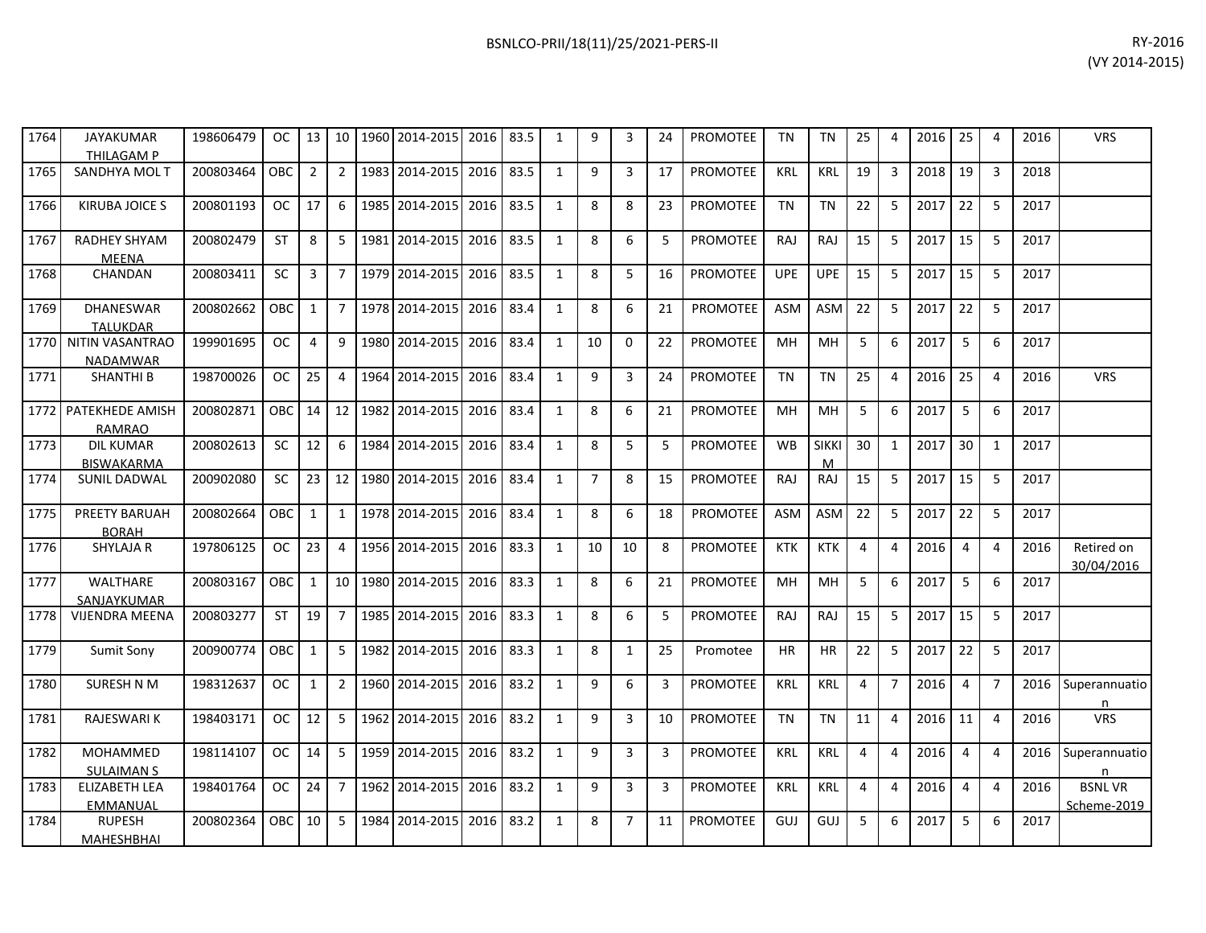| | | | | | | | | | | | | | | | | | | | | | | | | | |
|---|---|---|---|---|---|---|---|---|---|---|---|---|---|---|---|---|---|---|---|---|---|---|---|---|---|
| 1764 | JAYAKUMAR THILAGAM P | 198606479 | OC | 13 | 10 | 1960 | 2014-2015 | 2016 | 83.5 | 1 | 9 | 3 | 24 | PROMOTEE | TN | TN | 25 | 4 | 2016 | 25 | 4 | 2016 | VRS |
| 1765 | SANDHYA MOL T | 200803464 | OBC | 2 | 2 | 1983 | 2014-2015 | 2016 | 83.5 | 1 | 9 | 3 | 17 | PROMOTEE | KRL | KRL | 19 | 3 | 2018 | 19 | 3 | 2018 | |
| 1766 | KIRUBA JOICE S | 200801193 | OC | 17 | 6 | 1985 | 2014-2015 | 2016 | 83.5 | 1 | 8 | 8 | 23 | PROMOTEE | TN | TN | 22 | 5 | 2017 | 22 | 5 | 2017 | |
| 1767 | RADHEY SHYAM MEENA | 200802479 | ST | 8 | 5 | 1981 | 2014-2015 | 2016 | 83.5 | 1 | 8 | 6 | 5 | PROMOTEE | RAJ | RAJ | 15 | 5 | 2017 | 15 | 5 | 2017 | |
| 1768 | CHANDAN | 200803411 | SC | 3 | 7 | 1979 | 2014-2015 | 2016 | 83.5 | 1 | 8 | 5 | 16 | PROMOTEE | UPE | UPE | 15 | 5 | 2017 | 15 | 5 | 2017 | |
| 1769 | DHANESWAR TALUKDAR | 200802662 | OBC | 1 | 7 | 1978 | 2014-2015 | 2016 | 83.4 | 1 | 8 | 6 | 21 | PROMOTEE | ASM | ASM | 22 | 5 | 2017 | 22 | 5 | 2017 | |
| 1770 | NITIN VASANTRAO NADAMWAR | 199901695 | OC | 4 | 9 | 1980 | 2014-2015 | 2016 | 83.4 | 1 | 10 | 0 | 22 | PROMOTEE | MH | MH | 5 | 6 | 2017 | 5 | 6 | 2017 | |
| 1771 | SHANTHI B | 198700026 | OC | 25 | 4 | 1964 | 2014-2015 | 2016 | 83.4 | 1 | 9 | 3 | 24 | PROMOTEE | TN | TN | 25 | 4 | 2016 | 25 | 4 | 2016 | VRS |
| 1772 | PATEKHEDE AMISH RAMRAO | 200802871 | OBC | 14 | 12 | 1982 | 2014-2015 | 2016 | 83.4 | 1 | 8 | 6 | 21 | PROMOTEE | MH | MH | 5 | 6 | 2017 | 5 | 6 | 2017 | |
| 1773 | DIL KUMAR BISWAKARMA | 200802613 | SC | 12 | 6 | 1984 | 2014-2015 | 2016 | 83.4 | 1 | 8 | 5 | 5 | PROMOTEE | WB | SIKKIM | 30 | 1 | 2017 | 30 | 1 | 2017 | |
| 1774 | SUNIL DADWAL | 200902080 | SC | 23 | 12 | 1980 | 2014-2015 | 2016 | 83.4 | 1 | 7 | 8 | 15 | PROMOTEE | RAJ | RAJ | 15 | 5 | 2017 | 15 | 5 | 2017 | |
| 1775 | PREETY BARUAH BORAH | 200802664 | OBC | 1 | 1 | 1978 | 2014-2015 | 2016 | 83.4 | 1 | 8 | 6 | 18 | PROMOTEE | ASM | ASM | 22 | 5 | 2017 | 22 | 5 | 2017 | |
| 1776 | SHYLAJA R | 197806125 | OC | 23 | 4 | 1956 | 2014-2015 | 2016 | 83.3 | 1 | 10 | 10 | 8 | PROMOTEE | KTK | KTK | 4 | 4 | 2016 | 4 | 4 | 2016 | Retired on 30/04/2016 |
| 1777 | WALTHARE SANJAYKUMAR | 200803167 | OBC | 1 | 10 | 1980 | 2014-2015 | 2016 | 83.3 | 1 | 8 | 6 | 21 | PROMOTEE | MH | MH | 5 | 6 | 2017 | 5 | 6 | 2017 | |
| 1778 | VIJENDRA MEENA | 200803277 | ST | 19 | 7 | 1985 | 2014-2015 | 2016 | 83.3 | 1 | 8 | 6 | 5 | PROMOTEE | RAJ | RAJ | 15 | 5 | 2017 | 15 | 5 | 2017 | |
| 1779 | Sumit Sony | 200900774 | OBC | 1 | 5 | 1982 | 2014-2015 | 2016 | 83.3 | 1 | 8 | 1 | 25 | Promotee | HR | HR | 22 | 5 | 2017 | 22 | 5 | 2017 | |
| 1780 | SURESH N M | 198312637 | OC | 1 | 2 | 1960 | 2014-2015 | 2016 | 83.2 | 1 | 9 | 6 | 3 | PROMOTEE | KRL | KRL | 4 | 7 | 2016 | 4 | 7 | 2016 | Superannuation |
| 1781 | RAJESWARI K | 198403171 | OC | 12 | 5 | 1962 | 2014-2015 | 2016 | 83.2 | 1 | 9 | 3 | 10 | PROMOTEE | TN | TN | 11 | 4 | 2016 | 11 | 4 | 2016 | VRS |
| 1782 | MOHAMMED SULAIMAN S | 198114107 | OC | 14 | 5 | 1959 | 2014-2015 | 2016 | 83.2 | 1 | 9 | 3 | 3 | PROMOTEE | KRL | KRL | 4 | 4 | 2016 | 4 | 4 | 2016 | Superannuation |
| 1783 | ELIZABETH LEA EMMANUAL | 198401764 | OC | 24 | 7 | 1962 | 2014-2015 | 2016 | 83.2 | 1 | 9 | 3 | 3 | PROMOTEE | KRL | KRL | 4 | 4 | 2016 | 4 | 4 | 2016 | BSNL VR Scheme-2019 |
| 1784 | RUPESH MAHESHBHAI | 200802364 | OBC | 10 | 5 | 1984 | 2014-2015 | 2016 | 83.2 | 1 | 8 | 7 | 11 | PROMOTEE | GUJ | GUJ | 5 | 6 | 2017 | 5 | 6 | 2017 | |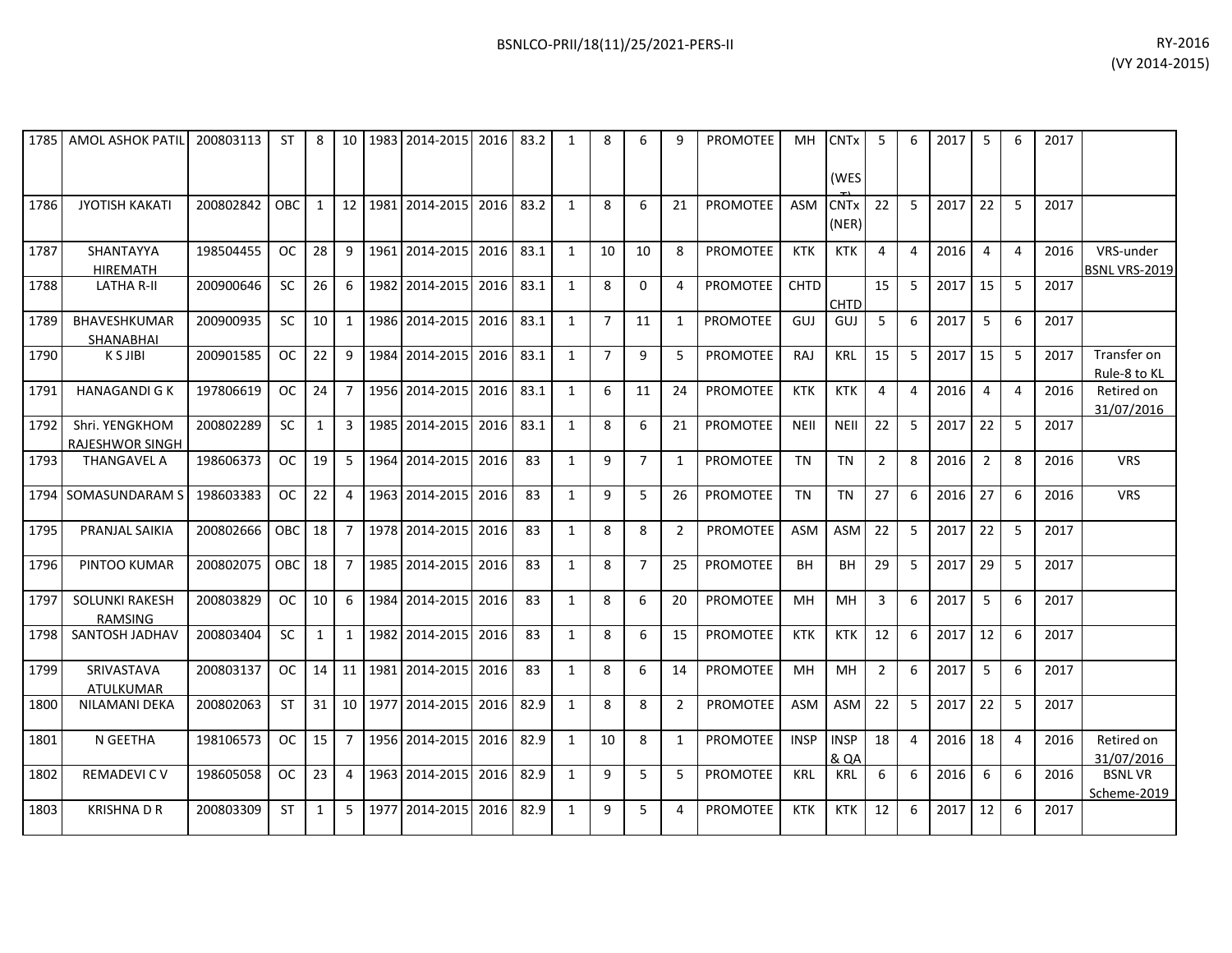| | | | | | | | | | | | | | | | | | | | | | | | |
|---|---|---|---|---|---|---|---|---|---|---|---|---|---|---|---|---|---|---|---|---|---|---|---|
| 1785 | AMOL ASHOK PATIL | 200803113 | ST | 8 | 10 | 1983 | 2014-2015 | 2016 | 83.2 | 1 | 8 | 6 | 9 | PROMOTEE | MH | CNTx (WEST) | 5 | 6 | 2017 | 5 | 6 | 2017 | |
| 1786 | JYOTISH KAKATI | 200802842 | OBC | 1 | 12 | 1981 | 2014-2015 | 2016 | 83.2 | 1 | 8 | 6 | 21 | PROMOTEE | ASM | CNTx (NER) | 22 | 5 | 2017 | 22 | 5 | 2017 | |
| 1787 | SHANTAYYA HIREMATH | 198504455 | OC | 28 | 9 | 1961 | 2014-2015 | 2016 | 83.1 | 1 | 10 | 10 | 8 | PROMOTEE | KTK | KTK | 4 | 4 | 2016 | 4 | 4 | 2016 | VRS-under BSNL VRS-2019 |
| 1788 | LATHA R-II | 200900646 | SC | 26 | 6 | 1982 | 2014-2015 | 2016 | 83.1 | 1 | 8 | 0 | 4 | PROMOTEE | CHTD | CHTD | 15 | 5 | 2017 | 15 | 5 | 2017 | |
| 1789 | BHAVESHKUMAR SHANABHAI | 200900935 | SC | 10 | 1 | 1986 | 2014-2015 | 2016 | 83.1 | 1 | 7 | 11 | 1 | PROMOTEE | GUJ | GUJ | 5 | 6 | 2017 | 5 | 6 | 2017 | |
| 1790 | K S JIBI | 200901585 | OC | 22 | 9 | 1984 | 2014-2015 | 2016 | 83.1 | 1 | 7 | 9 | 5 | PROMOTEE | RAJ | KRL | 15 | 5 | 2017 | 15 | 5 | 2017 | Transfer on Rule-8 to KL |
| 1791 | HANAGANDI G K | 197806619 | OC | 24 | 7 | 1956 | 2014-2015 | 2016 | 83.1 | 1 | 6 | 11 | 24 | PROMOTEE | KTK | KTK | 4 | 4 | 2016 | 4 | 4 | 2016 | Retired on 31/07/2016 |
| 1792 | Shri. YENGKHOM RAJESHWOR SINGH | 200802289 | SC | 1 | 3 | 1985 | 2014-2015 | 2016 | 83.1 | 1 | 8 | 6 | 21 | PROMOTEE | NEII | NEII | 22 | 5 | 2017 | 22 | 5 | 2017 | |
| 1793 | THANGAVEL A | 198606373 | OC | 19 | 5 | 1964 | 2014-2015 | 2016 | 83 | 1 | 9 | 7 | 1 | PROMOTEE | TN | TN | 2 | 8 | 2016 | 2 | 8 | 2016 | VRS |
| 1794 | SOMASUNDARAM S | 198603383 | OC | 22 | 4 | 1963 | 2014-2015 | 2016 | 83 | 1 | 9 | 5 | 26 | PROMOTEE | TN | TN | 27 | 6 | 2016 | 27 | 6 | 2016 | VRS |
| 1795 | PRANJAL SAIKIA | 200802666 | OBC | 18 | 7 | 1978 | 2014-2015 | 2016 | 83 | 1 | 8 | 8 | 2 | PROMOTEE | ASM | ASM | 22 | 5 | 2017 | 22 | 5 | 2017 | |
| 1796 | PINTOO KUMAR | 200802075 | OBC | 18 | 7 | 1985 | 2014-2015 | 2016 | 83 | 1 | 8 | 7 | 25 | PROMOTEE | BH | BH | 29 | 5 | 2017 | 29 | 5 | 2017 | |
| 1797 | SOLUNKI RAKESH RAMSING | 200803829 | OC | 10 | 6 | 1984 | 2014-2015 | 2016 | 83 | 1 | 8 | 6 | 20 | PROMOTEE | MH | MH | 3 | 6 | 2017 | 5 | 6 | 2017 | |
| 1798 | SANTOSH JADHAV | 200803404 | SC | 1 | 1 | 1982 | 2014-2015 | 2016 | 83 | 1 | 8 | 6 | 15 | PROMOTEE | KTK | KTK | 12 | 6 | 2017 | 12 | 6 | 2017 | |
| 1799 | SRIVASTAVA ATULKUMAR | 200803137 | OC | 14 | 11 | 1981 | 2014-2015 | 2016 | 83 | 1 | 8 | 6 | 14 | PROMOTEE | MH | MH | 2 | 6 | 2017 | 5 | 6 | 2017 | |
| 1800 | NILAMANI DEKA | 200802063 | ST | 31 | 10 | 1977 | 2014-2015 | 2016 | 82.9 | 1 | 8 | 8 | 2 | PROMOTEE | ASM | ASM | 22 | 5 | 2017 | 22 | 5 | 2017 | |
| 1801 | N GEETHA | 198106573 | OC | 15 | 7 | 1956 | 2014-2015 | 2016 | 82.9 | 1 | 10 | 8 | 1 | PROMOTEE | INSP | INSP & QA | 18 | 4 | 2016 | 18 | 4 | 2016 | Retired on 31/07/2016 |
| 1802 | REMADEVI C V | 198605058 | OC | 23 | 4 | 1963 | 2014-2015 | 2016 | 82.9 | 1 | 9 | 5 | 5 | PROMOTEE | KRL | KRL | 6 | 6 | 2016 | 6 | 6 | 2016 | BSNL VR Scheme-2019 |
| 1803 | KRISHNA D R | 200803309 | ST | 1 | 5 | 1977 | 2014-2015 | 2016 | 82.9 | 1 | 9 | 5 | 4 | PROMOTEE | KTK | KTK | 12 | 6 | 2017 | 12 | 6 | 2017 | |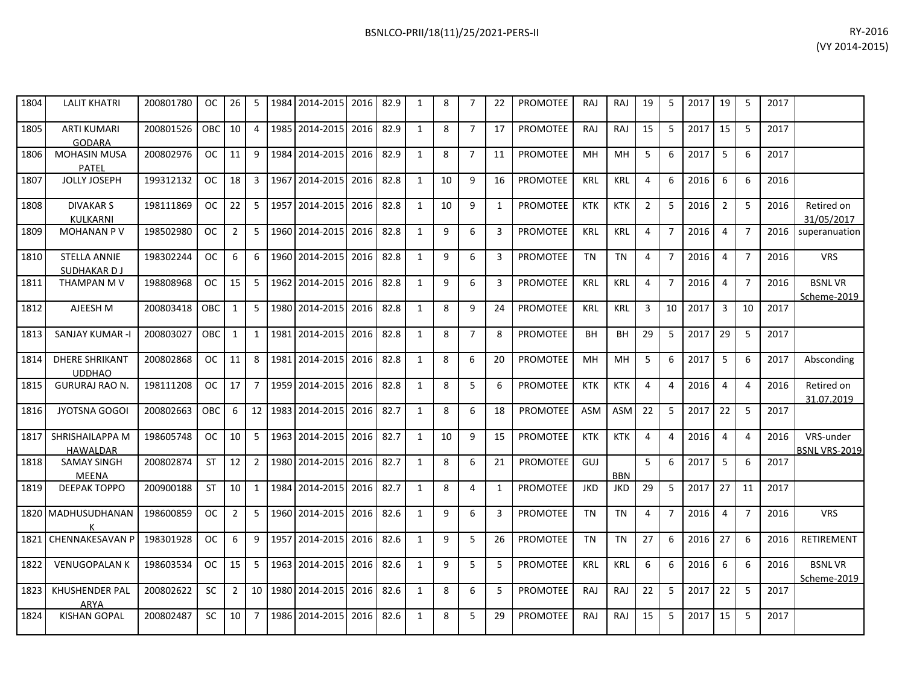| | | | | | | | | | | | | | | | | | | | | | | | | |
|---|---|---|---|---|---|---|---|---|---|---|---|---|---|---|---|---|---|---|---|---|---|---|---|---|
| 1804 | LALIT KHATRI | 200801780 | OC | 26 | 5 | 1984 | 2014-2015 | 2016 | 82.9 | 1 | 8 | 7 | 22 | PROMOTEE | RAJ | RAJ | 19 | 5 | 2017 | 19 | 5 | 2017 | |
| 1805 | ARTI KUMARI GODARA | 200801526 | OBC | 10 | 4 | 1985 | 2014-2015 | 2016 | 82.9 | 1 | 8 | 7 | 17 | PROMOTEE | RAJ | RAJ | 15 | 5 | 2017 | 15 | 5 | 2017 | |
| 1806 | MOHASIN MUSA PATEL | 200802976 | OC | 11 | 9 | 1984 | 2014-2015 | 2016 | 82.9 | 1 | 8 | 7 | 11 | PROMOTEE | MH | MH | 5 | 6 | 2017 | 5 | 6 | 2017 | |
| 1807 | JOLLY JOSEPH | 199312132 | OC | 18 | 3 | 1967 | 2014-2015 | 2016 | 82.8 | 1 | 10 | 9 | 16 | PROMOTEE | KRL | KRL | 4 | 6 | 2016 | 6 | 6 | 2016 | |
| 1808 | DIVAKAR S KULKARNI | 198111869 | OC | 22 | 5 | 1957 | 2014-2015 | 2016 | 82.8 | 1 | 10 | 9 | 1 | PROMOTEE | KTK | KTK | 2 | 5 | 2016 | 2 | 5 | 2016 | Retired on 31/05/2017 |
| 1809 | MOHANAN P V | 198502980 | OC | 2 | 5 | 1960 | 2014-2015 | 2016 | 82.8 | 1 | 9 | 6 | 3 | PROMOTEE | KRL | KRL | 4 | 7 | 2016 | 4 | 7 | 2016 | superanuation |
| 1810 | STELLA ANNIE SUDHAKAR D J | 198302244 | OC | 6 | 6 | 1960 | 2014-2015 | 2016 | 82.8 | 1 | 9 | 6 | 3 | PROMOTEE | TN | TN | 4 | 7 | 2016 | 4 | 7 | 2016 | VRS |
| 1811 | THAMPAN M V | 198808968 | OC | 15 | 5 | 1962 | 2014-2015 | 2016 | 82.8 | 1 | 9 | 6 | 3 | PROMOTEE | KRL | KRL | 4 | 7 | 2016 | 4 | 7 | 2016 | BSNL VR Scheme-2019 |
| 1812 | AJEESH M | 200803418 | OBC | 1 | 5 | 1980 | 2014-2015 | 2016 | 82.8 | 1 | 8 | 9 | 24 | PROMOTEE | KRL | KRL | 3 | 10 | 2017 | 3 | 10 | 2017 | |
| 1813 | SANJAY KUMAR -I | 200803027 | OBC | 1 | 1 | 1981 | 2014-2015 | 2016 | 82.8 | 1 | 8 | 7 | 8 | PROMOTEE | BH | BH | 29 | 5 | 2017 | 29 | 5 | 2017 | |
| 1814 | DHERE SHRIKANT UDDHAO | 200802868 | OC | 11 | 8 | 1981 | 2014-2015 | 2016 | 82.8 | 1 | 8 | 6 | 20 | PROMOTEE | MH | MH | 5 | 6 | 2017 | 5 | 6 | 2017 | Absconding |
| 1815 | GURURAJ RAO N. | 198111208 | OC | 17 | 7 | 1959 | 2014-2015 | 2016 | 82.8 | 1 | 8 | 5 | 6 | PROMOTEE | KTK | KTK | 4 | 4 | 2016 | 4 | 4 | 2016 | Retired on 31.07.2019 |
| 1816 | JYOTSNA GOGOI | 200802663 | OBC | 6 | 12 | 1983 | 2014-2015 | 2016 | 82.7 | 1 | 8 | 6 | 18 | PROMOTEE | ASM | ASM | 22 | 5 | 2017 | 22 | 5 | 2017 | |
| 1817 | SHRISHAILAPPA M HAWALDAR | 198605748 | OC | 10 | 5 | 1963 | 2014-2015 | 2016 | 82.7 | 1 | 10 | 9 | 15 | PROMOTEE | KTK | KTK | 4 | 4 | 2016 | 4 | 4 | 2016 | VRS-under BSNL VRS-2019 |
| 1818 | SAMAY SINGH MEENA | 200802874 | ST | 12 | 2 | 1980 | 2014-2015 | 2016 | 82.7 | 1 | 8 | 6 | 21 | PROMOTEE | GUJ | BBN | 5 | 6 | 2017 | 5 | 6 | 2017 | |
| 1819 | DEEPAK TOPPO | 200900188 | ST | 10 | 1 | 1984 | 2014-2015 | 2016 | 82.7 | 1 | 8 | 4 | 1 | PROMOTEE | JKD | JKD | 29 | 5 | 2017 | 27 | 11 | 2017 | |
| 1820 | MADHUSUDHANAN K | 198600859 | OC | 2 | 5 | 1960 | 2014-2015 | 2016 | 82.6 | 1 | 9 | 6 | 3 | PROMOTEE | TN | TN | 4 | 7 | 2016 | 4 | 7 | 2016 | VRS |
| 1821 | CHENNAKESAVAN P | 198301928 | OC | 6 | 9 | 1957 | 2014-2015 | 2016 | 82.6 | 1 | 9 | 5 | 26 | PROMOTEE | TN | TN | 27 | 6 | 2016 | 27 | 6 | 2016 | RETIREMENT |
| 1822 | VENUGOPALAN K | 198603534 | OC | 15 | 5 | 1963 | 2014-2015 | 2016 | 82.6 | 1 | 9 | 5 | 5 | PROMOTEE | KRL | KRL | 6 | 6 | 2016 | 6 | 6 | 2016 | BSNL VR Scheme-2019 |
| 1823 | KHUSHENDER PAL ARYA | 200802622 | SC | 2 | 10 | 1980 | 2014-2015 | 2016 | 82.6 | 1 | 8 | 6 | 5 | PROMOTEE | RAJ | RAJ | 22 | 5 | 2017 | 22 | 5 | 2017 | |
| 1824 | KISHAN GOPAL | 200802487 | SC | 10 | 7 | 1986 | 2014-2015 | 2016 | 82.6 | 1 | 8 | 5 | 29 | PROMOTEE | RAJ | RAJ | 15 | 5 | 2017 | 15 | 5 | 2017 | |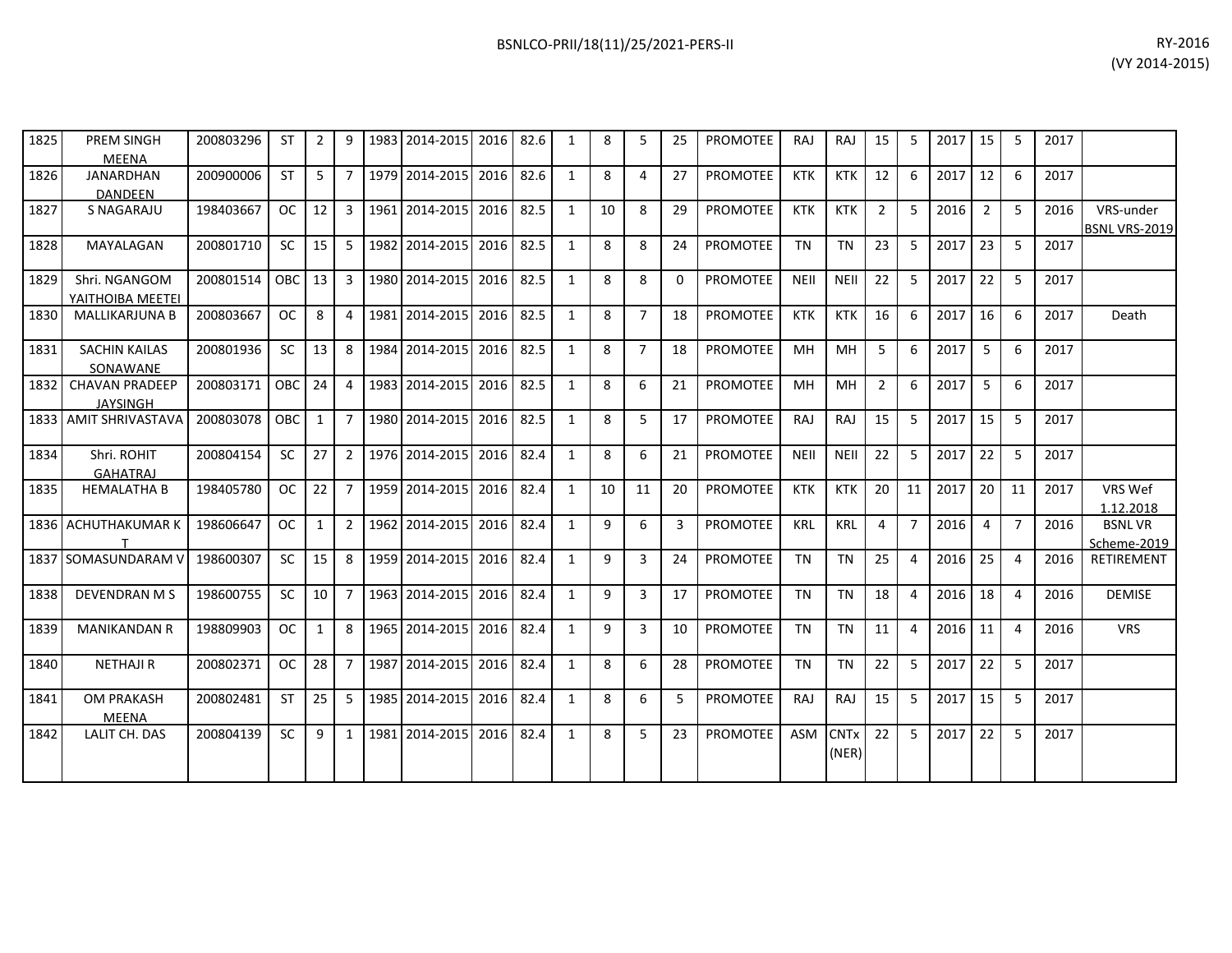| | | | | | | | | | | | | | | | | | | | | | | | | |
|---|---|---|---|---|---|---|---|---|---|---|---|---|---|---|---|---|---|---|---|---|---|---|---|---|
| 1825 | PREM SINGH MEENA | 200803296 | ST | 2 | 9 | 1983 | 2014-2015 | 2016 | 82.6 | 1 | 8 | 5 | 25 | PROMOTEE | RAJ | RAJ | 15 | 5 | 2017 | 15 | 5 | 2017 | |
| 1826 | JANARDHAN DANDEEN | 200900006 | ST | 5 | 7 | 1979 | 2014-2015 | 2016 | 82.6 | 1 | 8 | 4 | 27 | PROMOTEE | KTK | KTK | 12 | 6 | 2017 | 12 | 6 | 2017 | |
| 1827 | S NAGARAJU | 198403667 | OC | 12 | 3 | 1961 | 2014-2015 | 2016 | 82.5 | 1 | 10 | 8 | 29 | PROMOTEE | KTK | KTK | 2 | 5 | 2016 | 2 | 5 | 2016 | VRS-under BSNL VRS-2019 |
| 1828 | MAYALAGAN | 200801710 | SC | 15 | 5 | 1982 | 2014-2015 | 2016 | 82.5 | 1 | 8 | 8 | 24 | PROMOTEE | TN | TN | 23 | 5 | 2017 | 23 | 5 | 2017 | |
| 1829 | Shri. NGANGOM YAITHOIBA MEETEI | 200801514 | OBC | 13 | 3 | 1980 | 2014-2015 | 2016 | 82.5 | 1 | 8 | 8 | 0 | PROMOTEE | NEII | NEII | 22 | 5 | 2017 | 22 | 5 | 2017 | |
| 1830 | MALLIKARJUNA B | 200803667 | OC | 8 | 4 | 1981 | 2014-2015 | 2016 | 82.5 | 1 | 8 | 7 | 18 | PROMOTEE | KTK | KTK | 16 | 6 | 2017 | 16 | 6 | 2017 | Death |
| 1831 | SACHIN KAILAS SONAWANE | 200801936 | SC | 13 | 8 | 1984 | 2014-2015 | 2016 | 82.5 | 1 | 8 | 7 | 18 | PROMOTEE | MH | MH | 5 | 6 | 2017 | 5 | 6 | 2017 | |
| 1832 | CHAVAN PRADEEP JAYSINGH | 200803171 | OBC | 24 | 4 | 1983 | 2014-2015 | 2016 | 82.5 | 1 | 8 | 6 | 21 | PROMOTEE | MH | MH | 2 | 6 | 2017 | 5 | 6 | 2017 | |
| 1833 | AMIT SHRIVASTAVA | 200803078 | OBC | 1 | 7 | 1980 | 2014-2015 | 2016 | 82.5 | 1 | 8 | 5 | 17 | PROMOTEE | RAJ | RAJ | 15 | 5 | 2017 | 15 | 5 | 2017 | |
| 1834 | Shri. ROHIT GAHATRAJ | 200804154 | SC | 27 | 2 | 1976 | 2014-2015 | 2016 | 82.4 | 1 | 8 | 6 | 21 | PROMOTEE | NEII | NEII | 22 | 5 | 2017 | 22 | 5 | 2017 | |
| 1835 | HEMALATHA B | 198405780 | OC | 22 | 7 | 1959 | 2014-2015 | 2016 | 82.4 | 1 | 10 | 11 | 20 | PROMOTEE | KTK | KTK | 20 | 11 | 2017 | 20 | 11 | 2017 | VRS Wef 1.12.2018 |
| 1836 | ACHUTHAKUMAR K T | 198606647 | OC | 1 | 2 | 1962 | 2014-2015 | 2016 | 82.4 | 1 | 9 | 6 | 3 | PROMOTEE | KRL | KRL | 4 | 7 | 2016 | 4 | 7 | 2016 | BSNL VR Scheme-2019 |
| 1837 | SOMASUNDARAM V | 198600307 | SC | 15 | 8 | 1959 | 2014-2015 | 2016 | 82.4 | 1 | 9 | 3 | 24 | PROMOTEE | TN | TN | 25 | 4 | 2016 | 25 | 4 | 2016 | RETIREMENT |
| 1838 | DEVENDRAN M S | 198600755 | SC | 10 | 7 | 1963 | 2014-2015 | 2016 | 82.4 | 1 | 9 | 3 | 17 | PROMOTEE | TN | TN | 18 | 4 | 2016 | 18 | 4 | 2016 | DEMISE |
| 1839 | MANIKANDAN R | 198809903 | OC | 1 | 8 | 1965 | 2014-2015 | 2016 | 82.4 | 1 | 9 | 3 | 10 | PROMOTEE | TN | TN | 11 | 4 | 2016 | 11 | 4 | 2016 | VRS |
| 1840 | NETHAJI R | 200802371 | OC | 28 | 7 | 1987 | 2014-2015 | 2016 | 82.4 | 1 | 8 | 6 | 28 | PROMOTEE | TN | TN | 22 | 5 | 2017 | 22 | 5 | 2017 | |
| 1841 | OM PRAKASH MEENA | 200802481 | ST | 25 | 5 | 1985 | 2014-2015 | 2016 | 82.4 | 1 | 8 | 6 | 5 | PROMOTEE | RAJ | RAJ | 15 | 5 | 2017 | 15 | 5 | 2017 | |
| 1842 | LALIT CH. DAS | 200804139 | SC | 9 | 1 | 1981 | 2014-2015 | 2016 | 82.4 | 1 | 8 | 5 | 23 | PROMOTEE | ASM | CNTx (NER) | 22 | 5 | 2017 | 22 | 5 | 2017 | |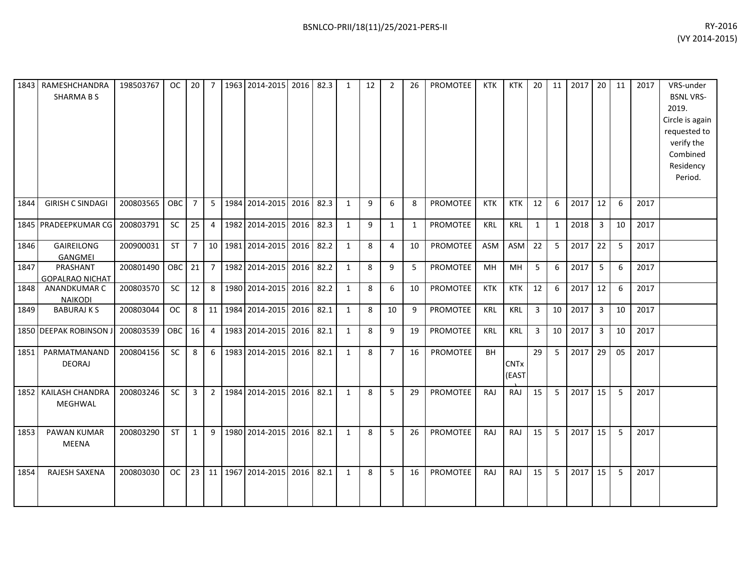| 1843 | RAMESHCHANDRA SHARMA B S | 198503767 | OC | 20 | 7 | 1963 | 2014-2015 | 2016 | 82.3 | 1 | 12 | 2 | 26 | PROMOTEE | KTK | KTK | 20 | 11 | 2017 | 20 | 11 | 2017 | VRS-under BSNL VRS-2019. Circle is again requested to verify the Combined Residency Period. |
|---|---|---|---|---|---|---|---|---|---|---|---|---|---|---|---|---|---|---|---|---|---|---|---|
| 1844 | GIRISH C SINDAGI | 200803565 | OBC | 7 | 5 | 1984 | 2014-2015 | 2016 | 82.3 | 1 | 9 | 6 | 8 | PROMOTEE | KTK | KTK | 12 | 6 | 2017 | 12 | 6 | 2017 | |
| 1845 | PRADEEPKUMAR CG | 200803791 | SC | 25 | 4 | 1982 | 2014-2015 | 2016 | 82.3 | 1 | 9 | 1 | 1 | PROMOTEE | KRL | KRL | 1 | 1 | 2018 | 3 | 10 | 2017 | |
| 1846 | GAIREILONG GANGMEI | 200900031 | ST | 7 | 10 | 1981 | 2014-2015 | 2016 | 82.2 | 1 | 8 | 4 | 10 | PROMOTEE | ASM | ASM | 22 | 5 | 2017 | 22 | 5 | 2017 | |
| 1847 | PRASHANT GOPALRAO NICHAT | 200801490 | OBC | 21 | 7 | 1982 | 2014-2015 | 2016 | 82.2 | 1 | 8 | 9 | 5 | PROMOTEE | MH | MH | 5 | 6 | 2017 | 5 | 6 | 2017 | |
| 1848 | ANANDKUMAR C NAIKODI | 200803570 | SC | 12 | 8 | 1980 | 2014-2015 | 2016 | 82.2 | 1 | 8 | 6 | 10 | PROMOTEE | KTK | KTK | 12 | 6 | 2017 | 12 | 6 | 2017 | |
| 1849 | BABURAJ K S | 200803044 | OC | 8 | 11 | 1984 | 2014-2015 | 2016 | 82.1 | 1 | 8 | 10 | 9 | PROMOTEE | KRL | KRL | 3 | 10 | 2017 | 3 | 10 | 2017 | |
| 1850 | DEEPAK ROBINSON J | 200803539 | OBC | 16 | 4 | 1983 | 2014-2015 | 2016 | 82.1 | 1 | 8 | 9 | 19 | PROMOTEE | KRL | KRL | 3 | 10 | 2017 | 3 | 10 | 2017 | |
| 1851 | PARMATMANAND DEORAJ | 200804156 | SC | 8 | 6 | 1983 | 2014-2015 | 2016 | 82.1 | 1 | 8 | 7 | 16 | PROMOTEE | BH | CNTx (EAST) | 29 | 5 | 2017 | 29 | 05 | 2017 | |
| 1852 | KAILASH CHANDRA MEGHWAL | 200803246 | SC | 3 | 2 | 1984 | 2014-2015 | 2016 | 82.1 | 1 | 8 | 5 | 29 | PROMOTEE | RAJ | RAJ | 15 | 5 | 2017 | 15 | 5 | 2017 | |
| 1853 | PAWAN KUMAR MEENA | 200803290 | ST | 1 | 9 | 1980 | 2014-2015 | 2016 | 82.1 | 1 | 8 | 5 | 26 | PROMOTEE | RAJ | RAJ | 15 | 5 | 2017 | 15 | 5 | 2017 | |
| 1854 | RAJESH SAXENA | 200803030 | OC | 23 | 11 | 1967 | 2014-2015 | 2016 | 82.1 | 1 | 8 | 5 | 16 | PROMOTEE | RAJ | RAJ | 15 | 5 | 2017 | 15 | 5 | 2017 | |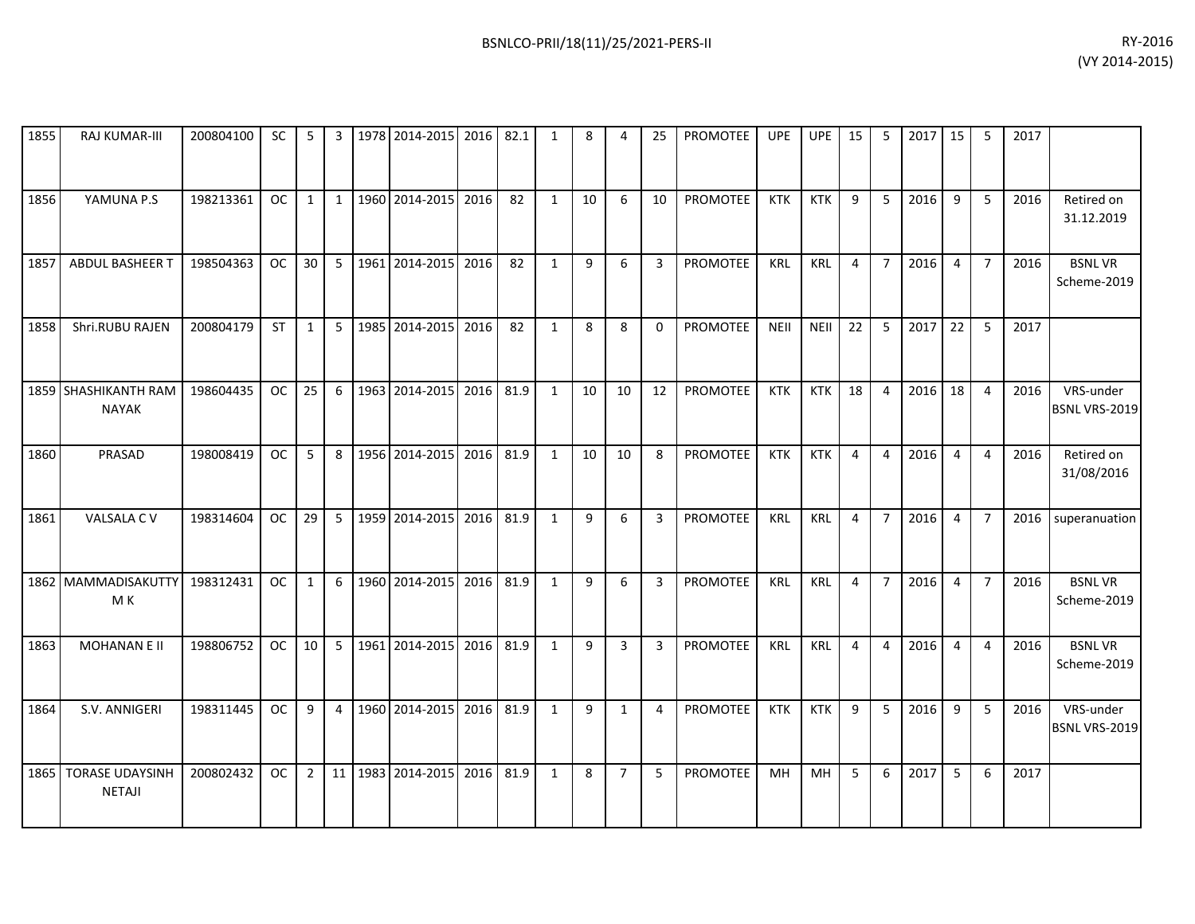| | | | | | | | | | | | | | | | | | | | | | | | | |
|---|---|---|---|---|---|---|---|---|---|---|---|---|---|---|---|---|---|---|---|---|---|---|---|---|
| 1855 | RAJ KUMAR-III | 200804100 | SC | 5 | 3 | 1978 | 2014-2015 | 2016 | 82.1 | 1 | 8 | 4 | 25 | PROMOTEE | UPE | UPE | 15 | 5 | 2017 | 15 | 5 | 2017 | |
| 1856 | YAMUNA P.S | 198213361 | OC | 1 | 1 | 1960 | 2014-2015 | 2016 | 82 | 1 | 10 | 6 | 10 | PROMOTEE | KTK | KTK | 9 | 5 | 2016 | 9 | 5 | 2016 | Retired on 31.12.2019 |
| 1857 | ABDUL BASHEER T | 198504363 | OC | 30 | 5 | 1961 | 2014-2015 | 2016 | 82 | 1 | 9 | 6 | 3 | PROMOTEE | KRL | KRL | 4 | 7 | 2016 | 4 | 7 | 2016 | BSNL VR Scheme-2019 |
| 1858 | Shri.RUBU RAJEN | 200804179 | ST | 1 | 5 | 1985 | 2014-2015 | 2016 | 82 | 1 | 8 | 8 | 0 | PROMOTEE | NEII | NEII | 22 | 5 | 2017 | 22 | 5 | 2017 | |
| 1859 | SHASHIKANTH RAM NAYAK | 198604435 | OC | 25 | 6 | 1963 | 2014-2015 | 2016 | 81.9 | 1 | 10 | 10 | 12 | PROMOTEE | KTK | KTK | 18 | 4 | 2016 | 18 | 4 | 2016 | VRS-under BSNL VRS-2019 |
| 1860 | PRASAD | 198008419 | OC | 5 | 8 | 1956 | 2014-2015 | 2016 | 81.9 | 1 | 10 | 10 | 8 | PROMOTEE | KTK | KTK | 4 | 4 | 2016 | 4 | 4 | 2016 | Retired on 31/08/2016 |
| 1861 | VALSALA C V | 198314604 | OC | 29 | 5 | 1959 | 2014-2015 | 2016 | 81.9 | 1 | 9 | 6 | 3 | PROMOTEE | KRL | KRL | 4 | 7 | 2016 | 4 | 7 | 2016 | superanuation |
| 1862 | MAMMADISAKUTTY M K | 198312431 | OC | 1 | 6 | 1960 | 2014-2015 | 2016 | 81.9 | 1 | 9 | 6 | 3 | PROMOTEE | KRL | KRL | 4 | 7 | 2016 | 4 | 7 | 2016 | BSNL VR Scheme-2019 |
| 1863 | MOHANAN E II | 198806752 | OC | 10 | 5 | 1961 | 2014-2015 | 2016 | 81.9 | 1 | 9 | 3 | 3 | PROMOTEE | KRL | KRL | 4 | 4 | 2016 | 4 | 4 | 2016 | BSNL VR Scheme-2019 |
| 1864 | S.V. ANNIGERI | 198311445 | OC | 9 | 4 | 1960 | 2014-2015 | 2016 | 81.9 | 1 | 9 | 1 | 4 | PROMOTEE | KTK | KTK | 9 | 5 | 2016 | 9 | 5 | 2016 | VRS-under BSNL VRS-2019 |
| 1865 | TORASE UDAYSINH NETAJI | 200802432 | OC | 2 | 11 | 1983 | 2014-2015 | 2016 | 81.9 | 1 | 8 | 7 | 5 | PROMOTEE | MH | MH | 5 | 6 | 2017 | 5 | 6 | 2017 | |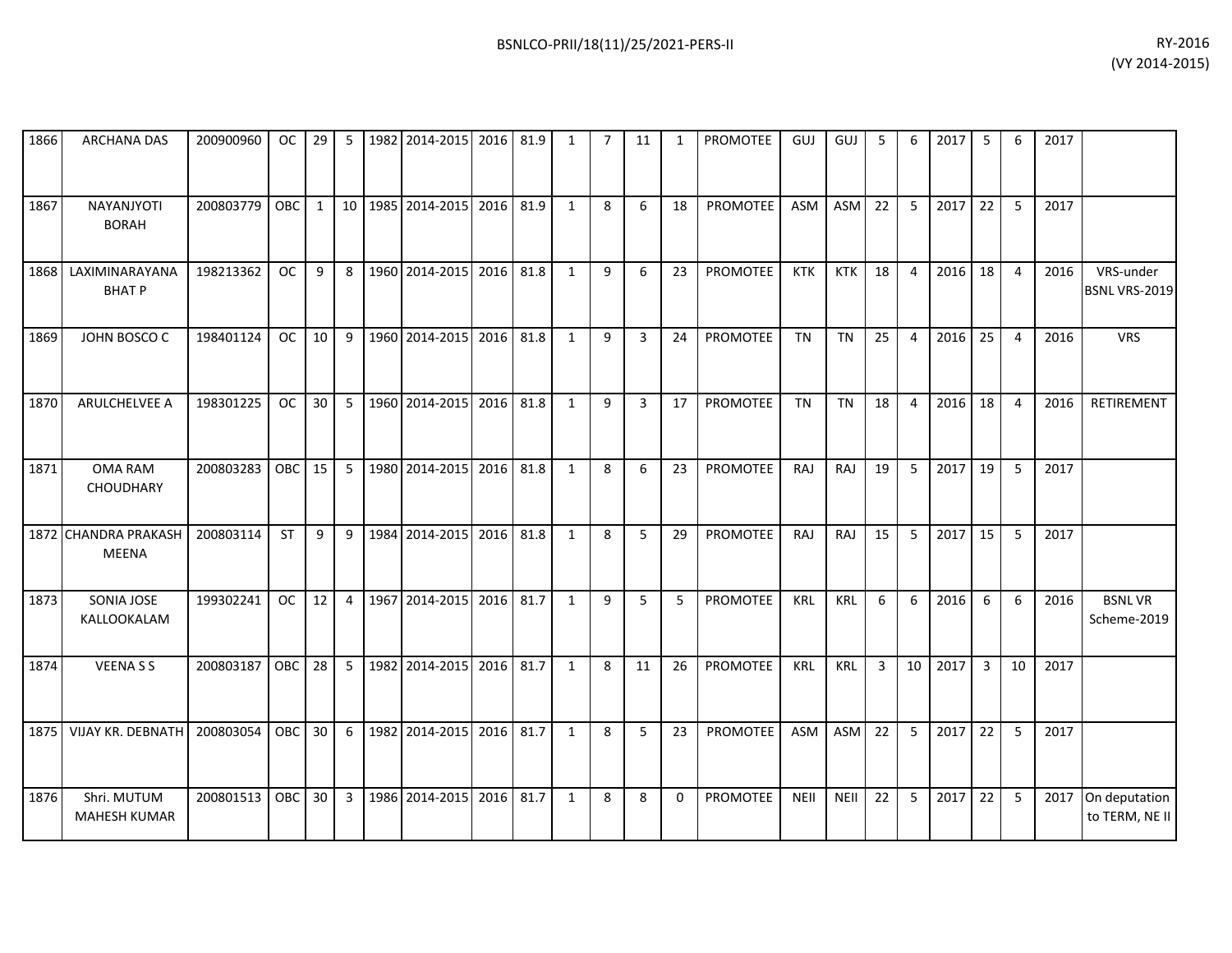| | | | | | | | | | | | | | | | | | | | | | | | | |
|---|---|---|---|---|---|---|---|---|---|---|---|---|---|---|---|---|---|---|---|---|---|---|---|---|
| 1866 | ARCHANA DAS | 200900960 | OC | 29 | 5 | 1982 | 2014-2015 | 2016 | 81.9 | 1 | 7 | 11 | 1 | PROMOTEE | GUJ | GUJ | 5 | 6 | 2017 | 5 | 6 | 2017 | |
| 1867 | NAYANJYOTI BORAH | 200803779 | OBC | 1 | 10 | 1985 | 2014-2015 | 2016 | 81.9 | 1 | 8 | 6 | 18 | PROMOTEE | ASM | ASM | 22 | 5 | 2017 | 22 | 5 | 2017 | |
| 1868 | LAXIMINARAYANA BHAT P | 198213362 | OC | 9 | 8 | 1960 | 2014-2015 | 2016 | 81.8 | 1 | 9 | 6 | 23 | PROMOTEE | KTK | KTK | 18 | 4 | 2016 | 18 | 4 | 2016 | VRS-under BSNL VRS-2019 |
| 1869 | JOHN BOSCO C | 198401124 | OC | 10 | 9 | 1960 | 2014-2015 | 2016 | 81.8 | 1 | 9 | 3 | 24 | PROMOTEE | TN | TN | 25 | 4 | 2016 | 25 | 4 | 2016 | VRS |
| 1870 | ARULCHELVEE A | 198301225 | OC | 30 | 5 | 1960 | 2014-2015 | 2016 | 81.8 | 1 | 9 | 3 | 17 | PROMOTEE | TN | TN | 18 | 4 | 2016 | 18 | 4 | 2016 | RETIREMENT |
| 1871 | OMA RAM CHOUDHARY | 200803283 | OBC | 15 | 5 | 1980 | 2014-2015 | 2016 | 81.8 | 1 | 8 | 6 | 23 | PROMOTEE | RAJ | RAJ | 19 | 5 | 2017 | 19 | 5 | 2017 | |
| 1872 | CHANDRA PRAKASH MEENA | 200803114 | ST | 9 | 9 | 1984 | 2014-2015 | 2016 | 81.8 | 1 | 8 | 5 | 29 | PROMOTEE | RAJ | RAJ | 15 | 5 | 2017 | 15 | 5 | 2017 | |
| 1873 | SONIA JOSE KALLOOKALAM | 199302241 | OC | 12 | 4 | 1967 | 2014-2015 | 2016 | 81.7 | 1 | 9 | 5 | 5 | PROMOTEE | KRL | KRL | 6 | 6 | 2016 | 6 | 6 | 2016 | BSNL VR Scheme-2019 |
| 1874 | VEENA S S | 200803187 | OBC | 28 | 5 | 1982 | 2014-2015 | 2016 | 81.7 | 1 | 8 | 11 | 26 | PROMOTEE | KRL | KRL | 3 | 10 | 2017 | 3 | 10 | 2017 | |
| 1875 | VIJAY KR. DEBNATH | 200803054 | OBC | 30 | 6 | 1982 | 2014-2015 | 2016 | 81.7 | 1 | 8 | 5 | 23 | PROMOTEE | ASM | ASM | 22 | 5 | 2017 | 22 | 5 | 2017 | |
| 1876 | Shri. MUTUM MAHESH KUMAR | 200801513 | OBC | 30 | 3 | 1986 | 2014-2015 | 2016 | 81.7 | 1 | 8 | 8 | 0 | PROMOTEE | NEII | NEII | 22 | 5 | 2017 | 22 | 5 | 2017 | On deputation to TERM, NE II |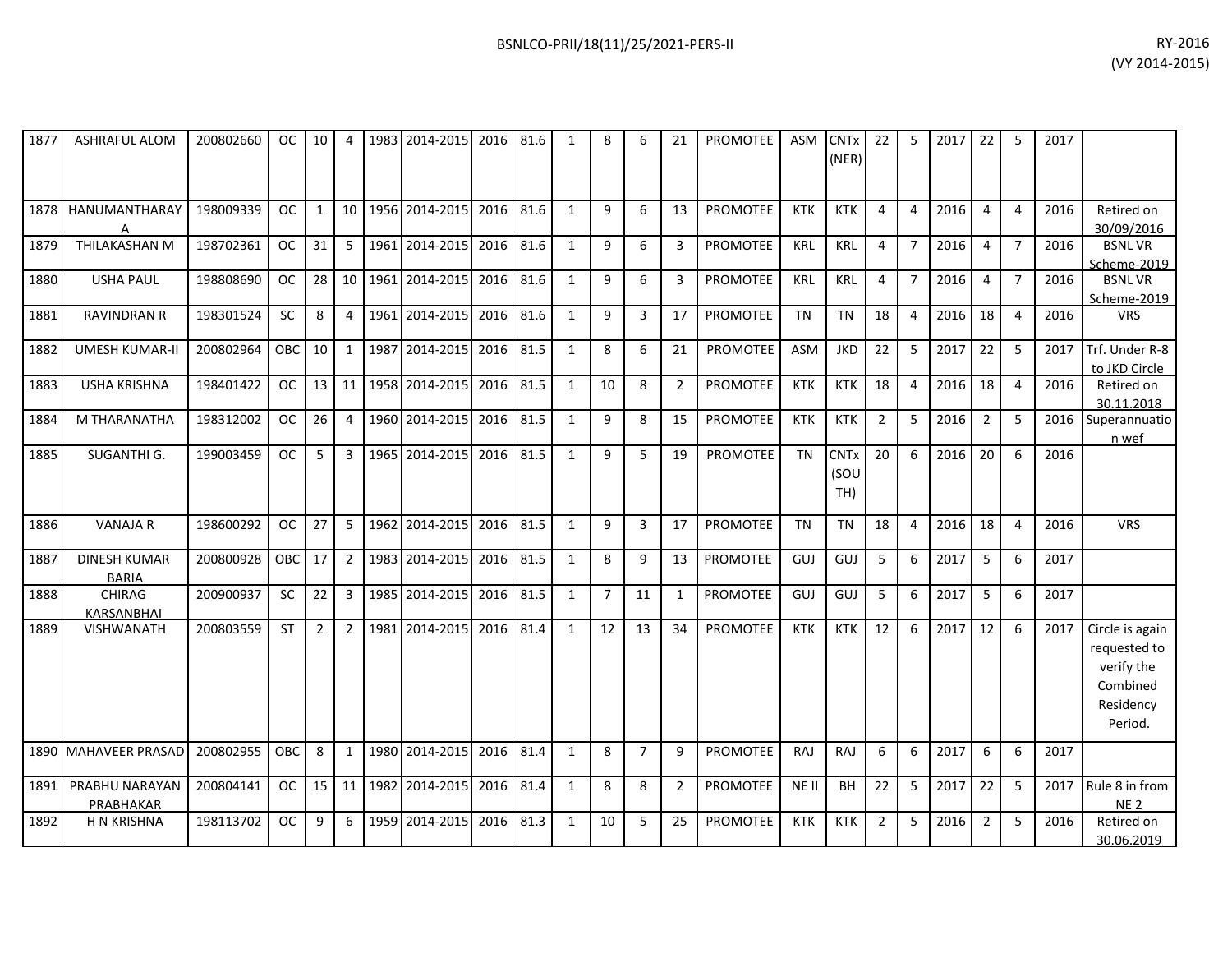| | | | | | | | | | | | | | | | | | | | | | | | | |
|---|---|---|---|---|---|---|---|---|---|---|---|---|---|---|---|---|---|---|---|---|---|---|---|---|
| 1877 | ASHRAFUL ALOM | 200802660 | OC | 10 | 4 | 1983 | 2014-2015 | 2016 | 81.6 | 1 | 8 | 6 | 21 | PROMOTEE | ASM | CNTx (NER) | 22 | 5 | 2017 | 22 | 5 | 2017 | |
| 1878 | HANUMANTHARAYA | 198009339 | OC | 1 | 10 | 1956 | 2014-2015 | 2016 | 81.6 | 1 | 9 | 6 | 13 | PROMOTEE | KTK | KTK | 4 | 4 | 2016 | 4 | 4 | 2016 | Retired on 30/09/2016 |
| 1879 | THILAKASHAN M | 198702361 | OC | 31 | 5 | 1961 | 2014-2015 | 2016 | 81.6 | 1 | 9 | 6 | 3 | PROMOTEE | KRL | KRL | 4 | 7 | 2016 | 4 | 7 | 2016 | BSNL VR Scheme-2019 |
| 1880 | USHA PAUL | 198808690 | OC | 28 | 10 | 1961 | 2014-2015 | 2016 | 81.6 | 1 | 9 | 6 | 3 | PROMOTEE | KRL | KRL | 4 | 7 | 2016 | 4 | 7 | 2016 | BSNL VR Scheme-2019 |
| 1881 | RAVINDRAN R | 198301524 | SC | 8 | 4 | 1961 | 2014-2015 | 2016 | 81.6 | 1 | 9 | 3 | 17 | PROMOTEE | TN | TN | 18 | 4 | 2016 | 18 | 4 | 2016 | VRS |
| 1882 | UMESH KUMAR-II | 200802964 | OBC | 10 | 1 | 1987 | 2014-2015 | 2016 | 81.5 | 1 | 8 | 6 | 21 | PROMOTEE | ASM | JKD | 22 | 5 | 2017 | 22 | 5 | 2017 | Trf. Under R-8 to JKD Circle |
| 1883 | USHA KRISHNA | 198401422 | OC | 13 | 11 | 1958 | 2014-2015 | 2016 | 81.5 | 1 | 10 | 8 | 2 | PROMOTEE | KTK | KTK | 18 | 4 | 2016 | 18 | 4 | 2016 | Retired on 30.11.2018 |
| 1884 | M THARANATHA | 198312002 | OC | 26 | 4 | 1960 | 2014-2015 | 2016 | 81.5 | 1 | 9 | 8 | 15 | PROMOTEE | KTK | KTK | 2 | 5 | 2016 | 2 | 5 | 2016 | Superannuation wef |
| 1885 | SUGANTHI G. | 199003459 | OC | 5 | 3 | 1965 | 2014-2015 | 2016 | 81.5 | 1 | 9 | 5 | 19 | PROMOTEE | TN | CNTx (SOUTH) | 20 | 6 | 2016 | 20 | 6 | 2016 | |
| 1886 | VANAJA R | 198600292 | OC | 27 | 5 | 1962 | 2014-2015 | 2016 | 81.5 | 1 | 9 | 3 | 17 | PROMOTEE | TN | TN | 18 | 4 | 2016 | 18 | 4 | 2016 | VRS |
| 1887 | DINESH KUMAR BARIA | 200800928 | OBC | 17 | 2 | 1983 | 2014-2015 | 2016 | 81.5 | 1 | 8 | 9 | 13 | PROMOTEE | GUJ | GUJ | 5 | 6 | 2017 | 5 | 6 | 2017 | |
| 1888 | CHIRAG KARSANBHAI | 200900937 | SC | 22 | 3 | 1985 | 2014-2015 | 2016 | 81.5 | 1 | 7 | 11 | 1 | PROMOTEE | GUJ | GUJ | 5 | 6 | 2017 | 5 | 6 | 2017 | |
| 1889 | VISHWANATH | 200803559 | ST | 2 | 2 | 1981 | 2014-2015 | 2016 | 81.4 | 1 | 12 | 13 | 34 | PROMOTEE | KTK | KTK | 12 | 6 | 2017 | 12 | 6 | 2017 | Circle is again requested to verify the Combined Residency Period. |
| 1890 | MAHAVEER PRASAD | 200802955 | OBC | 8 | 1 | 1980 | 2014-2015 | 2016 | 81.4 | 1 | 8 | 7 | 9 | PROMOTEE | RAJ | RAJ | 6 | 6 | 2017 | 6 | 6 | 2017 | |
| 1891 | PRABHU NARAYAN PRABHAKAR | 200804141 | OC | 15 | 11 | 1982 | 2014-2015 | 2016 | 81.4 | 1 | 8 | 8 | 2 | PROMOTEE | NE II | BH | 22 | 5 | 2017 | 22 | 5 | 2017 | Rule 8 in from NE 2 |
| 1892 | H N KRISHNA | 198113702 | OC | 9 | 6 | 1959 | 2014-2015 | 2016 | 81.3 | 1 | 10 | 5 | 25 | PROMOTEE | KTK | KTK | 2 | 5 | 2016 | 2 | 5 | 2016 | Retired on 30.06.2019 |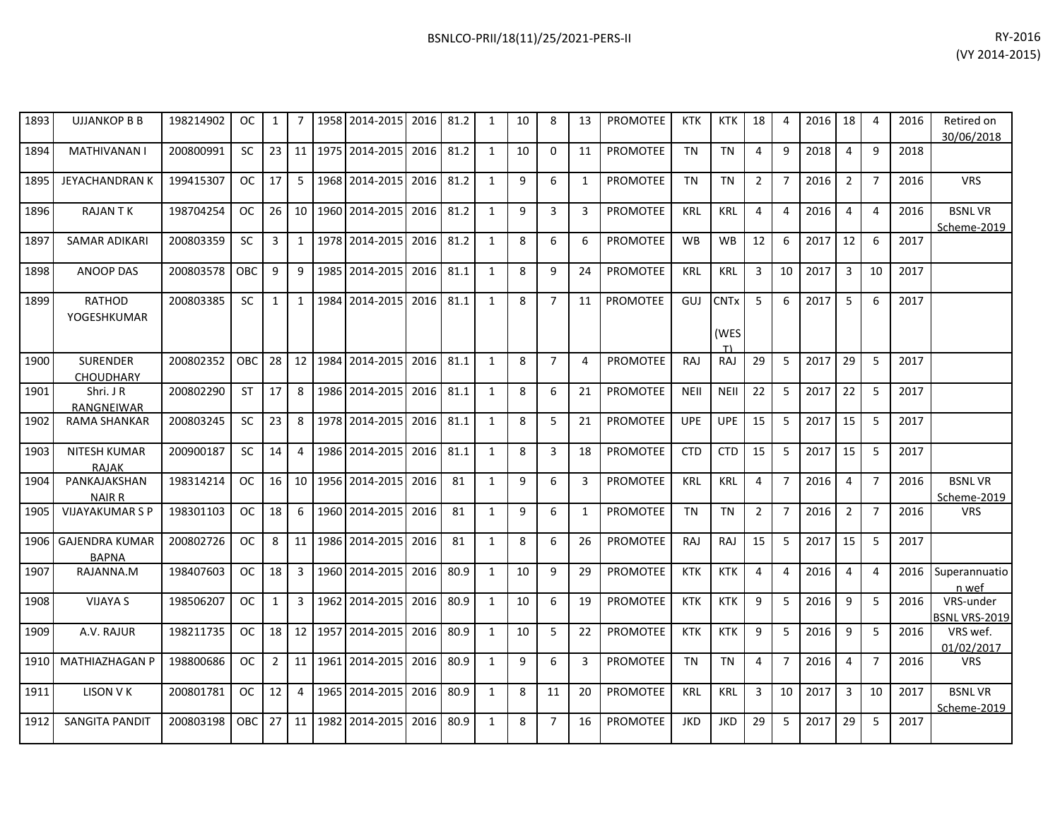| | | | | | | | | | | | | | | | | | | | | | | | | |
|---|---|---|---|---|---|---|---|---|---|---|---|---|---|---|---|---|---|---|---|---|---|---|---|---|
| 1893 | UJJANKOP B B | 198214902 | OC | 1 | 7 | 1958 | 2014-2015 | 2016 | 81.2 | 1 | 10 | 8 | 13 | PROMOTEE | KTK | KTK | 18 | 4 | 2016 | 18 | 4 | 2016 | Retired on 30/06/2018 |
| 1894 | MATHIVANAN I | 200800991 | SC | 23 | 11 | 1975 | 2014-2015 | 2016 | 81.2 | 1 | 10 | 0 | 11 | PROMOTEE | TN | TN | 4 | 9 | 2018 | 4 | 9 | 2018 | |
| 1895 | JEYACHANDRAN K | 199415307 | OC | 17 | 5 | 1968 | 2014-2015 | 2016 | 81.2 | 1 | 9 | 6 | 1 | PROMOTEE | TN | TN | 2 | 7 | 2016 | 2 | 7 | 2016 | VRS |
| 1896 | RAJAN T K | 198704254 | OC | 26 | 10 | 1960 | 2014-2015 | 2016 | 81.2 | 1 | 9 | 3 | 3 | PROMOTEE | KRL | KRL | 4 | 4 | 2016 | 4 | 4 | 2016 | BSNL VR Scheme-2019 |
| 1897 | SAMAR ADIKARI | 200803359 | SC | 3 | 1 | 1978 | 2014-2015 | 2016 | 81.2 | 1 | 8 | 6 | 6 | PROMOTEE | WB | WB | 12 | 6 | 2017 | 12 | 6 | 2017 | |
| 1898 | ANOOP DAS | 200803578 | OBC | 9 | 9 | 1985 | 2014-2015 | 2016 | 81.1 | 1 | 8 | 9 | 24 | PROMOTEE | KRL | KRL | 3 | 10 | 2017 | 3 | 10 | 2017 | |
| 1899 | RATHOD YOGESHKUMAR | 200803385 | SC | 1 | 1 | 1984 | 2014-2015 | 2016 | 81.1 | 1 | 8 | 7 | 11 | PROMOTEE | GUJ | CNTx (WEST) | 5 | 6 | 2017 | 5 | 6 | 2017 | |
| 1900 | SURENDER CHOUDHARY | 200802352 | OBC | 28 | 12 | 1984 | 2014-2015 | 2016 | 81.1 | 1 | 8 | 7 | 4 | PROMOTEE | RAJ | RAJ | 29 | 5 | 2017 | 29 | 5 | 2017 | |
| 1901 | Shri. J R RANGNEIWAR | 200802290 | ST | 17 | 8 | 1986 | 2014-2015 | 2016 | 81.1 | 1 | 8 | 6 | 21 | PROMOTEE | NEII | NEII | 22 | 5 | 2017 | 22 | 5 | 2017 | |
| 1902 | RAMA SHANKAR | 200803245 | SC | 23 | 8 | 1978 | 2014-2015 | 2016 | 81.1 | 1 | 8 | 5 | 21 | PROMOTEE | UPE | UPE | 15 | 5 | 2017 | 15 | 5 | 2017 | |
| 1903 | NITESH KUMAR RAJAK | 200900187 | SC | 14 | 4 | 1986 | 2014-2015 | 2016 | 81.1 | 1 | 8 | 3 | 18 | PROMOTEE | CTD | CTD | 15 | 5 | 2017 | 15 | 5 | 2017 | |
| 1904 | PANKAJAKSHAN NAIR R | 198314214 | OC | 16 | 10 | 1956 | 2014-2015 | 2016 | 81 | 1 | 9 | 6 | 3 | PROMOTEE | KRL | KRL | 4 | 7 | 2016 | 4 | 7 | 2016 | BSNL VR Scheme-2019 |
| 1905 | VIJAYAKUMAR S P | 198301103 | OC | 18 | 6 | 1960 | 2014-2015 | 2016 | 81 | 1 | 9 | 6 | 1 | PROMOTEE | TN | TN | 2 | 7 | 2016 | 2 | 7 | 2016 | VRS |
| 1906 | GAJENDRA KUMAR BAPNA | 200802726 | OC | 8 | 11 | 1986 | 2014-2015 | 2016 | 81 | 1 | 8 | 6 | 26 | PROMOTEE | RAJ | RAJ | 15 | 5 | 2017 | 15 | 5 | 2017 | |
| 1907 | RAJANNA.M | 198407603 | OC | 18 | 3 | 1960 | 2014-2015 | 2016 | 80.9 | 1 | 10 | 9 | 29 | PROMOTEE | KTK | KTK | 4 | 4 | 2016 | 4 | 4 | 2016 | Superannuation wef |
| 1908 | VIJAYA S | 198506207 | OC | 1 | 3 | 1962 | 2014-2015 | 2016 | 80.9 | 1 | 10 | 6 | 19 | PROMOTEE | KTK | KTK | 9 | 5 | 2016 | 9 | 5 | 2016 | VRS-under BSNL VRS-2019 |
| 1909 | A.V. RAJUR | 198211735 | OC | 18 | 12 | 1957 | 2014-2015 | 2016 | 80.9 | 1 | 10 | 5 | 22 | PROMOTEE | KTK | KTK | 9 | 5 | 2016 | 9 | 5 | 2016 | VRS wef. 01/02/2017 |
| 1910 | MATHIAZHAGAN P | 198800686 | OC | 2 | 11 | 1961 | 2014-2015 | 2016 | 80.9 | 1 | 9 | 6 | 3 | PROMOTEE | TN | TN | 4 | 7 | 2016 | 4 | 7 | 2016 | VRS |
| 1911 | LISON V K | 200801781 | OC | 12 | 4 | 1965 | 2014-2015 | 2016 | 80.9 | 1 | 8 | 11 | 20 | PROMOTEE | KRL | KRL | 3 | 10 | 2017 | 3 | 10 | 2017 | BSNL VR Scheme-2019 |
| 1912 | SANGITA PANDIT | 200803198 | OBC | 27 | 11 | 1982 | 2014-2015 | 2016 | 80.9 | 1 | 8 | 7 | 16 | PROMOTEE | JKD | JKD | 29 | 5 | 2017 | 29 | 5 | 2017 | |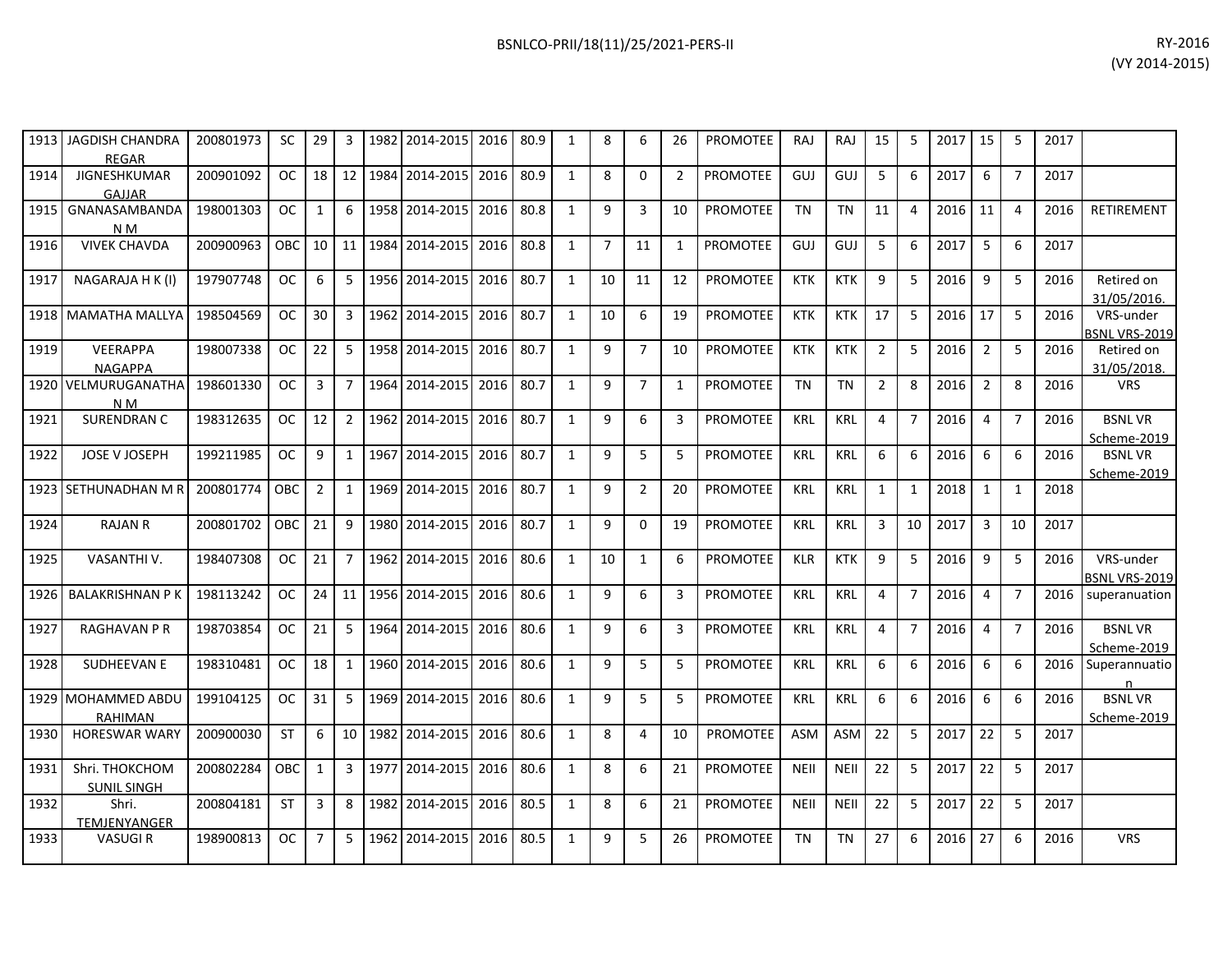| | | | | | | | | | | | | | | | | | | | | | | | | |
|---|---|---|---|---|---|---|---|---|---|---|---|---|---|---|---|---|---|---|---|---|---|---|---|---|
| 1913 | JAGDISH CHANDRA REGAR | 200801973 | SC | 29 | 3 | 1982 | 2014-2015 | 2016 | 80.9 | 1 | 8 | 6 | 26 | PROMOTEE | RAJ | RAJ | 15 | 5 | 2017 | 15 | 5 | 2017 | |
| 1914 | JIGNESHKUMAR GAJJAR | 200901092 | OC | 18 | 12 | 1984 | 2014-2015 | 2016 | 80.9 | 1 | 8 | 0 | 2 | PROMOTEE | GUJ | GUJ | 5 | 6 | 2017 | 6 | 7 | 2017 | |
| 1915 | GNANASAMBANDA N M | 198001303 | OC | 1 | 6 | 1958 | 2014-2015 | 2016 | 80.8 | 1 | 9 | 3 | 10 | PROMOTEE | TN | TN | 11 | 4 | 2016 | 11 | 4 | 2016 | RETIREMENT |
| 1916 | VIVEK CHAVDA | 200900963 | OBC | 10 | 11 | 1984 | 2014-2015 | 2016 | 80.8 | 1 | 7 | 11 | 1 | PROMOTEE | GUJ | GUJ | 5 | 6 | 2017 | 5 | 6 | 2017 | |
| 1917 | NAGARAJA H K (I) | 197907748 | OC | 6 | 5 | 1956 | 2014-2015 | 2016 | 80.7 | 1 | 10 | 11 | 12 | PROMOTEE | KTK | KTK | 9 | 5 | 2016 | 9 | 5 | 2016 | Retired on 31/05/2016. |
| 1918 | MAMATHA MALLYA | 198504569 | OC | 30 | 3 | 1962 | 2014-2015 | 2016 | 80.7 | 1 | 10 | 6 | 19 | PROMOTEE | KTK | KTK | 17 | 5 | 2016 | 17 | 5 | 2016 | VRS-under BSNL VRS-2019 |
| 1919 | VEERAPPA NAGAPPA | 198007338 | OC | 22 | 5 | 1958 | 2014-2015 | 2016 | 80.7 | 1 | 9 | 7 | 10 | PROMOTEE | KTK | KTK | 2 | 5 | 2016 | 2 | 5 | 2016 | Retired on 31/05/2018. |
| 1920 | VELMURUGANATHA N M | 198601330 | OC | 3 | 7 | 1964 | 2014-2015 | 2016 | 80.7 | 1 | 9 | 7 | 1 | PROMOTEE | TN | TN | 2 | 8 | 2016 | 2 | 8 | 2016 | VRS |
| 1921 | SURENDRAN C | 198312635 | OC | 12 | 2 | 1962 | 2014-2015 | 2016 | 80.7 | 1 | 9 | 6 | 3 | PROMOTEE | KRL | KRL | 4 | 7 | 2016 | 4 | 7 | 2016 | BSNL VR Scheme-2019 |
| 1922 | JOSE V JOSEPH | 199211985 | OC | 9 | 1 | 1967 | 2014-2015 | 2016 | 80.7 | 1 | 9 | 5 | 5 | PROMOTEE | KRL | KRL | 6 | 6 | 2016 | 6 | 6 | 2016 | BSNL VR Scheme-2019 |
| 1923 | SETHUNADHAN M R | 200801774 | OBC | 2 | 1 | 1969 | 2014-2015 | 2016 | 80.7 | 1 | 9 | 2 | 20 | PROMOTEE | KRL | KRL | 1 | 1 | 2018 | 1 | 1 | 2018 | |
| 1924 | RAJAN R | 200801702 | OBC | 21 | 9 | 1980 | 2014-2015 | 2016 | 80.7 | 1 | 9 | 0 | 19 | PROMOTEE | KRL | KRL | 3 | 10 | 2017 | 3 | 10 | 2017 | |
| 1925 | VASANTHI V. | 198407308 | OC | 21 | 7 | 1962 | 2014-2015 | 2016 | 80.6 | 1 | 10 | 1 | 6 | PROMOTEE | KLR | KTK | 9 | 5 | 2016 | 9 | 5 | 2016 | VRS-under BSNL VRS-2019 |
| 1926 | BALAKRISHNAN P K | 198113242 | OC | 24 | 11 | 1956 | 2014-2015 | 2016 | 80.6 | 1 | 9 | 6 | 3 | PROMOTEE | KRL | KRL | 4 | 7 | 2016 | 4 | 7 | 2016 | superanuation |
| 1927 | RAGHAVAN P R | 198703854 | OC | 21 | 5 | 1964 | 2014-2015 | 2016 | 80.6 | 1 | 9 | 6 | 3 | PROMOTEE | KRL | KRL | 4 | 7 | 2016 | 4 | 7 | 2016 | BSNL VR Scheme-2019 |
| 1928 | SUDHEEVAN E | 198310481 | OC | 18 | 1 | 1960 | 2014-2015 | 2016 | 80.6 | 1 | 9 | 5 | 5 | PROMOTEE | KRL | KRL | 6 | 6 | 2016 | 6 | 6 | 2016 | Superannuation |
| 1929 | MOHAMMED ABDU RAHIMAN | 199104125 | OC | 31 | 5 | 1969 | 2014-2015 | 2016 | 80.6 | 1 | 9 | 5 | 5 | PROMOTEE | KRL | KRL | 6 | 6 | 2016 | 6 | 6 | 2016 | BSNL VR Scheme-2019 |
| 1930 | HORESWAR WARY | 200900030 | ST | 6 | 10 | 1982 | 2014-2015 | 2016 | 80.6 | 1 | 8 | 4 | 10 | PROMOTEE | ASM | ASM | 22 | 5 | 2017 | 22 | 5 | 2017 | |
| 1931 | Shri. THOKCHOM SUNIL SINGH | 200802284 | OBC | 1 | 3 | 1977 | 2014-2015 | 2016 | 80.6 | 1 | 8 | 6 | 21 | PROMOTEE | NEII | NEII | 22 | 5 | 2017 | 22 | 5 | 2017 | |
| 1932 | Shri. TEMJENYANGER | 200804181 | ST | 3 | 8 | 1982 | 2014-2015 | 2016 | 80.5 | 1 | 8 | 6 | 21 | PROMOTEE | NEII | NEII | 22 | 5 | 2017 | 22 | 5 | 2017 | |
| 1933 | VASUGI R | 198900813 | OC | 7 | 5 | 1962 | 2014-2015 | 2016 | 80.5 | 1 | 9 | 5 | 26 | PROMOTEE | TN | TN | 27 | 6 | 2016 | 27 | 6 | 2016 | VRS |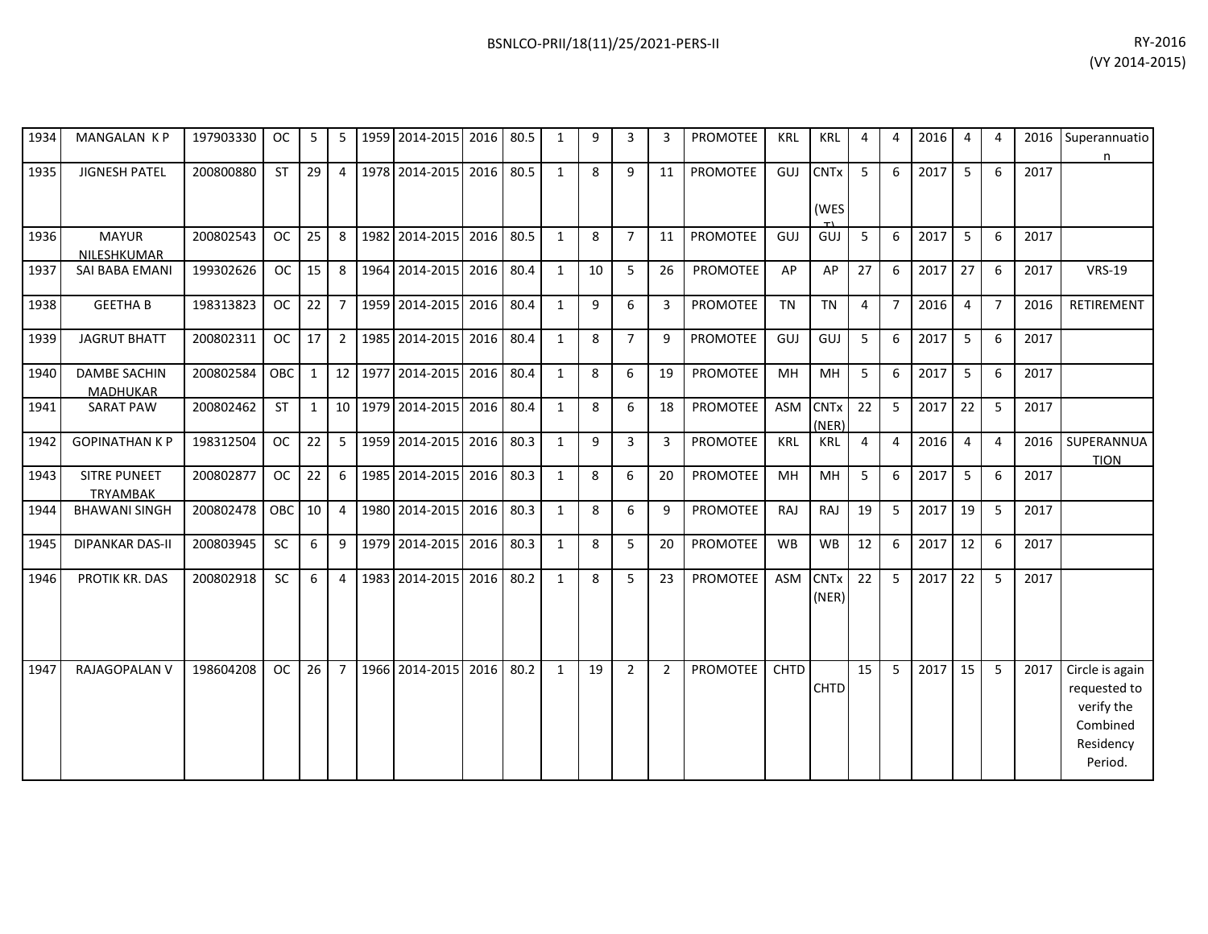| | | | | | | | | | | | | | | | | | | | | | | | | |
|---|---|---|---|---|---|---|---|---|---|---|---|---|---|---|---|---|---|---|---|---|---|---|---|---|
| 1934 | MANGALAN K P | 197903330 | OC | 5 | 5 | 1959 | 2014-2015 | 2016 | 80.5 | 1 | 9 | 3 | 3 | PROMOTEE | KRL | KRL | 4 | 4 | 2016 | 4 | 4 | 2016 | Superannuation |
| 1935 | JIGNESH PATEL | 200800880 | ST | 29 | 4 | 1978 | 2014-2015 | 2016 | 80.5 | 1 | 8 | 9 | 11 | PROMOTEE | GUJ | CNTx (WEST) | 5 | 6 | 2017 | 5 | 6 | 2017 | |
| 1936 | MAYUR NILESHKUMAR | 200802543 | OC | 25 | 8 | 1982 | 2014-2015 | 2016 | 80.5 | 1 | 8 | 7 | 11 | PROMOTEE | GUJ | GUJ | 5 | 6 | 2017 | 5 | 6 | 2017 | |
| 1937 | SAI BABA EMANI | 199302626 | OC | 15 | 8 | 1964 | 2014-2015 | 2016 | 80.4 | 1 | 10 | 5 | 26 | PROMOTEE | AP | AP | 27 | 6 | 2017 | 27 | 6 | 2017 | VRS-19 |
| 1938 | GEETHA B | 198313823 | OC | 22 | 7 | 1959 | 2014-2015 | 2016 | 80.4 | 1 | 9 | 6 | 3 | PROMOTEE | TN | TN | 4 | 7 | 2016 | 4 | 7 | 2016 | RETIREMENT |
| 1939 | JAGRUT BHATT | 200802311 | OC | 17 | 2 | 1985 | 2014-2015 | 2016 | 80.4 | 1 | 8 | 7 | 9 | PROMOTEE | GUJ | GUJ | 5 | 6 | 2017 | 5 | 6 | 2017 | |
| 1940 | DAMBE SACHIN MADHUKAR | 200802584 | OBC | 1 | 12 | 1977 | 2014-2015 | 2016 | 80.4 | 1 | 8 | 6 | 19 | PROMOTEE | MH | MH | 5 | 6 | 2017 | 5 | 6 | 2017 | |
| 1941 | SARAT PAW | 200802462 | ST | 1 | 10 | 1979 | 2014-2015 | 2016 | 80.4 | 1 | 8 | 6 | 18 | PROMOTEE | ASM | CNTx (NER) | 22 | 5 | 2017 | 22 | 5 | 2017 | |
| 1942 | GOPINATHAN K P | 198312504 | OC | 22 | 5 | 1959 | 2014-2015 | 2016 | 80.3 | 1 | 9 | 3 | 3 | PROMOTEE | KRL | KRL | 4 | 4 | 2016 | 4 | 4 | 2016 | SUPERANNUATION |
| 1943 | SITRE PUNEET TRYAMBAK | 200802877 | OC | 22 | 6 | 1985 | 2014-2015 | 2016 | 80.3 | 1 | 8 | 6 | 20 | PROMOTEE | MH | MH | 5 | 6 | 2017 | 5 | 6 | 2017 | |
| 1944 | BHAWANI SINGH | 200802478 | OBC | 10 | 4 | 1980 | 2014-2015 | 2016 | 80.3 | 1 | 8 | 6 | 9 | PROMOTEE | RAJ | RAJ | 19 | 5 | 2017 | 19 | 5 | 2017 | |
| 1945 | DIPANKAR DAS-II | 200803945 | SC | 6 | 9 | 1979 | 2014-2015 | 2016 | 80.3 | 1 | 8 | 5 | 20 | PROMOTEE | WB | WB | 12 | 6 | 2017 | 12 | 6 | 2017 | |
| 1946 | PROTIK KR. DAS | 200802918 | SC | 6 | 4 | 1983 | 2014-2015 | 2016 | 80.2 | 1 | 8 | 5 | 23 | PROMOTEE | ASM | CNTx (NER) | 22 | 5 | 2017 | 22 | 5 | 2017 | |
| 1947 | RAJAGOPALAN V | 198604208 | OC | 26 | 7 | 1966 | 2014-2015 | 2016 | 80.2 | 1 | 19 | 2 | 2 | PROMOTEE | CHTD | CHTD | 15 | 5 | 2017 | 15 | 5 | 2017 | Circle is again requested to verify the Combined Residency Period. |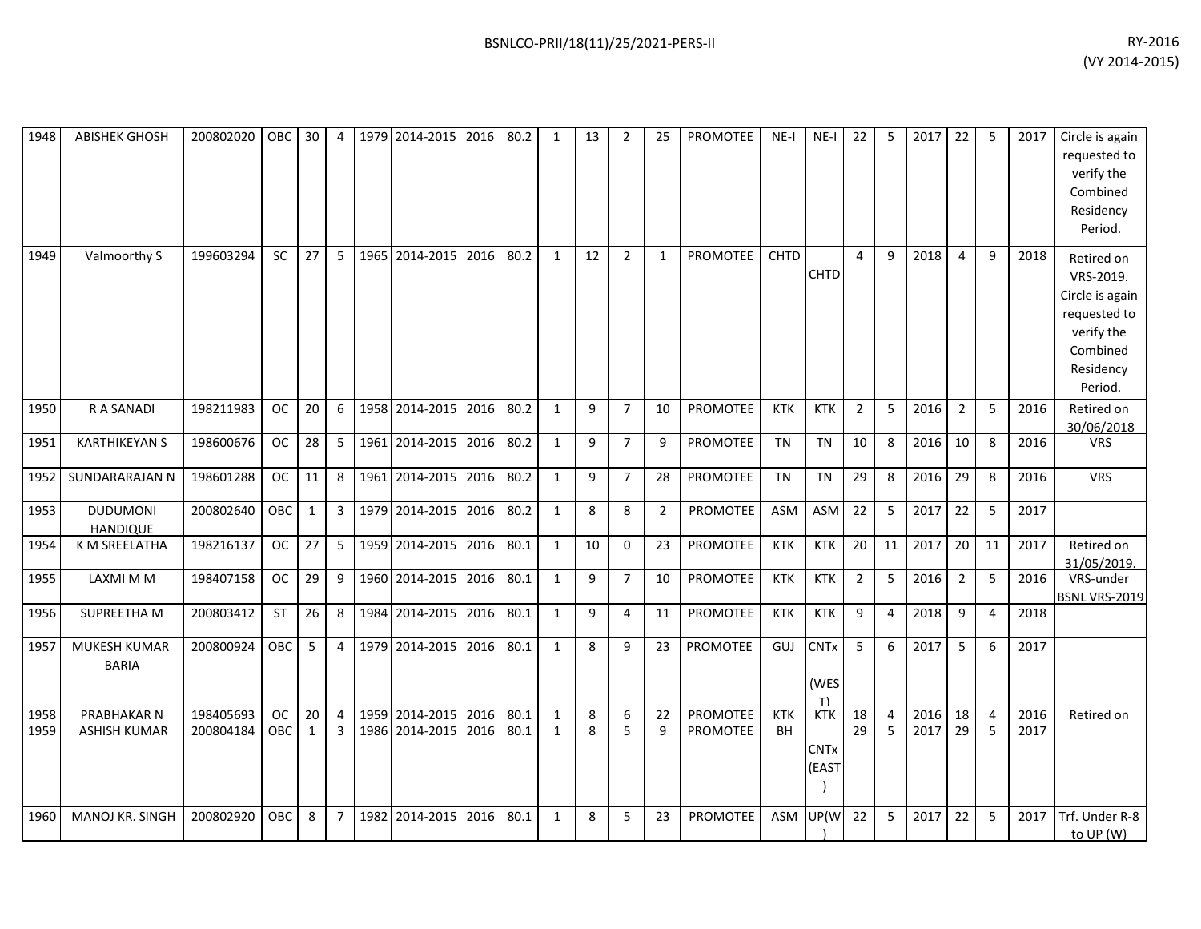| | | | | | | | | | | | | | | | | | | | | | | | | | |
|---|---|---|---|---|---|---|---|---|---|---|---|---|---|---|---|---|---|---|---|---|---|---|---|---|---|
| 1948 | ABISHEK GHOSH | 200802020 | OBC | 30 | 4 | 1979 | 2014-2015 | 2016 | 80.2 | 1 | 13 | 2 | 25 | PROMOTEE | NE-I | NE-I | 22 | 5 | 2017 | 22 | 5 | 2017 | Circle is again requested to verify the Combined Residency Period. |
| 1949 | Valmoorthy S | 199603294 | SC | 27 | 5 | 1965 | 2014-2015 | 2016 | 80.2 | 1 | 12 | 2 | 1 | PROMOTEE | CHTD | CHTD | 4 | 9 | 2018 | 4 | 9 | 2018 | Retired on VRS-2019. Circle is again requested to verify the Combined Residency Period. |
| 1950 | R A SANADI | 198211983 | OC | 20 | 6 | 1958 | 2014-2015 | 2016 | 80.2 | 1 | 9 | 7 | 10 | PROMOTEE | KTK | KTK | 2 | 5 | 2016 | 2 | 5 | 2016 | Retired on 30/06/2018 |
| 1951 | KARTHIKEYAN S | 198600676 | OC | 28 | 5 | 1961 | 2014-2015 | 2016 | 80.2 | 1 | 9 | 7 | 9 | PROMOTEE | TN | TN | 10 | 8 | 2016 | 10 | 8 | 2016 | VRS |
| 1952 | SUNDARARAJAN N | 198601288 | OC | 11 | 8 | 1961 | 2014-2015 | 2016 | 80.2 | 1 | 9 | 7 | 28 | PROMOTEE | TN | TN | 29 | 8 | 2016 | 29 | 8 | 2016 | VRS |
| 1953 | DUDUMONI HANDIQUE | 200802640 | OBC | 1 | 3 | 1979 | 2014-2015 | 2016 | 80.2 | 1 | 8 | 8 | 2 | PROMOTEE | ASM | ASM | 22 | 5 | 2017 | 22 | 5 | 2017 | |
| 1954 | K M SREELATHA | 198216137 | OC | 27 | 5 | 1959 | 2014-2015 | 2016 | 80.1 | 1 | 10 | 0 | 23 | PROMOTEE | KTK | KTK | 20 | 11 | 2017 | 20 | 11 | 2017 | Retired on 31/05/2019. |
| 1955 | LAXMI M M | 198407158 | OC | 29 | 9 | 1960 | 2014-2015 | 2016 | 80.1 | 1 | 9 | 7 | 10 | PROMOTEE | KTK | KTK | 2 | 5 | 2016 | 2 | 5 | 2016 | VRS-under BSNL VRS-2019 |
| 1956 | SUPREETHA M | 200803412 | ST | 26 | 8 | 1984 | 2014-2015 | 2016 | 80.1 | 1 | 9 | 4 | 11 | PROMOTEE | KTK | KTK | 9 | 4 | 2018 | 9 | 4 | 2018 | |
| 1957 | MUKESH KUMAR BARIA | 200800924 | OBC | 5 | 4 | 1979 | 2014-2015 | 2016 | 80.1 | 1 | 8 | 9 | 23 | PROMOTEE | GUJ | CNTx (WEST) | 5 | 6 | 2017 | 5 | 6 | 2017 | |
| 1958 | PRABHAKAR N | 198405693 | OC | 20 | 4 | 1959 | 2014-2015 | 2016 | 80.1 | 1 | 8 | 6 | 22 | PROMOTEE | KTK | KTK | 18 | 4 | 2016 | 18 | 4 | 2016 | Retired on |
| 1959 | ASHISH KUMAR | 200804184 | OBC | 1 | 3 | 1986 | 2014-2015 | 2016 | 80.1 | 1 | 8 | 5 | 9 | PROMOTEE | BH | CNTx (EAST) | 29 | 5 | 2017 | 29 | 5 | 2017 | |
| 1960 | MANOJ KR. SINGH | 200802920 | OBC | 8 | 7 | 1982 | 2014-2015 | 2016 | 80.1 | 1 | 8 | 5 | 23 | PROMOTEE | ASM | UP(W) | 22 | 5 | 2017 | 22 | 5 | 2017 | Trf. Under R-8 to UP (W) |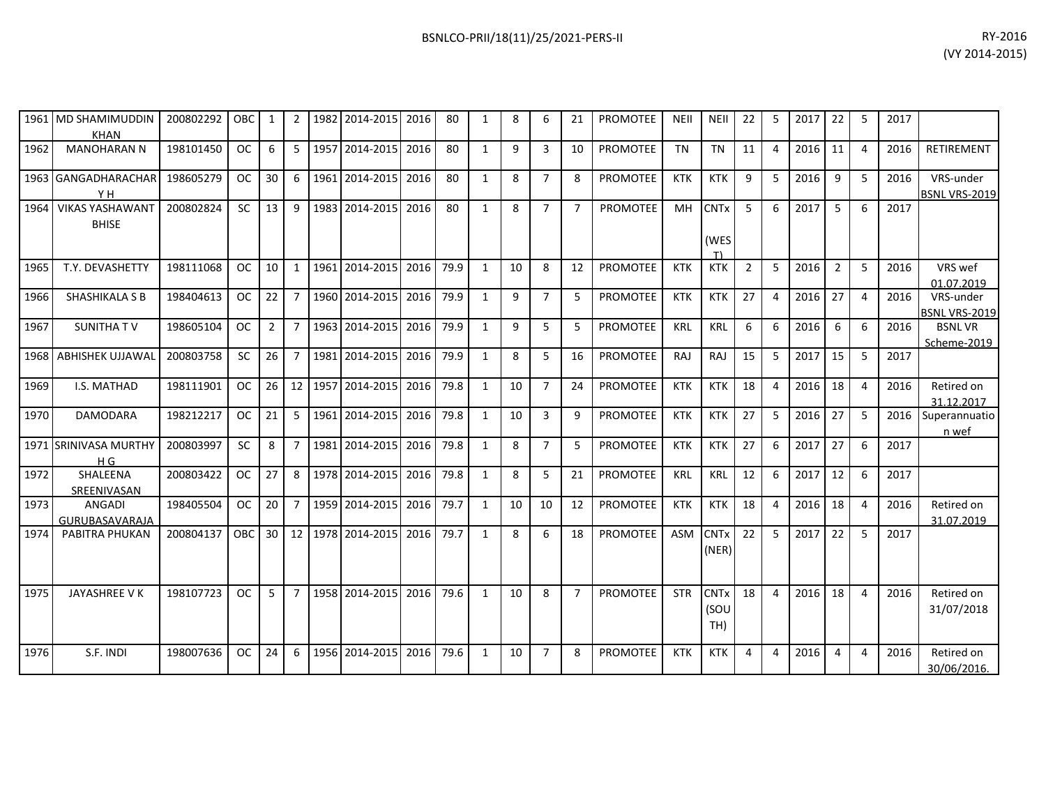| | | | | | | | | | | | | | | | | | | | | | | | | |
|---|---|---|---|---|---|---|---|---|---|---|---|---|---|---|---|---|---|---|---|---|---|---|---|---|
| 1961 | MD SHAMIMUDDIN KHAN | 200802292 | OBC | 1 | 2 | 1982 | 2014-2015 | 2016 | 80 | 1 | 8 | 6 | 21 | PROMOTEE | NEII | NEII | 22 | 5 | 2017 | 22 | 5 | 2017 | |
| 1962 | MANOHARAN N | 198101450 | OC | 6 | 5 | 1957 | 2014-2015 | 2016 | 80 | 1 | 9 | 3 | 10 | PROMOTEE | TN | TN | 11 | 4 | 2016 | 11 | 4 | 2016 | RETIREMENT |
| 1963 | GANGADHARACHAR Y H | 198605279 | OC | 30 | 6 | 1961 | 2014-2015 | 2016 | 80 | 1 | 8 | 7 | 8 | PROMOTEE | KTK | KTK | 9 | 5 | 2016 | 9 | 5 | 2016 | VRS-under BSNL VRS-2019 |
| 1964 | VIKAS YASHAWANT BHISE | 200802824 | SC | 13 | 9 | 1983 | 2014-2015 | 2016 | 80 | 1 | 8 | 7 | 7 | PROMOTEE | MH | CNTx (WEST) | 5 | 6 | 2017 | 5 | 6 | 2017 | |
| 1965 | T.Y. DEVASHETTY | 198111068 | OC | 10 | 1 | 1961 | 2014-2015 | 2016 | 79.9 | 1 | 10 | 8 | 12 | PROMOTEE | KTK | KTK | 2 | 5 | 2016 | 2 | 5 | 2016 | VRS wef 01.07.2019 |
| 1966 | SHASHIKALA S B | 198404613 | OC | 22 | 7 | 1960 | 2014-2015 | 2016 | 79.9 | 1 | 9 | 7 | 5 | PROMOTEE | KTK | KTK | 27 | 4 | 2016 | 27 | 4 | 2016 | VRS-under BSNL VRS-2019 |
| 1967 | SUNITHA T V | 198605104 | OC | 2 | 7 | 1963 | 2014-2015 | 2016 | 79.9 | 1 | 9 | 5 | 5 | PROMOTEE | KRL | KRL | 6 | 6 | 2016 | 6 | 6 | 2016 | BSNL VR Scheme-2019 |
| 1968 | ABHISHEK UJJAWAL | 200803758 | SC | 26 | 7 | 1981 | 2014-2015 | 2016 | 79.9 | 1 | 8 | 5 | 16 | PROMOTEE | RAJ | RAJ | 15 | 5 | 2017 | 15 | 5 | 2017 | |
| 1969 | I.S. MATHAD | 198111901 | OC | 26 | 12 | 1957 | 2014-2015 | 2016 | 79.8 | 1 | 10 | 7 | 24 | PROMOTEE | KTK | KTK | 18 | 4 | 2016 | 18 | 4 | 2016 | Retired on 31.12.2017 |
| 1970 | DAMODARA | 198212217 | OC | 21 | 5 | 1961 | 2014-2015 | 2016 | 79.8 | 1 | 10 | 3 | 9 | PROMOTEE | KTK | KTK | 27 | 5 | 2016 | 27 | 5 | 2016 | Superannuation wef |
| 1971 | SRINIVASA MURTHY H G | 200803997 | SC | 8 | 7 | 1981 | 2014-2015 | 2016 | 79.8 | 1 | 8 | 7 | 5 | PROMOTEE | KTK | KTK | 27 | 6 | 2017 | 27 | 6 | 2017 | |
| 1972 | SHALEENA SREENIVASAN | 200803422 | OC | 27 | 8 | 1978 | 2014-2015 | 2016 | 79.8 | 1 | 8 | 5 | 21 | PROMOTEE | KRL | KRL | 12 | 6 | 2017 | 12 | 6 | 2017 | |
| 1973 | ANGADI GURUBASAVARAJA | 198405504 | OC | 20 | 7 | 1959 | 2014-2015 | 2016 | 79.7 | 1 | 10 | 10 | 12 | PROMOTEE | KTK | KTK | 18 | 4 | 2016 | 18 | 4 | 2016 | Retired on 31.07.2019 |
| 1974 | PABITRA PHUKAN | 200804137 | OBC | 30 | 12 | 1978 | 2014-2015 | 2016 | 79.7 | 1 | 8 | 6 | 18 | PROMOTEE | ASM | CNTx (NER) | 22 | 5 | 2017 | 22 | 5 | 2017 | |
| 1975 | JAYASHREE V K | 198107723 | OC | 5 | 7 | 1958 | 2014-2015 | 2016 | 79.6 | 1 | 10 | 8 | 7 | PROMOTEE | STR | CNTx (SOUTH) | 18 | 4 | 2016 | 18 | 4 | 2016 | Retired on 31/07/2018 |
| 1976 | S.F. INDI | 198007636 | OC | 24 | 6 | 1956 | 2014-2015 | 2016 | 79.6 | 1 | 10 | 7 | 8 | PROMOTEE | KTK | KTK | 4 | 4 | 2016 | 4 | 4 | 2016 | Retired on 30/06/2016. |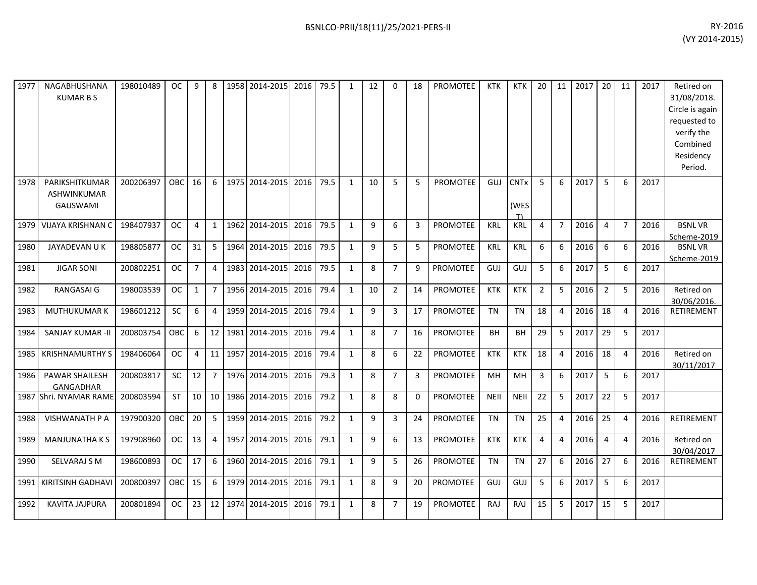| | | | | | | | | | | | | | | | | | | | | | | | | | |
|---|---|---|---|---|---|---|---|---|---|---|---|---|---|---|---|---|---|---|---|---|---|---|---|---|---|
| 1977 | NAGABHUSHANA KUMAR B S | 198010489 | OC | 9 | 8 | 1958 | 2014-2015 | 2016 | 79.5 | 1 | 12 | 0 | 18 | PROMOTEE | KTK | KTK | 20 | 11 | 2017 | 20 | 11 | 2017 | Retired on 31/08/2018. Circle is again requested to verify the Combined Residency Period. |
| 1978 | PARIKSHITKUMAR ASHWINKUMAR GAUSWAMI | 200206397 | OBC | 16 | 6 | 1975 | 2014-2015 | 2016 | 79.5 | 1 | 10 | 5 | 5 | PROMOTEE | GUJ | CNTx (WEST) | 5 | 6 | 2017 | 5 | 6 | 2017 | |
| 1979 | VIJAYA KRISHNAN C | 198407937 | OC | 4 | 1 | 1962 | 2014-2015 | 2016 | 79.5 | 1 | 9 | 6 | 3 | PROMOTEE | KRL | KRL | 4 | 7 | 2016 | 4 | 7 | 2016 | BSNL VR Scheme-2019 |
| 1980 | JAYADEVAN U K | 198805877 | OC | 31 | 5 | 1964 | 2014-2015 | 2016 | 79.5 | 1 | 9 | 5 | 5 | PROMOTEE | KRL | KRL | 6 | 6 | 2016 | 6 | 6 | 2016 | BSNL VR Scheme-2019 |
| 1981 | JIGAR SONI | 200802251 | OC | 7 | 4 | 1983 | 2014-2015 | 2016 | 79.5 | 1 | 8 | 7 | 9 | PROMOTEE | GUJ | GUJ | 5 | 6 | 2017 | 5 | 6 | 2017 | |
| 1982 | RANGASAI G | 198003539 | OC | 1 | 7 | 1956 | 2014-2015 | 2016 | 79.4 | 1 | 10 | 2 | 14 | PROMOTEE | KTK | KTK | 2 | 5 | 2016 | 2 | 5 | 2016 | Retired on 30/06/2016. |
| 1983 | MUTHUKUMAR K | 198601212 | SC | 6 | 4 | 1959 | 2014-2015 | 2016 | 79.4 | 1 | 9 | 3 | 17 | PROMOTEE | TN | TN | 18 | 4 | 2016 | 18 | 4 | 2016 | RETIREMENT |
| 1984 | SANJAY KUMAR -II | 200803754 | OBC | 6 | 12 | 1981 | 2014-2015 | 2016 | 79.4 | 1 | 8 | 7 | 16 | PROMOTEE | BH | BH | 29 | 5 | 2017 | 29 | 5 | 2017 | |
| 1985 | KRISHNAMURTHY S | 198406064 | OC | 4 | 11 | 1957 | 2014-2015 | 2016 | 79.4 | 1 | 8 | 6 | 22 | PROMOTEE | KTK | KTK | 18 | 4 | 2016 | 18 | 4 | 2016 | Retired on 30/11/2017 |
| 1986 | PAWAR SHAILESH GANGADHAR | 200803817 | SC | 12 | 7 | 1976 | 2014-2015 | 2016 | 79.3 | 1 | 8 | 7 | 3 | PROMOTEE | MH | MH | 3 | 6 | 2017 | 5 | 6 | 2017 | |
| 1987 | Shri. NYAMAR RAME | 200803594 | ST | 10 | 10 | 1986 | 2014-2015 | 2016 | 79.2 | 1 | 8 | 8 | 0 | PROMOTEE | NEII | NEII | 22 | 5 | 2017 | 22 | 5 | 2017 | |
| 1988 | VISHWANATH P A | 197900320 | OBC | 20 | 5 | 1959 | 2014-2015 | 2016 | 79.2 | 1 | 9 | 3 | 24 | PROMOTEE | TN | TN | 25 | 4 | 2016 | 25 | 4 | 2016 | RETIREMENT |
| 1989 | MANJUNATHA K S | 197908960 | OC | 13 | 4 | 1957 | 2014-2015 | 2016 | 79.1 | 1 | 9 | 6 | 13 | PROMOTEE | KTK | KTK | 4 | 4 | 2016 | 4 | 4 | 2016 | Retired on 30/04/2017 |
| 1990 | SELVARAJ S M | 198600893 | OC | 17 | 6 | 1960 | 2014-2015 | 2016 | 79.1 | 1 | 9 | 5 | 26 | PROMOTEE | TN | TN | 27 | 6 | 2016 | 27 | 6 | 2016 | RETIREMENT |
| 1991 | KIRITSINH GADHAVI | 200800397 | OBC | 15 | 6 | 1979 | 2014-2015 | 2016 | 79.1 | 1 | 8 | 9 | 20 | PROMOTEE | GUJ | GUJ | 5 | 6 | 2017 | 5 | 6 | 2017 | |
| 1992 | KAVITA JAJPURA | 200801894 | OC | 23 | 12 | 1974 | 2014-2015 | 2016 | 79.1 | 1 | 8 | 7 | 19 | PROMOTEE | RAJ | RAJ | 15 | 5 | 2017 | 15 | 5 | 2017 | |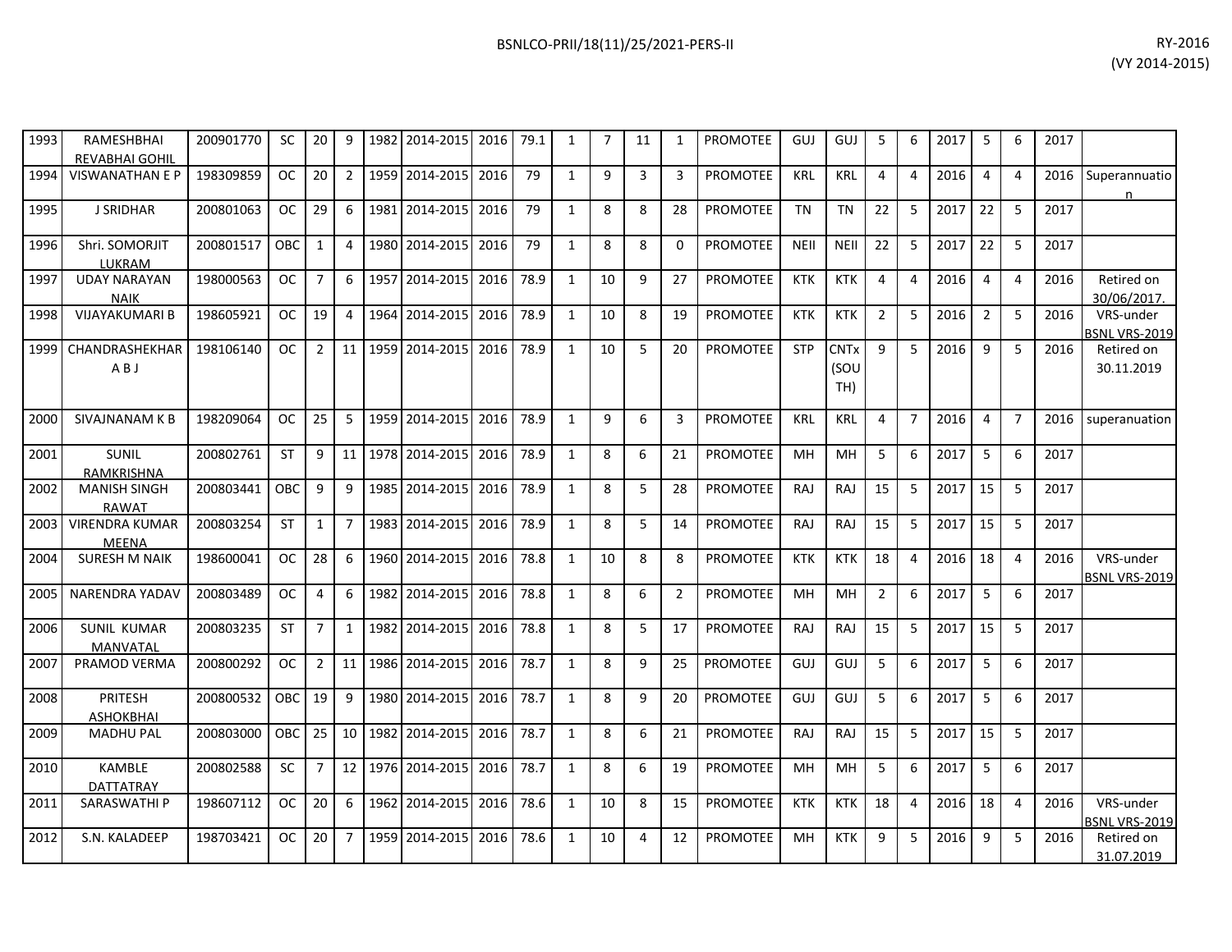| | | | | | | | | | | | | | | | | | | | | | | | | | |
|---|---|---|---|---|---|---|---|---|---|---|---|---|---|---|---|---|---|---|---|---|---|---|---|---|---|
| 1993 | RAMESHBHAI REVABHAI GOHIL | 200901770 | SC | 20 | 9 | 1982 | 2014-2015 | 2016 | 79.1 | 1 | 7 | 11 | 1 | PROMOTEE | GUJ | GUJ | 5 | 6 | 2017 | 5 | 6 | 2017 | |
| 1994 | VISWANATHAN E P | 198309859 | OC | 20 | 2 | 1959 | 2014-2015 | 2016 | 79 | 1 | 9 | 3 | 3 | PROMOTEE | KRL | KRL | 4 | 4 | 2016 | 4 | 4 | 2016 | Superannuation |
| 1995 | J SRIDHAR | 200801063 | OC | 29 | 6 | 1981 | 2014-2015 | 2016 | 79 | 1 | 8 | 8 | 28 | PROMOTEE | TN | TN | 22 | 5 | 2017 | 22 | 5 | 2017 | |
| 1996 | Shri. SOMORJIT LUKRAM | 200801517 | OBC | 1 | 4 | 1980 | 2014-2015 | 2016 | 79 | 1 | 8 | 8 | 0 | PROMOTEE | NEII | NEII | 22 | 5 | 2017 | 22 | 5 | 2017 | |
| 1997 | UDAY NARAYAN NAIK | 198000563 | OC | 7 | 6 | 1957 | 2014-2015 | 2016 | 78.9 | 1 | 10 | 9 | 27 | PROMOTEE | KTK | KTK | 4 | 4 | 2016 | 4 | 4 | 2016 | Retired on 30/06/2017. |
| 1998 | VIJAYAKUMARI B | 198605921 | OC | 19 | 4 | 1964 | 2014-2015 | 2016 | 78.9 | 1 | 10 | 8 | 19 | PROMOTEE | KTK | KTK | 2 | 5 | 2016 | 2 | 5 | 2016 | VRS-under BSNL VRS-2019 |
| 1999 | CHANDRASHEKHAR A B J | 198106140 | OC | 2 | 11 | 1959 | 2014-2015 | 2016 | 78.9 | 1 | 10 | 5 | 20 | PROMOTEE | STP | CNTx (SOUTH) | 9 | 5 | 2016 | 9 | 5 | 2016 | Retired on 30.11.2019 |
| 2000 | SIVAJNANAM K B | 198209064 | OC | 25 | 5 | 1959 | 2014-2015 | 2016 | 78.9 | 1 | 9 | 6 | 3 | PROMOTEE | KRL | KRL | 4 | 7 | 2016 | 4 | 7 | 2016 | superanuation |
| 2001 | SUNIL RAMKRISHNA | 200802761 | ST | 9 | 11 | 1978 | 2014-2015 | 2016 | 78.9 | 1 | 8 | 6 | 21 | PROMOTEE | MH | MH | 5 | 6 | 2017 | 5 | 6 | 2017 | |
| 2002 | MANISH SINGH RAWAT | 200803441 | OBC | 9 | 9 | 1985 | 2014-2015 | 2016 | 78.9 | 1 | 8 | 5 | 28 | PROMOTEE | RAJ | RAJ | 15 | 5 | 2017 | 15 | 5 | 2017 | |
| 2003 | VIRENDRA KUMAR MEENA | 200803254 | ST | 1 | 7 | 1983 | 2014-2015 | 2016 | 78.9 | 1 | 8 | 5 | 14 | PROMOTEE | RAJ | RAJ | 15 | 5 | 2017 | 15 | 5 | 2017 | |
| 2004 | SURESH M NAIK | 198600041 | OC | 28 | 6 | 1960 | 2014-2015 | 2016 | 78.8 | 1 | 10 | 8 | 8 | PROMOTEE | KTK | KTK | 18 | 4 | 2016 | 18 | 4 | 2016 | VRS-under BSNL VRS-2019 |
| 2005 | NARENDRA YADAV | 200803489 | OC | 4 | 6 | 1982 | 2014-2015 | 2016 | 78.8 | 1 | 8 | 6 | 2 | PROMOTEE | MH | MH | 2 | 6 | 2017 | 5 | 6 | 2017 | |
| 2006 | SUNIL KUMAR MANVATAL | 200803235 | ST | 7 | 1 | 1982 | 2014-2015 | 2016 | 78.8 | 1 | 8 | 5 | 17 | PROMOTEE | RAJ | RAJ | 15 | 5 | 2017 | 15 | 5 | 2017 | |
| 2007 | PRAMOD VERMA | 200800292 | OC | 2 | 11 | 1986 | 2014-2015 | 2016 | 78.7 | 1 | 8 | 9 | 25 | PROMOTEE | GUJ | GUJ | 5 | 6 | 2017 | 5 | 6 | 2017 | |
| 2008 | PRITESH ASHOKBHAI | 200800532 | OBC | 19 | 9 | 1980 | 2014-2015 | 2016 | 78.7 | 1 | 8 | 9 | 20 | PROMOTEE | GUJ | GUJ | 5 | 6 | 2017 | 5 | 6 | 2017 | |
| 2009 | MADHU PAL | 200803000 | OBC | 25 | 10 | 1982 | 2014-2015 | 2016 | 78.7 | 1 | 8 | 6 | 21 | PROMOTEE | RAJ | RAJ | 15 | 5 | 2017 | 15 | 5 | 2017 | |
| 2010 | KAMBLE DATTATRAY | 200802588 | SC | 7 | 12 | 1976 | 2014-2015 | 2016 | 78.7 | 1 | 8 | 6 | 19 | PROMOTEE | MH | MH | 5 | 6 | 2017 | 5 | 6 | 2017 | |
| 2011 | SARASWATHI P | 198607112 | OC | 20 | 6 | 1962 | 2014-2015 | 2016 | 78.6 | 1 | 10 | 8 | 15 | PROMOTEE | KTK | KTK | 18 | 4 | 2016 | 18 | 4 | 2016 | VRS-under BSNL VRS-2019 |
| 2012 | S.N. KALADEEP | 198703421 | OC | 20 | 7 | 1959 | 2014-2015 | 2016 | 78.6 | 1 | 10 | 4 | 12 | PROMOTEE | MH | KTK | 9 | 5 | 2016 | 9 | 5 | 2016 | Retired on 31.07.2019 |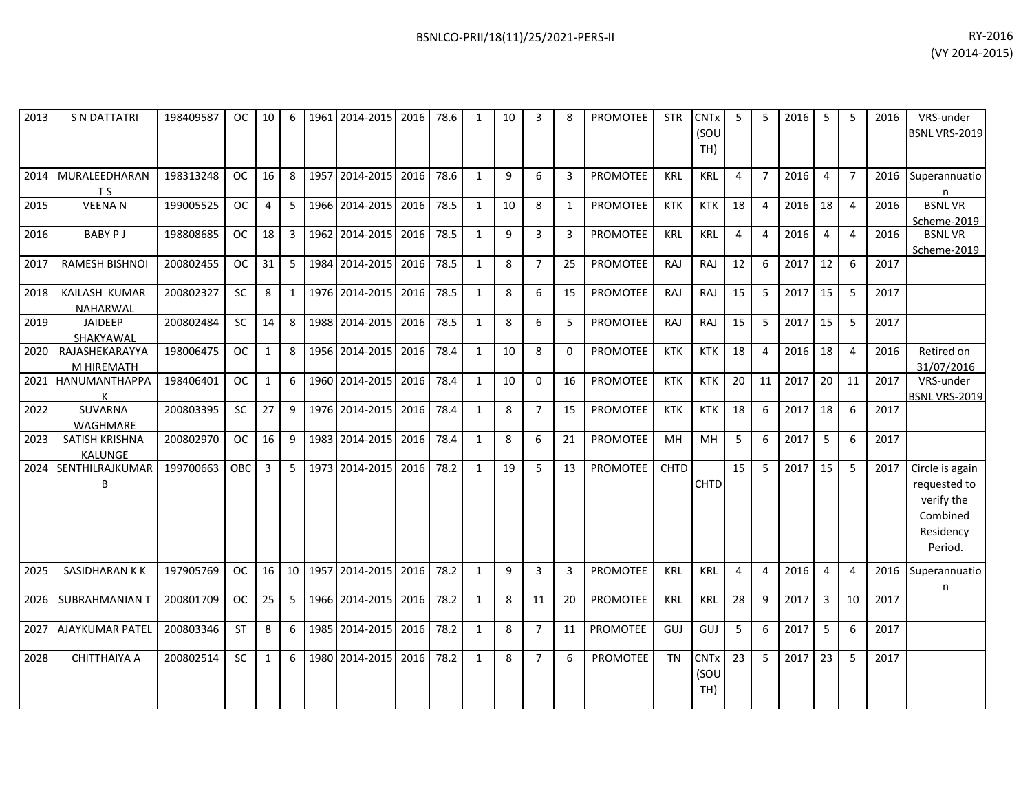| | | | | | | | | | | | | | | | | | | | | | | | | | |
|---|---|---|---|---|---|---|---|---|---|---|---|---|---|---|---|---|---|---|---|---|---|---|---|---|---|
| 2013 | S N DATTATRI | 198409587 | OC | 10 | 6 | 1961 | 2014-2015 | 2016 | 78.6 | 1 | 10 | 3 | 8 | PROMOTEE | STR | CNTx (SOUTH) | 5 | 5 | 2016 | 5 | 5 | 2016 | VRS-under BSNL VRS-2019 |
| 2014 | MURALEEDHARAN T S | 198313248 | OC | 16 | 8 | 1957 | 2014-2015 | 2016 | 78.6 | 1 | 9 | 6 | 3 | PROMOTEE | KRL | KRL | 4 | 7 | 2016 | 4 | 7 | 2016 | Superannuation |
| 2015 | VEENA N | 199005525 | OC | 4 | 5 | 1966 | 2014-2015 | 2016 | 78.5 | 1 | 10 | 8 | 1 | PROMOTEE | KTK | KTK | 18 | 4 | 2016 | 18 | 4 | 2016 | BSNL VR Scheme-2019 |
| 2016 | BABY P J | 198808685 | OC | 18 | 3 | 1962 | 2014-2015 | 2016 | 78.5 | 1 | 9 | 3 | 3 | PROMOTEE | KRL | KRL | 4 | 4 | 2016 | 4 | 4 | 2016 | BSNL VR Scheme-2019 |
| 2017 | RAMESH BISHNOI | 200802455 | OC | 31 | 5 | 1984 | 2014-2015 | 2016 | 78.5 | 1 | 8 | 7 | 25 | PROMOTEE | RAJ | RAJ | 12 | 6 | 2017 | 12 | 6 | 2017 | |
| 2018 | KAILASH KUMAR NAHARWAL | 200802327 | SC | 8 | 1 | 1976 | 2014-2015 | 2016 | 78.5 | 1 | 8 | 6 | 15 | PROMOTEE | RAJ | RAJ | 15 | 5 | 2017 | 15 | 5 | 2017 | |
| 2019 | JAIDEEP SHAKYAWAL | 200802484 | SC | 14 | 8 | 1988 | 2014-2015 | 2016 | 78.5 | 1 | 8 | 6 | 5 | PROMOTEE | RAJ | RAJ | 15 | 5 | 2017 | 15 | 5 | 2017 | |
| 2020 | RAJASHEKARAYYA M HIREMATH | 198006475 | OC | 1 | 8 | 1956 | 2014-2015 | 2016 | 78.4 | 1 | 10 | 8 | 0 | PROMOTEE | KTK | KTK | 18 | 4 | 2016 | 18 | 4 | 2016 | Retired on 31/07/2016 |
| 2021 | HANUMANTHAPPA K | 198406401 | OC | 1 | 6 | 1960 | 2014-2015 | 2016 | 78.4 | 1 | 10 | 0 | 16 | PROMOTEE | KTK | KTK | 20 | 11 | 2017 | 20 | 11 | 2017 | VRS-under BSNL VRS-2019 |
| 2022 | SUVARNA WAGHMARE | 200803395 | SC | 27 | 9 | 1976 | 2014-2015 | 2016 | 78.4 | 1 | 8 | 7 | 15 | PROMOTEE | KTK | KTK | 18 | 6 | 2017 | 18 | 6 | 2017 | |
| 2023 | SATISH KRISHNA KALUNGE | 200802970 | OC | 16 | 9 | 1983 | 2014-2015 | 2016 | 78.4 | 1 | 8 | 6 | 21 | PROMOTEE | MH | MH | 5 | 6 | 2017 | 5 | 6 | 2017 | |
| 2024 | SENTHILRAJKUMAR B | 199700663 | OBC | 3 | 5 | 1973 | 2014-2015 | 2016 | 78.2 | 1 | 19 | 5 | 13 | PROMOTEE | CHTD | CHTD | 15 | 5 | 2017 | 15 | 5 | 2017 | Circle is again requested to verify the Combined Residency Period. |
| 2025 | SASIDHARAN K K | 197905769 | OC | 16 | 10 | 1957 | 2014-2015 | 2016 | 78.2 | 1 | 9 | 3 | 3 | PROMOTEE | KRL | KRL | 4 | 4 | 2016 | 4 | 4 | 2016 | Superannuation |
| 2026 | SUBRAHMANIAN T | 200801709 | OC | 25 | 5 | 1966 | 2014-2015 | 2016 | 78.2 | 1 | 8 | 11 | 20 | PROMOTEE | KRL | KRL | 28 | 9 | 2017 | 3 | 10 | 2017 | |
| 2027 | AJAYKUMAR PATEL | 200803346 | ST | 8 | 6 | 1985 | 2014-2015 | 2016 | 78.2 | 1 | 8 | 7 | 11 | PROMOTEE | GUJ | GUJ | 5 | 6 | 2017 | 5 | 6 | 2017 | |
| 2028 | CHITTHAIYA A | 200802514 | SC | 1 | 6 | 1980 | 2014-2015 | 2016 | 78.2 | 1 | 8 | 7 | 6 | PROMOTEE | TN | CNTx (SOUTH) | 23 | 5 | 2017 | 23 | 5 | 2017 | |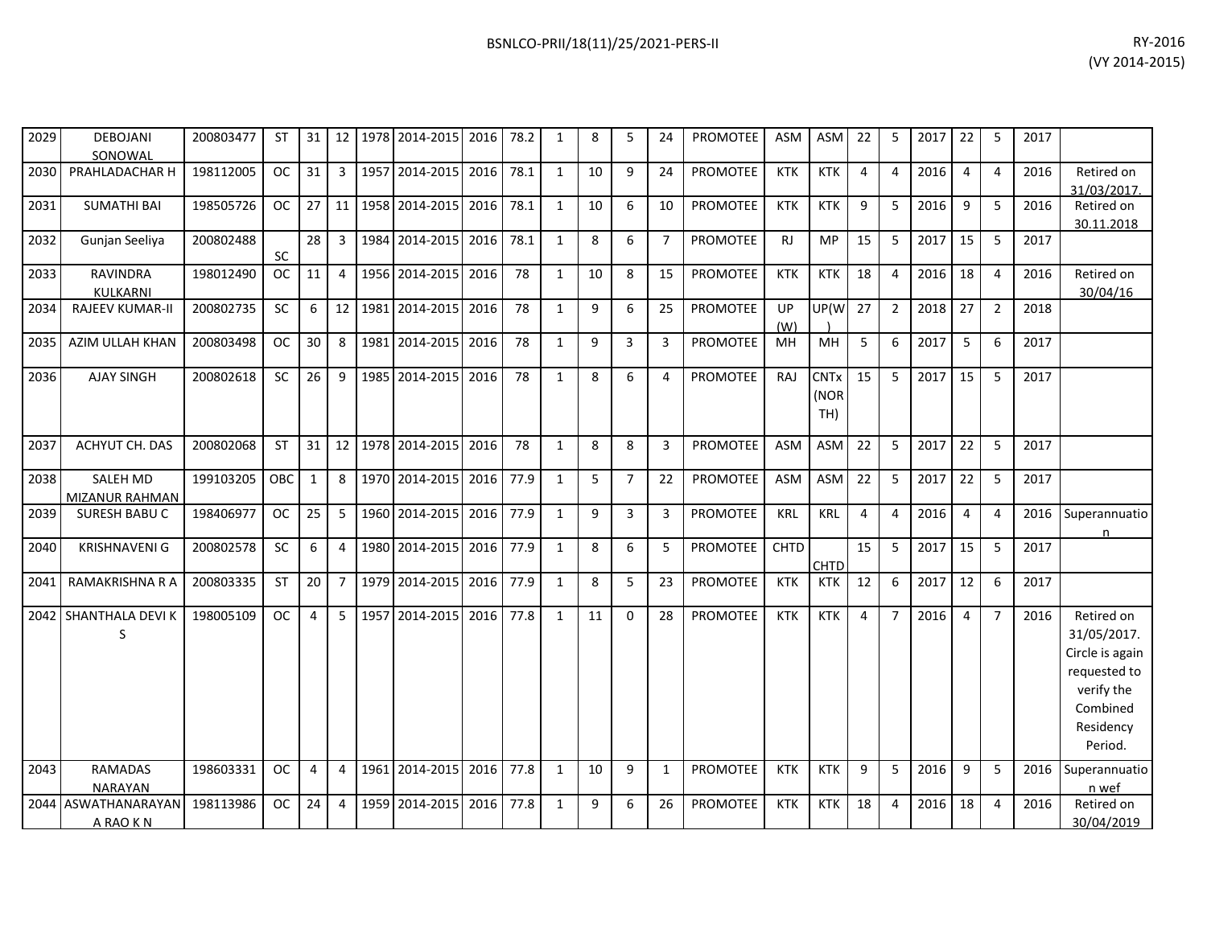| | | | | | | | | | | | | | | | | | | | | | | | | |
|---|---|---|---|---|---|---|---|---|---|---|---|---|---|---|---|---|---|---|---|---|---|---|---|---|
| 2029 | DEBOJANI SONOWAL | 200803477 | ST | 31 | 12 | 1978 | 2014-2015 | 2016 | 78.2 | 1 | 8 | 5 | 24 | PROMOTEE | ASM | ASM | 22 | 5 | 2017 | 22 | 5 | 2017 | |
| 2030 | PRAHLADACHAR H | 198112005 | OC | 31 | 3 | 1957 | 2014-2015 | 2016 | 78.1 | 1 | 10 | 9 | 24 | PROMOTEE | KTK | KTK | 4 | 4 | 2016 | 4 | 4 | 2016 | Retired on 31/03/2017. |
| 2031 | SUMATHI BAI | 198505726 | OC | 27 | 11 | 1958 | 2014-2015 | 2016 | 78.1 | 1 | 10 | 6 | 10 | PROMOTEE | KTK | KTK | 9 | 5 | 2016 | 9 | 5 | 2016 | Retired on 30.11.2018 |
| 2032 | Gunjan Seeliya | 200802488 | SC | 28 | 3 | 1984 | 2014-2015 | 2016 | 78.1 | 1 | 8 | 6 | 7 | PROMOTEE | RJ | MP | 15 | 5 | 2017 | 15 | 5 | 2017 | |
| 2033 | RAVINDRA KULKARNI | 198012490 | OC | 11 | 4 | 1956 | 2014-2015 | 2016 | 78 | 1 | 10 | 8 | 15 | PROMOTEE | KTK | KTK | 18 | 4 | 2016 | 18 | 4 | 2016 | Retired on 30/04/16 |
| 2034 | RAJEEV KUMAR-II | 200802735 | SC | 6 | 12 | 1981 | 2014-2015 | 2016 | 78 | 1 | 9 | 6 | 25 | PROMOTEE | UP (W) | UP(W) | 27 | 2 | 2018 | 27 | 2 | 2018 | |
| 2035 | AZIM ULLAH KHAN | 200803498 | OC | 30 | 8 | 1981 | 2014-2015 | 2016 | 78 | 1 | 9 | 3 | 3 | PROMOTEE | MH | MH | 5 | 6 | 2017 | 5 | 6 | 2017 | |
| 2036 | AJAY SINGH | 200802618 | SC | 26 | 9 | 1985 | 2014-2015 | 2016 | 78 | 1 | 8 | 6 | 4 | PROMOTEE | RAJ | CNTx (NORTH) | 15 | 5 | 2017 | 15 | 5 | 2017 | |
| 2037 | ACHYUT CH. DAS | 200802068 | ST | 31 | 12 | 1978 | 2014-2015 | 2016 | 78 | 1 | 8 | 8 | 3 | PROMOTEE | ASM | ASM | 22 | 5 | 2017 | 22 | 5 | 2017 | |
| 2038 | SALEH MD MIZANUR RAHMAN | 199103205 | OBC | 1 | 8 | 1970 | 2014-2015 | 2016 | 77.9 | 1 | 5 | 7 | 22 | PROMOTEE | ASM | ASM | 22 | 5 | 2017 | 22 | 5 | 2017 | |
| 2039 | SURESH BABU C | 198406977 | OC | 25 | 5 | 1960 | 2014-2015 | 2016 | 77.9 | 1 | 9 | 3 | 3 | PROMOTEE | KRL | KRL | 4 | 4 | 2016 | 4 | 4 | 2016 | Superannuation |
| 2040 | KRISHNAVENI G | 200802578 | SC | 6 | 4 | 1980 | 2014-2015 | 2016 | 77.9 | 1 | 8 | 6 | 5 | PROMOTEE | CHTD | CHTD | 15 | 5 | 2017 | 15 | 5 | 2017 | |
| 2041 | RAMAKRISHNA R A | 200803335 | ST | 20 | 7 | 1979 | 2014-2015 | 2016 | 77.9 | 1 | 8 | 5 | 23 | PROMOTEE | KTK | KTK | 12 | 6 | 2017 | 12 | 6 | 2017 | |
| 2042 | SHANTHALA DEVI K S | 198005109 | OC | 4 | 5 | 1957 | 2014-2015 | 2016 | 77.8 | 1 | 11 | 0 | 28 | PROMOTEE | KTK | KTK | 4 | 7 | 2016 | 4 | 7 | 2016 | Retired on 31/05/2017. Circle is again requested to verify the Combined Residency Period. |
| 2043 | RAMADAS NARAYAN | 198603331 | OC | 4 | 4 | 1961 | 2014-2015 | 2016 | 77.8 | 1 | 10 | 9 | 1 | PROMOTEE | KTK | KTK | 9 | 5 | 2016 | 9 | 5 | 2016 | Superannuation wef |
| 2044 | ASWATHANARAYANA RAO K N | 198113986 | OC | 24 | 4 | 1959 | 2014-2015 | 2016 | 77.8 | 1 | 9 | 6 | 26 | PROMOTEE | KTK | KTK | 18 | 4 | 2016 | 18 | 4 | 2016 | Retired on 30/04/2019 |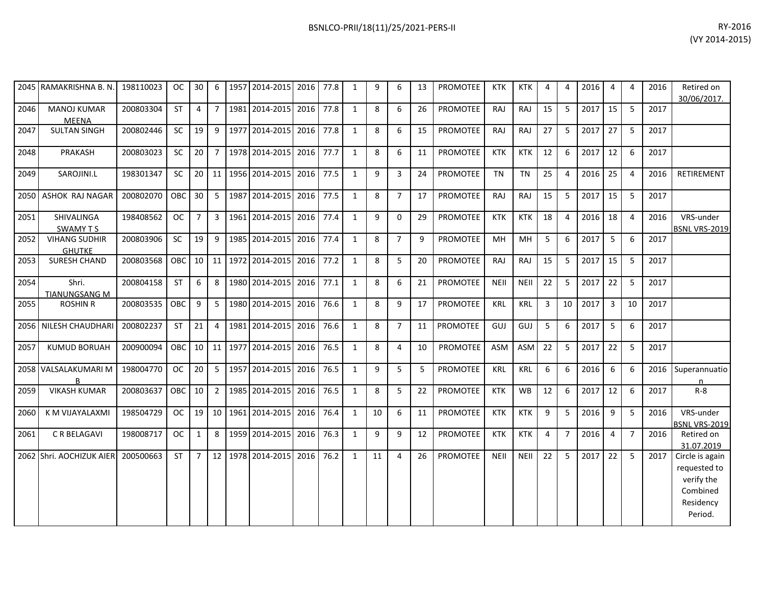| | | | | | | | | | | | | | | | | | | | | | | | | |
|---|---|---|---|---|---|---|---|---|---|---|---|---|---|---|---|---|---|---|---|---|---|---|---|---|
| 2045 | RAMAKRISHNA B. N. | 198110023 | OC | 30 | 6 | 1957 | 2014-2015 | 2016 | 77.8 | 1 | 9 | 6 | 13 | PROMOTEE | KTK | KTK | 4 | 4 | 2016 | 4 | 4 | 2016 | Retired on 30/06/2017. |
| 2046 | MANOJ KUMAR MEENA | 200803304 | ST | 4 | 7 | 1981 | 2014-2015 | 2016 | 77.8 | 1 | 8 | 6 | 26 | PROMOTEE | RAJ | RAJ | 15 | 5 | 2017 | 15 | 5 | 2017 | |
| 2047 | SULTAN SINGH | 200802446 | SC | 19 | 9 | 1977 | 2014-2015 | 2016 | 77.8 | 1 | 8 | 6 | 15 | PROMOTEE | RAJ | RAJ | 27 | 5 | 2017 | 27 | 5 | 2017 | |
| 2048 | PRAKASH | 200803023 | SC | 20 | 7 | 1978 | 2014-2015 | 2016 | 77.7 | 1 | 8 | 6 | 11 | PROMOTEE | KTK | KTK | 12 | 6 | 2017 | 12 | 6 | 2017 | |
| 2049 | SAROJINI.L | 198301347 | SC | 20 | 11 | 1956 | 2014-2015 | 2016 | 77.5 | 1 | 9 | 3 | 24 | PROMOTEE | TN | TN | 25 | 4 | 2016 | 25 | 4 | 2016 | RETIREMENT |
| 2050 | ASHOK RAJ NAGAR | 200802070 | OBC | 30 | 5 | 1987 | 2014-2015 | 2016 | 77.5 | 1 | 8 | 7 | 17 | PROMOTEE | RAJ | RAJ | 15 | 5 | 2017 | 15 | 5 | 2017 | |
| 2051 | SHIVALINGA SWAMY T S | 198408562 | OC | 7 | 3 | 1961 | 2014-2015 | 2016 | 77.4 | 1 | 9 | 0 | 29 | PROMOTEE | KTK | KTK | 18 | 4 | 2016 | 18 | 4 | 2016 | VRS-under BSNL VRS-2019 |
| 2052 | VIHANG SUDHIR GHUTKE | 200803906 | SC | 19 | 9 | 1985 | 2014-2015 | 2016 | 77.4 | 1 | 8 | 7 | 9 | PROMOTEE | MH | MH | 5 | 6 | 2017 | 5 | 6 | 2017 | |
| 2053 | SURESH CHAND | 200803568 | OBC | 10 | 11 | 1972 | 2014-2015 | 2016 | 77.2 | 1 | 8 | 5 | 20 | PROMOTEE | RAJ | RAJ | 15 | 5 | 2017 | 15 | 5 | 2017 | |
| 2054 | Shri. TIANUNGSANG M | 200804158 | ST | 6 | 8 | 1980 | 2014-2015 | 2016 | 77.1 | 1 | 8 | 6 | 21 | PROMOTEE | NEII | NEII | 22 | 5 | 2017 | 22 | 5 | 2017 | |
| 2055 | ROSHIN R | 200803535 | OBC | 9 | 5 | 1980 | 2014-2015 | 2016 | 76.6 | 1 | 8 | 9 | 17 | PROMOTEE | KRL | KRL | 3 | 10 | 2017 | 3 | 10 | 2017 | |
| 2056 | NILESH CHAUDHARI | 200802237 | ST | 21 | 4 | 1981 | 2014-2015 | 2016 | 76.6 | 1 | 8 | 7 | 11 | PROMOTEE | GUJ | GUJ | 5 | 6 | 2017 | 5 | 6 | 2017 | |
| 2057 | KUMUD BORUAH | 200900094 | OBC | 10 | 11 | 1977 | 2014-2015 | 2016 | 76.5 | 1 | 8 | 4 | 10 | PROMOTEE | ASM | ASM | 22 | 5 | 2017 | 22 | 5 | 2017 | |
| 2058 | VALSALAKUMARI M B | 198004770 | OC | 20 | 5 | 1957 | 2014-2015 | 2016 | 76.5 | 1 | 9 | 5 | 5 | PROMOTEE | KRL | KRL | 6 | 6 | 2016 | 6 | 6 | 2016 | Superannuation |
| 2059 | VIKASH KUMAR | 200803637 | OBC | 10 | 2 | 1985 | 2014-2015 | 2016 | 76.5 | 1 | 8 | 5 | 22 | PROMOTEE | KTK | WB | 12 | 6 | 2017 | 12 | 6 | 2017 | R-8 |
| 2060 | K M VIJAYALAXMI | 198504729 | OC | 19 | 10 | 1961 | 2014-2015 | 2016 | 76.4 | 1 | 10 | 6 | 11 | PROMOTEE | KTK | KTK | 9 | 5 | 2016 | 9 | 5 | 2016 | VRS-under BSNL VRS-2019 |
| 2061 | C R BELAGAVI | 198008717 | OC | 1 | 8 | 1959 | 2014-2015 | 2016 | 76.3 | 1 | 9 | 9 | 12 | PROMOTEE | KTK | KTK | 4 | 7 | 2016 | 4 | 7 | 2016 | Retired on 31.07.2019 |
| 2062 | Shri. AOCHIZUK AIER | 200500663 | ST | 7 | 12 | 1978 | 2014-2015 | 2016 | 76.2 | 1 | 11 | 4 | 26 | PROMOTEE | NEII | NEII | 22 | 5 | 2017 | 22 | 5 | 2017 | Circle is again requested to verify the Combined Residency Period. |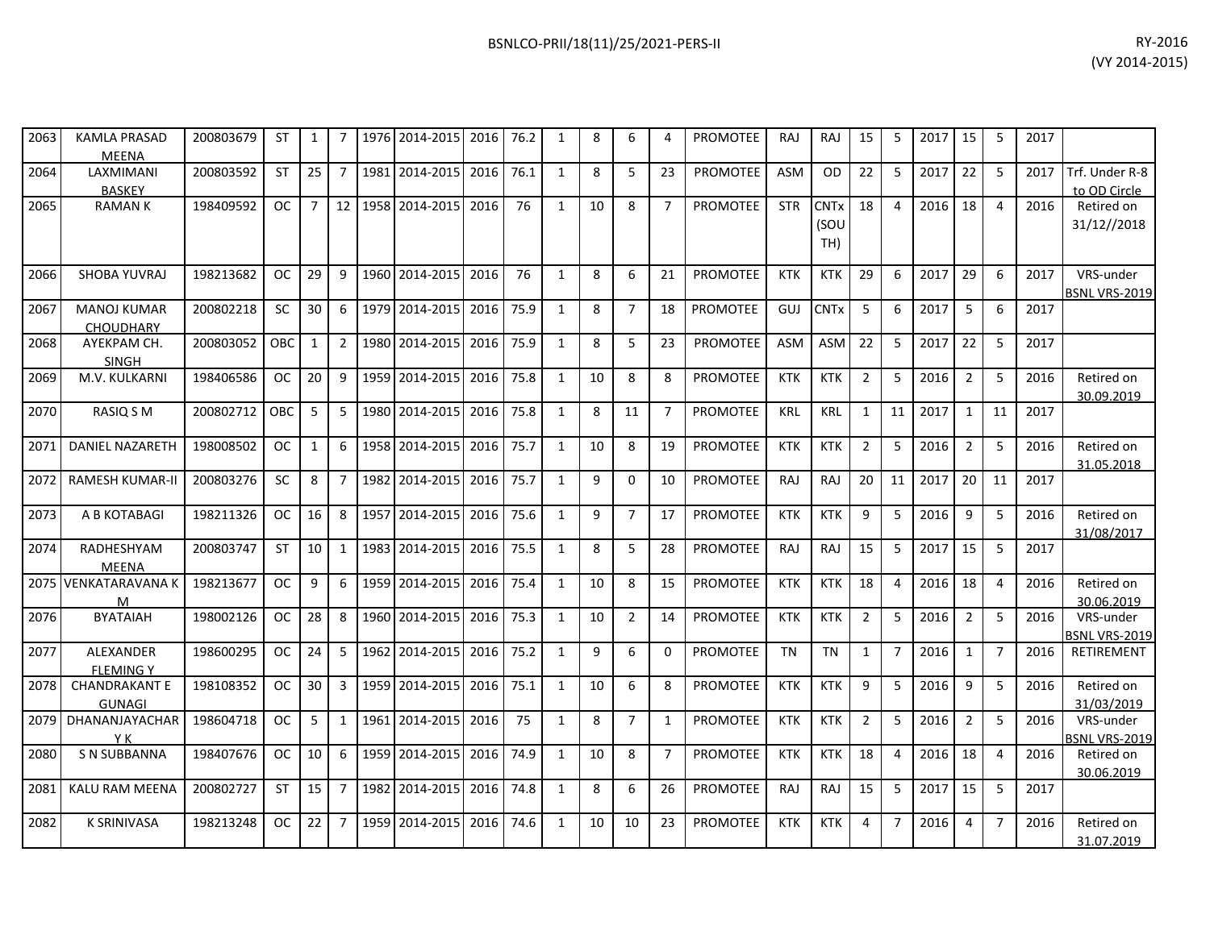| | | | | | | | | | | | | | | | | | | | | | | | | | |
|---|---|---|---|---|---|---|---|---|---|---|---|---|---|---|---|---|---|---|---|---|---|---|---|---|---|
| 2063 | KAMLA PRASAD MEENA | 200803679 | ST | 1 | 7 | 1976 | 2014-2015 | 2016 | 76.2 | 1 | 8 | 6 | 4 | PROMOTEE | RAJ | RAJ | 15 | 5 | 2017 | 15 | 5 | 2017 | |
| 2064 | LAXMIMANI BASKEY | 200803592 | ST | 25 | 7 | 1981 | 2014-2015 | 2016 | 76.1 | 1 | 8 | 5 | 23 | PROMOTEE | ASM | OD | 22 | 5 | 2017 | 22 | 5 | 2017 | Trf. Under R-8 to OD Circle |
| 2065 | RAMAN K | 198409592 | OC | 7 | 12 | 1958 | 2014-2015 | 2016 | 76 | 1 | 10 | 8 | 7 | PROMOTEE | STR | CNTx (SOUTH) | 18 | 4 | 2016 | 18 | 4 | 2016 | Retired on 31/12//2018 |
| 2066 | SHOBA YUVRAJ | 198213682 | OC | 29 | 9 | 1960 | 2014-2015 | 2016 | 76 | 1 | 8 | 6 | 21 | PROMOTEE | KTK | KTK | 29 | 6 | 2017 | 29 | 6 | 2017 | VRS-under BSNL VRS-2019 |
| 2067 | MANOJ KUMAR CHOUDHARY | 200802218 | SC | 30 | 6 | 1979 | 2014-2015 | 2016 | 75.9 | 1 | 8 | 7 | 18 | PROMOTEE | GUJ | CNTx | 5 | 6 | 2017 | 5 | 6 | 2017 | |
| 2068 | AYEKPAM CH. SINGH | 200803052 | OBC | 1 | 2 | 1980 | 2014-2015 | 2016 | 75.9 | 1 | 8 | 5 | 23 | PROMOTEE | ASM | ASM | 22 | 5 | 2017 | 22 | 5 | 2017 | |
| 2069 | M.V. KULKARNI | 198406586 | OC | 20 | 9 | 1959 | 2014-2015 | 2016 | 75.8 | 1 | 10 | 8 | 8 | PROMOTEE | KTK | KTK | 2 | 5 | 2016 | 2 | 5 | 2016 | Retired on 30.09.2019 |
| 2070 | RASIQ S M | 200802712 | OBC | 5 | 5 | 1980 | 2014-2015 | 2016 | 75.8 | 1 | 8 | 11 | 7 | PROMOTEE | KRL | KRL | 1 | 11 | 2017 | 1 | 11 | 2017 | |
| 2071 | DANIEL NAZARETH | 198008502 | OC | 1 | 6 | 1958 | 2014-2015 | 2016 | 75.7 | 1 | 10 | 8 | 19 | PROMOTEE | KTK | KTK | 2 | 5 | 2016 | 2 | 5 | 2016 | Retired on 31.05.2018 |
| 2072 | RAMESH KUMAR-II | 200803276 | SC | 8 | 7 | 1982 | 2014-2015 | 2016 | 75.7 | 1 | 9 | 0 | 10 | PROMOTEE | RAJ | RAJ | 20 | 11 | 2017 | 20 | 11 | 2017 | |
| 2073 | A B KOTABAGI | 198211326 | OC | 16 | 8 | 1957 | 2014-2015 | 2016 | 75.6 | 1 | 9 | 7 | 17 | PROMOTEE | KTK | KTK | 9 | 5 | 2016 | 9 | 5 | 2016 | Retired on 31/08/2017 |
| 2074 | RADHESHYAM MEENA | 200803747 | ST | 10 | 1 | 1983 | 2014-2015 | 2016 | 75.5 | 1 | 8 | 5 | 28 | PROMOTEE | RAJ | RAJ | 15 | 5 | 2017 | 15 | 5 | 2017 | |
| 2075 | VENKATARAVANA K M | 198213677 | OC | 9 | 6 | 1959 | 2014-2015 | 2016 | 75.4 | 1 | 10 | 8 | 15 | PROMOTEE | KTK | KTK | 18 | 4 | 2016 | 18 | 4 | 2016 | Retired on 30.06.2019 |
| 2076 | BYATAIAH | 198002126 | OC | 28 | 8 | 1960 | 2014-2015 | 2016 | 75.3 | 1 | 10 | 2 | 14 | PROMOTEE | KTK | KTK | 2 | 5 | 2016 | 2 | 5 | 2016 | VRS-under BSNL VRS-2019 |
| 2077 | ALEXANDER FLEMING Y | 198600295 | OC | 24 | 5 | 1962 | 2014-2015 | 2016 | 75.2 | 1 | 9 | 6 | 0 | PROMOTEE | TN | TN | 1 | 7 | 2016 | 1 | 7 | 2016 | RETIREMENT |
| 2078 | CHANDRAKANT E GUNAGI | 198108352 | OC | 30 | 3 | 1959 | 2014-2015 | 2016 | 75.1 | 1 | 10 | 6 | 8 | PROMOTEE | KTK | KTK | 9 | 5 | 2016 | 9 | 5 | 2016 | Retired on 31/03/2019 |
| 2079 | DHANANJAYACHAR Y K | 198604718 | OC | 5 | 1 | 1961 | 2014-2015 | 2016 | 75 | 1 | 8 | 7 | 1 | PROMOTEE | KTK | KTK | 2 | 5 | 2016 | 2 | 5 | 2016 | VRS-under BSNL VRS-2019 |
| 2080 | S N SUBBANNA | 198407676 | OC | 10 | 6 | 1959 | 2014-2015 | 2016 | 74.9 | 1 | 10 | 8 | 7 | PROMOTEE | KTK | KTK | 18 | 4 | 2016 | 18 | 4 | 2016 | Retired on 30.06.2019 |
| 2081 | KALU RAM MEENA | 200802727 | ST | 15 | 7 | 1982 | 2014-2015 | 2016 | 74.8 | 1 | 8 | 6 | 26 | PROMOTEE | RAJ | RAJ | 15 | 5 | 2017 | 15 | 5 | 2017 | |
| 2082 | K SRINIVASA | 198213248 | OC | 22 | 7 | 1959 | 2014-2015 | 2016 | 74.6 | 1 | 10 | 10 | 23 | PROMOTEE | KTK | KTK | 4 | 7 | 2016 | 4 | 7 | 2016 | Retired on 31.07.2019 |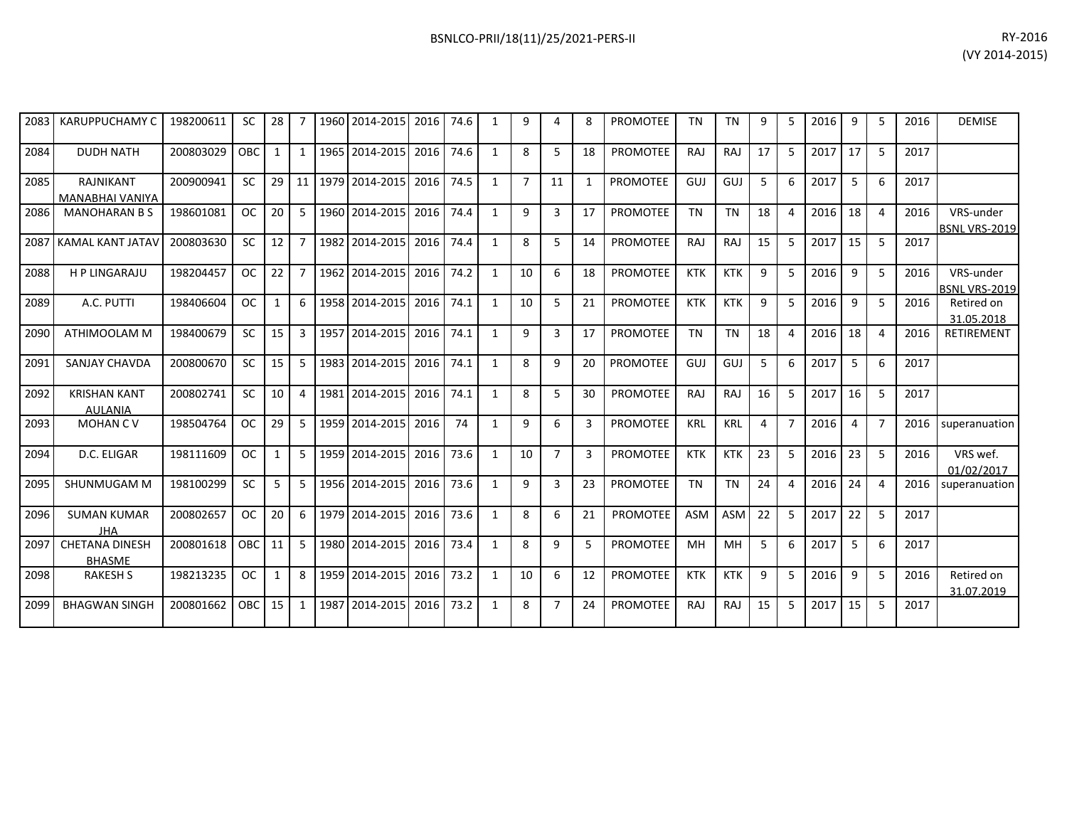| | | | | | | | | | | | | | | | | | | | | | | | | | |
|---|---|---|---|---|---|---|---|---|---|---|---|---|---|---|---|---|---|---|---|---|---|---|---|---|---|
| 2083 | KARUPPUCHAMY C | 198200611 | SC | 28 | 7 | 1960 | 2014-2015 | 2016 | 74.6 | 1 | 9 | 4 | 8 | PROMOTEE | TN | TN | 9 | 5 | 2016 | 9 | 5 | 2016 | DEMISE |
| 2084 | DUDH NATH | 200803029 | OBC | 1 | 1 | 1965 | 2014-2015 | 2016 | 74.6 | 1 | 8 | 5 | 18 | PROMOTEE | RAJ | RAJ | 17 | 5 | 2017 | 17 | 5 | 2017 | |
| 2085 | RAJNIKANT MANABHAI VANIYA | 200900941 | SC | 29 | 11 | 1979 | 2014-2015 | 2016 | 74.5 | 1 | 7 | 11 | 1 | PROMOTEE | GUJ | GUJ | 5 | 6 | 2017 | 5 | 6 | 2017 | |
| 2086 | MANOHARAN B S | 198601081 | OC | 20 | 5 | 1960 | 2014-2015 | 2016 | 74.4 | 1 | 9 | 3 | 17 | PROMOTEE | TN | TN | 18 | 4 | 2016 | 18 | 4 | 2016 | VRS-under BSNL VRS-2019 |
| 2087 | KAMAL KANT JATAV | 200803630 | SC | 12 | 7 | 1982 | 2014-2015 | 2016 | 74.4 | 1 | 8 | 5 | 14 | PROMOTEE | RAJ | RAJ | 15 | 5 | 2017 | 15 | 5 | 2017 | |
| 2088 | H P LINGARAJU | 198204457 | OC | 22 | 7 | 1962 | 2014-2015 | 2016 | 74.2 | 1 | 10 | 6 | 18 | PROMOTEE | KTK | KTK | 9 | 5 | 2016 | 9 | 5 | 2016 | VRS-under BSNL VRS-2019 |
| 2089 | A.C. PUTTI | 198406604 | OC | 1 | 6 | 1958 | 2014-2015 | 2016 | 74.1 | 1 | 10 | 5 | 21 | PROMOTEE | KTK | KTK | 9 | 5 | 2016 | 9 | 5 | 2016 | Retired on 31.05.2018 |
| 2090 | ATHIMOOLAM M | 198400679 | SC | 15 | 3 | 1957 | 2014-2015 | 2016 | 74.1 | 1 | 9 | 3 | 17 | PROMOTEE | TN | TN | 18 | 4 | 2016 | 18 | 4 | 2016 | RETIREMENT |
| 2091 | SANJAY CHAVDA | 200800670 | SC | 15 | 5 | 1983 | 2014-2015 | 2016 | 74.1 | 1 | 8 | 9 | 20 | PROMOTEE | GUJ | GUJ | 5 | 6 | 2017 | 5 | 6 | 2017 | |
| 2092 | KRISHAN KANT AULANIA | 200802741 | SC | 10 | 4 | 1981 | 2014-2015 | 2016 | 74.1 | 1 | 8 | 5 | 30 | PROMOTEE | RAJ | RAJ | 16 | 5 | 2017 | 16 | 5 | 2017 | |
| 2093 | MOHAN C V | 198504764 | OC | 29 | 5 | 1959 | 2014-2015 | 2016 | 74 | 1 | 9 | 6 | 3 | PROMOTEE | KRL | KRL | 4 | 7 | 2016 | 4 | 7 | 2016 | superanuation |
| 2094 | D.C. ELIGAR | 198111609 | OC | 1 | 5 | 1959 | 2014-2015 | 2016 | 73.6 | 1 | 10 | 7 | 3 | PROMOTEE | KTK | KTK | 23 | 5 | 2016 | 23 | 5 | 2016 | VRS wef. 01/02/2017 |
| 2095 | SHUNMUGAM M | 198100299 | SC | 5 | 5 | 1956 | 2014-2015 | 2016 | 73.6 | 1 | 9 | 3 | 23 | PROMOTEE | TN | TN | 24 | 4 | 2016 | 24 | 4 | 2016 | superanuation |
| 2096 | SUMAN KUMAR JHA | 200802657 | OC | 20 | 6 | 1979 | 2014-2015 | 2016 | 73.6 | 1 | 8 | 6 | 21 | PROMOTEE | ASM | ASM | 22 | 5 | 2017 | 22 | 5 | 2017 | |
| 2097 | CHETANA DINESH BHASME | 200801618 | OBC | 11 | 5 | 1980 | 2014-2015 | 2016 | 73.4 | 1 | 8 | 9 | 5 | PROMOTEE | MH | MH | 5 | 6 | 2017 | 5 | 6 | 2017 | |
| 2098 | RAKESH S | 198213235 | OC | 1 | 8 | 1959 | 2014-2015 | 2016 | 73.2 | 1 | 10 | 6 | 12 | PROMOTEE | KTK | KTK | 9 | 5 | 2016 | 9 | 5 | 2016 | Retired on 31.07.2019 |
| 2099 | BHAGWAN SINGH | 200801662 | OBC | 15 | 1 | 1987 | 2014-2015 | 2016 | 73.2 | 1 | 8 | 7 | 24 | PROMOTEE | RAJ | RAJ | 15 | 5 | 2017 | 15 | 5 | 2017 | |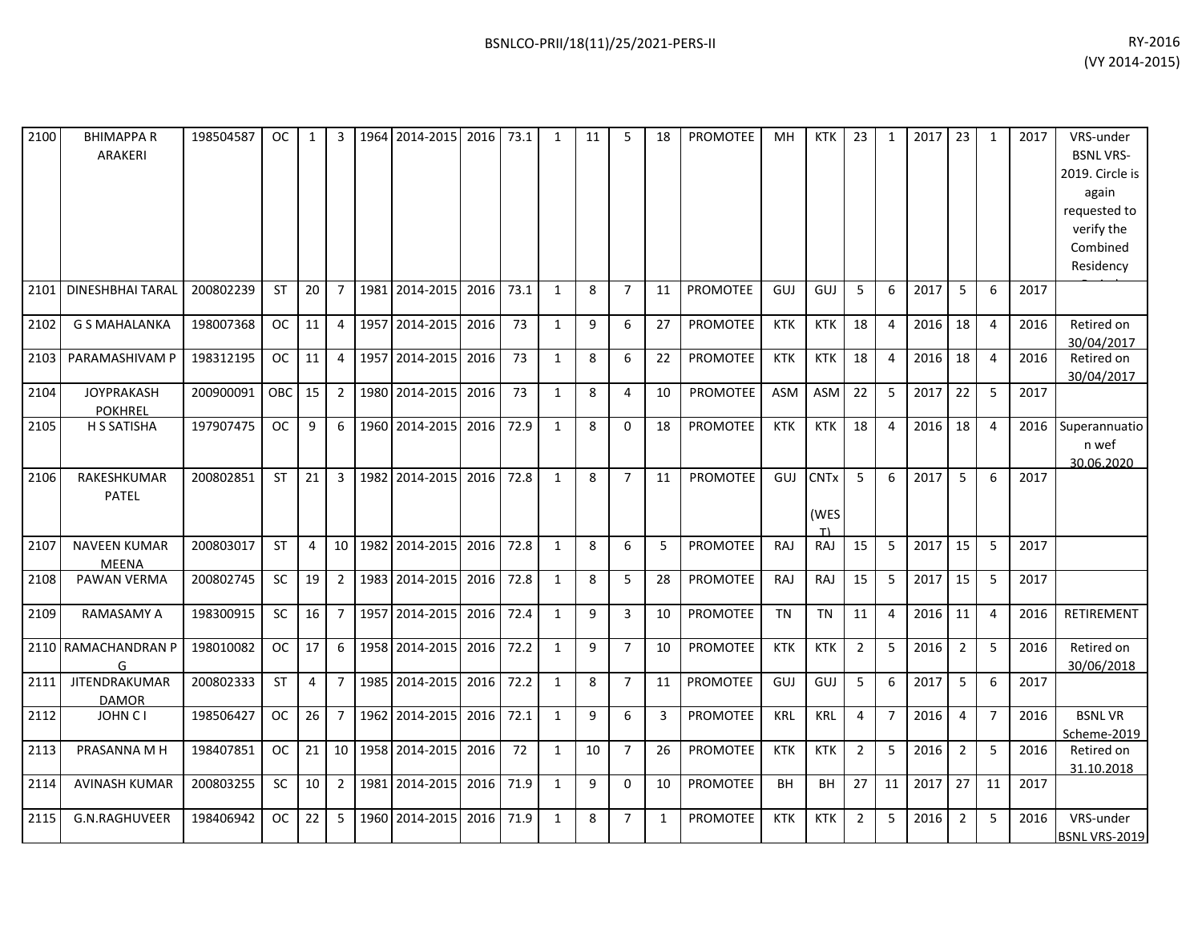| | | | | | | | | | | | | | | | | | | | | | | | | |
|---|---|---|---|---|---|---|---|---|---|---|---|---|---|---|---|---|---|---|---|---|---|---|---|---|
| 2100 | BHIMAPPA R ARAKERI | 198504587 | OC | 1 | 3 | 1964 | 2014-2015 | 2016 | 73.1 | 1 | 11 | 5 | 18 | PROMOTEE | MH | KTK | 23 | 1 | 2017 | 23 | 1 | 2017 | VRS-under BSNL VRS-2019. Circle is again requested to verify the Combined Residency Period |
| 2101 | DINESHBHAI TARAL | 200802239 | ST | 20 | 7 | 1981 | 2014-2015 | 2016 | 73.1 | 1 | 8 | 7 | 11 | PROMOTEE | GUJ | GUJ | 5 | 6 | 2017 | 5 | 6 | 2017 | |
| 2102 | G S MAHALANKA | 198007368 | OC | 11 | 4 | 1957 | 2014-2015 | 2016 | 73 | 1 | 9 | 6 | 27 | PROMOTEE | KTK | KTK | 18 | 4 | 2016 | 18 | 4 | 2016 | Retired on 30/04/2017 |
| 2103 | PARAMASHIVAM P | 198312195 | OC | 11 | 4 | 1957 | 2014-2015 | 2016 | 73 | 1 | 8 | 6 | 22 | PROMOTEE | KTK | KTK | 18 | 4 | 2016 | 18 | 4 | 2016 | Retired on 30/04/2017 |
| 2104 | JOYPRAKASH POKHREL | 200900091 | OBC | 15 | 2 | 1980 | 2014-2015 | 2016 | 73 | 1 | 8 | 4 | 10 | PROMOTEE | ASM | ASM | 22 | 5 | 2017 | 22 | 5 | 2017 | |
| 2105 | H S SATISHA | 197907475 | OC | 9 | 6 | 1960 | 2014-2015 | 2016 | 72.9 | 1 | 8 | 0 | 18 | PROMOTEE | KTK | KTK | 18 | 4 | 2016 | 18 | 4 | 2016 | Superannuation wef 30.06.2020 |
| 2106 | RAKESHKUMAR PATEL | 200802851 | ST | 21 | 3 | 1982 | 2014-2015 | 2016 | 72.8 | 1 | 8 | 7 | 11 | PROMOTEE | GUJ | CNTx (WEST) | 5 | 6 | 2017 | 5 | 6 | 2017 | |
| 2107 | NAVEEN KUMAR MEENA | 200803017 | ST | 4 | 10 | 1982 | 2014-2015 | 2016 | 72.8 | 1 | 8 | 6 | 5 | PROMOTEE | RAJ | RAJ | 15 | 5 | 2017 | 15 | 5 | 2017 | |
| 2108 | PAWAN VERMA | 200802745 | SC | 19 | 2 | 1983 | 2014-2015 | 2016 | 72.8 | 1 | 8 | 5 | 28 | PROMOTEE | RAJ | RAJ | 15 | 5 | 2017 | 15 | 5 | 2017 | |
| 2109 | RAMASAMY A | 198300915 | SC | 16 | 7 | 1957 | 2014-2015 | 2016 | 72.4 | 1 | 9 | 3 | 10 | PROMOTEE | TN | TN | 11 | 4 | 2016 | 11 | 4 | 2016 | RETIREMENT |
| 2110 | RAMACHANDRAN P G | 198010082 | OC | 17 | 6 | 1958 | 2014-2015 | 2016 | 72.2 | 1 | 9 | 7 | 10 | PROMOTEE | KTK | KTK | 2 | 5 | 2016 | 2 | 5 | 2016 | Retired on 30/06/2018 |
| 2111 | JITENDRAKUMAR DAMOR | 200802333 | ST | 4 | 7 | 1985 | 2014-2015 | 2016 | 72.2 | 1 | 8 | 7 | 11 | PROMOTEE | GUJ | GUJ | 5 | 6 | 2017 | 5 | 6 | 2017 | |
| 2112 | JOHN C I | 198506427 | OC | 26 | 7 | 1962 | 2014-2015 | 2016 | 72.1 | 1 | 9 | 6 | 3 | PROMOTEE | KRL | KRL | 4 | 7 | 2016 | 4 | 7 | 2016 | BSNL VR Scheme-2019 |
| 2113 | PRASANNA M H | 198407851 | OC | 21 | 10 | 1958 | 2014-2015 | 2016 | 72 | 1 | 10 | 7 | 26 | PROMOTEE | KTK | KTK | 2 | 5 | 2016 | 2 | 5 | 2016 | Retired on 31.10.2018 |
| 2114 | AVINASH KUMAR | 200803255 | SC | 10 | 2 | 1981 | 2014-2015 | 2016 | 71.9 | 1 | 9 | 0 | 10 | PROMOTEE | BH | BH | 27 | 11 | 2017 | 27 | 11 | 2017 | |
| 2115 | G.N.RAGHUVEER | 198406942 | OC | 22 | 5 | 1960 | 2014-2015 | 2016 | 71.9 | 1 | 8 | 7 | 1 | PROMOTEE | KTK | KTK | 2 | 5 | 2016 | 2 | 5 | 2016 | VRS-under BSNL VRS-2019 |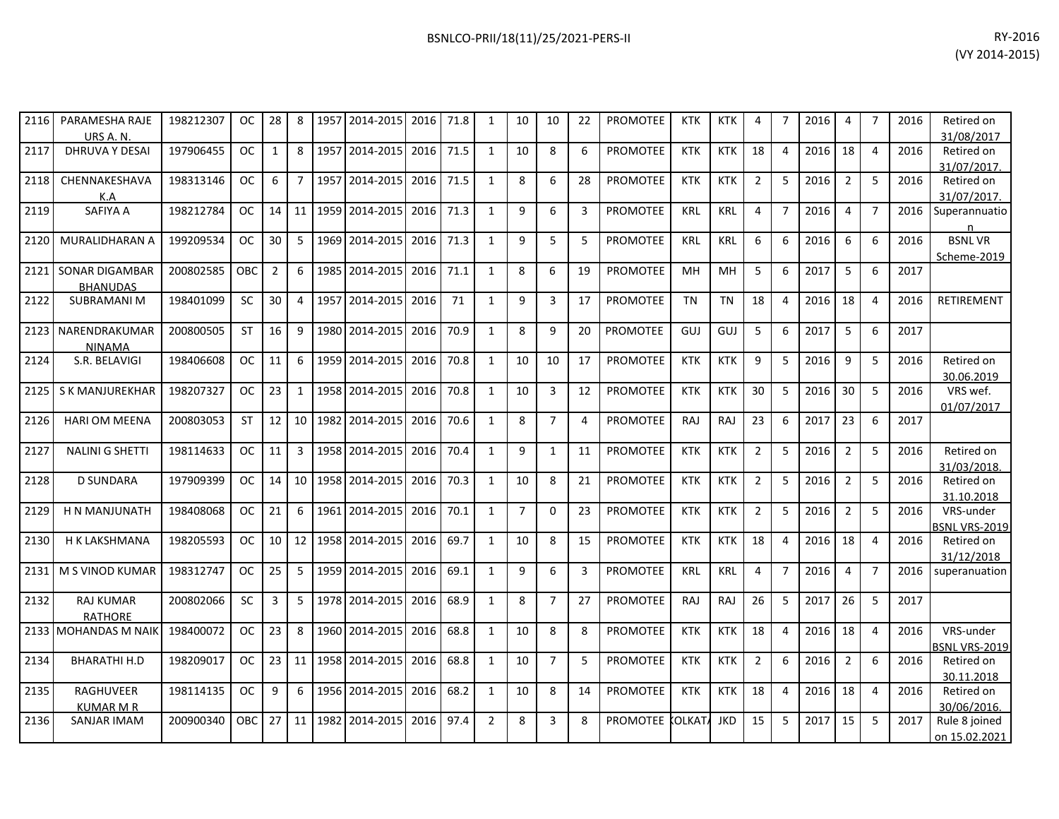| 2116 | PARAMESHA RAJE URS A. N. | 198212307 | OC | 28 | 8 | 1957 | 2014-2015 | 2016 | 71.8 | 1 | 10 | 10 | 22 | PROMOTEE | KTK | KTK | 4 | 7 | 2016 | 4 | 7 | 2016 | Retired on 31/08/2017 |
|---|---|---|---|---|---|---|---|---|---|---|---|---|---|---|---|---|---|---|---|---|---|---|---|
| 2117 | DHRUVA Y DESAI | 197906455 | OC | 1 | 8 | 1957 | 2014-2015 | 2016 | 71.5 | 1 | 10 | 8 | 6 | PROMOTEE | KTK | KTK | 18 | 4 | 2016 | 18 | 4 | 2016 | Retired on 31/07/2017. |
| 2118 | CHENNAKESHAVA K.A | 198313146 | OC | 6 | 7 | 1957 | 2014-2015 | 2016 | 71.5 | 1 | 8 | 6 | 28 | PROMOTEE | KTK | KTK | 2 | 5 | 2016 | 2 | 5 | 2016 | Retired on 31/07/2017. |
| 2119 | SAFIYA A | 198212784 | OC | 14 | 11 | 1959 | 2014-2015 | 2016 | 71.3 | 1 | 9 | 6 | 3 | PROMOTEE | KRL | KRL | 4 | 7 | 2016 | 4 | 7 | 2016 | Superannuation |
| 2120 | MURALIDHARAN A | 199209534 | OC | 30 | 5 | 1969 | 2014-2015 | 2016 | 71.3 | 1 | 9 | 5 | 5 | PROMOTEE | KRL | KRL | 6 | 6 | 2016 | 6 | 6 | 2016 | BSNL VR Scheme-2019 |
| 2121 | SONAR DIGAMBAR BHANUDAS | 200802585 | OBC | 2 | 6 | 1985 | 2014-2015 | 2016 | 71.1 | 1 | 8 | 6 | 19 | PROMOTEE | MH | MH | 5 | 6 | 2017 | 5 | 6 | 2017 | |
| 2122 | SUBRAMANI M | 198401099 | SC | 30 | 4 | 1957 | 2014-2015 | 2016 | 71 | 1 | 9 | 3 | 17 | PROMOTEE | TN | TN | 18 | 4 | 2016 | 18 | 4 | 2016 | RETIREMENT |
| 2123 | NARENDRAKUMAR NINAMA | 200800505 | ST | 16 | 9 | 1980 | 2014-2015 | 2016 | 70.9 | 1 | 8 | 9 | 20 | PROMOTEE | GUJ | GUJ | 5 | 6 | 2017 | 5 | 6 | 2017 | |
| 2124 | S.R. BELAVIGI | 198406608 | OC | 11 | 6 | 1959 | 2014-2015 | 2016 | 70.8 | 1 | 10 | 10 | 17 | PROMOTEE | KTK | KTK | 9 | 5 | 2016 | 9 | 5 | 2016 | Retired on 30.06.2019 |
| 2125 | S K MANJUREKHAR | 198207327 | OC | 23 | 1 | 1958 | 2014-2015 | 2016 | 70.8 | 1 | 10 | 3 | 12 | PROMOTEE | KTK | KTK | 30 | 5 | 2016 | 30 | 5 | 2016 | VRS wef. 01/07/2017 |
| 2126 | HARI OM MEENA | 200803053 | ST | 12 | 10 | 1982 | 2014-2015 | 2016 | 70.6 | 1 | 8 | 7 | 4 | PROMOTEE | RAJ | RAJ | 23 | 6 | 2017 | 23 | 6 | 2017 | |
| 2127 | NALINI G SHETTI | 198114633 | OC | 11 | 3 | 1958 | 2014-2015 | 2016 | 70.4 | 1 | 9 | 1 | 11 | PROMOTEE | KTK | KTK | 2 | 5 | 2016 | 2 | 5 | 2016 | Retired on 31/03/2018. |
| 2128 | D SUNDARA | 197909399 | OC | 14 | 10 | 1958 | 2014-2015 | 2016 | 70.3 | 1 | 10 | 8 | 21 | PROMOTEE | KTK | KTK | 2 | 5 | 2016 | 2 | 5 | 2016 | Retired on 31.10.2018 |
| 2129 | H N MANJUNATH | 198408068 | OC | 21 | 6 | 1961 | 2014-2015 | 2016 | 70.1 | 1 | 7 | 0 | 23 | PROMOTEE | KTK | KTK | 2 | 5 | 2016 | 2 | 5 | 2016 | VRS-under BSNL VRS-2019 |
| 2130 | H K LAKSHMANA | 198205593 | OC | 10 | 12 | 1958 | 2014-2015 | 2016 | 69.7 | 1 | 10 | 8 | 15 | PROMOTEE | KTK | KTK | 18 | 4 | 2016 | 18 | 4 | 2016 | Retired on 31/12/2018 |
| 2131 | M S VINOD KUMAR | 198312747 | OC | 25 | 5 | 1959 | 2014-2015 | 2016 | 69.1 | 1 | 9 | 6 | 3 | PROMOTEE | KRL | KRL | 4 | 7 | 2016 | 4 | 7 | 2016 | superanuation |
| 2132 | RAJ KUMAR RATHORE | 200802066 | SC | 3 | 5 | 1978 | 2014-2015 | 2016 | 68.9 | 1 | 8 | 7 | 27 | PROMOTEE | RAJ | RAJ | 26 | 5 | 2017 | 26 | 5 | 2017 | |
| 2133 | MOHANDAS M NAIK | 198400072 | OC | 23 | 8 | 1960 | 2014-2015 | 2016 | 68.8 | 1 | 10 | 8 | 8 | PROMOTEE | KTK | KTK | 18 | 4 | 2016 | 18 | 4 | 2016 | VRS-under BSNL VRS-2019 |
| 2134 | BHARATHI H.D | 198209017 | OC | 23 | 11 | 1958 | 2014-2015 | 2016 | 68.8 | 1 | 10 | 7 | 5 | PROMOTEE | KTK | KTK | 2 | 6 | 2016 | 2 | 6 | 2016 | Retired on 30.11.2018 |
| 2135 | RAGHUVEER KUMAR M R | 198114135 | OC | 9 | 6 | 1956 | 2014-2015 | 2016 | 68.2 | 1 | 10 | 8 | 14 | PROMOTEE | KTK | KTK | 18 | 4 | 2016 | 18 | 4 | 2016 | Retired on 30/06/2016. |
| 2136 | SANJAR IMAM | 200900340 | OBC | 27 | 11 | 1982 | 2014-2015 | 2016 | 97.4 | 2 | 8 | 3 | 8 | PROMOTEE | KOLKATA | JKD | 15 | 5 | 2017 | 15 | 5 | 2017 | Rule 8 joined on 15.02.2021 |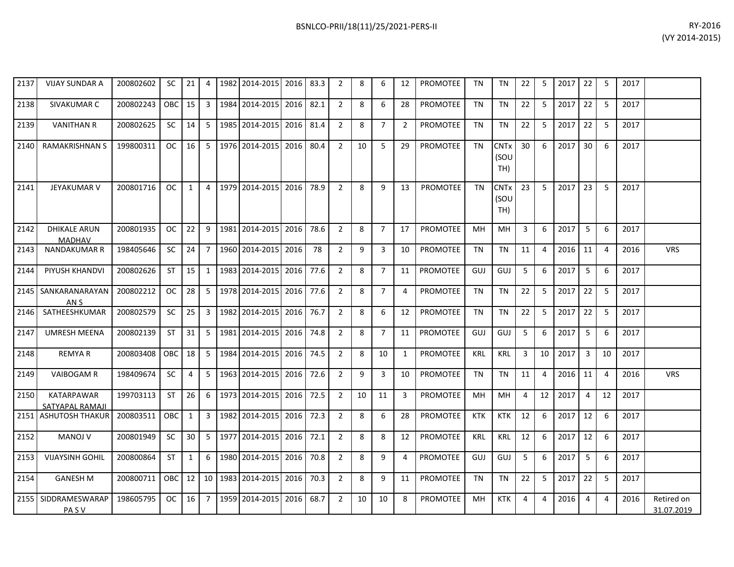| | | | | | | | | | | | | | | | | | | | | | | | | |
|---|---|---|---|---|---|---|---|---|---|---|---|---|---|---|---|---|---|---|---|---|---|---|---|---|
| 2137 | VIJAY SUNDAR A | 200802602 | SC | 21 | 4 | 1982 | 2014-2015 | 2016 | 83.3 | 2 | 8 | 6 | 12 | PROMOTEE | TN | TN | 22 | 5 | 2017 | 22 | 5 | 2017 | |
| 2138 | SIVAKUMAR C | 200802243 | OBC | 15 | 3 | 1984 | 2014-2015 | 2016 | 82.1 | 2 | 8 | 6 | 28 | PROMOTEE | TN | TN | 22 | 5 | 2017 | 22 | 5 | 2017 | |
| 2139 | VANITHAN R | 200802625 | SC | 14 | 5 | 1985 | 2014-2015 | 2016 | 81.4 | 2 | 8 | 7 | 2 | PROMOTEE | TN | TN | 22 | 5 | 2017 | 22 | 5 | 2017 | |
| 2140 | RAMAKRISHNAN S | 199800311 | OC | 16 | 5 | 1976 | 2014-2015 | 2016 | 80.4 | 2 | 10 | 5 | 29 | PROMOTEE | TN | CNTx (SOUTH) | 30 | 6 | 2017 | 30 | 6 | 2017 | |
| 2141 | JEYAKUMAR V | 200801716 | OC | 1 | 4 | 1979 | 2014-2015 | 2016 | 78.9 | 2 | 8 | 9 | 13 | PROMOTEE | TN | CNTx (SOUTH) | 23 | 5 | 2017 | 23 | 5 | 2017 | |
| 2142 | DHIKALE ARUN MADHAV | 200801935 | OC | 22 | 9 | 1981 | 2014-2015 | 2016 | 78.6 | 2 | 8 | 7 | 17 | PROMOTEE | MH | MH | 3 | 6 | 2017 | 5 | 6 | 2017 | |
| 2143 | NANDAKUMAR R | 198405646 | SC | 24 | 7 | 1960 | 2014-2015 | 2016 | 78 | 2 | 9 | 3 | 10 | PROMOTEE | TN | TN | 11 | 4 | 2016 | 11 | 4 | 2016 | VRS |
| 2144 | PIYUSH KHANDVI | 200802626 | ST | 15 | 1 | 1983 | 2014-2015 | 2016 | 77.6 | 2 | 8 | 7 | 11 | PROMOTEE | GUJ | GUJ | 5 | 6 | 2017 | 5 | 6 | 2017 | |
| 2145 | SANKARANARAYANAN S | 200802212 | OC | 28 | 5 | 1978 | 2014-2015 | 2016 | 77.6 | 2 | 8 | 7 | 4 | PROMOTEE | TN | TN | 22 | 5 | 2017 | 22 | 5 | 2017 | |
| 2146 | SATHEESHKUMAR | 200802579 | SC | 25 | 3 | 1982 | 2014-2015 | 2016 | 76.7 | 2 | 8 | 6 | 12 | PROMOTEE | TN | TN | 22 | 5 | 2017 | 22 | 5 | 2017 | |
| 2147 | UMRESH MEENA | 200802139 | ST | 31 | 5 | 1981 | 2014-2015 | 2016 | 74.8 | 2 | 8 | 7 | 11 | PROMOTEE | GUJ | GUJ | 5 | 6 | 2017 | 5 | 6 | 2017 | |
| 2148 | REMYA R | 200803408 | OBC | 18 | 5 | 1984 | 2014-2015 | 2016 | 74.5 | 2 | 8 | 10 | 1 | PROMOTEE | KRL | KRL | 3 | 10 | 2017 | 3 | 10 | 2017 | |
| 2149 | VAIBOGAM R | 198409674 | SC | 4 | 5 | 1963 | 2014-2015 | 2016 | 72.6 | 2 | 9 | 3 | 10 | PROMOTEE | TN | TN | 11 | 4 | 2016 | 11 | 4 | 2016 | VRS |
| 2150 | KATARPAWAR SATYAPAL RAMAJI | 199703113 | ST | 26 | 6 | 1973 | 2014-2015 | 2016 | 72.5 | 2 | 10 | 11 | 3 | PROMOTEE | MH | MH | 4 | 12 | 2017 | 4 | 12 | 2017 | |
| 2151 | ASHUTOSH THAKUR | 200803511 | OBC | 1 | 3 | 1982 | 2014-2015 | 2016 | 72.3 | 2 | 8 | 6 | 28 | PROMOTEE | KTK | KTK | 12 | 6 | 2017 | 12 | 6 | 2017 | |
| 2152 | MANOJ V | 200801949 | SC | 30 | 5 | 1977 | 2014-2015 | 2016 | 72.1 | 2 | 8 | 8 | 12 | PROMOTEE | KRL | KRL | 12 | 6 | 2017 | 12 | 6 | 2017 | |
| 2153 | VIJAYSINH GOHIL | 200800864 | ST | 1 | 6 | 1980 | 2014-2015 | 2016 | 70.8 | 2 | 8 | 9 | 4 | PROMOTEE | GUJ | GUJ | 5 | 6 | 2017 | 5 | 6 | 2017 | |
| 2154 | GANESH M | 200800711 | OBC | 12 | 10 | 1983 | 2014-2015 | 2016 | 70.3 | 2 | 8 | 9 | 11 | PROMOTEE | TN | TN | 22 | 5 | 2017 | 22 | 5 | 2017 | |
| 2155 | SIDDRAMESWARAPPA S V | 198605795 | OC | 16 | 7 | 1959 | 2014-2015 | 2016 | 68.7 | 2 | 10 | 10 | 8 | PROMOTEE | MH | KTK | 4 | 4 | 2016 | 4 | 4 | 2016 | Retired on 31.07.2019 |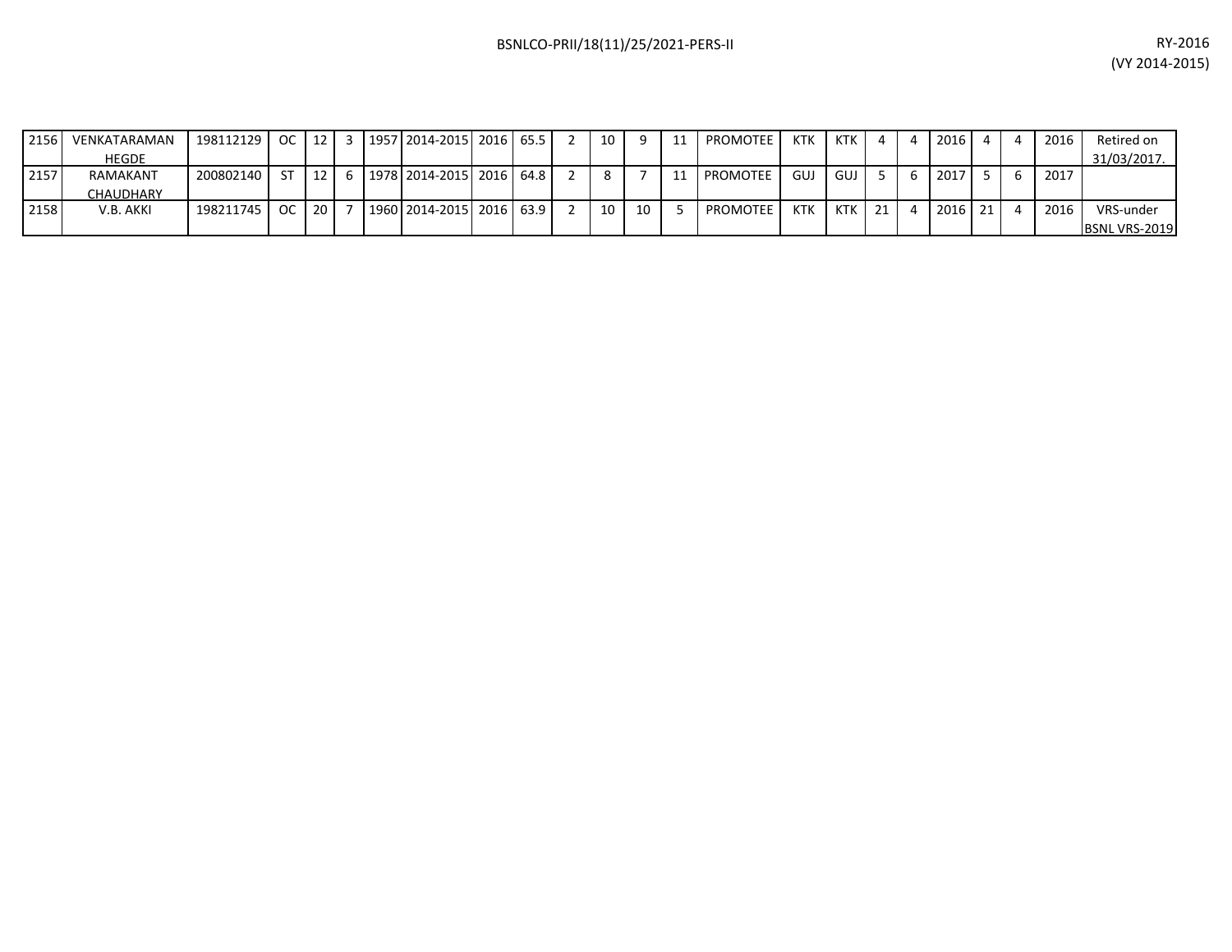| | | | | | | | | | | | | | | | | | | | | | | | | |
|---|---|---|---|---|---|---|---|---|---|---|---|---|---|---|---|---|---|---|---|---|---|---|---|---|
| 2156 | VENKATARAMAN HEGDE | 198112129 | OC | 12 | 3 | 1957 | 2014-2015 | 2016 | 65.5 | 2 | 10 | 9 | 11 | PROMOTEE | KTK | KTK | 4 | 4 | 2016 | 4 | 4 | 2016 | Retired on 31/03/2017. |
| 2157 | RAMAKANT CHAUDHARY | 200802140 | ST | 12 | 6 | 1978 | 2014-2015 | 2016 | 64.8 | 2 | 8 | 7 | 11 | PROMOTEE | GUJ | GUJ | 5 | 6 | 2017 | 5 | 6 | 2017 | |
| 2158 | V.B. AKKI | 198211745 | OC | 20 | 7 | 1960 | 2014-2015 | 2016 | 63.9 | 2 | 10 | 10 | 5 | PROMOTEE | KTK | KTK | 21 | 4 | 2016 | 21 | 4 | 2016 | VRS-under BSNL VRS-2019 |